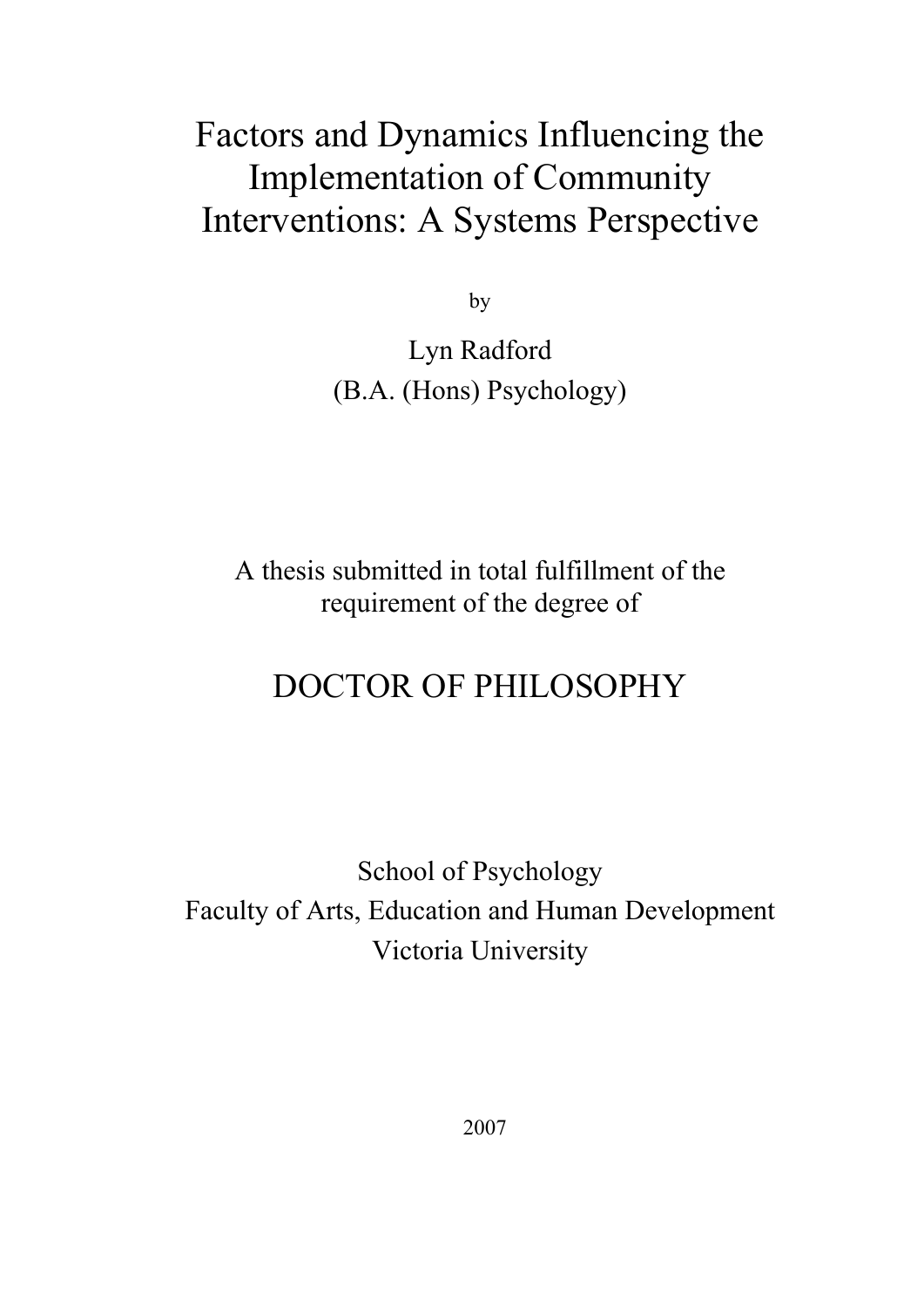# Factors and Dynamics Influencing the Implementation of Community Interventions: A Systems Perspective

by

Lyn Radford

(B.A. (Hons) Psychology)

A thesis submitted in total fulfillment of the requirement of the degree of

## DOCTOR OF PHILOSOPHY

School of Psychology

Faculty of Arts, Education and Human Development

Victoria University

2007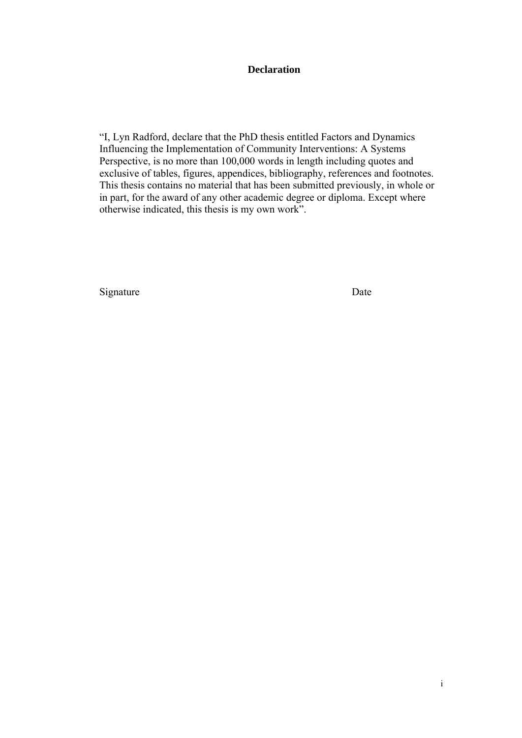# Declaration

"I, Lyn Radford, declare that the PhD thesis entitled Factors and Dynamics Influencing the Implementation of Community Interventions: A Systems Perspective, is no more than 100,000 words in length including quotes and exclusive of tables, figures, appendices, bibliography, references and footnotes. This thesis contains no material that has been submitted previously, in whole or in part, for the award of any other academic degree or diploma. Except where otherwise indicated, this thesis is my own work".

Signature Date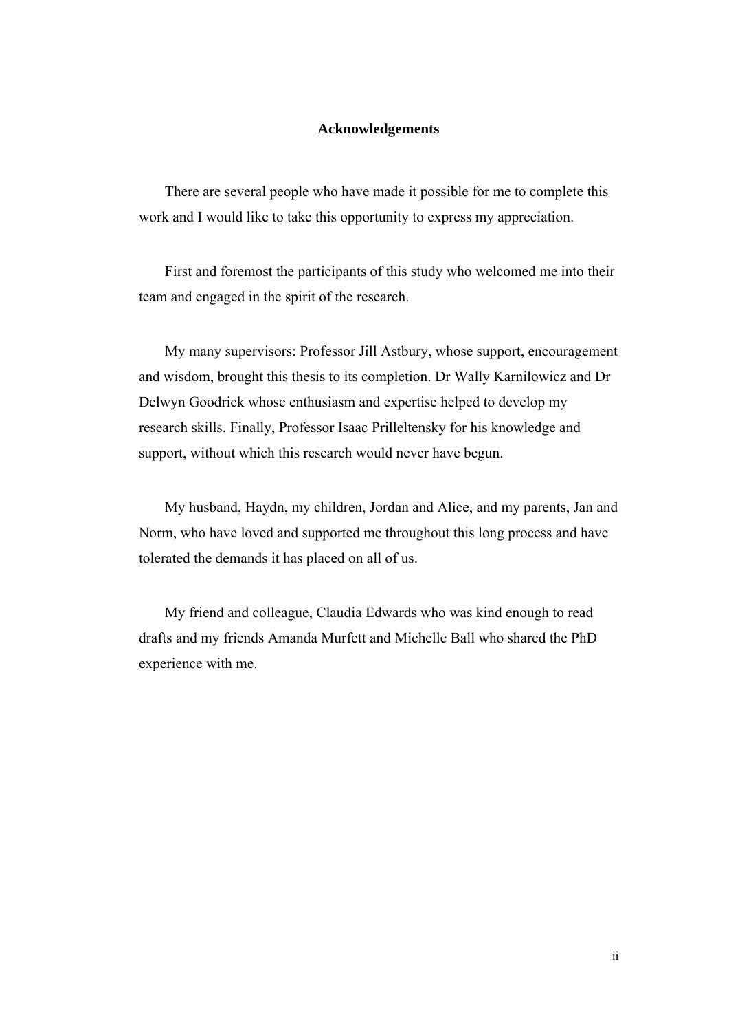# Acknowledgements

There are several people who have made it possible for me to complete this work and I would like to take this opportunity to express my appreciation.

First and foremost the participants of this study who welcomed me into their team and engaged in the spirit of the research.

My many supervisors: Professor Jill Astbury, whose support, encouragement and wisdom, brought this thesis to its completion. Dr Wally Karnilowicz and Dr Delwyn Goodrick whose enthusiasm and expertise helped to develop my research skills. Finally, Professor Isaac Prilleltensky for his knowledge and support, without which this research would never have begun.

My husband, Haydn, my children, Jordan and Alice, and my parents, Jan and Norm, who have loved and supported me throughout this long process and have tolerated the demands it has placed on all of us.

My friend and colleague, Claudia Edwards who was kind enough to read drafts and my friends Amanda Murfett and Michelle Ball who shared the PhD experience with me.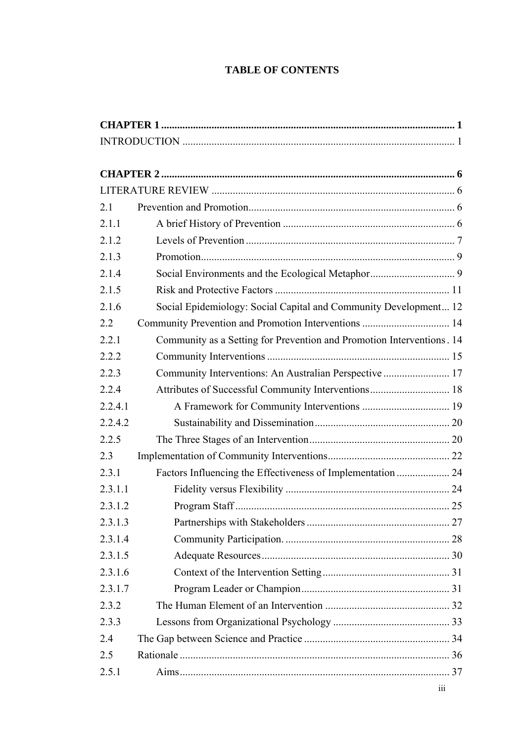# TABLE OF CONTENTS

**CHAPTER 1** ... **1**
INTRODUCTION ... 1

**CHAPTER 2** ... **6**
LITERATURE REVIEW ... 6

2.1 Prevention and Promotion ... 6
2.1.1 A brief History of Prevention ... 6
2.1.2 Levels of Prevention ... 7
2.1.3 Promotion ... 9
2.1.4 Social Environments and the Ecological Metaphor ... 9
2.1.5 Risk and Protective Factors ... 11
2.1.6 Social Epidemiology: Social Capital and Community Development ... 12
2.2 Community Prevention and Promotion Interventions ... 14
2.2.1 Community as a Setting for Prevention and Promotion Interventions ... 14
2.2.2 Community Interventions ... 15
2.2.3 Community Interventions: An Australian Perspective ... 17
2.2.4 Attributes of Successful Community Interventions ... 18
2.2.4.1 A Framework for Community Interventions ... 19
2.2.4.2 Sustainability and Dissemination ... 20
2.2.5 The Three Stages of an Intervention ... 20
2.3 Implementation of Community Interventions ... 22
2.3.1 Factors Influencing the Effectiveness of Implementation ... 24
2.3.1.1 Fidelity versus Flexibility ... 24
2.3.1.2 Program Staff ... 25
2.3.1.3 Partnerships with Stakeholders ... 27
2.3.1.4 Community Participation. ... 28
2.3.1.5 Adequate Resources ... 30
2.3.1.6 Context of the Intervention Setting ... 31
2.3.1.7 Program Leader or Champion ... 31
2.3.2 The Human Element of an Intervention ... 32
2.3.3 Lessons from Organizational Psychology ... 33
2.4 The Gap between Science and Practice ... 34
2.5 Rationale ... 36
2.5.1 Aims ... 37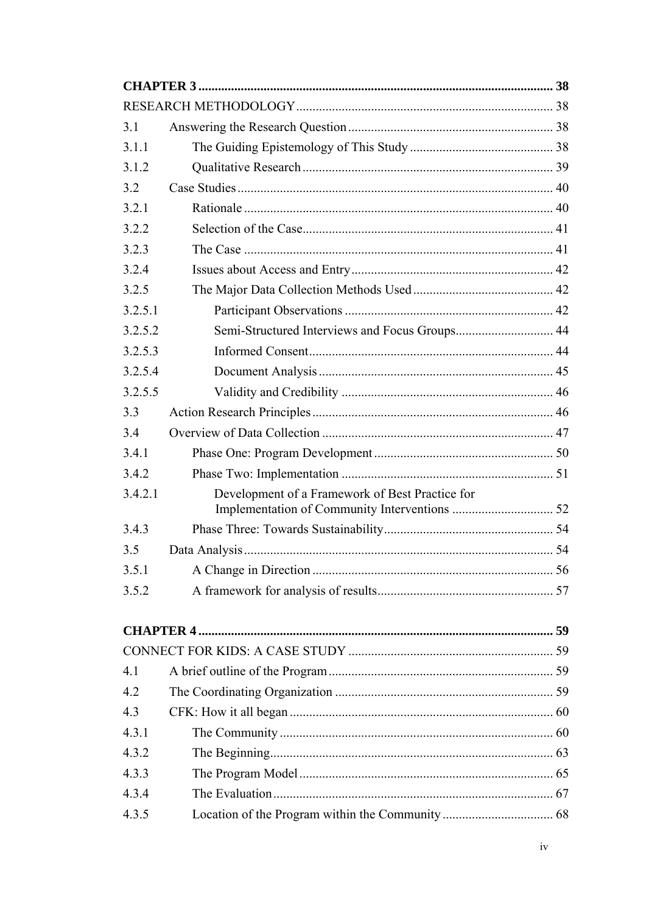| | | |
|---|---|---|
| **CHAPTER 3** | | **38** |
| RESEARCH METHODOLOGY | | 38 |
| 3.1 | Answering the Research Question | 38 |
| 3.1.1 | The Guiding Epistemology of This Study | 38 |
| 3.1.2 | Qualitative Research | 39 |
| 3.2 | Case Studies | 40 |
| 3.2.1 | Rationale | 40 |
| 3.2.2 | Selection of the Case | 41 |
| 3.2.3 | The Case | 41 |
| 3.2.4 | Issues about Access and Entry | 42 |
| 3.2.5 | The Major Data Collection Methods Used | 42 |
| 3.2.5.1 | Participant Observations | 42 |
| 3.2.5.2 | Semi-Structured Interviews and Focus Groups | 44 |
| 3.2.5.3 | Informed Consent | 44 |
| 3.2.5.4 | Document Analysis | 45 |
| 3.2.5.5 | Validity and Credibility | 46 |
| 3.3 | Action Research Principles | 46 |
| 3.4 | Overview of Data Collection | 47 |
| 3.4.1 | Phase One: Program Development | 50 |
| 3.4.2 | Phase Two: Implementation | 51 |
| 3.4.2.1 | Development of a Framework of Best Practice for Implementation of Community Interventions | 52 |
| 3.4.3 | Phase Three: Towards Sustainability | 54 |
| 3.5 | Data Analysis | 54 |
| 3.5.1 | A Change in Direction | 56 |
| 3.5.2 | A framework for analysis of results | 57 |
| **CHAPTER 4** | | **59** |
| CONNECT FOR KIDS: A CASE STUDY | | 59 |
| 4.1 | A brief outline of the Program | 59 |
| 4.2 | The Coordinating Organization | 59 |
| 4.3 | CFK: How it all began | 60 |
| 4.3.1 | The Community | 60 |
| 4.3.2 | The Beginning | 63 |
| 4.3.3 | The Program Model | 65 |
| 4.3.4 | The Evaluation | 67 |
| 4.3.5 | Location of the Program within the Community | 68 |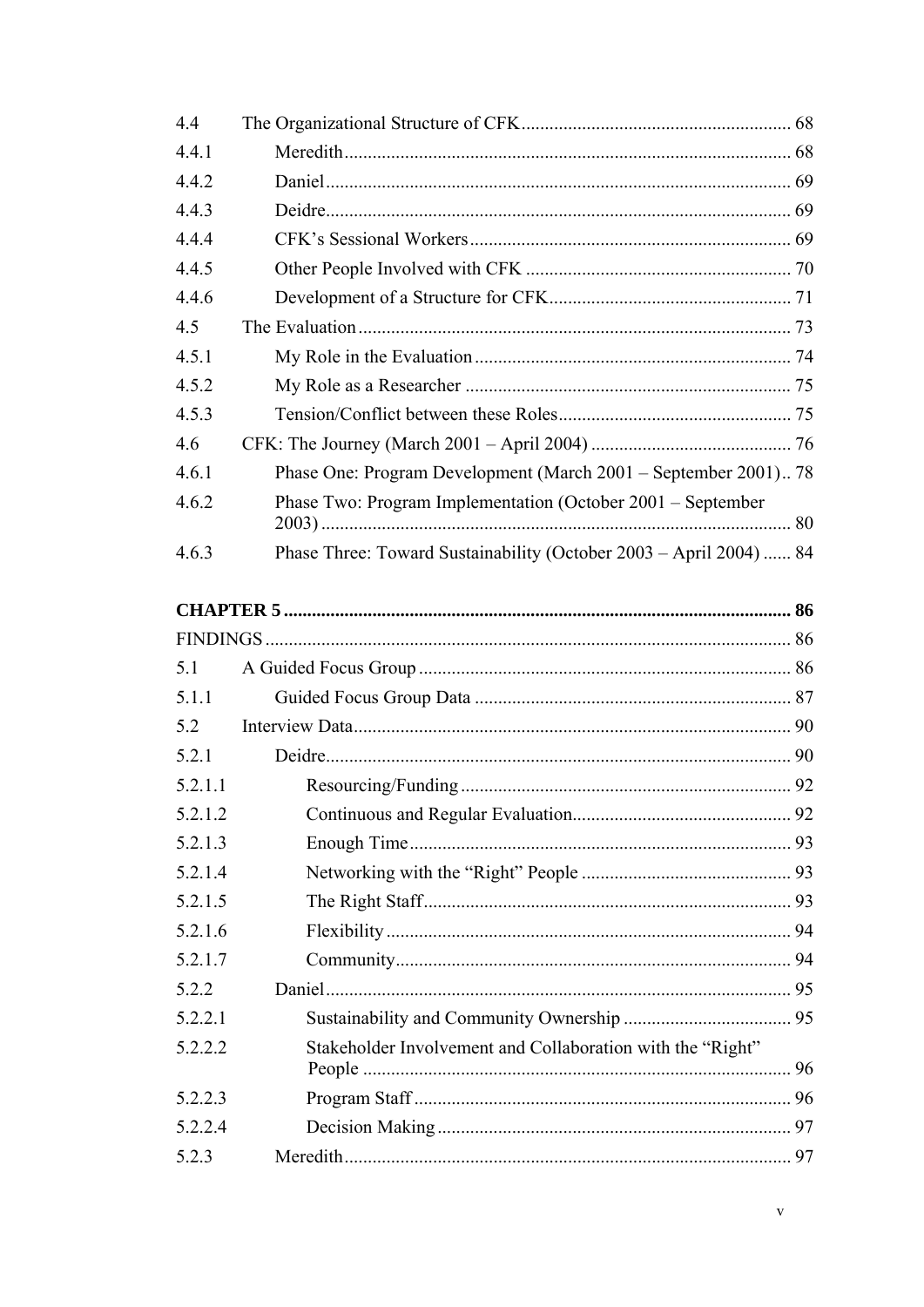| | | |
|---|---|---|
| 4.4 | The Organizational Structure of CFK | 68 |
| 4.4.1 | Meredith | 68 |
| 4.4.2 | Daniel | 69 |
| 4.4.3 | Deidre | 69 |
| 4.4.4 | CFK's Sessional Workers | 69 |
| 4.4.5 | Other People Involved with CFK | 70 |
| 4.4.6 | Development of a Structure for CFK | 71 |
| 4.5 | The Evaluation | 73 |
| 4.5.1 | My Role in the Evaluation | 74 |
| 4.5.2 | My Role as a Researcher | 75 |
| 4.5.3 | Tension/Conflict between these Roles | 75 |
| 4.6 | CFK: The Journey (March 2001 – April 2004) | 76 |
| 4.6.1 | Phase One: Program Development (March 2001 – September 2001) | 78 |
| 4.6.2 | Phase Two: Program Implementation (October 2001 – September 2003) | 80 |
| 4.6.3 | Phase Three: Toward Sustainability (October 2003 – April 2004) | 84 |

**CHAPTER 5** ... **86**

FINDINGS ... 86

| | | |
|---|---|---|
| 5.1 | A Guided Focus Group | 86 |
| 5.1.1 | Guided Focus Group Data | 87 |
| 5.2 | Interview Data | 90 |
| 5.2.1 | Deidre | 90 |
| 5.2.1.1 | Resourcing/Funding | 92 |
| 5.2.1.2 | Continuous and Regular Evaluation | 92 |
| 5.2.1.3 | Enough Time | 93 |
| 5.2.1.4 | Networking with the "Right" People | 93 |
| 5.2.1.5 | The Right Staff | 93 |
| 5.2.1.6 | Flexibility | 94 |
| 5.2.1.7 | Community | 94 |
| 5.2.2 | Daniel | 95 |
| 5.2.2.1 | Sustainability and Community Ownership | 95 |
| 5.2.2.2 | Stakeholder Involvement and Collaboration with the "Right" People | 96 |
| 5.2.2.3 | Program Staff | 96 |
| 5.2.2.4 | Decision Making | 97 |
| 5.2.3 | Meredith | 97 |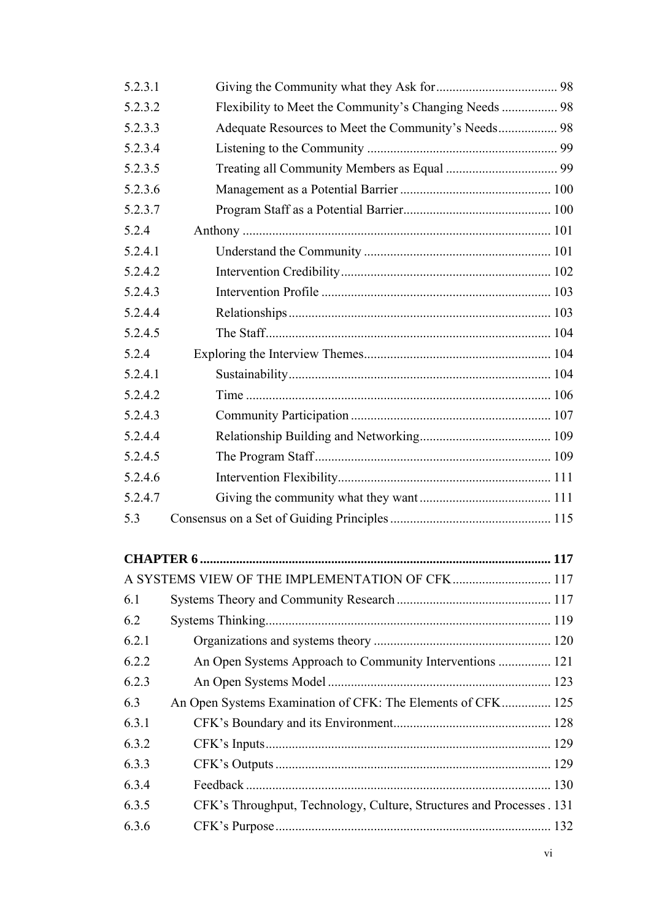5.2.3.1 Giving the Community what they Ask for ..................................... 98
5.2.3.2 Flexibility to Meet the Community's Changing Needs ................. 98
5.2.3.3 Adequate Resources to Meet the Community's Needs.................. 98
5.2.3.4 Listening to the Community .......................................................... 99
5.2.3.5 Treating all Community Members as Equal .................................. 99
5.2.3.6 Management as a Potential Barrier .............................................. 100
5.2.3.7 Program Staff as a Potential Barrier............................................. 100
5.2.4 Anthony ............................................................................................ 101
5.2.4.1 Understand the Community ......................................................... 101
5.2.4.2 Intervention Credibility ................................................................ 102
5.2.4.3 Intervention Profile ...................................................................... 103
5.2.4.4 Relationships ................................................................................ 103
5.2.4.5 The Staff....................................................................................... 104
5.2.4 Exploring the Interview Themes......................................................... 104
5.2.4.1 Sustainability................................................................................ 104
5.2.4.2 Time ............................................................................................. 106
5.2.4.3 Community Participation ............................................................. 107
5.2.4.4 Relationship Building and Networking........................................ 109
5.2.4.5 The Program Staff ........................................................................ 109
5.2.4.6 Intervention Flexibility................................................................. 111
5.2.4.7 Giving the community what they want ........................................ 111
5.3 Consensus on a Set of Guiding Principles ................................................. 115

**CHAPTER 6 ......................................................................................................... 117**

A SYSTEMS VIEW OF THE IMPLEMENTATION OF CFK .............................. 117
6.1 Systems Theory and Community Research ............................................... 117
6.2 Systems Thinking...................................................................................... 119
6.2.1 Organizations and systems theory ...................................................... 120
6.2.2 An Open Systems Approach to Community Interventions ................ 121
6.2.3 An Open Systems Model .................................................................... 123
6.3 An Open Systems Examination of CFK: The Elements of CFK............... 125
6.3.1 CFK's Boundary and its Environment................................................ 128
6.3.2 CFK's Inputs...................................................................................... 129
6.3.3 CFK's Outputs ................................................................................... 129
6.3.4 Feedback ............................................................................................ 130
6.3.5 CFK's Throughput, Technology, Culture, Structures and Processes . 131
6.3.6 CFK's Purpose ................................................................................... 132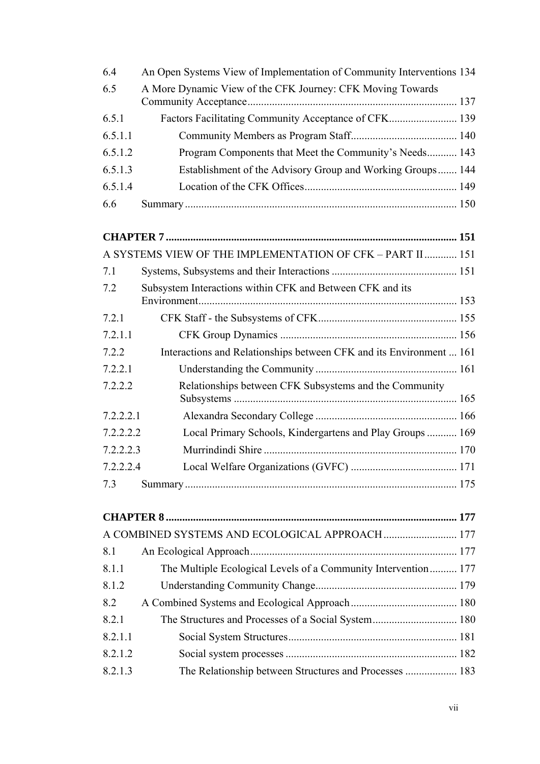| | | |
|---|---|---|
| 6.4 | An Open Systems View of Implementation of Community Interventions | 134 |
| 6.5 | A More Dynamic View of the CFK Journey: CFK Moving Towards Community Acceptance | 137 |
| 6.5.1 | Factors Facilitating Community Acceptance of CFK | 139 |
| 6.5.1.1 | Community Members as Program Staff | 140 |
| 6.5.1.2 | Program Components that Meet the Community's Needs | 143 |
| 6.5.1.3 | Establishment of the Advisory Group and Working Groups | 144 |
| 6.5.1.4 | Location of the CFK Offices | 149 |
| 6.6 | Summary | 150 |

**CHAPTER 7** ........................................................................................................ **151**

A SYSTEMS VIEW OF THE IMPLEMENTATION OF CFK – PART II ............ 151

| | | |
|---|---|---|
| 7.1 | Systems, Subsystems and their Interactions | 151 |
| 7.2 | Subsystem Interactions within CFK and Between CFK and its Environment | 153 |
| 7.2.1 | CFK Staff - the Subsystems of CFK | 155 |
| 7.2.1.1 | CFK Group Dynamics | 156 |
| 7.2.2 | Interactions and Relationships between CFK and its Environment | 161 |
| 7.2.2.1 | Understanding the Community | 161 |
| 7.2.2.2 | Relationships between CFK Subsystems and the Community Subsystems | 165 |
| 7.2.2.2.1 | Alexandra Secondary College | 166 |
| 7.2.2.2.2 | Local Primary Schools, Kindergartens and Play Groups | 169 |
| 7.2.2.2.3 | Murrindindi Shire | 170 |
| 7.2.2.2.4 | Local Welfare Organizations (GVFC) | 171 |
| 7.3 | Summary | 175 |

**CHAPTER 8** ........................................................................................................ **177**

A COMBINED SYSTEMS AND ECOLOGICAL APPROACH ........................... 177

| | | |
|---|---|---|
| 8.1 | An Ecological Approach | 177 |
| 8.1.1 | The Multiple Ecological Levels of a Community Intervention | 177 |
| 8.1.2 | Understanding Community Change | 179 |
| 8.2 | A Combined Systems and Ecological Approach | 180 |
| 8.2.1 | The Structures and Processes of a Social System | 180 |
| 8.2.1.1 | Social System Structures | 181 |
| 8.2.1.2 | Social system processes | 182 |
| 8.2.1.3 | The Relationship between Structures and Processes | 183 |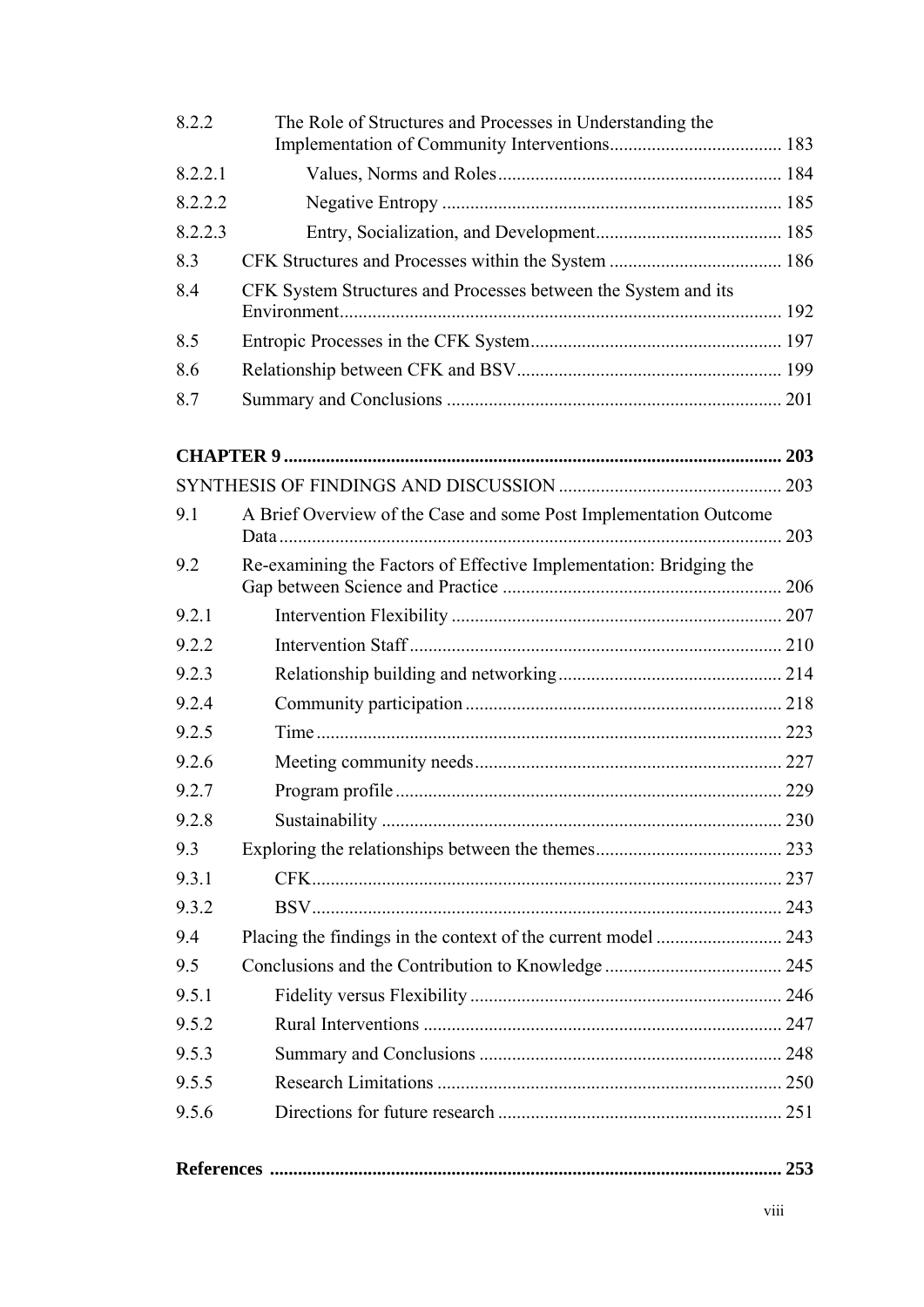| | | |
|---|---|---|
| 8.2.2 | The Role of Structures and Processes in Understanding the Implementation of Community Interventions | 183 |
| 8.2.2.1 | Values, Norms and Roles | 184 |
| 8.2.2.2 | Negative Entropy | 185 |
| 8.2.2.3 | Entry, Socialization, and Development | 185 |
| 8.3 | CFK Structures and Processes within the System | 186 |
| 8.4 | CFK System Structures and Processes between the System and its Environment | 192 |
| 8.5 | Entropic Processes in the CFK System | 197 |
| 8.6 | Relationship between CFK and BSV | 199 |
| 8.7 | Summary and Conclusions | 201 |

**CHAPTER 9** ........ **203**

SYNTHESIS OF FINDINGS AND DISCUSSION ........ 203

| | | |
|---|---|---|
| 9.1 | A Brief Overview of the Case and some Post Implementation Outcome Data | 203 |
| 9.2 | Re-examining the Factors of Effective Implementation: Bridging the Gap between Science and Practice | 206 |
| 9.2.1 | Intervention Flexibility | 207 |
| 9.2.2 | Intervention Staff | 210 |
| 9.2.3 | Relationship building and networking | 214 |
| 9.2.4 | Community participation | 218 |
| 9.2.5 | Time | 223 |
| 9.2.6 | Meeting community needs | 227 |
| 9.2.7 | Program profile | 229 |
| 9.2.8 | Sustainability | 230 |
| 9.3 | Exploring the relationships between the themes | 233 |
| 9.3.1 | CFK | 237 |
| 9.3.2 | BSV | 243 |
| 9.4 | Placing the findings in the context of the current model | 243 |
| 9.5 | Conclusions and the Contribution to Knowledge | 245 |
| 9.5.1 | Fidelity versus Flexibility | 246 |
| 9.5.2 | Rural Interventions | 247 |
| 9.5.3 | Summary and Conclusions | 248 |
| 9.5.5 | Research Limitations | 250 |
| 9.5.6 | Directions for future research | 251 |

**References** ........ **253**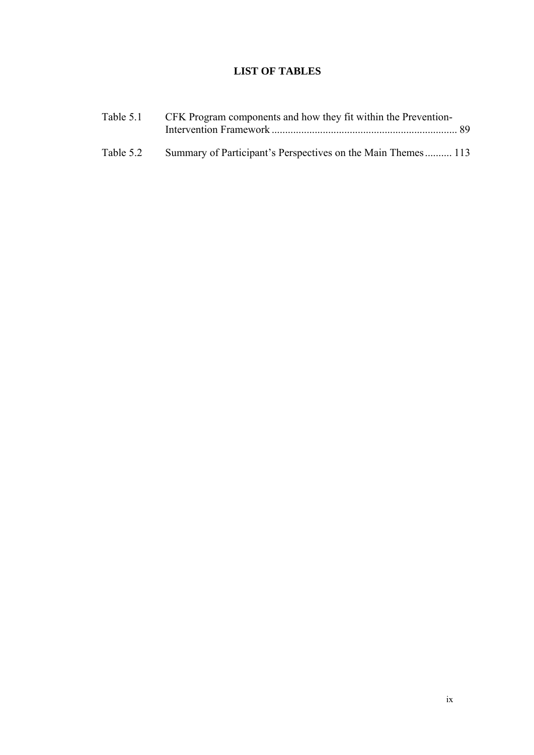# LIST OF TABLES

Table 5.1 CFK Program components and how they fit within the Prevention-Intervention Framework .................................................................... 89

Table 5.2 Summary of Participant's Perspectives on the Main Themes .......... 113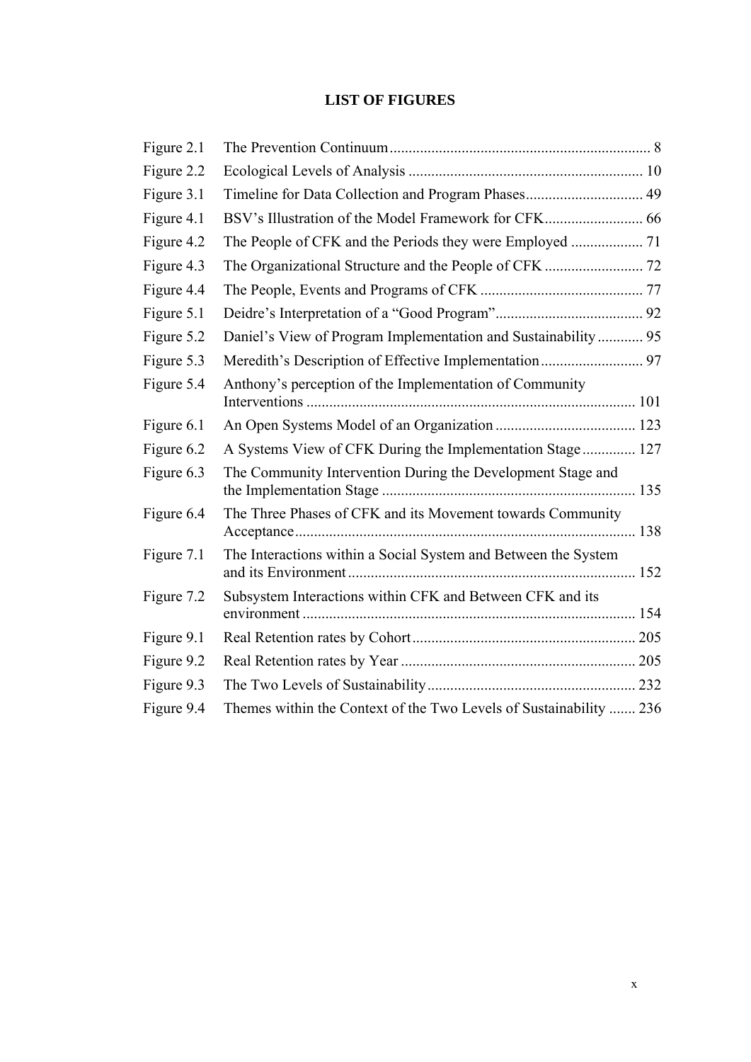# LIST OF FIGURES

| | | |
|---|---|---|
| Figure 2.1 | The Prevention Continuum | 8 |
| Figure 2.2 | Ecological Levels of Analysis | 10 |
| Figure 3.1 | Timeline for Data Collection and Program Phases | 49 |
| Figure 4.1 | BSV's Illustration of the Model Framework for CFK | 66 |
| Figure 4.2 | The People of CFK and the Periods they were Employed | 71 |
| Figure 4.3 | The Organizational Structure and the People of CFK | 72 |
| Figure 4.4 | The People, Events and Programs of CFK | 77 |
| Figure 5.1 | Deidre's Interpretation of a "Good Program" | 92 |
| Figure 5.2 | Daniel's View of Program Implementation and Sustainability | 95 |
| Figure 5.3 | Meredith's Description of Effective Implementation | 97 |
| Figure 5.4 | Anthony's perception of the Implementation of Community Interventions | 101 |
| Figure 6.1 | An Open Systems Model of an Organization | 123 |
| Figure 6.2 | A Systems View of CFK During the Implementation Stage | 127 |
| Figure 6.3 | The Community Intervention During the Development Stage and the Implementation Stage | 135 |
| Figure 6.4 | The Three Phases of CFK and its Movement towards Community Acceptance | 138 |
| Figure 7.1 | The Interactions within a Social System and Between the System and its Environment | 152 |
| Figure 7.2 | Subsystem Interactions within CFK and Between CFK and its environment | 154 |
| Figure 9.1 | Real Retention rates by Cohort | 205 |
| Figure 9.2 | Real Retention rates by Year | 205 |
| Figure 9.3 | The Two Levels of Sustainability | 232 |
| Figure 9.4 | Themes within the Context of the Two Levels of Sustainability | 236 |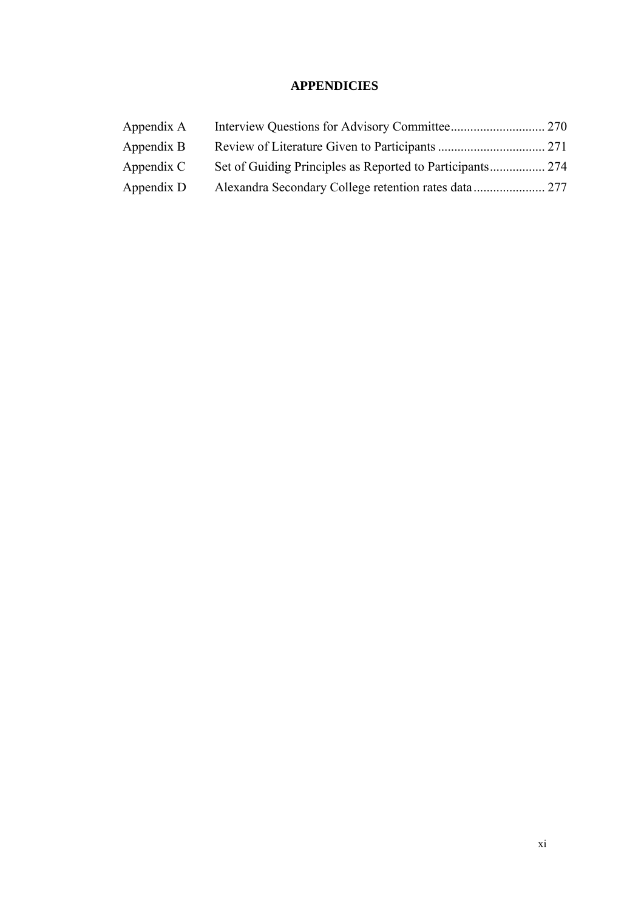# APPENDICIES

| | | |
|---|---|---|
| Appendix A | Interview Questions for Advisory Committee | 270 |
| Appendix B | Review of Literature Given to Participants | 271 |
| Appendix C | Set of Guiding Principles as Reported to Participants | 274 |
| Appendix D | Alexandra Secondary College retention rates data | 277 |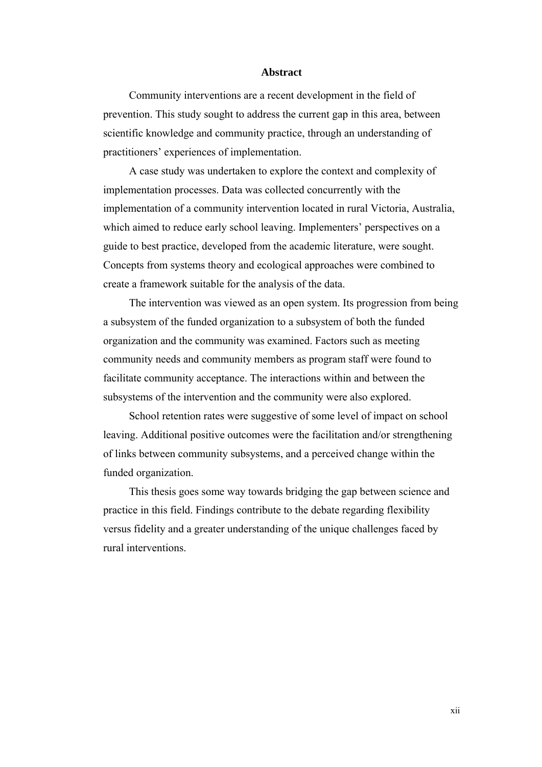## Abstract

Community interventions are a recent development in the field of prevention. This study sought to address the current gap in this area, between scientific knowledge and community practice, through an understanding of practitioners' experiences of implementation.

A case study was undertaken to explore the context and complexity of implementation processes. Data was collected concurrently with the implementation of a community intervention located in rural Victoria, Australia, which aimed to reduce early school leaving. Implementers' perspectives on a guide to best practice, developed from the academic literature, were sought. Concepts from systems theory and ecological approaches were combined to create a framework suitable for the analysis of the data.

The intervention was viewed as an open system. Its progression from being a subsystem of the funded organization to a subsystem of both the funded organization and the community was examined. Factors such as meeting community needs and community members as program staff were found to facilitate community acceptance. The interactions within and between the subsystems of the intervention and the community were also explored.

School retention rates were suggestive of some level of impact on school leaving. Additional positive outcomes were the facilitation and/or strengthening of links between community subsystems, and a perceived change within the funded organization.

This thesis goes some way towards bridging the gap between science and practice in this field. Findings contribute to the debate regarding flexibility versus fidelity and a greater understanding of the unique challenges faced by rural interventions.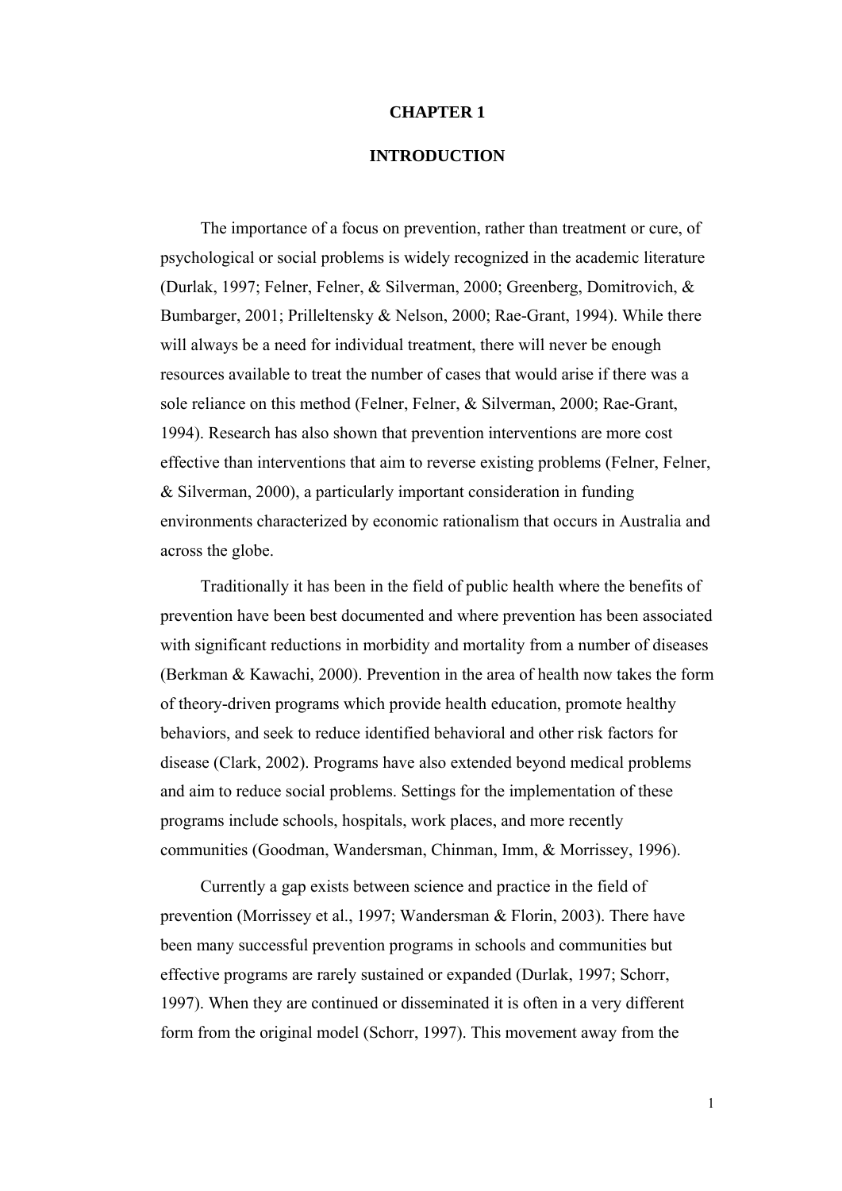# CHAPTER 1

# INTRODUCTION

The importance of a focus on prevention, rather than treatment or cure, of psychological or social problems is widely recognized in the academic literature (Durlak, 1997; Felner, Felner, & Silverman, 2000; Greenberg, Domitrovich, & Bumbarger, 2001; Prilleltensky & Nelson, 2000; Rae-Grant, 1994). While there will always be a need for individual treatment, there will never be enough resources available to treat the number of cases that would arise if there was a sole reliance on this method (Felner, Felner, & Silverman, 2000; Rae-Grant, 1994). Research has also shown that prevention interventions are more cost effective than interventions that aim to reverse existing problems (Felner, Felner, & Silverman, 2000), a particularly important consideration in funding environments characterized by economic rationalism that occurs in Australia and across the globe.

Traditionally it has been in the field of public health where the benefits of prevention have been best documented and where prevention has been associated with significant reductions in morbidity and mortality from a number of diseases (Berkman & Kawachi, 2000). Prevention in the area of health now takes the form of theory-driven programs which provide health education, promote healthy behaviors, and seek to reduce identified behavioral and other risk factors for disease (Clark, 2002). Programs have also extended beyond medical problems and aim to reduce social problems. Settings for the implementation of these programs include schools, hospitals, work places, and more recently communities (Goodman, Wandersman, Chinman, Imm, & Morrissey, 1996).

Currently a gap exists between science and practice in the field of prevention (Morrissey et al., 1997; Wandersman & Florin, 2003). There have been many successful prevention programs in schools and communities but effective programs are rarely sustained or expanded (Durlak, 1997; Schorr, 1997). When they are continued or disseminated it is often in a very different form from the original model (Schorr, 1997). This movement away from the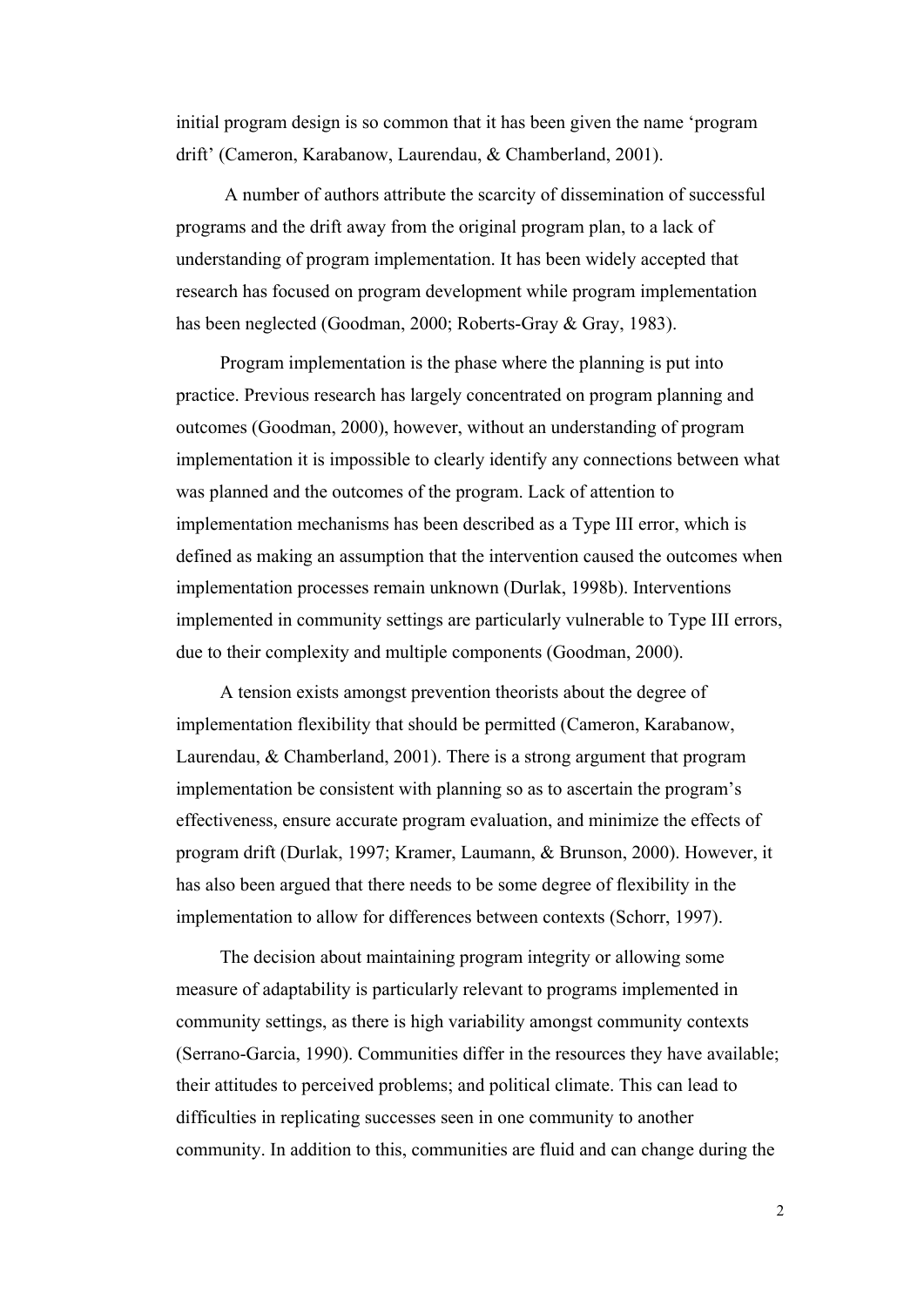initial program design is so common that it has been given the name 'program drift' (Cameron, Karabanow, Laurendau, & Chamberland, 2001).

A number of authors attribute the scarcity of dissemination of successful programs and the drift away from the original program plan, to a lack of understanding of program implementation. It has been widely accepted that research has focused on program development while program implementation has been neglected (Goodman, 2000; Roberts-Gray & Gray, 1983).

Program implementation is the phase where the planning is put into practice. Previous research has largely concentrated on program planning and outcomes (Goodman, 2000), however, without an understanding of program implementation it is impossible to clearly identify any connections between what was planned and the outcomes of the program. Lack of attention to implementation mechanisms has been described as a Type III error, which is defined as making an assumption that the intervention caused the outcomes when implementation processes remain unknown (Durlak, 1998b). Interventions implemented in community settings are particularly vulnerable to Type III errors, due to their complexity and multiple components (Goodman, 2000).

A tension exists amongst prevention theorists about the degree of implementation flexibility that should be permitted (Cameron, Karabanow, Laurendau, & Chamberland, 2001). There is a strong argument that program implementation be consistent with planning so as to ascertain the program's effectiveness, ensure accurate program evaluation, and minimize the effects of program drift (Durlak, 1997; Kramer, Laumann, & Brunson, 2000). However, it has also been argued that there needs to be some degree of flexibility in the implementation to allow for differences between contexts (Schorr, 1997).

The decision about maintaining program integrity or allowing some measure of adaptability is particularly relevant to programs implemented in community settings, as there is high variability amongst community contexts (Serrano-Garcia, 1990). Communities differ in the resources they have available; their attitudes to perceived problems; and political climate. This can lead to difficulties in replicating successes seen in one community to another community. In addition to this, communities are fluid and can change during the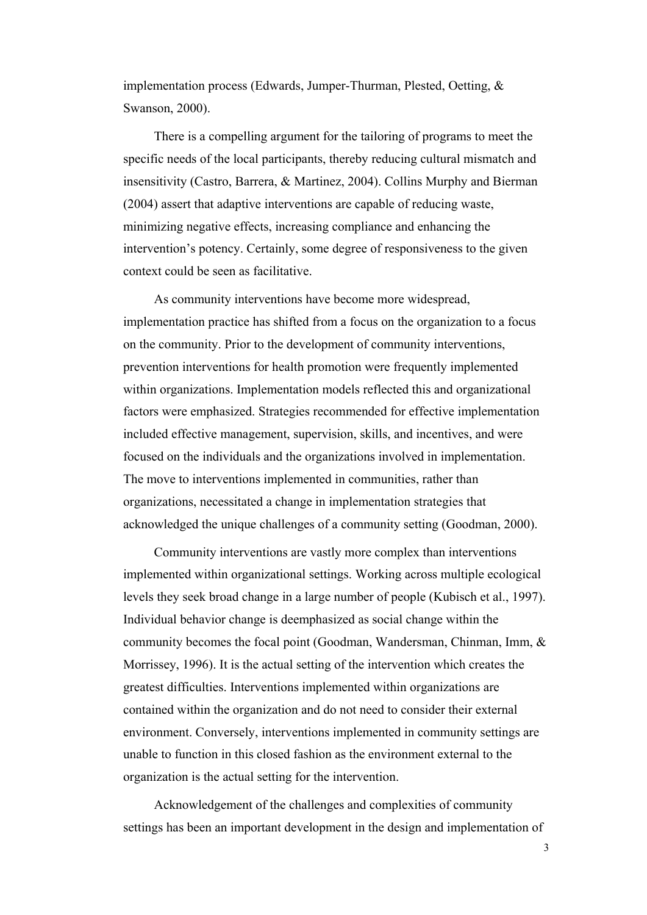implementation process (Edwards, Jumper-Thurman, Plested, Oetting, & Swanson, 2000).

There is a compelling argument for the tailoring of programs to meet the specific needs of the local participants, thereby reducing cultural mismatch and insensitivity (Castro, Barrera, & Martinez, 2004). Collins Murphy and Bierman (2004) assert that adaptive interventions are capable of reducing waste, minimizing negative effects, increasing compliance and enhancing the intervention's potency. Certainly, some degree of responsiveness to the given context could be seen as facilitative.

As community interventions have become more widespread, implementation practice has shifted from a focus on the organization to a focus on the community. Prior to the development of community interventions, prevention interventions for health promotion were frequently implemented within organizations. Implementation models reflected this and organizational factors were emphasized. Strategies recommended for effective implementation included effective management, supervision, skills, and incentives, and were focused on the individuals and the organizations involved in implementation. The move to interventions implemented in communities, rather than organizations, necessitated a change in implementation strategies that acknowledged the unique challenges of a community setting (Goodman, 2000).

Community interventions are vastly more complex than interventions implemented within organizational settings. Working across multiple ecological levels they seek broad change in a large number of people (Kubisch et al., 1997). Individual behavior change is deemphasized as social change within the community becomes the focal point (Goodman, Wandersman, Chinman, Imm, & Morrissey, 1996). It is the actual setting of the intervention which creates the greatest difficulties. Interventions implemented within organizations are contained within the organization and do not need to consider their external environment. Conversely, interventions implemented in community settings are unable to function in this closed fashion as the environment external to the organization is the actual setting for the intervention.

Acknowledgement of the challenges and complexities of community settings has been an important development in the design and implementation of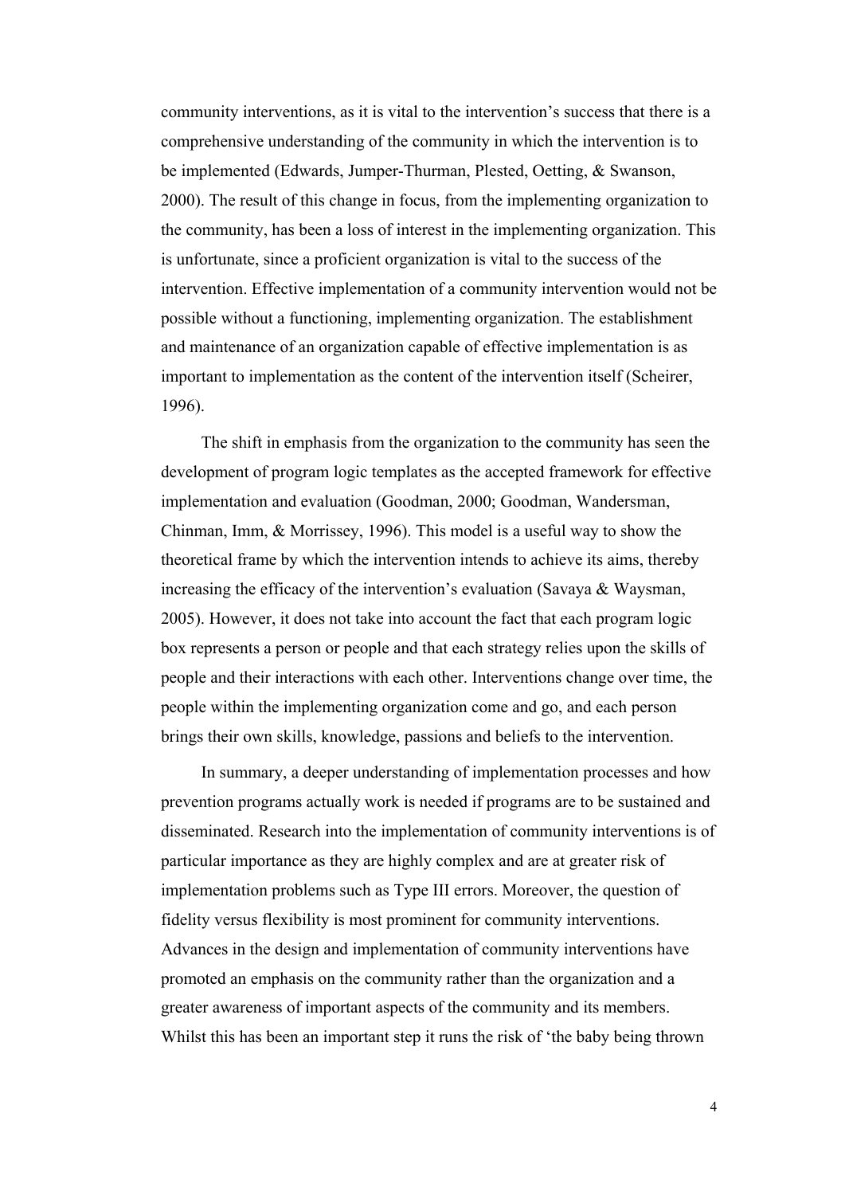community interventions, as it is vital to the intervention's success that there is a comprehensive understanding of the community in which the intervention is to be implemented (Edwards, Jumper-Thurman, Plested, Oetting, & Swanson, 2000). The result of this change in focus, from the implementing organization to the community, has been a loss of interest in the implementing organization. This is unfortunate, since a proficient organization is vital to the success of the intervention. Effective implementation of a community intervention would not be possible without a functioning, implementing organization. The establishment and maintenance of an organization capable of effective implementation is as important to implementation as the content of the intervention itself (Scheirer, 1996).

The shift in emphasis from the organization to the community has seen the development of program logic templates as the accepted framework for effective implementation and evaluation (Goodman, 2000; Goodman, Wandersman, Chinman, Imm, & Morrissey, 1996). This model is a useful way to show the theoretical frame by which the intervention intends to achieve its aims, thereby increasing the efficacy of the intervention's evaluation (Savaya & Waysman, 2005). However, it does not take into account the fact that each program logic box represents a person or people and that each strategy relies upon the skills of people and their interactions with each other. Interventions change over time, the people within the implementing organization come and go, and each person brings their own skills, knowledge, passions and beliefs to the intervention.

In summary, a deeper understanding of implementation processes and how prevention programs actually work is needed if programs are to be sustained and disseminated. Research into the implementation of community interventions is of particular importance as they are highly complex and are at greater risk of implementation problems such as Type III errors. Moreover, the question of fidelity versus flexibility is most prominent for community interventions. Advances in the design and implementation of community interventions have promoted an emphasis on the community rather than the organization and a greater awareness of important aspects of the community and its members. Whilst this has been an important step it runs the risk of 'the baby being thrown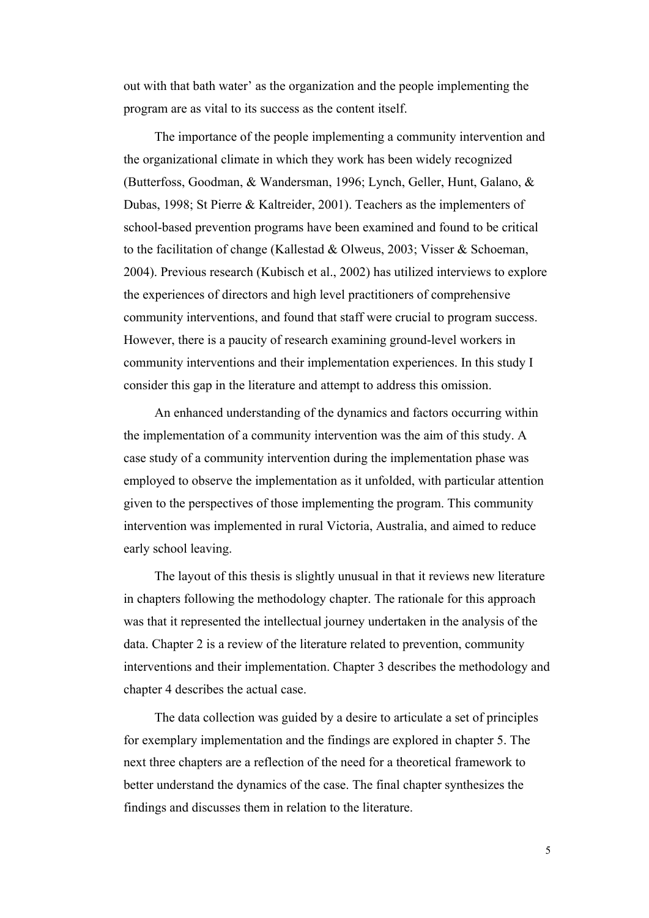out with that bath water' as the organization and the people implementing the program are as vital to its success as the content itself.

The importance of the people implementing a community intervention and the organizational climate in which they work has been widely recognized (Butterfoss, Goodman, & Wandersman, 1996; Lynch, Geller, Hunt, Galano, & Dubas, 1998; St Pierre & Kaltreider, 2001). Teachers as the implementers of school-based prevention programs have been examined and found to be critical to the facilitation of change (Kallestad & Olweus, 2003; Visser & Schoeman, 2004). Previous research (Kubisch et al., 2002) has utilized interviews to explore the experiences of directors and high level practitioners of comprehensive community interventions, and found that staff were crucial to program success. However, there is a paucity of research examining ground-level workers in community interventions and their implementation experiences. In this study I consider this gap in the literature and attempt to address this omission.

An enhanced understanding of the dynamics and factors occurring within the implementation of a community intervention was the aim of this study. A case study of a community intervention during the implementation phase was employed to observe the implementation as it unfolded, with particular attention given to the perspectives of those implementing the program. This community intervention was implemented in rural Victoria, Australia, and aimed to reduce early school leaving.

The layout of this thesis is slightly unusual in that it reviews new literature in chapters following the methodology chapter. The rationale for this approach was that it represented the intellectual journey undertaken in the analysis of the data. Chapter 2 is a review of the literature related to prevention, community interventions and their implementation. Chapter 3 describes the methodology and chapter 4 describes the actual case.

The data collection was guided by a desire to articulate a set of principles for exemplary implementation and the findings are explored in chapter 5. The next three chapters are a reflection of the need for a theoretical framework to better understand the dynamics of the case. The final chapter synthesizes the findings and discusses them in relation to the literature.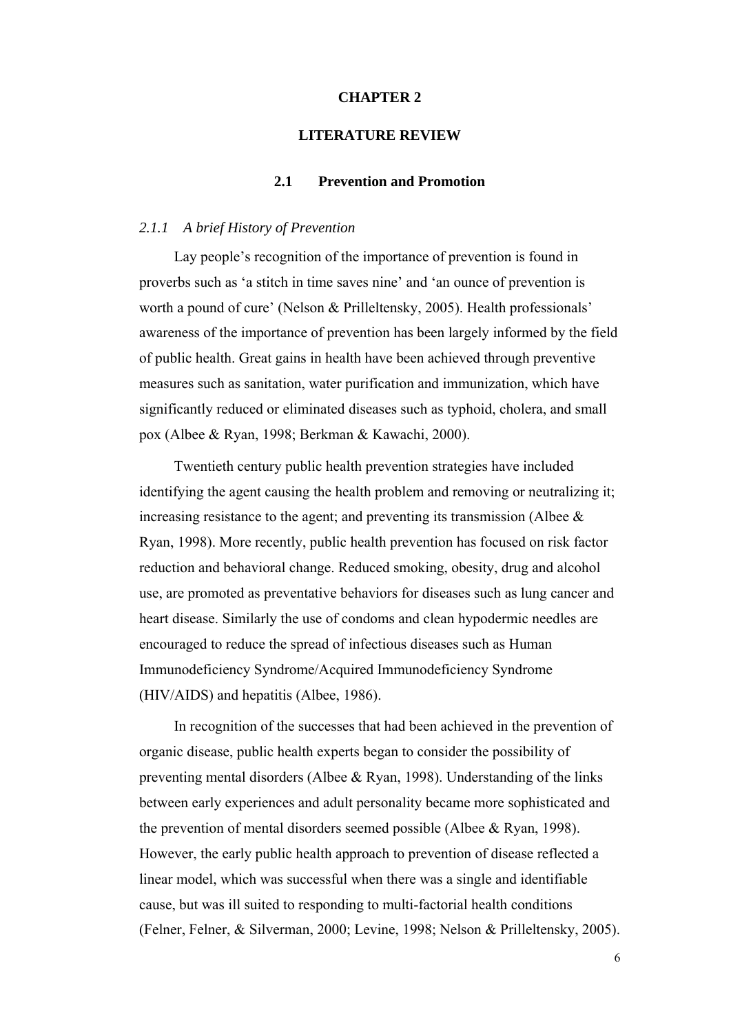# CHAPTER 2

# LITERATURE REVIEW

## 2.1 Prevention and Promotion

### *2.1.1 A brief History of Prevention*

Lay people's recognition of the importance of prevention is found in proverbs such as 'a stitch in time saves nine' and 'an ounce of prevention is worth a pound of cure' (Nelson & Prilleltensky, 2005). Health professionals' awareness of the importance of prevention has been largely informed by the field of public health. Great gains in health have been achieved through preventive measures such as sanitation, water purification and immunization, which have significantly reduced or eliminated diseases such as typhoid, cholera, and small pox (Albee & Ryan, 1998; Berkman & Kawachi, 2000).

Twentieth century public health prevention strategies have included identifying the agent causing the health problem and removing or neutralizing it; increasing resistance to the agent; and preventing its transmission (Albee & Ryan, 1998). More recently, public health prevention has focused on risk factor reduction and behavioral change. Reduced smoking, obesity, drug and alcohol use, are promoted as preventative behaviors for diseases such as lung cancer and heart disease. Similarly the use of condoms and clean hypodermic needles are encouraged to reduce the spread of infectious diseases such as Human Immunodeficiency Syndrome/Acquired Immunodeficiency Syndrome (HIV/AIDS) and hepatitis (Albee, 1986).

In recognition of the successes that had been achieved in the prevention of organic disease, public health experts began to consider the possibility of preventing mental disorders (Albee & Ryan, 1998). Understanding of the links between early experiences and adult personality became more sophisticated and the prevention of mental disorders seemed possible (Albee & Ryan, 1998). However, the early public health approach to prevention of disease reflected a linear model, which was successful when there was a single and identifiable cause, but was ill suited to responding to multi-factorial health conditions (Felner, Felner, & Silverman, 2000; Levine, 1998; Nelson & Prilleltensky, 2005).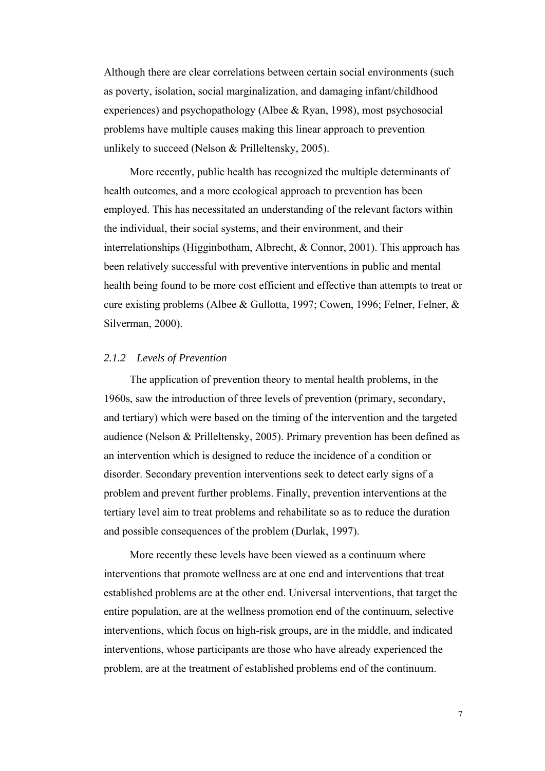Although there are clear correlations between certain social environments (such as poverty, isolation, social marginalization, and damaging infant/childhood experiences) and psychopathology (Albee & Ryan, 1998), most psychosocial problems have multiple causes making this linear approach to prevention unlikely to succeed (Nelson & Prilleltensky, 2005).

More recently, public health has recognized the multiple determinants of health outcomes, and a more ecological approach to prevention has been employed. This has necessitated an understanding of the relevant factors within the individual, their social systems, and their environment, and their interrelationships (Higginbotham, Albrecht, & Connor, 2001). This approach has been relatively successful with preventive interventions in public and mental health being found to be more cost efficient and effective than attempts to treat or cure existing problems (Albee & Gullotta, 1997; Cowen, 1996; Felner, Felner, & Silverman, 2000).

### *2.1.2 Levels of Prevention*

The application of prevention theory to mental health problems, in the 1960s, saw the introduction of three levels of prevention (primary, secondary, and tertiary) which were based on the timing of the intervention and the targeted audience (Nelson & Prilleltensky, 2005). Primary prevention has been defined as an intervention which is designed to reduce the incidence of a condition or disorder. Secondary prevention interventions seek to detect early signs of a problem and prevent further problems. Finally, prevention interventions at the tertiary level aim to treat problems and rehabilitate so as to reduce the duration and possible consequences of the problem (Durlak, 1997).

More recently these levels have been viewed as a continuum where interventions that promote wellness are at one end and interventions that treat established problems are at the other end. Universal interventions, that target the entire population, are at the wellness promotion end of the continuum, selective interventions, which focus on high-risk groups, are in the middle, and indicated interventions, whose participants are those who have already experienced the problem, are at the treatment of established problems end of the continuum.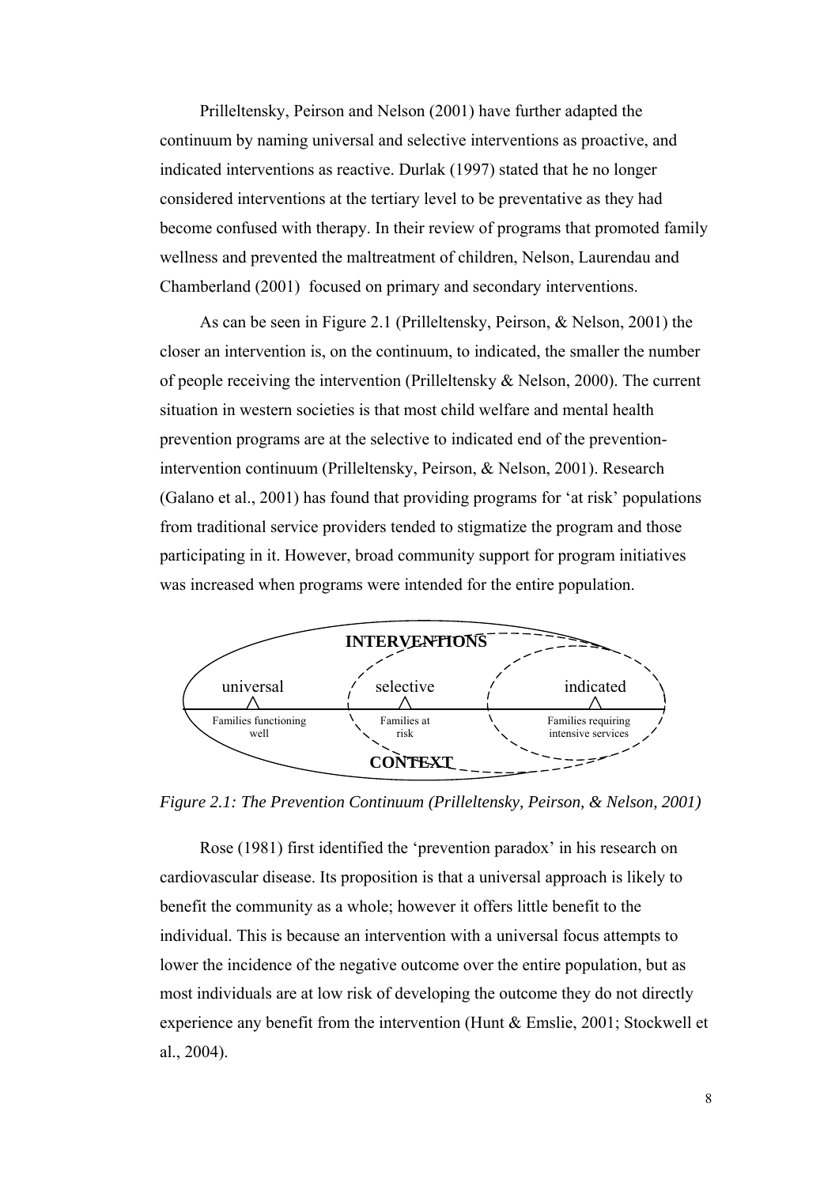Prilleltensky, Peirson and Nelson (2001) have further adapted the continuum by naming universal and selective interventions as proactive, and indicated interventions as reactive. Durlak (1997) stated that he no longer considered interventions at the tertiary level to be preventative as they had become confused with therapy. In their review of programs that promoted family wellness and prevented the maltreatment of children, Nelson, Laurendau and Chamberland (2001) focused on primary and secondary interventions.

As can be seen in Figure 2.1 (Prilleltensky, Peirson, & Nelson, 2001) the closer an intervention is, on the continuum, to indicated, the smaller the number of people receiving the intervention (Prilleltensky & Nelson, 2000). The current situation in western societies is that most child welfare and mental health prevention programs are at the selective to indicated end of the prevention-intervention continuum (Prilleltensky, Peirson, & Nelson, 2001). Research (Galano et al., 2001) has found that providing programs for 'at risk' populations from traditional service providers tended to stigmatize the program and those participating in it. However, broad community support for program initiatives was increased when programs were intended for the entire population.

*Figure 2.1: The Prevention Continuum (Prilleltensky, Peirson, & Nelson, 2001)*

Rose (1981) first identified the 'prevention paradox' in his research on cardiovascular disease. Its proposition is that a universal approach is likely to benefit the community as a whole; however it offers little benefit to the individual. This is because an intervention with a universal focus attempts to lower the incidence of the negative outcome over the entire population, but as most individuals are at low risk of developing the outcome they do not directly experience any benefit from the intervention (Hunt & Emslie, 2001; Stockwell et al., 2004).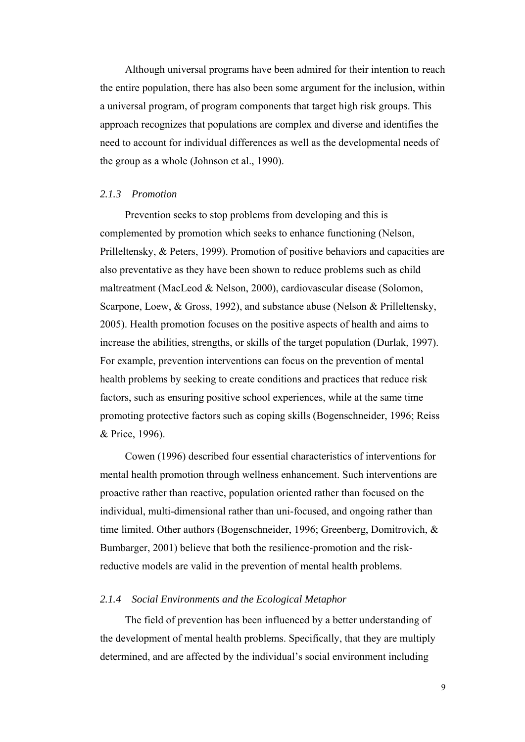Although universal programs have been admired for their intention to reach the entire population, there has also been some argument for the inclusion, within a universal program, of program components that target high risk groups. This approach recognizes that populations are complex and diverse and identifies the need to account for individual differences as well as the developmental needs of the group as a whole (Johnson et al., 1990).

### *2.1.3 Promotion*

Prevention seeks to stop problems from developing and this is complemented by promotion which seeks to enhance functioning (Nelson, Prilleltensky, & Peters, 1999). Promotion of positive behaviors and capacities are also preventative as they have been shown to reduce problems such as child maltreatment (MacLeod & Nelson, 2000), cardiovascular disease (Solomon, Scarpone, Loew, & Gross, 1992), and substance abuse (Nelson & Prilleltensky, 2005). Health promotion focuses on the positive aspects of health and aims to increase the abilities, strengths, or skills of the target population (Durlak, 1997). For example, prevention interventions can focus on the prevention of mental health problems by seeking to create conditions and practices that reduce risk factors, such as ensuring positive school experiences, while at the same time promoting protective factors such as coping skills (Bogenschneider, 1996; Reiss & Price, 1996).

Cowen (1996) described four essential characteristics of interventions for mental health promotion through wellness enhancement. Such interventions are proactive rather than reactive, population oriented rather than focused on the individual, multi-dimensional rather than uni-focused, and ongoing rather than time limited. Other authors (Bogenschneider, 1996; Greenberg, Domitrovich, & Bumbarger, 2001) believe that both the resilience-promotion and the risk-reductive models are valid in the prevention of mental health problems.

### *2.1.4 Social Environments and the Ecological Metaphor*

The field of prevention has been influenced by a better understanding of the development of mental health problems. Specifically, that they are multiply determined, and are affected by the individual's social environment including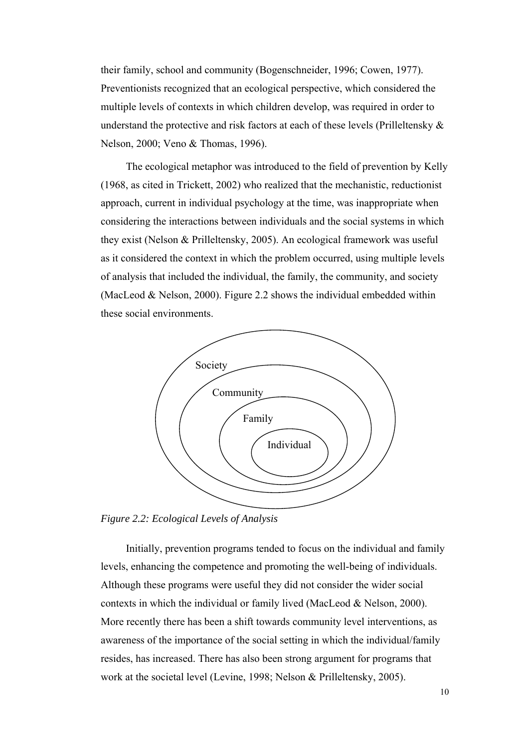their family, school and community (Bogenschneider, 1996; Cowen, 1977). Preventionists recognized that an ecological perspective, which considered the multiple levels of contexts in which children develop, was required in order to understand the protective and risk factors at each of these levels (Prilleltensky & Nelson, 2000; Veno & Thomas, 1996).

The ecological metaphor was introduced to the field of prevention by Kelly (1968, as cited in Trickett, 2002) who realized that the mechanistic, reductionist approach, current in individual psychology at the time, was inappropriate when considering the interactions between individuals and the social systems in which they exist (Nelson & Prilleltensky, 2005). An ecological framework was useful as it considered the context in which the problem occurred, using multiple levels of analysis that included the individual, the family, the community, and society (MacLeod & Nelson, 2000). Figure 2.2 shows the individual embedded within these social environments.

Society

Community

Family

Individual

*Figure 2.2: Ecological Levels of Analysis*

Initially, prevention programs tended to focus on the individual and family levels, enhancing the competence and promoting the well-being of individuals. Although these programs were useful they did not consider the wider social contexts in which the individual or family lived (MacLeod & Nelson, 2000). More recently there has been a shift towards community level interventions, as awareness of the importance of the social setting in which the individual/family resides, has increased. There has also been strong argument for programs that work at the societal level (Levine, 1998; Nelson & Prilleltensky, 2005).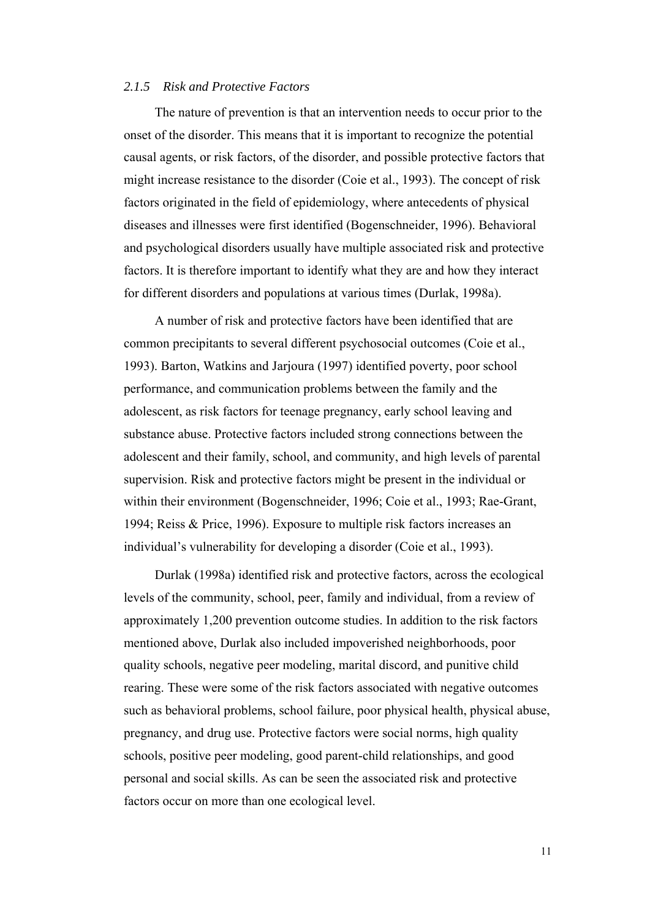### *2.1.5 Risk and Protective Factors*

The nature of prevention is that an intervention needs to occur prior to the onset of the disorder. This means that it is important to recognize the potential causal agents, or risk factors, of the disorder, and possible protective factors that might increase resistance to the disorder (Coie et al., 1993). The concept of risk factors originated in the field of epidemiology, where antecedents of physical diseases and illnesses were first identified (Bogenschneider, 1996). Behavioral and psychological disorders usually have multiple associated risk and protective factors. It is therefore important to identify what they are and how they interact for different disorders and populations at various times (Durlak, 1998a).

A number of risk and protective factors have been identified that are common precipitants to several different psychosocial outcomes (Coie et al., 1993). Barton, Watkins and Jarjoura (1997) identified poverty, poor school performance, and communication problems between the family and the adolescent, as risk factors for teenage pregnancy, early school leaving and substance abuse. Protective factors included strong connections between the adolescent and their family, school, and community, and high levels of parental supervision. Risk and protective factors might be present in the individual or within their environment (Bogenschneider, 1996; Coie et al., 1993; Rae-Grant, 1994; Reiss & Price, 1996). Exposure to multiple risk factors increases an individual's vulnerability for developing a disorder (Coie et al., 1993).

Durlak (1998a) identified risk and protective factors, across the ecological levels of the community, school, peer, family and individual, from a review of approximately 1,200 prevention outcome studies. In addition to the risk factors mentioned above, Durlak also included impoverished neighborhoods, poor quality schools, negative peer modeling, marital discord, and punitive child rearing. These were some of the risk factors associated with negative outcomes such as behavioral problems, school failure, poor physical health, physical abuse, pregnancy, and drug use. Protective factors were social norms, high quality schools, positive peer modeling, good parent-child relationships, and good personal and social skills. As can be seen the associated risk and protective factors occur on more than one ecological level.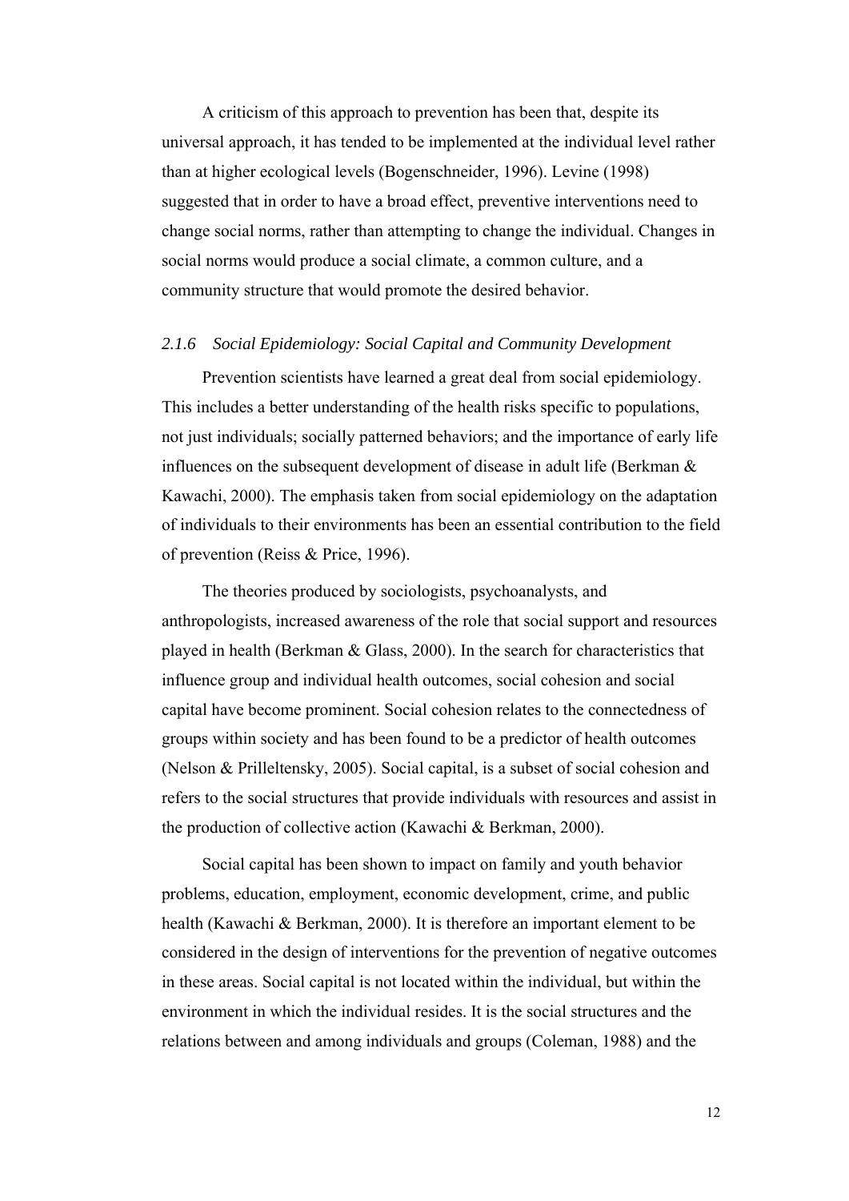A criticism of this approach to prevention has been that, despite its universal approach, it has tended to be implemented at the individual level rather than at higher ecological levels (Bogenschneider, 1996). Levine (1998) suggested that in order to have a broad effect, preventive interventions need to change social norms, rather than attempting to change the individual. Changes in social norms would produce a social climate, a common culture, and a community structure that would promote the desired behavior.

### *2.1.6 Social Epidemiology: Social Capital and Community Development*

Prevention scientists have learned a great deal from social epidemiology. This includes a better understanding of the health risks specific to populations, not just individuals; socially patterned behaviors; and the importance of early life influences on the subsequent development of disease in adult life (Berkman & Kawachi, 2000). The emphasis taken from social epidemiology on the adaptation of individuals to their environments has been an essential contribution to the field of prevention (Reiss & Price, 1996).

The theories produced by sociologists, psychoanalysts, and anthropologists, increased awareness of the role that social support and resources played in health (Berkman & Glass, 2000). In the search for characteristics that influence group and individual health outcomes, social cohesion and social capital have become prominent. Social cohesion relates to the connectedness of groups within society and has been found to be a predictor of health outcomes (Nelson & Prilleltensky, 2005). Social capital, is a subset of social cohesion and refers to the social structures that provide individuals with resources and assist in the production of collective action (Kawachi & Berkman, 2000).

Social capital has been shown to impact on family and youth behavior problems, education, employment, economic development, crime, and public health (Kawachi & Berkman, 2000). It is therefore an important element to be considered in the design of interventions for the prevention of negative outcomes in these areas. Social capital is not located within the individual, but within the environment in which the individual resides. It is the social structures and the relations between and among individuals and groups (Coleman, 1988) and the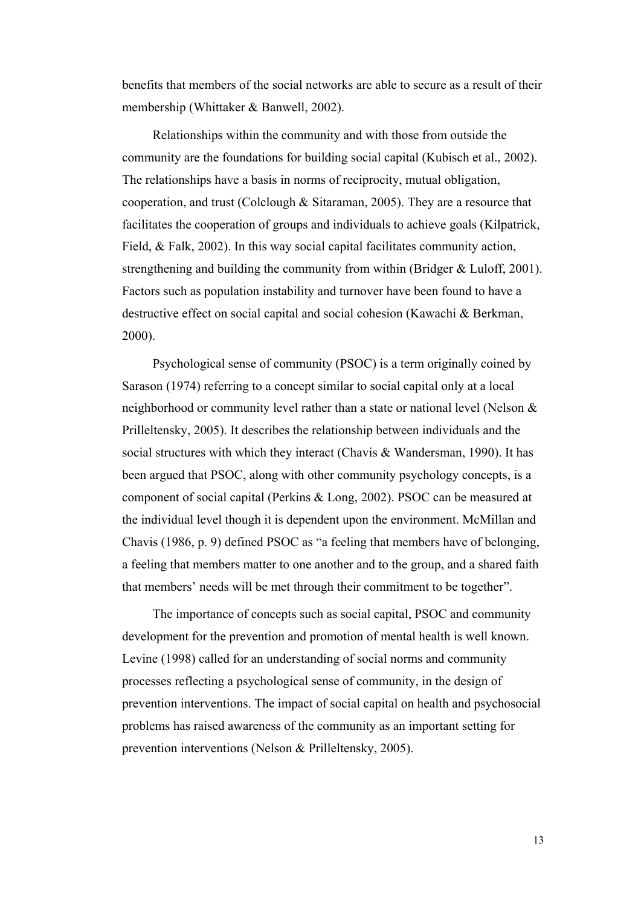benefits that members of the social networks are able to secure as a result of their membership (Whittaker & Banwell, 2002).

Relationships within the community and with those from outside the community are the foundations for building social capital (Kubisch et al., 2002). The relationships have a basis in norms of reciprocity, mutual obligation, cooperation, and trust (Colclough & Sitaraman, 2005). They are a resource that facilitates the cooperation of groups and individuals to achieve goals (Kilpatrick, Field, & Falk, 2002). In this way social capital facilitates community action, strengthening and building the community from within (Bridger & Luloff, 2001). Factors such as population instability and turnover have been found to have a destructive effect on social capital and social cohesion (Kawachi & Berkman, 2000).

Psychological sense of community (PSOC) is a term originally coined by Sarason (1974) referring to a concept similar to social capital only at a local neighborhood or community level rather than a state or national level (Nelson & Prilleltensky, 2005). It describes the relationship between individuals and the social structures with which they interact (Chavis & Wandersman, 1990). It has been argued that PSOC, along with other community psychology concepts, is a component of social capital (Perkins & Long, 2002). PSOC can be measured at the individual level though it is dependent upon the environment. McMillan and Chavis (1986, p. 9) defined PSOC as "a feeling that members have of belonging, a feeling that members matter to one another and to the group, and a shared faith that members' needs will be met through their commitment to be together".

The importance of concepts such as social capital, PSOC and community development for the prevention and promotion of mental health is well known. Levine (1998) called for an understanding of social norms and community processes reflecting a psychological sense of community, in the design of prevention interventions. The impact of social capital on health and psychosocial problems has raised awareness of the community as an important setting for prevention interventions (Nelson & Prilleltensky, 2005).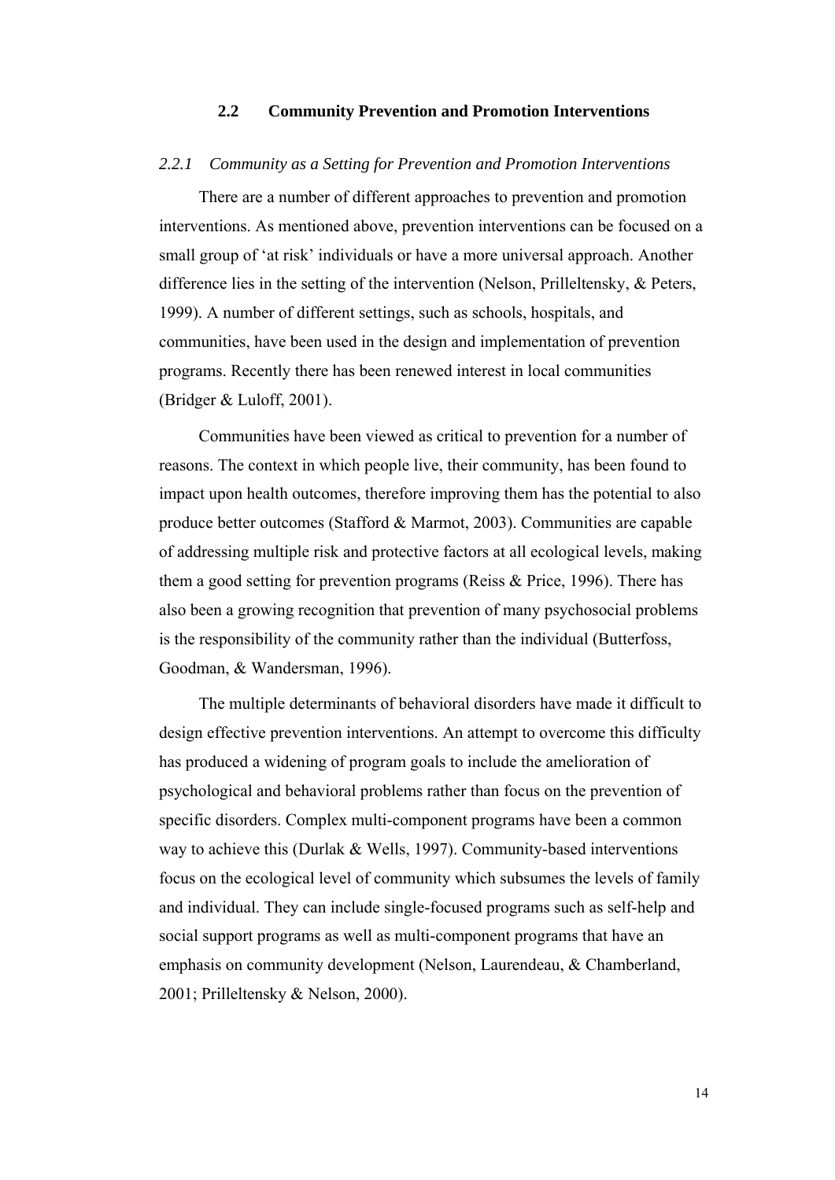## 2.2 Community Prevention and Promotion Interventions

### *2.2.1 Community as a Setting for Prevention and Promotion Interventions*

There are a number of different approaches to prevention and promotion interventions. As mentioned above, prevention interventions can be focused on a small group of 'at risk' individuals or have a more universal approach. Another difference lies in the setting of the intervention (Nelson, Prilleltensky, & Peters, 1999). A number of different settings, such as schools, hospitals, and communities, have been used in the design and implementation of prevention programs. Recently there has been renewed interest in local communities (Bridger & Luloff, 2001).

Communities have been viewed as critical to prevention for a number of reasons. The context in which people live, their community, has been found to impact upon health outcomes, therefore improving them has the potential to also produce better outcomes (Stafford & Marmot, 2003). Communities are capable of addressing multiple risk and protective factors at all ecological levels, making them a good setting for prevention programs (Reiss & Price, 1996). There has also been a growing recognition that prevention of many psychosocial problems is the responsibility of the community rather than the individual (Butterfoss, Goodman, & Wandersman, 1996).

The multiple determinants of behavioral disorders have made it difficult to design effective prevention interventions. An attempt to overcome this difficulty has produced a widening of program goals to include the amelioration of psychological and behavioral problems rather than focus on the prevention of specific disorders. Complex multi-component programs have been a common way to achieve this (Durlak & Wells, 1997). Community-based interventions focus on the ecological level of community which subsumes the levels of family and individual. They can include single-focused programs such as self-help and social support programs as well as multi-component programs that have an emphasis on community development (Nelson, Laurendeau, & Chamberland, 2001; Prilleltensky & Nelson, 2000).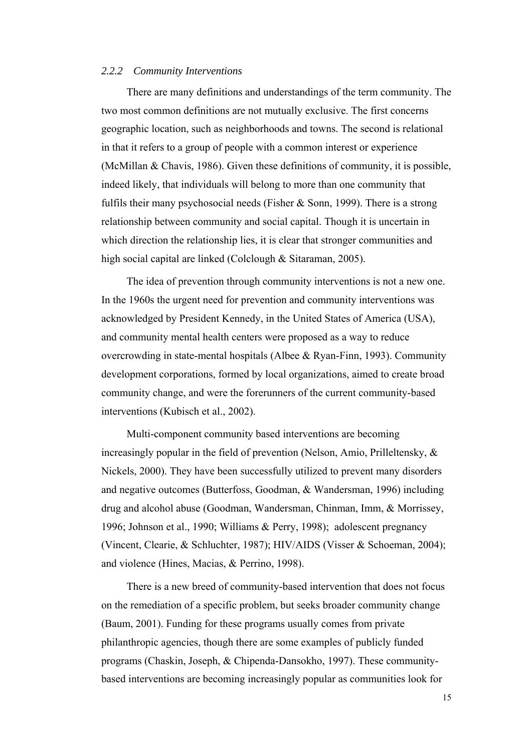### *2.2.2 Community Interventions*

There are many definitions and understandings of the term community. The two most common definitions are not mutually exclusive. The first concerns geographic location, such as neighborhoods and towns. The second is relational in that it refers to a group of people with a common interest or experience (McMillan & Chavis, 1986). Given these definitions of community, it is possible, indeed likely, that individuals will belong to more than one community that fulfils their many psychosocial needs (Fisher & Sonn, 1999). There is a strong relationship between community and social capital. Though it is uncertain in which direction the relationship lies, it is clear that stronger communities and high social capital are linked (Colclough & Sitaraman, 2005).

The idea of prevention through community interventions is not a new one. In the 1960s the urgent need for prevention and community interventions was acknowledged by President Kennedy, in the United States of America (USA), and community mental health centers were proposed as a way to reduce overcrowding in state-mental hospitals (Albee & Ryan-Finn, 1993). Community development corporations, formed by local organizations, aimed to create broad community change, and were the forerunners of the current community-based interventions (Kubisch et al., 2002).

Multi-component community based interventions are becoming increasingly popular in the field of prevention (Nelson, Amio, Prilleltensky, & Nickels, 2000). They have been successfully utilized to prevent many disorders and negative outcomes (Butterfoss, Goodman, & Wandersman, 1996) including drug and alcohol abuse (Goodman, Wandersman, Chinman, Imm, & Morrissey, 1996; Johnson et al., 1990; Williams & Perry, 1998); adolescent pregnancy (Vincent, Clearie, & Schluchter, 1987); HIV/AIDS (Visser & Schoeman, 2004); and violence (Hines, Macias, & Perrino, 1998).

There is a new breed of community-based intervention that does not focus on the remediation of a specific problem, but seeks broader community change (Baum, 2001). Funding for these programs usually comes from private philanthropic agencies, though there are some examples of publicly funded programs (Chaskin, Joseph, & Chipenda-Dansokho, 1997). These community-based interventions are becoming increasingly popular as communities look for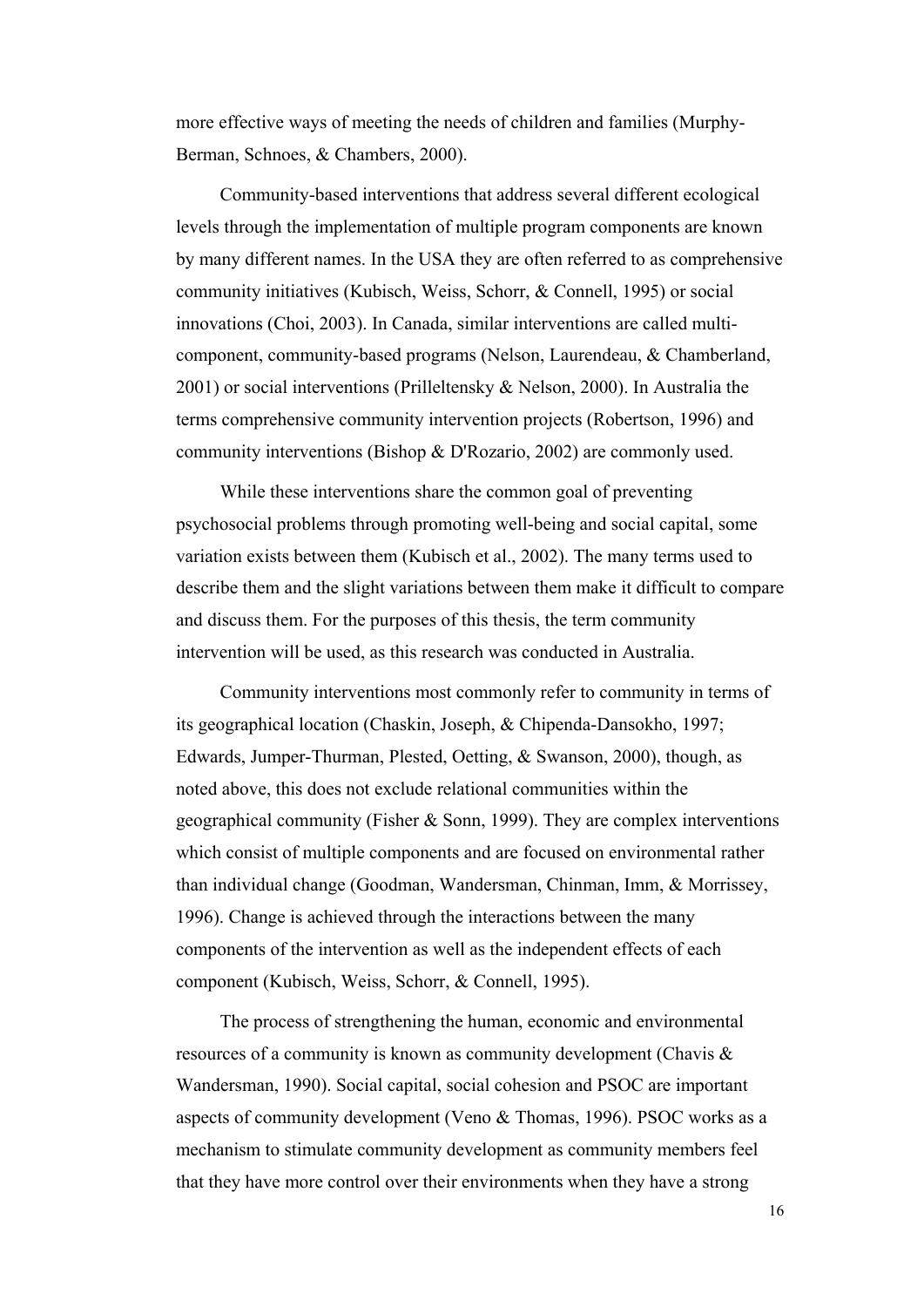more effective ways of meeting the needs of children and families (Murphy-Berman, Schnoes, & Chambers, 2000).

Community-based interventions that address several different ecological levels through the implementation of multiple program components are known by many different names. In the USA they are often referred to as comprehensive community initiatives (Kubisch, Weiss, Schorr, & Connell, 1995) or social innovations (Choi, 2003). In Canada, similar interventions are called multi-component, community-based programs (Nelson, Laurendeau, & Chamberland, 2001) or social interventions (Prilleltensky & Nelson, 2000). In Australia the terms comprehensive community intervention projects (Robertson, 1996) and community interventions (Bishop & D'Rozario, 2002) are commonly used.

While these interventions share the common goal of preventing psychosocial problems through promoting well-being and social capital, some variation exists between them (Kubisch et al., 2002). The many terms used to describe them and the slight variations between them make it difficult to compare and discuss them. For the purposes of this thesis, the term community intervention will be used, as this research was conducted in Australia.

Community interventions most commonly refer to community in terms of its geographical location (Chaskin, Joseph, & Chipenda-Dansokho, 1997; Edwards, Jumper-Thurman, Plested, Oetting, & Swanson, 2000), though, as noted above, this does not exclude relational communities within the geographical community (Fisher & Sonn, 1999). They are complex interventions which consist of multiple components and are focused on environmental rather than individual change (Goodman, Wandersman, Chinman, Imm, & Morrissey, 1996). Change is achieved through the interactions between the many components of the intervention as well as the independent effects of each component (Kubisch, Weiss, Schorr, & Connell, 1995).

The process of strengthening the human, economic and environmental resources of a community is known as community development (Chavis & Wandersman, 1990). Social capital, social cohesion and PSOC are important aspects of community development (Veno & Thomas, 1996). PSOC works as a mechanism to stimulate community development as community members feel that they have more control over their environments when they have a strong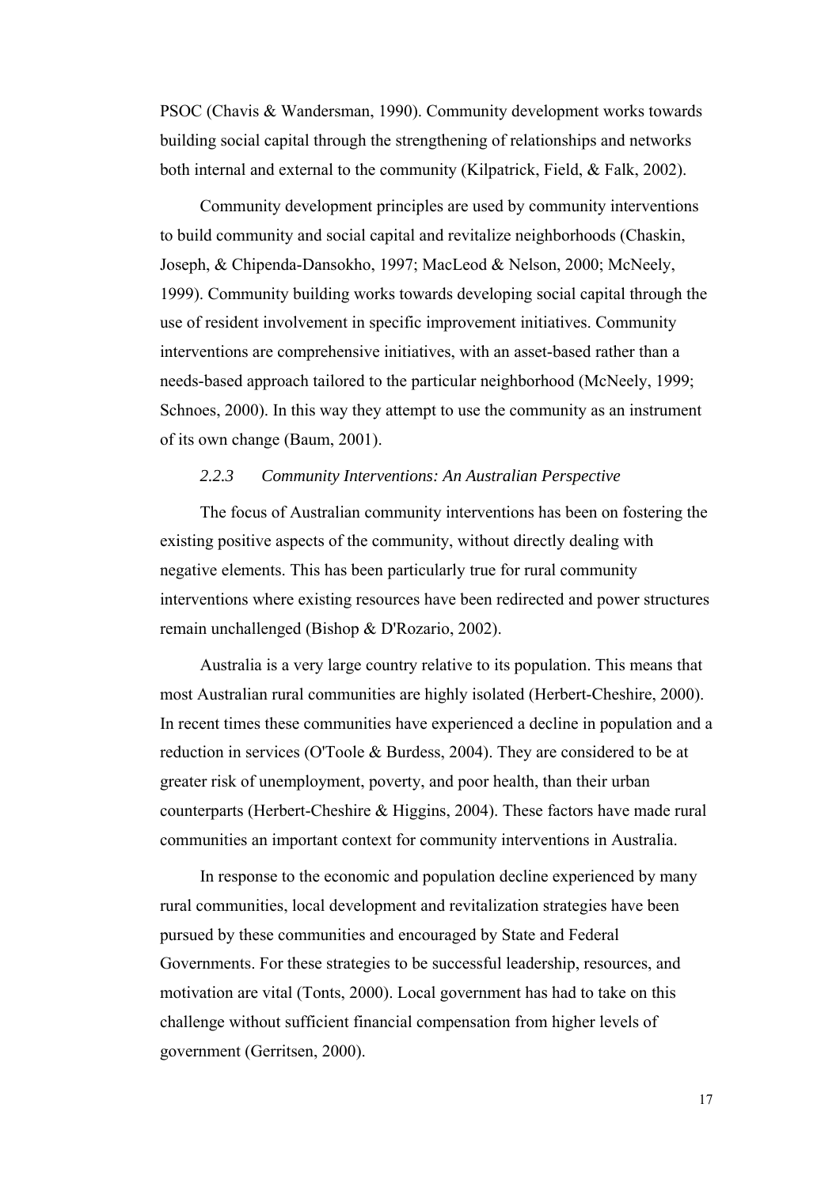PSOC (Chavis & Wandersman, 1990). Community development works towards building social capital through the strengthening of relationships and networks both internal and external to the community (Kilpatrick, Field, & Falk, 2002).

Community development principles are used by community interventions to build community and social capital and revitalize neighborhoods (Chaskin, Joseph, & Chipenda-Dansokho, 1997; MacLeod & Nelson, 2000; McNeely, 1999). Community building works towards developing social capital through the use of resident involvement in specific improvement initiatives. Community interventions are comprehensive initiatives, with an asset-based rather than a needs-based approach tailored to the particular neighborhood (McNeely, 1999; Schnoes, 2000). In this way they attempt to use the community as an instrument of its own change (Baum, 2001).

### *2.2.3 Community Interventions: An Australian Perspective*

The focus of Australian community interventions has been on fostering the existing positive aspects of the community, without directly dealing with negative elements. This has been particularly true for rural community interventions where existing resources have been redirected and power structures remain unchallenged (Bishop & D'Rozario, 2002).

Australia is a very large country relative to its population. This means that most Australian rural communities are highly isolated (Herbert-Cheshire, 2000). In recent times these communities have experienced a decline in population and a reduction in services (O'Toole & Burdess, 2004). They are considered to be at greater risk of unemployment, poverty, and poor health, than their urban counterparts (Herbert-Cheshire & Higgins, 2004). These factors have made rural communities an important context for community interventions in Australia.

In response to the economic and population decline experienced by many rural communities, local development and revitalization strategies have been pursued by these communities and encouraged by State and Federal Governments. For these strategies to be successful leadership, resources, and motivation are vital (Tonts, 2000). Local government has had to take on this challenge without sufficient financial compensation from higher levels of government (Gerritsen, 2000).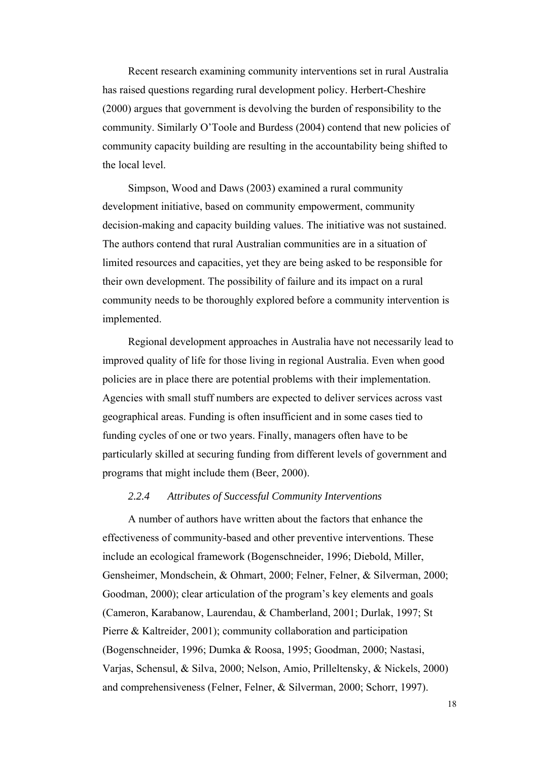Recent research examining community interventions set in rural Australia has raised questions regarding rural development policy. Herbert-Cheshire (2000) argues that government is devolving the burden of responsibility to the community. Similarly O'Toole and Burdess (2004) contend that new policies of community capacity building are resulting in the accountability being shifted to the local level.

Simpson, Wood and Daws (2003) examined a rural community development initiative, based on community empowerment, community decision-making and capacity building values. The initiative was not sustained. The authors contend that rural Australian communities are in a situation of limited resources and capacities, yet they are being asked to be responsible for their own development. The possibility of failure and its impact on a rural community needs to be thoroughly explored before a community intervention is implemented.

Regional development approaches in Australia have not necessarily lead to improved quality of life for those living in regional Australia. Even when good policies are in place there are potential problems with their implementation. Agencies with small stuff numbers are expected to deliver services across vast geographical areas. Funding is often insufficient and in some cases tied to funding cycles of one or two years. Finally, managers often have to be particularly skilled at securing funding from different levels of government and programs that might include them (Beer, 2000).

#### *2.2.4 Attributes of Successful Community Interventions*

A number of authors have written about the factors that enhance the effectiveness of community-based and other preventive interventions. These include an ecological framework (Bogenschneider, 1996; Diebold, Miller, Gensheimer, Mondschein, & Ohmart, 2000; Felner, Felner, & Silverman, 2000; Goodman, 2000); clear articulation of the program's key elements and goals (Cameron, Karabanow, Laurendau, & Chamberland, 2001; Durlak, 1997; St Pierre & Kaltreider, 2001); community collaboration and participation (Bogenschneider, 1996; Dumka & Roosa, 1995; Goodman, 2000; Nastasi, Varjas, Schensul, & Silva, 2000; Nelson, Amio, Prilleltensky, & Nickels, 2000) and comprehensiveness (Felner, Felner, & Silverman, 2000; Schorr, 1997).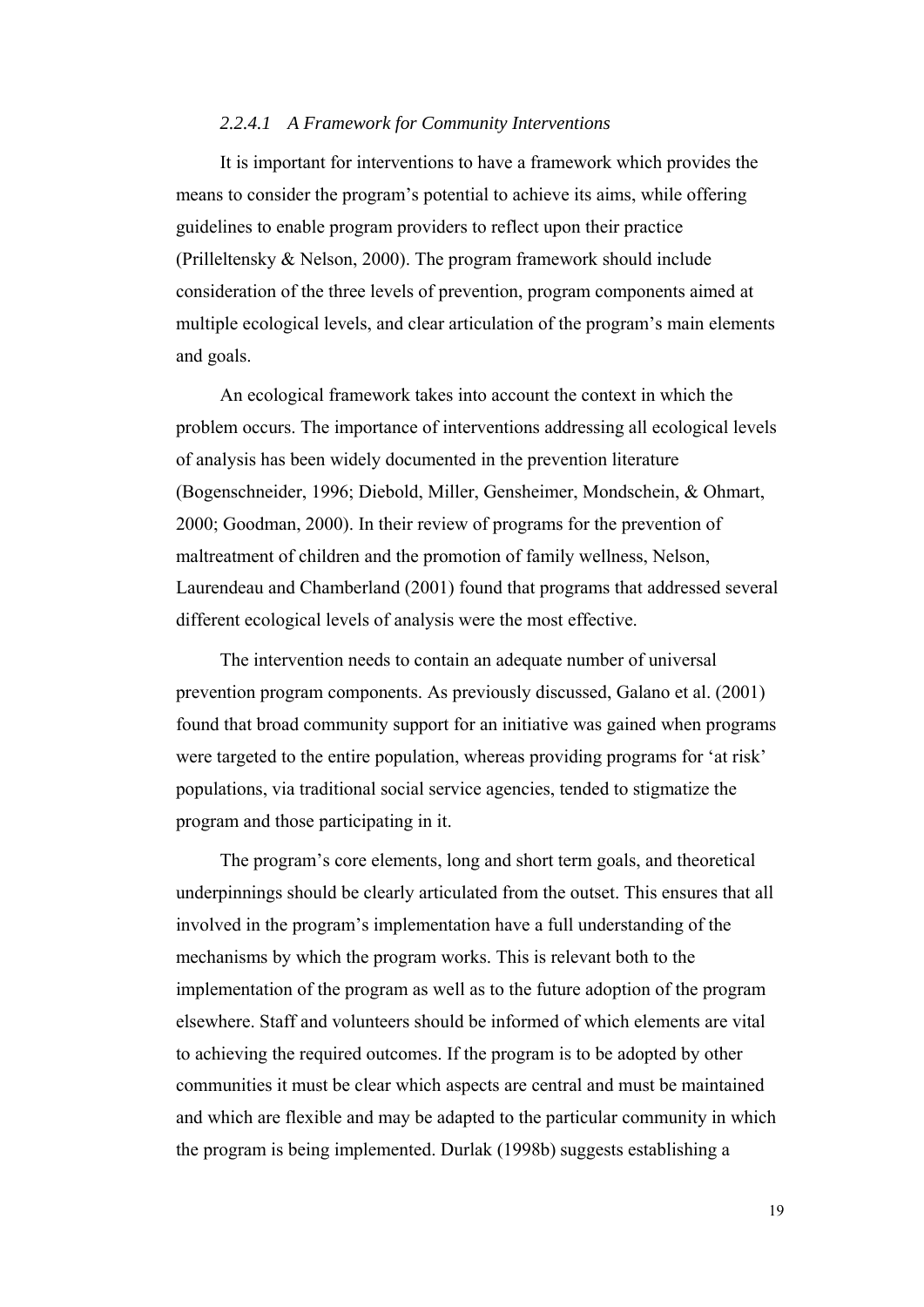#### *2.2.4.1 A Framework for Community Interventions*

It is important for interventions to have a framework which provides the means to consider the program's potential to achieve its aims, while offering guidelines to enable program providers to reflect upon their practice (Prilleltensky & Nelson, 2000). The program framework should include consideration of the three levels of prevention, program components aimed at multiple ecological levels, and clear articulation of the program's main elements and goals.

An ecological framework takes into account the context in which the problem occurs. The importance of interventions addressing all ecological levels of analysis has been widely documented in the prevention literature (Bogenschneider, 1996; Diebold, Miller, Gensheimer, Mondschein, & Ohmart, 2000; Goodman, 2000). In their review of programs for the prevention of maltreatment of children and the promotion of family wellness, Nelson, Laurendeau and Chamberland (2001) found that programs that addressed several different ecological levels of analysis were the most effective.

The intervention needs to contain an adequate number of universal prevention program components. As previously discussed, Galano et al. (2001) found that broad community support for an initiative was gained when programs were targeted to the entire population, whereas providing programs for 'at risk' populations, via traditional social service agencies, tended to stigmatize the program and those participating in it.

The program's core elements, long and short term goals, and theoretical underpinnings should be clearly articulated from the outset. This ensures that all involved in the program's implementation have a full understanding of the mechanisms by which the program works. This is relevant both to the implementation of the program as well as to the future adoption of the program elsewhere. Staff and volunteers should be informed of which elements are vital to achieving the required outcomes. If the program is to be adopted by other communities it must be clear which aspects are central and must be maintained and which are flexible and may be adapted to the particular community in which the program is being implemented. Durlak (1998b) suggests establishing a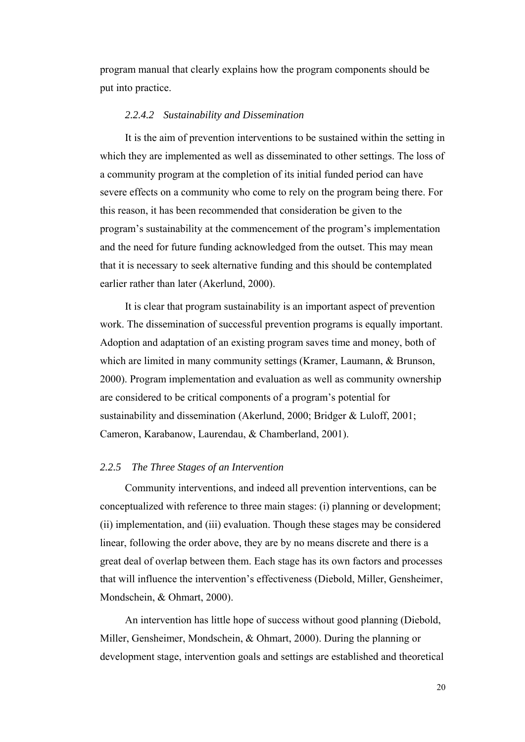program manual that clearly explains how the program components should be put into practice.

#### *2.2.4.2 Sustainability and Dissemination*

It is the aim of prevention interventions to be sustained within the setting in which they are implemented as well as disseminated to other settings. The loss of a community program at the completion of its initial funded period can have severe effects on a community who come to rely on the program being there. For this reason, it has been recommended that consideration be given to the program's sustainability at the commencement of the program's implementation and the need for future funding acknowledged from the outset. This may mean that it is necessary to seek alternative funding and this should be contemplated earlier rather than later (Akerlund, 2000).

It is clear that program sustainability is an important aspect of prevention work. The dissemination of successful prevention programs is equally important. Adoption and adaptation of an existing program saves time and money, both of which are limited in many community settings (Kramer, Laumann, & Brunson, 2000). Program implementation and evaluation as well as community ownership are considered to be critical components of a program's potential for sustainability and dissemination (Akerlund, 2000; Bridger & Luloff, 2001; Cameron, Karabanow, Laurendau, & Chamberland, 2001).

### *2.2.5 The Three Stages of an Intervention*

Community interventions, and indeed all prevention interventions, can be conceptualized with reference to three main stages: (i) planning or development; (ii) implementation, and (iii) evaluation. Though these stages may be considered linear, following the order above, they are by no means discrete and there is a great deal of overlap between them. Each stage has its own factors and processes that will influence the intervention's effectiveness (Diebold, Miller, Gensheimer, Mondschein, & Ohmart, 2000).

An intervention has little hope of success without good planning (Diebold, Miller, Gensheimer, Mondschein, & Ohmart, 2000). During the planning or development stage, intervention goals and settings are established and theoretical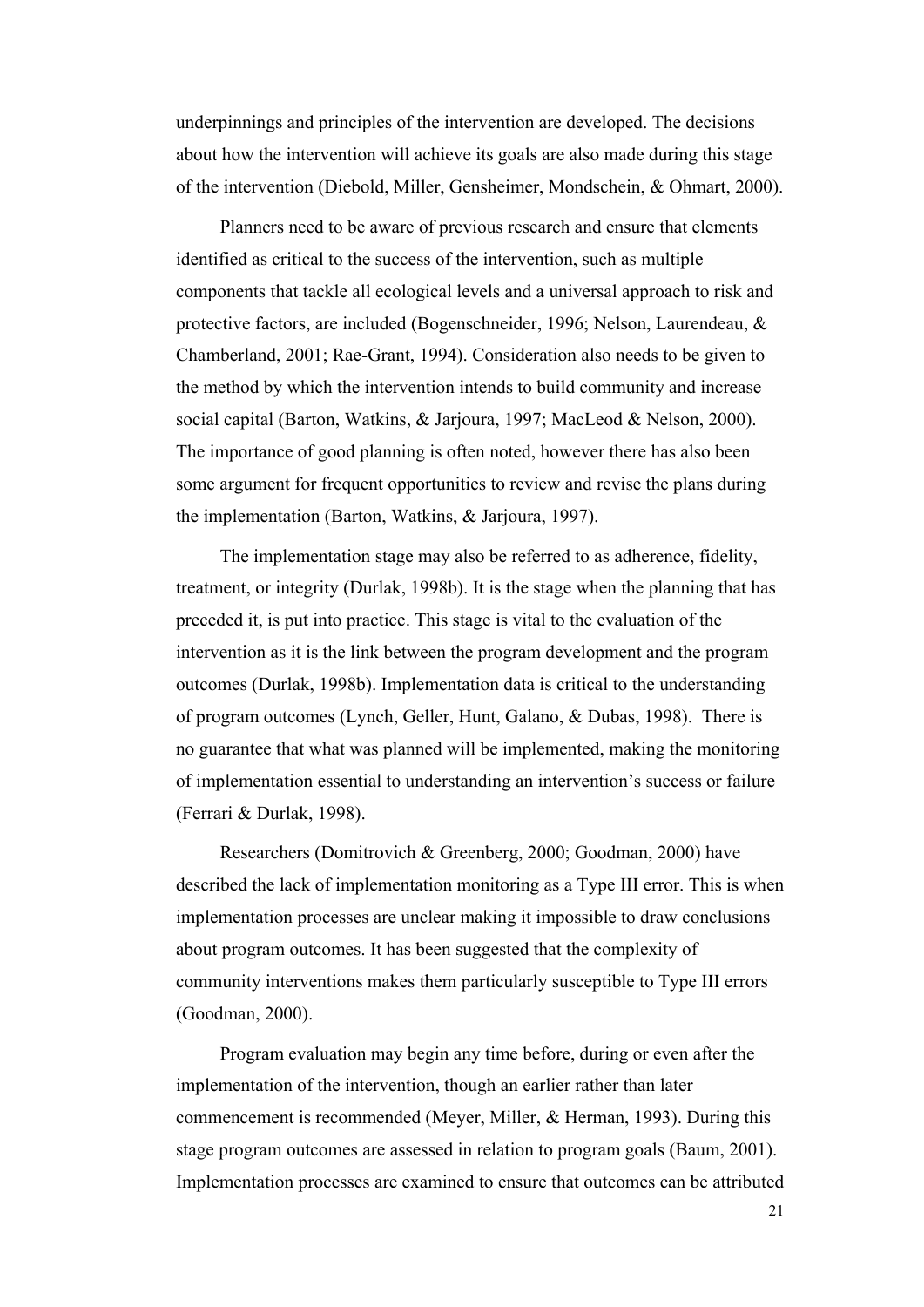underpinnings and principles of the intervention are developed. The decisions about how the intervention will achieve its goals are also made during this stage of the intervention (Diebold, Miller, Gensheimer, Mondschein, & Ohmart, 2000).

Planners need to be aware of previous research and ensure that elements identified as critical to the success of the intervention, such as multiple components that tackle all ecological levels and a universal approach to risk and protective factors, are included (Bogenschneider, 1996; Nelson, Laurendeau, & Chamberland, 2001; Rae-Grant, 1994). Consideration also needs to be given to the method by which the intervention intends to build community and increase social capital (Barton, Watkins, & Jarjoura, 1997; MacLeod & Nelson, 2000). The importance of good planning is often noted, however there has also been some argument for frequent opportunities to review and revise the plans during the implementation (Barton, Watkins, & Jarjoura, 1997).

The implementation stage may also be referred to as adherence, fidelity, treatment, or integrity (Durlak, 1998b). It is the stage when the planning that has preceded it, is put into practice. This stage is vital to the evaluation of the intervention as it is the link between the program development and the program outcomes (Durlak, 1998b). Implementation data is critical to the understanding of program outcomes (Lynch, Geller, Hunt, Galano, & Dubas, 1998). There is no guarantee that what was planned will be implemented, making the monitoring of implementation essential to understanding an intervention's success or failure (Ferrari & Durlak, 1998).

Researchers (Domitrovich & Greenberg, 2000; Goodman, 2000) have described the lack of implementation monitoring as a Type III error. This is when implementation processes are unclear making it impossible to draw conclusions about program outcomes. It has been suggested that the complexity of community interventions makes them particularly susceptible to Type III errors (Goodman, 2000).

Program evaluation may begin any time before, during or even after the implementation of the intervention, though an earlier rather than later commencement is recommended (Meyer, Miller, & Herman, 1993). During this stage program outcomes are assessed in relation to program goals (Baum, 2001). Implementation processes are examined to ensure that outcomes can be attributed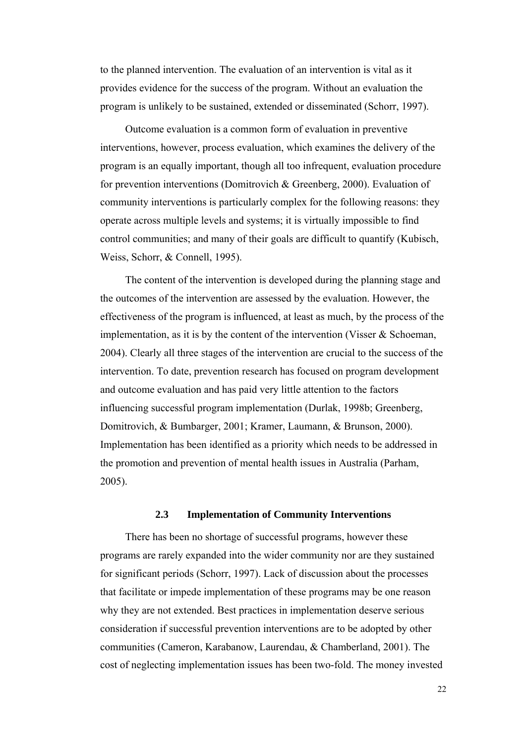to the planned intervention. The evaluation of an intervention is vital as it provides evidence for the success of the program. Without an evaluation the program is unlikely to be sustained, extended or disseminated (Schorr, 1997).

Outcome evaluation is a common form of evaluation in preventive interventions, however, process evaluation, which examines the delivery of the program is an equally important, though all too infrequent, evaluation procedure for prevention interventions (Domitrovich & Greenberg, 2000). Evaluation of community interventions is particularly complex for the following reasons: they operate across multiple levels and systems; it is virtually impossible to find control communities; and many of their goals are difficult to quantify (Kubisch, Weiss, Schorr, & Connell, 1995).

The content of the intervention is developed during the planning stage and the outcomes of the intervention are assessed by the evaluation. However, the effectiveness of the program is influenced, at least as much, by the process of the implementation, as it is by the content of the intervention (Visser & Schoeman, 2004). Clearly all three stages of the intervention are crucial to the success of the intervention. To date, prevention research has focused on program development and outcome evaluation and has paid very little attention to the factors influencing successful program implementation (Durlak, 1998b; Greenberg, Domitrovich, & Bumbarger, 2001; Kramer, Laumann, & Brunson, 2000). Implementation has been identified as a priority which needs to be addressed in the promotion and prevention of mental health issues in Australia (Parham, 2005).

## 2.3 Implementation of Community Interventions

There has been no shortage of successful programs, however these programs are rarely expanded into the wider community nor are they sustained for significant periods (Schorr, 1997). Lack of discussion about the processes that facilitate or impede implementation of these programs may be one reason why they are not extended. Best practices in implementation deserve serious consideration if successful prevention interventions are to be adopted by other communities (Cameron, Karabanow, Laurendau, & Chamberland, 2001). The cost of neglecting implementation issues has been two-fold. The money invested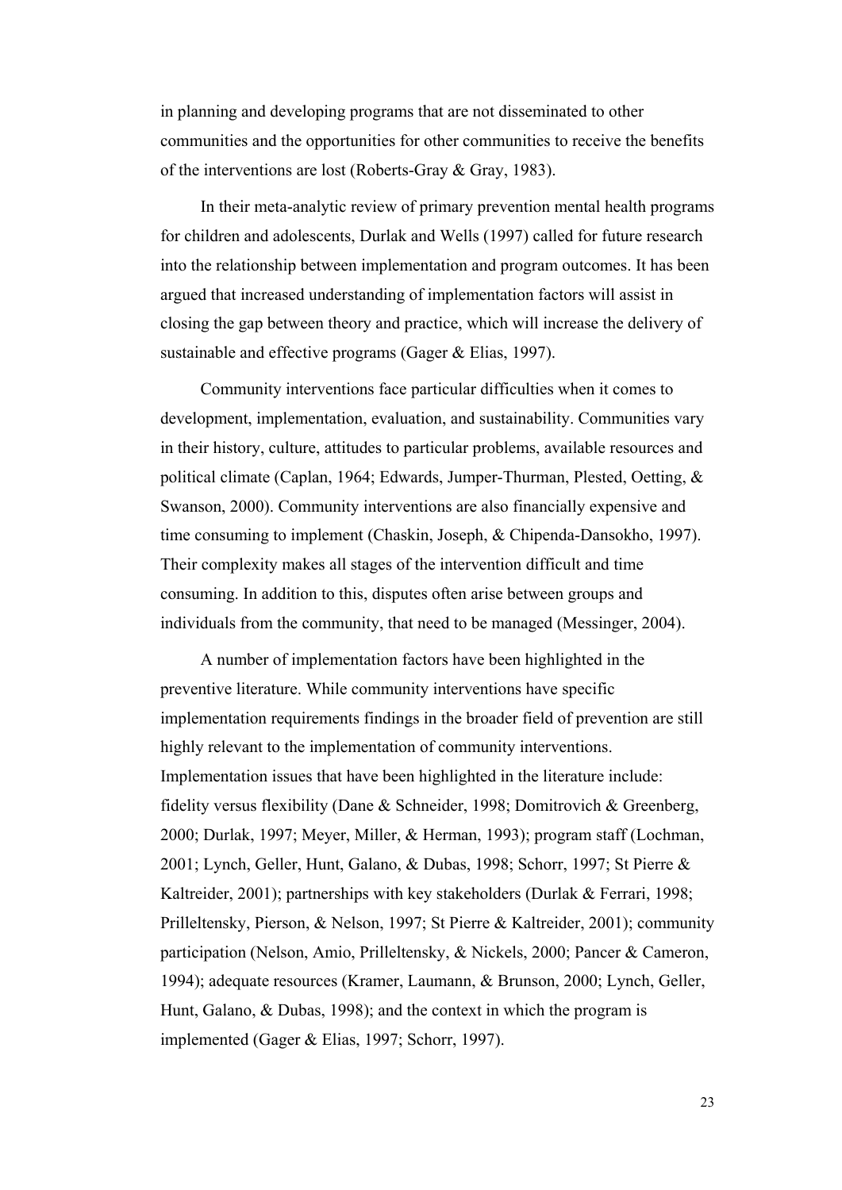in planning and developing programs that are not disseminated to other communities and the opportunities for other communities to receive the benefits of the interventions are lost (Roberts-Gray & Gray, 1983).

In their meta-analytic review of primary prevention mental health programs for children and adolescents, Durlak and Wells (1997) called for future research into the relationship between implementation and program outcomes. It has been argued that increased understanding of implementation factors will assist in closing the gap between theory and practice, which will increase the delivery of sustainable and effective programs (Gager & Elias, 1997).

Community interventions face particular difficulties when it comes to development, implementation, evaluation, and sustainability. Communities vary in their history, culture, attitudes to particular problems, available resources and political climate (Caplan, 1964; Edwards, Jumper-Thurman, Plested, Oetting, & Swanson, 2000). Community interventions are also financially expensive and time consuming to implement (Chaskin, Joseph, & Chipenda-Dansokho, 1997). Their complexity makes all stages of the intervention difficult and time consuming. In addition to this, disputes often arise between groups and individuals from the community, that need to be managed (Messinger, 2004).

A number of implementation factors have been highlighted in the preventive literature. While community interventions have specific implementation requirements findings in the broader field of prevention are still highly relevant to the implementation of community interventions. Implementation issues that have been highlighted in the literature include: fidelity versus flexibility (Dane & Schneider, 1998; Domitrovich & Greenberg, 2000; Durlak, 1997; Meyer, Miller, & Herman, 1993); program staff (Lochman, 2001; Lynch, Geller, Hunt, Galano, & Dubas, 1998; Schorr, 1997; St Pierre & Kaltreider, 2001); partnerships with key stakeholders (Durlak & Ferrari, 1998; Prilleltensky, Pierson, & Nelson, 1997; St Pierre & Kaltreider, 2001); community participation (Nelson, Amio, Prilleltensky, & Nickels, 2000; Pancer & Cameron, 1994); adequate resources (Kramer, Laumann, & Brunson, 2000; Lynch, Geller, Hunt, Galano, & Dubas, 1998); and the context in which the program is implemented (Gager & Elias, 1997; Schorr, 1997).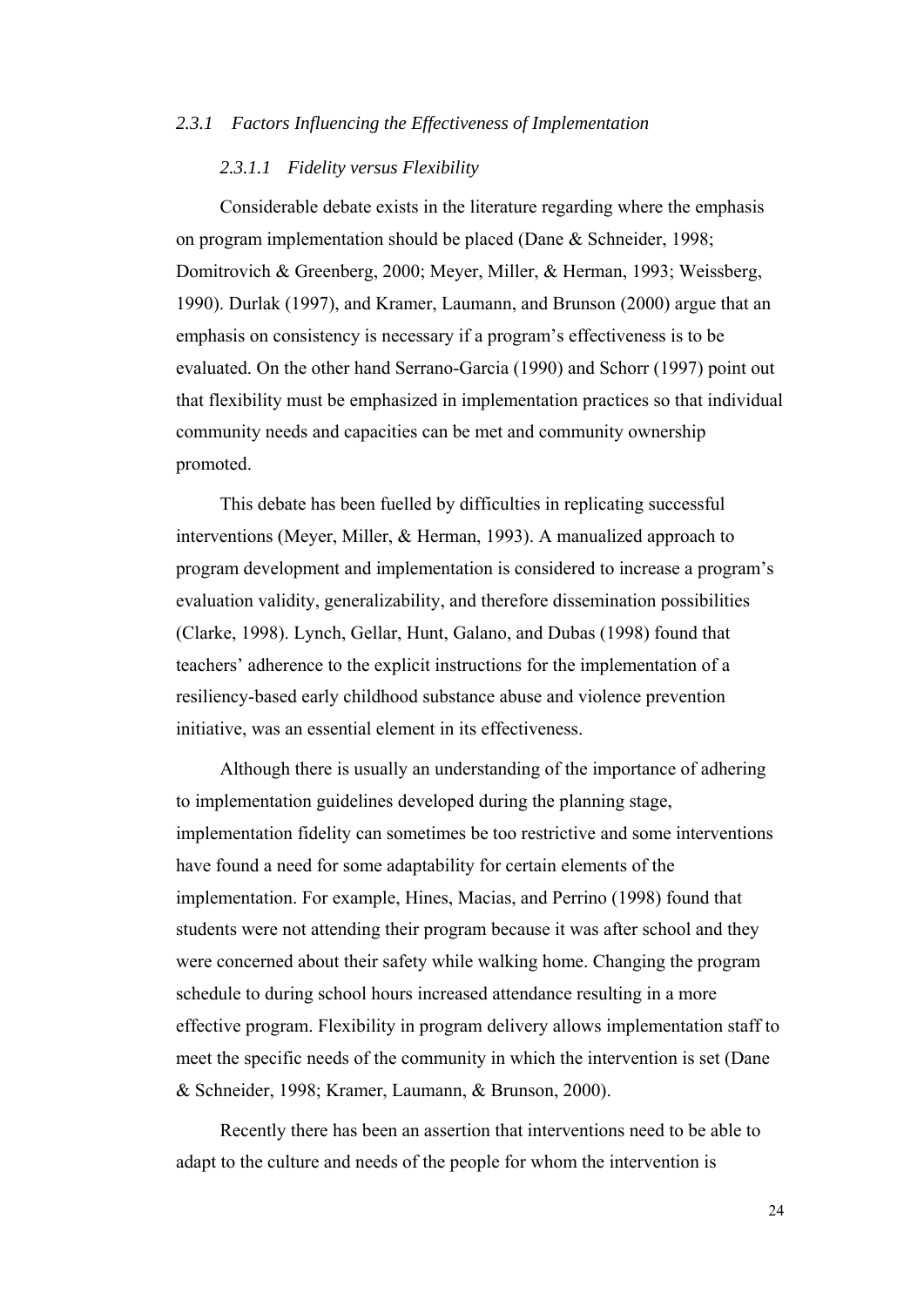### *2.3.1 Factors Influencing the Effectiveness of Implementation*

#### *2.3.1.1 Fidelity versus Flexibility*

Considerable debate exists in the literature regarding where the emphasis on program implementation should be placed (Dane & Schneider, 1998; Domitrovich & Greenberg, 2000; Meyer, Miller, & Herman, 1993; Weissberg, 1990). Durlak (1997), and Kramer, Laumann, and Brunson (2000) argue that an emphasis on consistency is necessary if a program's effectiveness is to be evaluated. On the other hand Serrano-Garcia (1990) and Schorr (1997) point out that flexibility must be emphasized in implementation practices so that individual community needs and capacities can be met and community ownership promoted.

This debate has been fuelled by difficulties in replicating successful interventions (Meyer, Miller, & Herman, 1993). A manualized approach to program development and implementation is considered to increase a program's evaluation validity, generalizability, and therefore dissemination possibilities (Clarke, 1998). Lynch, Gellar, Hunt, Galano, and Dubas (1998) found that teachers' adherence to the explicit instructions for the implementation of a resiliency-based early childhood substance abuse and violence prevention initiative, was an essential element in its effectiveness.

Although there is usually an understanding of the importance of adhering to implementation guidelines developed during the planning stage, implementation fidelity can sometimes be too restrictive and some interventions have found a need for some adaptability for certain elements of the implementation. For example, Hines, Macias, and Perrino (1998) found that students were not attending their program because it was after school and they were concerned about their safety while walking home. Changing the program schedule to during school hours increased attendance resulting in a more effective program. Flexibility in program delivery allows implementation staff to meet the specific needs of the community in which the intervention is set (Dane & Schneider, 1998; Kramer, Laumann, & Brunson, 2000).

Recently there has been an assertion that interventions need to be able to adapt to the culture and needs of the people for whom the intervention is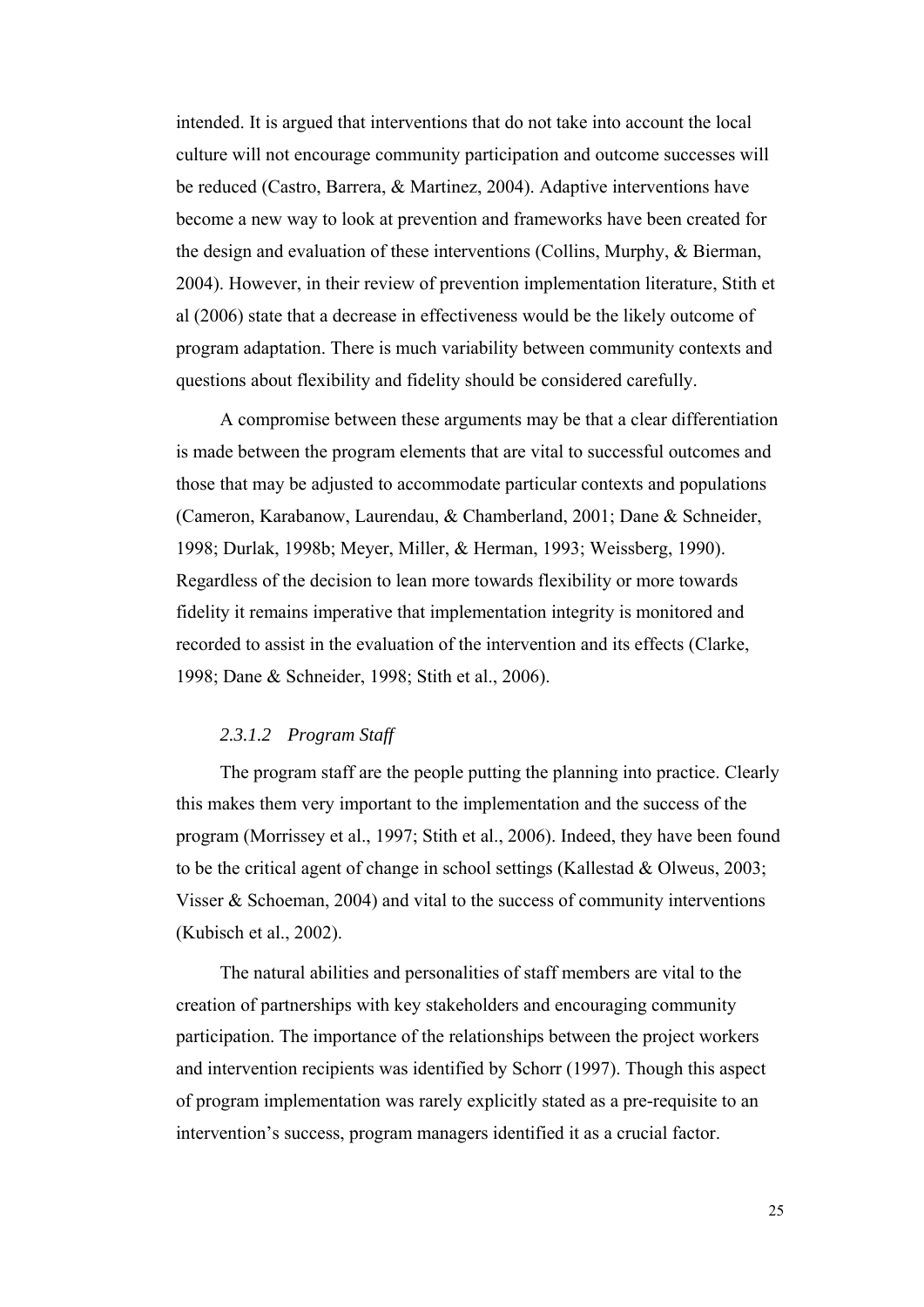intended. It is argued that interventions that do not take into account the local culture will not encourage community participation and outcome successes will be reduced (Castro, Barrera, & Martinez, 2004). Adaptive interventions have become a new way to look at prevention and frameworks have been created for the design and evaluation of these interventions (Collins, Murphy, & Bierman, 2004). However, in their review of prevention implementation literature, Stith et al (2006) state that a decrease in effectiveness would be the likely outcome of program adaptation. There is much variability between community contexts and questions about flexibility and fidelity should be considered carefully.

A compromise between these arguments may be that a clear differentiation is made between the program elements that are vital to successful outcomes and those that may be adjusted to accommodate particular contexts and populations (Cameron, Karabanow, Laurendau, & Chamberland, 2001; Dane & Schneider, 1998; Durlak, 1998b; Meyer, Miller, & Herman, 1993; Weissberg, 1990). Regardless of the decision to lean more towards flexibility or more towards fidelity it remains imperative that implementation integrity is monitored and recorded to assist in the evaluation of the intervention and its effects (Clarke, 1998; Dane & Schneider, 1998; Stith et al., 2006).

#### *2.3.1.2 Program Staff*

The program staff are the people putting the planning into practice. Clearly this makes them very important to the implementation and the success of the program (Morrissey et al., 1997; Stith et al., 2006). Indeed, they have been found to be the critical agent of change in school settings (Kallestad & Olweus, 2003; Visser & Schoeman, 2004) and vital to the success of community interventions (Kubisch et al., 2002).

The natural abilities and personalities of staff members are vital to the creation of partnerships with key stakeholders and encouraging community participation. The importance of the relationships between the project workers and intervention recipients was identified by Schorr (1997). Though this aspect of program implementation was rarely explicitly stated as a pre-requisite to an intervention's success, program managers identified it as a crucial factor.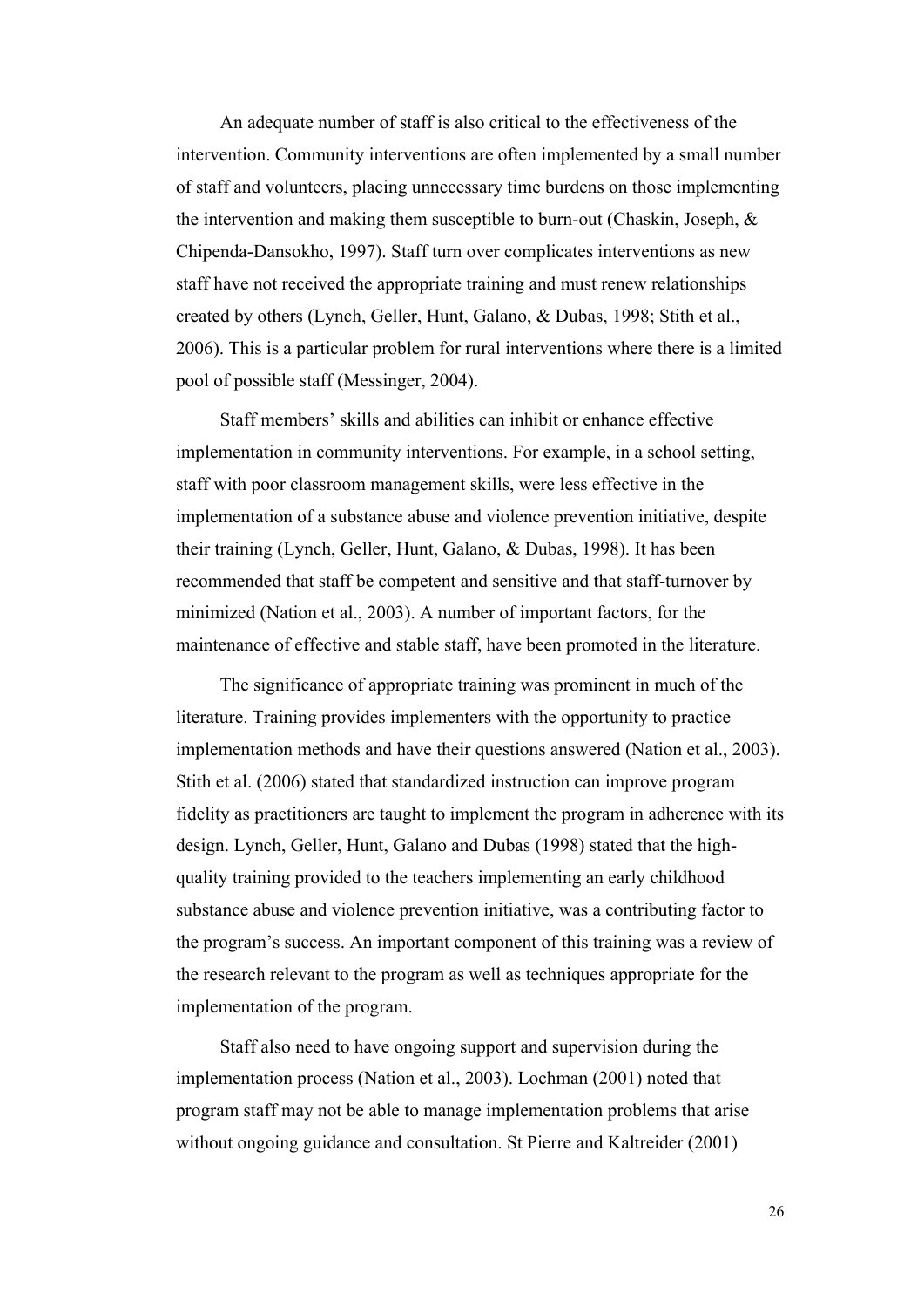An adequate number of staff is also critical to the effectiveness of the intervention. Community interventions are often implemented by a small number of staff and volunteers, placing unnecessary time burdens on those implementing the intervention and making them susceptible to burn-out (Chaskin, Joseph, & Chipenda-Dansokho, 1997). Staff turn over complicates interventions as new staff have not received the appropriate training and must renew relationships created by others (Lynch, Geller, Hunt, Galano, & Dubas, 1998; Stith et al., 2006). This is a particular problem for rural interventions where there is a limited pool of possible staff (Messinger, 2004).

Staff members' skills and abilities can inhibit or enhance effective implementation in community interventions. For example, in a school setting, staff with poor classroom management skills, were less effective in the implementation of a substance abuse and violence prevention initiative, despite their training (Lynch, Geller, Hunt, Galano, & Dubas, 1998). It has been recommended that staff be competent and sensitive and that staff-turnover by minimized (Nation et al., 2003). A number of important factors, for the maintenance of effective and stable staff, have been promoted in the literature.

The significance of appropriate training was prominent in much of the literature. Training provides implementers with the opportunity to practice implementation methods and have their questions answered (Nation et al., 2003). Stith et al. (2006) stated that standardized instruction can improve program fidelity as practitioners are taught to implement the program in adherence with its design. Lynch, Geller, Hunt, Galano and Dubas (1998) stated that the high-quality training provided to the teachers implementing an early childhood substance abuse and violence prevention initiative, was a contributing factor to the program's success. An important component of this training was a review of the research relevant to the program as well as techniques appropriate for the implementation of the program.

Staff also need to have ongoing support and supervision during the implementation process (Nation et al., 2003). Lochman (2001) noted that program staff may not be able to manage implementation problems that arise without ongoing guidance and consultation. St Pierre and Kaltreider (2001)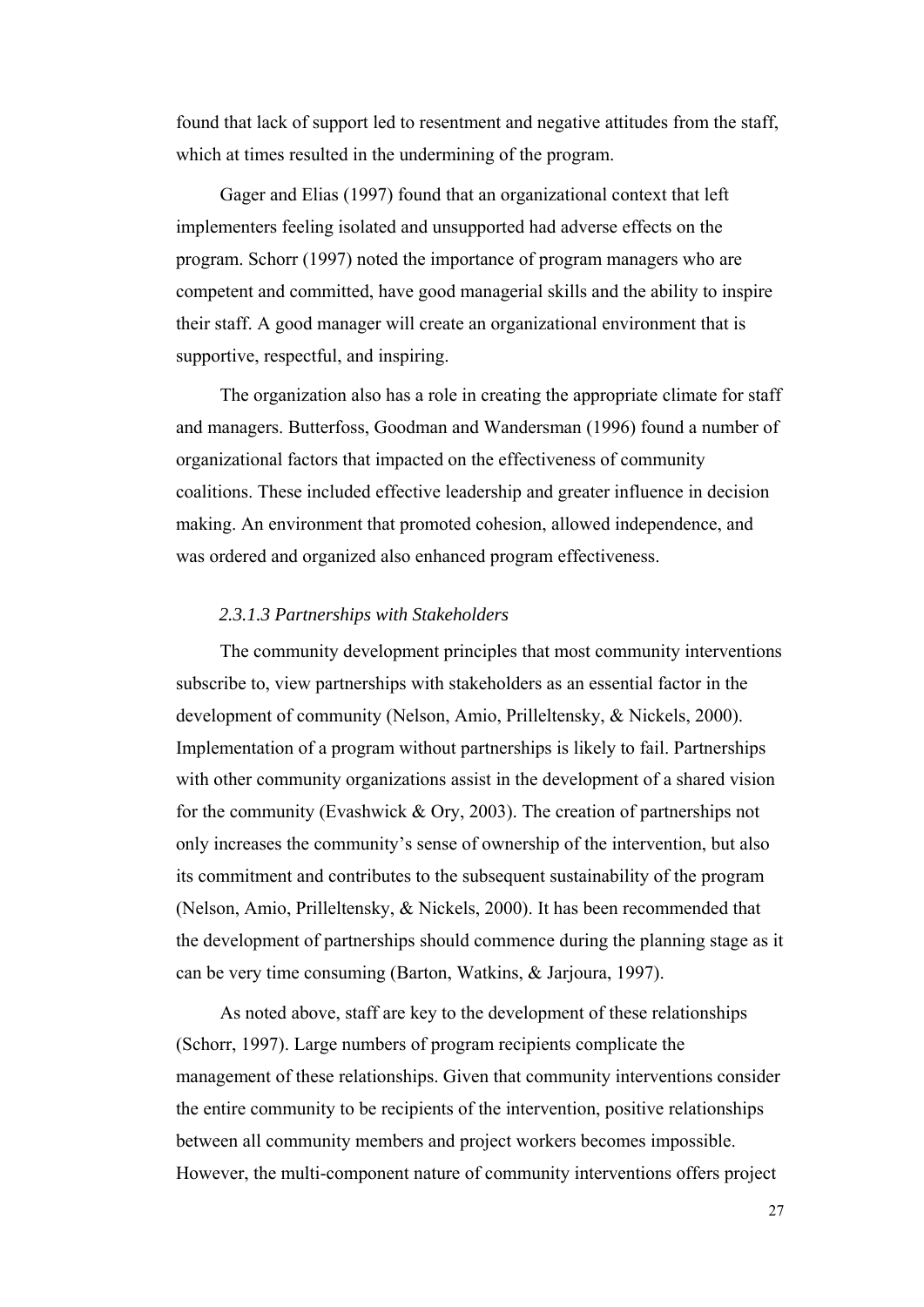found that lack of support led to resentment and negative attitudes from the staff, which at times resulted in the undermining of the program.

Gager and Elias (1997) found that an organizational context that left implementers feeling isolated and unsupported had adverse effects on the program. Schorr (1997) noted the importance of program managers who are competent and committed, have good managerial skills and the ability to inspire their staff. A good manager will create an organizational environment that is supportive, respectful, and inspiring.

The organization also has a role in creating the appropriate climate for staff and managers. Butterfoss, Goodman and Wandersman (1996) found a number of organizational factors that impacted on the effectiveness of community coalitions. These included effective leadership and greater influence in decision making. An environment that promoted cohesion, allowed independence, and was ordered and organized also enhanced program effectiveness.

#### *2.3.1.3 Partnerships with Stakeholders*

The community development principles that most community interventions subscribe to, view partnerships with stakeholders as an essential factor in the development of community (Nelson, Amio, Prilleltensky, & Nickels, 2000). Implementation of a program without partnerships is likely to fail. Partnerships with other community organizations assist in the development of a shared vision for the community (Evashwick & Ory, 2003). The creation of partnerships not only increases the community's sense of ownership of the intervention, but also its commitment and contributes to the subsequent sustainability of the program (Nelson, Amio, Prilleltensky, & Nickels, 2000). It has been recommended that the development of partnerships should commence during the planning stage as it can be very time consuming (Barton, Watkins, & Jarjoura, 1997).

As noted above, staff are key to the development of these relationships (Schorr, 1997). Large numbers of program recipients complicate the management of these relationships. Given that community interventions consider the entire community to be recipients of the intervention, positive relationships between all community members and project workers becomes impossible. However, the multi-component nature of community interventions offers project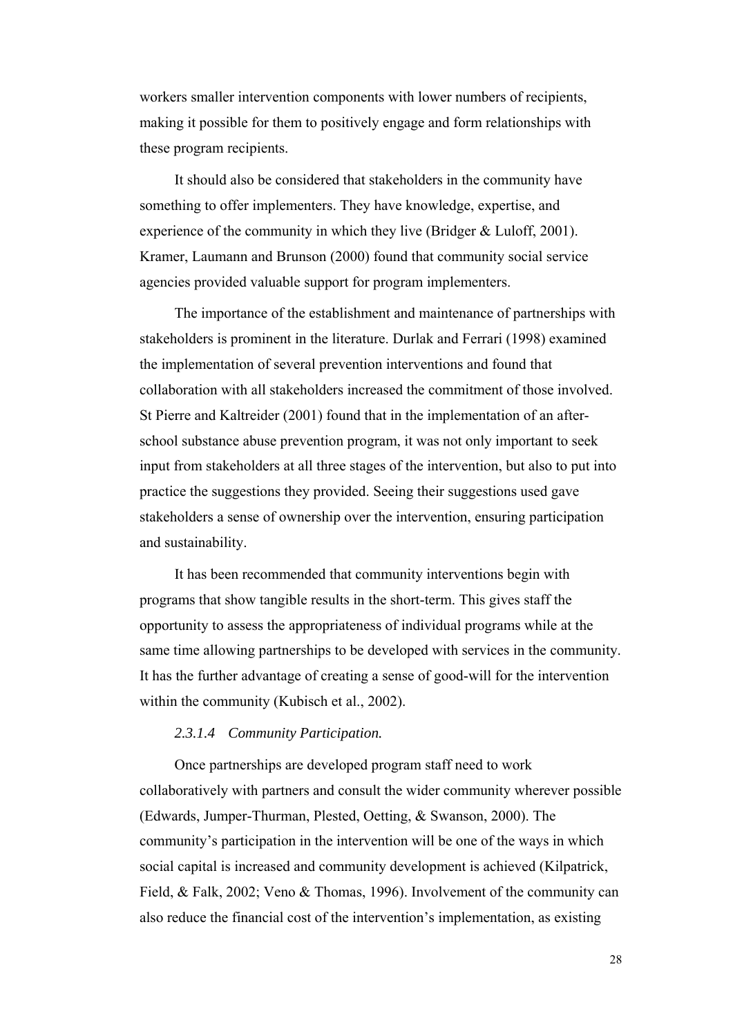workers smaller intervention components with lower numbers of recipients, making it possible for them to positively engage and form relationships with these program recipients.

It should also be considered that stakeholders in the community have something to offer implementers. They have knowledge, expertise, and experience of the community in which they live (Bridger & Luloff, 2001). Kramer, Laumann and Brunson (2000) found that community social service agencies provided valuable support for program implementers.

The importance of the establishment and maintenance of partnerships with stakeholders is prominent in the literature. Durlak and Ferrari (1998) examined the implementation of several prevention interventions and found that collaboration with all stakeholders increased the commitment of those involved. St Pierre and Kaltreider (2001) found that in the implementation of an after-school substance abuse prevention program, it was not only important to seek input from stakeholders at all three stages of the intervention, but also to put into practice the suggestions they provided. Seeing their suggestions used gave stakeholders a sense of ownership over the intervention, ensuring participation and sustainability.

It has been recommended that community interventions begin with programs that show tangible results in the short-term. This gives staff the opportunity to assess the appropriateness of individual programs while at the same time allowing partnerships to be developed with services in the community. It has the further advantage of creating a sense of good-will for the intervention within the community (Kubisch et al., 2002).

#### *2.3.1.4 Community Participation.*

Once partnerships are developed program staff need to work collaboratively with partners and consult the wider community wherever possible (Edwards, Jumper-Thurman, Plested, Oetting, & Swanson, 2000). The community's participation in the intervention will be one of the ways in which social capital is increased and community development is achieved (Kilpatrick, Field, & Falk, 2002; Veno & Thomas, 1996). Involvement of the community can also reduce the financial cost of the intervention's implementation, as existing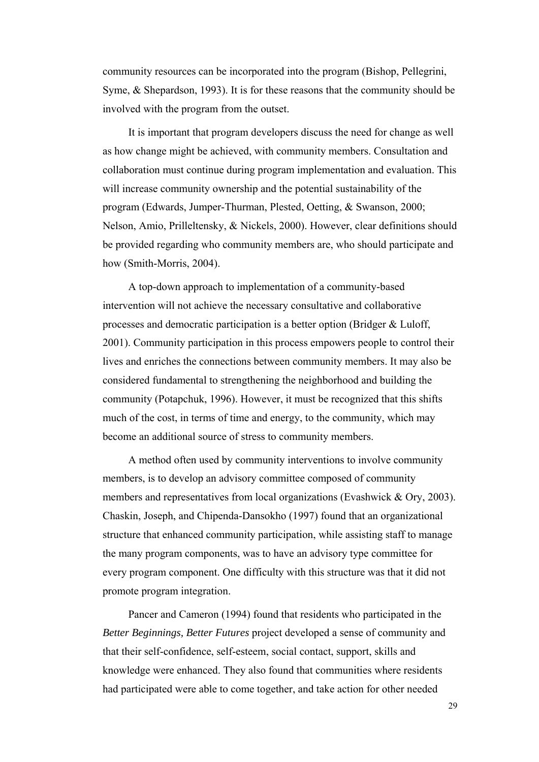community resources can be incorporated into the program (Bishop, Pellegrini, Syme, & Shepardson, 1993). It is for these reasons that the community should be involved with the program from the outset.

It is important that program developers discuss the need for change as well as how change might be achieved, with community members. Consultation and collaboration must continue during program implementation and evaluation. This will increase community ownership and the potential sustainability of the program (Edwards, Jumper-Thurman, Plested, Oetting, & Swanson, 2000; Nelson, Amio, Prilleltensky, & Nickels, 2000). However, clear definitions should be provided regarding who community members are, who should participate and how (Smith-Morris, 2004).

A top-down approach to implementation of a community-based intervention will not achieve the necessary consultative and collaborative processes and democratic participation is a better option (Bridger & Luloff, 2001). Community participation in this process empowers people to control their lives and enriches the connections between community members. It may also be considered fundamental to strengthening the neighborhood and building the community (Potapchuk, 1996). However, it must be recognized that this shifts much of the cost, in terms of time and energy, to the community, which may become an additional source of stress to community members.

A method often used by community interventions to involve community members, is to develop an advisory committee composed of community members and representatives from local organizations (Evashwick & Ory, 2003). Chaskin, Joseph, and Chipenda-Dansokho (1997) found that an organizational structure that enhanced community participation, while assisting staff to manage the many program components, was to have an advisory type committee for every program component. One difficulty with this structure was that it did not promote program integration.

Pancer and Cameron (1994) found that residents who participated in the *Better Beginnings, Better Futures* project developed a sense of community and that their self-confidence, self-esteem, social contact, support, skills and knowledge were enhanced. They also found that communities where residents had participated were able to come together, and take action for other needed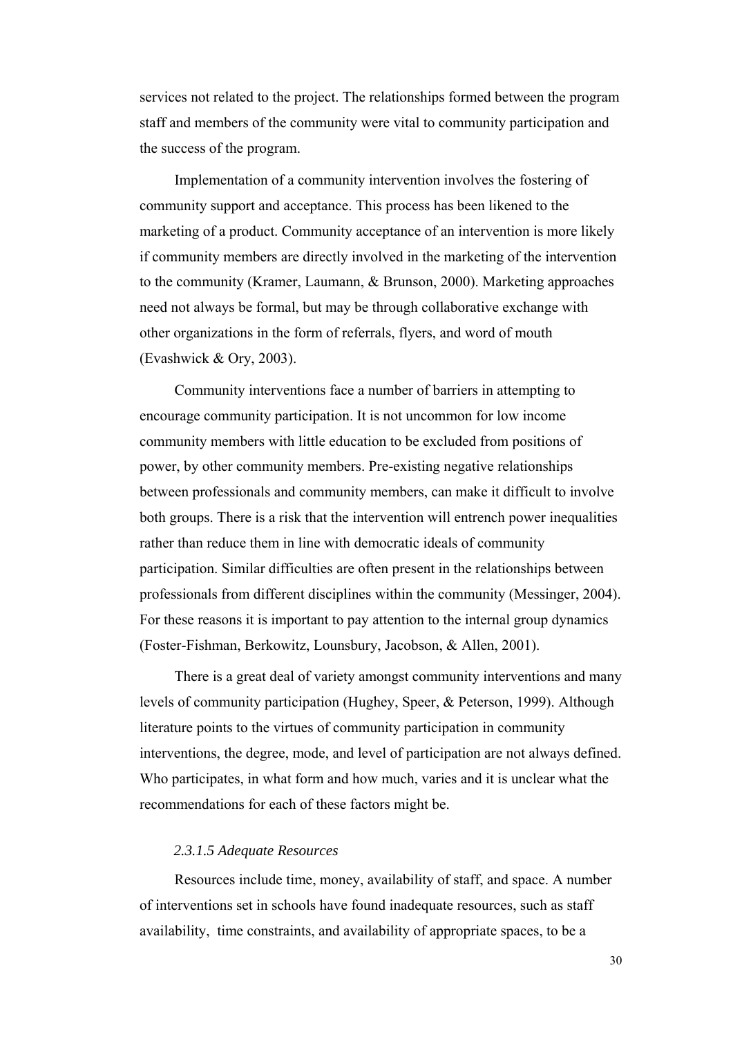services not related to the project. The relationships formed between the program staff and members of the community were vital to community participation and the success of the program.

Implementation of a community intervention involves the fostering of community support and acceptance. This process has been likened to the marketing of a product. Community acceptance of an intervention is more likely if community members are directly involved in the marketing of the intervention to the community (Kramer, Laumann, & Brunson, 2000). Marketing approaches need not always be formal, but may be through collaborative exchange with other organizations in the form of referrals, flyers, and word of mouth (Evashwick & Ory, 2003).

Community interventions face a number of barriers in attempting to encourage community participation. It is not uncommon for low income community members with little education to be excluded from positions of power, by other community members. Pre-existing negative relationships between professionals and community members, can make it difficult to involve both groups. There is a risk that the intervention will entrench power inequalities rather than reduce them in line with democratic ideals of community participation. Similar difficulties are often present in the relationships between professionals from different disciplines within the community (Messinger, 2004). For these reasons it is important to pay attention to the internal group dynamics (Foster-Fishman, Berkowitz, Lounsbury, Jacobson, & Allen, 2001).

There is a great deal of variety amongst community interventions and many levels of community participation (Hughey, Speer, & Peterson, 1999). Although literature points to the virtues of community participation in community interventions, the degree, mode, and level of participation are not always defined. Who participates, in what form and how much, varies and it is unclear what the recommendations for each of these factors might be.

#### *2.3.1.5 Adequate Resources*

Resources include time, money, availability of staff, and space. A number of interventions set in schools have found inadequate resources, such as staff availability, time constraints, and availability of appropriate spaces, to be a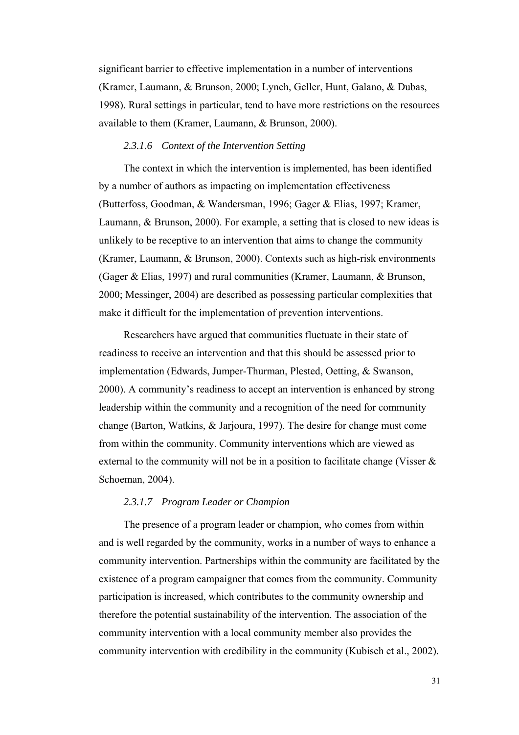significant barrier to effective implementation in a number of interventions (Kramer, Laumann, & Brunson, 2000; Lynch, Geller, Hunt, Galano, & Dubas, 1998). Rural settings in particular, tend to have more restrictions on the resources available to them (Kramer, Laumann, & Brunson, 2000).

#### *2.3.1.6 Context of the Intervention Setting*

The context in which the intervention is implemented, has been identified by a number of authors as impacting on implementation effectiveness (Butterfoss, Goodman, & Wandersman, 1996; Gager & Elias, 1997; Kramer, Laumann, & Brunson, 2000). For example, a setting that is closed to new ideas is unlikely to be receptive to an intervention that aims to change the community (Kramer, Laumann, & Brunson, 2000). Contexts such as high-risk environments (Gager & Elias, 1997) and rural communities (Kramer, Laumann, & Brunson, 2000; Messinger, 2004) are described as possessing particular complexities that make it difficult for the implementation of prevention interventions.

Researchers have argued that communities fluctuate in their state of readiness to receive an intervention and that this should be assessed prior to implementation (Edwards, Jumper-Thurman, Plested, Oetting, & Swanson, 2000). A community's readiness to accept an intervention is enhanced by strong leadership within the community and a recognition of the need for community change (Barton, Watkins, & Jarjoura, 1997). The desire for change must come from within the community. Community interventions which are viewed as external to the community will not be in a position to facilitate change (Visser & Schoeman, 2004).

#### *2.3.1.7 Program Leader or Champion*

The presence of a program leader or champion, who comes from within and is well regarded by the community, works in a number of ways to enhance a community intervention. Partnerships within the community are facilitated by the existence of a program campaigner that comes from the community. Community participation is increased, which contributes to the community ownership and therefore the potential sustainability of the intervention. The association of the community intervention with a local community member also provides the community intervention with credibility in the community (Kubisch et al., 2002).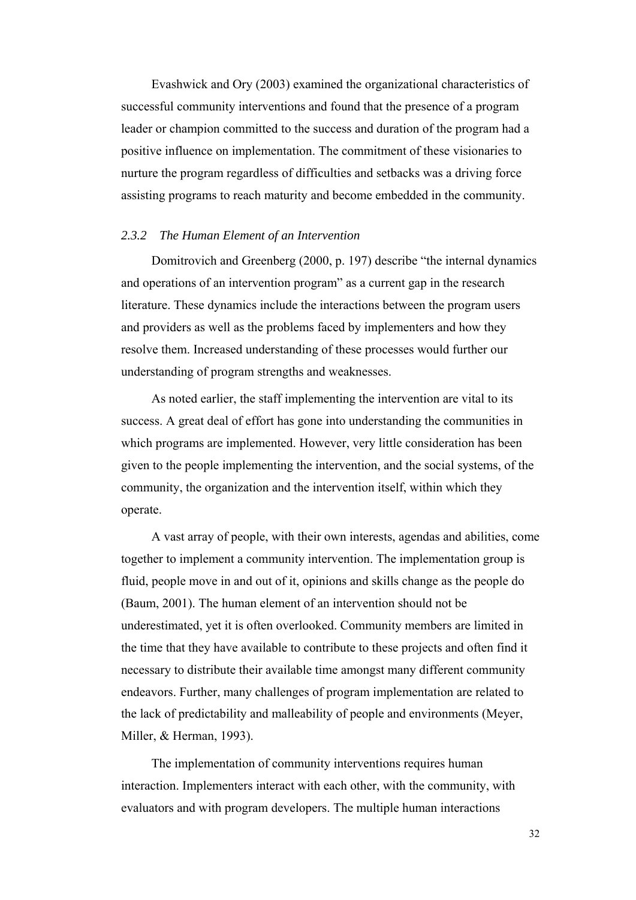Evashwick and Ory (2003) examined the organizational characteristics of successful community interventions and found that the presence of a program leader or champion committed to the success and duration of the program had a positive influence on implementation. The commitment of these visionaries to nurture the program regardless of difficulties and setbacks was a driving force assisting programs to reach maturity and become embedded in the community.

### *2.3.2 The Human Element of an Intervention*

Domitrovich and Greenberg (2000, p. 197) describe "the internal dynamics and operations of an intervention program" as a current gap in the research literature. These dynamics include the interactions between the program users and providers as well as the problems faced by implementers and how they resolve them. Increased understanding of these processes would further our understanding of program strengths and weaknesses.

As noted earlier, the staff implementing the intervention are vital to its success. A great deal of effort has gone into understanding the communities in which programs are implemented. However, very little consideration has been given to the people implementing the intervention, and the social systems, of the community, the organization and the intervention itself, within which they operate.

A vast array of people, with their own interests, agendas and abilities, come together to implement a community intervention. The implementation group is fluid, people move in and out of it, opinions and skills change as the people do (Baum, 2001). The human element of an intervention should not be underestimated, yet it is often overlooked. Community members are limited in the time that they have available to contribute to these projects and often find it necessary to distribute their available time amongst many different community endeavors. Further, many challenges of program implementation are related to the lack of predictability and malleability of people and environments (Meyer, Miller, & Herman, 1993).

The implementation of community interventions requires human interaction. Implementers interact with each other, with the community, with evaluators and with program developers. The multiple human interactions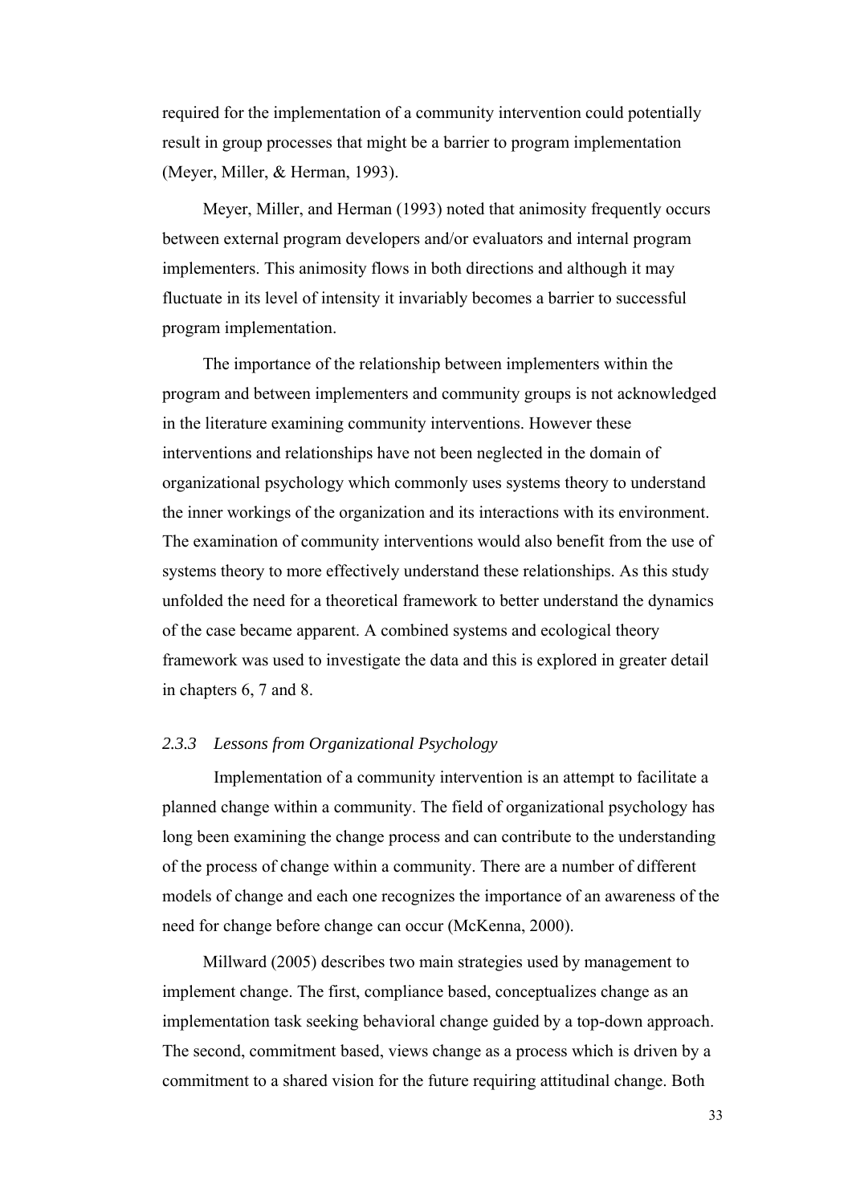required for the implementation of a community intervention could potentially result in group processes that might be a barrier to program implementation (Meyer, Miller, & Herman, 1993).

Meyer, Miller, and Herman (1993) noted that animosity frequently occurs between external program developers and/or evaluators and internal program implementers. This animosity flows in both directions and although it may fluctuate in its level of intensity it invariably becomes a barrier to successful program implementation.

The importance of the relationship between implementers within the program and between implementers and community groups is not acknowledged in the literature examining community interventions. However these interventions and relationships have not been neglected in the domain of organizational psychology which commonly uses systems theory to understand the inner workings of the organization and its interactions with its environment. The examination of community interventions would also benefit from the use of systems theory to more effectively understand these relationships. As this study unfolded the need for a theoretical framework to better understand the dynamics of the case became apparent. A combined systems and ecological theory framework was used to investigate the data and this is explored in greater detail in chapters 6, 7 and 8.

### *2.3.3 Lessons from Organizational Psychology*

Implementation of a community intervention is an attempt to facilitate a planned change within a community. The field of organizational psychology has long been examining the change process and can contribute to the understanding of the process of change within a community. There are a number of different models of change and each one recognizes the importance of an awareness of the need for change before change can occur (McKenna, 2000).

Millward (2005) describes two main strategies used by management to implement change. The first, compliance based, conceptualizes change as an implementation task seeking behavioral change guided by a top-down approach. The second, commitment based, views change as a process which is driven by a commitment to a shared vision for the future requiring attitudinal change. Both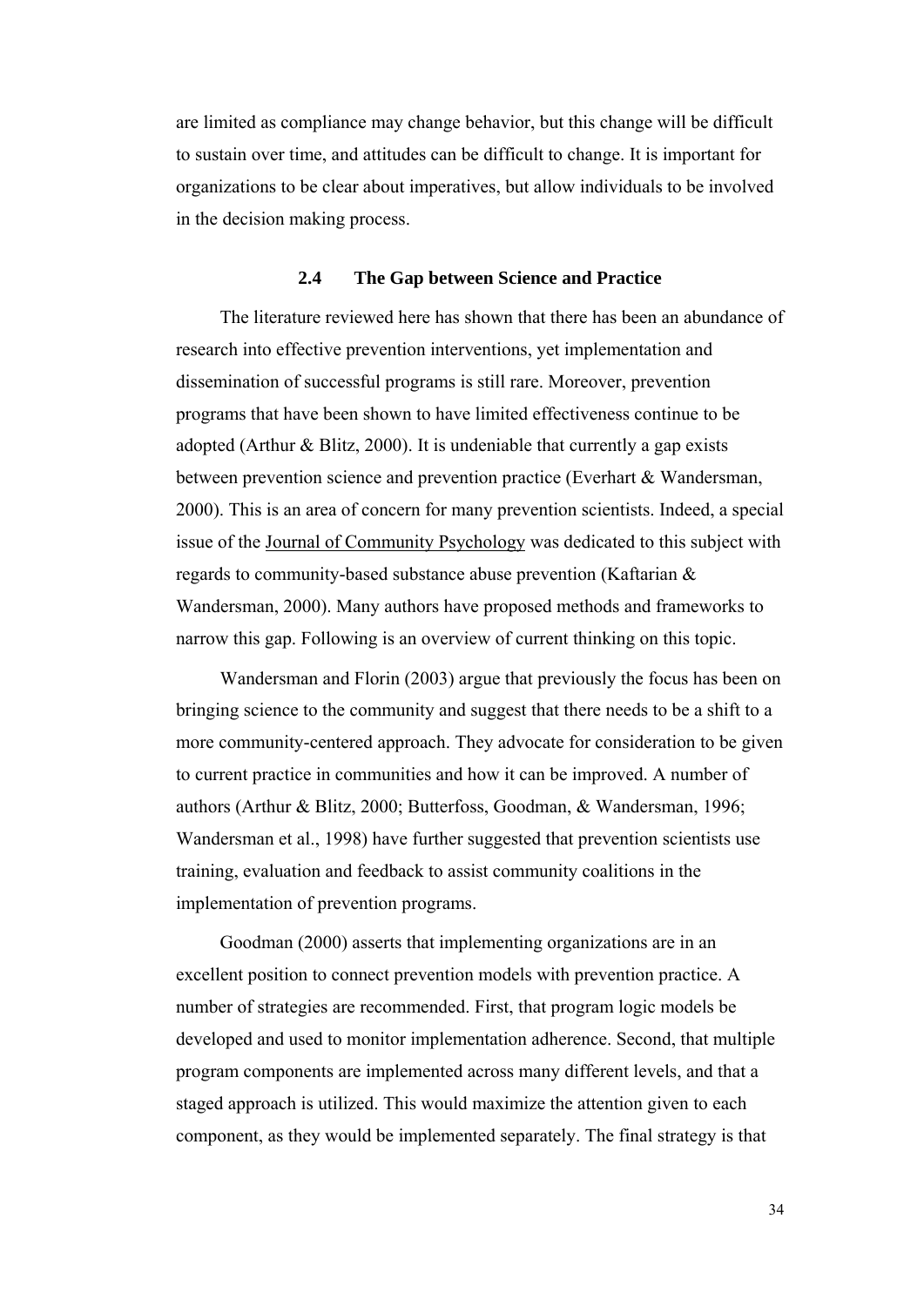are limited as compliance may change behavior, but this change will be difficult to sustain over time, and attitudes can be difficult to change. It is important for organizations to be clear about imperatives, but allow individuals to be involved in the decision making process.

## 2.4 The Gap between Science and Practice

The literature reviewed here has shown that there has been an abundance of research into effective prevention interventions, yet implementation and dissemination of successful programs is still rare. Moreover, prevention programs that have been shown to have limited effectiveness continue to be adopted (Arthur & Blitz, 2000). It is undeniable that currently a gap exists between prevention science and prevention practice (Everhart & Wandersman, 2000). This is an area of concern for many prevention scientists. Indeed, a special issue of the Journal of Community Psychology was dedicated to this subject with regards to community-based substance abuse prevention (Kaftarian & Wandersman, 2000). Many authors have proposed methods and frameworks to narrow this gap. Following is an overview of current thinking on this topic.

Wandersman and Florin (2003) argue that previously the focus has been on bringing science to the community and suggest that there needs to be a shift to a more community-centered approach. They advocate for consideration to be given to current practice in communities and how it can be improved. A number of authors (Arthur & Blitz, 2000; Butterfoss, Goodman, & Wandersman, 1996; Wandersman et al., 1998) have further suggested that prevention scientists use training, evaluation and feedback to assist community coalitions in the implementation of prevention programs.

Goodman (2000) asserts that implementing organizations are in an excellent position to connect prevention models with prevention practice. A number of strategies are recommended. First, that program logic models be developed and used to monitor implementation adherence. Second, that multiple program components are implemented across many different levels, and that a staged approach is utilized. This would maximize the attention given to each component, as they would be implemented separately. The final strategy is that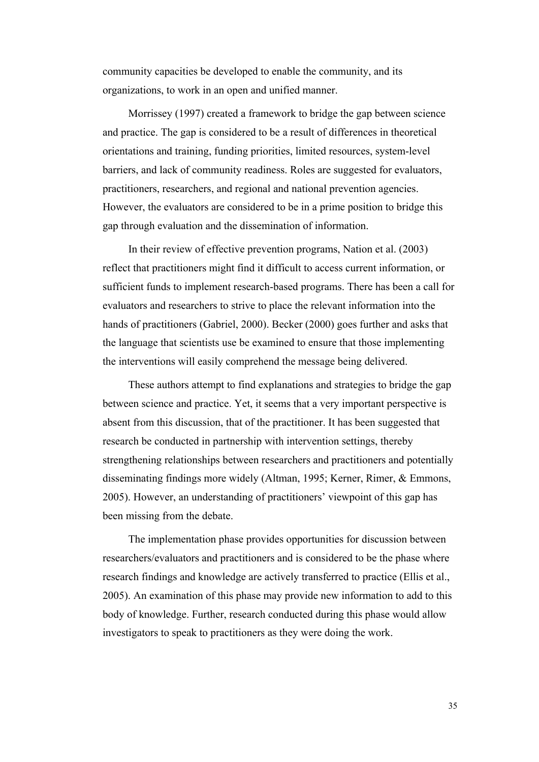community capacities be developed to enable the community, and its organizations, to work in an open and unified manner.

Morrissey (1997) created a framework to bridge the gap between science and practice. The gap is considered to be a result of differences in theoretical orientations and training, funding priorities, limited resources, system-level barriers, and lack of community readiness. Roles are suggested for evaluators, practitioners, researchers, and regional and national prevention agencies. However, the evaluators are considered to be in a prime position to bridge this gap through evaluation and the dissemination of information.

In their review of effective prevention programs, Nation et al. (2003) reflect that practitioners might find it difficult to access current information, or sufficient funds to implement research-based programs. There has been a call for evaluators and researchers to strive to place the relevant information into the hands of practitioners (Gabriel, 2000). Becker (2000) goes further and asks that the language that scientists use be examined to ensure that those implementing the interventions will easily comprehend the message being delivered.

These authors attempt to find explanations and strategies to bridge the gap between science and practice. Yet, it seems that a very important perspective is absent from this discussion, that of the practitioner. It has been suggested that research be conducted in partnership with intervention settings, thereby strengthening relationships between researchers and practitioners and potentially disseminating findings more widely (Altman, 1995; Kerner, Rimer, & Emmons, 2005). However, an understanding of practitioners' viewpoint of this gap has been missing from the debate.

The implementation phase provides opportunities for discussion between researchers/evaluators and practitioners and is considered to be the phase where research findings and knowledge are actively transferred to practice (Ellis et al., 2005). An examination of this phase may provide new information to add to this body of knowledge. Further, research conducted during this phase would allow investigators to speak to practitioners as they were doing the work.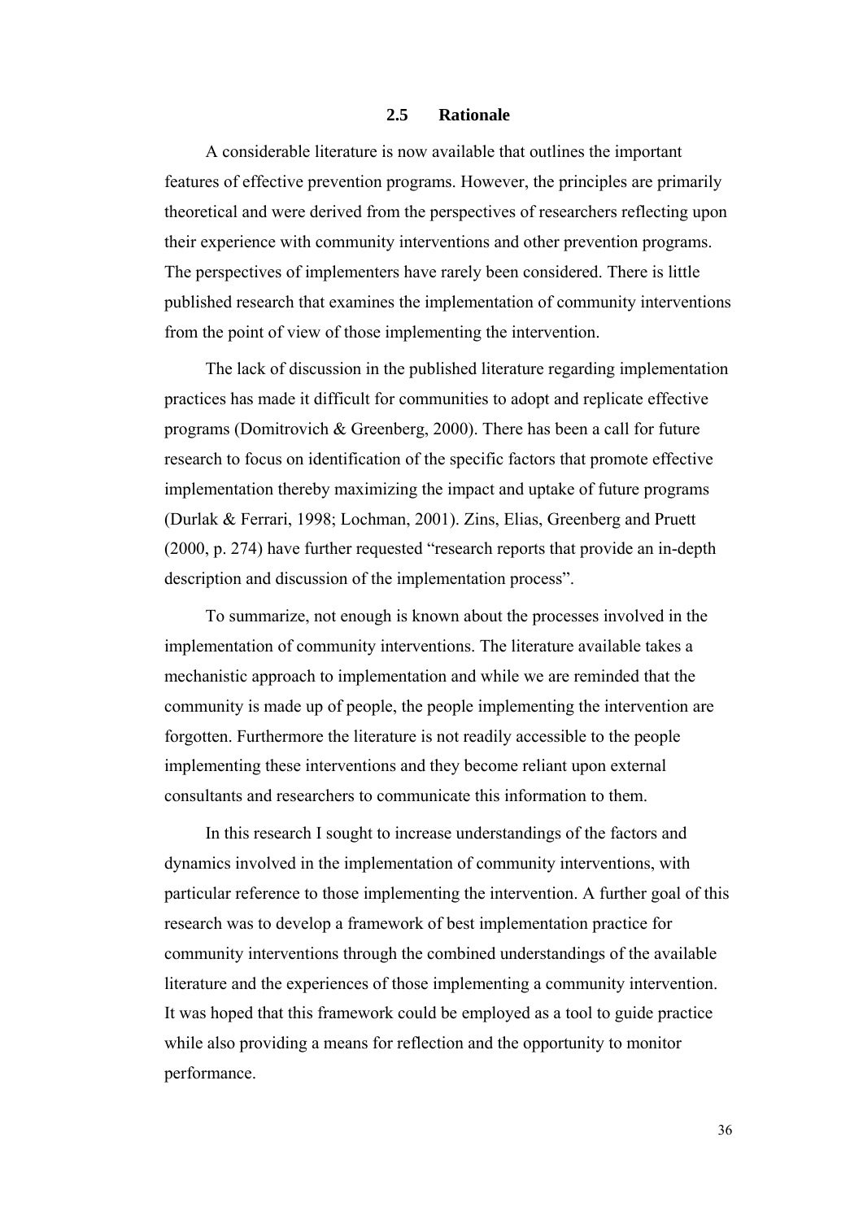## 2.5 Rationale

A considerable literature is now available that outlines the important features of effective prevention programs. However, the principles are primarily theoretical and were derived from the perspectives of researchers reflecting upon their experience with community interventions and other prevention programs. The perspectives of implementers have rarely been considered. There is little published research that examines the implementation of community interventions from the point of view of those implementing the intervention.

The lack of discussion in the published literature regarding implementation practices has made it difficult for communities to adopt and replicate effective programs (Domitrovich & Greenberg, 2000). There has been a call for future research to focus on identification of the specific factors that promote effective implementation thereby maximizing the impact and uptake of future programs (Durlak & Ferrari, 1998; Lochman, 2001). Zins, Elias, Greenberg and Pruett (2000, p. 274) have further requested "research reports that provide an in-depth description and discussion of the implementation process".

To summarize, not enough is known about the processes involved in the implementation of community interventions. The literature available takes a mechanistic approach to implementation and while we are reminded that the community is made up of people, the people implementing the intervention are forgotten. Furthermore the literature is not readily accessible to the people implementing these interventions and they become reliant upon external consultants and researchers to communicate this information to them.

In this research I sought to increase understandings of the factors and dynamics involved in the implementation of community interventions, with particular reference to those implementing the intervention. A further goal of this research was to develop a framework of best implementation practice for community interventions through the combined understandings of the available literature and the experiences of those implementing a community intervention. It was hoped that this framework could be employed as a tool to guide practice while also providing a means for reflection and the opportunity to monitor performance.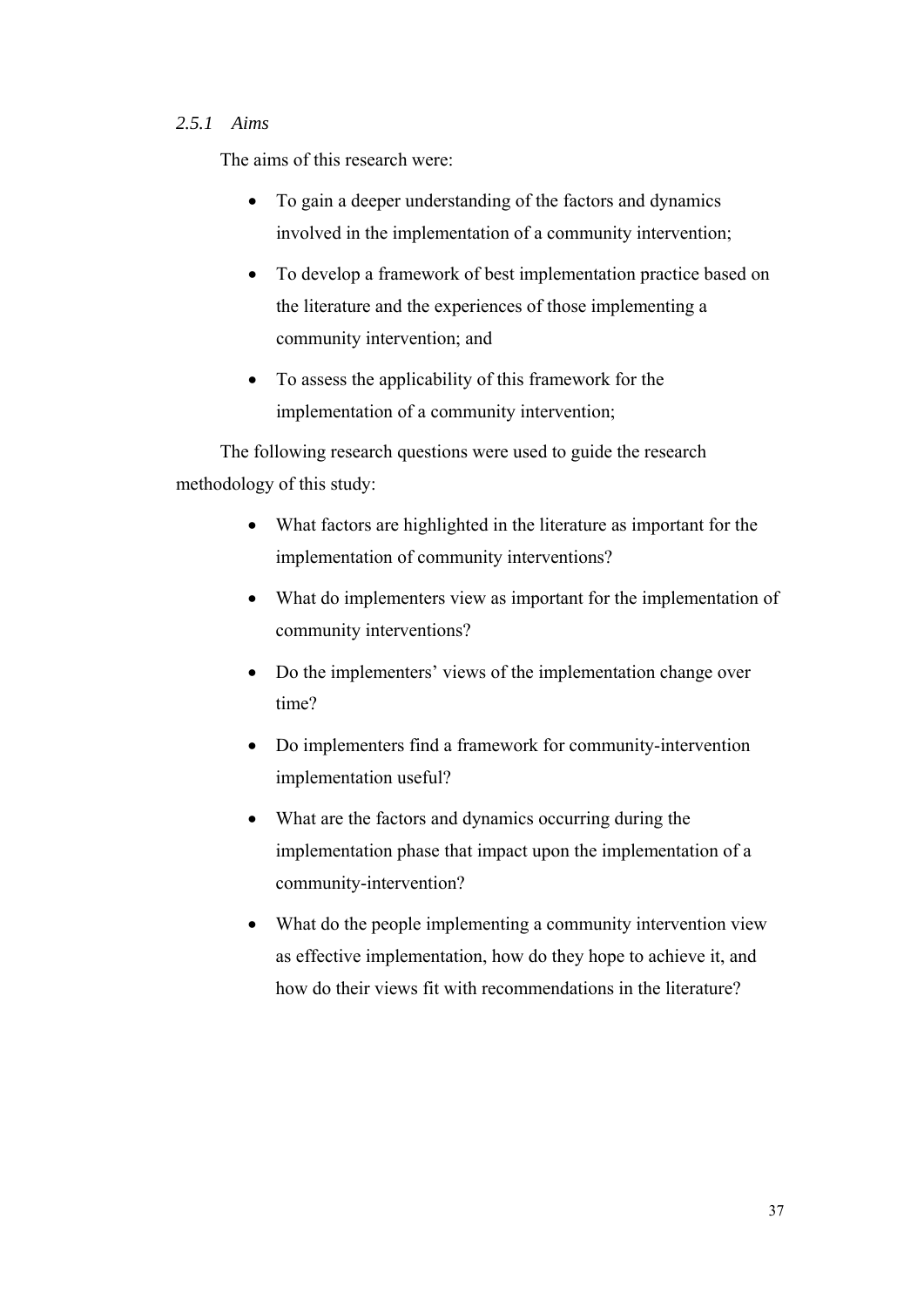### *2.5.1 Aims*

The aims of this research were:

- To gain a deeper understanding of the factors and dynamics involved in the implementation of a community intervention;
- To develop a framework of best implementation practice based on the literature and the experiences of those implementing a community intervention; and
- To assess the applicability of this framework for the implementation of a community intervention;

The following research questions were used to guide the research methodology of this study:

- What factors are highlighted in the literature as important for the implementation of community interventions?
- What do implementers view as important for the implementation of community interventions?
- Do the implementers' views of the implementation change over time?
- Do implementers find a framework for community-intervention implementation useful?
- What are the factors and dynamics occurring during the implementation phase that impact upon the implementation of a community-intervention?
- What do the people implementing a community intervention view as effective implementation, how do they hope to achieve it, and how do their views fit with recommendations in the literature?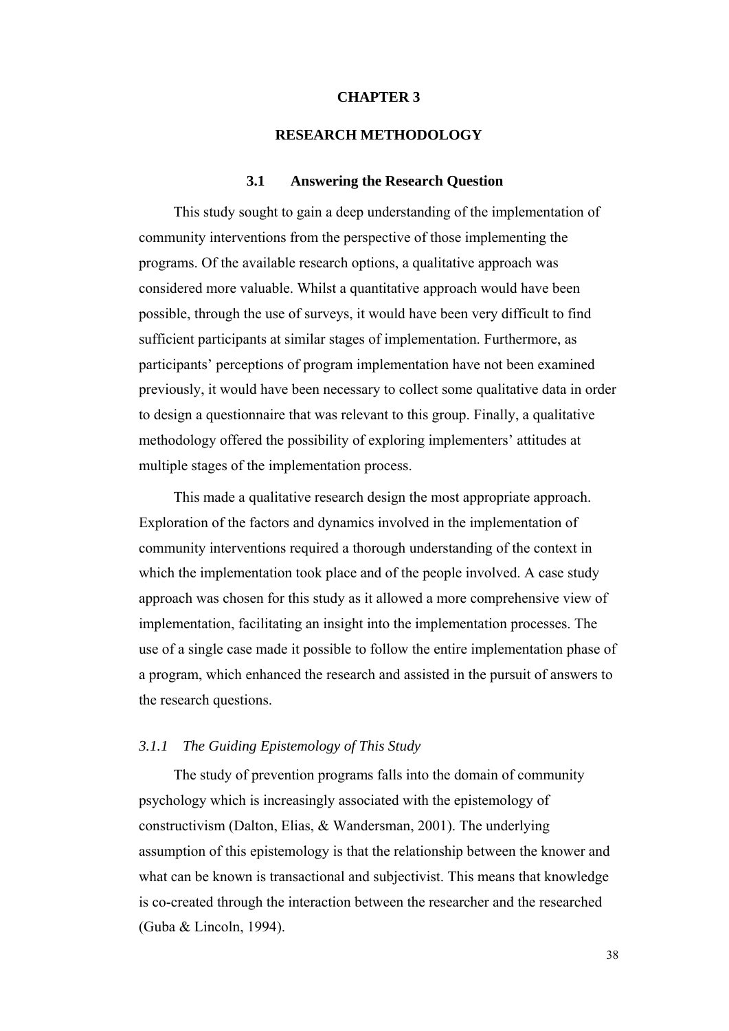# CHAPTER 3

# RESEARCH METHODOLOGY

## 3.1 Answering the Research Question

This study sought to gain a deep understanding of the implementation of community interventions from the perspective of those implementing the programs. Of the available research options, a qualitative approach was considered more valuable. Whilst a quantitative approach would have been possible, through the use of surveys, it would have been very difficult to find sufficient participants at similar stages of implementation. Furthermore, as participants' perceptions of program implementation have not been examined previously, it would have been necessary to collect some qualitative data in order to design a questionnaire that was relevant to this group. Finally, a qualitative methodology offered the possibility of exploring implementers' attitudes at multiple stages of the implementation process.

This made a qualitative research design the most appropriate approach. Exploration of the factors and dynamics involved in the implementation of community interventions required a thorough understanding of the context in which the implementation took place and of the people involved. A case study approach was chosen for this study as it allowed a more comprehensive view of implementation, facilitating an insight into the implementation processes. The use of a single case made it possible to follow the entire implementation phase of a program, which enhanced the research and assisted in the pursuit of answers to the research questions.

### *3.1.1 The Guiding Epistemology of This Study*

The study of prevention programs falls into the domain of community psychology which is increasingly associated with the epistemology of constructivism (Dalton, Elias, & Wandersman, 2001). The underlying assumption of this epistemology is that the relationship between the knower and what can be known is transactional and subjectivist. This means that knowledge is co-created through the interaction between the researcher and the researched (Guba & Lincoln, 1994).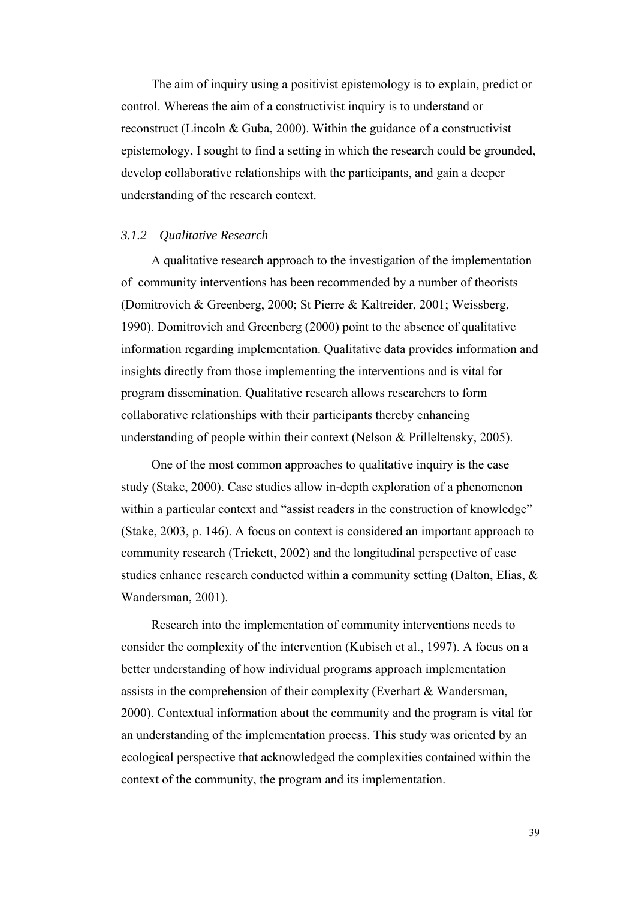The aim of inquiry using a positivist epistemology is to explain, predict or control. Whereas the aim of a constructivist inquiry is to understand or reconstruct (Lincoln & Guba, 2000). Within the guidance of a constructivist epistemology, I sought to find a setting in which the research could be grounded, develop collaborative relationships with the participants, and gain a deeper understanding of the research context.

### *3.1.2 Qualitative Research*

A qualitative research approach to the investigation of the implementation of community interventions has been recommended by a number of theorists (Domitrovich & Greenberg, 2000; St Pierre & Kaltreider, 2001; Weissberg, 1990). Domitrovich and Greenberg (2000) point to the absence of qualitative information regarding implementation. Qualitative data provides information and insights directly from those implementing the interventions and is vital for program dissemination. Qualitative research allows researchers to form collaborative relationships with their participants thereby enhancing understanding of people within their context (Nelson & Prilleltensky, 2005).

One of the most common approaches to qualitative inquiry is the case study (Stake, 2000). Case studies allow in-depth exploration of a phenomenon within a particular context and "assist readers in the construction of knowledge" (Stake, 2003, p. 146). A focus on context is considered an important approach to community research (Trickett, 2002) and the longitudinal perspective of case studies enhance research conducted within a community setting (Dalton, Elias, & Wandersman, 2001).

Research into the implementation of community interventions needs to consider the complexity of the intervention (Kubisch et al., 1997). A focus on a better understanding of how individual programs approach implementation assists in the comprehension of their complexity (Everhart & Wandersman, 2000). Contextual information about the community and the program is vital for an understanding of the implementation process. This study was oriented by an ecological perspective that acknowledged the complexities contained within the context of the community, the program and its implementation.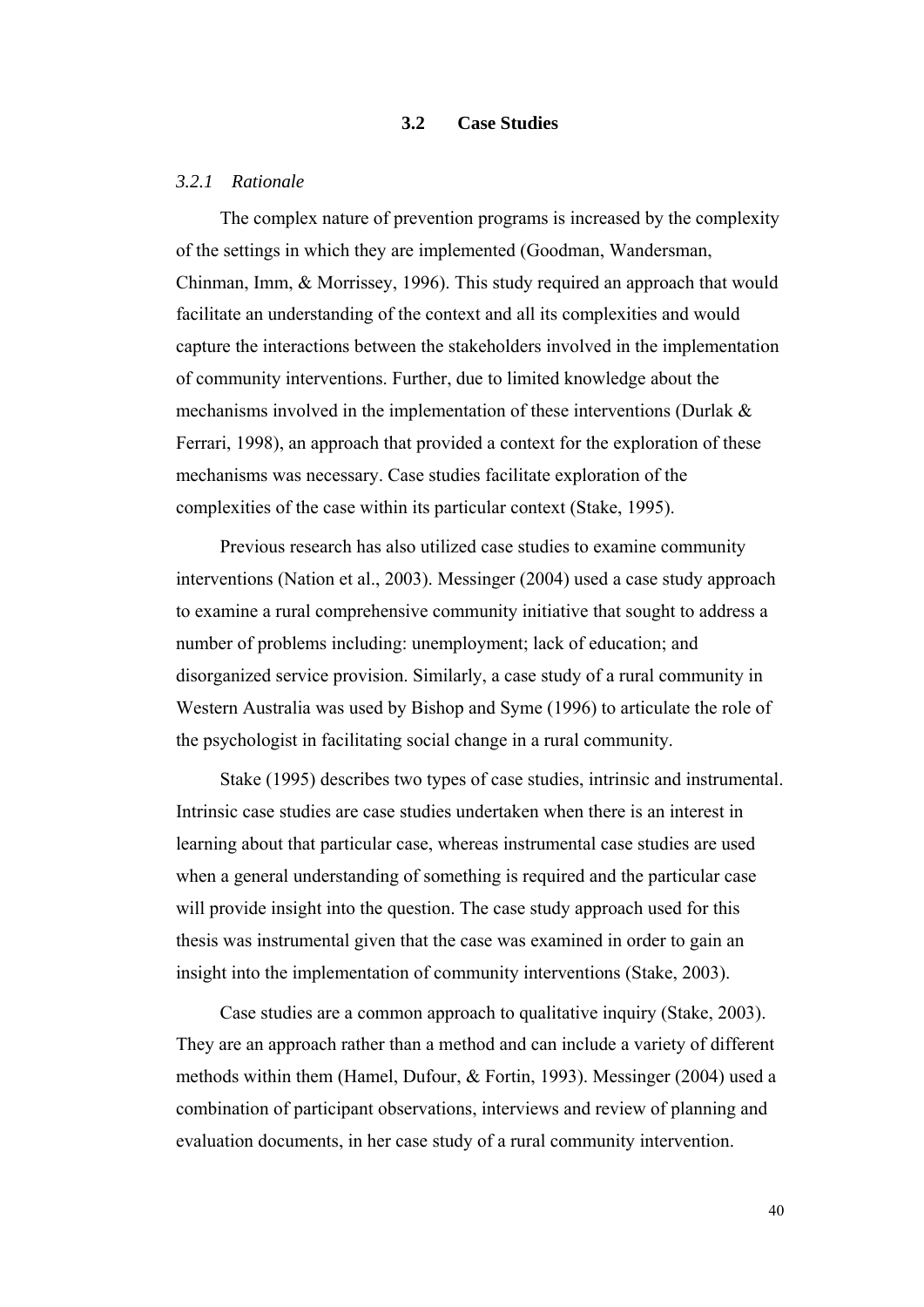## 3.2 Case Studies

### *3.2.1 Rationale*

The complex nature of prevention programs is increased by the complexity of the settings in which they are implemented (Goodman, Wandersman, Chinman, Imm, & Morrissey, 1996). This study required an approach that would facilitate an understanding of the context and all its complexities and would capture the interactions between the stakeholders involved in the implementation of community interventions. Further, due to limited knowledge about the mechanisms involved in the implementation of these interventions (Durlak & Ferrari, 1998), an approach that provided a context for the exploration of these mechanisms was necessary. Case studies facilitate exploration of the complexities of the case within its particular context (Stake, 1995).

Previous research has also utilized case studies to examine community interventions (Nation et al., 2003). Messinger (2004) used a case study approach to examine a rural comprehensive community initiative that sought to address a number of problems including: unemployment; lack of education; and disorganized service provision. Similarly, a case study of a rural community in Western Australia was used by Bishop and Syme (1996) to articulate the role of the psychologist in facilitating social change in a rural community.

Stake (1995) describes two types of case studies, intrinsic and instrumental. Intrinsic case studies are case studies undertaken when there is an interest in learning about that particular case, whereas instrumental case studies are used when a general understanding of something is required and the particular case will provide insight into the question. The case study approach used for this thesis was instrumental given that the case was examined in order to gain an insight into the implementation of community interventions (Stake, 2003).

Case studies are a common approach to qualitative inquiry (Stake, 2003). They are an approach rather than a method and can include a variety of different methods within them (Hamel, Dufour, & Fortin, 1993). Messinger (2004) used a combination of participant observations, interviews and review of planning and evaluation documents, in her case study of a rural community intervention.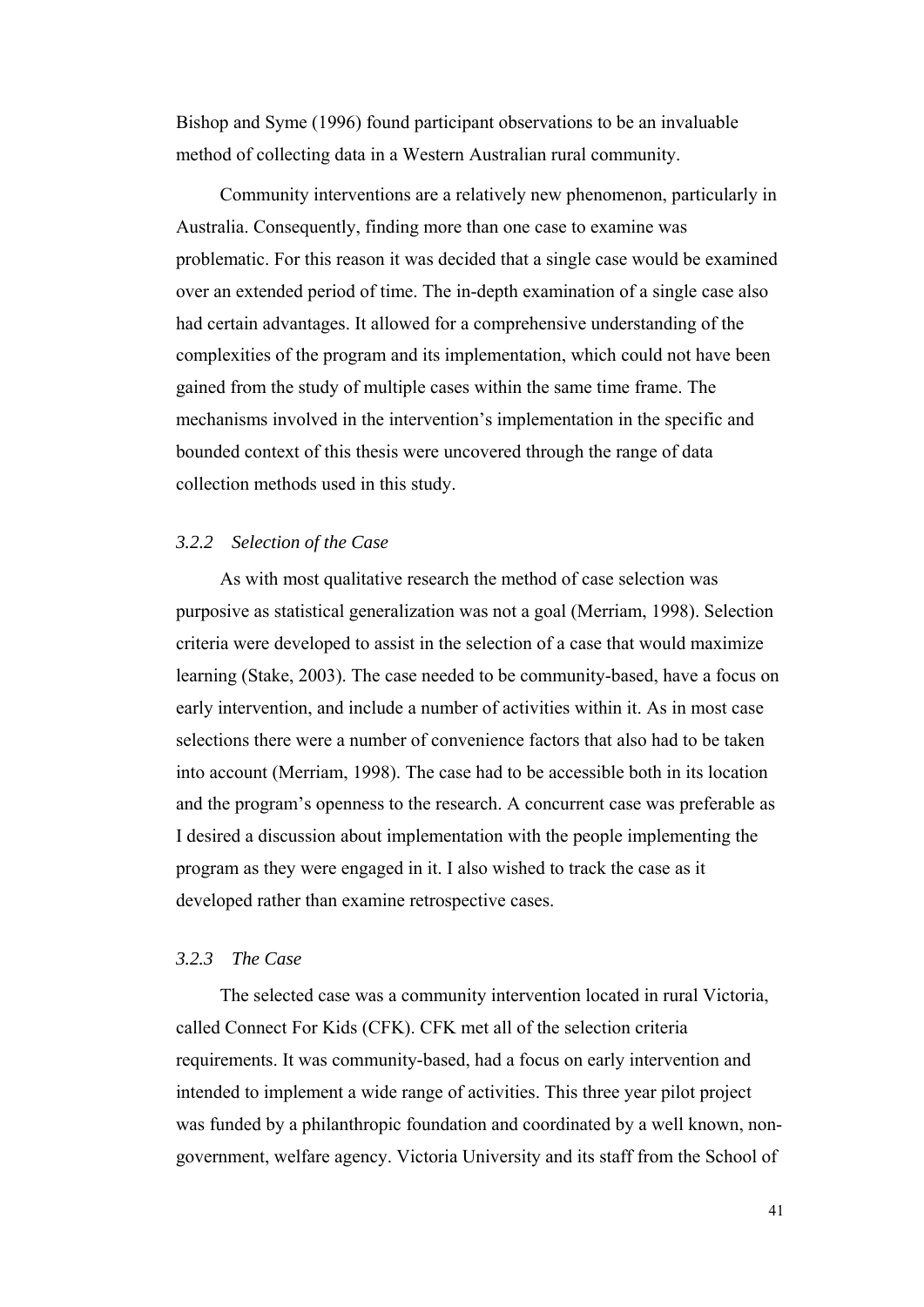Bishop and Syme (1996) found participant observations to be an invaluable method of collecting data in a Western Australian rural community.

Community interventions are a relatively new phenomenon, particularly in Australia. Consequently, finding more than one case to examine was problematic. For this reason it was decided that a single case would be examined over an extended period of time. The in-depth examination of a single case also had certain advantages. It allowed for a comprehensive understanding of the complexities of the program and its implementation, which could not have been gained from the study of multiple cases within the same time frame. The mechanisms involved in the intervention's implementation in the specific and bounded context of this thesis were uncovered through the range of data collection methods used in this study.

### *3.2.2 Selection of the Case*

As with most qualitative research the method of case selection was purposive as statistical generalization was not a goal (Merriam, 1998). Selection criteria were developed to assist in the selection of a case that would maximize learning (Stake, 2003). The case needed to be community-based, have a focus on early intervention, and include a number of activities within it. As in most case selections there were a number of convenience factors that also had to be taken into account (Merriam, 1998). The case had to be accessible both in its location and the program's openness to the research. A concurrent case was preferable as I desired a discussion about implementation with the people implementing the program as they were engaged in it. I also wished to track the case as it developed rather than examine retrospective cases.

### *3.2.3 The Case*

The selected case was a community intervention located in rural Victoria, called Connect For Kids (CFK). CFK met all of the selection criteria requirements. It was community-based, had a focus on early intervention and intended to implement a wide range of activities. This three year pilot project was funded by a philanthropic foundation and coordinated by a well known, non-government, welfare agency. Victoria University and its staff from the School of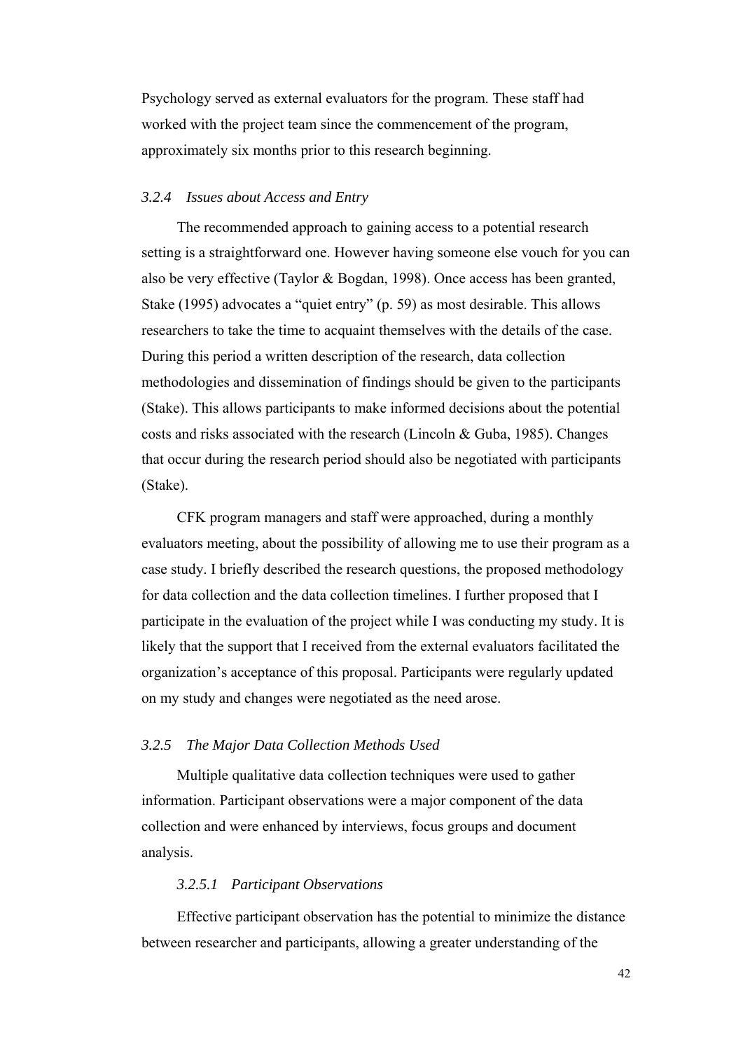Psychology served as external evaluators for the program. These staff had worked with the project team since the commencement of the program, approximately six months prior to this research beginning.

### *3.2.4 Issues about Access and Entry*

The recommended approach to gaining access to a potential research setting is a straightforward one. However having someone else vouch for you can also be very effective (Taylor & Bogdan, 1998). Once access has been granted, Stake (1995) advocates a "quiet entry" (p. 59) as most desirable. This allows researchers to take the time to acquaint themselves with the details of the case. During this period a written description of the research, data collection methodologies and dissemination of findings should be given to the participants (Stake). This allows participants to make informed decisions about the potential costs and risks associated with the research (Lincoln & Guba, 1985). Changes that occur during the research period should also be negotiated with participants (Stake).

CFK program managers and staff were approached, during a monthly evaluators meeting, about the possibility of allowing me to use their program as a case study. I briefly described the research questions, the proposed methodology for data collection and the data collection timelines. I further proposed that I participate in the evaluation of the project while I was conducting my study. It is likely that the support that I received from the external evaluators facilitated the organization's acceptance of this proposal. Participants were regularly updated on my study and changes were negotiated as the need arose.

### *3.2.5 The Major Data Collection Methods Used*

Multiple qualitative data collection techniques were used to gather information. Participant observations were a major component of the data collection and were enhanced by interviews, focus groups and document analysis.

#### *3.2.5.1 Participant Observations*

Effective participant observation has the potential to minimize the distance between researcher and participants, allowing a greater understanding of the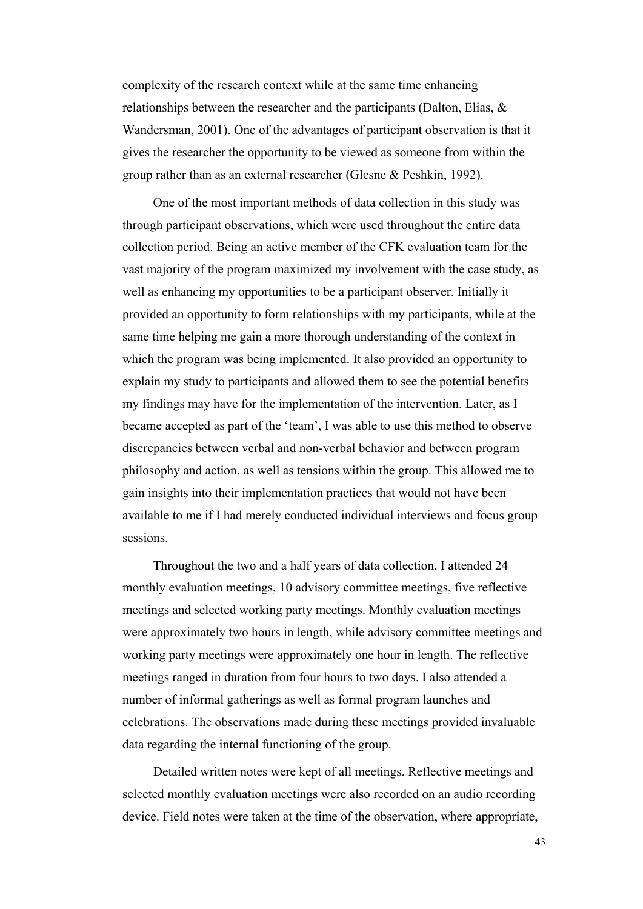complexity of the research context while at the same time enhancing relationships between the researcher and the participants (Dalton, Elias, & Wandersman, 2001). One of the advantages of participant observation is that it gives the researcher the opportunity to be viewed as someone from within the group rather than as an external researcher (Glesne & Peshkin, 1992).

One of the most important methods of data collection in this study was through participant observations, which were used throughout the entire data collection period. Being an active member of the CFK evaluation team for the vast majority of the program maximized my involvement with the case study, as well as enhancing my opportunities to be a participant observer. Initially it provided an opportunity to form relationships with my participants, while at the same time helping me gain a more thorough understanding of the context in which the program was being implemented. It also provided an opportunity to explain my study to participants and allowed them to see the potential benefits my findings may have for the implementation of the intervention. Later, as I became accepted as part of the 'team', I was able to use this method to observe discrepancies between verbal and non-verbal behavior and between program philosophy and action, as well as tensions within the group. This allowed me to gain insights into their implementation practices that would not have been available to me if I had merely conducted individual interviews and focus group sessions.

Throughout the two and a half years of data collection, I attended 24 monthly evaluation meetings, 10 advisory committee meetings, five reflective meetings and selected working party meetings. Monthly evaluation meetings were approximately two hours in length, while advisory committee meetings and working party meetings were approximately one hour in length. The reflective meetings ranged in duration from four hours to two days. I also attended a number of informal gatherings as well as formal program launches and celebrations. The observations made during these meetings provided invaluable data regarding the internal functioning of the group.

Detailed written notes were kept of all meetings. Reflective meetings and selected monthly evaluation meetings were also recorded on an audio recording device. Field notes were taken at the time of the observation, where appropriate,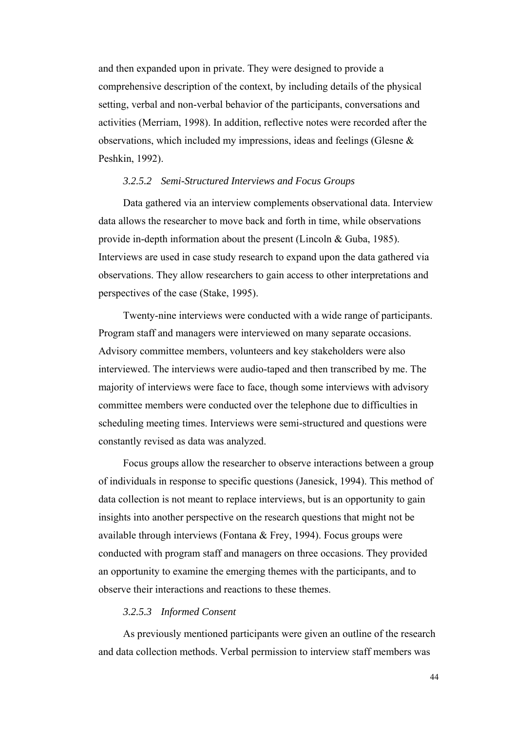and then expanded upon in private. They were designed to provide a comprehensive description of the context, by including details of the physical setting, verbal and non-verbal behavior of the participants, conversations and activities (Merriam, 1998). In addition, reflective notes were recorded after the observations, which included my impressions, ideas and feelings (Glesne & Peshkin, 1992).

#### *3.2.5.2 Semi-Structured Interviews and Focus Groups*

Data gathered via an interview complements observational data. Interview data allows the researcher to move back and forth in time, while observations provide in-depth information about the present (Lincoln & Guba, 1985). Interviews are used in case study research to expand upon the data gathered via observations. They allow researchers to gain access to other interpretations and perspectives of the case (Stake, 1995).

Twenty-nine interviews were conducted with a wide range of participants. Program staff and managers were interviewed on many separate occasions. Advisory committee members, volunteers and key stakeholders were also interviewed. The interviews were audio-taped and then transcribed by me. The majority of interviews were face to face, though some interviews with advisory committee members were conducted over the telephone due to difficulties in scheduling meeting times. Interviews were semi-structured and questions were constantly revised as data was analyzed.

Focus groups allow the researcher to observe interactions between a group of individuals in response to specific questions (Janesick, 1994). This method of data collection is not meant to replace interviews, but is an opportunity to gain insights into another perspective on the research questions that might not be available through interviews (Fontana & Frey, 1994). Focus groups were conducted with program staff and managers on three occasions. They provided an opportunity to examine the emerging themes with the participants, and to observe their interactions and reactions to these themes.

#### *3.2.5.3 Informed Consent*

As previously mentioned participants were given an outline of the research and data collection methods. Verbal permission to interview staff members was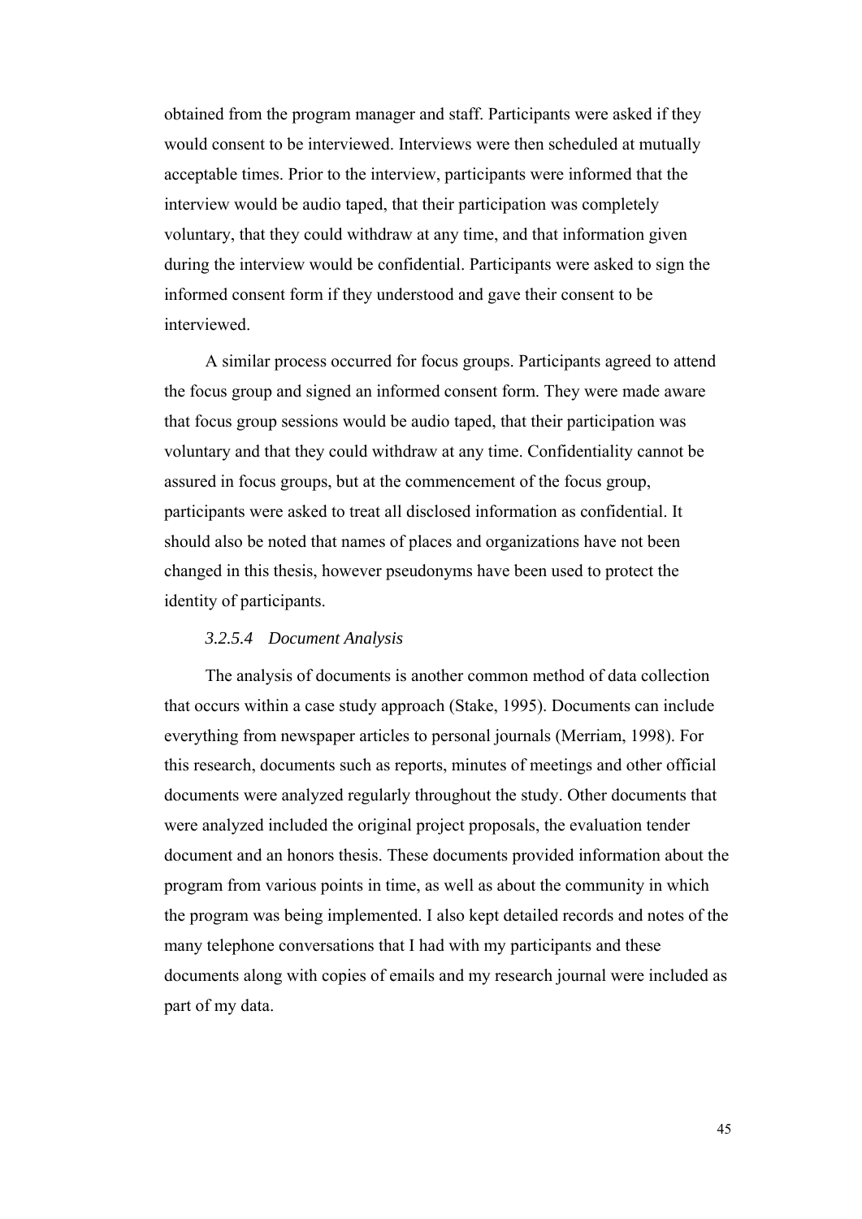obtained from the program manager and staff. Participants were asked if they would consent to be interviewed. Interviews were then scheduled at mutually acceptable times. Prior to the interview, participants were informed that the interview would be audio taped, that their participation was completely voluntary, that they could withdraw at any time, and that information given during the interview would be confidential. Participants were asked to sign the informed consent form if they understood and gave their consent to be interviewed.

A similar process occurred for focus groups. Participants agreed to attend the focus group and signed an informed consent form. They were made aware that focus group sessions would be audio taped, that their participation was voluntary and that they could withdraw at any time. Confidentiality cannot be assured in focus groups, but at the commencement of the focus group, participants were asked to treat all disclosed information as confidential. It should also be noted that names of places and organizations have not been changed in this thesis, however pseudonyms have been used to protect the identity of participants.

#### *3.2.5.4 Document Analysis*

The analysis of documents is another common method of data collection that occurs within a case study approach (Stake, 1995). Documents can include everything from newspaper articles to personal journals (Merriam, 1998). For this research, documents such as reports, minutes of meetings and other official documents were analyzed regularly throughout the study. Other documents that were analyzed included the original project proposals, the evaluation tender document and an honors thesis. These documents provided information about the program from various points in time, as well as about the community in which the program was being implemented. I also kept detailed records and notes of the many telephone conversations that I had with my participants and these documents along with copies of emails and my research journal were included as part of my data.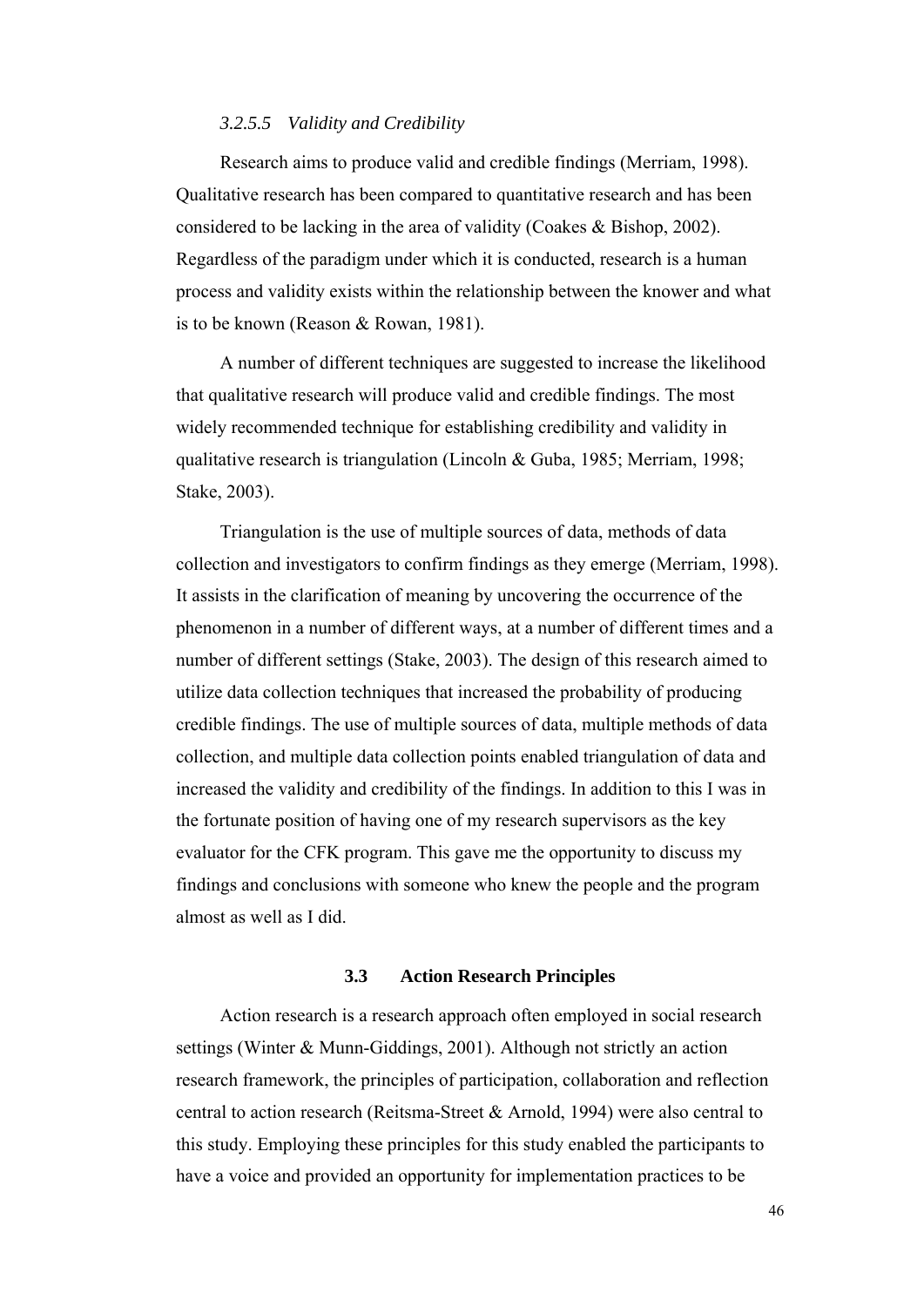#### *3.2.5.5 Validity and Credibility*

Research aims to produce valid and credible findings (Merriam, 1998). Qualitative research has been compared to quantitative research and has been considered to be lacking in the area of validity (Coakes & Bishop, 2002). Regardless of the paradigm under which it is conducted, research is a human process and validity exists within the relationship between the knower and what is to be known (Reason & Rowan, 1981).

A number of different techniques are suggested to increase the likelihood that qualitative research will produce valid and credible findings. The most widely recommended technique for establishing credibility and validity in qualitative research is triangulation (Lincoln & Guba, 1985; Merriam, 1998; Stake, 2003).

Triangulation is the use of multiple sources of data, methods of data collection and investigators to confirm findings as they emerge (Merriam, 1998). It assists in the clarification of meaning by uncovering the occurrence of the phenomenon in a number of different ways, at a number of different times and a number of different settings (Stake, 2003). The design of this research aimed to utilize data collection techniques that increased the probability of producing credible findings. The use of multiple sources of data, multiple methods of data collection, and multiple data collection points enabled triangulation of data and increased the validity and credibility of the findings. In addition to this I was in the fortunate position of having one of my research supervisors as the key evaluator for the CFK program. This gave me the opportunity to discuss my findings and conclusions with someone who knew the people and the program almost as well as I did.

## 3.3 Action Research Principles

Action research is a research approach often employed in social research settings (Winter & Munn-Giddings, 2001). Although not strictly an action research framework, the principles of participation, collaboration and reflection central to action research (Reitsma-Street & Arnold, 1994) were also central to this study. Employing these principles for this study enabled the participants to have a voice and provided an opportunity for implementation practices to be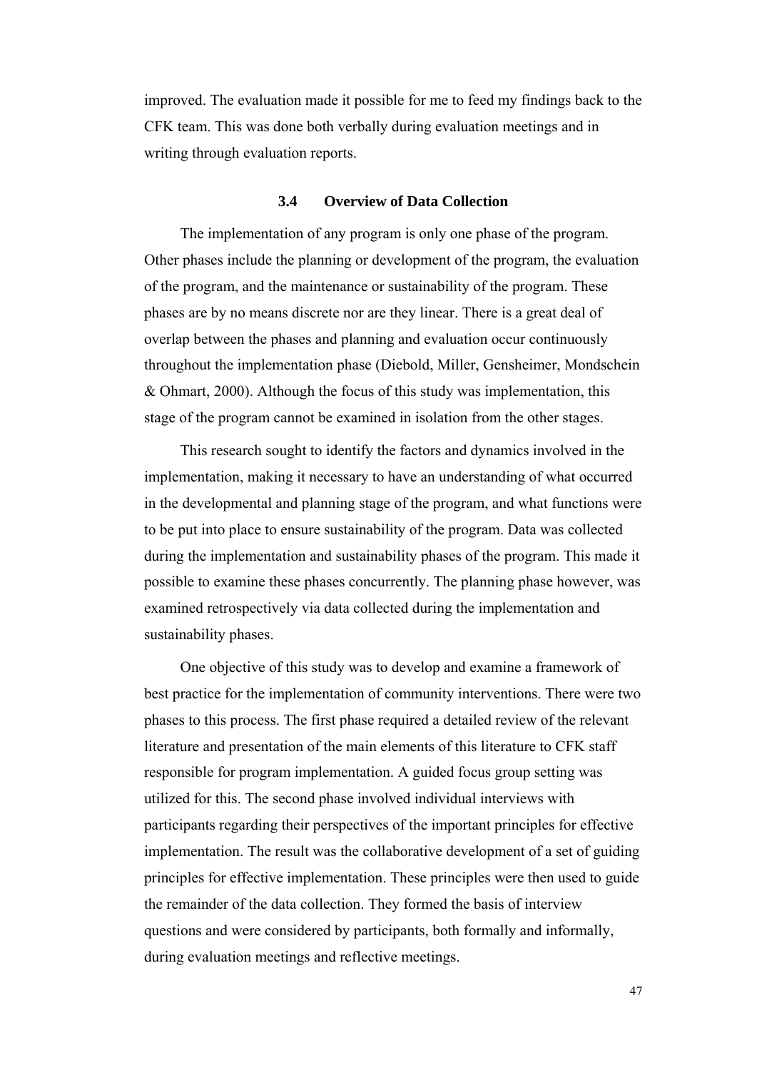improved. The evaluation made it possible for me to feed my findings back to the CFK team. This was done both verbally during evaluation meetings and in writing through evaluation reports.

### 3.4 Overview of Data Collection

The implementation of any program is only one phase of the program. Other phases include the planning or development of the program, the evaluation of the program, and the maintenance or sustainability of the program. These phases are by no means discrete nor are they linear. There is a great deal of overlap between the phases and planning and evaluation occur continuously throughout the implementation phase (Diebold, Miller, Gensheimer, Mondschein & Ohmart, 2000). Although the focus of this study was implementation, this stage of the program cannot be examined in isolation from the other stages.

This research sought to identify the factors and dynamics involved in the implementation, making it necessary to have an understanding of what occurred in the developmental and planning stage of the program, and what functions were to be put into place to ensure sustainability of the program. Data was collected during the implementation and sustainability phases of the program. This made it possible to examine these phases concurrently. The planning phase however, was examined retrospectively via data collected during the implementation and sustainability phases.

One objective of this study was to develop and examine a framework of best practice for the implementation of community interventions. There were two phases to this process. The first phase required a detailed review of the relevant literature and presentation of the main elements of this literature to CFK staff responsible for program implementation. A guided focus group setting was utilized for this. The second phase involved individual interviews with participants regarding their perspectives of the important principles for effective implementation. The result was the collaborative development of a set of guiding principles for effective implementation. These principles were then used to guide the remainder of the data collection. They formed the basis of interview questions and were considered by participants, both formally and informally, during evaluation meetings and reflective meetings.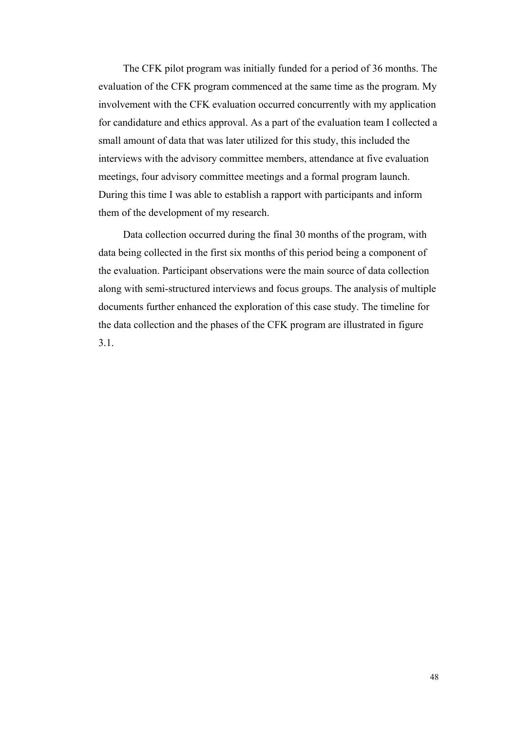The CFK pilot program was initially funded for a period of 36 months. The evaluation of the CFK program commenced at the same time as the program. My involvement with the CFK evaluation occurred concurrently with my application for candidature and ethics approval. As a part of the evaluation team I collected a small amount of data that was later utilized for this study, this included the interviews with the advisory committee members, attendance at five evaluation meetings, four advisory committee meetings and a formal program launch. During this time I was able to establish a rapport with participants and inform them of the development of my research.

Data collection occurred during the final 30 months of the program, with data being collected in the first six months of this period being a component of the evaluation. Participant observations were the main source of data collection along with semi-structured interviews and focus groups. The analysis of multiple documents further enhanced the exploration of this case study. The timeline for the data collection and the phases of the CFK program are illustrated in figure 3.1.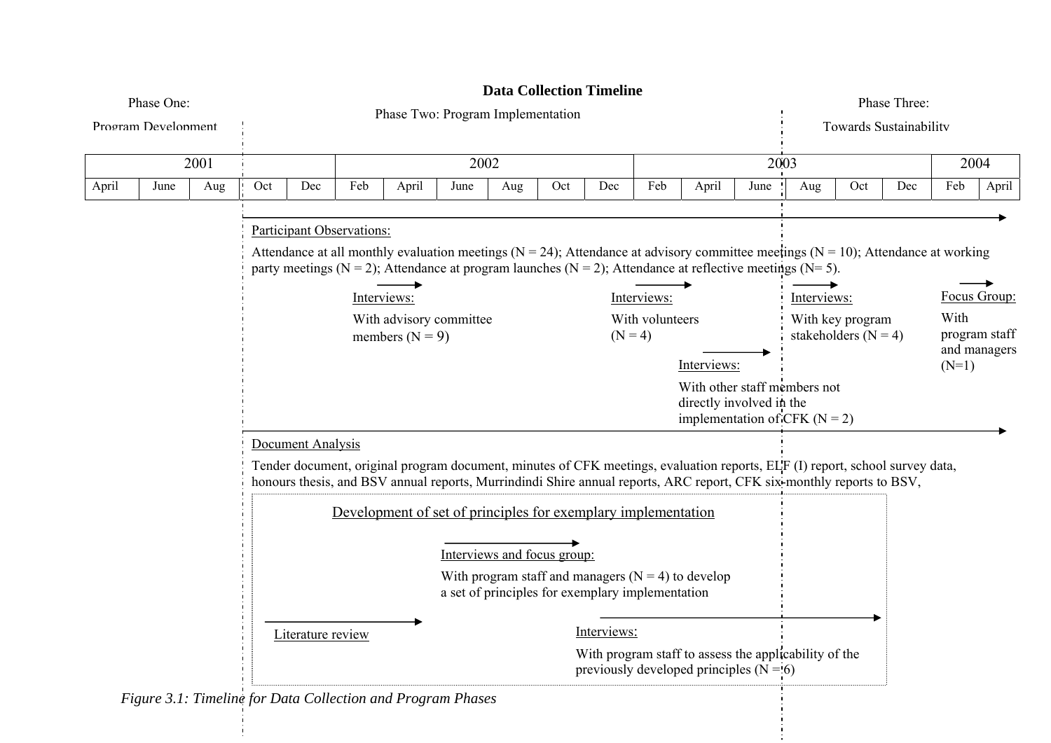**Data Collection Timeline**

Phase One: Program Development

Phase Two: Program Implementation

Phase Three: Towards Sustainability

| 2001 | | | | | 2002 | | | | | | 2003 | | | | | | 2004 | |
|---|---|---|---|---|---|---|---|---|---|---|---|---|---|---|---|---|---|---|
| April | June | Aug | Oct | Dec | Feb | April | June | Aug | Oct | Dec | Feb | April | June | Aug | Oct | Dec | Feb | April |

Participant Observations:

Attendance at all monthly evaluation meetings (N = 24); Attendance at advisory committee meetings (N = 10); Attendance at working party meetings (N = 2); Attendance at program launches (N = 2); Attendance at reflective meetings (N= 5).

Interviews:
With advisory committee members (N = 9)

Interviews:
With volunteers (N = 4)

Interviews:
With key program stakeholders (N = 4)

Focus Group:
With program staff and managers (N=1)

Interviews:
With other staff members not directly involved in the implementation of CFK (N = 2)

Document Analysis

Tender document, original program document, minutes of CFK meetings, evaluation reports, ELF (I) report, school survey data, honours thesis, and BSV annual reports, Murrindindi Shire annual reports, ARC report, CFK six-monthly reports to BSV,

Development of set of principles for exemplary implementation

Interviews and focus group:
With program staff and managers (N = 4) to develop a set of principles for exemplary implementation

Literature review

Interviews:
With program staff to assess the applicability of the previously developed principles (N = 6)

*Figure 3.1: Timeline for Data Collection and Program Phases*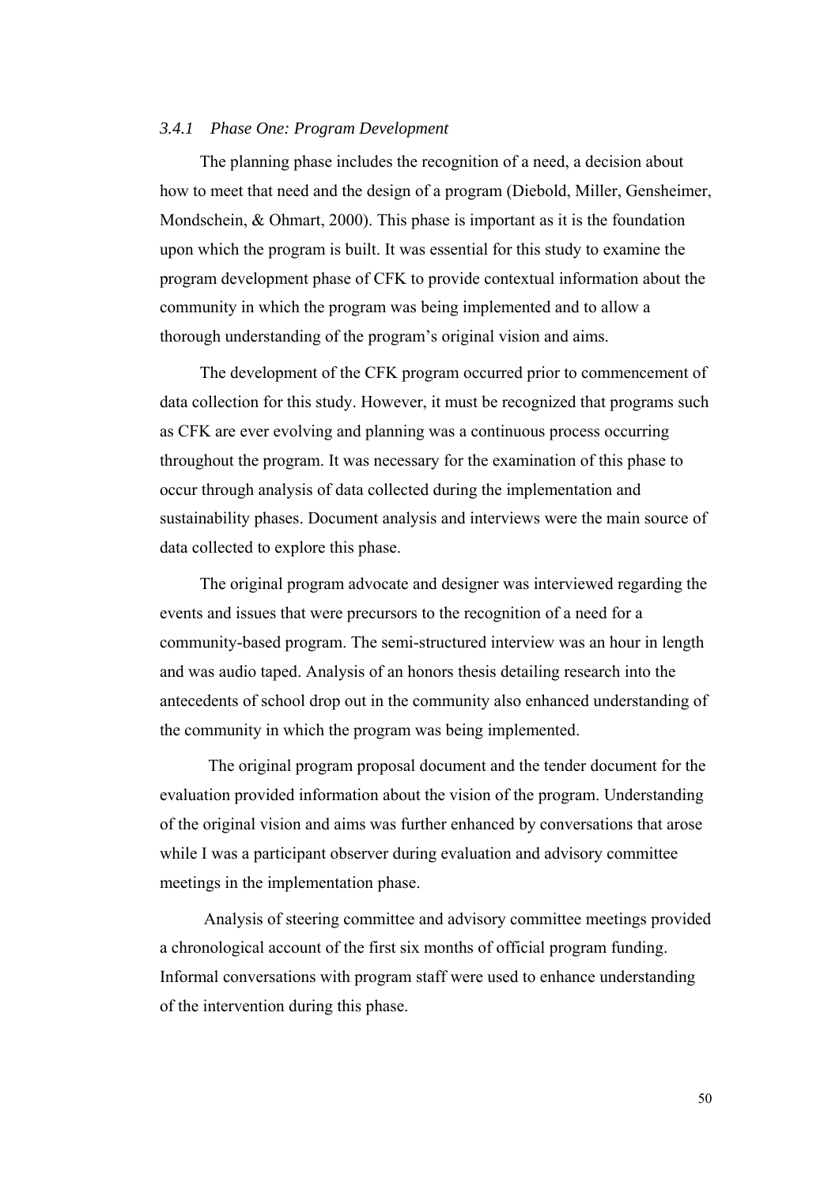### *3.4.1 Phase One: Program Development*

The planning phase includes the recognition of a need, a decision about how to meet that need and the design of a program (Diebold, Miller, Gensheimer, Mondschein, & Ohmart, 2000). This phase is important as it is the foundation upon which the program is built. It was essential for this study to examine the program development phase of CFK to provide contextual information about the community in which the program was being implemented and to allow a thorough understanding of the program's original vision and aims.

The development of the CFK program occurred prior to commencement of data collection for this study. However, it must be recognized that programs such as CFK are ever evolving and planning was a continuous process occurring throughout the program. It was necessary for the examination of this phase to occur through analysis of data collected during the implementation and sustainability phases. Document analysis and interviews were the main source of data collected to explore this phase.

The original program advocate and designer was interviewed regarding the events and issues that were precursors to the recognition of a need for a community-based program. The semi-structured interview was an hour in length and was audio taped. Analysis of an honors thesis detailing research into the antecedents of school drop out in the community also enhanced understanding of the community in which the program was being implemented.

The original program proposal document and the tender document for the evaluation provided information about the vision of the program. Understanding of the original vision and aims was further enhanced by conversations that arose while I was a participant observer during evaluation and advisory committee meetings in the implementation phase.

Analysis of steering committee and advisory committee meetings provided a chronological account of the first six months of official program funding. Informal conversations with program staff were used to enhance understanding of the intervention during this phase.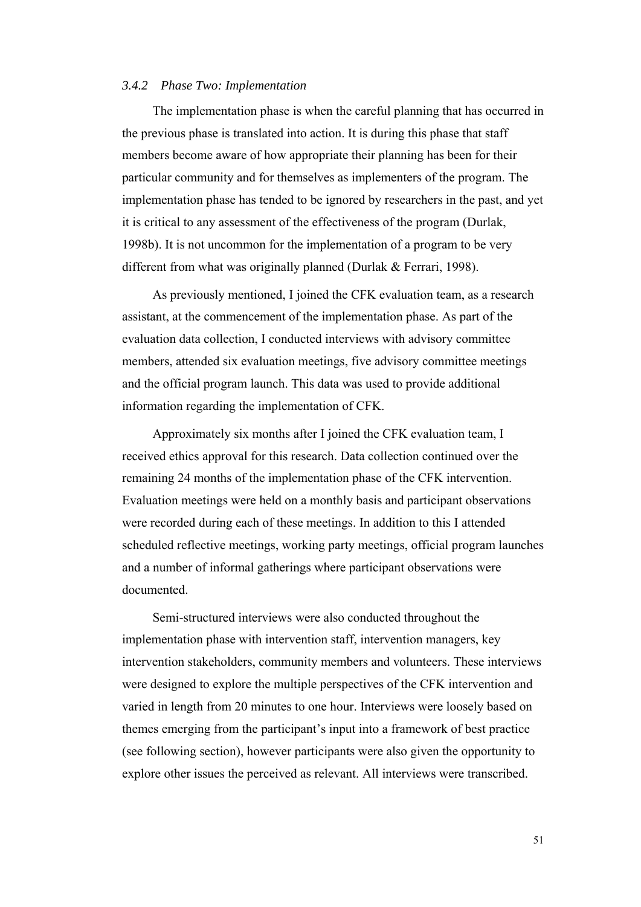### *3.4.2 Phase Two: Implementation*

The implementation phase is when the careful planning that has occurred in the previous phase is translated into action. It is during this phase that staff members become aware of how appropriate their planning has been for their particular community and for themselves as implementers of the program. The implementation phase has tended to be ignored by researchers in the past, and yet it is critical to any assessment of the effectiveness of the program (Durlak, 1998b). It is not uncommon for the implementation of a program to be very different from what was originally planned (Durlak & Ferrari, 1998).

As previously mentioned, I joined the CFK evaluation team, as a research assistant, at the commencement of the implementation phase. As part of the evaluation data collection, I conducted interviews with advisory committee members, attended six evaluation meetings, five advisory committee meetings and the official program launch. This data was used to provide additional information regarding the implementation of CFK.

Approximately six months after I joined the CFK evaluation team, I received ethics approval for this research. Data collection continued over the remaining 24 months of the implementation phase of the CFK intervention. Evaluation meetings were held on a monthly basis and participant observations were recorded during each of these meetings. In addition to this I attended scheduled reflective meetings, working party meetings, official program launches and a number of informal gatherings where participant observations were documented.

Semi-structured interviews were also conducted throughout the implementation phase with intervention staff, intervention managers, key intervention stakeholders, community members and volunteers. These interviews were designed to explore the multiple perspectives of the CFK intervention and varied in length from 20 minutes to one hour. Interviews were loosely based on themes emerging from the participant's input into a framework of best practice (see following section), however participants were also given the opportunity to explore other issues the perceived as relevant. All interviews were transcribed.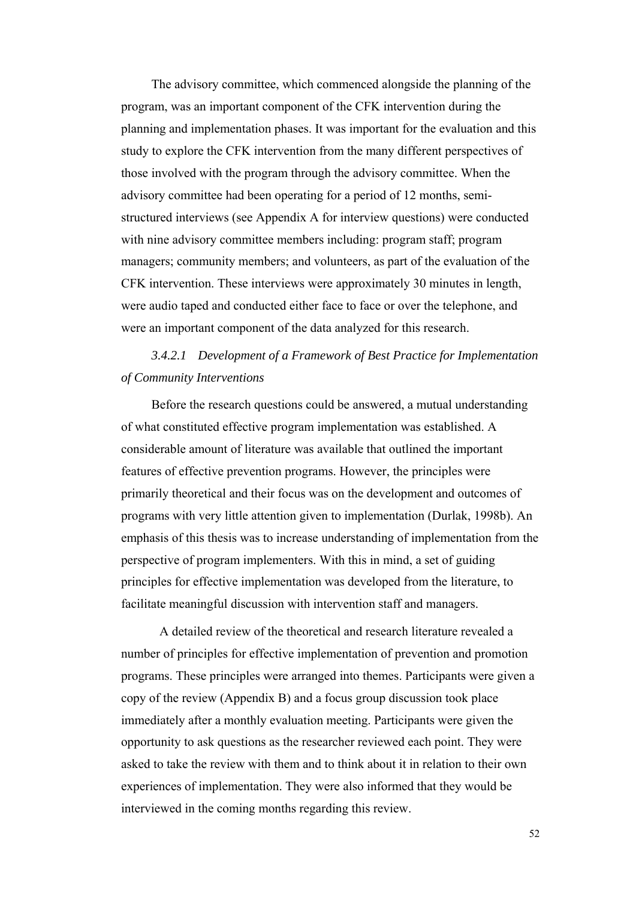The advisory committee, which commenced alongside the planning of the program, was an important component of the CFK intervention during the planning and implementation phases. It was important for the evaluation and this study to explore the CFK intervention from the many different perspectives of those involved with the program through the advisory committee. When the advisory committee had been operating for a period of 12 months, semi-structured interviews (see Appendix A for interview questions) were conducted with nine advisory committee members including: program staff; program managers; community members; and volunteers, as part of the evaluation of the CFK intervention. These interviews were approximately 30 minutes in length, were audio taped and conducted either face to face or over the telephone, and were an important component of the data analyzed for this research.

#### *3.4.2.1 Development of a Framework of Best Practice for Implementation of Community Interventions*

Before the research questions could be answered, a mutual understanding of what constituted effective program implementation was established. A considerable amount of literature was available that outlined the important features of effective prevention programs. However, the principles were primarily theoretical and their focus was on the development and outcomes of programs with very little attention given to implementation (Durlak, 1998b). An emphasis of this thesis was to increase understanding of implementation from the perspective of program implementers. With this in mind, a set of guiding principles for effective implementation was developed from the literature, to facilitate meaningful discussion with intervention staff and managers.

A detailed review of the theoretical and research literature revealed a number of principles for effective implementation of prevention and promotion programs. These principles were arranged into themes. Participants were given a copy of the review (Appendix B) and a focus group discussion took place immediately after a monthly evaluation meeting. Participants were given the opportunity to ask questions as the researcher reviewed each point. They were asked to take the review with them and to think about it in relation to their own experiences of implementation. They were also informed that they would be interviewed in the coming months regarding this review.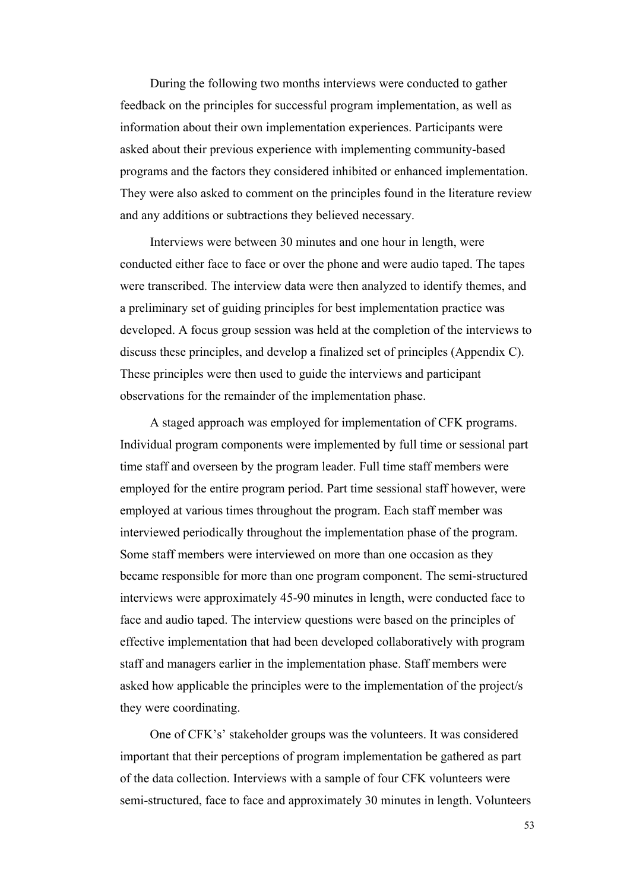During the following two months interviews were conducted to gather feedback on the principles for successful program implementation, as well as information about their own implementation experiences. Participants were asked about their previous experience with implementing community-based programs and the factors they considered inhibited or enhanced implementation. They were also asked to comment on the principles found in the literature review and any additions or subtractions they believed necessary.

Interviews were between 30 minutes and one hour in length, were conducted either face to face or over the phone and were audio taped. The tapes were transcribed. The interview data were then analyzed to identify themes, and a preliminary set of guiding principles for best implementation practice was developed. A focus group session was held at the completion of the interviews to discuss these principles, and develop a finalized set of principles (Appendix C). These principles were then used to guide the interviews and participant observations for the remainder of the implementation phase.

A staged approach was employed for implementation of CFK programs. Individual program components were implemented by full time or sessional part time staff and overseen by the program leader. Full time staff members were employed for the entire program period. Part time sessional staff however, were employed at various times throughout the program. Each staff member was interviewed periodically throughout the implementation phase of the program. Some staff members were interviewed on more than one occasion as they became responsible for more than one program component. The semi-structured interviews were approximately 45-90 minutes in length, were conducted face to face and audio taped. The interview questions were based on the principles of effective implementation that had been developed collaboratively with program staff and managers earlier in the implementation phase. Staff members were asked how applicable the principles were to the implementation of the project/s they were coordinating.

One of CFK's' stakeholder groups was the volunteers. It was considered important that their perceptions of program implementation be gathered as part of the data collection. Interviews with a sample of four CFK volunteers were semi-structured, face to face and approximately 30 minutes in length. Volunteers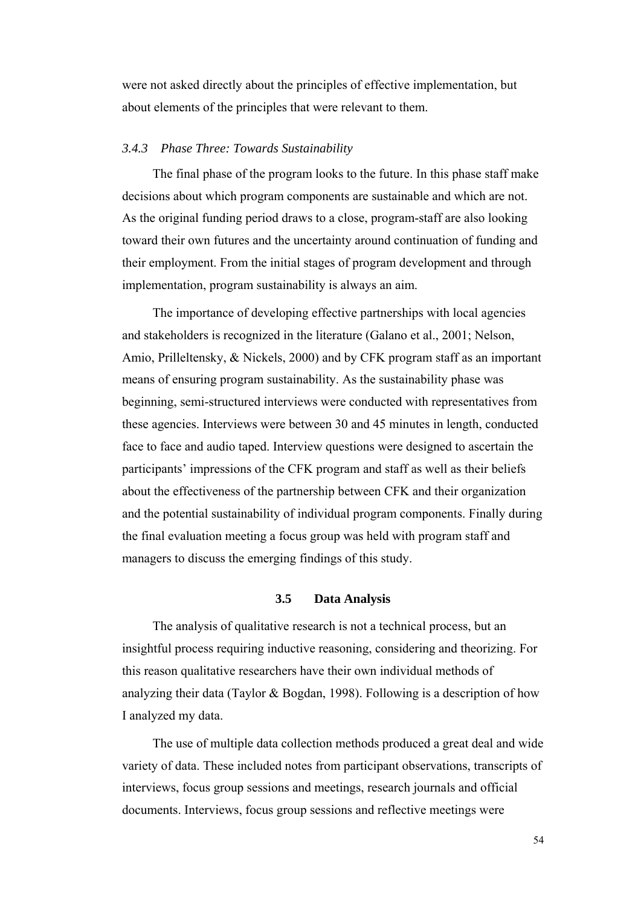were not asked directly about the principles of effective implementation, but about elements of the principles that were relevant to them.

### *3.4.3 Phase Three: Towards Sustainability*

The final phase of the program looks to the future. In this phase staff make decisions about which program components are sustainable and which are not. As the original funding period draws to a close, program-staff are also looking toward their own futures and the uncertainty around continuation of funding and their employment. From the initial stages of program development and through implementation, program sustainability is always an aim.

The importance of developing effective partnerships with local agencies and stakeholders is recognized in the literature (Galano et al., 2001; Nelson, Amio, Prilleltensky, & Nickels, 2000) and by CFK program staff as an important means of ensuring program sustainability. As the sustainability phase was beginning, semi-structured interviews were conducted with representatives from these agencies. Interviews were between 30 and 45 minutes in length, conducted face to face and audio taped. Interview questions were designed to ascertain the participants' impressions of the CFK program and staff as well as their beliefs about the effectiveness of the partnership between CFK and their organization and the potential sustainability of individual program components. Finally during the final evaluation meeting a focus group was held with program staff and managers to discuss the emerging findings of this study.

## 3.5 Data Analysis

The analysis of qualitative research is not a technical process, but an insightful process requiring inductive reasoning, considering and theorizing. For this reason qualitative researchers have their own individual methods of analyzing their data (Taylor & Bogdan, 1998). Following is a description of how I analyzed my data.

The use of multiple data collection methods produced a great deal and wide variety of data. These included notes from participant observations, transcripts of interviews, focus group sessions and meetings, research journals and official documents. Interviews, focus group sessions and reflective meetings were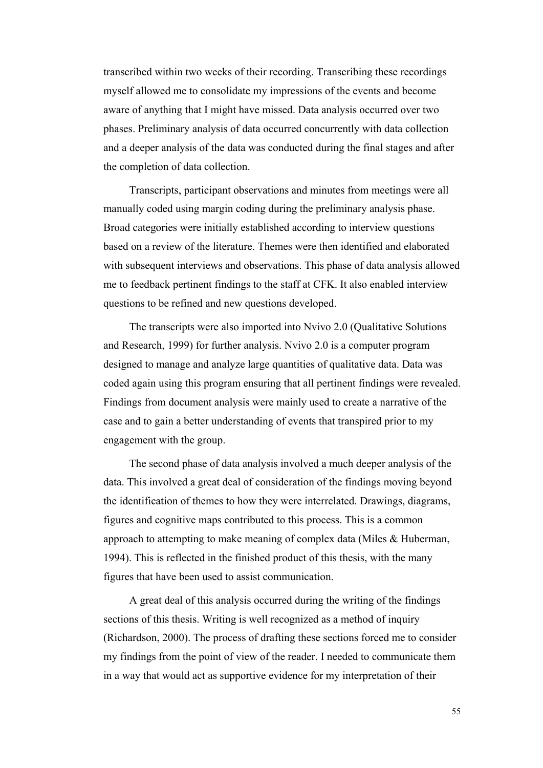transcribed within two weeks of their recording. Transcribing these recordings myself allowed me to consolidate my impressions of the events and become aware of anything that I might have missed. Data analysis occurred over two phases. Preliminary analysis of data occurred concurrently with data collection and a deeper analysis of the data was conducted during the final stages and after the completion of data collection.

Transcripts, participant observations and minutes from meetings were all manually coded using margin coding during the preliminary analysis phase. Broad categories were initially established according to interview questions based on a review of the literature. Themes were then identified and elaborated with subsequent interviews and observations. This phase of data analysis allowed me to feedback pertinent findings to the staff at CFK. It also enabled interview questions to be refined and new questions developed.

The transcripts were also imported into Nvivo 2.0 (Qualitative Solutions and Research, 1999) for further analysis. Nvivo 2.0 is a computer program designed to manage and analyze large quantities of qualitative data. Data was coded again using this program ensuring that all pertinent findings were revealed. Findings from document analysis were mainly used to create a narrative of the case and to gain a better understanding of events that transpired prior to my engagement with the group.

The second phase of data analysis involved a much deeper analysis of the data. This involved a great deal of consideration of the findings moving beyond the identification of themes to how they were interrelated. Drawings, diagrams, figures and cognitive maps contributed to this process. This is a common approach to attempting to make meaning of complex data (Miles & Huberman, 1994). This is reflected in the finished product of this thesis, with the many figures that have been used to assist communication.

A great deal of this analysis occurred during the writing of the findings sections of this thesis. Writing is well recognized as a method of inquiry (Richardson, 2000). The process of drafting these sections forced me to consider my findings from the point of view of the reader. I needed to communicate them in a way that would act as supportive evidence for my interpretation of their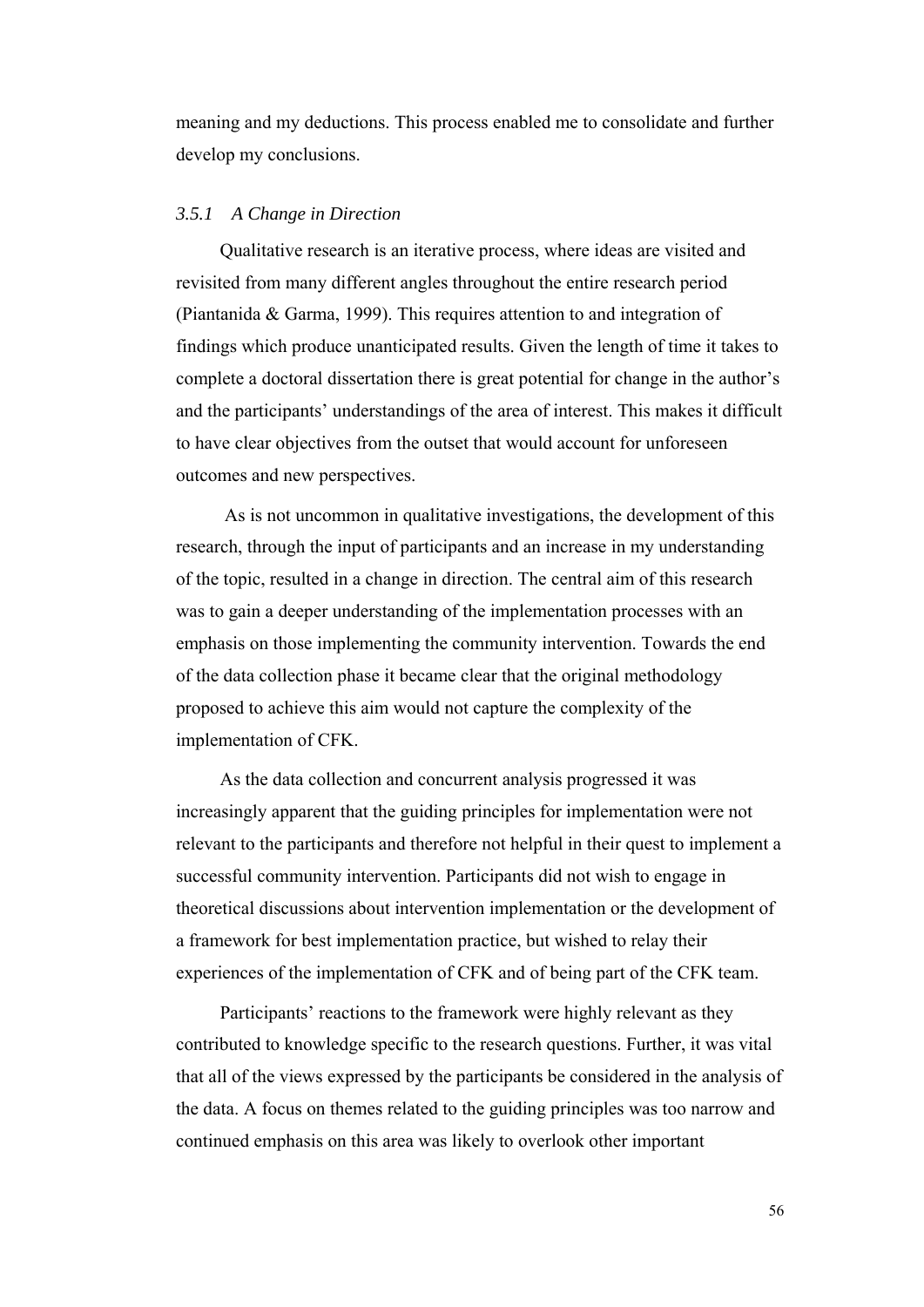meaning and my deductions. This process enabled me to consolidate and further develop my conclusions.

### *3.5.1 A Change in Direction*

Qualitative research is an iterative process, where ideas are visited and revisited from many different angles throughout the entire research period (Piantanida & Garma, 1999). This requires attention to and integration of findings which produce unanticipated results. Given the length of time it takes to complete a doctoral dissertation there is great potential for change in the author's and the participants' understandings of the area of interest. This makes it difficult to have clear objectives from the outset that would account for unforeseen outcomes and new perspectives.

As is not uncommon in qualitative investigations, the development of this research, through the input of participants and an increase in my understanding of the topic, resulted in a change in direction. The central aim of this research was to gain a deeper understanding of the implementation processes with an emphasis on those implementing the community intervention. Towards the end of the data collection phase it became clear that the original methodology proposed to achieve this aim would not capture the complexity of the implementation of CFK.

As the data collection and concurrent analysis progressed it was increasingly apparent that the guiding principles for implementation were not relevant to the participants and therefore not helpful in their quest to implement a successful community intervention. Participants did not wish to engage in theoretical discussions about intervention implementation or the development of a framework for best implementation practice, but wished to relay their experiences of the implementation of CFK and of being part of the CFK team.

Participants' reactions to the framework were highly relevant as they contributed to knowledge specific to the research questions. Further, it was vital that all of the views expressed by the participants be considered in the analysis of the data. A focus on themes related to the guiding principles was too narrow and continued emphasis on this area was likely to overlook other important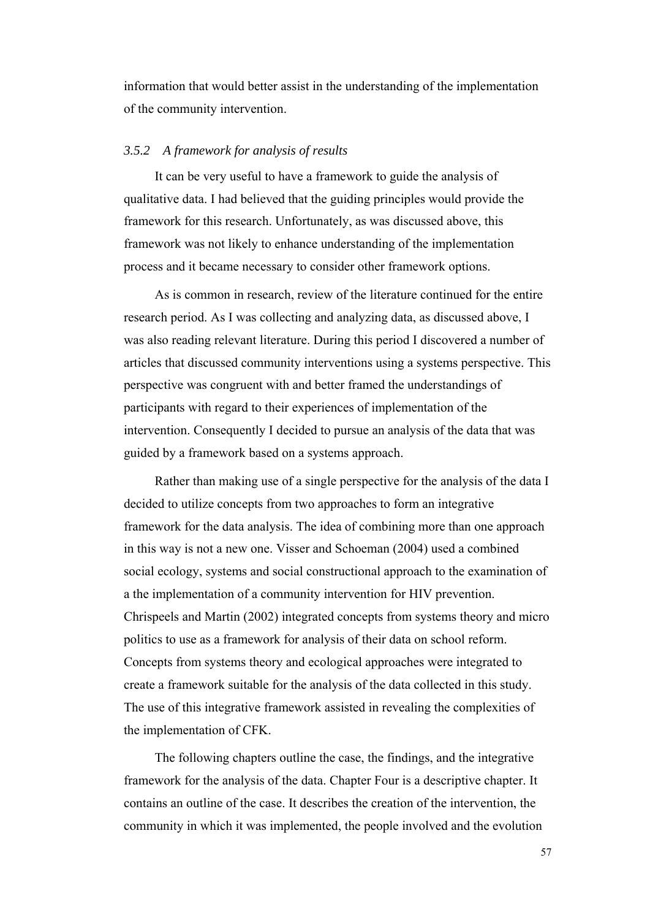information that would better assist in the understanding of the implementation of the community intervention.

### *3.5.2 A framework for analysis of results*

It can be very useful to have a framework to guide the analysis of qualitative data. I had believed that the guiding principles would provide the framework for this research. Unfortunately, as was discussed above, this framework was not likely to enhance understanding of the implementation process and it became necessary to consider other framework options.

As is common in research, review of the literature continued for the entire research period. As I was collecting and analyzing data, as discussed above, I was also reading relevant literature. During this period I discovered a number of articles that discussed community interventions using a systems perspective. This perspective was congruent with and better framed the understandings of participants with regard to their experiences of implementation of the intervention. Consequently I decided to pursue an analysis of the data that was guided by a framework based on a systems approach.

Rather than making use of a single perspective for the analysis of the data I decided to utilize concepts from two approaches to form an integrative framework for the data analysis. The idea of combining more than one approach in this way is not a new one. Visser and Schoeman (2004) used a combined social ecology, systems and social constructional approach to the examination of a the implementation of a community intervention for HIV prevention. Chrispeels and Martin (2002) integrated concepts from systems theory and micro politics to use as a framework for analysis of their data on school reform. Concepts from systems theory and ecological approaches were integrated to create a framework suitable for the analysis of the data collected in this study. The use of this integrative framework assisted in revealing the complexities of the implementation of CFK.

The following chapters outline the case, the findings, and the integrative framework for the analysis of the data. Chapter Four is a descriptive chapter. It contains an outline of the case. It describes the creation of the intervention, the community in which it was implemented, the people involved and the evolution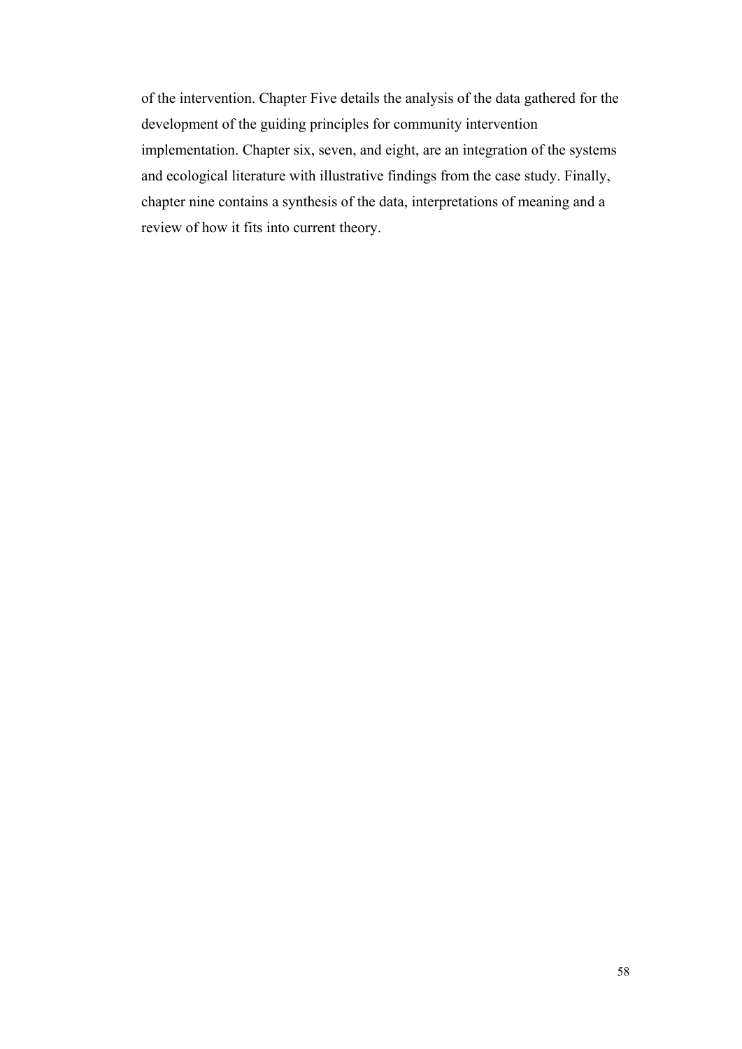of the intervention. Chapter Five details the analysis of the data gathered for the development of the guiding principles for community intervention implementation. Chapter six, seven, and eight, are an integration of the systems and ecological literature with illustrative findings from the case study. Finally, chapter nine contains a synthesis of the data, interpretations of meaning and a review of how it fits into current theory.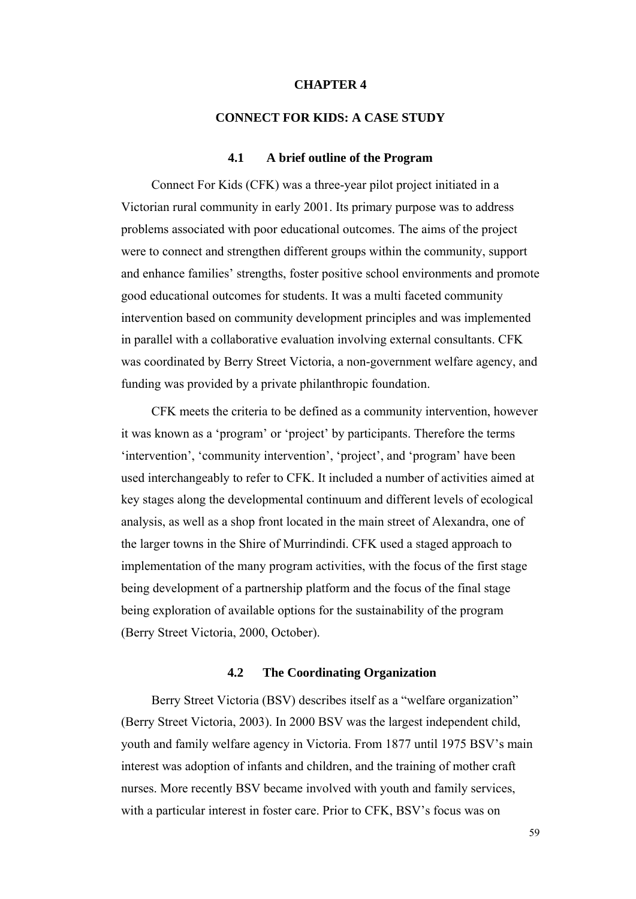# CHAPTER 4

# CONNECT FOR KIDS: A CASE STUDY

## 4.1 A brief outline of the Program

Connect For Kids (CFK) was a three-year pilot project initiated in a Victorian rural community in early 2001. Its primary purpose was to address problems associated with poor educational outcomes. The aims of the project were to connect and strengthen different groups within the community, support and enhance families' strengths, foster positive school environments and promote good educational outcomes for students. It was a multi faceted community intervention based on community development principles and was implemented in parallel with a collaborative evaluation involving external consultants. CFK was coordinated by Berry Street Victoria, a non-government welfare agency, and funding was provided by a private philanthropic foundation.

CFK meets the criteria to be defined as a community intervention, however it was known as a 'program' or 'project' by participants. Therefore the terms 'intervention', 'community intervention', 'project', and 'program' have been used interchangeably to refer to CFK. It included a number of activities aimed at key stages along the developmental continuum and different levels of ecological analysis, as well as a shop front located in the main street of Alexandra, one of the larger towns in the Shire of Murrindindi. CFK used a staged approach to implementation of the many program activities, with the focus of the first stage being development of a partnership platform and the focus of the final stage being exploration of available options for the sustainability of the program (Berry Street Victoria, 2000, October).

## 4.2 The Coordinating Organization

Berry Street Victoria (BSV) describes itself as a "welfare organization" (Berry Street Victoria, 2003). In 2000 BSV was the largest independent child, youth and family welfare agency in Victoria. From 1877 until 1975 BSV's main interest was adoption of infants and children, and the training of mother craft nurses. More recently BSV became involved with youth and family services, with a particular interest in foster care. Prior to CFK, BSV's focus was on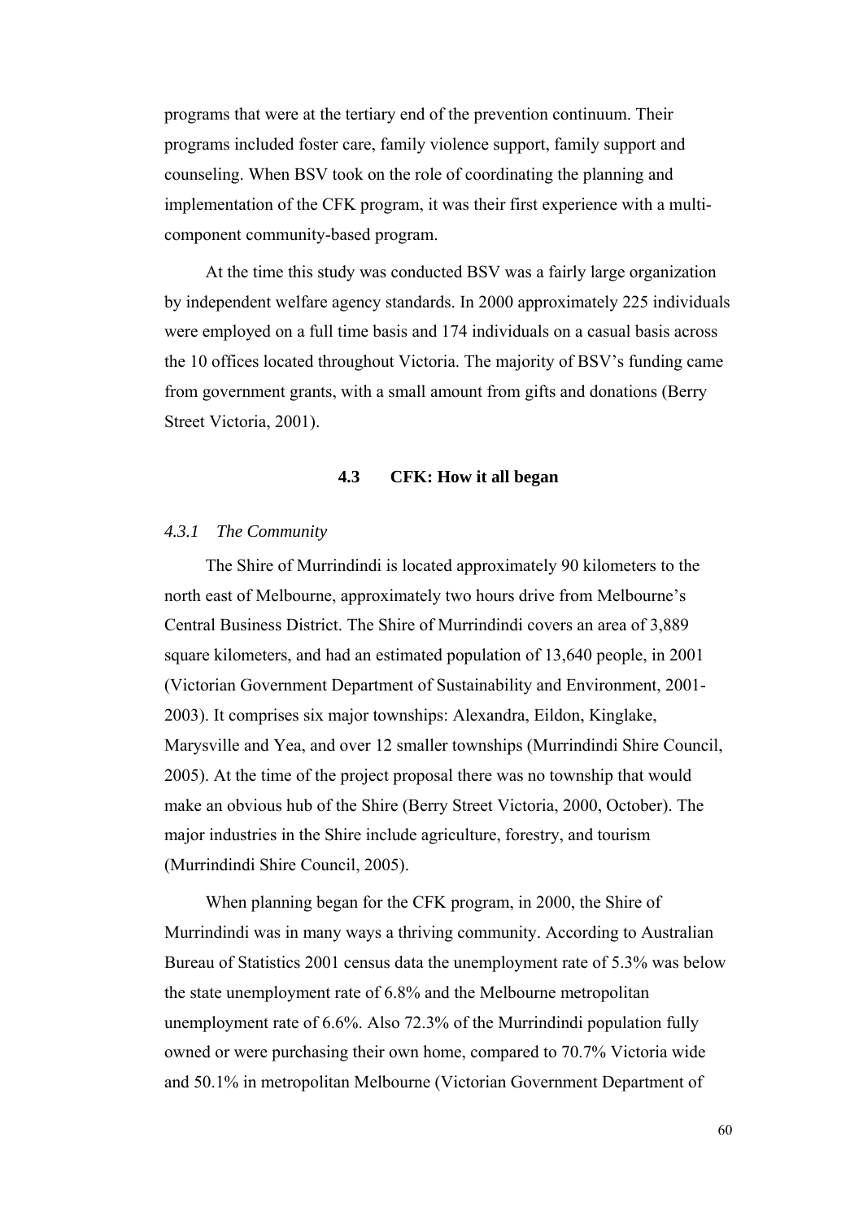programs that were at the tertiary end of the prevention continuum. Their programs included foster care, family violence support, family support and counseling. When BSV took on the role of coordinating the planning and implementation of the CFK program, it was their first experience with a multi-component community-based program.

At the time this study was conducted BSV was a fairly large organization by independent welfare agency standards. In 2000 approximately 225 individuals were employed on a full time basis and 174 individuals on a casual basis across the 10 offices located throughout Victoria. The majority of BSV's funding came from government grants, with a small amount from gifts and donations (Berry Street Victoria, 2001).

## 4.3 CFK: How it all began

### *4.3.1 The Community*

The Shire of Murrindindi is located approximately 90 kilometers to the north east of Melbourne, approximately two hours drive from Melbourne's Central Business District. The Shire of Murrindindi covers an area of 3,889 square kilometers, and had an estimated population of 13,640 people, in 2001 (Victorian Government Department of Sustainability and Environment, 2001-2003). It comprises six major townships: Alexandra, Eildon, Kinglake, Marysville and Yea, and over 12 smaller townships (Murrindindi Shire Council, 2005). At the time of the project proposal there was no township that would make an obvious hub of the Shire (Berry Street Victoria, 2000, October). The major industries in the Shire include agriculture, forestry, and tourism (Murrindindi Shire Council, 2005).

When planning began for the CFK program, in 2000, the Shire of Murrindindi was in many ways a thriving community. According to Australian Bureau of Statistics 2001 census data the unemployment rate of 5.3% was below the state unemployment rate of 6.8% and the Melbourne metropolitan unemployment rate of 6.6%. Also 72.3% of the Murrindindi population fully owned or were purchasing their own home, compared to 70.7% Victoria wide and 50.1% in metropolitan Melbourne (Victorian Government Department of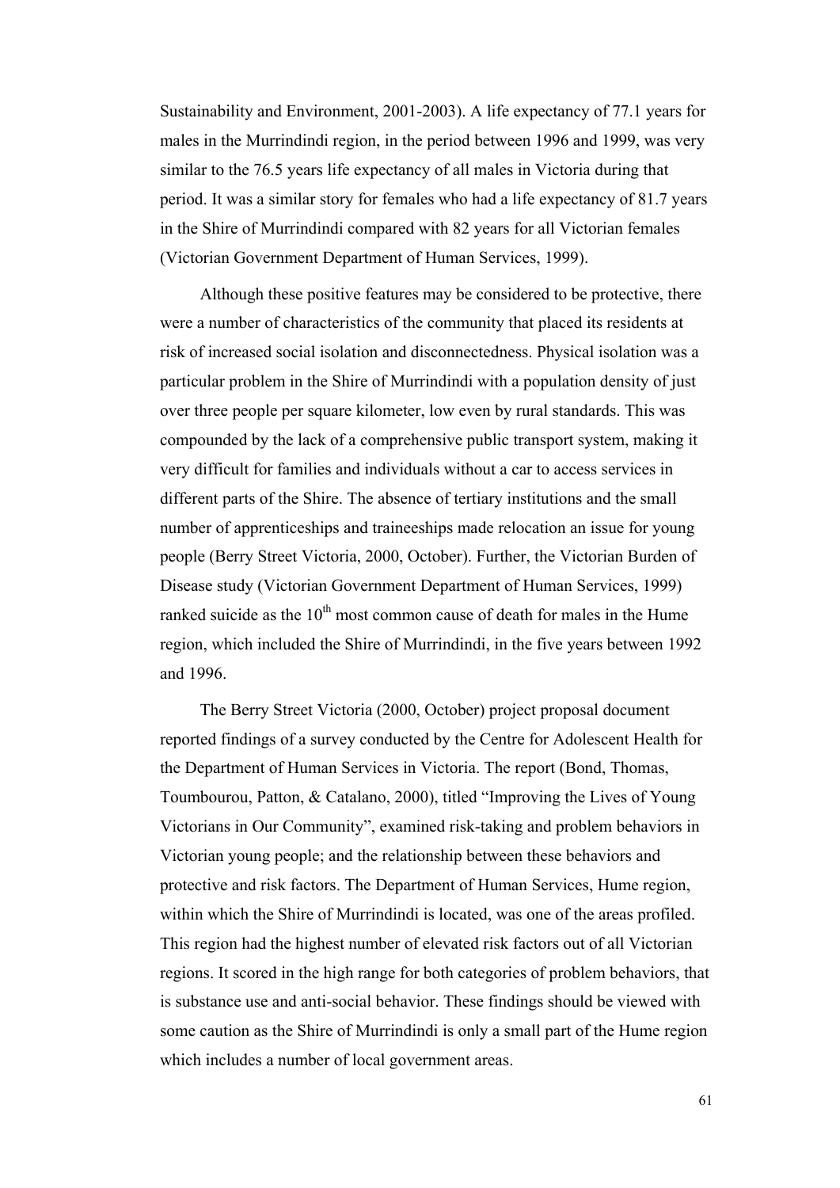Sustainability and Environment, 2001-2003). A life expectancy of 77.1 years for males in the Murrindindi region, in the period between 1996 and 1999, was very similar to the 76.5 years life expectancy of all males in Victoria during that period. It was a similar story for females who had a life expectancy of 81.7 years in the Shire of Murrindindi compared with 82 years for all Victorian females (Victorian Government Department of Human Services, 1999).

Although these positive features may be considered to be protective, there were a number of characteristics of the community that placed its residents at risk of increased social isolation and disconnectedness. Physical isolation was a particular problem in the Shire of Murrindindi with a population density of just over three people per square kilometer, low even by rural standards. This was compounded by the lack of a comprehensive public transport system, making it very difficult for families and individuals without a car to access services in different parts of the Shire. The absence of tertiary institutions and the small number of apprenticeships and traineeships made relocation an issue for young people (Berry Street Victoria, 2000, October). Further, the Victorian Burden of Disease study (Victorian Government Department of Human Services, 1999) ranked suicide as the 10th most common cause of death for males in the Hume region, which included the Shire of Murrindindi, in the five years between 1992 and 1996.

The Berry Street Victoria (2000, October) project proposal document reported findings of a survey conducted by the Centre for Adolescent Health for the Department of Human Services in Victoria. The report (Bond, Thomas, Toumbourou, Patton, & Catalano, 2000), titled "Improving the Lives of Young Victorians in Our Community", examined risk-taking and problem behaviors in Victorian young people; and the relationship between these behaviors and protective and risk factors. The Department of Human Services, Hume region, within which the Shire of Murrindindi is located, was one of the areas profiled. This region had the highest number of elevated risk factors out of all Victorian regions. It scored in the high range for both categories of problem behaviors, that is substance use and anti-social behavior. These findings should be viewed with some caution as the Shire of Murrindindi is only a small part of the Hume region which includes a number of local government areas.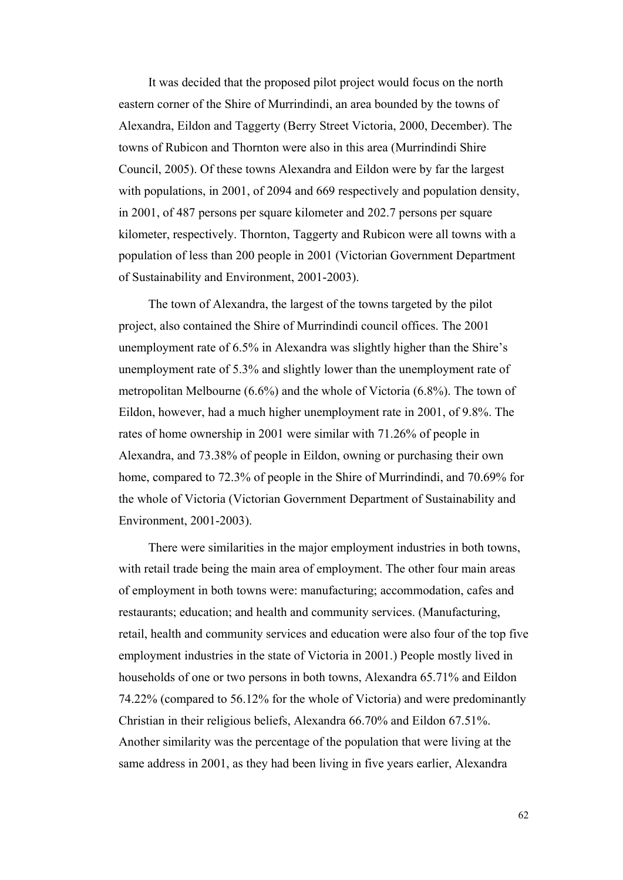It was decided that the proposed pilot project would focus on the north eastern corner of the Shire of Murrindindi, an area bounded by the towns of Alexandra, Eildon and Taggerty (Berry Street Victoria, 2000, December). The towns of Rubicon and Thornton were also in this area (Murrindindi Shire Council, 2005). Of these towns Alexandra and Eildon were by far the largest with populations, in 2001, of 2094 and 669 respectively and population density, in 2001, of 487 persons per square kilometer and 202.7 persons per square kilometer, respectively. Thornton, Taggerty and Rubicon were all towns with a population of less than 200 people in 2001 (Victorian Government Department of Sustainability and Environment, 2001-2003).

The town of Alexandra, the largest of the towns targeted by the pilot project, also contained the Shire of Murrindindi council offices. The 2001 unemployment rate of 6.5% in Alexandra was slightly higher than the Shire's unemployment rate of 5.3% and slightly lower than the unemployment rate of metropolitan Melbourne (6.6%) and the whole of Victoria (6.8%). The town of Eildon, however, had a much higher unemployment rate in 2001, of 9.8%. The rates of home ownership in 2001 were similar with 71.26% of people in Alexandra, and 73.38% of people in Eildon, owning or purchasing their own home, compared to 72.3% of people in the Shire of Murrindindi, and 70.69% for the whole of Victoria (Victorian Government Department of Sustainability and Environment, 2001-2003).

There were similarities in the major employment industries in both towns, with retail trade being the main area of employment. The other four main areas of employment in both towns were: manufacturing; accommodation, cafes and restaurants; education; and health and community services. (Manufacturing, retail, health and community services and education were also four of the top five employment industries in the state of Victoria in 2001.) People mostly lived in households of one or two persons in both towns, Alexandra 65.71% and Eildon 74.22% (compared to 56.12% for the whole of Victoria) and were predominantly Christian in their religious beliefs, Alexandra 66.70% and Eildon 67.51%. Another similarity was the percentage of the population that were living at the same address in 2001, as they had been living in five years earlier, Alexandra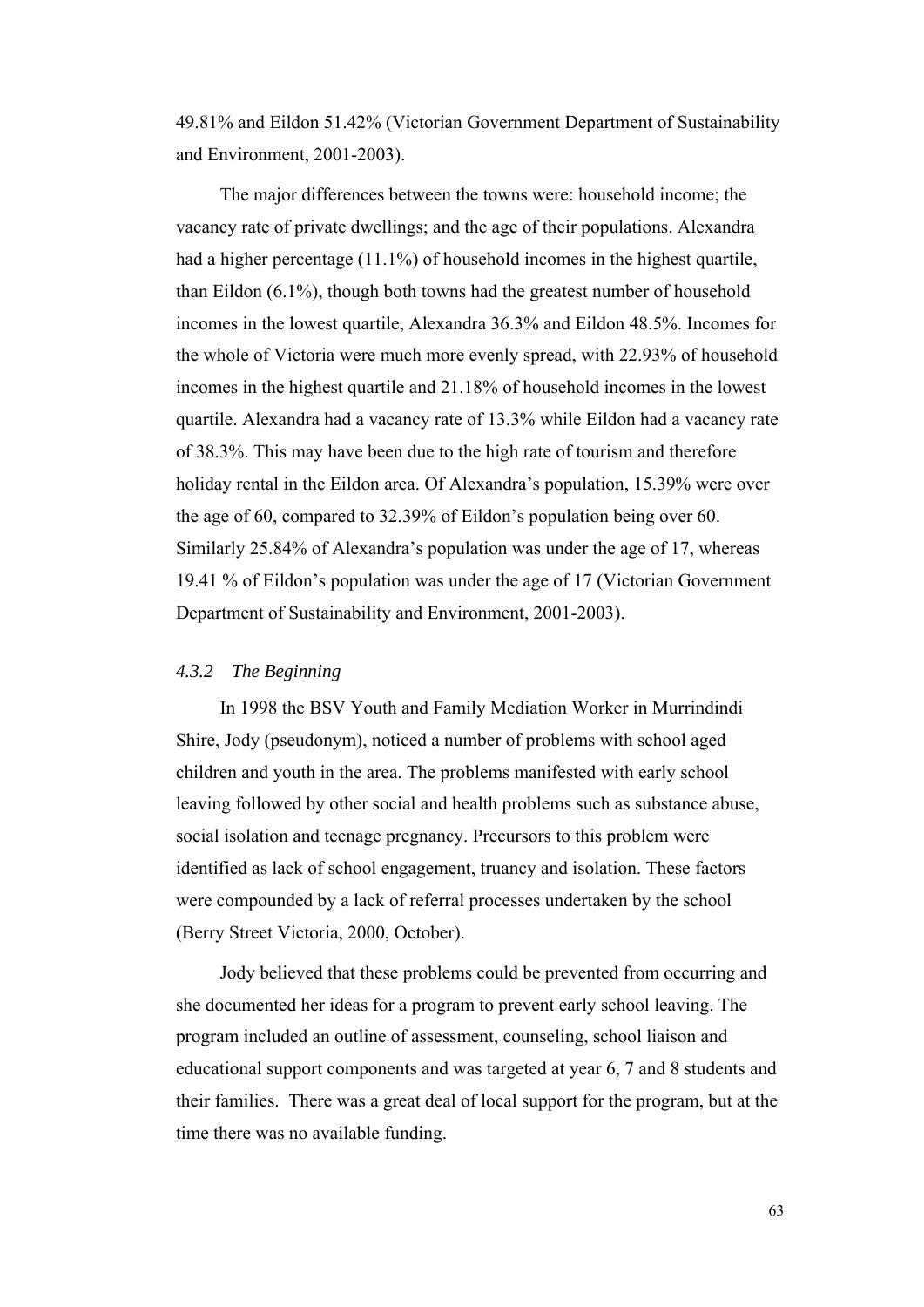49.81% and Eildon 51.42% (Victorian Government Department of Sustainability and Environment, 2001-2003).

The major differences between the towns were: household income; the vacancy rate of private dwellings; and the age of their populations. Alexandra had a higher percentage (11.1%) of household incomes in the highest quartile, than Eildon (6.1%), though both towns had the greatest number of household incomes in the lowest quartile, Alexandra 36.3% and Eildon 48.5%. Incomes for the whole of Victoria were much more evenly spread, with 22.93% of household incomes in the highest quartile and 21.18% of household incomes in the lowest quartile. Alexandra had a vacancy rate of 13.3% while Eildon had a vacancy rate of 38.3%. This may have been due to the high rate of tourism and therefore holiday rental in the Eildon area. Of Alexandra's population, 15.39% were over the age of 60, compared to 32.39% of Eildon's population being over 60. Similarly 25.84% of Alexandra's population was under the age of 17, whereas 19.41 % of Eildon's population was under the age of 17 (Victorian Government Department of Sustainability and Environment, 2001-2003).

### *4.3.2 The Beginning*

In 1998 the BSV Youth and Family Mediation Worker in Murrindindi Shire, Jody (pseudonym), noticed a number of problems with school aged children and youth in the area. The problems manifested with early school leaving followed by other social and health problems such as substance abuse, social isolation and teenage pregnancy. Precursors to this problem were identified as lack of school engagement, truancy and isolation. These factors were compounded by a lack of referral processes undertaken by the school (Berry Street Victoria, 2000, October).

Jody believed that these problems could be prevented from occurring and she documented her ideas for a program to prevent early school leaving. The program included an outline of assessment, counseling, school liaison and educational support components and was targeted at year 6, 7 and 8 students and their families. There was a great deal of local support for the program, but at the time there was no available funding.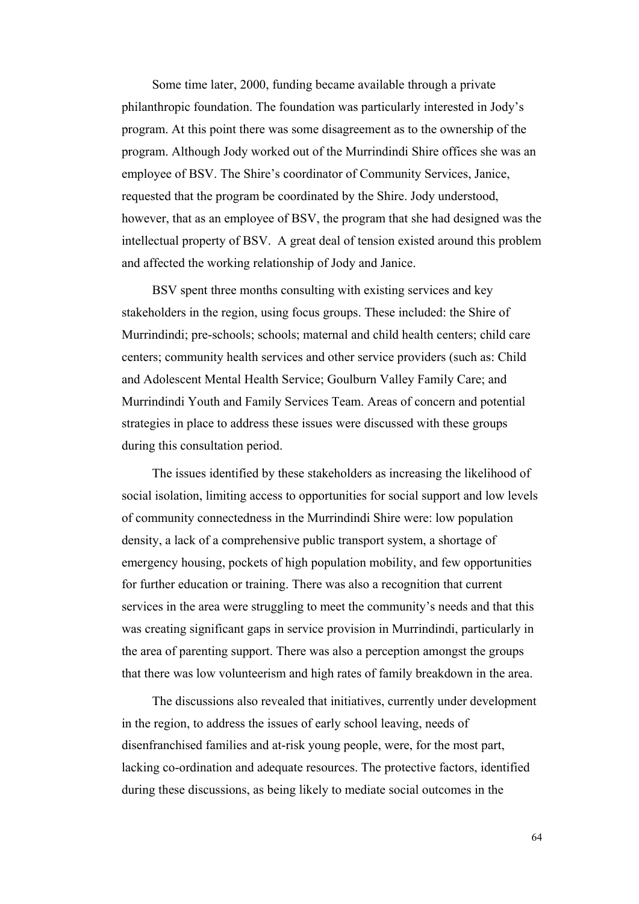Some time later, 2000, funding became available through a private philanthropic foundation. The foundation was particularly interested in Jody's program. At this point there was some disagreement as to the ownership of the program. Although Jody worked out of the Murrindindi Shire offices she was an employee of BSV. The Shire's coordinator of Community Services, Janice, requested that the program be coordinated by the Shire. Jody understood, however, that as an employee of BSV, the program that she had designed was the intellectual property of BSV. A great deal of tension existed around this problem and affected the working relationship of Jody and Janice.

BSV spent three months consulting with existing services and key stakeholders in the region, using focus groups. These included: the Shire of Murrindindi; pre-schools; schools; maternal and child health centers; child care centers; community health services and other service providers (such as: Child and Adolescent Mental Health Service; Goulburn Valley Family Care; and Murrindindi Youth and Family Services Team. Areas of concern and potential strategies in place to address these issues were discussed with these groups during this consultation period.

The issues identified by these stakeholders as increasing the likelihood of social isolation, limiting access to opportunities for social support and low levels of community connectedness in the Murrindindi Shire were: low population density, a lack of a comprehensive public transport system, a shortage of emergency housing, pockets of high population mobility, and few opportunities for further education or training. There was also a recognition that current services in the area were struggling to meet the community's needs and that this was creating significant gaps in service provision in Murrindindi, particularly in the area of parenting support. There was also a perception amongst the groups that there was low volunteerism and high rates of family breakdown in the area.

The discussions also revealed that initiatives, currently under development in the region, to address the issues of early school leaving, needs of disenfranchised families and at-risk young people, were, for the most part, lacking co-ordination and adequate resources. The protective factors, identified during these discussions, as being likely to mediate social outcomes in the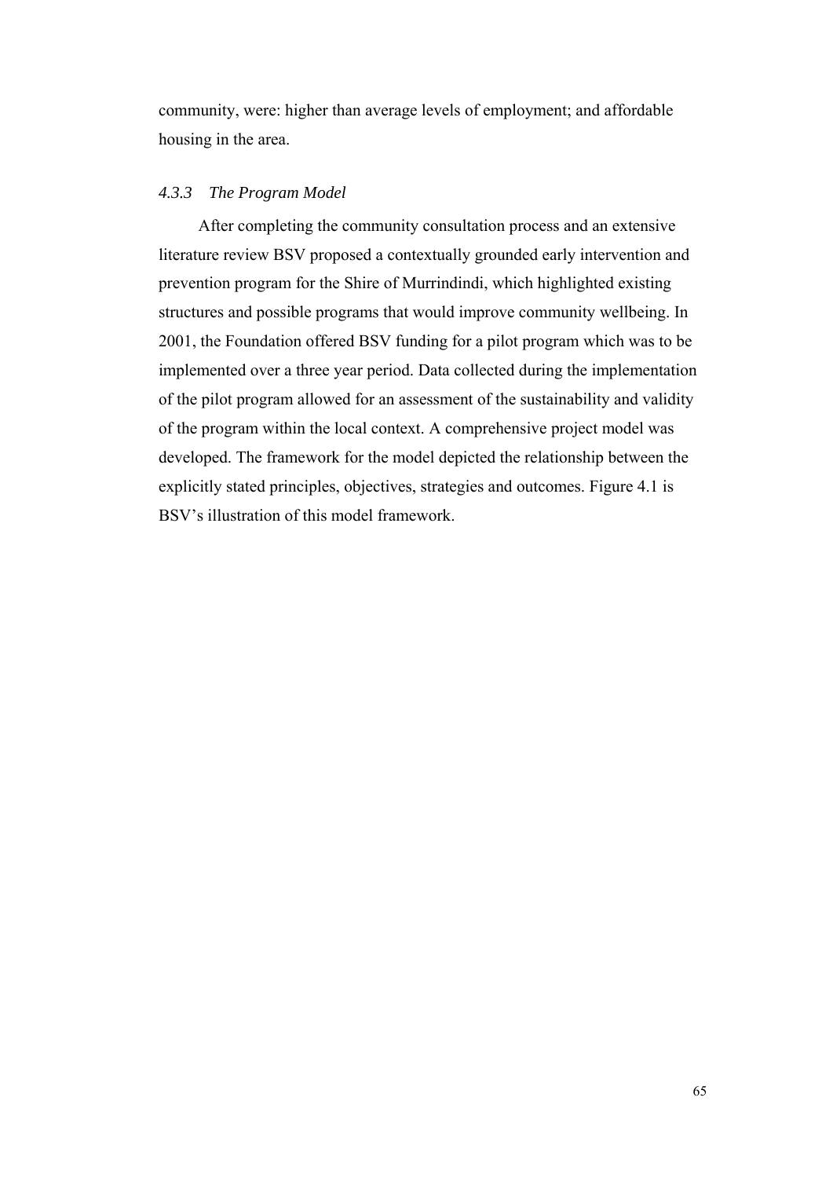community, were: higher than average levels of employment; and affordable housing in the area.

### *4.3.3 The Program Model*

After completing the community consultation process and an extensive literature review BSV proposed a contextually grounded early intervention and prevention program for the Shire of Murrindindi, which highlighted existing structures and possible programs that would improve community wellbeing. In 2001, the Foundation offered BSV funding for a pilot program which was to be implemented over a three year period. Data collected during the implementation of the pilot program allowed for an assessment of the sustainability and validity of the program within the local context. A comprehensive project model was developed. The framework for the model depicted the relationship between the explicitly stated principles, objectives, strategies and outcomes. Figure 4.1 is BSV's illustration of this model framework.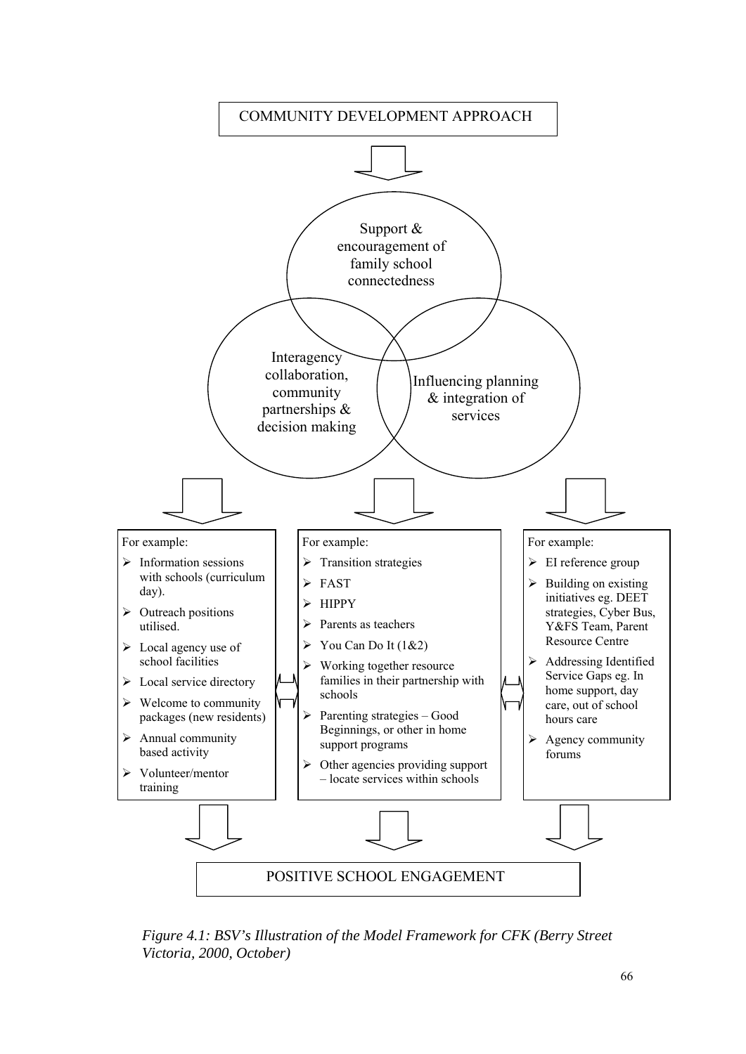COMMUNITY DEVELOPMENT APPROACH

Support & encouragement of family school connectedness

Interagency collaboration, community partnerships & decision making

Influencing planning & integration of services

For example:

- Information sessions with schools (curriculum day).
- Outreach positions utilised.
- Local agency use of school facilities
- Local service directory
- Welcome to community packages (new residents)
- Annual community based activity
- Volunteer/mentor training

For example:

- Transition strategies
- FAST
- HIPPY
- Parents as teachers
- You Can Do It (1&2)
- Working together resource families in their partnership with schools
- Parenting strategies – Good Beginnings, or other in home support programs
- Other agencies providing support – locate services within schools

For example:

- EI reference group
- Building on existing initiatives eg. DEET strategies, Cyber Bus, Y&FS Team, Parent Resource Centre
- Addressing Identified Service Gaps eg. In home support, day care, out of school hours care
- Agency community forums

POSITIVE SCHOOL ENGAGEMENT

*Figure 4.1: BSV's Illustration of the Model Framework for CFK (Berry Street Victoria, 2000, October)*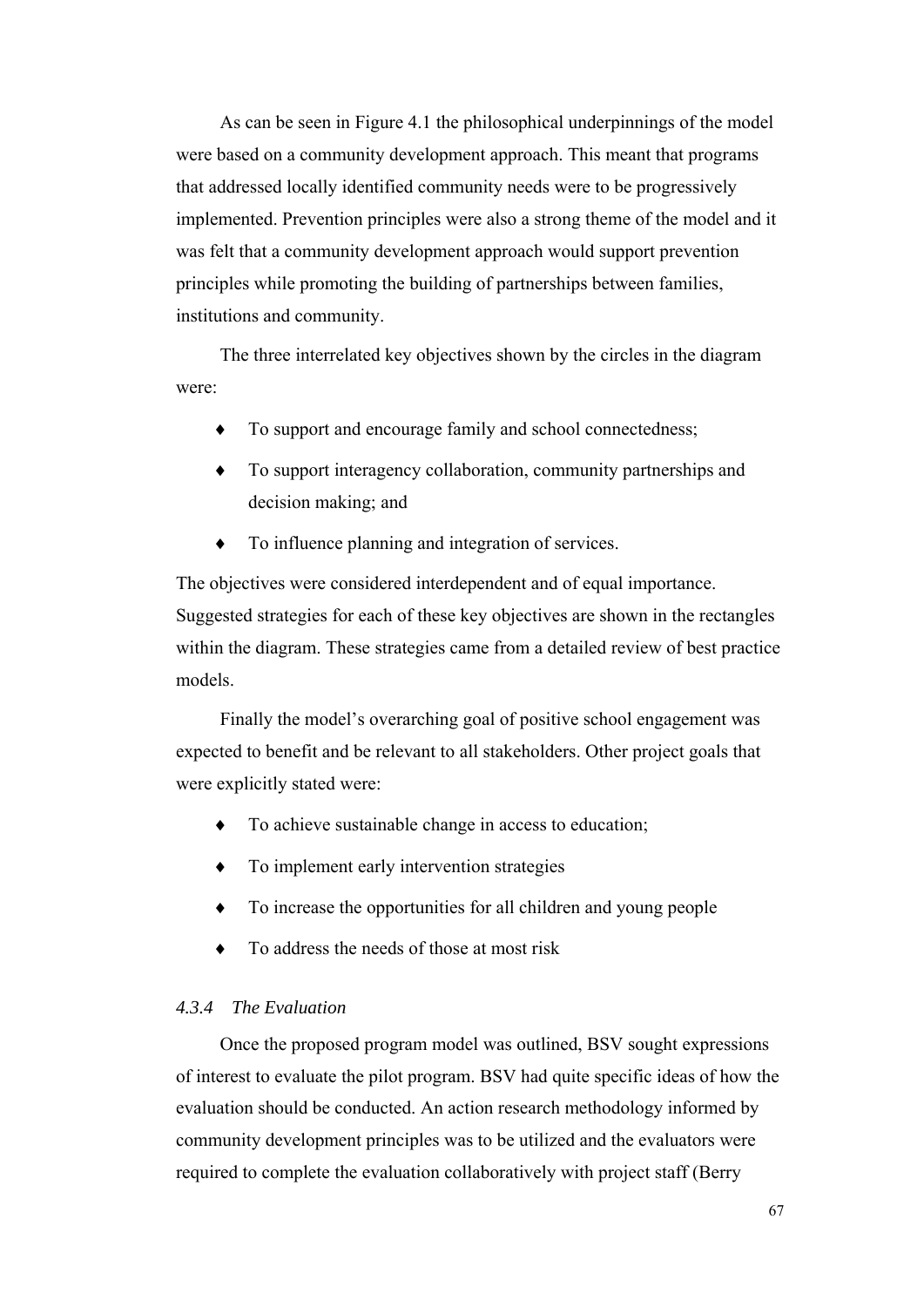As can be seen in Figure 4.1 the philosophical underpinnings of the model were based on a community development approach. This meant that programs that addressed locally identified community needs were to be progressively implemented. Prevention principles were also a strong theme of the model and it was felt that a community development approach would support prevention principles while promoting the building of partnerships between families, institutions and community.

The three interrelated key objectives shown by the circles in the diagram were:

- To support and encourage family and school connectedness;
- To support interagency collaboration, community partnerships and decision making; and
- To influence planning and integration of services.

The objectives were considered interdependent and of equal importance. Suggested strategies for each of these key objectives are shown in the rectangles within the diagram. These strategies came from a detailed review of best practice models.

Finally the model's overarching goal of positive school engagement was expected to benefit and be relevant to all stakeholders. Other project goals that were explicitly stated were:

- To achieve sustainable change in access to education;
- To implement early intervention strategies
- To increase the opportunities for all children and young people
- To address the needs of those at most risk

### *4.3.4 The Evaluation*

Once the proposed program model was outlined, BSV sought expressions of interest to evaluate the pilot program. BSV had quite specific ideas of how the evaluation should be conducted. An action research methodology informed by community development principles was to be utilized and the evaluators were required to complete the evaluation collaboratively with project staff (Berry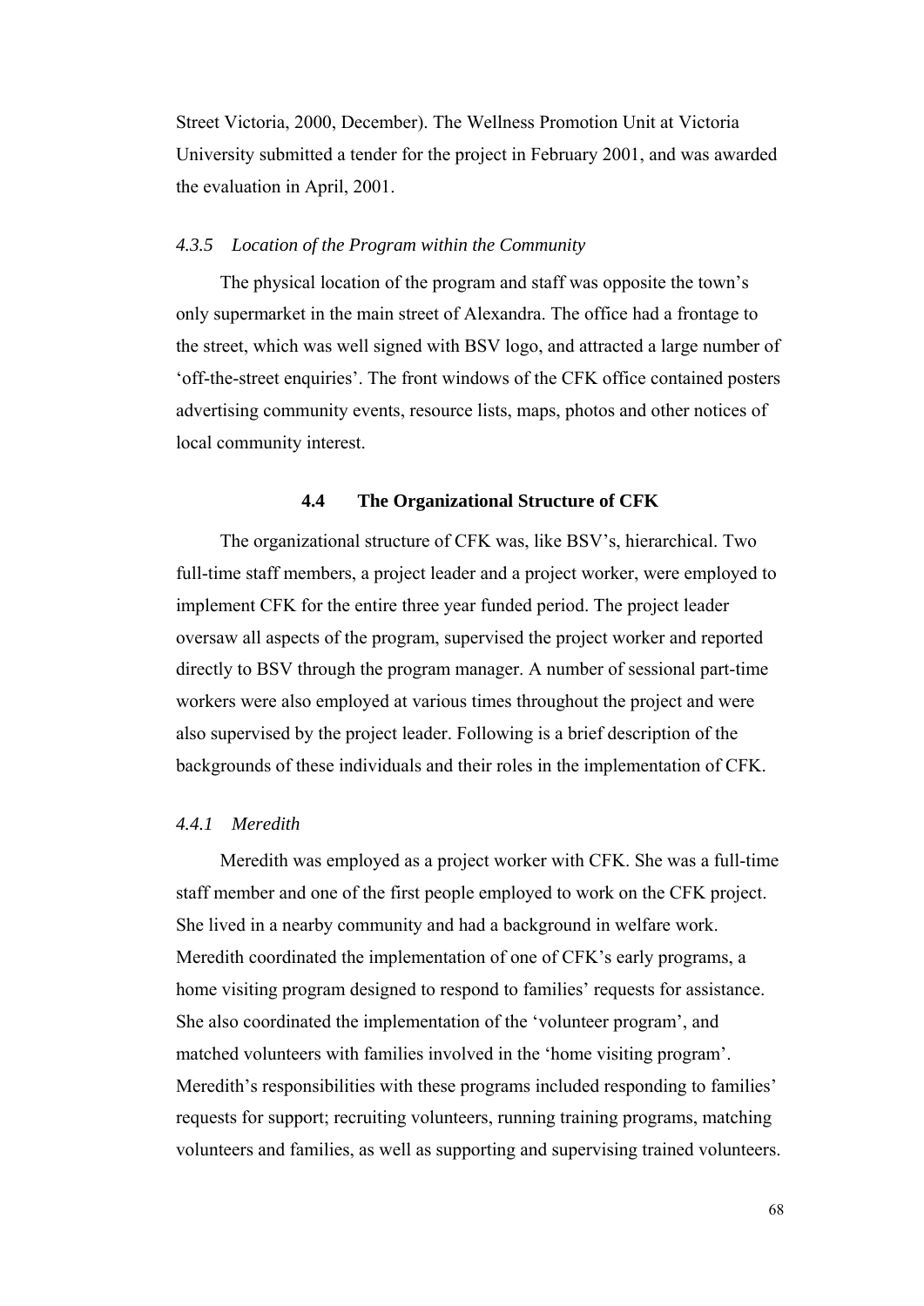Street Victoria, 2000, December). The Wellness Promotion Unit at Victoria University submitted a tender for the project in February 2001, and was awarded the evaluation in April, 2001.

#### *4.3.5 Location of the Program within the Community*

The physical location of the program and staff was opposite the town's only supermarket in the main street of Alexandra. The office had a frontage to the street, which was well signed with BSV logo, and attracted a large number of 'off-the-street enquiries'. The front windows of the CFK office contained posters advertising community events, resource lists, maps, photos and other notices of local community interest.

## 4.4 The Organizational Structure of CFK

The organizational structure of CFK was, like BSV's, hierarchical. Two full-time staff members, a project leader and a project worker, were employed to implement CFK for the entire three year funded period. The project leader oversaw all aspects of the program, supervised the project worker and reported directly to BSV through the program manager. A number of sessional part-time workers were also employed at various times throughout the project and were also supervised by the project leader. Following is a brief description of the backgrounds of these individuals and their roles in the implementation of CFK.

#### *4.4.1 Meredith*

Meredith was employed as a project worker with CFK. She was a full-time staff member and one of the first people employed to work on the CFK project. She lived in a nearby community and had a background in welfare work. Meredith coordinated the implementation of one of CFK's early programs, a home visiting program designed to respond to families' requests for assistance. She also coordinated the implementation of the 'volunteer program', and matched volunteers with families involved in the 'home visiting program'. Meredith's responsibilities with these programs included responding to families' requests for support; recruiting volunteers, running training programs, matching volunteers and families, as well as supporting and supervising trained volunteers.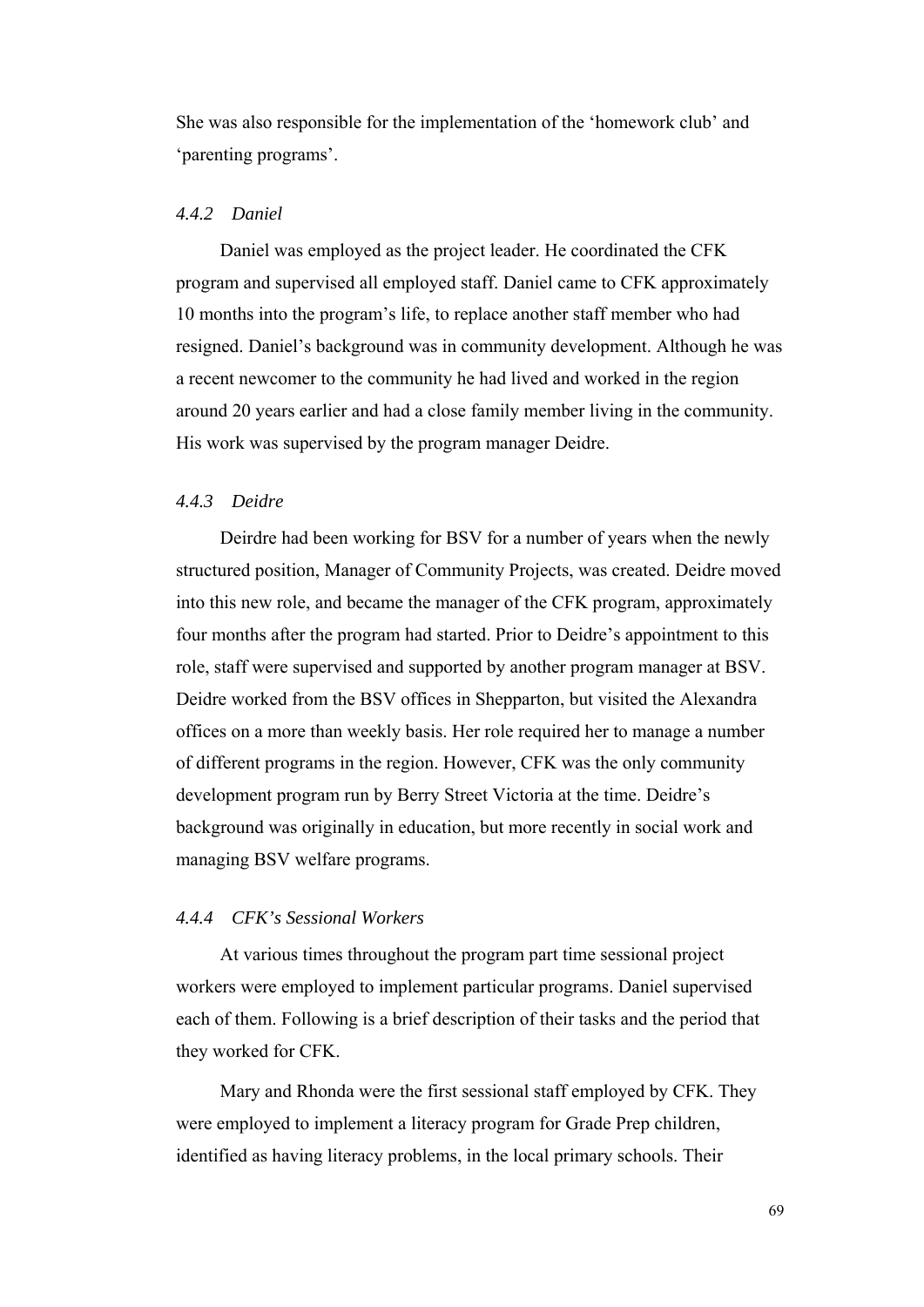She was also responsible for the implementation of the 'homework club' and 'parenting programs'.

#### *4.4.2 Daniel*

Daniel was employed as the project leader. He coordinated the CFK program and supervised all employed staff. Daniel came to CFK approximately 10 months into the program's life, to replace another staff member who had resigned. Daniel's background was in community development. Although he was a recent newcomer to the community he had lived and worked in the region around 20 years earlier and had a close family member living in the community. His work was supervised by the program manager Deidre.

#### *4.4.3 Deidre*

Deirdre had been working for BSV for a number of years when the newly structured position, Manager of Community Projects, was created. Deidre moved into this new role, and became the manager of the CFK program, approximately four months after the program had started. Prior to Deidre's appointment to this role, staff were supervised and supported by another program manager at BSV. Deidre worked from the BSV offices in Shepparton, but visited the Alexandra offices on a more than weekly basis. Her role required her to manage a number of different programs in the region. However, CFK was the only community development program run by Berry Street Victoria at the time. Deidre's background was originally in education, but more recently in social work and managing BSV welfare programs.

#### *4.4.4 CFK's Sessional Workers*

At various times throughout the program part time sessional project workers were employed to implement particular programs. Daniel supervised each of them. Following is a brief description of their tasks and the period that they worked for CFK.

Mary and Rhonda were the first sessional staff employed by CFK. They were employed to implement a literacy program for Grade Prep children, identified as having literacy problems, in the local primary schools. Their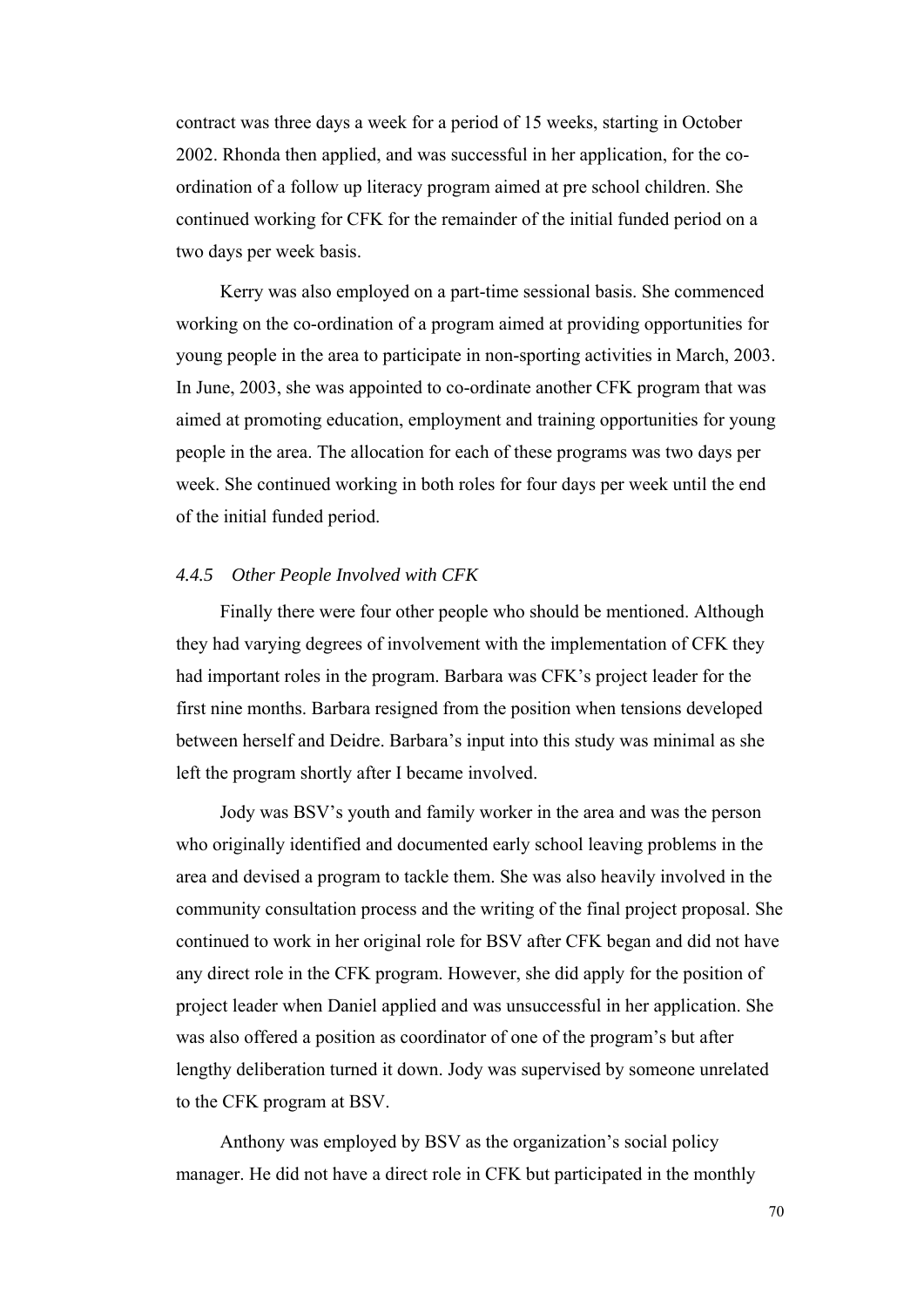contract was three days a week for a period of 15 weeks, starting in October 2002. Rhonda then applied, and was successful in her application, for the co-ordination of a follow up literacy program aimed at pre school children. She continued working for CFK for the remainder of the initial funded period on a two days per week basis.

Kerry was also employed on a part-time sessional basis. She commenced working on the co-ordination of a program aimed at providing opportunities for young people in the area to participate in non-sporting activities in March, 2003. In June, 2003, she was appointed to co-ordinate another CFK program that was aimed at promoting education, employment and training opportunities for young people in the area. The allocation for each of these programs was two days per week. She continued working in both roles for four days per week until the end of the initial funded period.

#### *4.4.5 Other People Involved with CFK*

Finally there were four other people who should be mentioned. Although they had varying degrees of involvement with the implementation of CFK they had important roles in the program. Barbara was CFK's project leader for the first nine months. Barbara resigned from the position when tensions developed between herself and Deidre. Barbara's input into this study was minimal as she left the program shortly after I became involved.

Jody was BSV's youth and family worker in the area and was the person who originally identified and documented early school leaving problems in the area and devised a program to tackle them. She was also heavily involved in the community consultation process and the writing of the final project proposal. She continued to work in her original role for BSV after CFK began and did not have any direct role in the CFK program. However, she did apply for the position of project leader when Daniel applied and was unsuccessful in her application. She was also offered a position as coordinator of one of the program's but after lengthy deliberation turned it down. Jody was supervised by someone unrelated to the CFK program at BSV.

Anthony was employed by BSV as the organization's social policy manager. He did not have a direct role in CFK but participated in the monthly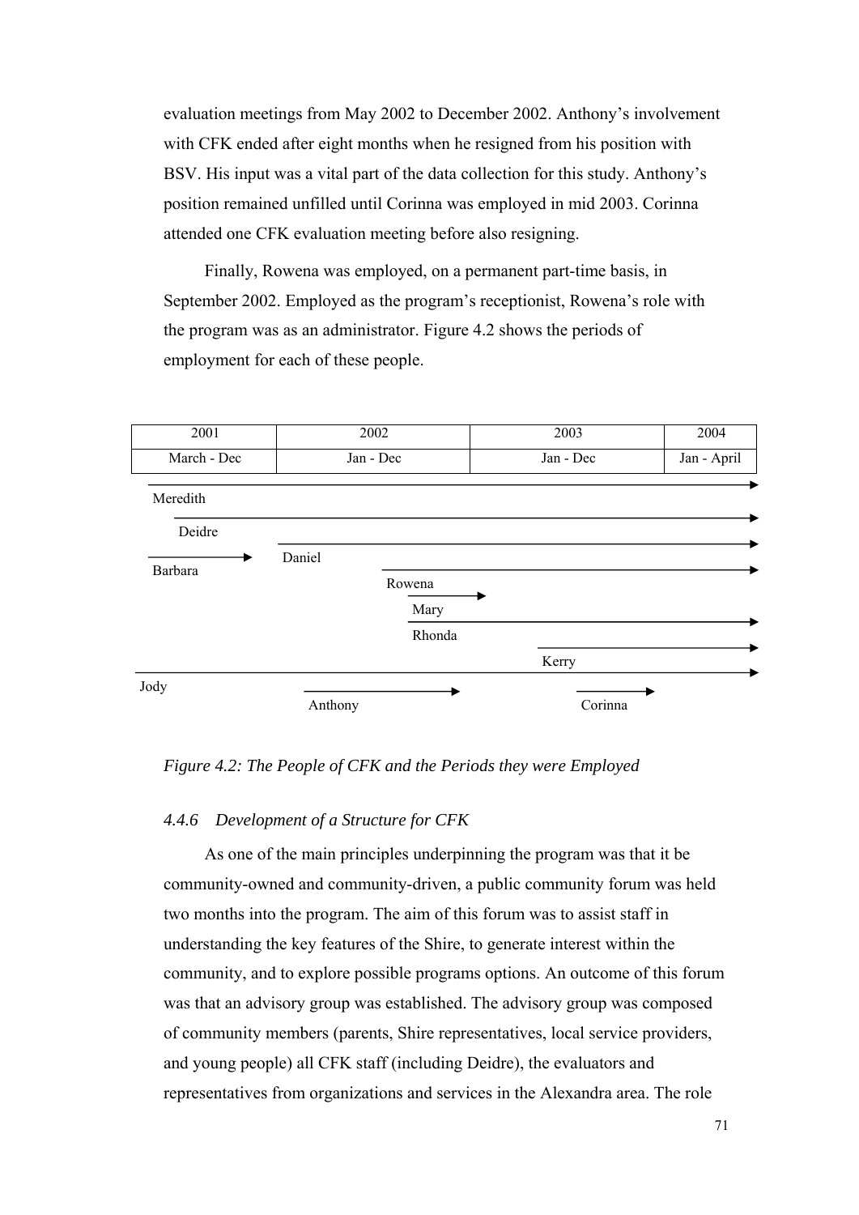evaluation meetings from May 2002 to December 2002. Anthony's involvement with CFK ended after eight months when he resigned from his position with BSV. His input was a vital part of the data collection for this study. Anthony's position remained unfilled until Corinna was employed in mid 2003. Corinna attended one CFK evaluation meeting before also resigning.

Finally, Rowena was employed, on a permanent part-time basis, in September 2002. Employed as the program's receptionist, Rowena's role with the program was as an administrator. Figure 4.2 shows the periods of employment for each of these people.

| 2001 | 2002 | 2003 | 2004 |
|---|---|---|---|
| March - Dec | Jan - Dec | Jan - Dec | Jan - April |

Meredith

Deidre

Barbara

Daniel

Rowena

Mary

Rhonda

Kerry

Jody

Anthony

Corinna

*Figure 4.2: The People of CFK and the Periods they were Employed*

### *4.4.6 Development of a Structure for CFK*

As one of the main principles underpinning the program was that it be community-owned and community-driven, a public community forum was held two months into the program. The aim of this forum was to assist staff in understanding the key features of the Shire, to generate interest within the community, and to explore possible programs options. An outcome of this forum was that an advisory group was established. The advisory group was composed of community members (parents, Shire representatives, local service providers, and young people) all CFK staff (including Deidre), the evaluators and representatives from organizations and services in the Alexandra area. The role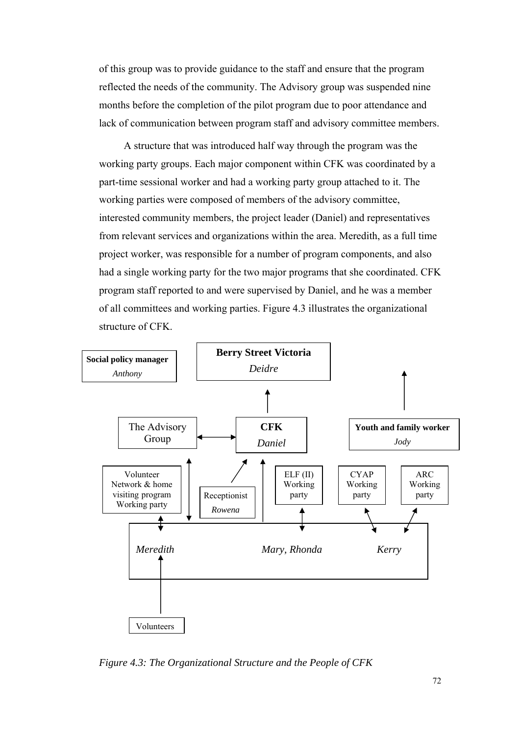of this group was to provide guidance to the staff and ensure that the program reflected the needs of the community. The Advisory group was suspended nine months before the completion of the pilot program due to poor attendance and lack of communication between program staff and advisory committee members.

A structure that was introduced half way through the program was the working party groups. Each major component within CFK was coordinated by a part-time sessional worker and had a working party group attached to it. The working parties were composed of members of the advisory committee, interested community members, the project leader (Daniel) and representatives from relevant services and organizations within the area. Meredith, as a full time project worker, was responsible for a number of program components, and also had a single working party for the two major programs that she coordinated. CFK program staff reported to and were supervised by Daniel, and he was a member of all committees and working parties. Figure 4.3 illustrates the organizational structure of CFK.

**Social policy manager**
*Anthony*

**Berry Street Victoria**
*Deidre*

The Advisory Group

**CFK**
*Daniel*

**Youth and family worker**
*Jody*

Volunteer Network & home visiting program Working party

Receptionist
*Rowena*

ELF (II) Working party

CYAP Working party

ARC Working party

*Meredith* *Mary, Rhonda* *Kerry*

Volunteers

*Figure 4.3: The Organizational Structure and the People of CFK*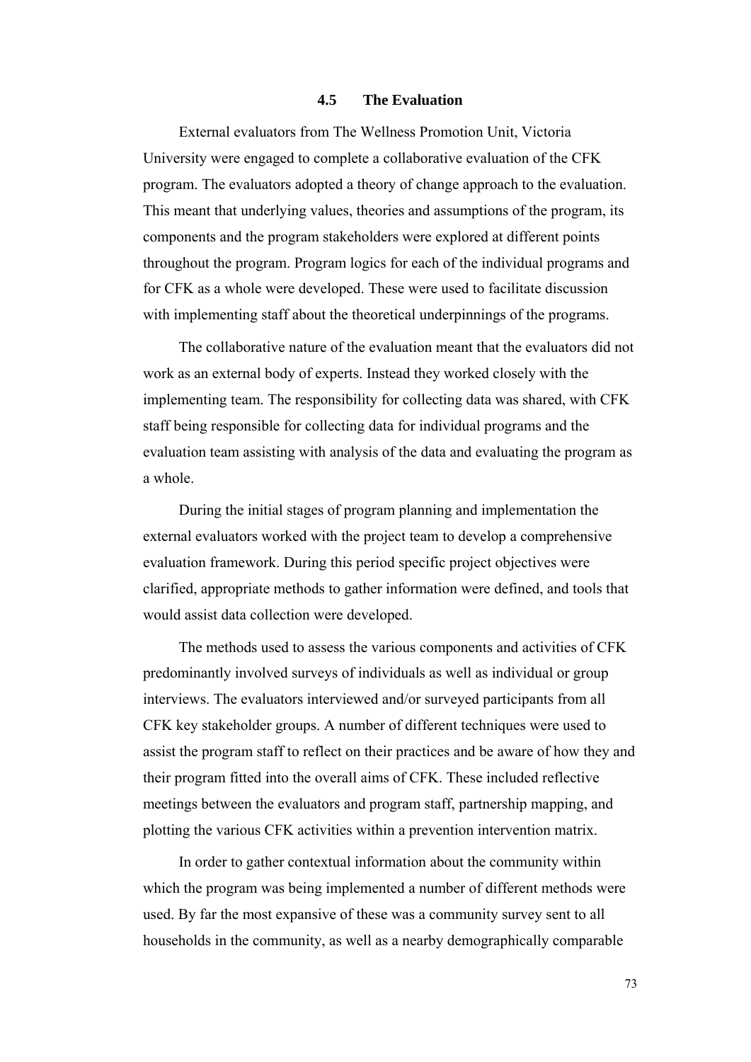## 4.5 The Evaluation

External evaluators from The Wellness Promotion Unit, Victoria University were engaged to complete a collaborative evaluation of the CFK program. The evaluators adopted a theory of change approach to the evaluation. This meant that underlying values, theories and assumptions of the program, its components and the program stakeholders were explored at different points throughout the program. Program logics for each of the individual programs and for CFK as a whole were developed. These were used to facilitate discussion with implementing staff about the theoretical underpinnings of the programs.

The collaborative nature of the evaluation meant that the evaluators did not work as an external body of experts. Instead they worked closely with the implementing team. The responsibility for collecting data was shared, with CFK staff being responsible for collecting data for individual programs and the evaluation team assisting with analysis of the data and evaluating the program as a whole.

During the initial stages of program planning and implementation the external evaluators worked with the project team to develop a comprehensive evaluation framework. During this period specific project objectives were clarified, appropriate methods to gather information were defined, and tools that would assist data collection were developed.

The methods used to assess the various components and activities of CFK predominantly involved surveys of individuals as well as individual or group interviews. The evaluators interviewed and/or surveyed participants from all CFK key stakeholder groups. A number of different techniques were used to assist the program staff to reflect on their practices and be aware of how they and their program fitted into the overall aims of CFK. These included reflective meetings between the evaluators and program staff, partnership mapping, and plotting the various CFK activities within a prevention intervention matrix.

In order to gather contextual information about the community within which the program was being implemented a number of different methods were used. By far the most expansive of these was a community survey sent to all households in the community, as well as a nearby demographically comparable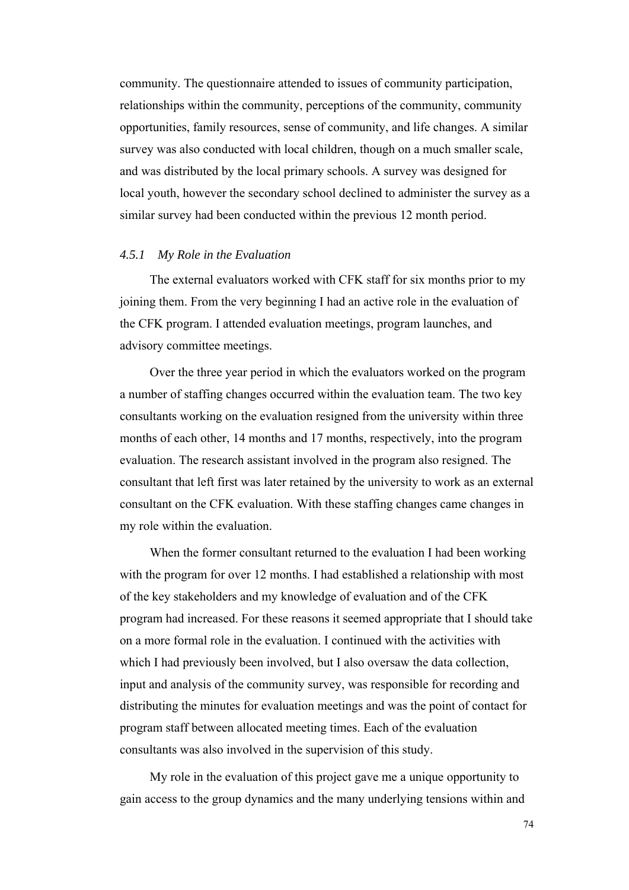community. The questionnaire attended to issues of community participation, relationships within the community, perceptions of the community, community opportunities, family resources, sense of community, and life changes. A similar survey was also conducted with local children, though on a much smaller scale, and was distributed by the local primary schools. A survey was designed for local youth, however the secondary school declined to administer the survey as a similar survey had been conducted within the previous 12 month period.

### *4.5.1 My Role in the Evaluation*

The external evaluators worked with CFK staff for six months prior to my joining them. From the very beginning I had an active role in the evaluation of the CFK program. I attended evaluation meetings, program launches, and advisory committee meetings.

Over the three year period in which the evaluators worked on the program a number of staffing changes occurred within the evaluation team. The two key consultants working on the evaluation resigned from the university within three months of each other, 14 months and 17 months, respectively, into the program evaluation. The research assistant involved in the program also resigned. The consultant that left first was later retained by the university to work as an external consultant on the CFK evaluation. With these staffing changes came changes in my role within the evaluation.

When the former consultant returned to the evaluation I had been working with the program for over 12 months. I had established a relationship with most of the key stakeholders and my knowledge of evaluation and of the CFK program had increased. For these reasons it seemed appropriate that I should take on a more formal role in the evaluation. I continued with the activities with which I had previously been involved, but I also oversaw the data collection, input and analysis of the community survey, was responsible for recording and distributing the minutes for evaluation meetings and was the point of contact for program staff between allocated meeting times. Each of the evaluation consultants was also involved in the supervision of this study.

My role in the evaluation of this project gave me a unique opportunity to gain access to the group dynamics and the many underlying tensions within and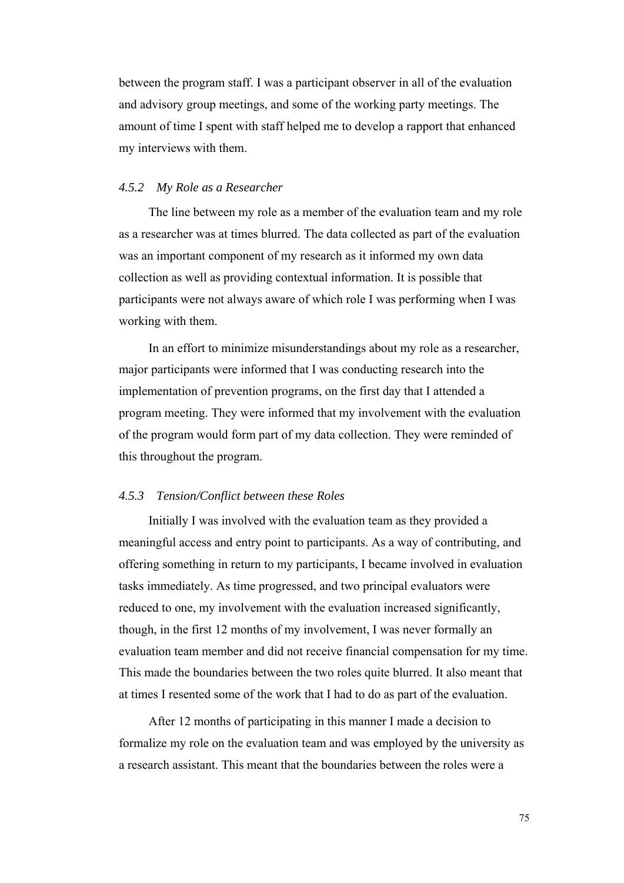between the program staff. I was a participant observer in all of the evaluation and advisory group meetings, and some of the working party meetings. The amount of time I spent with staff helped me to develop a rapport that enhanced my interviews with them.

#### *4.5.2 My Role as a Researcher*

The line between my role as a member of the evaluation team and my role as a researcher was at times blurred. The data collected as part of the evaluation was an important component of my research as it informed my own data collection as well as providing contextual information. It is possible that participants were not always aware of which role I was performing when I was working with them.

In an effort to minimize misunderstandings about my role as a researcher, major participants were informed that I was conducting research into the implementation of prevention programs, on the first day that I attended a program meeting. They were informed that my involvement with the evaluation of the program would form part of my data collection. They were reminded of this throughout the program.

#### *4.5.3 Tension/Conflict between these Roles*

Initially I was involved with the evaluation team as they provided a meaningful access and entry point to participants. As a way of contributing, and offering something in return to my participants, I became involved in evaluation tasks immediately. As time progressed, and two principal evaluators were reduced to one, my involvement with the evaluation increased significantly, though, in the first 12 months of my involvement, I was never formally an evaluation team member and did not receive financial compensation for my time. This made the boundaries between the two roles quite blurred. It also meant that at times I resented some of the work that I had to do as part of the evaluation.

After 12 months of participating in this manner I made a decision to formalize my role on the evaluation team and was employed by the university as a research assistant. This meant that the boundaries between the roles were a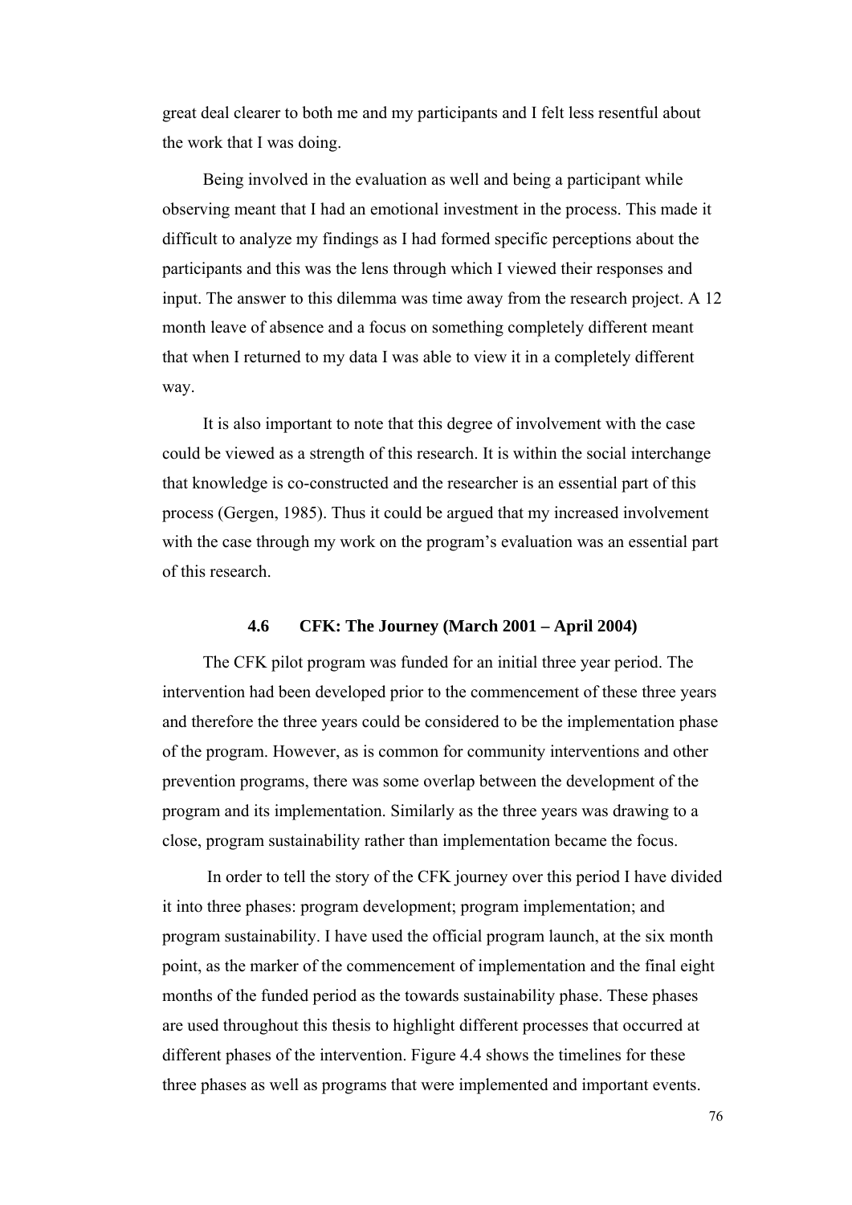great deal clearer to both me and my participants and I felt less resentful about the work that I was doing.

Being involved in the evaluation as well and being a participant while observing meant that I had an emotional investment in the process. This made it difficult to analyze my findings as I had formed specific perceptions about the participants and this was the lens through which I viewed their responses and input. The answer to this dilemma was time away from the research project. A 12 month leave of absence and a focus on something completely different meant that when I returned to my data I was able to view it in a completely different way.

It is also important to note that this degree of involvement with the case could be viewed as a strength of this research. It is within the social interchange that knowledge is co-constructed and the researcher is an essential part of this process (Gergen, 1985). Thus it could be argued that my increased involvement with the case through my work on the program's evaluation was an essential part of this research.

### 4.6 CFK: The Journey (March 2001 – April 2004)

The CFK pilot program was funded for an initial three year period. The intervention had been developed prior to the commencement of these three years and therefore the three years could be considered to be the implementation phase of the program. However, as is common for community interventions and other prevention programs, there was some overlap between the development of the program and its implementation. Similarly as the three years was drawing to a close, program sustainability rather than implementation became the focus.

In order to tell the story of the CFK journey over this period I have divided it into three phases: program development; program implementation; and program sustainability. I have used the official program launch, at the six month point, as the marker of the commencement of implementation and the final eight months of the funded period as the towards sustainability phase. These phases are used throughout this thesis to highlight different processes that occurred at different phases of the intervention. Figure 4.4 shows the timelines for these three phases as well as programs that were implemented and important events.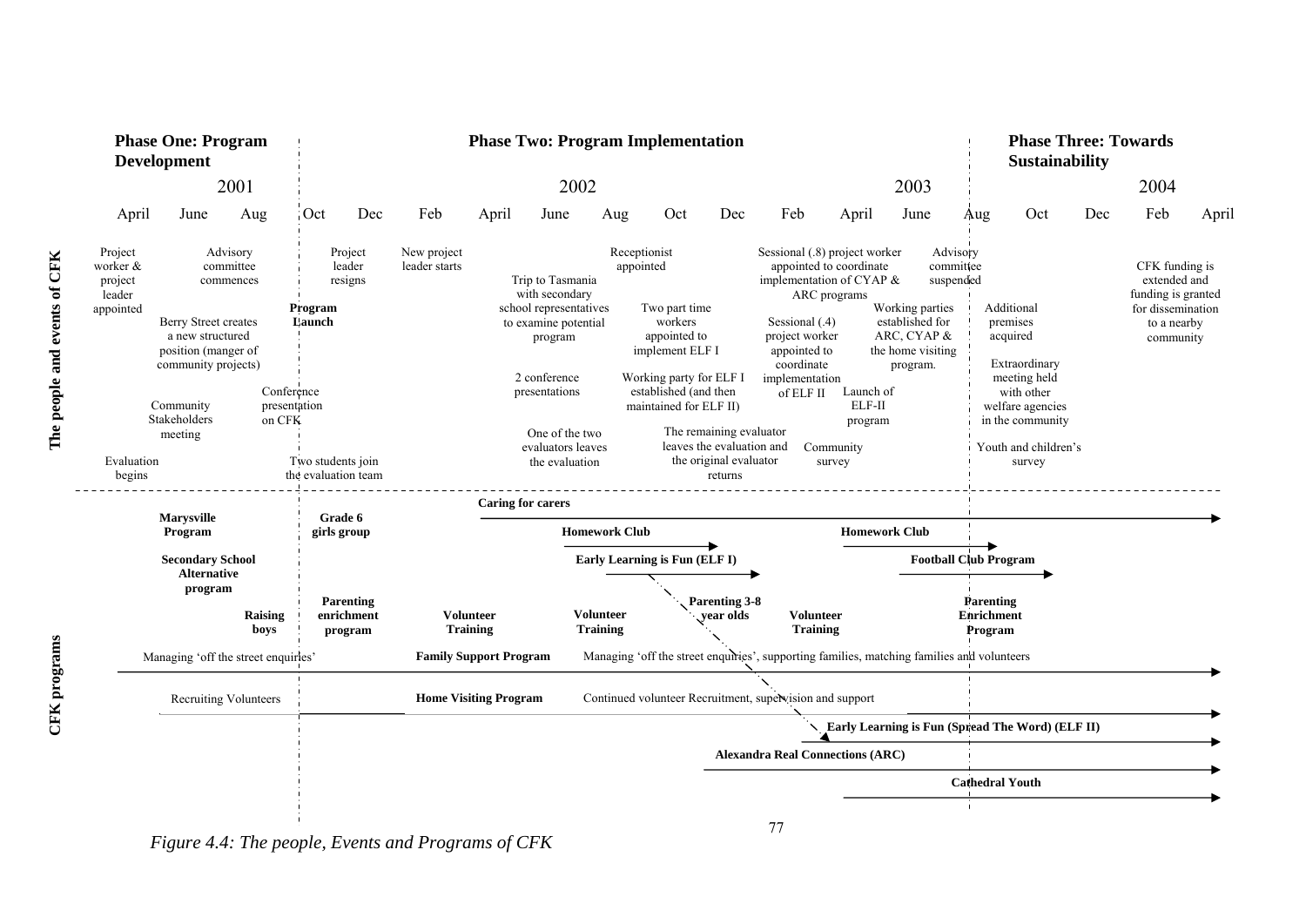**Phase One: Program Development** | **Phase Two: Program Implementation** | **Phase Three: Towards Sustainability**

2001 | 2002 | 2003 | 2004

April June Aug | Oct Dec Feb April June Aug Oct Dec Feb April June | Aug Oct Dec Feb April

**The people and events of CFK**

- Project worker & project leader appointed
- Advisory committee commences
- Berry Street creates a new structured position (manger of community projects)
- Community Stakeholders meeting
- Evaluation begins
- Conference presentation on CFK
- **Program Launch**
- Project leader resigns
- Two students join the evaluation team
- New project leader starts
- Trip to Tasmania with secondary school representatives to examine potential program
- 2 conference presentations
- One of the two evaluators leaves the evaluation
- Receptionist appointed
- Two part time workers appointed to implement ELF I
- Working party for ELF I established (and then maintained for ELF II)
- The remaining evaluator leaves the evaluation and the original evaluator returns
- Sessional (.8) project worker appointed to coordinate implementation of CYAP & ARC programs
- Sessional (.4) project worker appointed to coordinate implementation of ELF II
- Launch of ELF-II program
- Community survey
- Working parties established for ARC, CYAP & the home visiting program.
- Advisory committee suspended
- Additional premises acquired
- Extraordinary meeting held with other welfare agencies in the community
- Youth and children's survey
- CFK funding is extended and funding is granted for dissemination to a nearby community

**CFK programs**

- **Marysville Program**
- **Secondary School Alternative program**
- **Raising boys**
- **Grade 6 girls group**
- **Parenting enrichment program**
- **Volunteer Training**
- **Caring for carers**
- **Homework Club**
- **Early Learning is Fun (ELF I)**
- **Volunteer Training**
- **Parenting 3-8 year olds**
- **Volunteer Training**
- **Homework Club**
- **Football Club Program**
- **Parenting Enrichment Program**
- Managing 'off the street enquiries' | **Family Support Program** | Managing 'off the street enquiries', supporting families, matching families and volunteers
- Recruiting Volunteers | **Home Visiting Program** | Continued volunteer Recruitment, supervision and support
- **Early Learning is Fun (Spread The Word) (ELF II)**
- **Alexandra Real Connections (ARC)**
- **Cathedral Youth**

*Figure 4.4: The people, Events and Programs of CFK*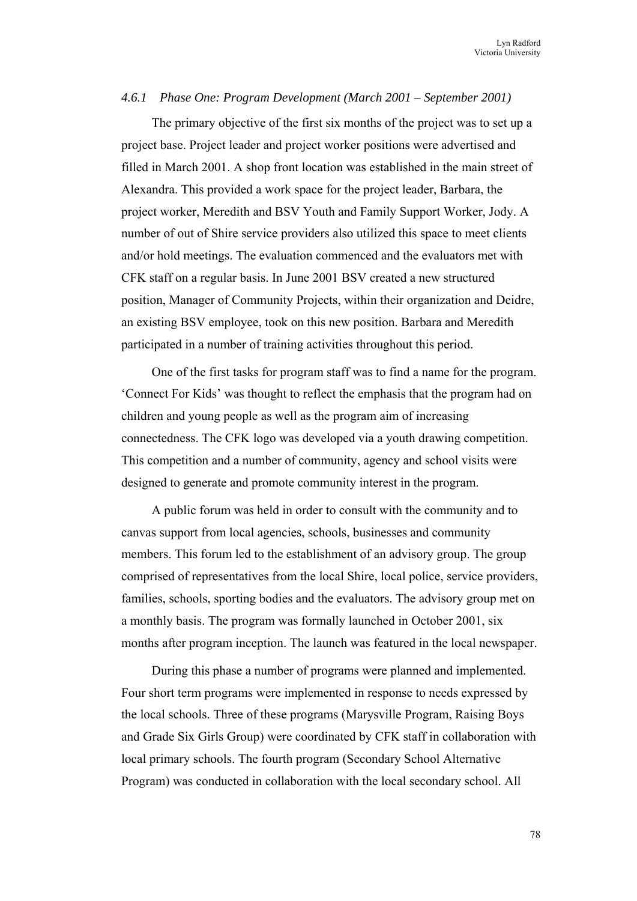#### *4.6.1 Phase One: Program Development (March 2001 – September 2001)*

The primary objective of the first six months of the project was to set up a project base. Project leader and project worker positions were advertised and filled in March 2001. A shop front location was established in the main street of Alexandra. This provided a work space for the project leader, Barbara, the project worker, Meredith and BSV Youth and Family Support Worker, Jody. A number of out of Shire service providers also utilized this space to meet clients and/or hold meetings. The evaluation commenced and the evaluators met with CFK staff on a regular basis. In June 2001 BSV created a new structured position, Manager of Community Projects, within their organization and Deidre, an existing BSV employee, took on this new position. Barbara and Meredith participated in a number of training activities throughout this period.

One of the first tasks for program staff was to find a name for the program. 'Connect For Kids' was thought to reflect the emphasis that the program had on children and young people as well as the program aim of increasing connectedness. The CFK logo was developed via a youth drawing competition. This competition and a number of community, agency and school visits were designed to generate and promote community interest in the program.

A public forum was held in order to consult with the community and to canvas support from local agencies, schools, businesses and community members. This forum led to the establishment of an advisory group. The group comprised of representatives from the local Shire, local police, service providers, families, schools, sporting bodies and the evaluators. The advisory group met on a monthly basis. The program was formally launched in October 2001, six months after program inception. The launch was featured in the local newspaper.

During this phase a number of programs were planned and implemented. Four short term programs were implemented in response to needs expressed by the local schools. Three of these programs (Marysville Program, Raising Boys and Grade Six Girls Group) were coordinated by CFK staff in collaboration with local primary schools. The fourth program (Secondary School Alternative Program) was conducted in collaboration with the local secondary school. All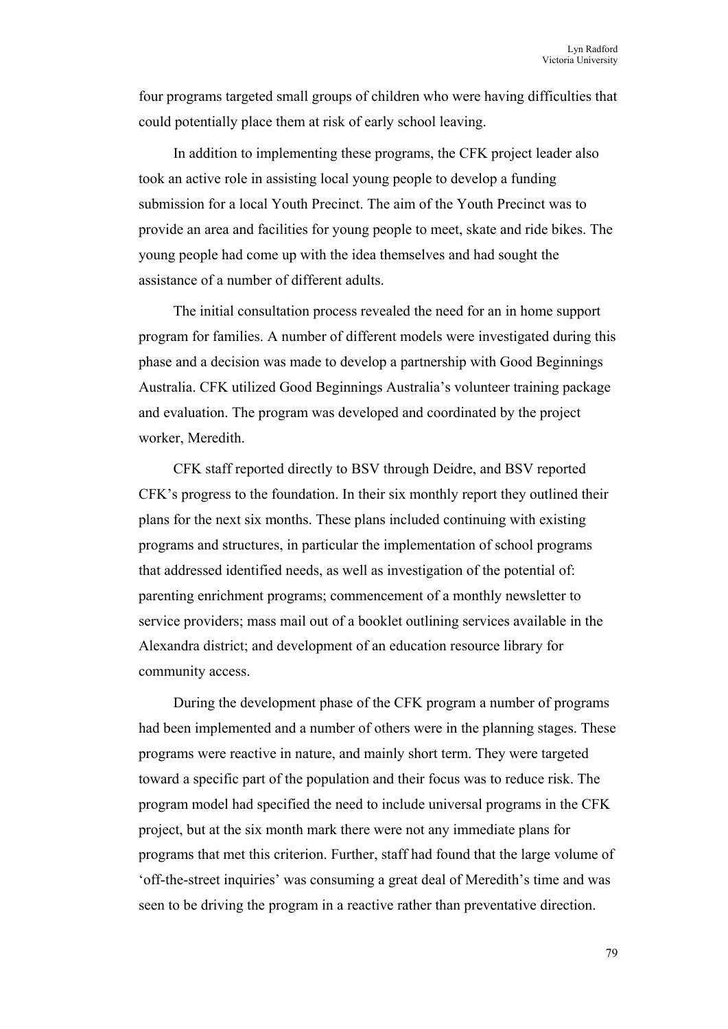four programs targeted small groups of children who were having difficulties that could potentially place them at risk of early school leaving.

In addition to implementing these programs, the CFK project leader also took an active role in assisting local young people to develop a funding submission for a local Youth Precinct. The aim of the Youth Precinct was to provide an area and facilities for young people to meet, skate and ride bikes. The young people had come up with the idea themselves and had sought the assistance of a number of different adults.

The initial consultation process revealed the need for an in home support program for families. A number of different models were investigated during this phase and a decision was made to develop a partnership with Good Beginnings Australia. CFK utilized Good Beginnings Australia's volunteer training package and evaluation. The program was developed and coordinated by the project worker, Meredith.

CFK staff reported directly to BSV through Deidre, and BSV reported CFK's progress to the foundation. In their six monthly report they outlined their plans for the next six months. These plans included continuing with existing programs and structures, in particular the implementation of school programs that addressed identified needs, as well as investigation of the potential of: parenting enrichment programs; commencement of a monthly newsletter to service providers; mass mail out of a booklet outlining services available in the Alexandra district; and development of an education resource library for community access.

During the development phase of the CFK program a number of programs had been implemented and a number of others were in the planning stages. These programs were reactive in nature, and mainly short term. They were targeted toward a specific part of the population and their focus was to reduce risk. The program model had specified the need to include universal programs in the CFK project, but at the six month mark there were not any immediate plans for programs that met this criterion. Further, staff had found that the large volume of 'off-the-street inquiries' was consuming a great deal of Meredith's time and was seen to be driving the program in a reactive rather than preventative direction.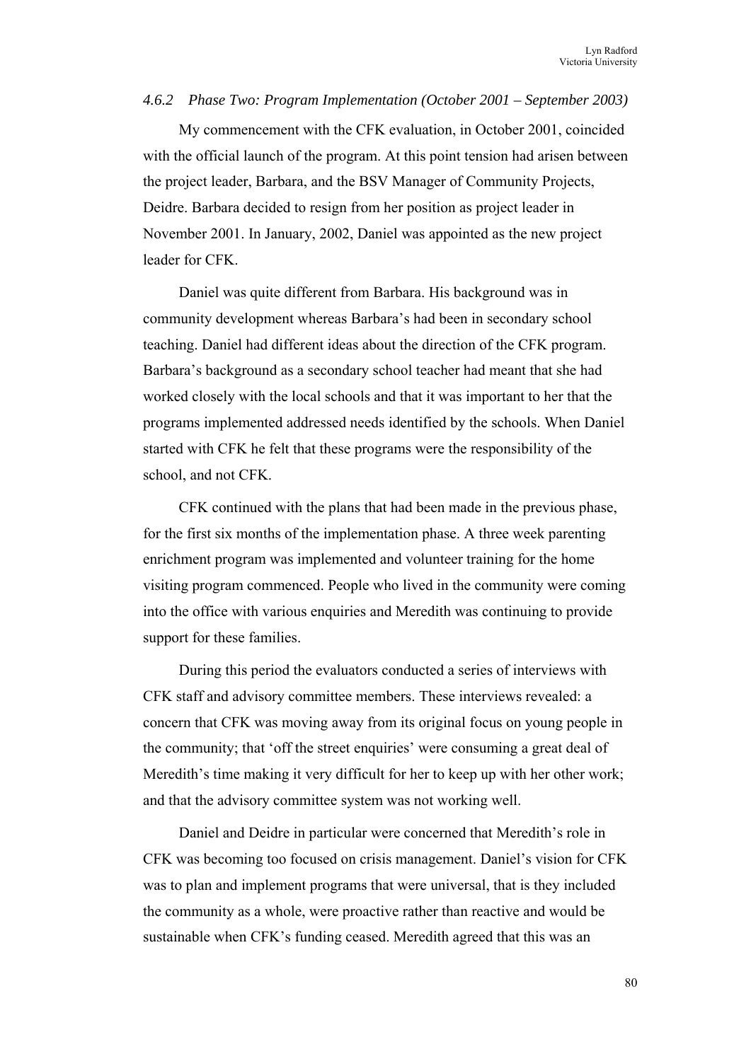*4.6.2 Phase Two: Program Implementation (October 2001 – September 2003)*

My commencement with the CFK evaluation, in October 2001, coincided with the official launch of the program. At this point tension had arisen between the project leader, Barbara, and the BSV Manager of Community Projects, Deidre. Barbara decided to resign from her position as project leader in November 2001. In January, 2002, Daniel was appointed as the new project leader for CFK.

Daniel was quite different from Barbara. His background was in community development whereas Barbara's had been in secondary school teaching. Daniel had different ideas about the direction of the CFK program. Barbara's background as a secondary school teacher had meant that she had worked closely with the local schools and that it was important to her that the programs implemented addressed needs identified by the schools. When Daniel started with CFK he felt that these programs were the responsibility of the school, and not CFK.

CFK continued with the plans that had been made in the previous phase, for the first six months of the implementation phase. A three week parenting enrichment program was implemented and volunteer training for the home visiting program commenced. People who lived in the community were coming into the office with various enquiries and Meredith was continuing to provide support for these families.

During this period the evaluators conducted a series of interviews with CFK staff and advisory committee members. These interviews revealed: a concern that CFK was moving away from its original focus on young people in the community; that 'off the street enquiries' were consuming a great deal of Meredith's time making it very difficult for her to keep up with her other work; and that the advisory committee system was not working well.

Daniel and Deidre in particular were concerned that Meredith's role in CFK was becoming too focused on crisis management. Daniel's vision for CFK was to plan and implement programs that were universal, that is they included the community as a whole, were proactive rather than reactive and would be sustainable when CFK's funding ceased. Meredith agreed that this was an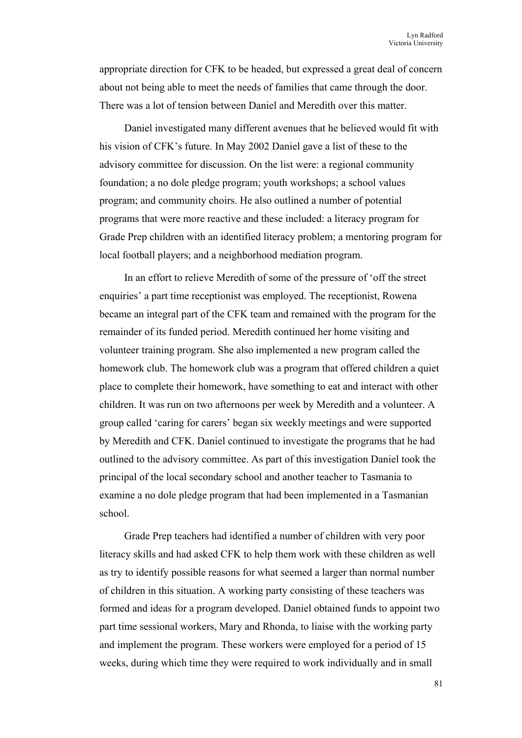appropriate direction for CFK to be headed, but expressed a great deal of concern about not being able to meet the needs of families that came through the door. There was a lot of tension between Daniel and Meredith over this matter.

Daniel investigated many different avenues that he believed would fit with his vision of CFK's future. In May 2002 Daniel gave a list of these to the advisory committee for discussion. On the list were: a regional community foundation; a no dole pledge program; youth workshops; a school values program; and community choirs. He also outlined a number of potential programs that were more reactive and these included: a literacy program for Grade Prep children with an identified literacy problem; a mentoring program for local football players; and a neighborhood mediation program.

In an effort to relieve Meredith of some of the pressure of 'off the street enquiries' a part time receptionist was employed. The receptionist, Rowena became an integral part of the CFK team and remained with the program for the remainder of its funded period. Meredith continued her home visiting and volunteer training program. She also implemented a new program called the homework club. The homework club was a program that offered children a quiet place to complete their homework, have something to eat and interact with other children. It was run on two afternoons per week by Meredith and a volunteer. A group called 'caring for carers' began six weekly meetings and were supported by Meredith and CFK. Daniel continued to investigate the programs that he had outlined to the advisory committee. As part of this investigation Daniel took the principal of the local secondary school and another teacher to Tasmania to examine a no dole pledge program that had been implemented in a Tasmanian school.

Grade Prep teachers had identified a number of children with very poor literacy skills and had asked CFK to help them work with these children as well as try to identify possible reasons for what seemed a larger than normal number of children in this situation. A working party consisting of these teachers was formed and ideas for a program developed. Daniel obtained funds to appoint two part time sessional workers, Mary and Rhonda, to liaise with the working party and implement the program. These workers were employed for a period of 15 weeks, during which time they were required to work individually and in small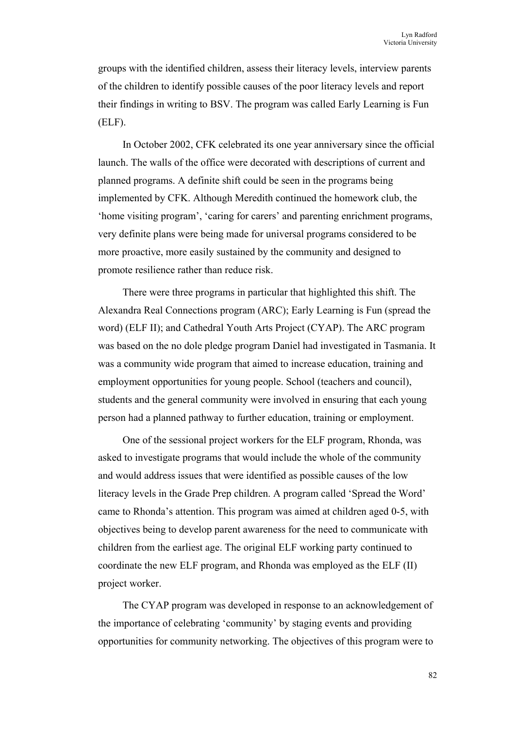groups with the identified children, assess their literacy levels, interview parents of the children to identify possible causes of the poor literacy levels and report their findings in writing to BSV. The program was called Early Learning is Fun (ELF).

In October 2002, CFK celebrated its one year anniversary since the official launch. The walls of the office were decorated with descriptions of current and planned programs. A definite shift could be seen in the programs being implemented by CFK. Although Meredith continued the homework club, the 'home visiting program', 'caring for carers' and parenting enrichment programs, very definite plans were being made for universal programs considered to be more proactive, more easily sustained by the community and designed to promote resilience rather than reduce risk.

There were three programs in particular that highlighted this shift. The Alexandra Real Connections program (ARC); Early Learning is Fun (spread the word) (ELF II); and Cathedral Youth Arts Project (CYAP). The ARC program was based on the no dole pledge program Daniel had investigated in Tasmania. It was a community wide program that aimed to increase education, training and employment opportunities for young people. School (teachers and council), students and the general community were involved in ensuring that each young person had a planned pathway to further education, training or employment.

One of the sessional project workers for the ELF program, Rhonda, was asked to investigate programs that would include the whole of the community and would address issues that were identified as possible causes of the low literacy levels in the Grade Prep children. A program called 'Spread the Word' came to Rhonda's attention. This program was aimed at children aged 0-5, with objectives being to develop parent awareness for the need to communicate with children from the earliest age. The original ELF working party continued to coordinate the new ELF program, and Rhonda was employed as the ELF (II) project worker.

The CYAP program was developed in response to an acknowledgement of the importance of celebrating 'community' by staging events and providing opportunities for community networking. The objectives of this program were to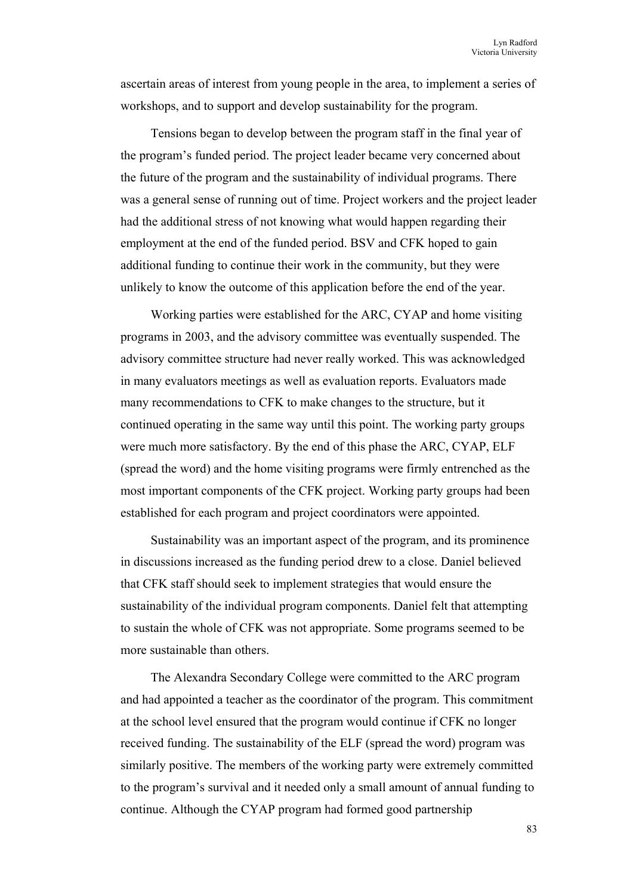ascertain areas of interest from young people in the area, to implement a series of workshops, and to support and develop sustainability for the program.

Tensions began to develop between the program staff in the final year of the program's funded period. The project leader became very concerned about the future of the program and the sustainability of individual programs. There was a general sense of running out of time. Project workers and the project leader had the additional stress of not knowing what would happen regarding their employment at the end of the funded period. BSV and CFK hoped to gain additional funding to continue their work in the community, but they were unlikely to know the outcome of this application before the end of the year.

Working parties were established for the ARC, CYAP and home visiting programs in 2003, and the advisory committee was eventually suspended. The advisory committee structure had never really worked. This was acknowledged in many evaluators meetings as well as evaluation reports. Evaluators made many recommendations to CFK to make changes to the structure, but it continued operating in the same way until this point. The working party groups were much more satisfactory. By the end of this phase the ARC, CYAP, ELF (spread the word) and the home visiting programs were firmly entrenched as the most important components of the CFK project. Working party groups had been established for each program and project coordinators were appointed.

Sustainability was an important aspect of the program, and its prominence in discussions increased as the funding period drew to a close. Daniel believed that CFK staff should seek to implement strategies that would ensure the sustainability of the individual program components. Daniel felt that attempting to sustain the whole of CFK was not appropriate. Some programs seemed to be more sustainable than others.

The Alexandra Secondary College were committed to the ARC program and had appointed a teacher as the coordinator of the program. This commitment at the school level ensured that the program would continue if CFK no longer received funding. The sustainability of the ELF (spread the word) program was similarly positive. The members of the working party were extremely committed to the program's survival and it needed only a small amount of annual funding to continue. Although the CYAP program had formed good partnership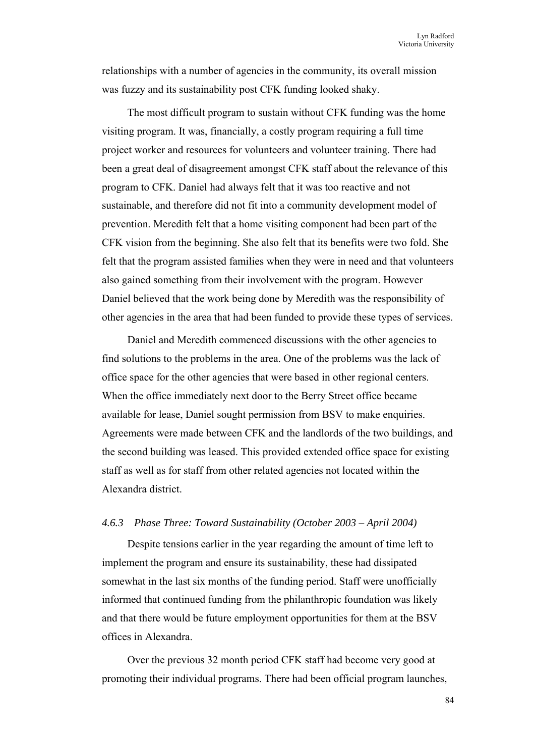relationships with a number of agencies in the community, its overall mission was fuzzy and its sustainability post CFK funding looked shaky.

The most difficult program to sustain without CFK funding was the home visiting program. It was, financially, a costly program requiring a full time project worker and resources for volunteers and volunteer training. There had been a great deal of disagreement amongst CFK staff about the relevance of this program to CFK. Daniel had always felt that it was too reactive and not sustainable, and therefore did not fit into a community development model of prevention. Meredith felt that a home visiting component had been part of the CFK vision from the beginning. She also felt that its benefits were two fold. She felt that the program assisted families when they were in need and that volunteers also gained something from their involvement with the program. However Daniel believed that the work being done by Meredith was the responsibility of other agencies in the area that had been funded to provide these types of services.

Daniel and Meredith commenced discussions with the other agencies to find solutions to the problems in the area. One of the problems was the lack of office space for the other agencies that were based in other regional centers. When the office immediately next door to the Berry Street office became available for lease, Daniel sought permission from BSV to make enquiries. Agreements were made between CFK and the landlords of the two buildings, and the second building was leased. This provided extended office space for existing staff as well as for staff from other related agencies not located within the Alexandra district.

### *4.6.3 Phase Three: Toward Sustainability (October 2003 – April 2004)*

Despite tensions earlier in the year regarding the amount of time left to implement the program and ensure its sustainability, these had dissipated somewhat in the last six months of the funding period. Staff were unofficially informed that continued funding from the philanthropic foundation was likely and that there would be future employment opportunities for them at the BSV offices in Alexandra.

Over the previous 32 month period CFK staff had become very good at promoting their individual programs. There had been official program launches,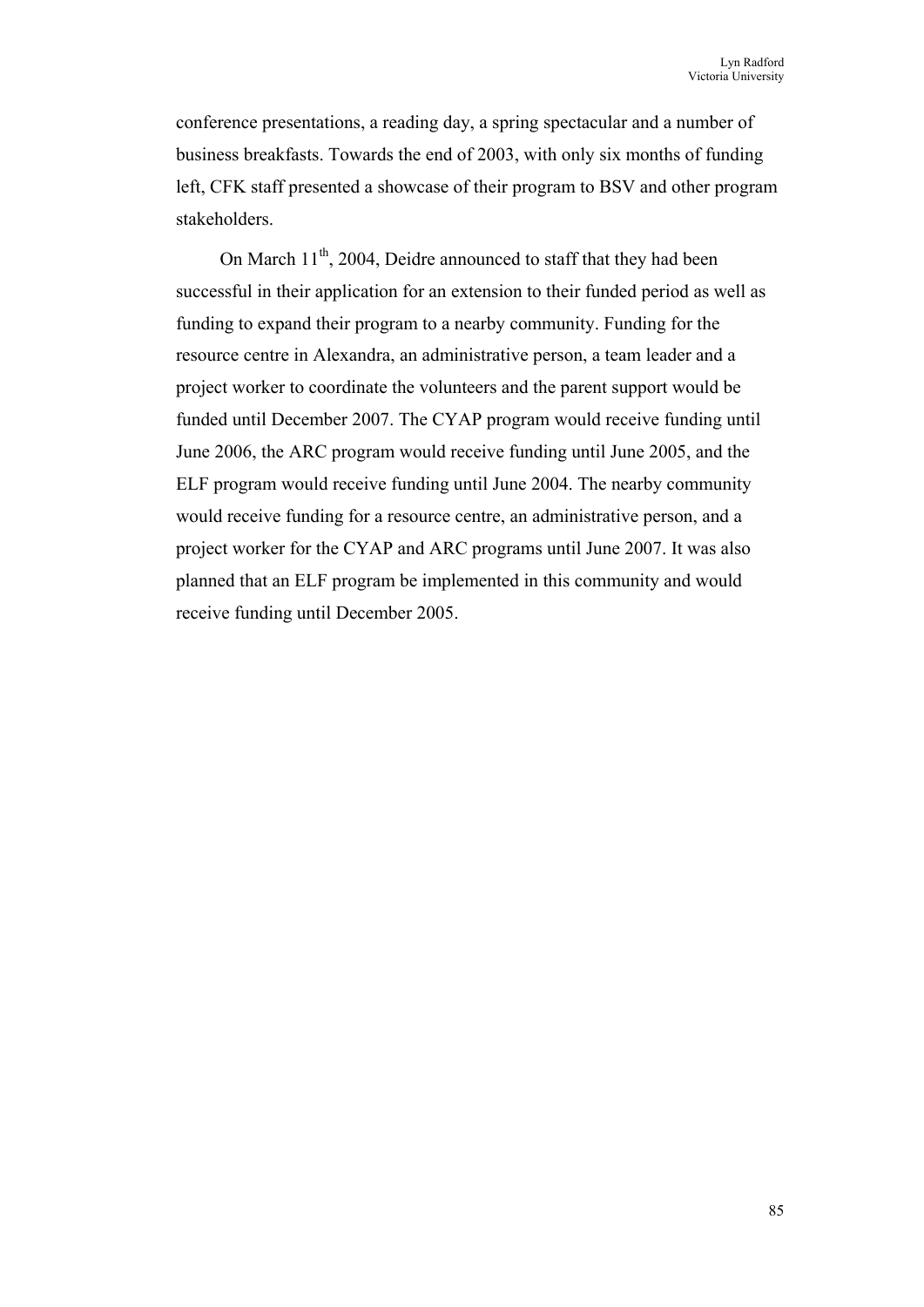conference presentations, a reading day, a spring spectacular and a number of business breakfasts. Towards the end of 2003, with only six months of funding left, CFK staff presented a showcase of their program to BSV and other program stakeholders.

On March 11th, 2004, Deidre announced to staff that they had been successful in their application for an extension to their funded period as well as funding to expand their program to a nearby community. Funding for the resource centre in Alexandra, an administrative person, a team leader and a project worker to coordinate the volunteers and the parent support would be funded until December 2007. The CYAP program would receive funding until June 2006, the ARC program would receive funding until June 2005, and the ELF program would receive funding until June 2004. The nearby community would receive funding for a resource centre, an administrative person, and a project worker for the CYAP and ARC programs until June 2007. It was also planned that an ELF program be implemented in this community and would receive funding until December 2005.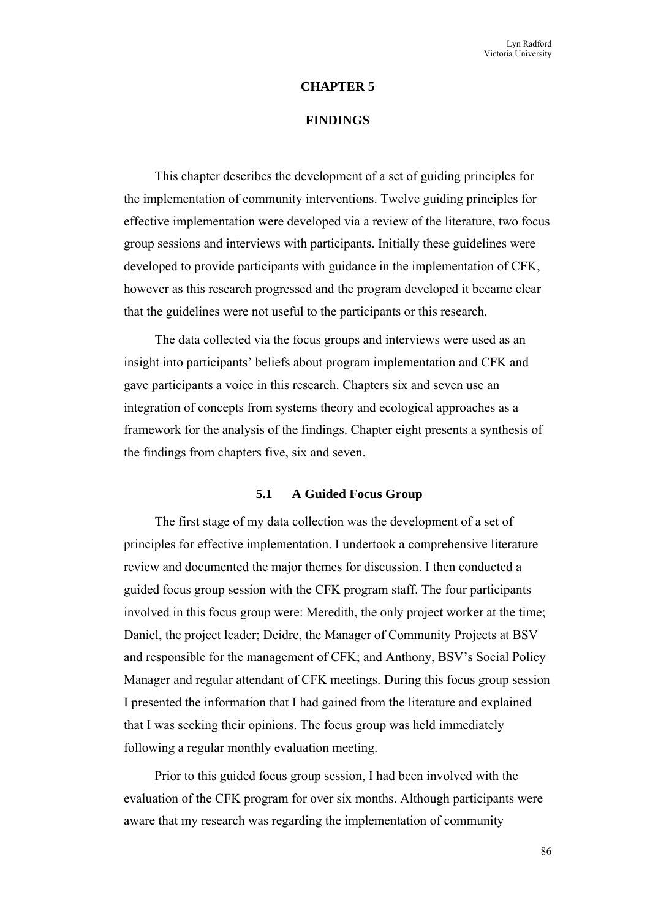# CHAPTER 5

# FINDINGS

This chapter describes the development of a set of guiding principles for the implementation of community interventions. Twelve guiding principles for effective implementation were developed via a review of the literature, two focus group sessions and interviews with participants. Initially these guidelines were developed to provide participants with guidance in the implementation of CFK, however as this research progressed and the program developed it became clear that the guidelines were not useful to the participants or this research.

The data collected via the focus groups and interviews were used as an insight into participants' beliefs about program implementation and CFK and gave participants a voice in this research. Chapters six and seven use an integration of concepts from systems theory and ecological approaches as a framework for the analysis of the findings. Chapter eight presents a synthesis of the findings from chapters five, six and seven.

## 5.1 A Guided Focus Group

The first stage of my data collection was the development of a set of principles for effective implementation. I undertook a comprehensive literature review and documented the major themes for discussion. I then conducted a guided focus group session with the CFK program staff. The four participants involved in this focus group were: Meredith, the only project worker at the time; Daniel, the project leader; Deidre, the Manager of Community Projects at BSV and responsible for the management of CFK; and Anthony, BSV's Social Policy Manager and regular attendant of CFK meetings. During this focus group session I presented the information that I had gained from the literature and explained that I was seeking their opinions. The focus group was held immediately following a regular monthly evaluation meeting.

Prior to this guided focus group session, I had been involved with the evaluation of the CFK program for over six months. Although participants were aware that my research was regarding the implementation of community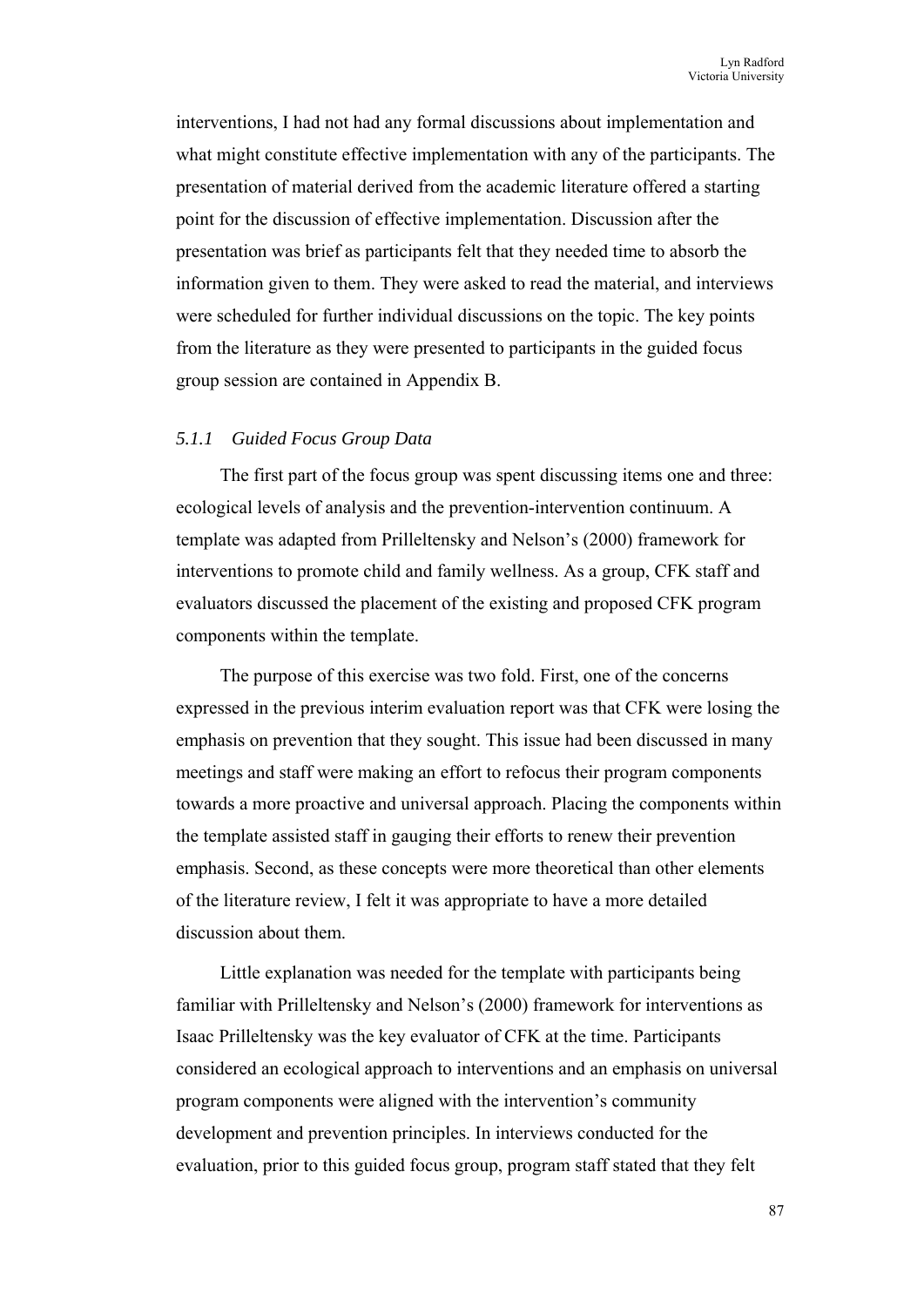interventions, I had not had any formal discussions about implementation and what might constitute effective implementation with any of the participants. The presentation of material derived from the academic literature offered a starting point for the discussion of effective implementation. Discussion after the presentation was brief as participants felt that they needed time to absorb the information given to them. They were asked to read the material, and interviews were scheduled for further individual discussions on the topic. The key points from the literature as they were presented to participants in the guided focus group session are contained in Appendix B.

### *5.1.1 Guided Focus Group Data*

The first part of the focus group was spent discussing items one and three: ecological levels of analysis and the prevention-intervention continuum. A template was adapted from Prilleltensky and Nelson's (2000) framework for interventions to promote child and family wellness. As a group, CFK staff and evaluators discussed the placement of the existing and proposed CFK program components within the template.

The purpose of this exercise was two fold. First, one of the concerns expressed in the previous interim evaluation report was that CFK were losing the emphasis on prevention that they sought. This issue had been discussed in many meetings and staff were making an effort to refocus their program components towards a more proactive and universal approach. Placing the components within the template assisted staff in gauging their efforts to renew their prevention emphasis. Second, as these concepts were more theoretical than other elements of the literature review, I felt it was appropriate to have a more detailed discussion about them.

Little explanation was needed for the template with participants being familiar with Prilleltensky and Nelson's (2000) framework for interventions as Isaac Prilleltensky was the key evaluator of CFK at the time. Participants considered an ecological approach to interventions and an emphasis on universal program components were aligned with the intervention's community development and prevention principles. In interviews conducted for the evaluation, prior to this guided focus group, program staff stated that they felt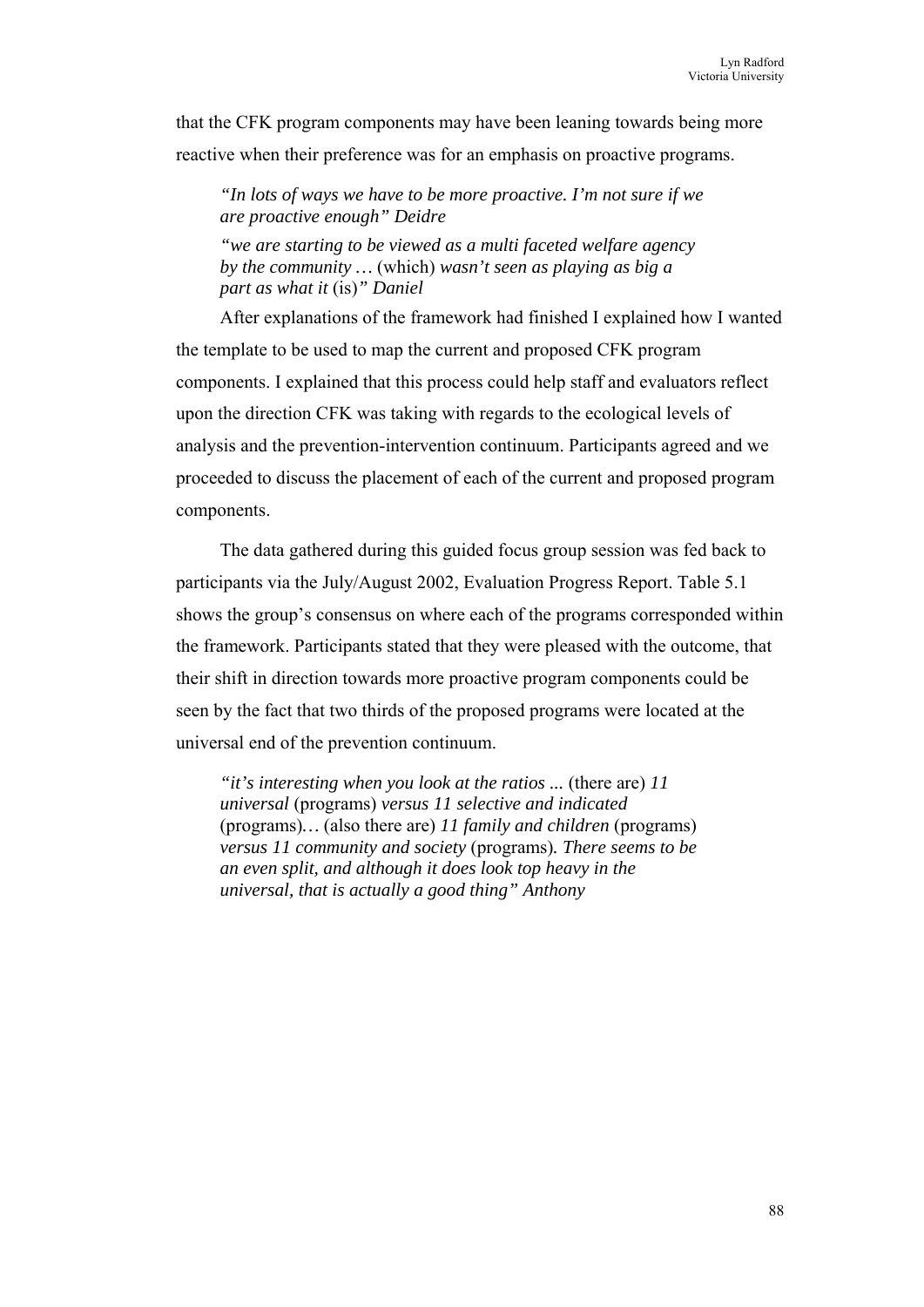that the CFK program components may have been leaning towards being more reactive when their preference was for an emphasis on proactive programs.

> *"In lots of ways we have to be more proactive. I'm not sure if we are proactive enough" Deidre*
>
> *"we are starting to be viewed as a multi faceted welfare agency by the community …* (which) *wasn't seen as playing as big a part as what it* (is)*" Daniel*

After explanations of the framework had finished I explained how I wanted the template to be used to map the current and proposed CFK program components. I explained that this process could help staff and evaluators reflect upon the direction CFK was taking with regards to the ecological levels of analysis and the prevention-intervention continuum. Participants agreed and we proceeded to discuss the placement of each of the current and proposed program components.

The data gathered during this guided focus group session was fed back to participants via the July/August 2002, Evaluation Progress Report. Table 5.1 shows the group's consensus on where each of the programs corresponded within the framework. Participants stated that they were pleased with the outcome, that their shift in direction towards more proactive program components could be seen by the fact that two thirds of the proposed programs were located at the universal end of the prevention continuum.

> *"it's interesting when you look at the ratios ...* (there are) *11 universal* (programs) *versus 11 selective and indicated* (programs)*…* (also there are) *11 family and children* (programs) *versus 11 community and society* (programs)*. There seems to be an even split, and although it does look top heavy in the universal, that is actually a good thing" Anthony*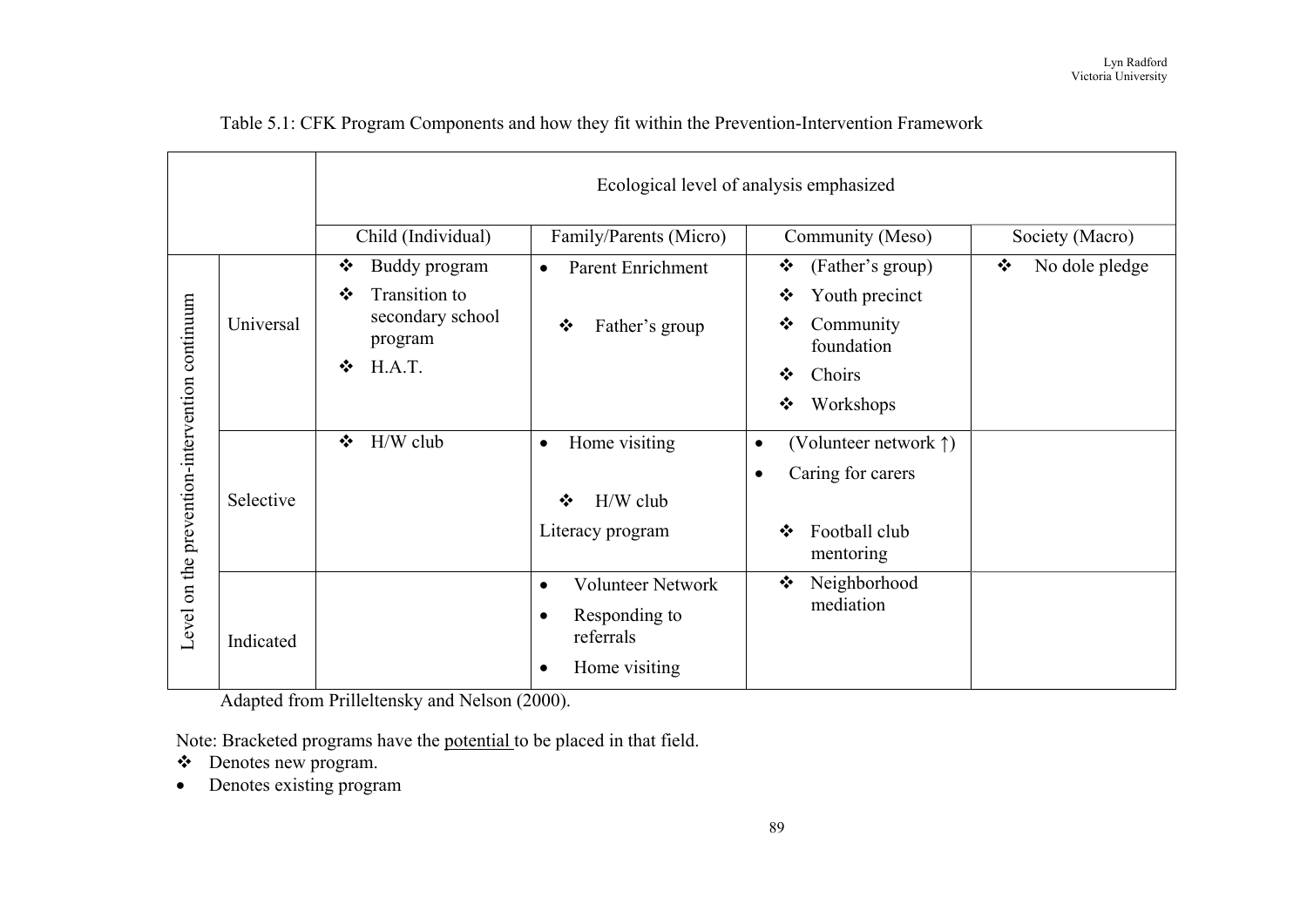Table 5.1: CFK Program Components and how they fit within the Prevention-Intervention Framework

| Level on the prevention-intervention continuum | Ecological level of analysis emphasized | | | |
|---|---|---|---|---|
| | Child (Individual) | Family/Parents (Micro) | Community (Meso) | Society (Macro) |
| Universal | ❖ Buddy program<br>❖ Transition to secondary school program<br>❖ H.A.T. | • Parent Enrichment<br>❖ Father's group | ❖ (Father's group)<br>❖ Youth precinct<br>❖ Community foundation<br>❖ Choirs<br>❖ Workshops | ❖ No dole pledge |
| Selective | ❖ H/W club | • Home visiting<br>❖ H/W club<br>Literacy program | • (Volunteer network ↑)<br>• Caring for carers<br>❖ Football club mentoring | |
| Indicated | | • Volunteer Network<br>• Responding to referrals<br>• Home visiting | ❖ Neighborhood mediation | |

Adapted from Prilleltensky and Nelson (2000).

Note: Bracketed programs have the potential to be placed in that field.

❖ Denotes new program.

• Denotes existing program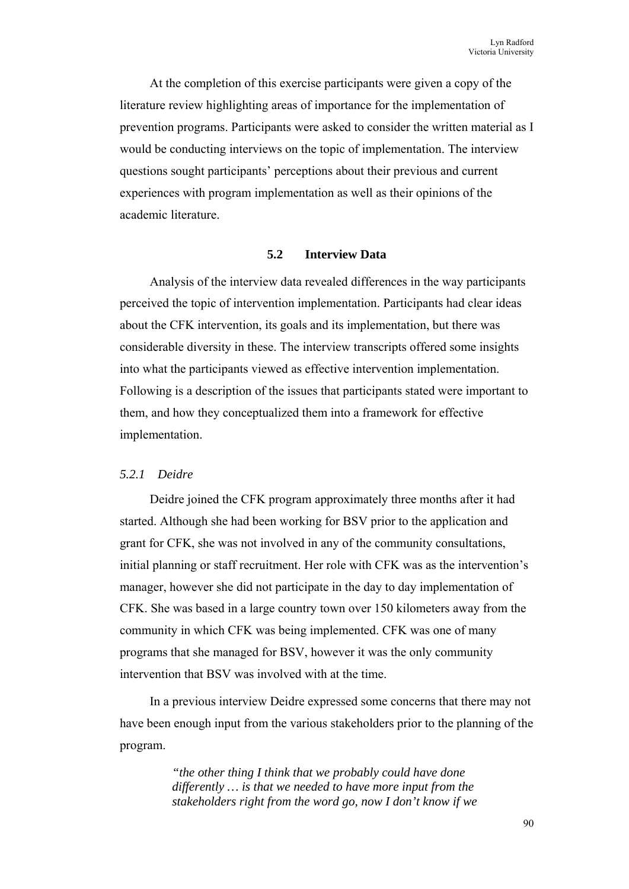At the completion of this exercise participants were given a copy of the literature review highlighting areas of importance for the implementation of prevention programs. Participants were asked to consider the written material as I would be conducting interviews on the topic of implementation. The interview questions sought participants' perceptions about their previous and current experiences with program implementation as well as their opinions of the academic literature.

## 5.2 Interview Data

Analysis of the interview data revealed differences in the way participants perceived the topic of intervention implementation. Participants had clear ideas about the CFK intervention, its goals and its implementation, but there was considerable diversity in these. The interview transcripts offered some insights into what the participants viewed as effective intervention implementation. Following is a description of the issues that participants stated were important to them, and how they conceptualized them into a framework for effective implementation.

### *5.2.1 Deidre*

Deidre joined the CFK program approximately three months after it had started. Although she had been working for BSV prior to the application and grant for CFK, she was not involved in any of the community consultations, initial planning or staff recruitment. Her role with CFK was as the intervention's manager, however she did not participate in the day to day implementation of CFK. She was based in a large country town over 150 kilometers away from the community in which CFK was being implemented. CFK was one of many programs that she managed for BSV, however it was the only community intervention that BSV was involved with at the time.

In a previous interview Deidre expressed some concerns that there may not have been enough input from the various stakeholders prior to the planning of the program.

> ***"the other thing I think that we probably could have done differently … is that we needed to have more input from the stakeholders right from the word go, now I don't know if we***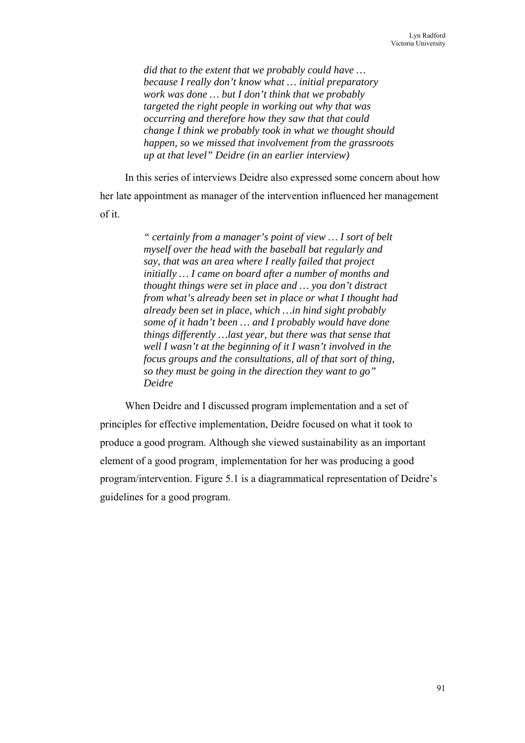> *did that to the extent that we probably could have … because I really don't know what … initial preparatory work was done … but I don't think that we probably targeted the right people in working out why that was occurring and therefore how they saw that that could change I think we probably took in what we thought should happen, so we missed that involvement from the grassroots up at that level" Deidre (in an earlier interview)*

In this series of interviews Deidre also expressed some concern about how her late appointment as manager of the intervention influenced her management of it.

> *" certainly from a manager's point of view … I sort of belt myself over the head with the baseball bat regularly and say, that was an area where I really failed that project initially … I came on board after a number of months and thought things were set in place and … you don't distract from what's already been set in place or what I thought had already been set in place, which …in hind sight probably some of it hadn't been … and I probably would have done things differently …last year, but there was that sense that well I wasn't at the beginning of it I wasn't involved in the focus groups and the consultations, all of that sort of thing, so they must be going in the direction they want to go" Deidre*

When Deidre and I discussed program implementation and a set of principles for effective implementation, Deidre focused on what it took to produce a good program. Although she viewed sustainability as an important element of a good program¸ implementation for her was producing a good program/intervention. Figure 5.1 is a diagrammatical representation of Deidre's guidelines for a good program.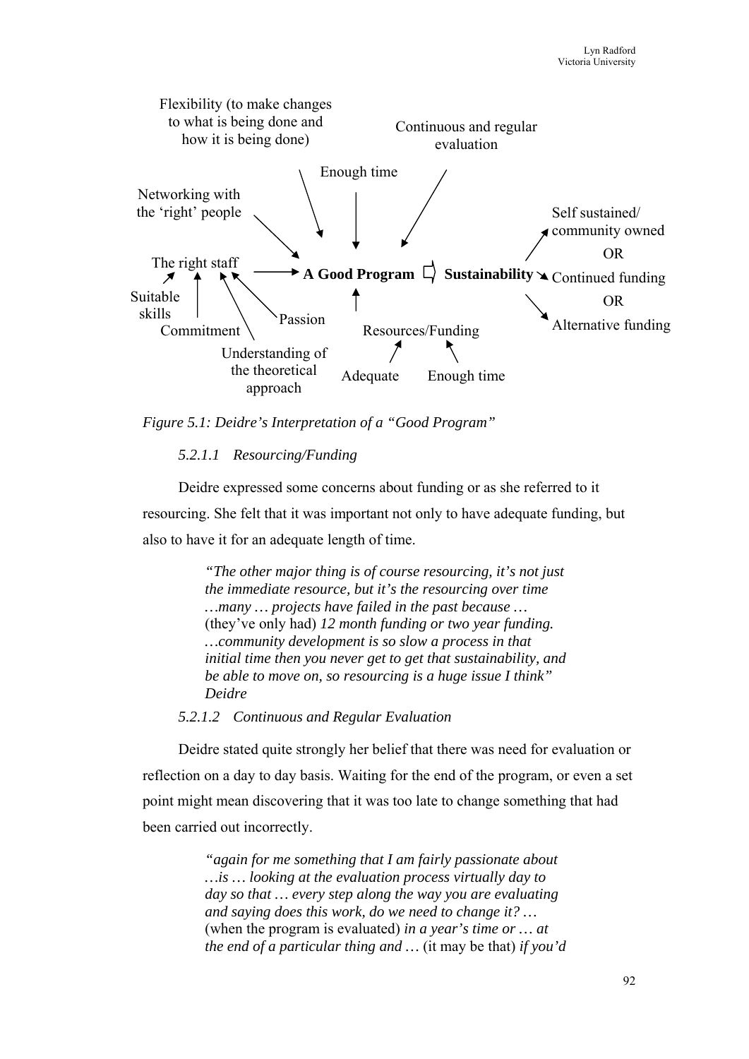Flexibility (to make changes to what is being done and how it is being done)

Continuous and regular evaluation

Enough time

Networking with the 'right' people

Self sustained/ community owned

OR

The right staff → **A Good Program** ⇨ **Sustainability** → Continued funding

OR

Alternative funding

Suitable skills

Commitment

Passion

Understanding of the theoretical approach

Resources/Funding

Adequate

Enough time

*Figure 5.1: Deidre's Interpretation of a "Good Program"*

#### *5.2.1.1 Resourcing/Funding*

Deidre expressed some concerns about funding or as she referred to it resourcing. She felt that it was important not only to have adequate funding, but also to have it for an adequate length of time.

> *"The other major thing is of course resourcing, it's not just the immediate resource, but it's the resourcing over time …many … projects have failed in the past because …* (they've only had) *12 month funding or two year funding. …community development is so slow a process in that initial time then you never get to get that sustainability, and be able to move on, so resourcing is a huge issue I think" Deidre*

#### *5.2.1.2 Continuous and Regular Evaluation*

Deidre stated quite strongly her belief that there was need for evaluation or reflection on a day to day basis. Waiting for the end of the program, or even a set point might mean discovering that it was too late to change something that had been carried out incorrectly.

> *"again for me something that I am fairly passionate about …is … looking at the evaluation process virtually day to day so that … every step along the way you are evaluating and saying does this work, do we need to change it? …* (when the program is evaluated) *in a year's time or … at the end of a particular thing and …* (it may be that) *if you'd*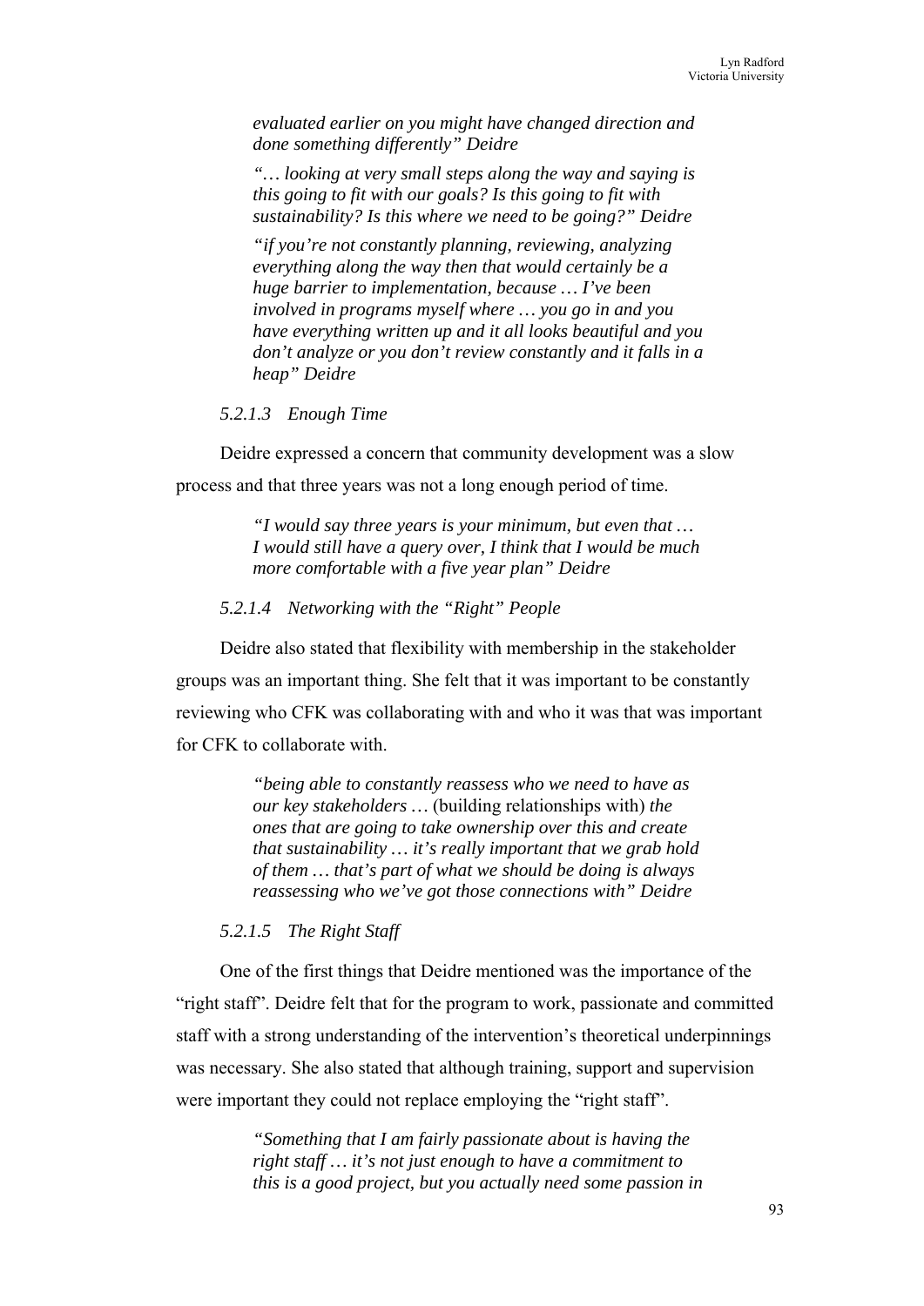*evaluated earlier on you might have changed direction and done something differently" Deidre*

*"… looking at very small steps along the way and saying is this going to fit with our goals? Is this going to fit with sustainability? Is this where we need to be going?" Deidre*

*"if you're not constantly planning, reviewing, analyzing everything along the way then that would certainly be a huge barrier to implementation, because … I've been involved in programs myself where … you go in and you have everything written up and it all looks beautiful and you don't analyze or you don't review constantly and it falls in a heap" Deidre*

#### *5.2.1.3 Enough Time*

Deidre expressed a concern that community development was a slow process and that three years was not a long enough period of time.

> *"I would say three years is your minimum, but even that … I would still have a query over, I think that I would be much more comfortable with a five year plan" Deidre*

#### *5.2.1.4 Networking with the "Right" People*

Deidre also stated that flexibility with membership in the stakeholder groups was an important thing. She felt that it was important to be constantly reviewing who CFK was collaborating with and who it was that was important for CFK to collaborate with.

> *"being able to constantly reassess who we need to have as our key stakeholders …* (building relationships with) *the ones that are going to take ownership over this and create that sustainability … it's really important that we grab hold of them … that's part of what we should be doing is always reassessing who we've got those connections with" Deidre*

#### *5.2.1.5 The Right Staff*

One of the first things that Deidre mentioned was the importance of the "right staff". Deidre felt that for the program to work, passionate and committed staff with a strong understanding of the intervention's theoretical underpinnings was necessary. She also stated that although training, support and supervision were important they could not replace employing the "right staff".

> *"Something that I am fairly passionate about is having the right staff … it's not just enough to have a commitment to this is a good project, but you actually need some passion in*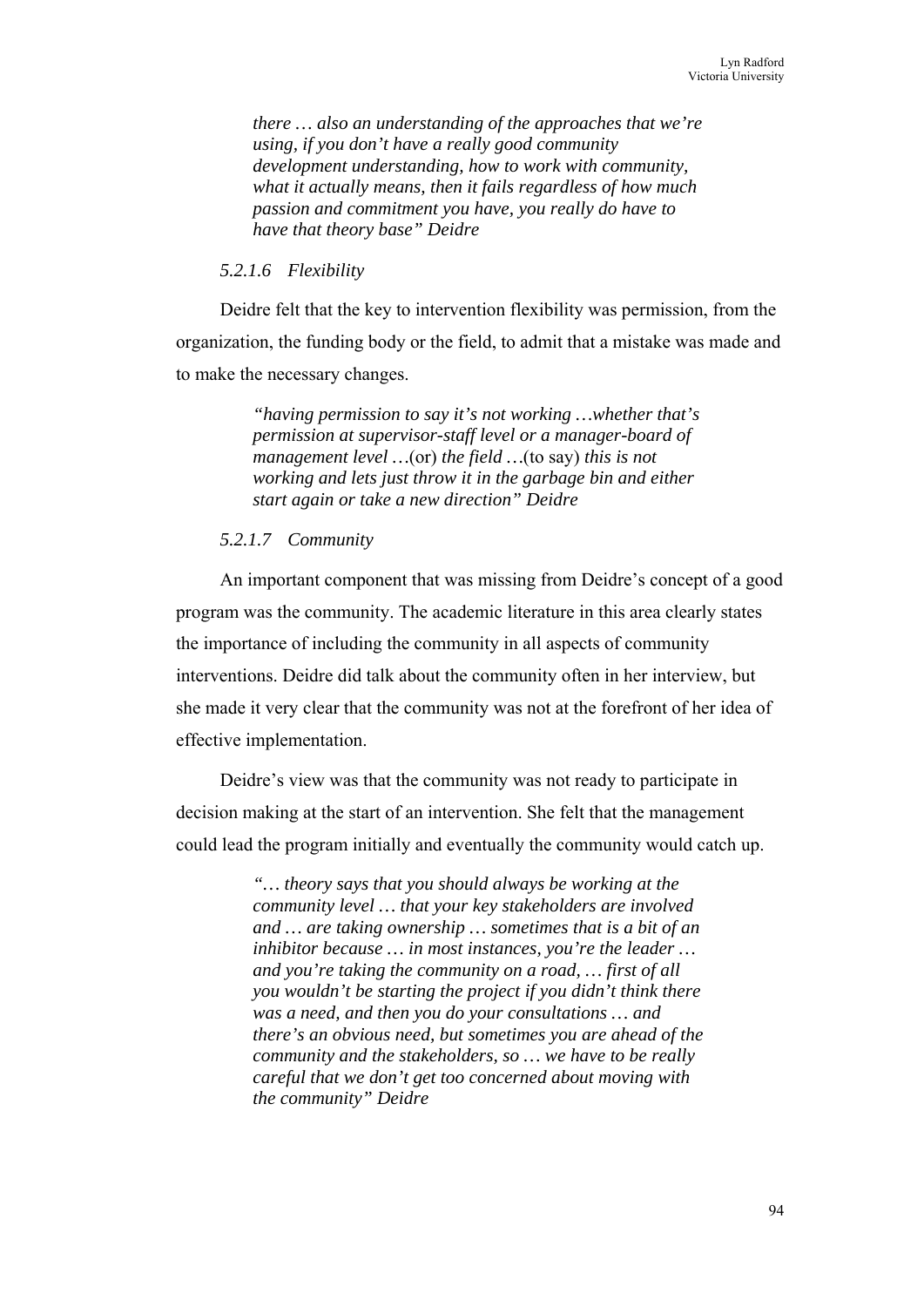*there … also an understanding of the approaches that we're using, if you don't have a really good community development understanding, how to work with community, what it actually means, then it fails regardless of how much passion and commitment you have, you really do have to have that theory base" Deidre*

#### *5.2.1.6 Flexibility*

Deidre felt that the key to intervention flexibility was permission, from the organization, the funding body or the field, to admit that a mistake was made and to make the necessary changes.

> *"having permission to say it's not working …whether that's permission at supervisor-staff level or a manager-board of management level …*(or) *the field …*(to say) *this is not working and lets just throw it in the garbage bin and either start again or take a new direction" Deidre*

#### *5.2.1.7 Community*

An important component that was missing from Deidre's concept of a good program was the community. The academic literature in this area clearly states the importance of including the community in all aspects of community interventions. Deidre did talk about the community often in her interview, but she made it very clear that the community was not at the forefront of her idea of effective implementation.

Deidre's view was that the community was not ready to participate in decision making at the start of an intervention. She felt that the management could lead the program initially and eventually the community would catch up.

> *"… theory says that you should always be working at the community level … that your key stakeholders are involved and … are taking ownership … sometimes that is a bit of an inhibitor because … in most instances, you're the leader … and you're taking the community on a road, … first of all you wouldn't be starting the project if you didn't think there was a need, and then you do your consultations … and there's an obvious need, but sometimes you are ahead of the community and the stakeholders, so … we have to be really careful that we don't get too concerned about moving with the community" Deidre*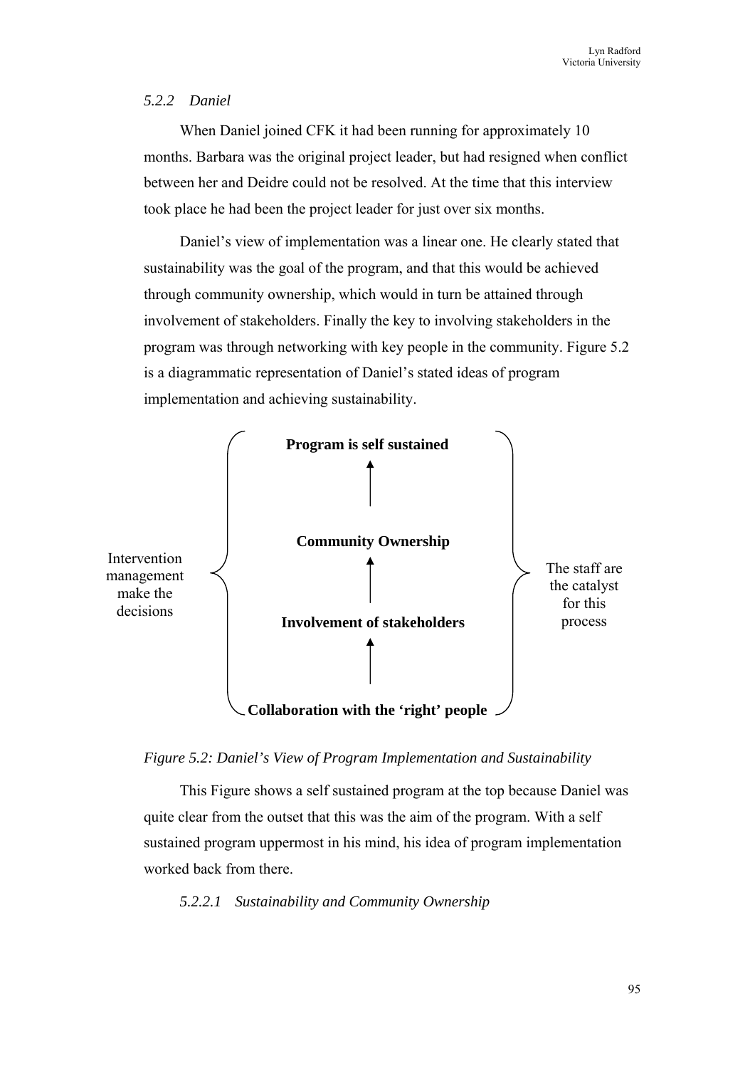### *5.2.2 Daniel*

When Daniel joined CFK it had been running for approximately 10 months. Barbara was the original project leader, but had resigned when conflict between her and Deidre could not be resolved. At the time that this interview took place he had been the project leader for just over six months.

Daniel's view of implementation was a linear one. He clearly stated that sustainability was the goal of the program, and that this would be achieved through community ownership, which would in turn be attained through involvement of stakeholders. Finally the key to involving stakeholders in the program was through networking with key people in the community. Figure 5.2 is a diagrammatic representation of Daniel's stated ideas of program implementation and achieving sustainability.

Intervention management make the decisions

**Program is self sustained**

↑

**Community Ownership**

↑

**Involvement of stakeholders**

↑

**Collaboration with the 'right' people**

The staff are the catalyst for this process

*Figure 5.2: Daniel's View of Program Implementation and Sustainability*

This Figure shows a self sustained program at the top because Daniel was quite clear from the outset that this was the aim of the program. With a self sustained program uppermost in his mind, his idea of program implementation worked back from there.

#### *5.2.2.1 Sustainability and Community Ownership*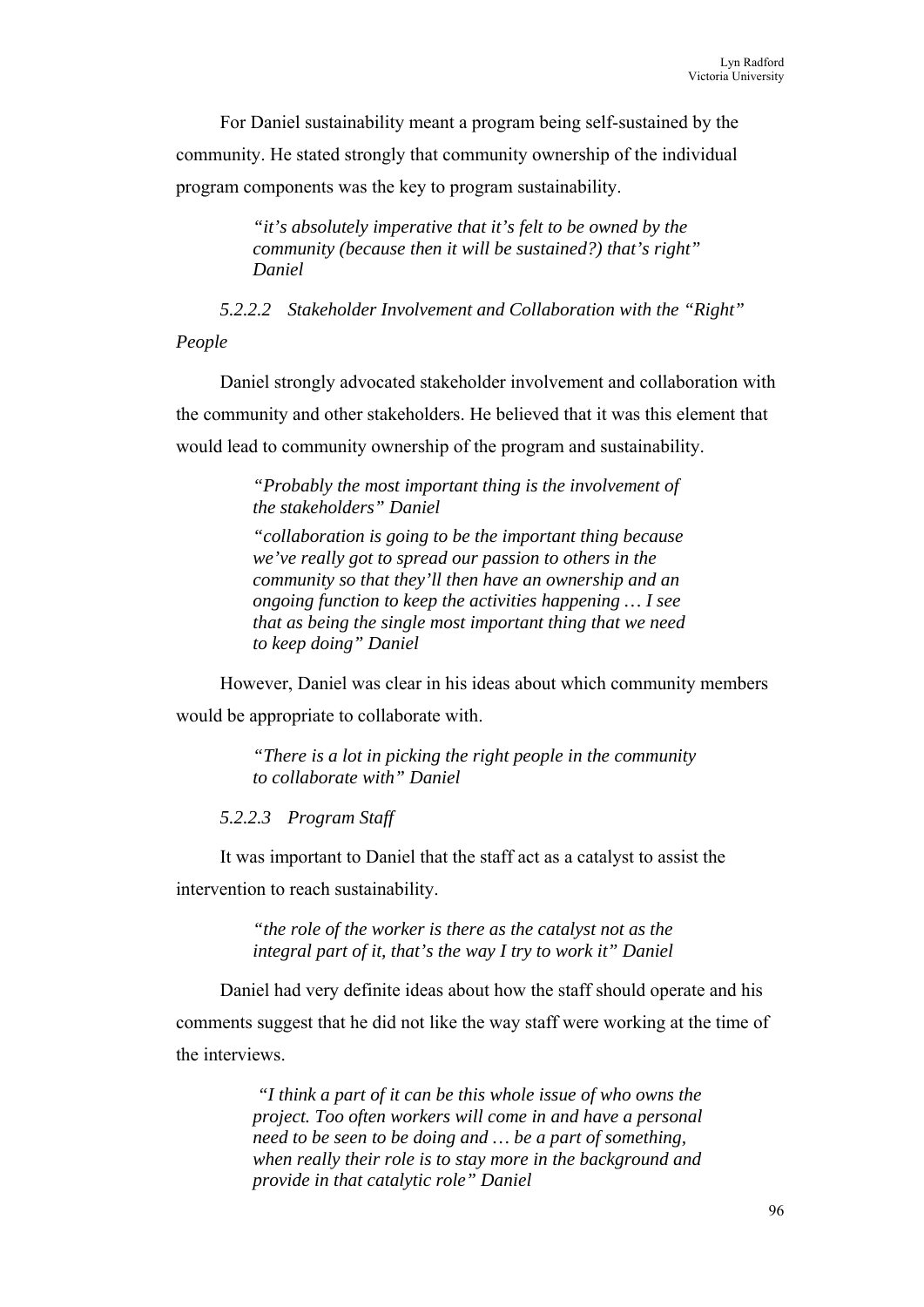For Daniel sustainability meant a program being self-sustained by the community. He stated strongly that community ownership of the individual program components was the key to program sustainability.

> *"it's absolutely imperative that it's felt to be owned by the community (because then it will be sustained?) that's right" Daniel*

#### *5.2.2.2 Stakeholder Involvement and Collaboration with the "Right" People*

Daniel strongly advocated stakeholder involvement and collaboration with the community and other stakeholders. He believed that it was this element that would lead to community ownership of the program and sustainability.

> *"Probably the most important thing is the involvement of the stakeholders" Daniel*
>
> *"collaboration is going to be the important thing because we've really got to spread our passion to others in the community so that they'll then have an ownership and an ongoing function to keep the activities happening … I see that as being the single most important thing that we need to keep doing" Daniel*

However, Daniel was clear in his ideas about which community members would be appropriate to collaborate with.

> *"There is a lot in picking the right people in the community to collaborate with" Daniel*

#### *5.2.2.3 Program Staff*

It was important to Daniel that the staff act as a catalyst to assist the intervention to reach sustainability.

> *"the role of the worker is there as the catalyst not as the integral part of it, that's the way I try to work it" Daniel*

Daniel had very definite ideas about how the staff should operate and his comments suggest that he did not like the way staff were working at the time of the interviews.

> *"I think a part of it can be this whole issue of who owns the project. Too often workers will come in and have a personal need to be seen to be doing and … be a part of something, when really their role is to stay more in the background and provide in that catalytic role" Daniel*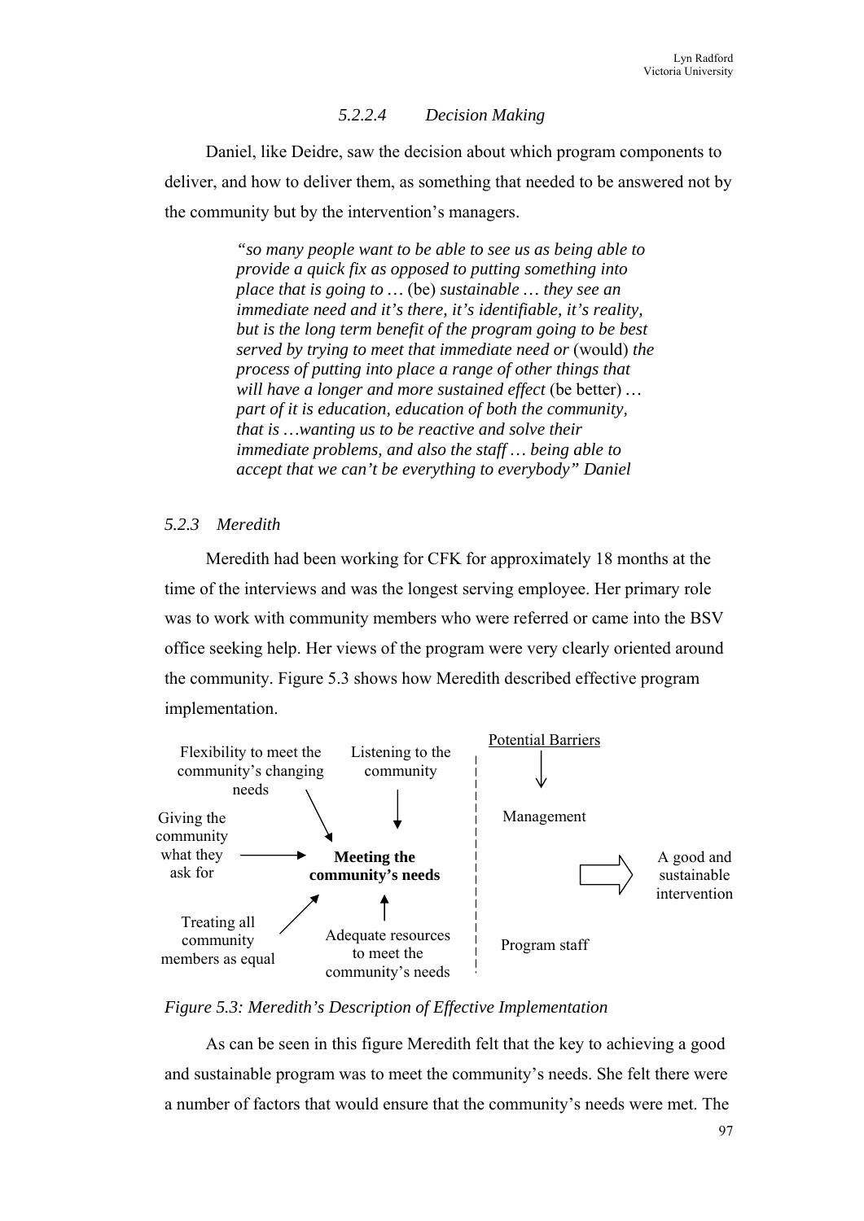#### *5.2.2.4 Decision Making*

Daniel, like Deidre, saw the decision about which program components to deliver, and how to deliver them, as something that needed to be answered not by the community but by the intervention's managers.

> *"so many people want to be able to see us as being able to provide a quick fix as opposed to putting something into place that is going to …* (be) *sustainable … they see an immediate need and it's there, it's identifiable, it's reality, but is the long term benefit of the program going to be best served by trying to meet that immediate need or* (would) *the process of putting into place a range of other things that will have a longer and more sustained effect* (be better) *… part of it is education, education of both the community, that is …wanting us to be reactive and solve their immediate problems, and also the staff … being able to accept that we can't be everything to everybody" Daniel*

### *5.2.3 Meredith*

Meredith had been working for CFK for approximately 18 months at the time of the interviews and was the longest serving employee. Her primary role was to work with community members who were referred or came into the BSV office seeking help. Her views of the program were very clearly oriented around the community. Figure 5.3 shows how Meredith described effective program implementation.

Flexibility to meet the community's changing needs → **Meeting the community's needs**
Listening to the community → **Meeting the community's needs**
Giving the community what they ask for → **Meeting the community's needs**
Treating all community members as equal → **Meeting the community's needs**
Adequate resources to meet the community's needs → **Meeting the community's needs**

Potential Barriers: Management; Program staff

⇒ A good and sustainable intervention

*Figure 5.3: Meredith's Description of Effective Implementation*

As can be seen in this figure Meredith felt that the key to achieving a good and sustainable program was to meet the community's needs. She felt there were a number of factors that would ensure that the community's needs were met. The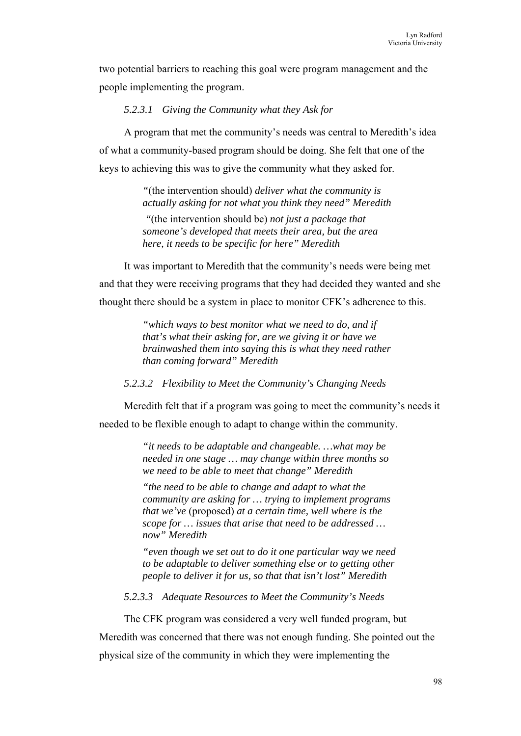two potential barriers to reaching this goal were program management and the people implementing the program.

#### *5.2.3.1 Giving the Community what they Ask for*

A program that met the community's needs was central to Meredith's idea of what a community-based program should be doing. She felt that one of the keys to achieving this was to give the community what they asked for.

> "(the intervention should) *deliver what the community is actually asking for not what you think they need" Meredith*
>
> "(the intervention should be) *not just a package that someone's developed that meets their area, but the area here, it needs to be specific for here" Meredith*

It was important to Meredith that the community's needs were being met and that they were receiving programs that they had decided they wanted and she thought there should be a system in place to monitor CFK's adherence to this.

> *"which ways to best monitor what we need to do, and if that's what their asking for, are we giving it or have we brainwashed them into saying this is what they need rather than coming forward" Meredith*

#### *5.2.3.2 Flexibility to Meet the Community's Changing Needs*

Meredith felt that if a program was going to meet the community's needs it needed to be flexible enough to adapt to change within the community.

> *"it needs to be adaptable and changeable. …what may be needed in one stage … may change within three months so we need to be able to meet that change" Meredith*
>
> *"the need to be able to change and adapt to what the community are asking for … trying to implement programs that we've* (proposed) *at a certain time, well where is the scope for … issues that arise that need to be addressed … now" Meredith*
>
> *"even though we set out to do it one particular way we need to be adaptable to deliver something else or to getting other people to deliver it for us, so that that isn't lost" Meredith*

#### *5.2.3.3 Adequate Resources to Meet the Community's Needs*

The CFK program was considered a very well funded program, but Meredith was concerned that there was not enough funding. She pointed out the physical size of the community in which they were implementing the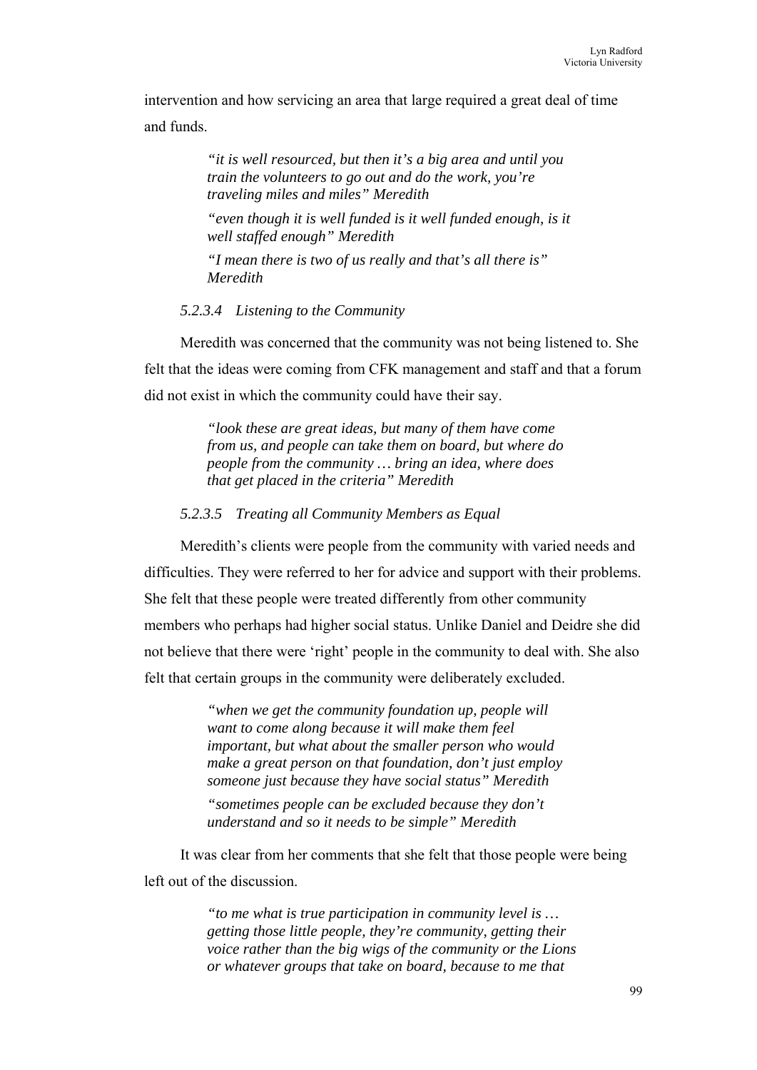intervention and how servicing an area that large required a great deal of time and funds.

> *"it is well resourced, but then it's a big area and until you train the volunteers to go out and do the work, you're traveling miles and miles" Meredith*
>
> *"even though it is well funded is it well funded enough, is it well staffed enough" Meredith*
>
> *"I mean there is two of us really and that's all there is" Meredith*

#### *5.2.3.4 Listening to the Community*

Meredith was concerned that the community was not being listened to. She felt that the ideas were coming from CFK management and staff and that a forum did not exist in which the community could have their say.

> *"look these are great ideas, but many of them have come from us, and people can take them on board, but where do people from the community … bring an idea, where does that get placed in the criteria" Meredith*

#### *5.2.3.5 Treating all Community Members as Equal*

Meredith's clients were people from the community with varied needs and difficulties. They were referred to her for advice and support with their problems. She felt that these people were treated differently from other community members who perhaps had higher social status. Unlike Daniel and Deidre she did not believe that there were 'right' people in the community to deal with. She also felt that certain groups in the community were deliberately excluded.

> *"when we get the community foundation up, people will want to come along because it will make them feel important, but what about the smaller person who would make a great person on that foundation, don't just employ someone just because they have social status" Meredith*
>
> *"sometimes people can be excluded because they don't understand and so it needs to be simple" Meredith*

It was clear from her comments that she felt that those people were being left out of the discussion.

> *"to me what is true participation in community level is … getting those little people, they're community, getting their voice rather than the big wigs of the community or the Lions or whatever groups that take on board, because to me that*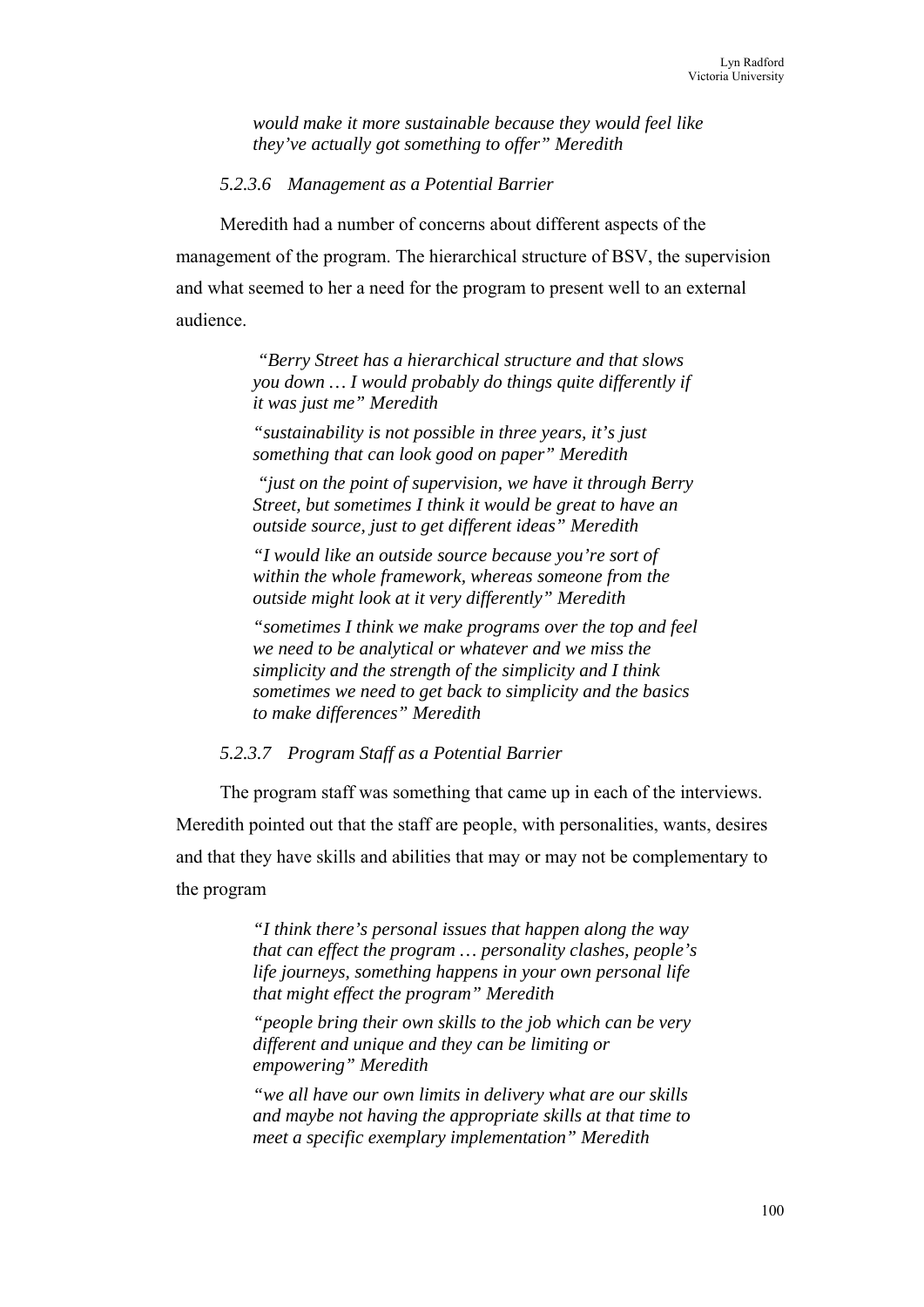*would make it more sustainable because they would feel like they've actually got something to offer" Meredith*

#### *5.2.3.6 Management as a Potential Barrier*

Meredith had a number of concerns about different aspects of the management of the program. The hierarchical structure of BSV, the supervision and what seemed to her a need for the program to present well to an external audience.

> *"Berry Street has a hierarchical structure and that slows you down … I would probably do things quite differently if it was just me" Meredith*
>
> *"sustainability is not possible in three years, it's just something that can look good on paper" Meredith*
>
> *"just on the point of supervision, we have it through Berry Street, but sometimes I think it would be great to have an outside source, just to get different ideas" Meredith*
>
> *"I would like an outside source because you're sort of within the whole framework, whereas someone from the outside might look at it very differently" Meredith*
>
> *"sometimes I think we make programs over the top and feel we need to be analytical or whatever and we miss the simplicity and the strength of the simplicity and I think sometimes we need to get back to simplicity and the basics to make differences" Meredith*

#### *5.2.3.7 Program Staff as a Potential Barrier*

The program staff was something that came up in each of the interviews. Meredith pointed out that the staff are people, with personalities, wants, desires and that they have skills and abilities that may or may not be complementary to the program

> *"I think there's personal issues that happen along the way that can effect the program … personality clashes, people's life journeys, something happens in your own personal life that might effect the program" Meredith*
>
> *"people bring their own skills to the job which can be very different and unique and they can be limiting or empowering" Meredith*
>
> *"we all have our own limits in delivery what are our skills and maybe not having the appropriate skills at that time to meet a specific exemplary implementation" Meredith*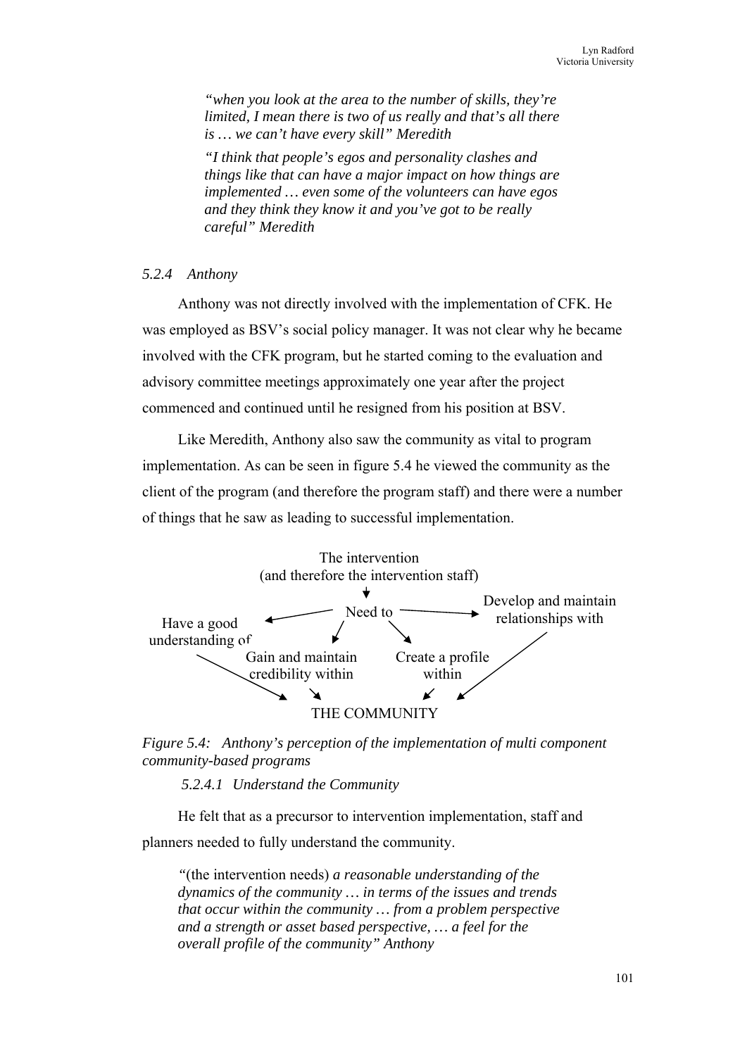*"when you look at the area to the number of skills, they're limited, I mean there is two of us really and that's all there is … we can't have every skill" Meredith*

*"I think that people's egos and personality clashes and things like that can have a major impact on how things are implemented … even some of the volunteers can have egos and they think they know it and you've got to be really careful" Meredith*

### *5.2.4 Anthony*

Anthony was not directly involved with the implementation of CFK. He was employed as BSV's social policy manager. It was not clear why he became involved with the CFK program, but he started coming to the evaluation and advisory committee meetings approximately one year after the project commenced and continued until he resigned from his position at BSV.

Like Meredith, Anthony also saw the community as vital to program implementation. As can be seen in figure 5.4 he viewed the community as the client of the program (and therefore the program staff) and there were a number of things that he saw as leading to successful implementation.

The intervention (and therefore the intervention staff)
↓
Need to
→ Have a good understanding of → THE COMMUNITY
→ Gain and maintain credibility within → THE COMMUNITY
→ Create a profile within → THE COMMUNITY
→ Develop and maintain relationships with → THE COMMUNITY

*Figure 5.4: Anthony's perception of the implementation of multi component community-based programs*

#### *5.2.4.1 Understand the Community*

He felt that as a precursor to intervention implementation, staff and planners needed to fully understand the community.

"(the intervention needs) *a reasonable understanding of the dynamics of the community … in terms of the issues and trends that occur within the community … from a problem perspective and a strength or asset based perspective, … a feel for the overall profile of the community" Anthony*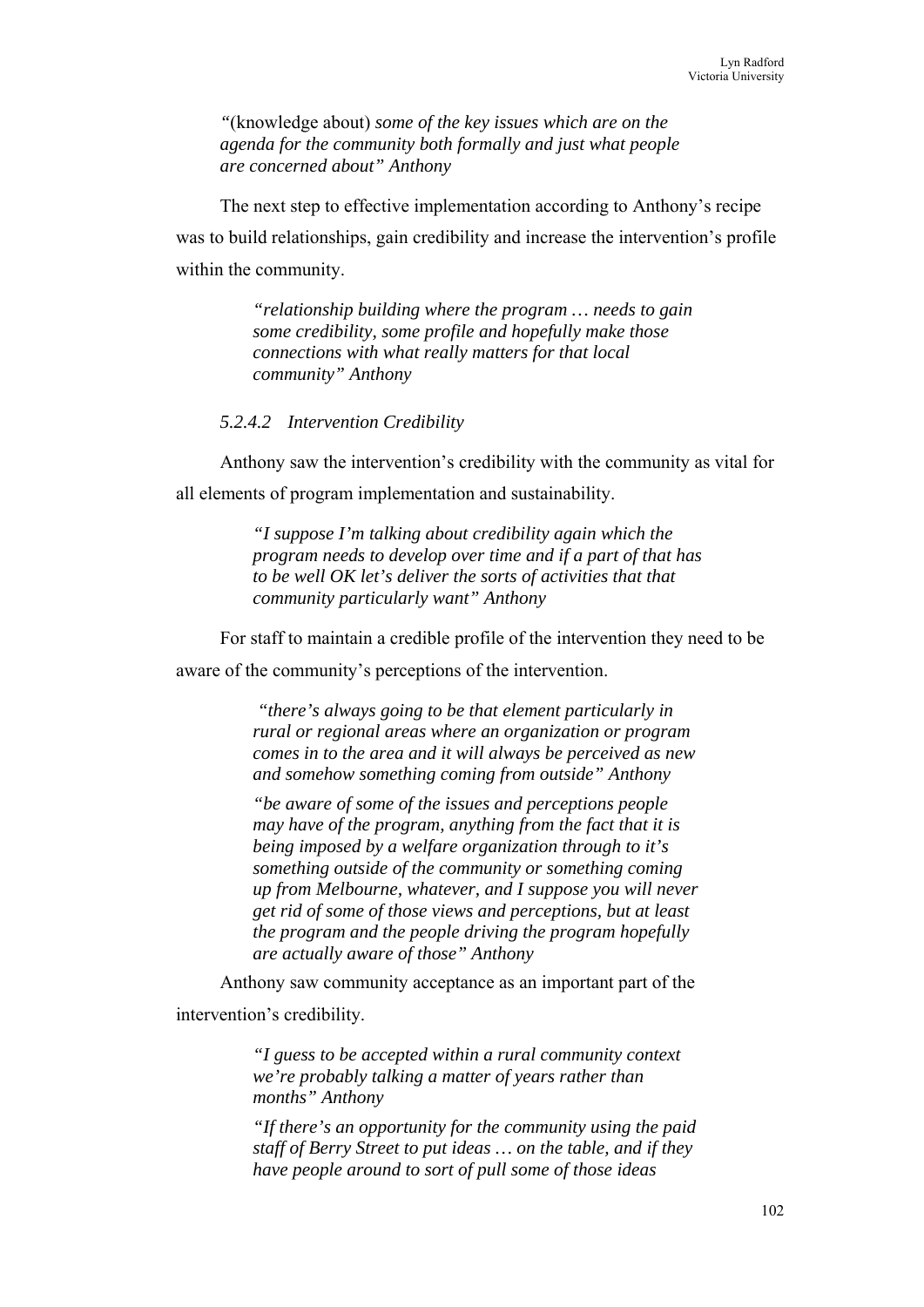*"*(knowledge about) *some of the key issues which are on the agenda for the community both formally and just what people are concerned about" Anthony*

The next step to effective implementation according to Anthony's recipe was to build relationships, gain credibility and increase the intervention's profile within the community.

> *"relationship building where the program … needs to gain some credibility, some profile and hopefully make those connections with what really matters for that local community" Anthony*

#### *5.2.4.2 Intervention Credibility*

Anthony saw the intervention's credibility with the community as vital for all elements of program implementation and sustainability.

> *"I suppose I'm talking about credibility again which the program needs to develop over time and if a part of that has to be well OK let's deliver the sorts of activities that that community particularly want" Anthony*

For staff to maintain a credible profile of the intervention they need to be aware of the community's perceptions of the intervention.

> *"there's always going to be that element particularly in rural or regional areas where an organization or program comes in to the area and it will always be perceived as new and somehow something coming from outside" Anthony*
>
> *"be aware of some of the issues and perceptions people may have of the program, anything from the fact that it is being imposed by a welfare organization through to it's something outside of the community or something coming up from Melbourne, whatever, and I suppose you will never get rid of some of those views and perceptions, but at least the program and the people driving the program hopefully are actually aware of those" Anthony*

Anthony saw community acceptance as an important part of the intervention's credibility.

> *"I guess to be accepted within a rural community context we're probably talking a matter of years rather than months" Anthony*
>
> *"If there's an opportunity for the community using the paid staff of Berry Street to put ideas … on the table, and if they have people around to sort of pull some of those ideas*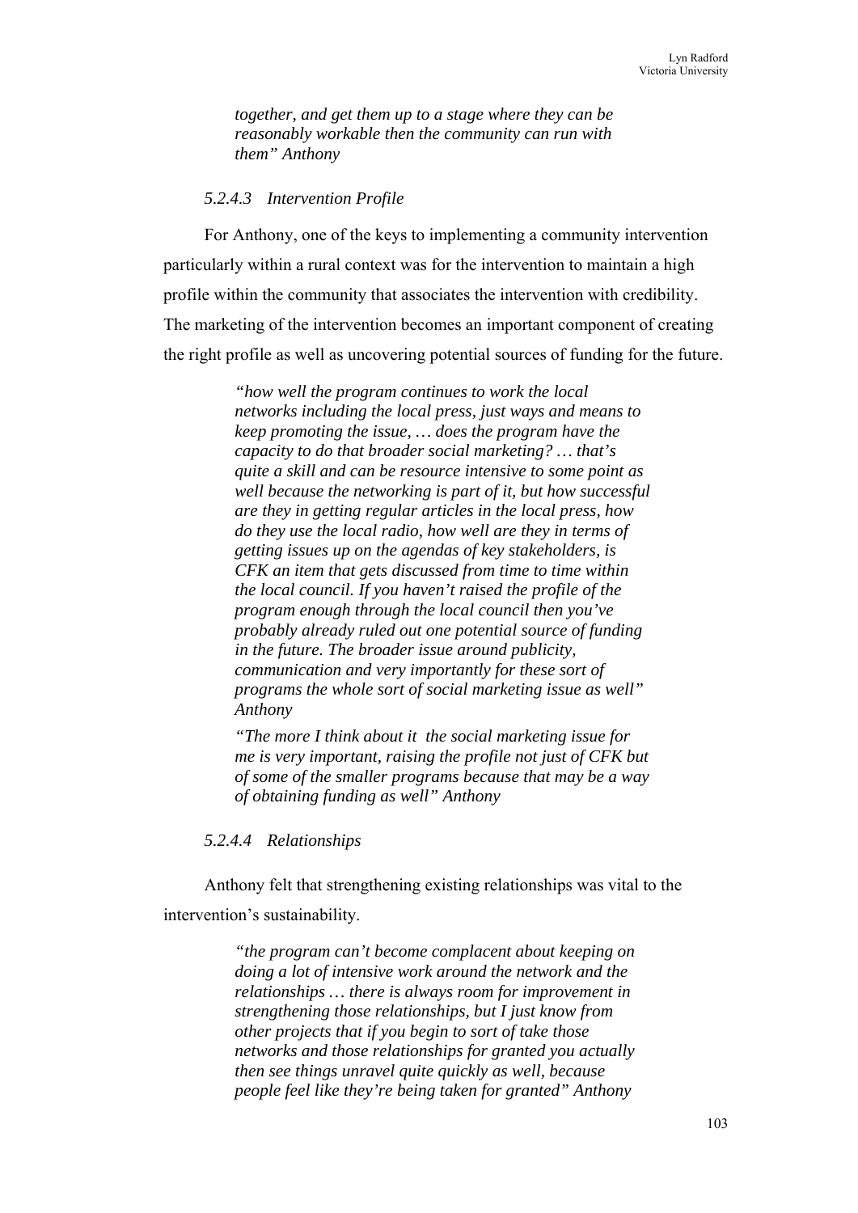*together, and get them up to a stage where they can be reasonably workable then the community can run with them" Anthony*

#### *5.2.4.3 Intervention Profile*

For Anthony, one of the keys to implementing a community intervention particularly within a rural context was for the intervention to maintain a high profile within the community that associates the intervention with credibility. The marketing of the intervention becomes an important component of creating the right profile as well as uncovering potential sources of funding for the future.

> *"how well the program continues to work the local networks including the local press, just ways and means to keep promoting the issue, … does the program have the capacity to do that broader social marketing? … that's quite a skill and can be resource intensive to some point as well because the networking is part of it, but how successful are they in getting regular articles in the local press, how do they use the local radio, how well are they in terms of getting issues up on the agendas of key stakeholders, is CFK an item that gets discussed from time to time within the local council. If you haven't raised the profile of the program enough through the local council then you've probably already ruled out one potential source of funding in the future. The broader issue around publicity, communication and very importantly for these sort of programs the whole sort of social marketing issue as well" Anthony*

> *"The more I think about it the social marketing issue for me is very important, raising the profile not just of CFK but of some of the smaller programs because that may be a way of obtaining funding as well" Anthony*

#### *5.2.4.4 Relationships*

Anthony felt that strengthening existing relationships was vital to the intervention's sustainability.

> *"the program can't become complacent about keeping on doing a lot of intensive work around the network and the relationships … there is always room for improvement in strengthening those relationships, but I just know from other projects that if you begin to sort of take those networks and those relationships for granted you actually then see things unravel quite quickly as well, because people feel like they're being taken for granted" Anthony*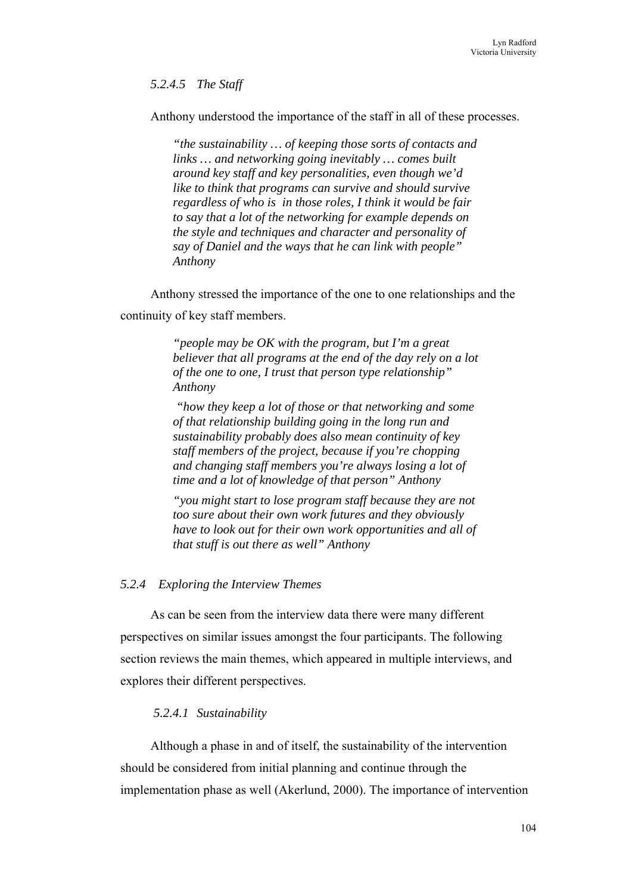#### *5.2.4.5 The Staff*

Anthony understood the importance of the staff in all of these processes.

> *"the sustainability … of keeping those sorts of contacts and links … and networking going inevitably … comes built around key staff and key personalities, even though we'd like to think that programs can survive and should survive regardless of who is in those roles, I think it would be fair to say that a lot of the networking for example depends on the style and techniques and character and personality of say of Daniel and the ways that he can link with people" Anthony*

Anthony stressed the importance of the one to one relationships and the continuity of key staff members.

> *"people may be OK with the program, but I'm a great believer that all programs at the end of the day rely on a lot of the one to one, I trust that person type relationship" Anthony*
>
> *"how they keep a lot of those or that networking and some of that relationship building going in the long run and sustainability probably does also mean continuity of key staff members of the project, because if you're chopping and changing staff members you're always losing a lot of time and a lot of knowledge of that person" Anthony*
>
> *"you might start to lose program staff because they are not too sure about their own work futures and they obviously have to look out for their own work opportunities and all of that stuff is out there as well" Anthony*

### *5.2.4 Exploring the Interview Themes*

As can be seen from the interview data there were many different perspectives on similar issues amongst the four participants. The following section reviews the main themes, which appeared in multiple interviews, and explores their different perspectives.

#### *5.2.4.1 Sustainability*

Although a phase in and of itself, the sustainability of the intervention should be considered from initial planning and continue through the implementation phase as well (Akerlund, 2000). The importance of intervention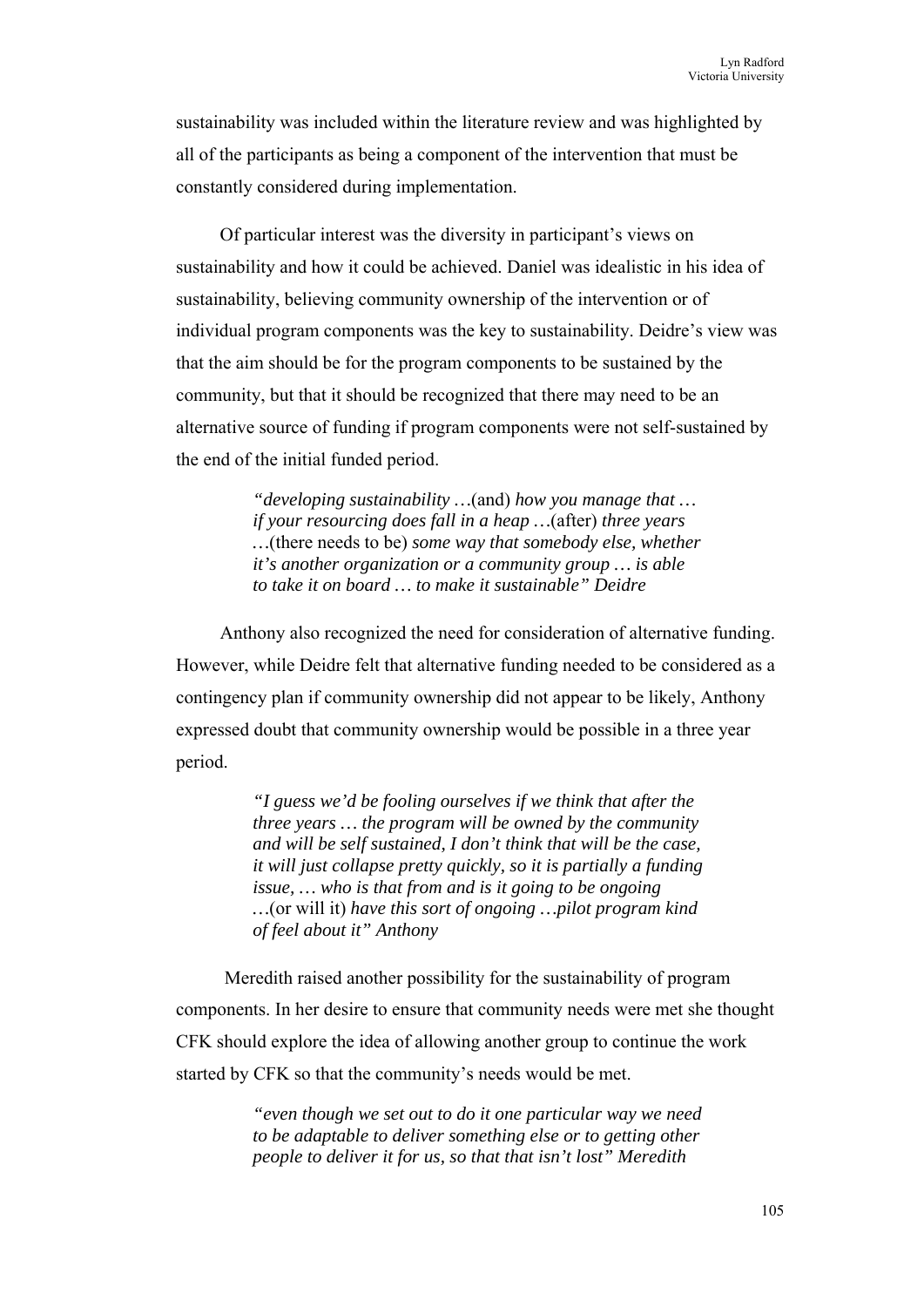sustainability was included within the literature review and was highlighted by all of the participants as being a component of the intervention that must be constantly considered during implementation.

Of particular interest was the diversity in participant's views on sustainability and how it could be achieved. Daniel was idealistic in his idea of sustainability, believing community ownership of the intervention or of individual program components was the key to sustainability. Deidre's view was that the aim should be for the program components to be sustained by the community, but that it should be recognized that there may need to be an alternative source of funding if program components were not self-sustained by the end of the initial funded period.

> *"developing sustainability …*(and) *how you manage that … if your resourcing does fall in a heap …*(after) *three years …*(there needs to be) *some way that somebody else, whether it's another organization or a community group … is able to take it on board … to make it sustainable" Deidre*

Anthony also recognized the need for consideration of alternative funding. However, while Deidre felt that alternative funding needed to be considered as a contingency plan if community ownership did not appear to be likely, Anthony expressed doubt that community ownership would be possible in a three year period.

> *"I guess we'd be fooling ourselves if we think that after the three years … the program will be owned by the community and will be self sustained, I don't think that will be the case, it will just collapse pretty quickly, so it is partially a funding issue, … who is that from and is it going to be ongoing …*(or will it) *have this sort of ongoing …pilot program kind of feel about it" Anthony*

Meredith raised another possibility for the sustainability of program components. In her desire to ensure that community needs were met she thought CFK should explore the idea of allowing another group to continue the work started by CFK so that the community's needs would be met.

> *"even though we set out to do it one particular way we need to be adaptable to deliver something else or to getting other people to deliver it for us, so that that isn't lost" Meredith*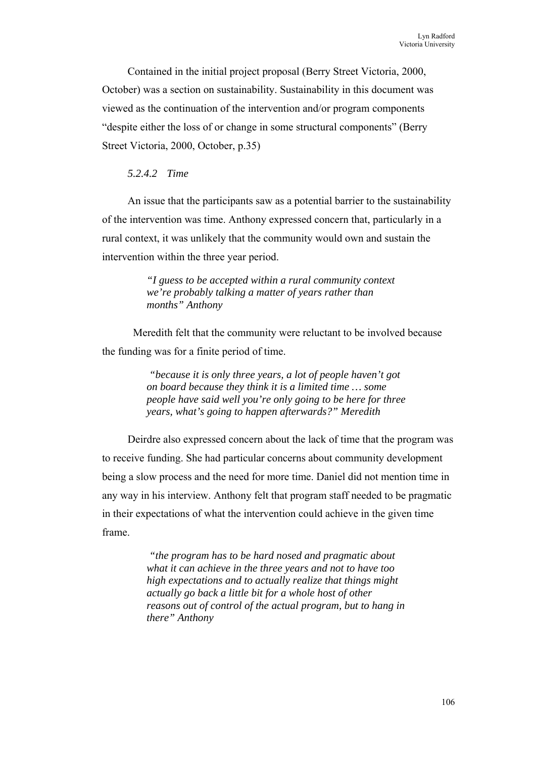Contained in the initial project proposal (Berry Street Victoria, 2000, October) was a section on sustainability. Sustainability in this document was viewed as the continuation of the intervention and/or program components "despite either the loss of or change in some structural components" (Berry Street Victoria, 2000, October, p.35)

#### *5.2.4.2 Time*

An issue that the participants saw as a potential barrier to the sustainability of the intervention was time. Anthony expressed concern that, particularly in a rural context, it was unlikely that the community would own and sustain the intervention within the three year period.

> ***"I guess to be accepted within a rural community context we're probably talking a matter of years rather than months" Anthony***

Meredith felt that the community were reluctant to be involved because the funding was for a finite period of time.

> ***"because it is only three years, a lot of people haven't got on board because they think it is a limited time … some people have said well you're only going to be here for three years, what's going to happen afterwards?" Meredith***

Deirdre also expressed concern about the lack of time that the program was to receive funding. She had particular concerns about community development being a slow process and the need for more time. Daniel did not mention time in any way in his interview. Anthony felt that program staff needed to be pragmatic in their expectations of what the intervention could achieve in the given time frame.

> ***"the program has to be hard nosed and pragmatic about what it can achieve in the three years and not to have too high expectations and to actually realize that things might actually go back a little bit for a whole host of other reasons out of control of the actual program, but to hang in there" Anthony***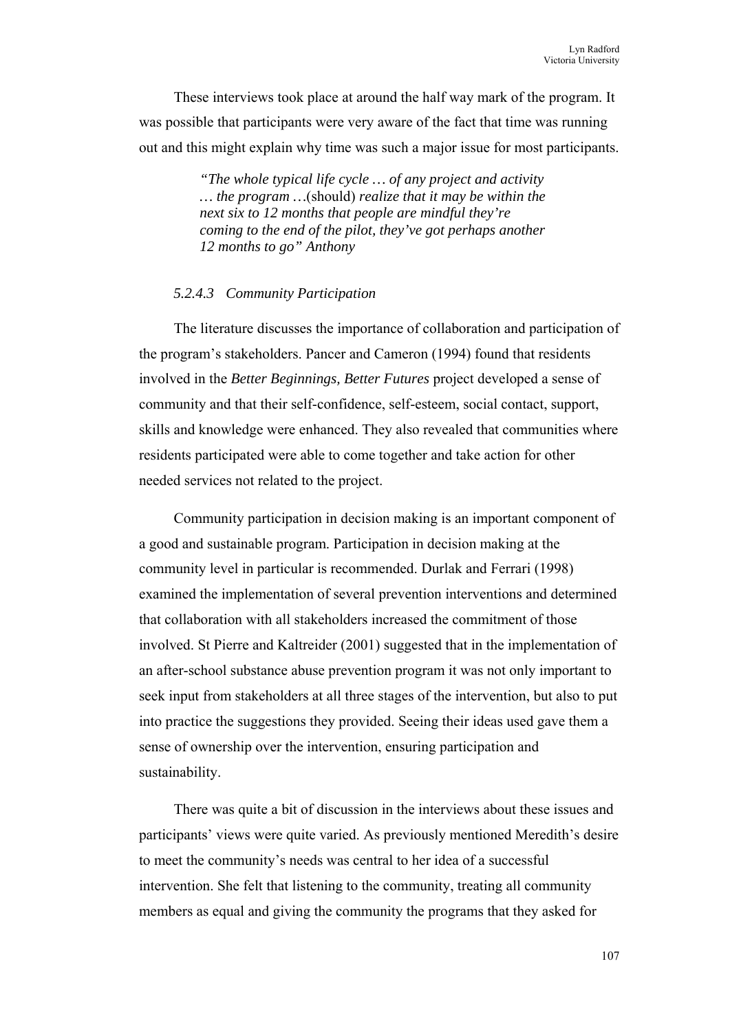These interviews took place at around the half way mark of the program. It was possible that participants were very aware of the fact that time was running out and this might explain why time was such a major issue for most participants.

> *"The whole typical life cycle … of any project and activity … the program …*(should) *realize that it may be within the next six to 12 months that people are mindful they're coming to the end of the pilot, they've got perhaps another 12 months to go" Anthony*

#### *5.2.4.3 Community Participation*

The literature discusses the importance of collaboration and participation of the program's stakeholders. Pancer and Cameron (1994) found that residents involved in the *Better Beginnings, Better Futures* project developed a sense of community and that their self-confidence, self-esteem, social contact, support, skills and knowledge were enhanced. They also revealed that communities where residents participated were able to come together and take action for other needed services not related to the project.

Community participation in decision making is an important component of a good and sustainable program. Participation in decision making at the community level in particular is recommended. Durlak and Ferrari (1998) examined the implementation of several prevention interventions and determined that collaboration with all stakeholders increased the commitment of those involved. St Pierre and Kaltreider (2001) suggested that in the implementation of an after-school substance abuse prevention program it was not only important to seek input from stakeholders at all three stages of the intervention, but also to put into practice the suggestions they provided. Seeing their ideas used gave them a sense of ownership over the intervention, ensuring participation and sustainability.

There was quite a bit of discussion in the interviews about these issues and participants' views were quite varied. As previously mentioned Meredith's desire to meet the community's needs was central to her idea of a successful intervention. She felt that listening to the community, treating all community members as equal and giving the community the programs that they asked for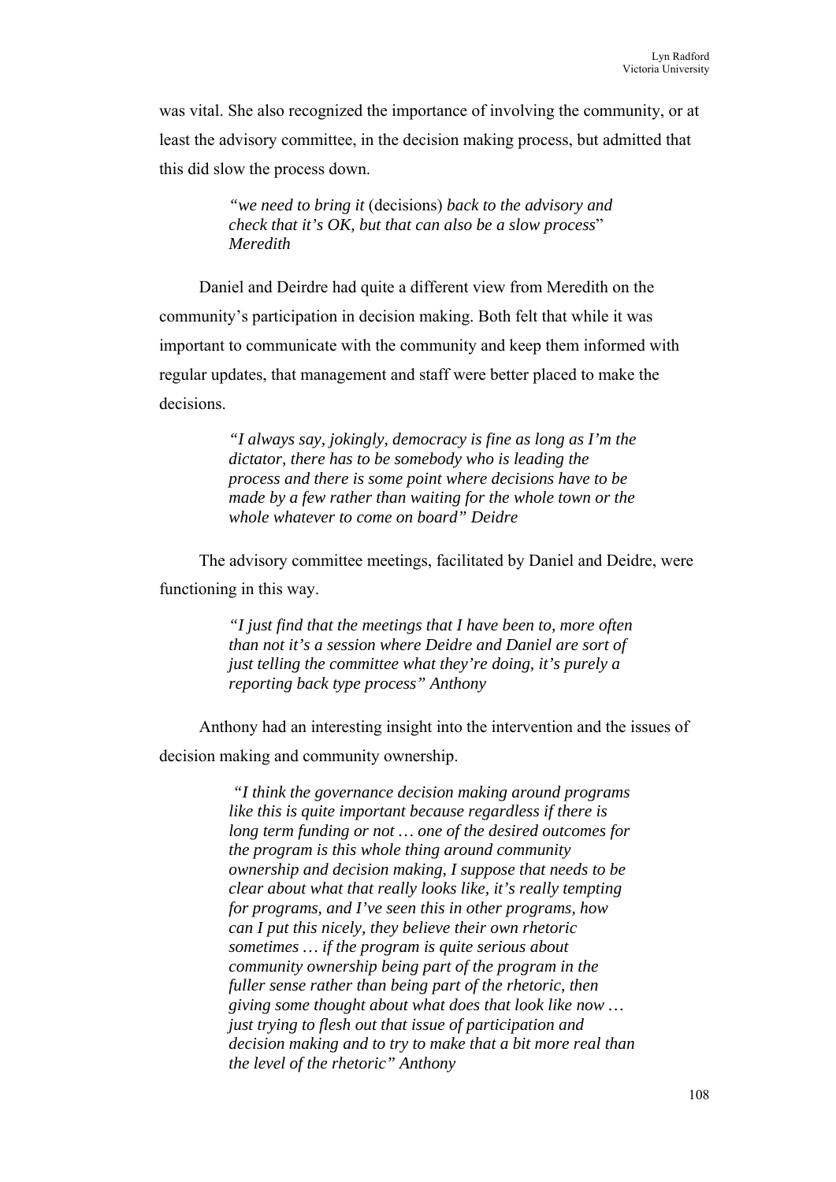was vital. She also recognized the importance of involving the community, or at least the advisory committee, in the decision making process, but admitted that this did slow the process down.

> *"we need to bring it* (decisions) *back to the advisory and check that it's OK, but that can also be a slow process*" *Meredith*

Daniel and Deirdre had quite a different view from Meredith on the community's participation in decision making. Both felt that while it was important to communicate with the community and keep them informed with regular updates, that management and staff were better placed to make the decisions.

> *"I always say, jokingly, democracy is fine as long as I'm the dictator, there has to be somebody who is leading the process and there is some point where decisions have to be made by a few rather than waiting for the whole town or the whole whatever to come on board" Deidre*

The advisory committee meetings, facilitated by Daniel and Deidre, were functioning in this way.

> *"I just find that the meetings that I have been to, more often than not it's a session where Deidre and Daniel are sort of just telling the committee what they're doing, it's purely a reporting back type process" Anthony*

Anthony had an interesting insight into the intervention and the issues of decision making and community ownership.

> *"I think the governance decision making around programs like this is quite important because regardless if there is long term funding or not … one of the desired outcomes for the program is this whole thing around community ownership and decision making, I suppose that needs to be clear about what that really looks like, it's really tempting for programs, and I've seen this in other programs, how can I put this nicely, they believe their own rhetoric sometimes … if the program is quite serious about community ownership being part of the program in the fuller sense rather than being part of the rhetoric, then giving some thought about what does that look like now … just trying to flesh out that issue of participation and decision making and to try to make that a bit more real than the level of the rhetoric" Anthony*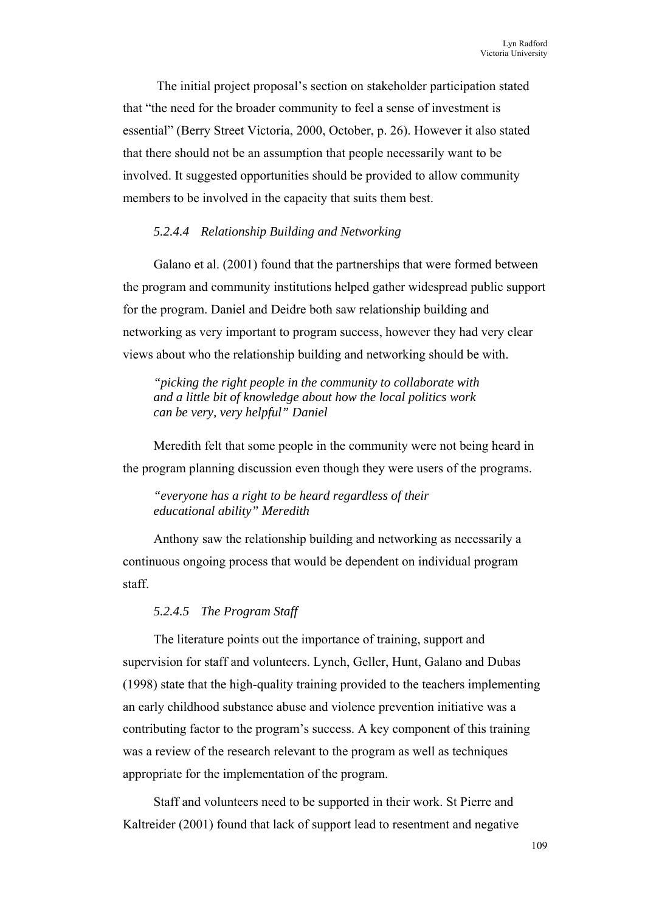The initial project proposal's section on stakeholder participation stated that "the need for the broader community to feel a sense of investment is essential" (Berry Street Victoria, 2000, October, p. 26). However it also stated that there should not be an assumption that people necessarily want to be involved. It suggested opportunities should be provided to allow community members to be involved in the capacity that suits them best.

#### *5.2.4.4 Relationship Building and Networking*

Galano et al. (2001) found that the partnerships that were formed between the program and community institutions helped gather widespread public support for the program. Daniel and Deidre both saw relationship building and networking as very important to program success, however they had very clear views about who the relationship building and networking should be with.

> ***"picking the right people in the community to collaborate with and a little bit of knowledge about how the local politics work can be very, very helpful" Daniel***

Meredith felt that some people in the community were not being heard in the program planning discussion even though they were users of the programs.

> ***"everyone has a right to be heard regardless of their educational ability" Meredith***

Anthony saw the relationship building and networking as necessarily a continuous ongoing process that would be dependent on individual program staff.

#### *5.2.4.5 The Program Staff*

The literature points out the importance of training, support and supervision for staff and volunteers. Lynch, Geller, Hunt, Galano and Dubas (1998) state that the high-quality training provided to the teachers implementing an early childhood substance abuse and violence prevention initiative was a contributing factor to the program's success. A key component of this training was a review of the research relevant to the program as well as techniques appropriate for the implementation of the program.

Staff and volunteers need to be supported in their work. St Pierre and Kaltreider (2001) found that lack of support lead to resentment and negative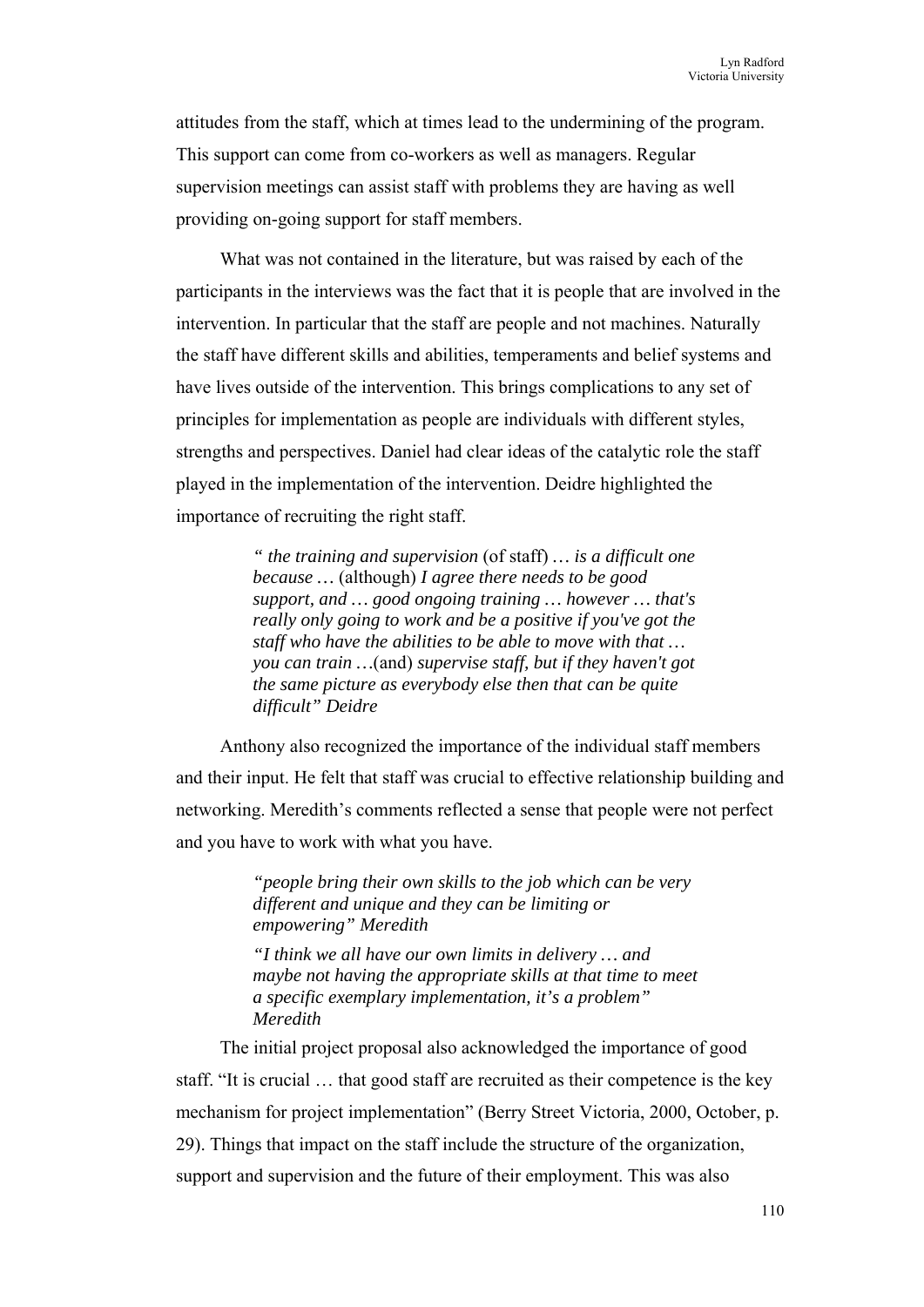attitudes from the staff, which at times lead to the undermining of the program. This support can come from co-workers as well as managers. Regular supervision meetings can assist staff with problems they are having as well providing on-going support for staff members.

What was not contained in the literature, but was raised by each of the participants in the interviews was the fact that it is people that are involved in the intervention. In particular that the staff are people and not machines. Naturally the staff have different skills and abilities, temperaments and belief systems and have lives outside of the intervention. This brings complications to any set of principles for implementation as people are individuals with different styles, strengths and perspectives. Daniel had clear ideas of the catalytic role the staff played in the implementation of the intervention. Deidre highlighted the importance of recruiting the right staff.

> *" the training and supervision* (of staff) *… is a difficult one because …* (although) *I agree there needs to be good support, and … good ongoing training … however … that's really only going to work and be a positive if you've got the staff who have the abilities to be able to move with that … you can train …*(and) *supervise staff, but if they haven't got the same picture as everybody else then that can be quite difficult" Deidre*

Anthony also recognized the importance of the individual staff members and their input. He felt that staff was crucial to effective relationship building and networking. Meredith's comments reflected a sense that people were not perfect and you have to work with what you have.

> *"people bring their own skills to the job which can be very different and unique and they can be limiting or empowering" Meredith*
>
> *"I think we all have our own limits in delivery … and maybe not having the appropriate skills at that time to meet a specific exemplary implementation, it's a problem" Meredith*

The initial project proposal also acknowledged the importance of good staff. "It is crucial … that good staff are recruited as their competence is the key mechanism for project implementation" (Berry Street Victoria, 2000, October, p. 29). Things that impact on the staff include the structure of the organization, support and supervision and the future of their employment. This was also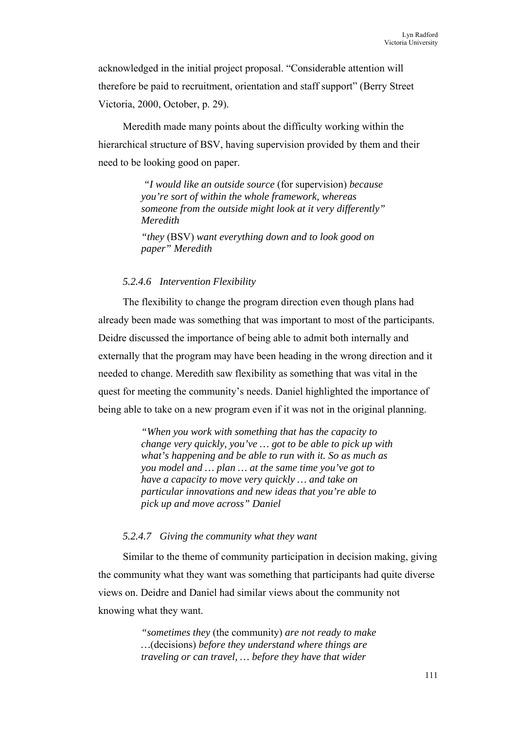acknowledged in the initial project proposal. “Considerable attention will therefore be paid to recruitment, orientation and staff support” (Berry Street Victoria, 2000, October, p. 29).

Meredith made many points about the difficulty working within the hierarchical structure of BSV, having supervision provided by them and their need to be looking good on paper.

> *“I would like an outside source* (for supervision) *because you’re sort of within the whole framework, whereas someone from the outside might look at it very differently” Meredith*
>
> *“they* (BSV) *want everything down and to look good on paper” Meredith*

#### *5.2.4.6 Intervention Flexibility*

The flexibility to change the program direction even though plans had already been made was something that was important to most of the participants. Deidre discussed the importance of being able to admit both internally and externally that the program may have been heading in the wrong direction and it needed to change. Meredith saw flexibility as something that was vital in the quest for meeting the community’s needs. Daniel highlighted the importance of being able to take on a new program even if it was not in the original planning.

> *“When you work with something that has the capacity to change very quickly, you’ve … got to be able to pick up with what’s happening and be able to run with it. So as much as you model and … plan … at the same time you’ve got to have a capacity to move very quickly … and take on particular innovations and new ideas that you’re able to pick up and move across” Daniel*

#### *5.2.4.7 Giving the community what they want*

Similar to the theme of community participation in decision making, giving the community what they want was something that participants had quite diverse views on. Deidre and Daniel had similar views about the community not knowing what they want.

> *“sometimes they* (the community) *are not ready to make …*(decisions) *before they understand where things are traveling or can travel, … before they have that wider*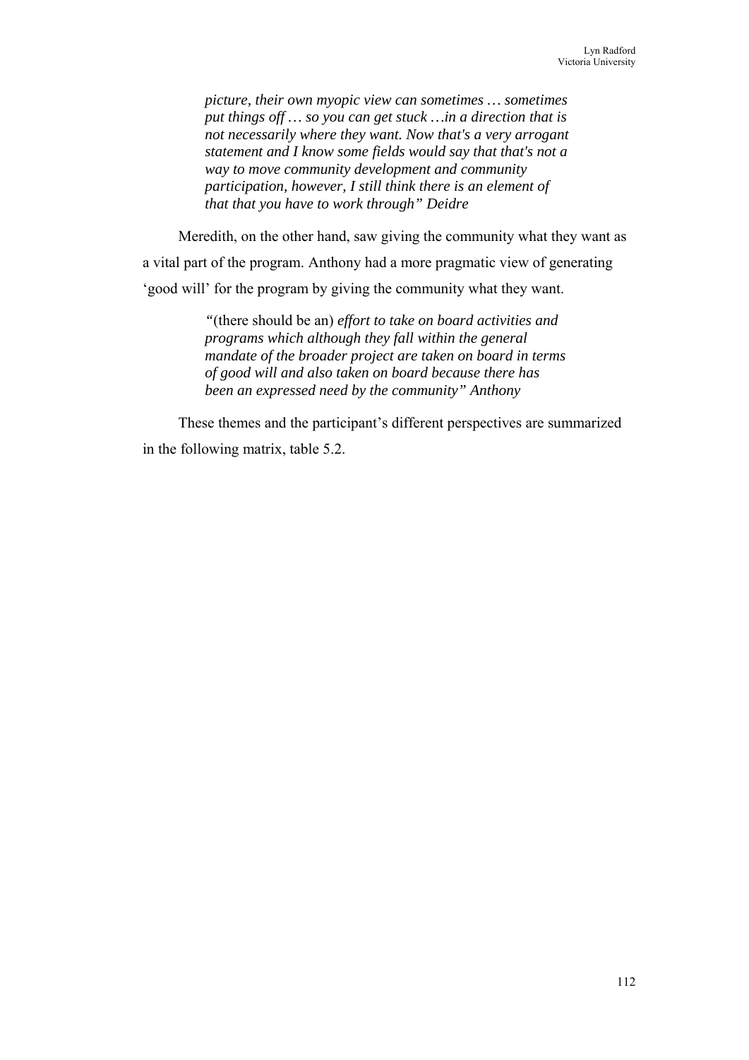> *picture, their own myopic view can sometimes … sometimes put things off … so you can get stuck …in a direction that is not necessarily where they want. Now that's a very arrogant statement and I know some fields would say that that's not a way to move community development and community participation, however, I still think there is an element of that that you have to work through" Deidre*

Meredith, on the other hand, saw giving the community what they want as a vital part of the program. Anthony had a more pragmatic view of generating 'good will' for the program by giving the community what they want.

> "(there should be an) *effort to take on board activities and programs which although they fall within the general mandate of the broader project are taken on board in terms of good will and also taken on board because there has been an expressed need by the community" Anthony*

These themes and the participant's different perspectives are summarized in the following matrix, table 5.2.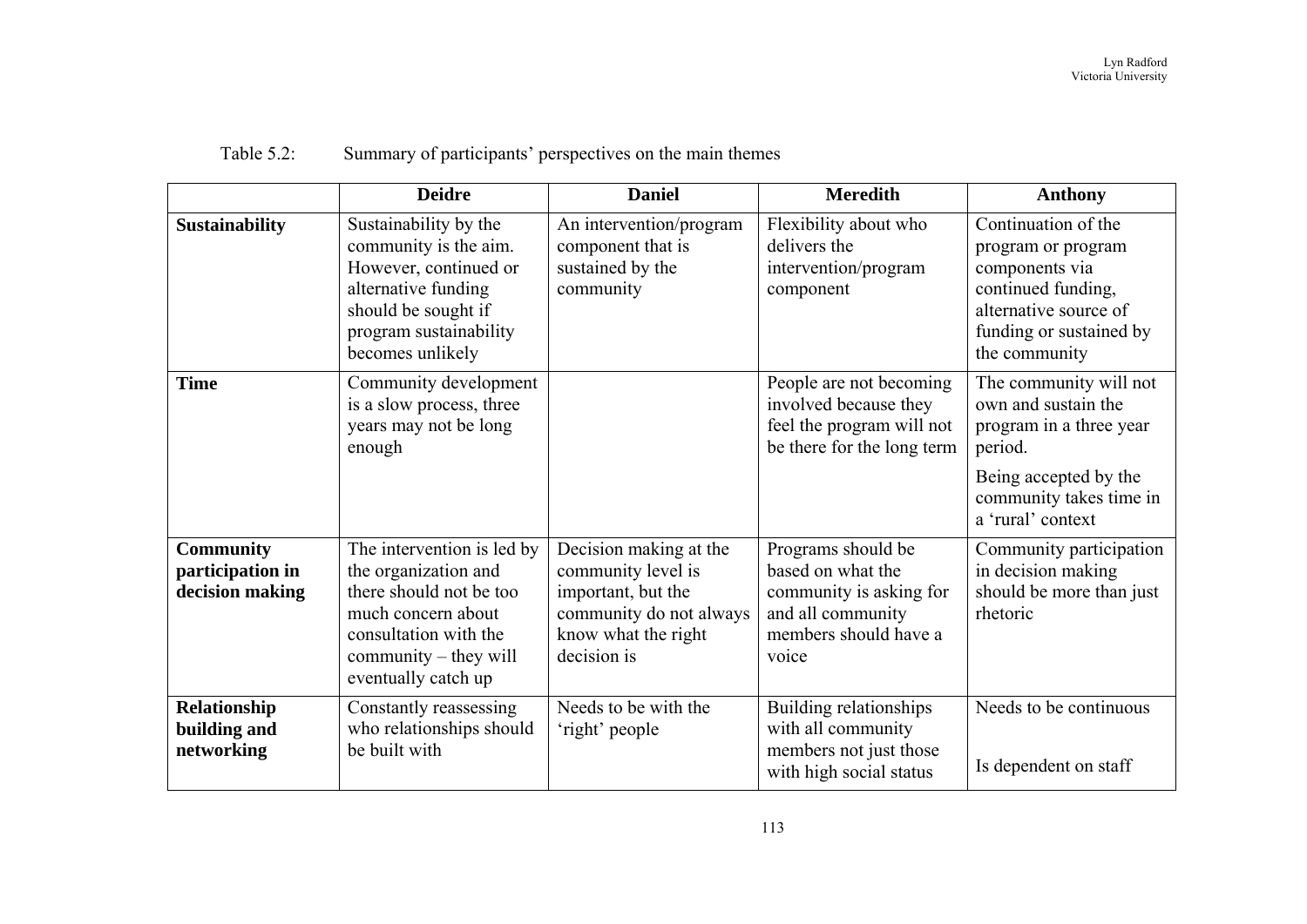Table 5.2: Summary of participants' perspectives on the main themes

| | **Deidre** | **Daniel** | **Meredith** | **Anthony** |
|---|---|---|---|---|
| **Sustainability** | Sustainability by the community is the aim. However, continued or alternative funding should be sought if program sustainability becomes unlikely | An intervention/program component that is sustained by the community | Flexibility about who delivers the intervention/program component | Continuation of the program or program components via continued funding, alternative source of funding or sustained by the community |
| **Time** | Community development is a slow process, three years may not be long enough | | People are not becoming involved because they feel the program will not be there for the long term | The community will not own and sustain the program in a three year period. Being accepted by the community takes time in a 'rural' context |
| **Community participation in decision making** | The intervention is led by the organization and there should not be too much concern about consultation with the community – they will eventually catch up | Decision making at the community level is important, but the community do not always know what the right decision is | Programs should be based on what the community is asking for and all community members should have a voice | Community participation in decision making should be more than just rhetoric |
| **Relationship building and networking** | Constantly reassessing who relationships should be built with | Needs to be with the 'right' people | Building relationships with all community members not just those with high social status | Needs to be continuous<br>Is dependent on staff |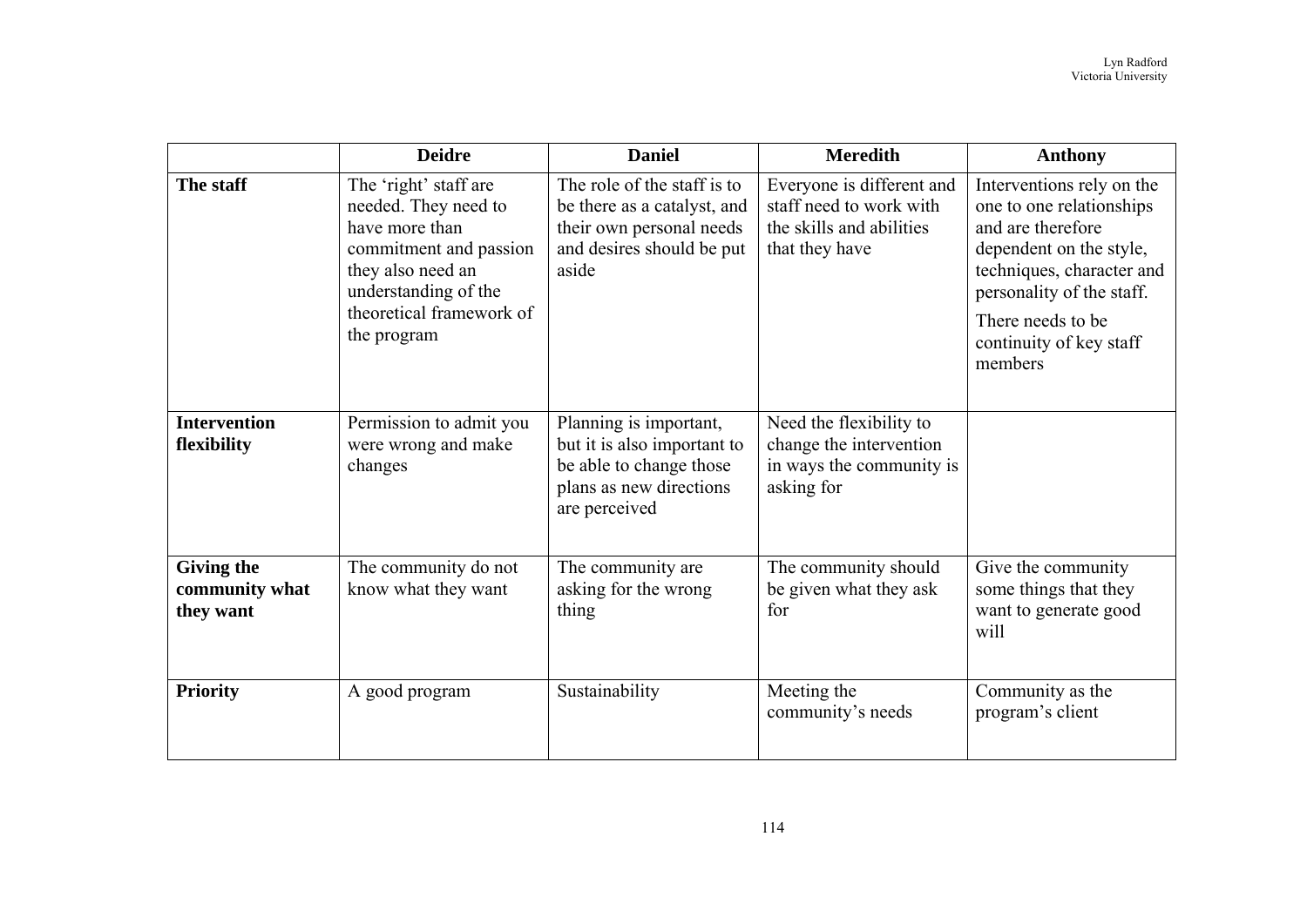| | Deidre | Daniel | Meredith | Anthony |
|---|---|---|---|---|
| **The staff** | The 'right' staff are needed. They need to have more than commitment and passion they also need an understanding of the theoretical framework of the program | The role of the staff is to be there as a catalyst, and their own personal needs and desires should be put aside | Everyone is different and staff need to work with the skills and abilities that they have | Interventions rely on the one to one relationships and are therefore dependent on the style, techniques, character and personality of the staff. There needs to be continuity of key staff members |
| **Intervention flexibility** | Permission to admit you were wrong and make changes | Planning is important, but it is also important to be able to change those plans as new directions are perceived | Need the flexibility to change the intervention in ways the community is asking for | |
| **Giving the community what they want** | The community do not know what they want | The community are asking for the wrong thing | The community should be given what they ask for | Give the community some things that they want to generate good will |
| **Priority** | A good program | Sustainability | Meeting the community's needs | Community as the program's client |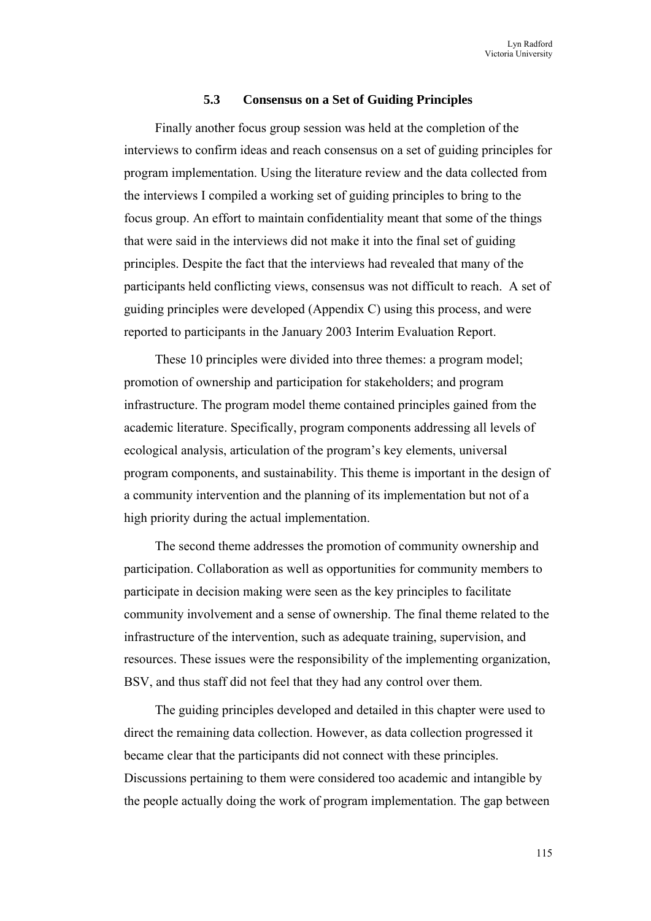### 5.3 Consensus on a Set of Guiding Principles

Finally another focus group session was held at the completion of the interviews to confirm ideas and reach consensus on a set of guiding principles for program implementation. Using the literature review and the data collected from the interviews I compiled a working set of guiding principles to bring to the focus group. An effort to maintain confidentiality meant that some of the things that were said in the interviews did not make it into the final set of guiding principles. Despite the fact that the interviews had revealed that many of the participants held conflicting views, consensus was not difficult to reach. A set of guiding principles were developed (Appendix C) using this process, and were reported to participants in the January 2003 Interim Evaluation Report.

These 10 principles were divided into three themes: a program model; promotion of ownership and participation for stakeholders; and program infrastructure. The program model theme contained principles gained from the academic literature. Specifically, program components addressing all levels of ecological analysis, articulation of the program's key elements, universal program components, and sustainability. This theme is important in the design of a community intervention and the planning of its implementation but not of a high priority during the actual implementation.

The second theme addresses the promotion of community ownership and participation. Collaboration as well as opportunities for community members to participate in decision making were seen as the key principles to facilitate community involvement and a sense of ownership. The final theme related to the infrastructure of the intervention, such as adequate training, supervision, and resources. These issues were the responsibility of the implementing organization, BSV, and thus staff did not feel that they had any control over them.

The guiding principles developed and detailed in this chapter were used to direct the remaining data collection. However, as data collection progressed it became clear that the participants did not connect with these principles. Discussions pertaining to them were considered too academic and intangible by the people actually doing the work of program implementation. The gap between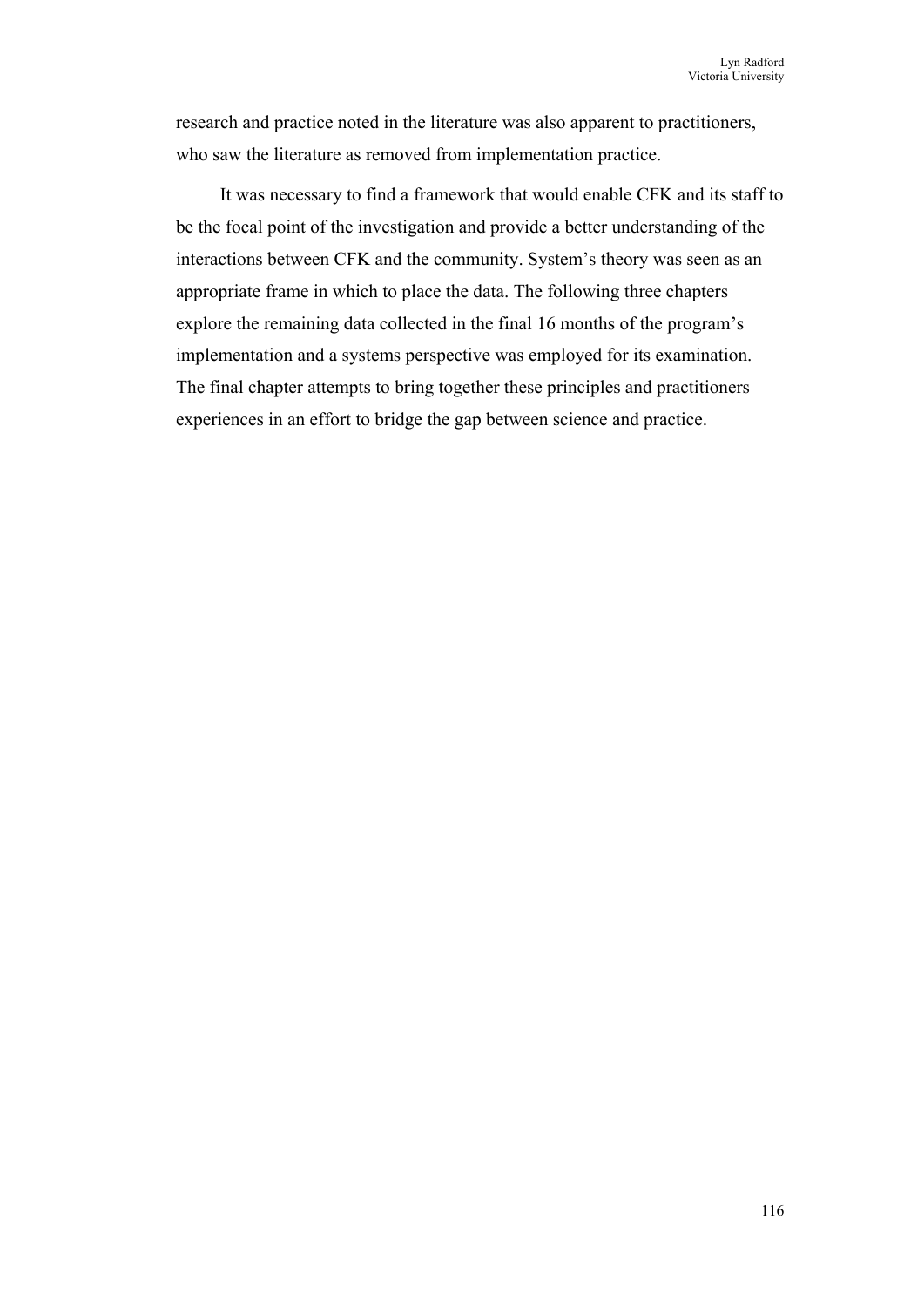research and practice noted in the literature was also apparent to practitioners, who saw the literature as removed from implementation practice.

It was necessary to find a framework that would enable CFK and its staff to be the focal point of the investigation and provide a better understanding of the interactions between CFK and the community. System's theory was seen as an appropriate frame in which to place the data. The following three chapters explore the remaining data collected in the final 16 months of the program's implementation and a systems perspective was employed for its examination. The final chapter attempts to bring together these principles and practitioners experiences in an effort to bridge the gap between science and practice.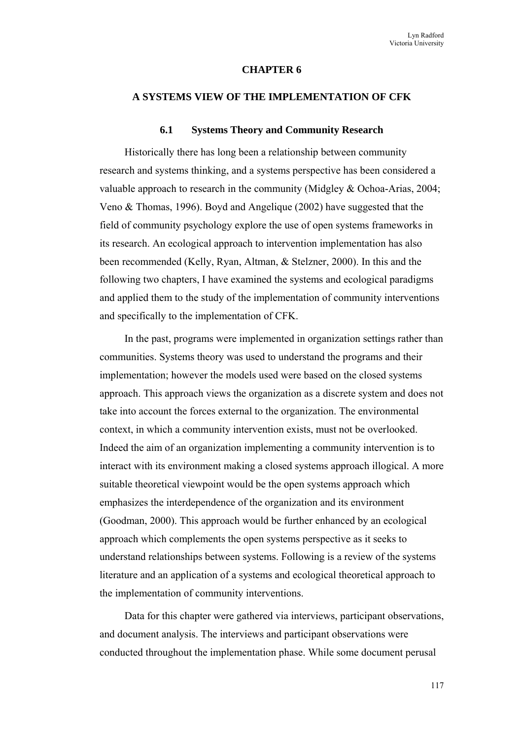# CHAPTER 6

## A SYSTEMS VIEW OF THE IMPLEMENTATION OF CFK

### 6.1 Systems Theory and Community Research

Historically there has long been a relationship between community research and systems thinking, and a systems perspective has been considered a valuable approach to research in the community (Midgley & Ochoa-Arias, 2004; Veno & Thomas, 1996). Boyd and Angelique (2002) have suggested that the field of community psychology explore the use of open systems frameworks in its research. An ecological approach to intervention implementation has also been recommended (Kelly, Ryan, Altman, & Stelzner, 2000). In this and the following two chapters, I have examined the systems and ecological paradigms and applied them to the study of the implementation of community interventions and specifically to the implementation of CFK.

In the past, programs were implemented in organization settings rather than communities. Systems theory was used to understand the programs and their implementation; however the models used were based on the closed systems approach. This approach views the organization as a discrete system and does not take into account the forces external to the organization. The environmental context, in which a community intervention exists, must not be overlooked. Indeed the aim of an organization implementing a community intervention is to interact with its environment making a closed systems approach illogical. A more suitable theoretical viewpoint would be the open systems approach which emphasizes the interdependence of the organization and its environment (Goodman, 2000). This approach would be further enhanced by an ecological approach which complements the open systems perspective as it seeks to understand relationships between systems. Following is a review of the systems literature and an application of a systems and ecological theoretical approach to the implementation of community interventions.

Data for this chapter were gathered via interviews, participant observations, and document analysis. The interviews and participant observations were conducted throughout the implementation phase. While some document perusal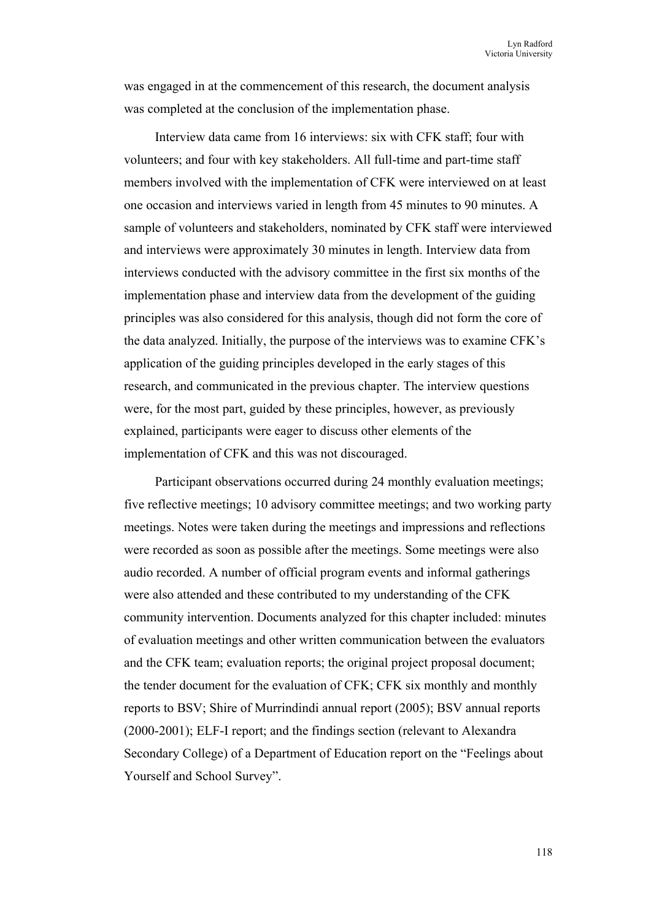was engaged in at the commencement of this research, the document analysis was completed at the conclusion of the implementation phase.

Interview data came from 16 interviews: six with CFK staff; four with volunteers; and four with key stakeholders. All full-time and part-time staff members involved with the implementation of CFK were interviewed on at least one occasion and interviews varied in length from 45 minutes to 90 minutes. A sample of volunteers and stakeholders, nominated by CFK staff were interviewed and interviews were approximately 30 minutes in length. Interview data from interviews conducted with the advisory committee in the first six months of the implementation phase and interview data from the development of the guiding principles was also considered for this analysis, though did not form the core of the data analyzed. Initially, the purpose of the interviews was to examine CFK's application of the guiding principles developed in the early stages of this research, and communicated in the previous chapter. The interview questions were, for the most part, guided by these principles, however, as previously explained, participants were eager to discuss other elements of the implementation of CFK and this was not discouraged.

Participant observations occurred during 24 monthly evaluation meetings; five reflective meetings; 10 advisory committee meetings; and two working party meetings. Notes were taken during the meetings and impressions and reflections were recorded as soon as possible after the meetings. Some meetings were also audio recorded. A number of official program events and informal gatherings were also attended and these contributed to my understanding of the CFK community intervention. Documents analyzed for this chapter included: minutes of evaluation meetings and other written communication between the evaluators and the CFK team; evaluation reports; the original project proposal document; the tender document for the evaluation of CFK; CFK six monthly and monthly reports to BSV; Shire of Murrindindi annual report (2005); BSV annual reports (2000-2001); ELF-I report; and the findings section (relevant to Alexandra Secondary College) of a Department of Education report on the "Feelings about Yourself and School Survey".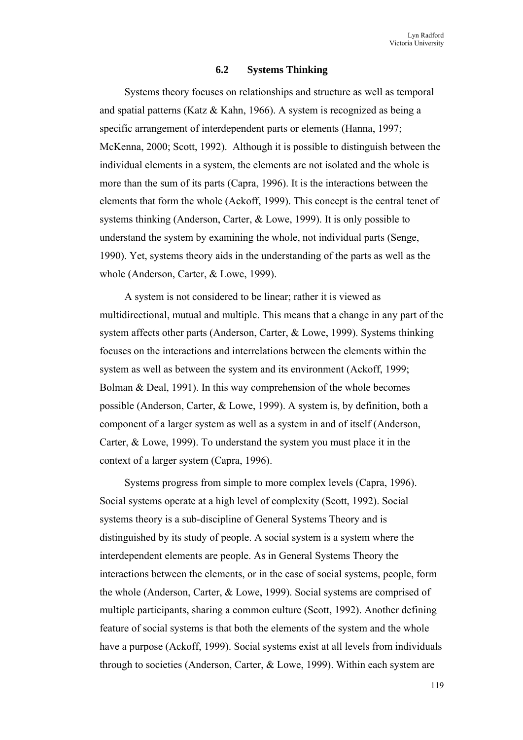## 6.2 Systems Thinking

Systems theory focuses on relationships and structure as well as temporal and spatial patterns (Katz & Kahn, 1966). A system is recognized as being a specific arrangement of interdependent parts or elements (Hanna, 1997; McKenna, 2000; Scott, 1992). Although it is possible to distinguish between the individual elements in a system, the elements are not isolated and the whole is more than the sum of its parts (Capra, 1996). It is the interactions between the elements that form the whole (Ackoff, 1999). This concept is the central tenet of systems thinking (Anderson, Carter, & Lowe, 1999). It is only possible to understand the system by examining the whole, not individual parts (Senge, 1990). Yet, systems theory aids in the understanding of the parts as well as the whole (Anderson, Carter, & Lowe, 1999).

A system is not considered to be linear; rather it is viewed as multidirectional, mutual and multiple. This means that a change in any part of the system affects other parts (Anderson, Carter, & Lowe, 1999). Systems thinking focuses on the interactions and interrelations between the elements within the system as well as between the system and its environment (Ackoff, 1999; Bolman & Deal, 1991). In this way comprehension of the whole becomes possible (Anderson, Carter, & Lowe, 1999). A system is, by definition, both a component of a larger system as well as a system in and of itself (Anderson, Carter, & Lowe, 1999). To understand the system you must place it in the context of a larger system (Capra, 1996).

Systems progress from simple to more complex levels (Capra, 1996). Social systems operate at a high level of complexity (Scott, 1992). Social systems theory is a sub-discipline of General Systems Theory and is distinguished by its study of people. A social system is a system where the interdependent elements are people. As in General Systems Theory the interactions between the elements, or in the case of social systems, people, form the whole (Anderson, Carter, & Lowe, 1999). Social systems are comprised of multiple participants, sharing a common culture (Scott, 1992). Another defining feature of social systems is that both the elements of the system and the whole have a purpose (Ackoff, 1999). Social systems exist at all levels from individuals through to societies (Anderson, Carter, & Lowe, 1999). Within each system are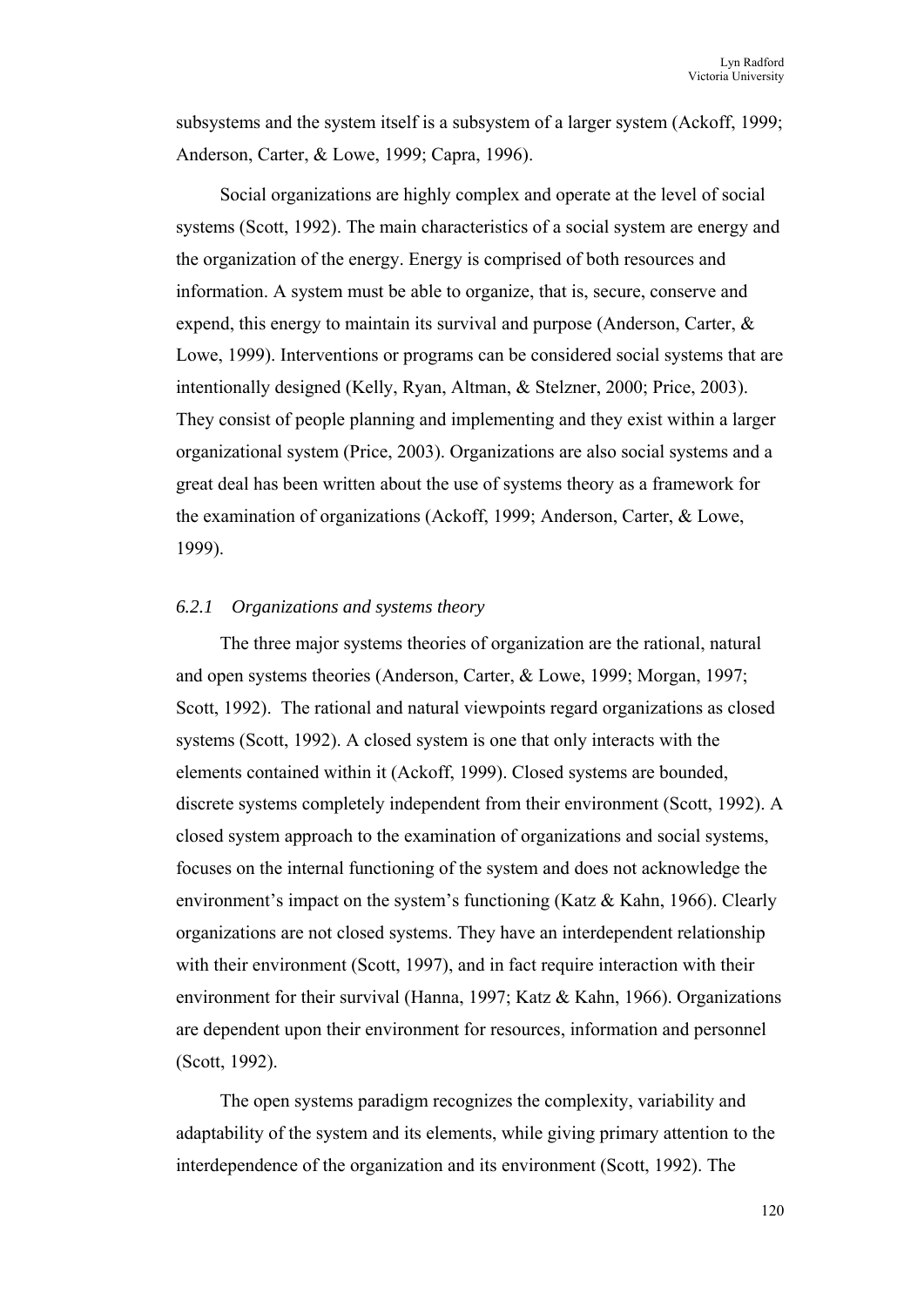subsystems and the system itself is a subsystem of a larger system (Ackoff, 1999; Anderson, Carter, & Lowe, 1999; Capra, 1996).

Social organizations are highly complex and operate at the level of social systems (Scott, 1992). The main characteristics of a social system are energy and the organization of the energy. Energy is comprised of both resources and information. A system must be able to organize, that is, secure, conserve and expend, this energy to maintain its survival and purpose (Anderson, Carter, & Lowe, 1999). Interventions or programs can be considered social systems that are intentionally designed (Kelly, Ryan, Altman, & Stelzner, 2000; Price, 2003). They consist of people planning and implementing and they exist within a larger organizational system (Price, 2003). Organizations are also social systems and a great deal has been written about the use of systems theory as a framework for the examination of organizations (Ackoff, 1999; Anderson, Carter, & Lowe, 1999).

### *6.2.1 Organizations and systems theory*

The three major systems theories of organization are the rational, natural and open systems theories (Anderson, Carter, & Lowe, 1999; Morgan, 1997; Scott, 1992). The rational and natural viewpoints regard organizations as closed systems (Scott, 1992). A closed system is one that only interacts with the elements contained within it (Ackoff, 1999). Closed systems are bounded, discrete systems completely independent from their environment (Scott, 1992). A closed system approach to the examination of organizations and social systems, focuses on the internal functioning of the system and does not acknowledge the environment's impact on the system's functioning (Katz & Kahn, 1966). Clearly organizations are not closed systems. They have an interdependent relationship with their environment (Scott, 1997), and in fact require interaction with their environment for their survival (Hanna, 1997; Katz & Kahn, 1966). Organizations are dependent upon their environment for resources, information and personnel (Scott, 1992).

The open systems paradigm recognizes the complexity, variability and adaptability of the system and its elements, while giving primary attention to the interdependence of the organization and its environment (Scott, 1992). The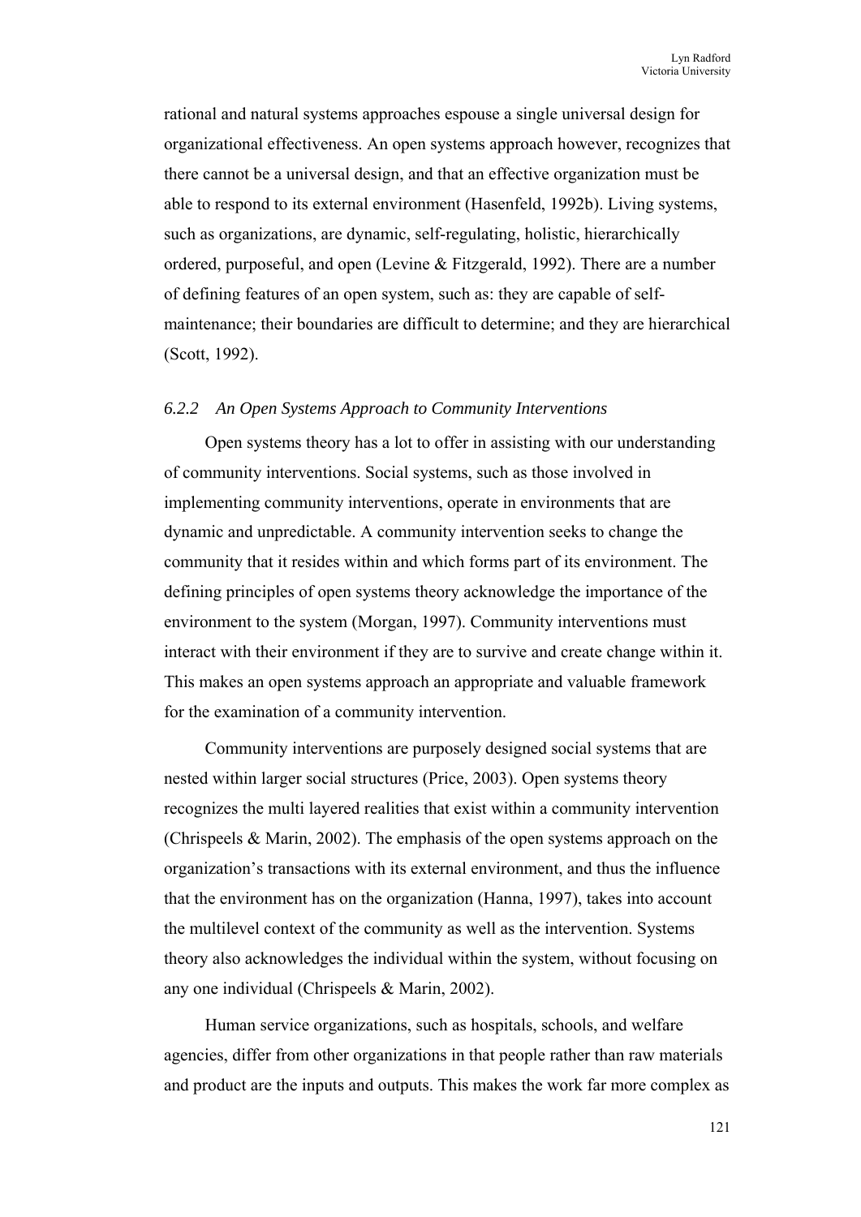rational and natural systems approaches espouse a single universal design for organizational effectiveness. An open systems approach however, recognizes that there cannot be a universal design, and that an effective organization must be able to respond to its external environment (Hasenfeld, 1992b). Living systems, such as organizations, are dynamic, self-regulating, holistic, hierarchically ordered, purposeful, and open (Levine & Fitzgerald, 1992). There are a number of defining features of an open system, such as: they are capable of self-maintenance; their boundaries are difficult to determine; and they are hierarchical (Scott, 1992).

### *6.2.2 An Open Systems Approach to Community Interventions*

Open systems theory has a lot to offer in assisting with our understanding of community interventions. Social systems, such as those involved in implementing community interventions, operate in environments that are dynamic and unpredictable. A community intervention seeks to change the community that it resides within and which forms part of its environment. The defining principles of open systems theory acknowledge the importance of the environment to the system (Morgan, 1997). Community interventions must interact with their environment if they are to survive and create change within it. This makes an open systems approach an appropriate and valuable framework for the examination of a community intervention.

Community interventions are purposely designed social systems that are nested within larger social structures (Price, 2003). Open systems theory recognizes the multi layered realities that exist within a community intervention (Chrispeels & Marin, 2002). The emphasis of the open systems approach on the organization's transactions with its external environment, and thus the influence that the environment has on the organization (Hanna, 1997), takes into account the multilevel context of the community as well as the intervention. Systems theory also acknowledges the individual within the system, without focusing on any one individual (Chrispeels & Marin, 2002).

Human service organizations, such as hospitals, schools, and welfare agencies, differ from other organizations in that people rather than raw materials and product are the inputs and outputs. This makes the work far more complex as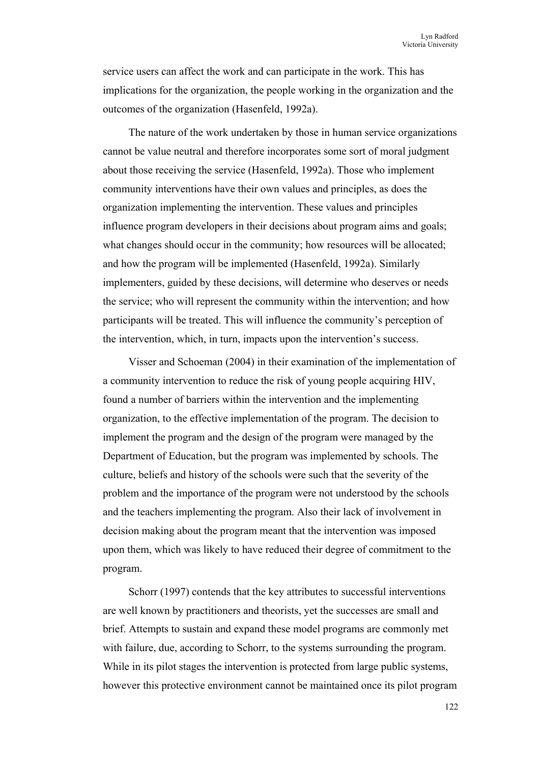service users can affect the work and can participate in the work. This has implications for the organization, the people working in the organization and the outcomes of the organization (Hasenfeld, 1992a).

The nature of the work undertaken by those in human service organizations cannot be value neutral and therefore incorporates some sort of moral judgment about those receiving the service (Hasenfeld, 1992a). Those who implement community interventions have their own values and principles, as does the organization implementing the intervention. These values and principles influence program developers in their decisions about program aims and goals; what changes should occur in the community; how resources will be allocated; and how the program will be implemented (Hasenfeld, 1992a). Similarly implementers, guided by these decisions, will determine who deserves or needs the service; who will represent the community within the intervention; and how participants will be treated. This will influence the community's perception of the intervention, which, in turn, impacts upon the intervention's success.

Visser and Schoeman (2004) in their examination of the implementation of a community intervention to reduce the risk of young people acquiring HIV, found a number of barriers within the intervention and the implementing organization, to the effective implementation of the program. The decision to implement the program and the design of the program were managed by the Department of Education, but the program was implemented by schools. The culture, beliefs and history of the schools were such that the severity of the problem and the importance of the program were not understood by the schools and the teachers implementing the program. Also their lack of involvement in decision making about the program meant that the intervention was imposed upon them, which was likely to have reduced their degree of commitment to the program.

Schorr (1997) contends that the key attributes to successful interventions are well known by practitioners and theorists, yet the successes are small and brief. Attempts to sustain and expand these model programs are commonly met with failure, due, according to Schorr, to the systems surrounding the program. While in its pilot stages the intervention is protected from large public systems, however this protective environment cannot be maintained once its pilot program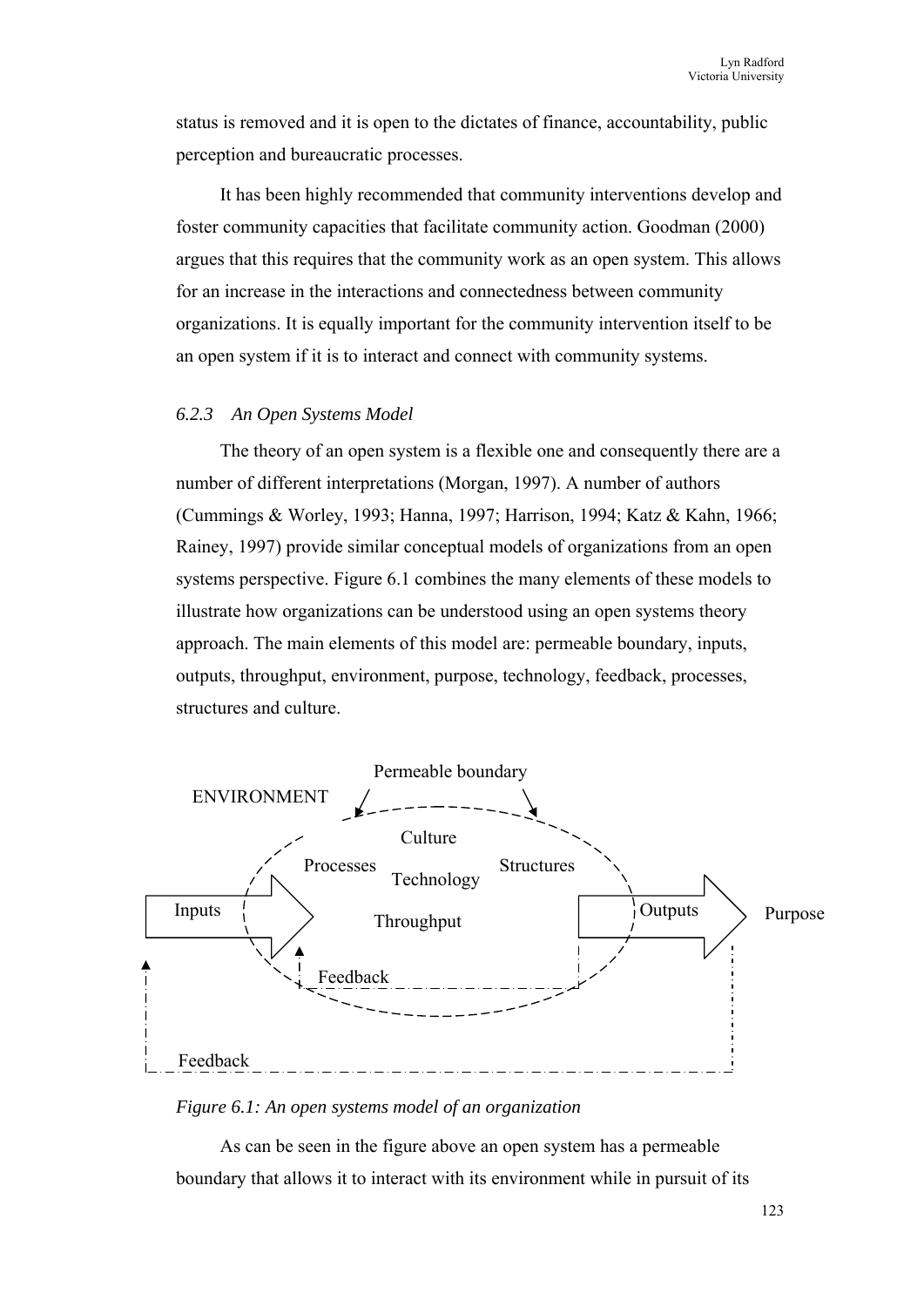status is removed and it is open to the dictates of finance, accountability, public perception and bureaucratic processes.

It has been highly recommended that community interventions develop and foster community capacities that facilitate community action. Goodman (2000) argues that this requires that the community work as an open system. This allows for an increase in the interactions and connectedness between community organizations. It is equally important for the community intervention itself to be an open system if it is to interact and connect with community systems.

### *6.2.3 An Open Systems Model*

The theory of an open system is a flexible one and consequently there are a number of different interpretations (Morgan, 1997). A number of authors (Cummings & Worley, 1993; Hanna, 1997; Harrison, 1994; Katz & Kahn, 1966; Rainey, 1997) provide similar conceptual models of organizations from an open systems perspective. Figure 6.1 combines the many elements of these models to illustrate how organizations can be understood using an open systems theory approach. The main elements of this model are: permeable boundary, inputs, outputs, throughput, environment, purpose, technology, feedback, processes, structures and culture.

ENVIRONMENT

Permeable boundary

Culture

Processes

Technology

Structures

Inputs

Throughput

Outputs

Purpose

Feedback

Feedback

*Figure 6.1: An open systems model of an organization*

As can be seen in the figure above an open system has a permeable boundary that allows it to interact with its environment while in pursuit of its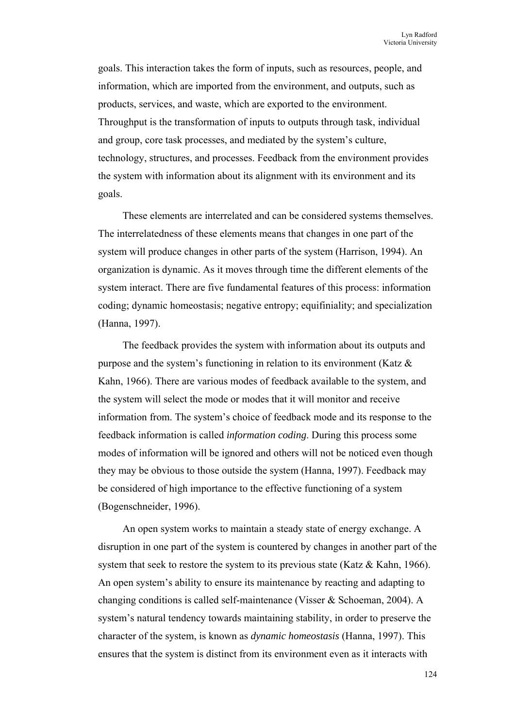goals. This interaction takes the form of inputs, such as resources, people, and information, which are imported from the environment, and outputs, such as products, services, and waste, which are exported to the environment. Throughput is the transformation of inputs to outputs through task, individual and group, core task processes, and mediated by the system's culture, technology, structures, and processes. Feedback from the environment provides the system with information about its alignment with its environment and its goals.

These elements are interrelated and can be considered systems themselves. The interrelatedness of these elements means that changes in one part of the system will produce changes in other parts of the system (Harrison, 1994). An organization is dynamic. As it moves through time the different elements of the system interact. There are five fundamental features of this process: information coding; dynamic homeostasis; negative entropy; equifiniality; and specialization (Hanna, 1997).

The feedback provides the system with information about its outputs and purpose and the system's functioning in relation to its environment (Katz & Kahn, 1966). There are various modes of feedback available to the system, and the system will select the mode or modes that it will monitor and receive information from. The system's choice of feedback mode and its response to the feedback information is called *information coding*. During this process some modes of information will be ignored and others will not be noticed even though they may be obvious to those outside the system (Hanna, 1997). Feedback may be considered of high importance to the effective functioning of a system (Bogenschneider, 1996).

An open system works to maintain a steady state of energy exchange. A disruption in one part of the system is countered by changes in another part of the system that seek to restore the system to its previous state (Katz & Kahn, 1966). An open system's ability to ensure its maintenance by reacting and adapting to changing conditions is called self-maintenance (Visser & Schoeman, 2004). A system's natural tendency towards maintaining stability, in order to preserve the character of the system, is known as *dynamic homeostasis* (Hanna, 1997). This ensures that the system is distinct from its environment even as it interacts with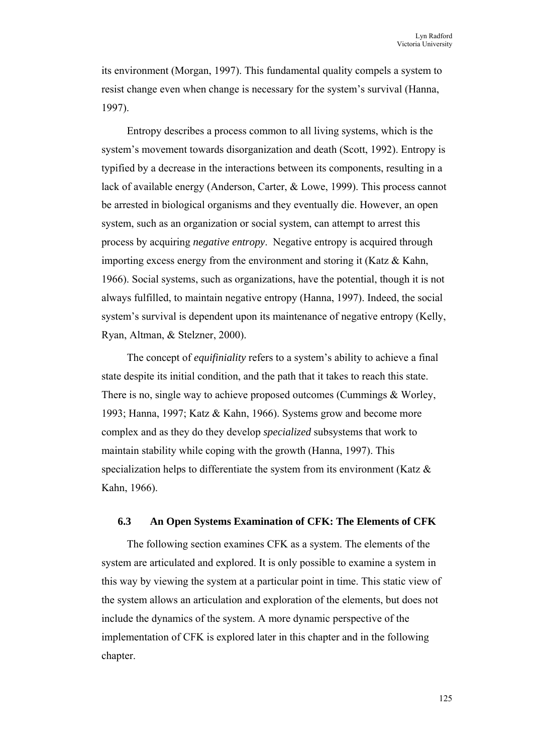its environment (Morgan, 1997). This fundamental quality compels a system to resist change even when change is necessary for the system's survival (Hanna, 1997).

Entropy describes a process common to all living systems, which is the system's movement towards disorganization and death (Scott, 1992). Entropy is typified by a decrease in the interactions between its components, resulting in a lack of available energy (Anderson, Carter, & Lowe, 1999). This process cannot be arrested in biological organisms and they eventually die. However, an open system, such as an organization or social system, can attempt to arrest this process by acquiring *negative entropy*. Negative entropy is acquired through importing excess energy from the environment and storing it (Katz & Kahn, 1966). Social systems, such as organizations, have the potential, though it is not always fulfilled, to maintain negative entropy (Hanna, 1997). Indeed, the social system's survival is dependent upon its maintenance of negative entropy (Kelly, Ryan, Altman, & Stelzner, 2000).

The concept of *equifiniality* refers to a system's ability to achieve a final state despite its initial condition, and the path that it takes to reach this state. There is no, single way to achieve proposed outcomes (Cummings & Worley, 1993; Hanna, 1997; Katz & Kahn, 1966). Systems grow and become more complex and as they do they develop *specialized* subsystems that work to maintain stability while coping with the growth (Hanna, 1997). This specialization helps to differentiate the system from its environment (Katz & Kahn, 1966).

## 6.3 An Open Systems Examination of CFK: The Elements of CFK

The following section examines CFK as a system. The elements of the system are articulated and explored. It is only possible to examine a system in this way by viewing the system at a particular point in time. This static view of the system allows an articulation and exploration of the elements, but does not include the dynamics of the system. A more dynamic perspective of the implementation of CFK is explored later in this chapter and in the following chapter.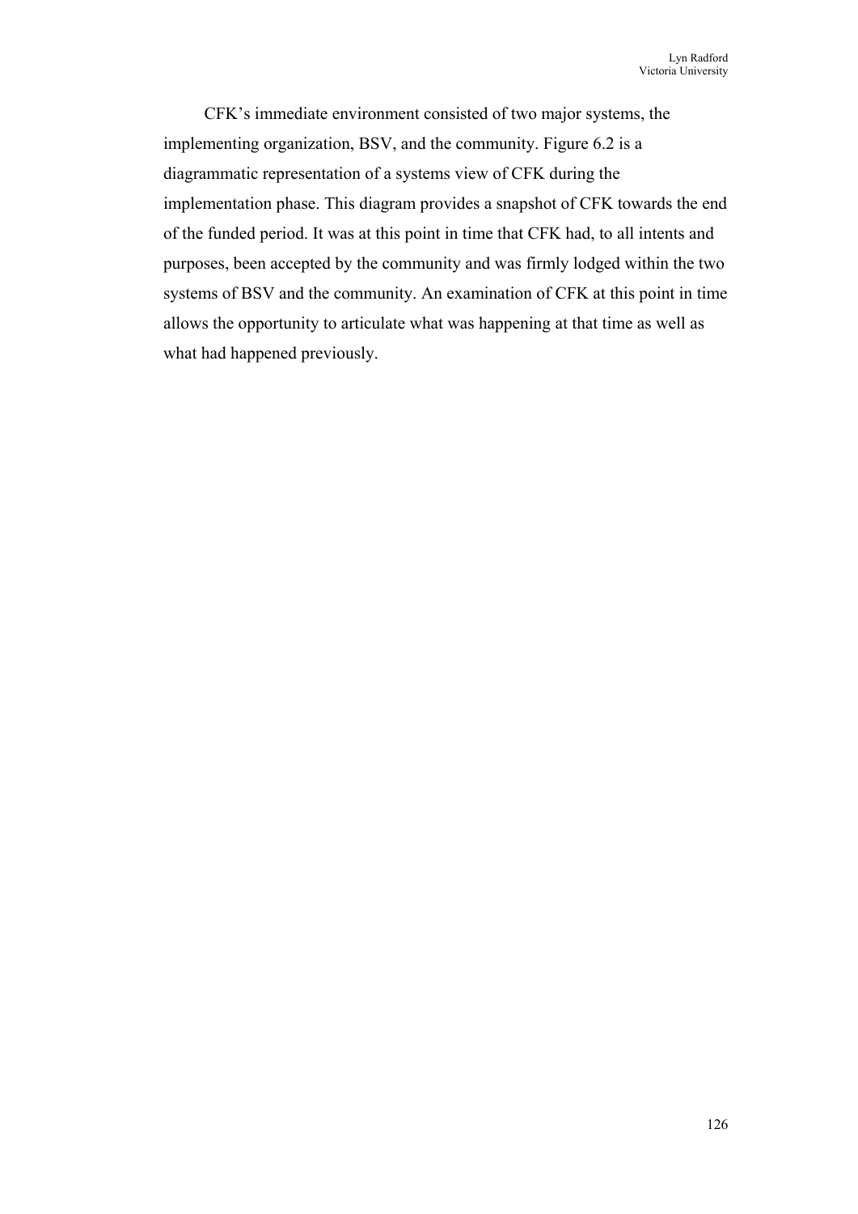CFK's immediate environment consisted of two major systems, the implementing organization, BSV, and the community. Figure 6.2 is a diagrammatic representation of a systems view of CFK during the implementation phase. This diagram provides a snapshot of CFK towards the end of the funded period. It was at this point in time that CFK had, to all intents and purposes, been accepted by the community and was firmly lodged within the two systems of BSV and the community. An examination of CFK at this point in time allows the opportunity to articulate what was happening at that time as well as what had happened previously.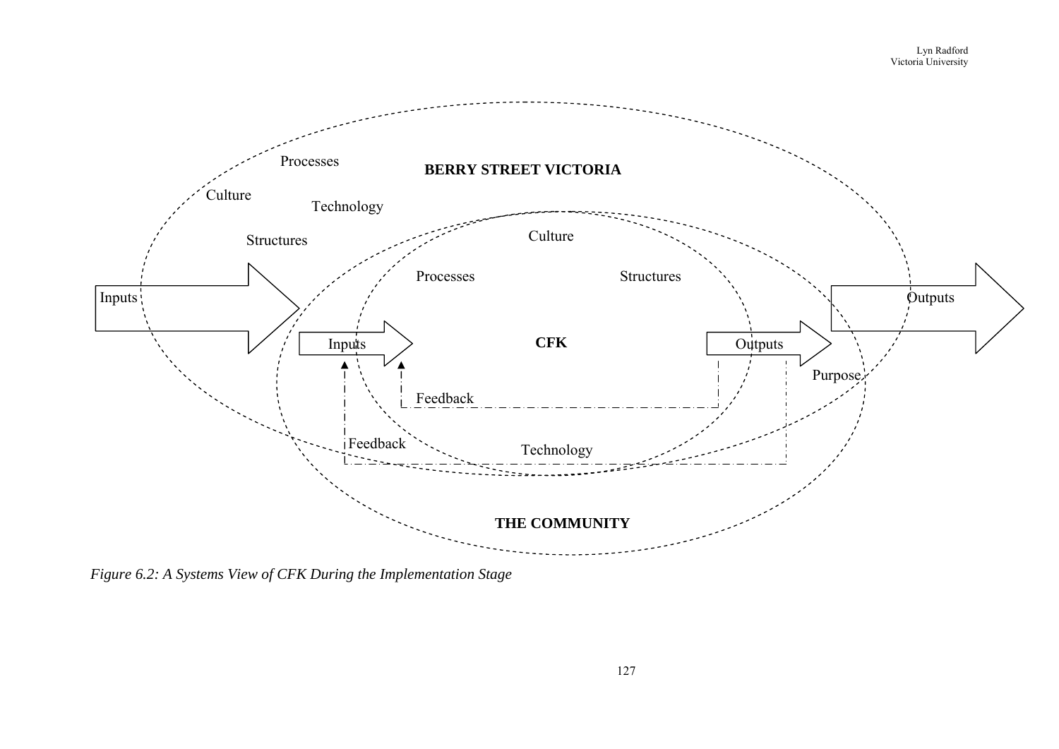*Figure 6.2: A Systems View of CFK During the Implementation Stage*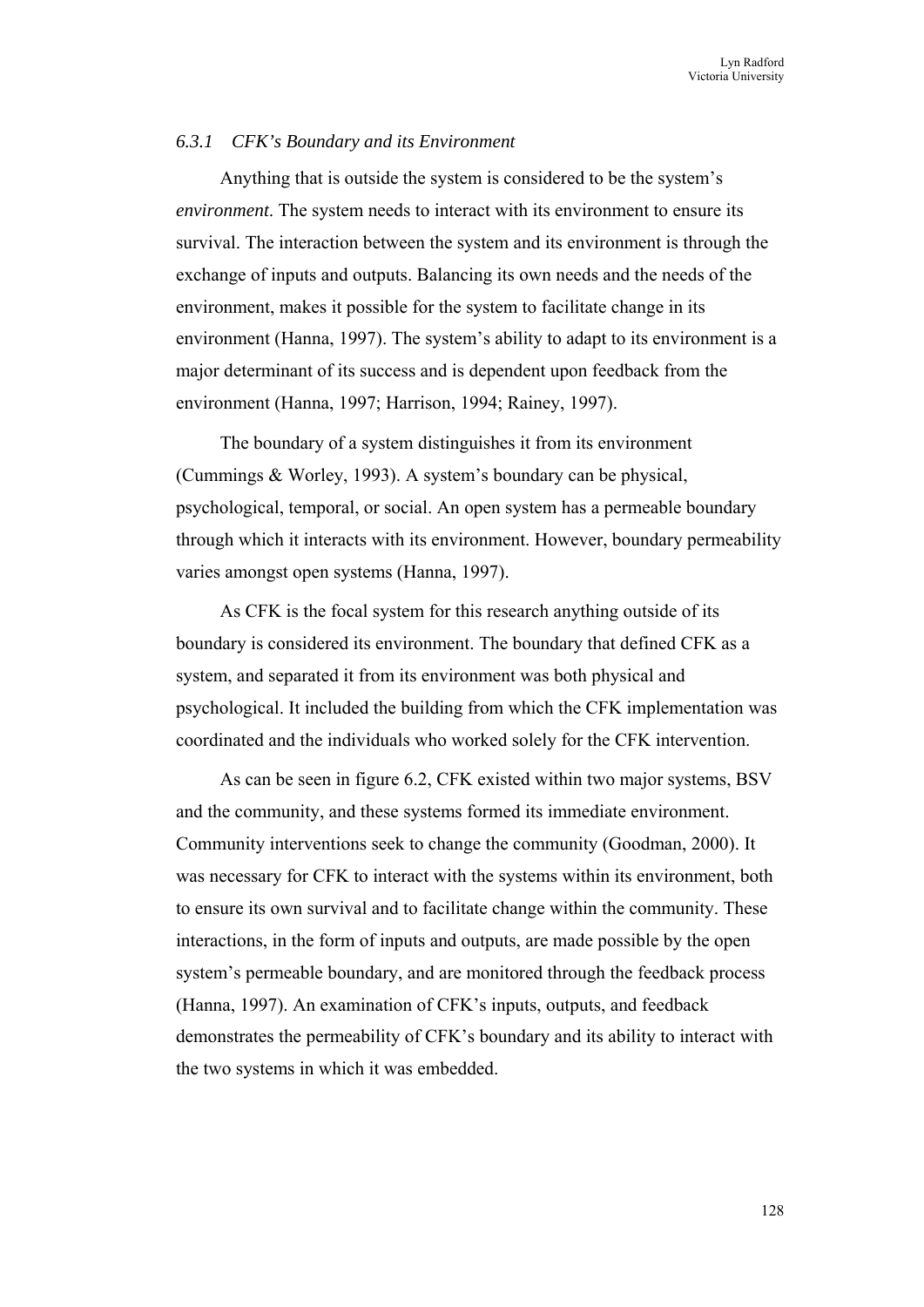### *6.3.1 CFK's Boundary and its Environment*

Anything that is outside the system is considered to be the system's *environment*. The system needs to interact with its environment to ensure its survival. The interaction between the system and its environment is through the exchange of inputs and outputs. Balancing its own needs and the needs of the environment, makes it possible for the system to facilitate change in its environment (Hanna, 1997). The system's ability to adapt to its environment is a major determinant of its success and is dependent upon feedback from the environment (Hanna, 1997; Harrison, 1994; Rainey, 1997).

The boundary of a system distinguishes it from its environment (Cummings & Worley, 1993). A system's boundary can be physical, psychological, temporal, or social. An open system has a permeable boundary through which it interacts with its environment. However, boundary permeability varies amongst open systems (Hanna, 1997).

As CFK is the focal system for this research anything outside of its boundary is considered its environment. The boundary that defined CFK as a system, and separated it from its environment was both physical and psychological. It included the building from which the CFK implementation was coordinated and the individuals who worked solely for the CFK intervention.

As can be seen in figure 6.2, CFK existed within two major systems, BSV and the community, and these systems formed its immediate environment. Community interventions seek to change the community (Goodman, 2000). It was necessary for CFK to interact with the systems within its environment, both to ensure its own survival and to facilitate change within the community. These interactions, in the form of inputs and outputs, are made possible by the open system's permeable boundary, and are monitored through the feedback process (Hanna, 1997). An examination of CFK's inputs, outputs, and feedback demonstrates the permeability of CFK's boundary and its ability to interact with the two systems in which it was embedded.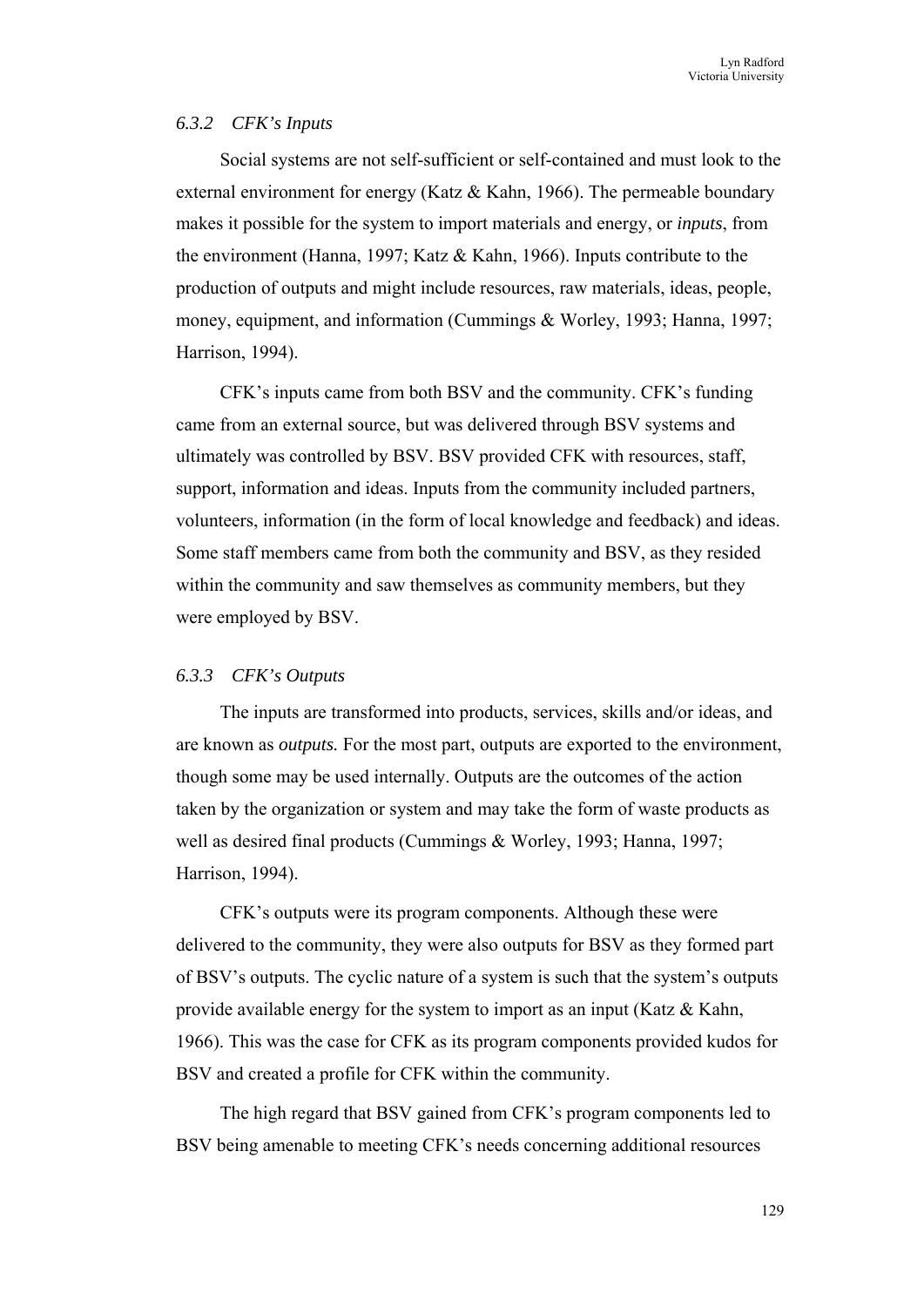### *6.3.2 CFK's Inputs*

Social systems are not self-sufficient or self-contained and must look to the external environment for energy (Katz & Kahn, 1966). The permeable boundary makes it possible for the system to import materials and energy, or *inputs*, from the environment (Hanna, 1997; Katz & Kahn, 1966). Inputs contribute to the production of outputs and might include resources, raw materials, ideas, people, money, equipment, and information (Cummings & Worley, 1993; Hanna, 1997; Harrison, 1994).

CFK's inputs came from both BSV and the community. CFK's funding came from an external source, but was delivered through BSV systems and ultimately was controlled by BSV. BSV provided CFK with resources, staff, support, information and ideas. Inputs from the community included partners, volunteers, information (in the form of local knowledge and feedback) and ideas. Some staff members came from both the community and BSV, as they resided within the community and saw themselves as community members, but they were employed by BSV.

### *6.3.3 CFK's Outputs*

The inputs are transformed into products, services, skills and/or ideas, and are known as *outputs.* For the most part, outputs are exported to the environment, though some may be used internally. Outputs are the outcomes of the action taken by the organization or system and may take the form of waste products as well as desired final products (Cummings & Worley, 1993; Hanna, 1997; Harrison, 1994).

CFK's outputs were its program components. Although these were delivered to the community, they were also outputs for BSV as they formed part of BSV's outputs. The cyclic nature of a system is such that the system's outputs provide available energy for the system to import as an input (Katz & Kahn, 1966). This was the case for CFK as its program components provided kudos for BSV and created a profile for CFK within the community.

The high regard that BSV gained from CFK's program components led to BSV being amenable to meeting CFK's needs concerning additional resources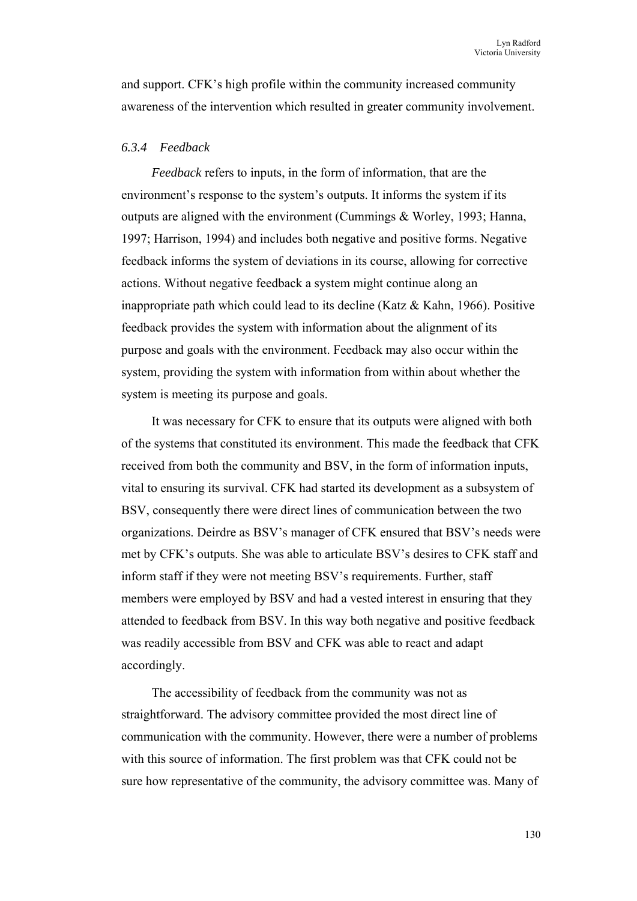and support. CFK's high profile within the community increased community awareness of the intervention which resulted in greater community involvement.

### *6.3.4 Feedback*

*Feedback* refers to inputs, in the form of information, that are the environment's response to the system's outputs. It informs the system if its outputs are aligned with the environment (Cummings & Worley, 1993; Hanna, 1997; Harrison, 1994) and includes both negative and positive forms. Negative feedback informs the system of deviations in its course, allowing for corrective actions. Without negative feedback a system might continue along an inappropriate path which could lead to its decline (Katz & Kahn, 1966). Positive feedback provides the system with information about the alignment of its purpose and goals with the environment. Feedback may also occur within the system, providing the system with information from within about whether the system is meeting its purpose and goals.

It was necessary for CFK to ensure that its outputs were aligned with both of the systems that constituted its environment. This made the feedback that CFK received from both the community and BSV, in the form of information inputs, vital to ensuring its survival. CFK had started its development as a subsystem of BSV, consequently there were direct lines of communication between the two organizations. Deirdre as BSV's manager of CFK ensured that BSV's needs were met by CFK's outputs. She was able to articulate BSV's desires to CFK staff and inform staff if they were not meeting BSV's requirements. Further, staff members were employed by BSV and had a vested interest in ensuring that they attended to feedback from BSV. In this way both negative and positive feedback was readily accessible from BSV and CFK was able to react and adapt accordingly.

The accessibility of feedback from the community was not as straightforward. The advisory committee provided the most direct line of communication with the community. However, there were a number of problems with this source of information. The first problem was that CFK could not be sure how representative of the community, the advisory committee was. Many of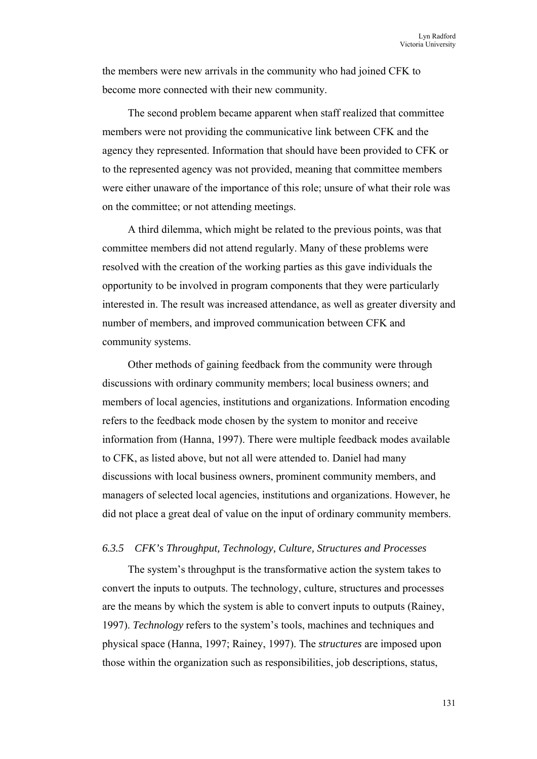the members were new arrivals in the community who had joined CFK to become more connected with their new community.

The second problem became apparent when staff realized that committee members were not providing the communicative link between CFK and the agency they represented. Information that should have been provided to CFK or to the represented agency was not provided, meaning that committee members were either unaware of the importance of this role; unsure of what their role was on the committee; or not attending meetings.

A third dilemma, which might be related to the previous points, was that committee members did not attend regularly. Many of these problems were resolved with the creation of the working parties as this gave individuals the opportunity to be involved in program components that they were particularly interested in. The result was increased attendance, as well as greater diversity and number of members, and improved communication between CFK and community systems.

Other methods of gaining feedback from the community were through discussions with ordinary community members; local business owners; and members of local agencies, institutions and organizations. Information encoding refers to the feedback mode chosen by the system to monitor and receive information from (Hanna, 1997). There were multiple feedback modes available to CFK, as listed above, but not all were attended to. Daniel had many discussions with local business owners, prominent community members, and managers of selected local agencies, institutions and organizations. However, he did not place a great deal of value on the input of ordinary community members.

### *6.3.5 CFK's Throughput, Technology, Culture, Structures and Processes*

The system's throughput is the transformative action the system takes to convert the inputs to outputs. The technology, culture, structures and processes are the means by which the system is able to convert inputs to outputs (Rainey, 1997). *Technology* refers to the system's tools, machines and techniques and physical space (Hanna, 1997; Rainey, 1997). The *structures* are imposed upon those within the organization such as responsibilities, job descriptions, status,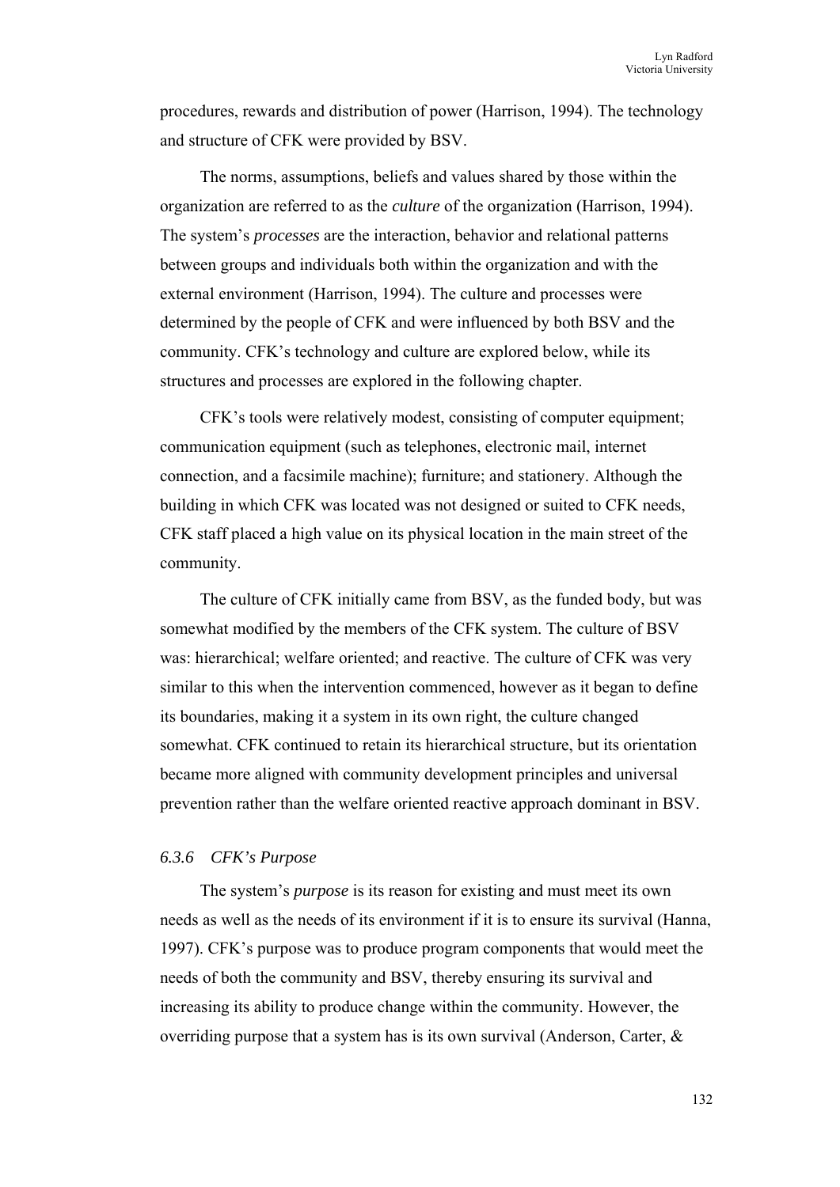procedures, rewards and distribution of power (Harrison, 1994). The technology and structure of CFK were provided by BSV.

The norms, assumptions, beliefs and values shared by those within the organization are referred to as the *culture* of the organization (Harrison, 1994). The system's *processes* are the interaction, behavior and relational patterns between groups and individuals both within the organization and with the external environment (Harrison, 1994). The culture and processes were determined by the people of CFK and were influenced by both BSV and the community. CFK's technology and culture are explored below, while its structures and processes are explored in the following chapter.

CFK's tools were relatively modest, consisting of computer equipment; communication equipment (such as telephones, electronic mail, internet connection, and a facsimile machine); furniture; and stationery. Although the building in which CFK was located was not designed or suited to CFK needs, CFK staff placed a high value on its physical location in the main street of the community.

The culture of CFK initially came from BSV, as the funded body, but was somewhat modified by the members of the CFK system. The culture of BSV was: hierarchical; welfare oriented; and reactive. The culture of CFK was very similar to this when the intervention commenced, however as it began to define its boundaries, making it a system in its own right, the culture changed somewhat. CFK continued to retain its hierarchical structure, but its orientation became more aligned with community development principles and universal prevention rather than the welfare oriented reactive approach dominant in BSV.

### *6.3.6 CFK's Purpose*

The system's *purpose* is its reason for existing and must meet its own needs as well as the needs of its environment if it is to ensure its survival (Hanna, 1997). CFK's purpose was to produce program components that would meet the needs of both the community and BSV, thereby ensuring its survival and increasing its ability to produce change within the community. However, the overriding purpose that a system has is its own survival (Anderson, Carter, &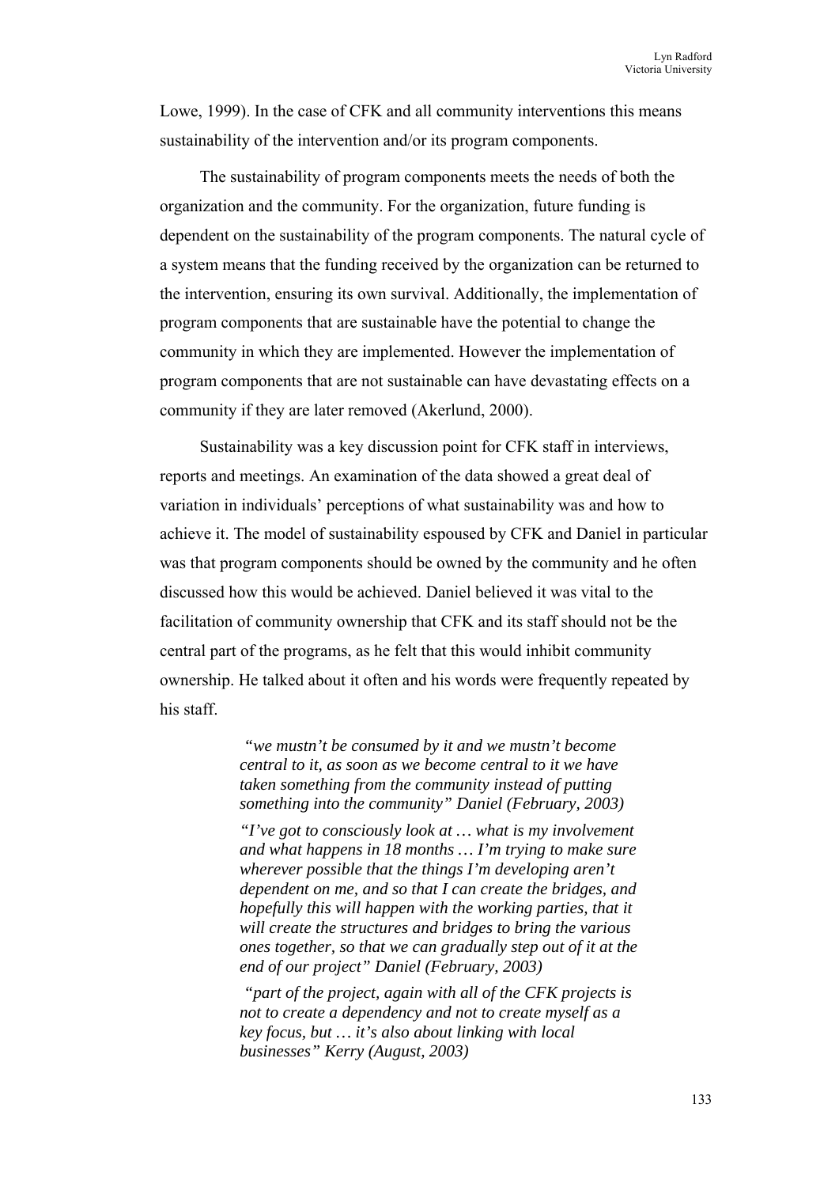Lowe, 1999). In the case of CFK and all community interventions this means sustainability of the intervention and/or its program components.

The sustainability of program components meets the needs of both the organization and the community. For the organization, future funding is dependent on the sustainability of the program components. The natural cycle of a system means that the funding received by the organization can be returned to the intervention, ensuring its own survival. Additionally, the implementation of program components that are sustainable have the potential to change the community in which they are implemented. However the implementation of program components that are not sustainable can have devastating effects on a community if they are later removed (Akerlund, 2000).

Sustainability was a key discussion point for CFK staff in interviews, reports and meetings. An examination of the data showed a great deal of variation in individuals' perceptions of what sustainability was and how to achieve it. The model of sustainability espoused by CFK and Daniel in particular was that program components should be owned by the community and he often discussed how this would be achieved. Daniel believed it was vital to the facilitation of community ownership that CFK and its staff should not be the central part of the programs, as he felt that this would inhibit community ownership. He talked about it often and his words were frequently repeated by his staff.

> *"we mustn't be consumed by it and we mustn't become central to it, as soon as we become central to it we have taken something from the community instead of putting something into the community" Daniel (February, 2003)*
>
> *"I've got to consciously look at … what is my involvement and what happens in 18 months … I'm trying to make sure wherever possible that the things I'm developing aren't dependent on me, and so that I can create the bridges, and hopefully this will happen with the working parties, that it will create the structures and bridges to bring the various ones together, so that we can gradually step out of it at the end of our project" Daniel (February, 2003)*
>
> *"part of the project, again with all of the CFK projects is not to create a dependency and not to create myself as a key focus, but … it's also about linking with local businesses" Kerry (August, 2003)*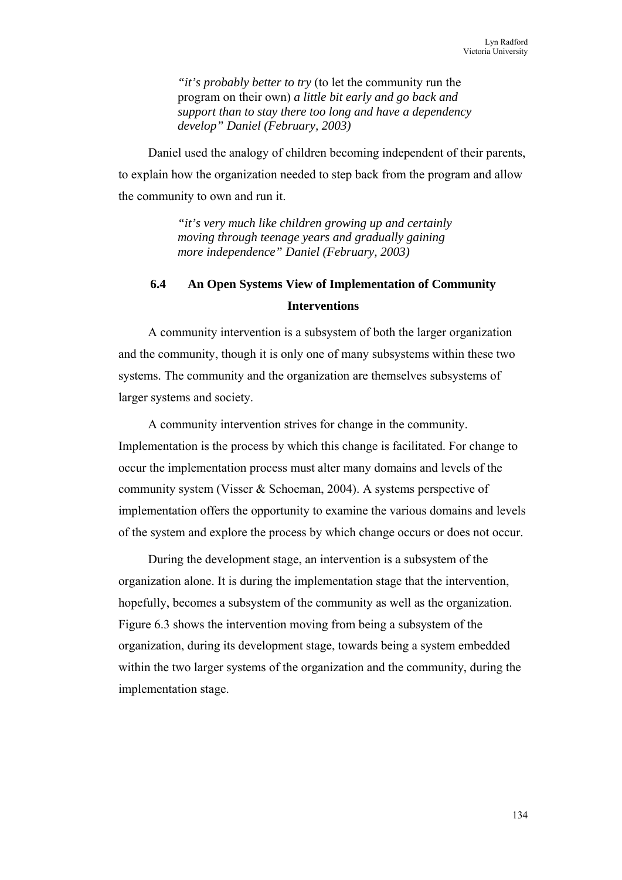> *"it's probably better to try* (to let the community run the program on their own) *a little bit early and go back and support than to stay there too long and have a dependency develop" Daniel (February, 2003)*

Daniel used the analogy of children becoming independent of their parents, to explain how the organization needed to step back from the program and allow the community to own and run it.

> *"it's very much like children growing up and certainly moving through teenage years and gradually gaining more independence" Daniel (February, 2003)*

## 6.4 An Open Systems View of Implementation of Community Interventions

A community intervention is a subsystem of both the larger organization and the community, though it is only one of many subsystems within these two systems. The community and the organization are themselves subsystems of larger systems and society.

A community intervention strives for change in the community. Implementation is the process by which this change is facilitated. For change to occur the implementation process must alter many domains and levels of the community system (Visser & Schoeman, 2004). A systems perspective of implementation offers the opportunity to examine the various domains and levels of the system and explore the process by which change occurs or does not occur.

During the development stage, an intervention is a subsystem of the organization alone. It is during the implementation stage that the intervention, hopefully, becomes a subsystem of the community as well as the organization. Figure 6.3 shows the intervention moving from being a subsystem of the organization, during its development stage, towards being a system embedded within the two larger systems of the organization and the community, during the implementation stage.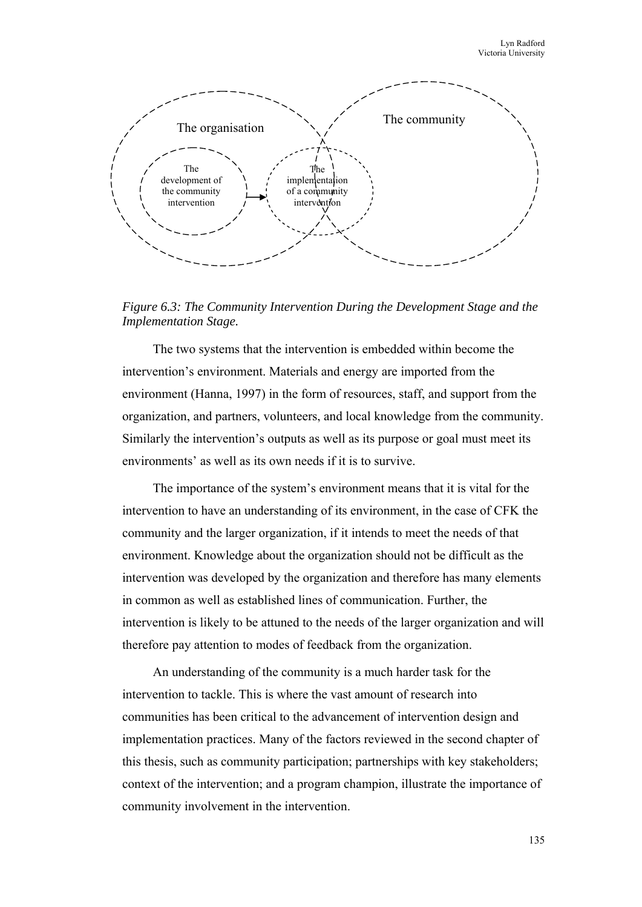The organisation

The community

The development of the community intervention

The implementation of a community intervention

*Figure 6.3: The Community Intervention During the Development Stage and the Implementation Stage.*

The two systems that the intervention is embedded within become the intervention's environment. Materials and energy are imported from the environment (Hanna, 1997) in the form of resources, staff, and support from the organization, and partners, volunteers, and local knowledge from the community. Similarly the intervention's outputs as well as its purpose or goal must meet its environments' as well as its own needs if it is to survive.

The importance of the system's environment means that it is vital for the intervention to have an understanding of its environment, in the case of CFK the community and the larger organization, if it intends to meet the needs of that environment. Knowledge about the organization should not be difficult as the intervention was developed by the organization and therefore has many elements in common as well as established lines of communication. Further, the intervention is likely to be attuned to the needs of the larger organization and will therefore pay attention to modes of feedback from the organization.

An understanding of the community is a much harder task for the intervention to tackle. This is where the vast amount of research into communities has been critical to the advancement of intervention design and implementation practices. Many of the factors reviewed in the second chapter of this thesis, such as community participation; partnerships with key stakeholders; context of the intervention; and a program champion, illustrate the importance of community involvement in the intervention.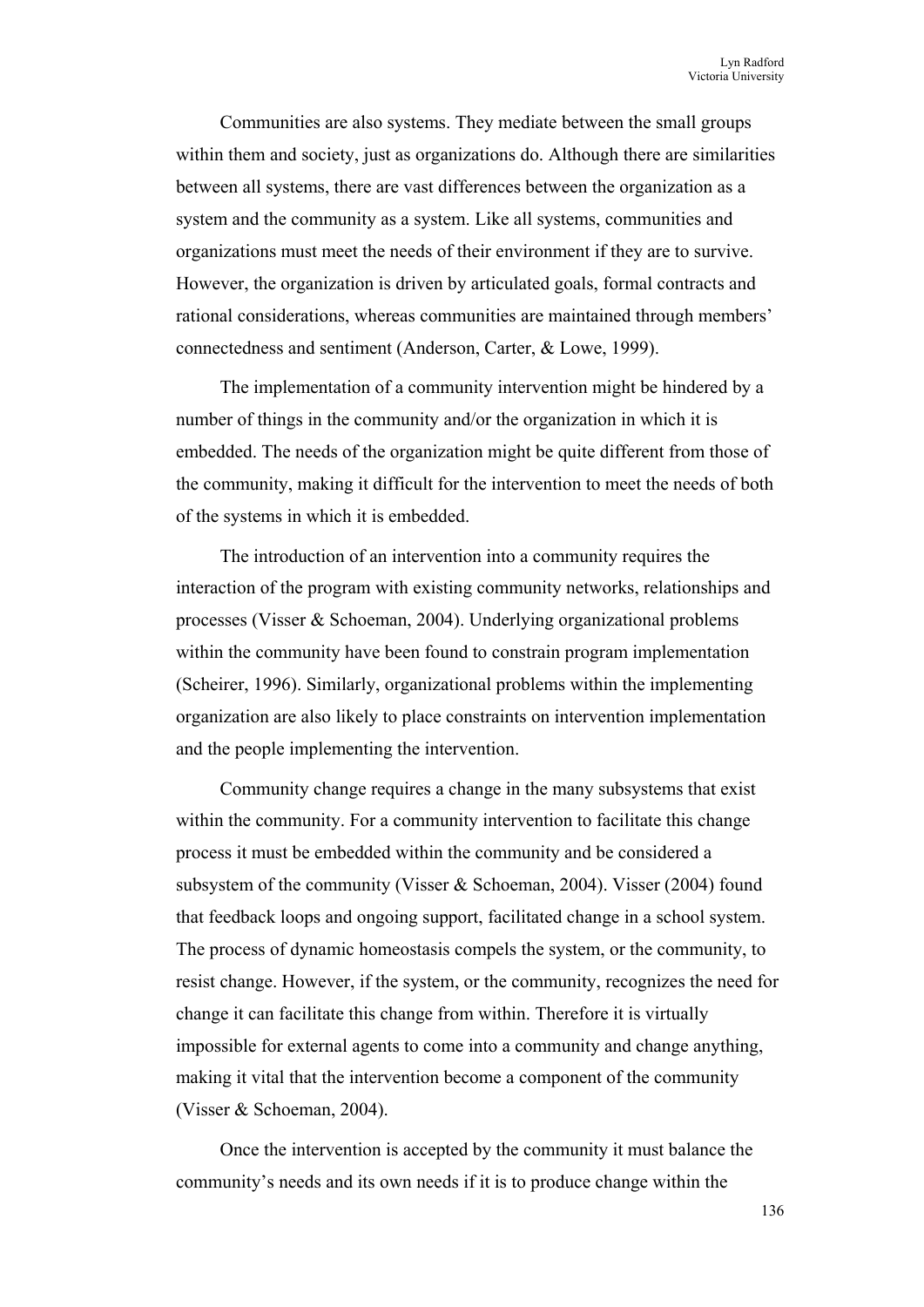Communities are also systems. They mediate between the small groups within them and society, just as organizations do. Although there are similarities between all systems, there are vast differences between the organization as a system and the community as a system. Like all systems, communities and organizations must meet the needs of their environment if they are to survive. However, the organization is driven by articulated goals, formal contracts and rational considerations, whereas communities are maintained through members' connectedness and sentiment (Anderson, Carter, & Lowe, 1999).

The implementation of a community intervention might be hindered by a number of things in the community and/or the organization in which it is embedded. The needs of the organization might be quite different from those of the community, making it difficult for the intervention to meet the needs of both of the systems in which it is embedded.

The introduction of an intervention into a community requires the interaction of the program with existing community networks, relationships and processes (Visser & Schoeman, 2004). Underlying organizational problems within the community have been found to constrain program implementation (Scheirer, 1996). Similarly, organizational problems within the implementing organization are also likely to place constraints on intervention implementation and the people implementing the intervention.

Community change requires a change in the many subsystems that exist within the community. For a community intervention to facilitate this change process it must be embedded within the community and be considered a subsystem of the community (Visser & Schoeman, 2004). Visser (2004) found that feedback loops and ongoing support, facilitated change in a school system. The process of dynamic homeostasis compels the system, or the community, to resist change. However, if the system, or the community, recognizes the need for change it can facilitate this change from within. Therefore it is virtually impossible for external agents to come into a community and change anything, making it vital that the intervention become a component of the community (Visser & Schoeman, 2004).

Once the intervention is accepted by the community it must balance the community's needs and its own needs if it is to produce change within the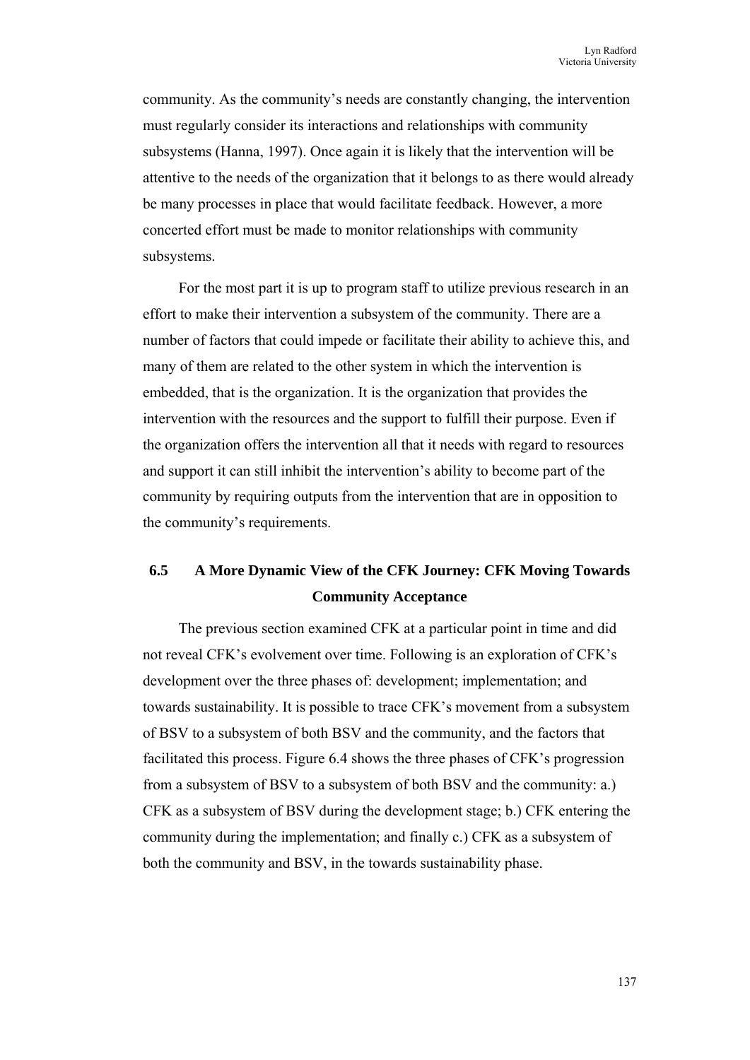community. As the community's needs are constantly changing, the intervention must regularly consider its interactions and relationships with community subsystems (Hanna, 1997). Once again it is likely that the intervention will be attentive to the needs of the organization that it belongs to as there would already be many processes in place that would facilitate feedback. However, a more concerted effort must be made to monitor relationships with community subsystems.

For the most part it is up to program staff to utilize previous research in an effort to make their intervention a subsystem of the community. There are a number of factors that could impede or facilitate their ability to achieve this, and many of them are related to the other system in which the intervention is embedded, that is the organization. It is the organization that provides the intervention with the resources and the support to fulfill their purpose. Even if the organization offers the intervention all that it needs with regard to resources and support it can still inhibit the intervention's ability to become part of the community by requiring outputs from the intervention that are in opposition to the community's requirements.

## 6.5 A More Dynamic View of the CFK Journey: CFK Moving Towards Community Acceptance

The previous section examined CFK at a particular point in time and did not reveal CFK's evolvement over time. Following is an exploration of CFK's development over the three phases of: development; implementation; and towards sustainability. It is possible to trace CFK's movement from a subsystem of BSV to a subsystem of both BSV and the community, and the factors that facilitated this process. Figure 6.4 shows the three phases of CFK's progression from a subsystem of BSV to a subsystem of both BSV and the community: a.) CFK as a subsystem of BSV during the development stage; b.) CFK entering the community during the implementation; and finally c.) CFK as a subsystem of both the community and BSV, in the towards sustainability phase.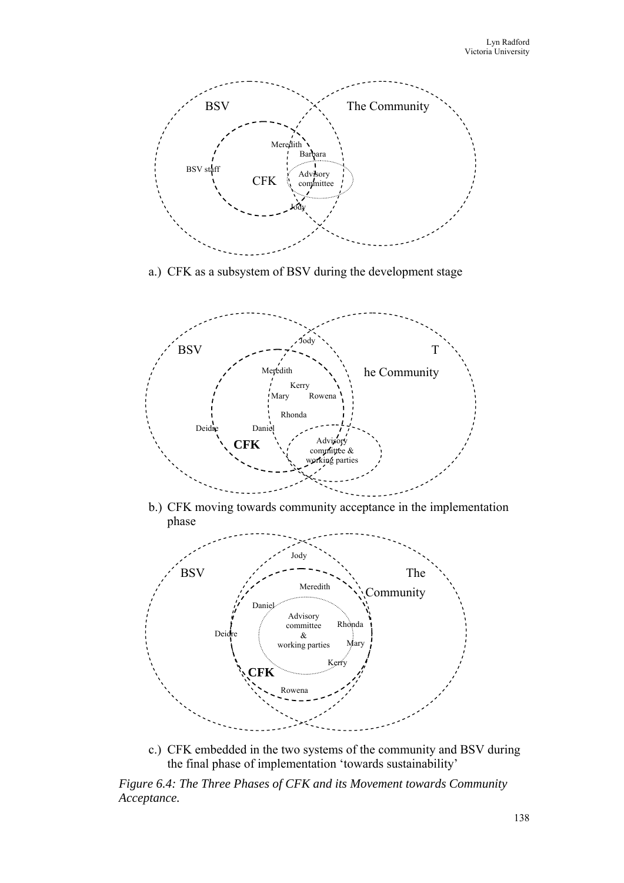a.) CFK as a subsystem of BSV during the development stage

b.) CFK moving towards community acceptance in the implementation phase

c.) CFK embedded in the two systems of the community and BSV during the final phase of implementation 'towards sustainability'

*Figure 6.4: The Three Phases of CFK and its Movement towards Community Acceptance.*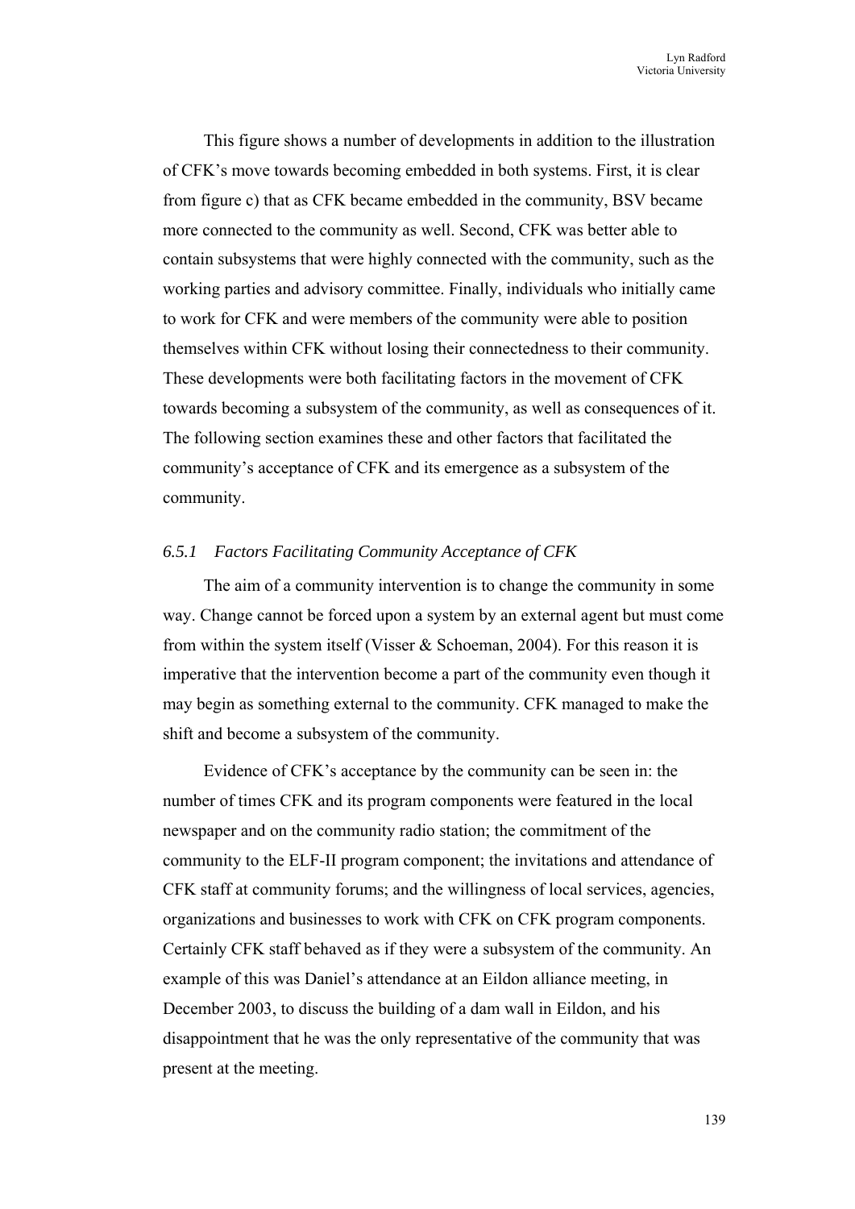This figure shows a number of developments in addition to the illustration of CFK's move towards becoming embedded in both systems. First, it is clear from figure c) that as CFK became embedded in the community, BSV became more connected to the community as well. Second, CFK was better able to contain subsystems that were highly connected with the community, such as the working parties and advisory committee. Finally, individuals who initially came to work for CFK and were members of the community were able to position themselves within CFK without losing their connectedness to their community. These developments were both facilitating factors in the movement of CFK towards becoming a subsystem of the community, as well as consequences of it. The following section examines these and other factors that facilitated the community's acceptance of CFK and its emergence as a subsystem of the community.

### *6.5.1 Factors Facilitating Community Acceptance of CFK*

The aim of a community intervention is to change the community in some way. Change cannot be forced upon a system by an external agent but must come from within the system itself (Visser & Schoeman, 2004). For this reason it is imperative that the intervention become a part of the community even though it may begin as something external to the community. CFK managed to make the shift and become a subsystem of the community.

Evidence of CFK's acceptance by the community can be seen in: the number of times CFK and its program components were featured in the local newspaper and on the community radio station; the commitment of the community to the ELF-II program component; the invitations and attendance of CFK staff at community forums; and the willingness of local services, agencies, organizations and businesses to work with CFK on CFK program components. Certainly CFK staff behaved as if they were a subsystem of the community. An example of this was Daniel's attendance at an Eildon alliance meeting, in December 2003, to discuss the building of a dam wall in Eildon, and his disappointment that he was the only representative of the community that was present at the meeting.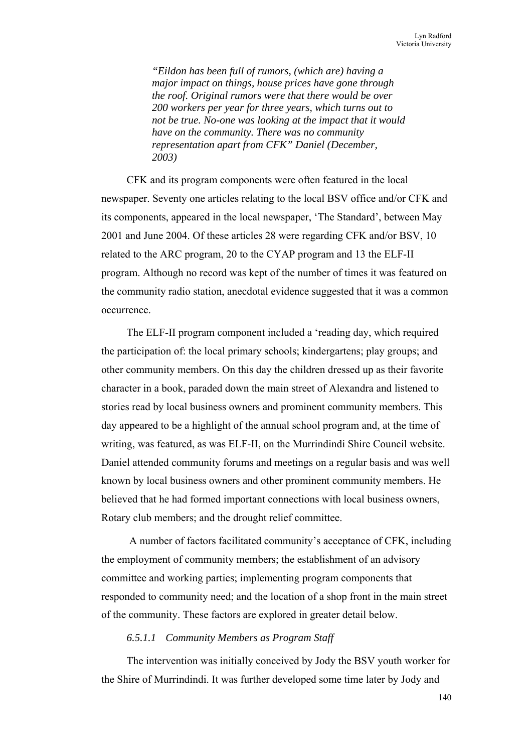> *"Eildon has been full of rumors, (which are) having a major impact on things, house prices have gone through the roof. Original rumors were that there would be over 200 workers per year for three years, which turns out to not be true. No-one was looking at the impact that it would have on the community. There was no community representation apart from CFK" Daniel (December, 2003)*

CFK and its program components were often featured in the local newspaper. Seventy one articles relating to the local BSV office and/or CFK and its components, appeared in the local newspaper, 'The Standard', between May 2001 and June 2004. Of these articles 28 were regarding CFK and/or BSV, 10 related to the ARC program, 20 to the CYAP program and 13 the ELF-II program. Although no record was kept of the number of times it was featured on the community radio station, anecdotal evidence suggested that it was a common occurrence.

The ELF-II program component included a 'reading day, which required the participation of: the local primary schools; kindergartens; play groups; and other community members. On this day the children dressed up as their favorite character in a book, paraded down the main street of Alexandra and listened to stories read by local business owners and prominent community members. This day appeared to be a highlight of the annual school program and, at the time of writing, was featured, as was ELF-II, on the Murrindindi Shire Council website. Daniel attended community forums and meetings on a regular basis and was well known by local business owners and other prominent community members. He believed that he had formed important connections with local business owners, Rotary club members; and the drought relief committee.

A number of factors facilitated community's acceptance of CFK, including the employment of community members; the establishment of an advisory committee and working parties; implementing program components that responded to community need; and the location of a shop front in the main street of the community. These factors are explored in greater detail below.

#### *6.5.1.1 Community Members as Program Staff*

The intervention was initially conceived by Jody the BSV youth worker for the Shire of Murrindindi. It was further developed some time later by Jody and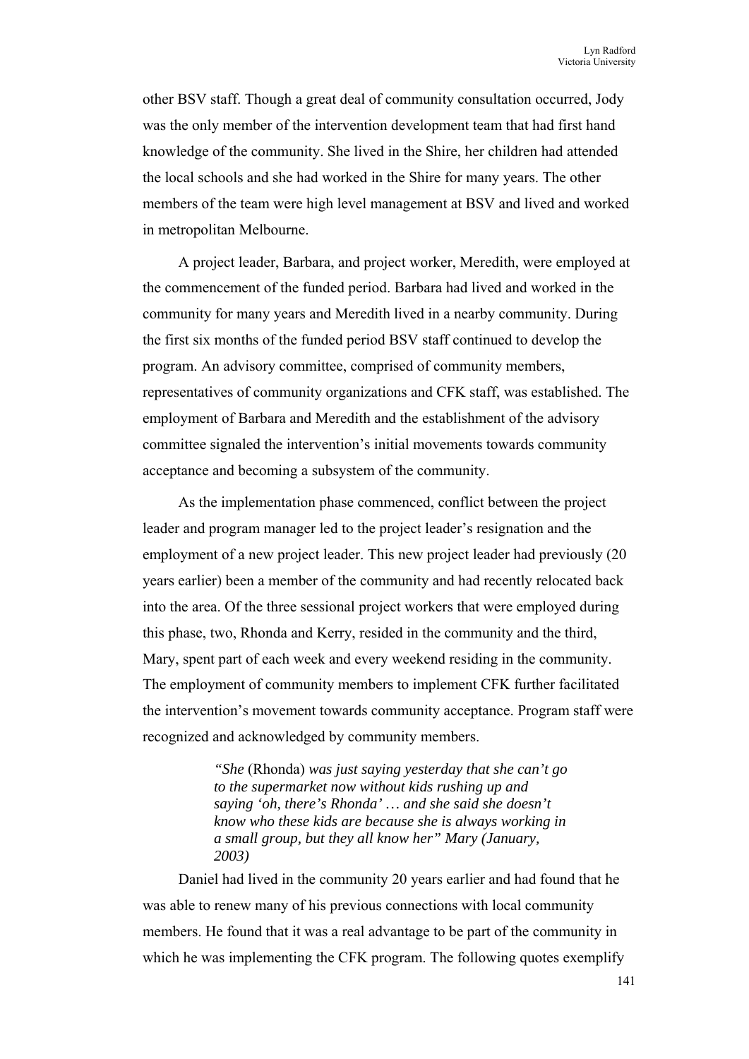other BSV staff. Though a great deal of community consultation occurred, Jody was the only member of the intervention development team that had first hand knowledge of the community. She lived in the Shire, her children had attended the local schools and she had worked in the Shire for many years. The other members of the team were high level management at BSV and lived and worked in metropolitan Melbourne.

A project leader, Barbara, and project worker, Meredith, were employed at the commencement of the funded period. Barbara had lived and worked in the community for many years and Meredith lived in a nearby community. During the first six months of the funded period BSV staff continued to develop the program. An advisory committee, comprised of community members, representatives of community organizations and CFK staff, was established. The employment of Barbara and Meredith and the establishment of the advisory committee signaled the intervention's initial movements towards community acceptance and becoming a subsystem of the community.

As the implementation phase commenced, conflict between the project leader and program manager led to the project leader's resignation and the employment of a new project leader. This new project leader had previously (20 years earlier) been a member of the community and had recently relocated back into the area. Of the three sessional project workers that were employed during this phase, two, Rhonda and Kerry, resided in the community and the third, Mary, spent part of each week and every weekend residing in the community. The employment of community members to implement CFK further facilitated the intervention's movement towards community acceptance. Program staff were recognized and acknowledged by community members.

> *"She* (Rhonda) *was just saying yesterday that she can't go to the supermarket now without kids rushing up and saying 'oh, there's Rhonda' … and she said she doesn't know who these kids are because she is always working in a small group, but they all know her" Mary (January, 2003)*

Daniel had lived in the community 20 years earlier and had found that he was able to renew many of his previous connections with local community members. He found that it was a real advantage to be part of the community in which he was implementing the CFK program. The following quotes exemplify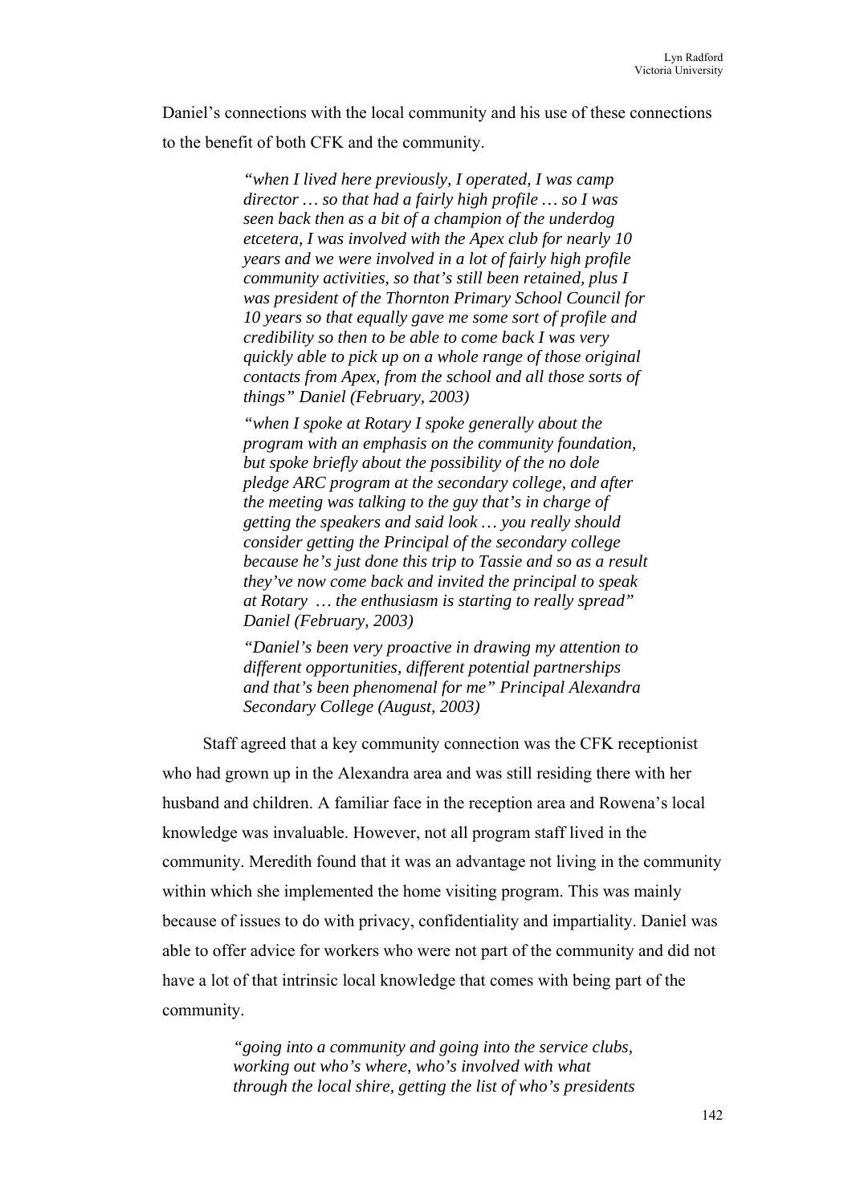Daniel's connections with the local community and his use of these connections to the benefit of both CFK and the community.

> *"when I lived here previously, I operated, I was camp director … so that had a fairly high profile … so I was seen back then as a bit of a champion of the underdog etcetera, I was involved with the Apex club for nearly 10 years and we were involved in a lot of fairly high profile community activities, so that's still been retained, plus I was president of the Thornton Primary School Council for 10 years so that equally gave me some sort of profile and credibility so then to be able to come back I was very quickly able to pick up on a whole range of those original contacts from Apex, from the school and all those sorts of things" Daniel (February, 2003)*

> *"when I spoke at Rotary I spoke generally about the program with an emphasis on the community foundation, but spoke briefly about the possibility of the no dole pledge ARC program at the secondary college, and after the meeting was talking to the guy that's in charge of getting the speakers and said look … you really should consider getting the Principal of the secondary college because he's just done this trip to Tassie and so as a result they've now come back and invited the principal to speak at Rotary … the enthusiasm is starting to really spread" Daniel (February, 2003)*

> *"Daniel's been very proactive in drawing my attention to different opportunities, different potential partnerships and that's been phenomenal for me" Principal Alexandra Secondary College (August, 2003)*

Staff agreed that a key community connection was the CFK receptionist who had grown up in the Alexandra area and was still residing there with her husband and children. A familiar face in the reception area and Rowena's local knowledge was invaluable. However, not all program staff lived in the community. Meredith found that it was an advantage not living in the community within which she implemented the home visiting program. This was mainly because of issues to do with privacy, confidentiality and impartiality. Daniel was able to offer advice for workers who were not part of the community and did not have a lot of that intrinsic local knowledge that comes with being part of the community.

> *"going into a community and going into the service clubs, working out who's where, who's involved with what through the local shire, getting the list of who's presidents*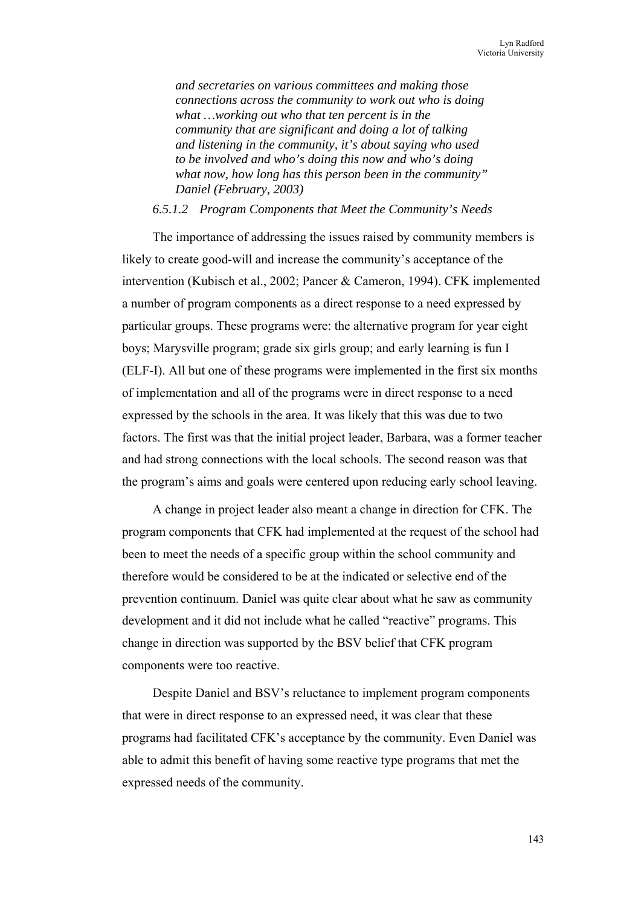*and secretaries on various committees and making those connections across the community to work out who is doing what …working out who that ten percent is in the community that are significant and doing a lot of talking and listening in the community, it's about saying who used to be involved and who's doing this now and who's doing what now, how long has this person been in the community" Daniel (February, 2003)*

#### *6.5.1.2 Program Components that Meet the Community's Needs*

The importance of addressing the issues raised by community members is likely to create good-will and increase the community's acceptance of the intervention (Kubisch et al., 2002; Pancer & Cameron, 1994). CFK implemented a number of program components as a direct response to a need expressed by particular groups. These programs were: the alternative program for year eight boys; Marysville program; grade six girls group; and early learning is fun I (ELF-I). All but one of these programs were implemented in the first six months of implementation and all of the programs were in direct response to a need expressed by the schools in the area. It was likely that this was due to two factors. The first was that the initial project leader, Barbara, was a former teacher and had strong connections with the local schools. The second reason was that the program's aims and goals were centered upon reducing early school leaving.

A change in project leader also meant a change in direction for CFK. The program components that CFK had implemented at the request of the school had been to meet the needs of a specific group within the school community and therefore would be considered to be at the indicated or selective end of the prevention continuum. Daniel was quite clear about what he saw as community development and it did not include what he called "reactive" programs. This change in direction was supported by the BSV belief that CFK program components were too reactive.

Despite Daniel and BSV's reluctance to implement program components that were in direct response to an expressed need, it was clear that these programs had facilitated CFK's acceptance by the community. Even Daniel was able to admit this benefit of having some reactive type programs that met the expressed needs of the community.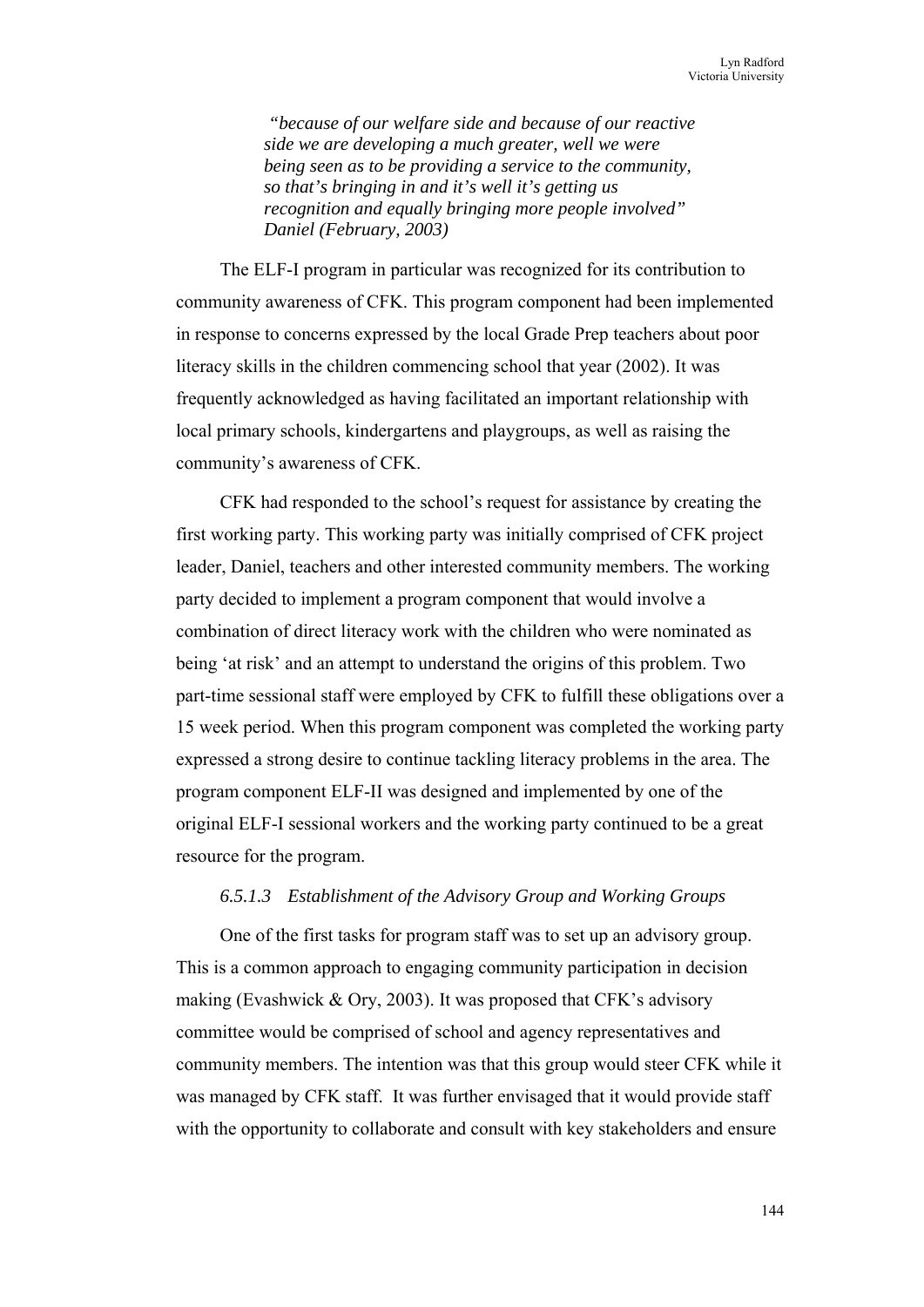> *"because of our welfare side and because of our reactive side we are developing a much greater, well we were being seen as to be providing a service to the community, so that's bringing in and it's well it's getting us recognition and equally bringing more people involved" Daniel (February, 2003)*

The ELF-I program in particular was recognized for its contribution to community awareness of CFK. This program component had been implemented in response to concerns expressed by the local Grade Prep teachers about poor literacy skills in the children commencing school that year (2002). It was frequently acknowledged as having facilitated an important relationship with local primary schools, kindergartens and playgroups, as well as raising the community's awareness of CFK.

CFK had responded to the school's request for assistance by creating the first working party. This working party was initially comprised of CFK project leader, Daniel, teachers and other interested community members. The working party decided to implement a program component that would involve a combination of direct literacy work with the children who were nominated as being 'at risk' and an attempt to understand the origins of this problem. Two part-time sessional staff were employed by CFK to fulfill these obligations over a 15 week period. When this program component was completed the working party expressed a strong desire to continue tackling literacy problems in the area. The program component ELF-II was designed and implemented by one of the original ELF-I sessional workers and the working party continued to be a great resource for the program.

#### *6.5.1.3 Establishment of the Advisory Group and Working Groups*

One of the first tasks for program staff was to set up an advisory group. This is a common approach to engaging community participation in decision making (Evashwick & Ory, 2003). It was proposed that CFK's advisory committee would be comprised of school and agency representatives and community members. The intention was that this group would steer CFK while it was managed by CFK staff. It was further envisaged that it would provide staff with the opportunity to collaborate and consult with key stakeholders and ensure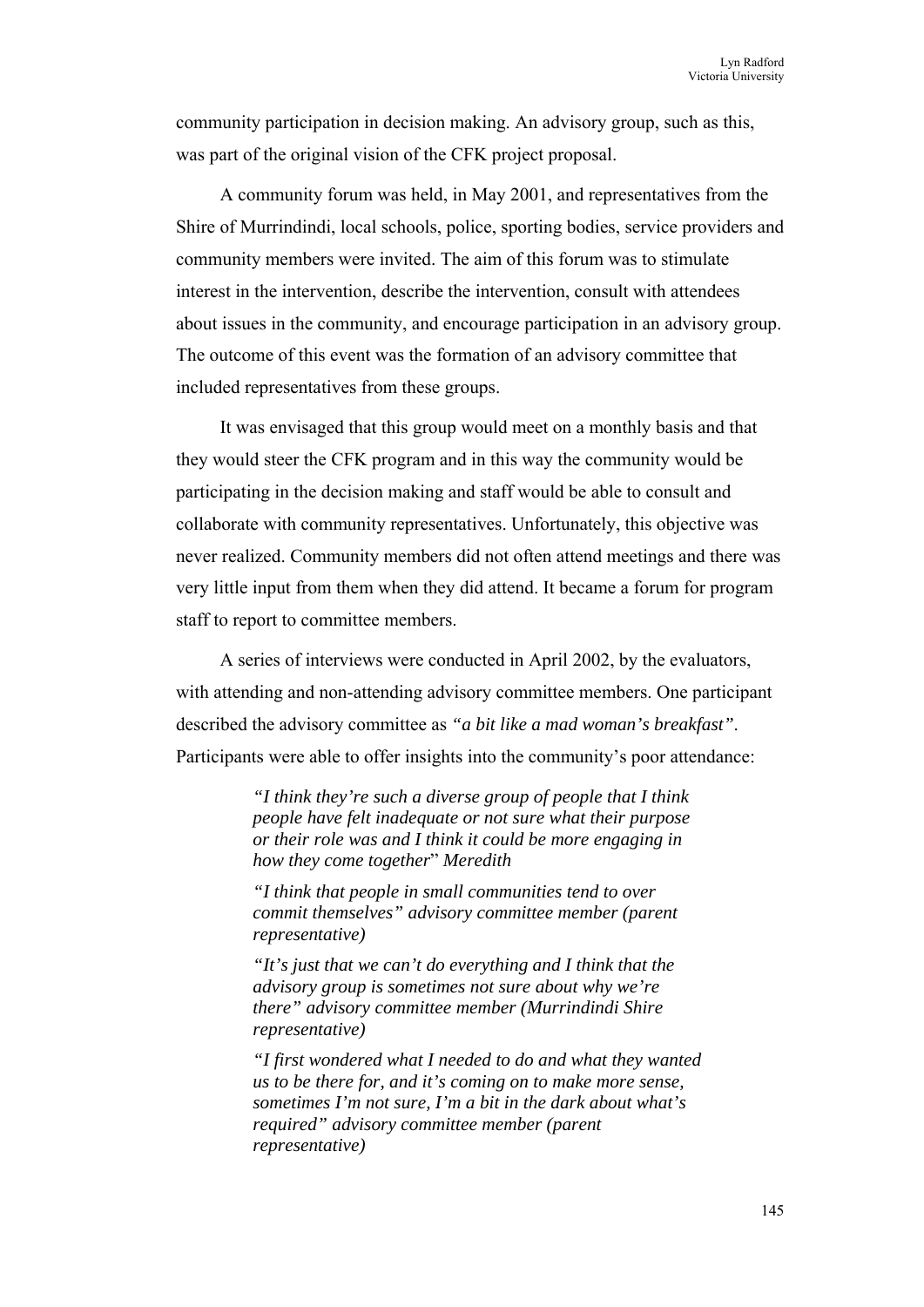community participation in decision making. An advisory group, such as this, was part of the original vision of the CFK project proposal.

A community forum was held, in May 2001, and representatives from the Shire of Murrindindi, local schools, police, sporting bodies, service providers and community members were invited. The aim of this forum was to stimulate interest in the intervention, describe the intervention, consult with attendees about issues in the community, and encourage participation in an advisory group. The outcome of this event was the formation of an advisory committee that included representatives from these groups.

It was envisaged that this group would meet on a monthly basis and that they would steer the CFK program and in this way the community would be participating in the decision making and staff would be able to consult and collaborate with community representatives. Unfortunately, this objective was never realized. Community members did not often attend meetings and there was very little input from them when they did attend. It became a forum for program staff to report to committee members.

A series of interviews were conducted in April 2002, by the evaluators, with attending and non-attending advisory committee members. One participant described the advisory committee as *"a bit like a mad woman's breakfast"*. Participants were able to offer insights into the community's poor attendance:

> *"I think they're such a diverse group of people that I think people have felt inadequate or not sure what their purpose or their role was and I think it could be more engaging in how they come together" Meredith*
>
> *"I think that people in small communities tend to over commit themselves" advisory committee member (parent representative)*
>
> *"It's just that we can't do everything and I think that the advisory group is sometimes not sure about why we're there" advisory committee member (Murrindindi Shire representative)*
>
> *"I first wondered what I needed to do and what they wanted us to be there for, and it's coming on to make more sense, sometimes I'm not sure, I'm a bit in the dark about what's required" advisory committee member (parent representative)*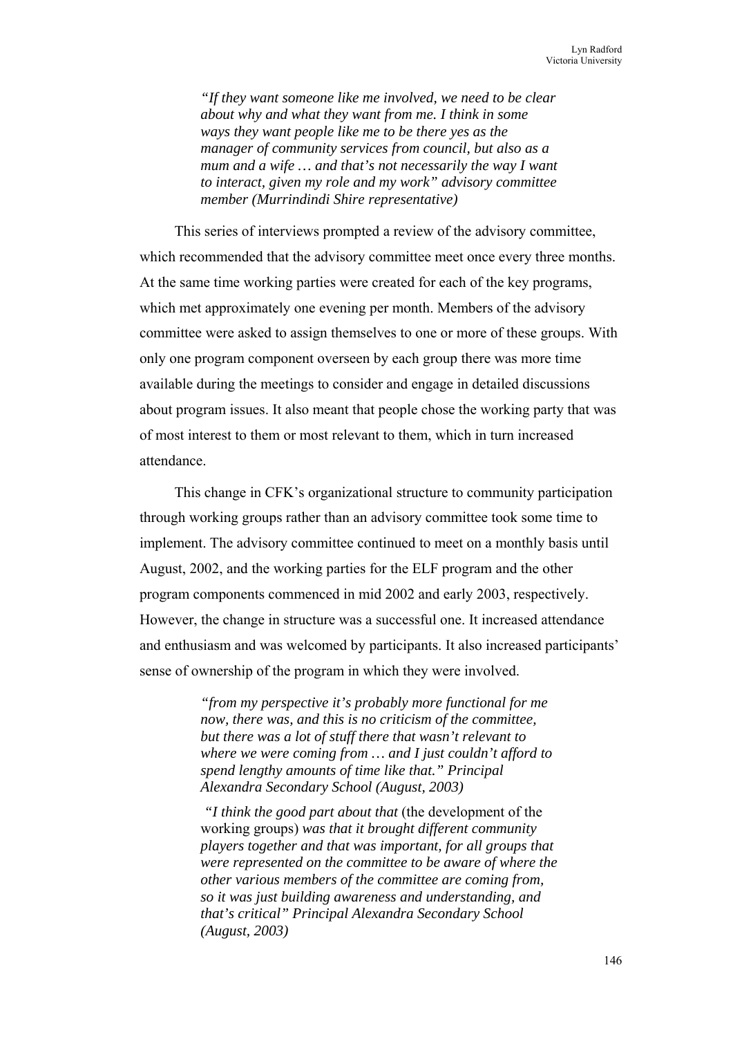> *"If they want someone like me involved, we need to be clear about why and what they want from me. I think in some ways they want people like me to be there yes as the manager of community services from council, but also as a mum and a wife … and that's not necessarily the way I want to interact, given my role and my work" advisory committee member (Murrindindi Shire representative)*

This series of interviews prompted a review of the advisory committee, which recommended that the advisory committee meet once every three months. At the same time working parties were created for each of the key programs, which met approximately one evening per month. Members of the advisory committee were asked to assign themselves to one or more of these groups. With only one program component overseen by each group there was more time available during the meetings to consider and engage in detailed discussions about program issues. It also meant that people chose the working party that was of most interest to them or most relevant to them, which in turn increased attendance.

This change in CFK's organizational structure to community participation through working groups rather than an advisory committee took some time to implement. The advisory committee continued to meet on a monthly basis until August, 2002, and the working parties for the ELF program and the other program components commenced in mid 2002 and early 2003, respectively. However, the change in structure was a successful one. It increased attendance and enthusiasm and was welcomed by participants. It also increased participants' sense of ownership of the program in which they were involved.

> *"from my perspective it's probably more functional for me now, there was, and this is no criticism of the committee, but there was a lot of stuff there that wasn't relevant to where we were coming from … and I just couldn't afford to spend lengthy amounts of time like that." Principal Alexandra Secondary School (August, 2003)*

> *"I think the good part about that* (the development of the working groups) *was that it brought different community players together and that was important, for all groups that were represented on the committee to be aware of where the other various members of the committee are coming from, so it was just building awareness and understanding, and that's critical" Principal Alexandra Secondary School (August, 2003)*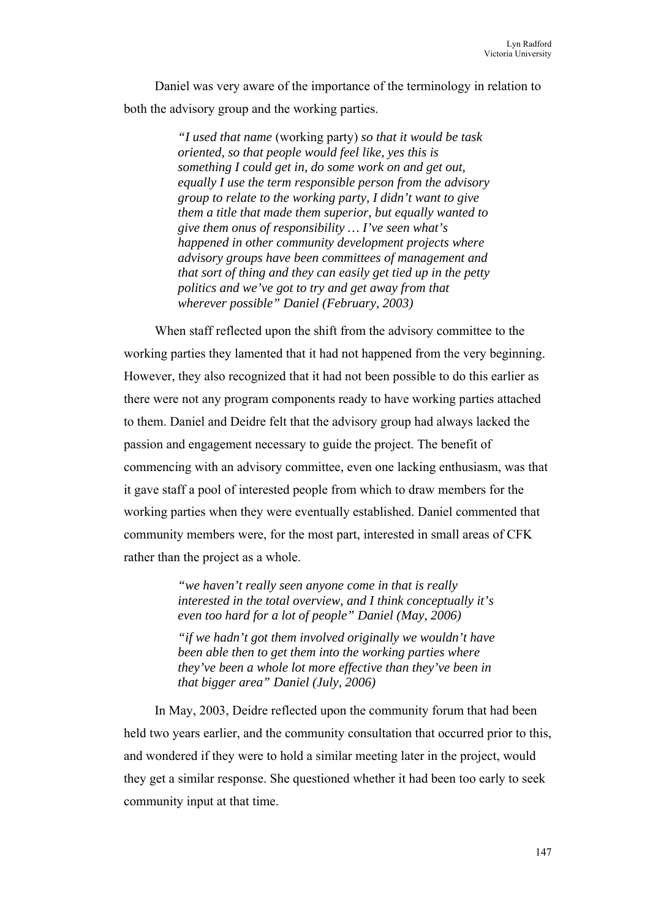Daniel was very aware of the importance of the terminology in relation to both the advisory group and the working parties.

> *"I used that name* (working party) *so that it would be task oriented, so that people would feel like, yes this is something I could get in, do some work on and get out, equally I use the term responsible person from the advisory group to relate to the working party, I didn't want to give them a title that made them superior, but equally wanted to give them onus of responsibility … I've seen what's happened in other community development projects where advisory groups have been committees of management and that sort of thing and they can easily get tied up in the petty politics and we've got to try and get away from that wherever possible" Daniel (February, 2003)*

When staff reflected upon the shift from the advisory committee to the working parties they lamented that it had not happened from the very beginning. However, they also recognized that it had not been possible to do this earlier as there were not any program components ready to have working parties attached to them. Daniel and Deidre felt that the advisory group had always lacked the passion and engagement necessary to guide the project. The benefit of commencing with an advisory committee, even one lacking enthusiasm, was that it gave staff a pool of interested people from which to draw members for the working parties when they were eventually established. Daniel commented that community members were, for the most part, interested in small areas of CFK rather than the project as a whole.

> *"we haven't really seen anyone come in that is really interested in the total overview, and I think conceptually it's even too hard for a lot of people" Daniel (May, 2006)*
>
> *"if we hadn't got them involved originally we wouldn't have been able then to get them into the working parties where they've been a whole lot more effective than they've been in that bigger area" Daniel (July, 2006)*

In May, 2003, Deidre reflected upon the community forum that had been held two years earlier, and the community consultation that occurred prior to this, and wondered if they were to hold a similar meeting later in the project, would they get a similar response. She questioned whether it had been too early to seek community input at that time.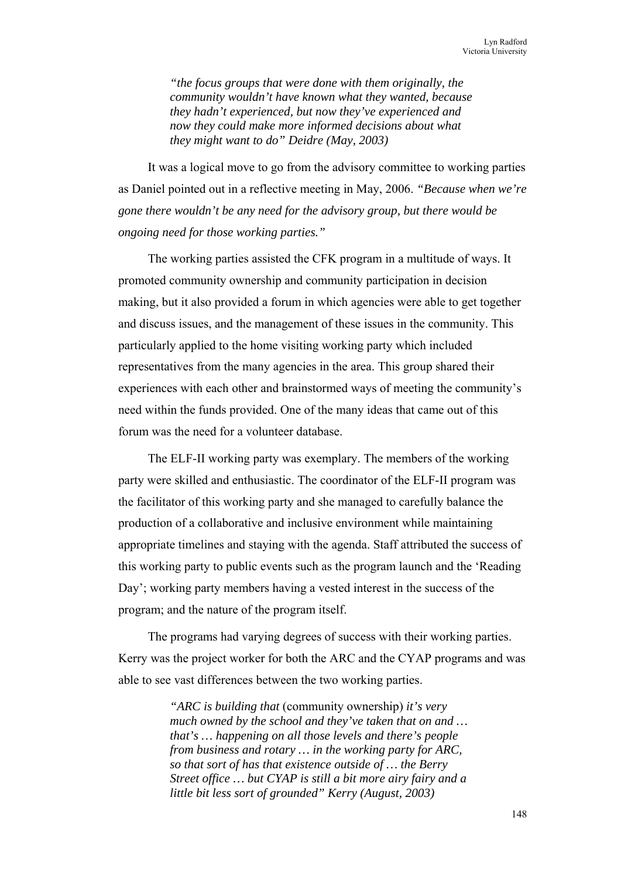> *“the focus groups that were done with them originally, the community wouldn’t have known what they wanted, because they hadn’t experienced, but now they’ve experienced and now they could make more informed decisions about what they might want to do” Deidre (May, 2003)*

It was a logical move to go from the advisory committee to working parties as Daniel pointed out in a reflective meeting in May, 2006. *“Because when we’re gone there wouldn’t be any need for the advisory group, but there would be ongoing need for those working parties.”*

The working parties assisted the CFK program in a multitude of ways. It promoted community ownership and community participation in decision making, but it also provided a forum in which agencies were able to get together and discuss issues, and the management of these issues in the community. This particularly applied to the home visiting working party which included representatives from the many agencies in the area. This group shared their experiences with each other and brainstormed ways of meeting the community’s need within the funds provided. One of the many ideas that came out of this forum was the need for a volunteer database.

The ELF-II working party was exemplary. The members of the working party were skilled and enthusiastic. The coordinator of the ELF-II program was the facilitator of this working party and she managed to carefully balance the production of a collaborative and inclusive environment while maintaining appropriate timelines and staying with the agenda. Staff attributed the success of this working party to public events such as the program launch and the ‘Reading Day’; working party members having a vested interest in the success of the program; and the nature of the program itself.

The programs had varying degrees of success with their working parties. Kerry was the project worker for both the ARC and the CYAP programs and was able to see vast differences between the two working parties.

> *“ARC is building that* (community ownership) *it’s very much owned by the school and they’ve taken that on and … that’s … happening on all those levels and there’s people from business and rotary … in the working party for ARC, so that sort of has that existence outside of … the Berry Street office … but CYAP is still a bit more airy fairy and a little bit less sort of grounded” Kerry (August, 2003)*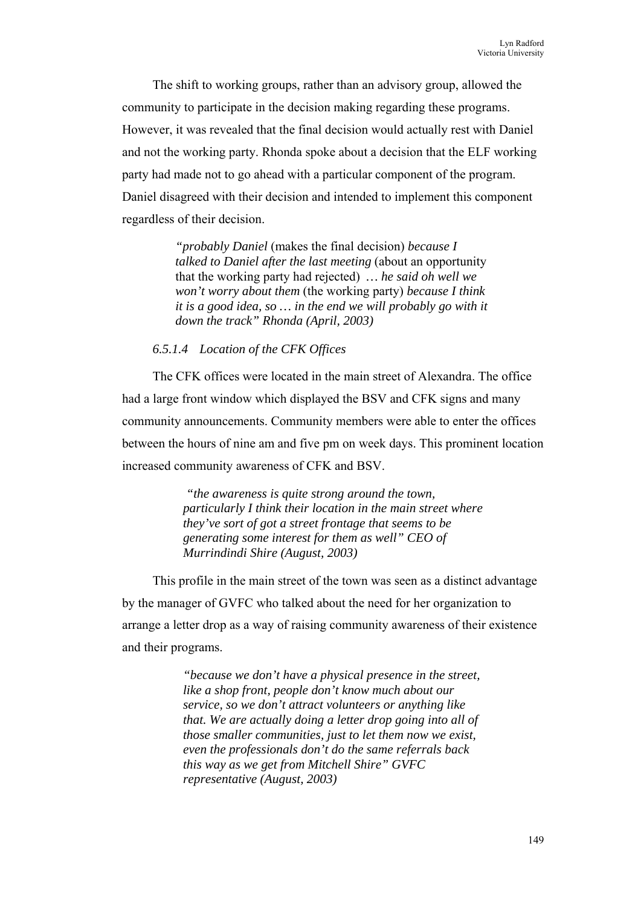The shift to working groups, rather than an advisory group, allowed the community to participate in the decision making regarding these programs. However, it was revealed that the final decision would actually rest with Daniel and not the working party. Rhonda spoke about a decision that the ELF working party had made not to go ahead with a particular component of the program. Daniel disagreed with their decision and intended to implement this component regardless of their decision.

> *"probably Daniel* (makes the final decision) *because I talked to Daniel after the last meeting* (about an opportunity that the working party had rejected) *… he said oh well we won't worry about them* (the working party) *because I think it is a good idea, so … in the end we will probably go with it down the track" Rhonda (April, 2003)*

#### *6.5.1.4 Location of the CFK Offices*

The CFK offices were located in the main street of Alexandra. The office had a large front window which displayed the BSV and CFK signs and many community announcements. Community members were able to enter the offices between the hours of nine am and five pm on week days. This prominent location increased community awareness of CFK and BSV.

> *"the awareness is quite strong around the town, particularly I think their location in the main street where they've sort of got a street frontage that seems to be generating some interest for them as well" CEO of Murrindindi Shire (August, 2003)*

This profile in the main street of the town was seen as a distinct advantage by the manager of GVFC who talked about the need for her organization to arrange a letter drop as a way of raising community awareness of their existence and their programs.

> *"because we don't have a physical presence in the street, like a shop front, people don't know much about our service, so we don't attract volunteers or anything like that. We are actually doing a letter drop going into all of those smaller communities, just to let them now we exist, even the professionals don't do the same referrals back this way as we get from Mitchell Shire" GVFC representative (August, 2003)*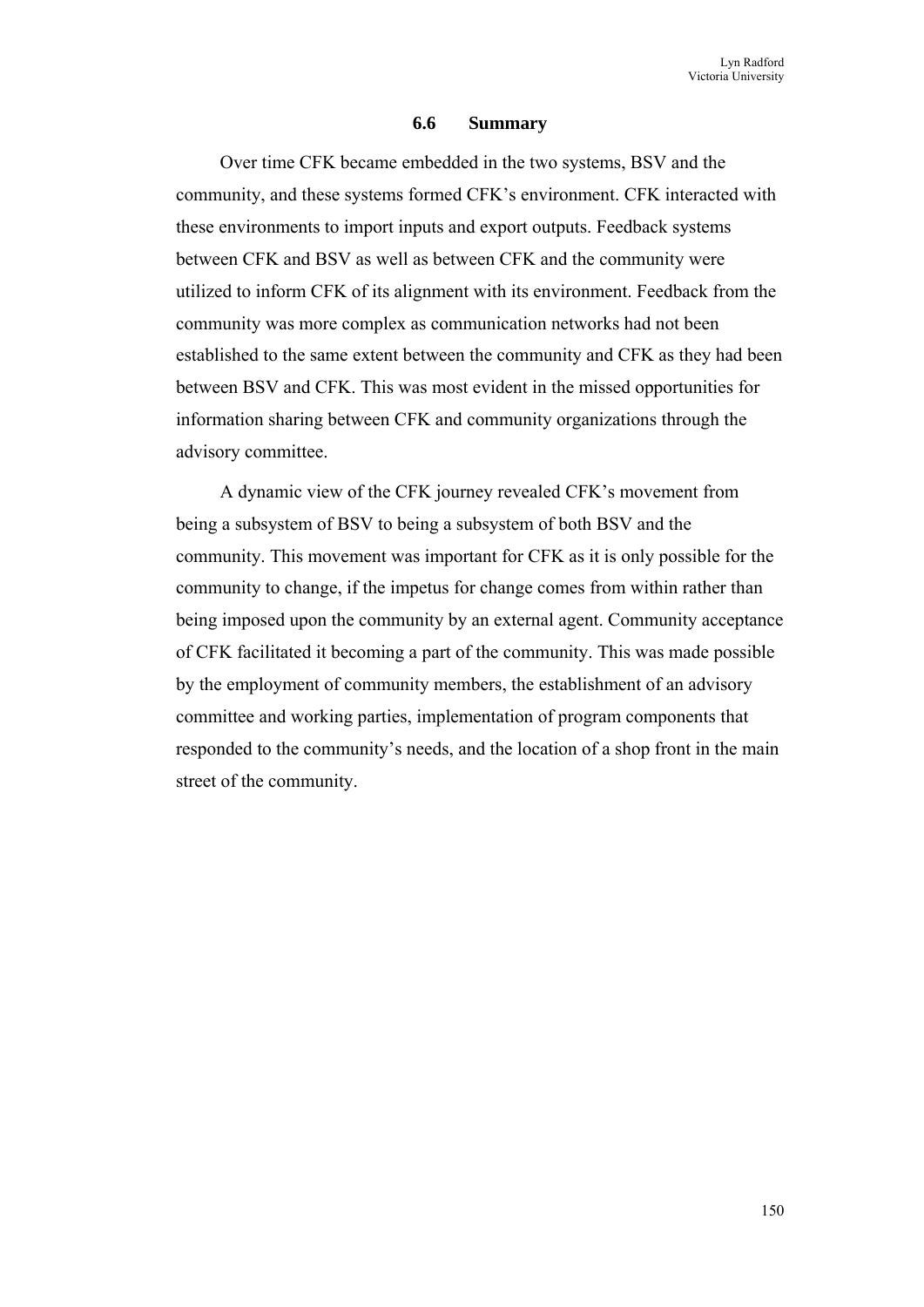## 6.6 Summary

Over time CFK became embedded in the two systems, BSV and the community, and these systems formed CFK's environment. CFK interacted with these environments to import inputs and export outputs. Feedback systems between CFK and BSV as well as between CFK and the community were utilized to inform CFK of its alignment with its environment. Feedback from the community was more complex as communication networks had not been established to the same extent between the community and CFK as they had been between BSV and CFK. This was most evident in the missed opportunities for information sharing between CFK and community organizations through the advisory committee.

A dynamic view of the CFK journey revealed CFK's movement from being a subsystem of BSV to being a subsystem of both BSV and the community. This movement was important for CFK as it is only possible for the community to change, if the impetus for change comes from within rather than being imposed upon the community by an external agent. Community acceptance of CFK facilitated it becoming a part of the community. This was made possible by the employment of community members, the establishment of an advisory committee and working parties, implementation of program components that responded to the community's needs, and the location of a shop front in the main street of the community.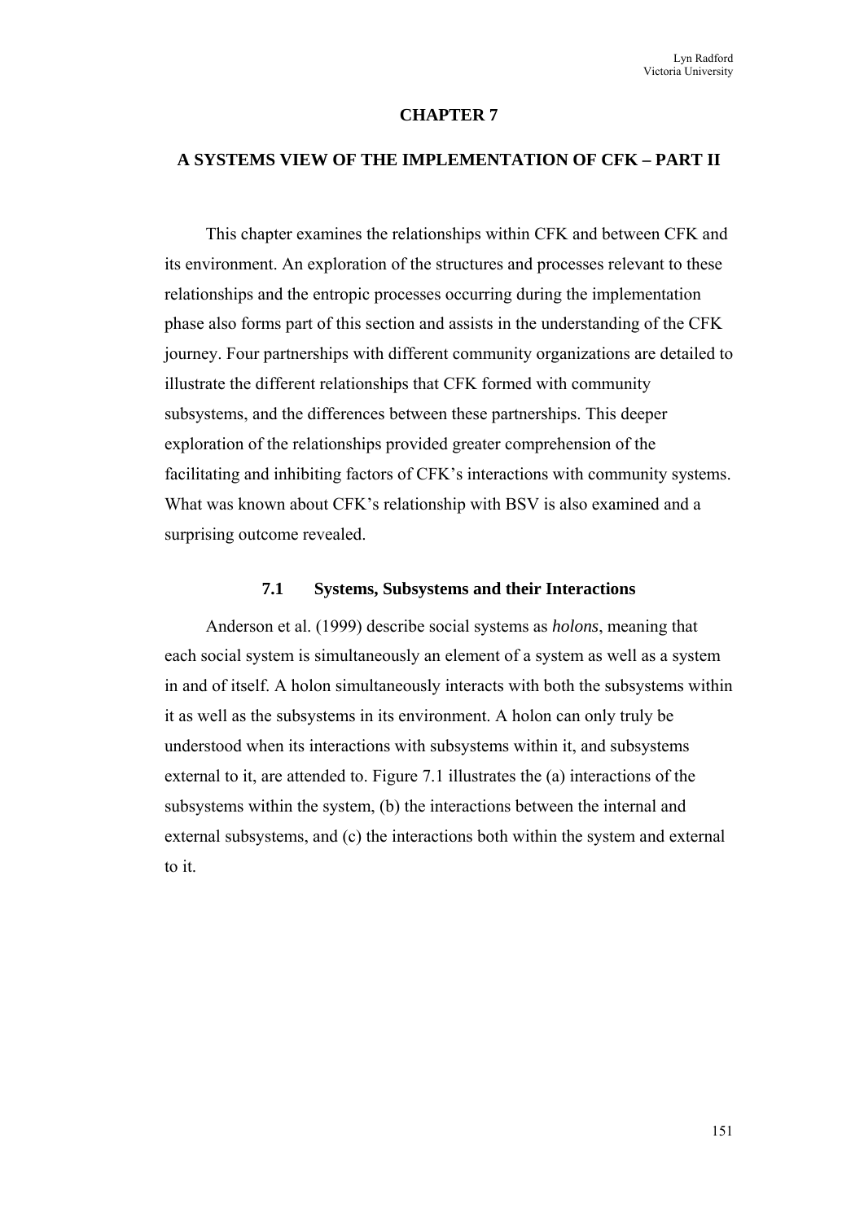# CHAPTER 7

## A SYSTEMS VIEW OF THE IMPLEMENTATION OF CFK – PART II

This chapter examines the relationships within CFK and between CFK and its environment. An exploration of the structures and processes relevant to these relationships and the entropic processes occurring during the implementation phase also forms part of this section and assists in the understanding of the CFK journey. Four partnerships with different community organizations are detailed to illustrate the different relationships that CFK formed with community subsystems, and the differences between these partnerships. This deeper exploration of the relationships provided greater comprehension of the facilitating and inhibiting factors of CFK's interactions with community systems. What was known about CFK's relationship with BSV is also examined and a surprising outcome revealed.

### 7.1 Systems, Subsystems and their Interactions

Anderson et al. (1999) describe social systems as *holons*, meaning that each social system is simultaneously an element of a system as well as a system in and of itself. A holon simultaneously interacts with both the subsystems within it as well as the subsystems in its environment. A holon can only truly be understood when its interactions with subsystems within it, and subsystems external to it, are attended to. Figure 7.1 illustrates the (a) interactions of the subsystems within the system, (b) the interactions between the internal and external subsystems, and (c) the interactions both within the system and external to it.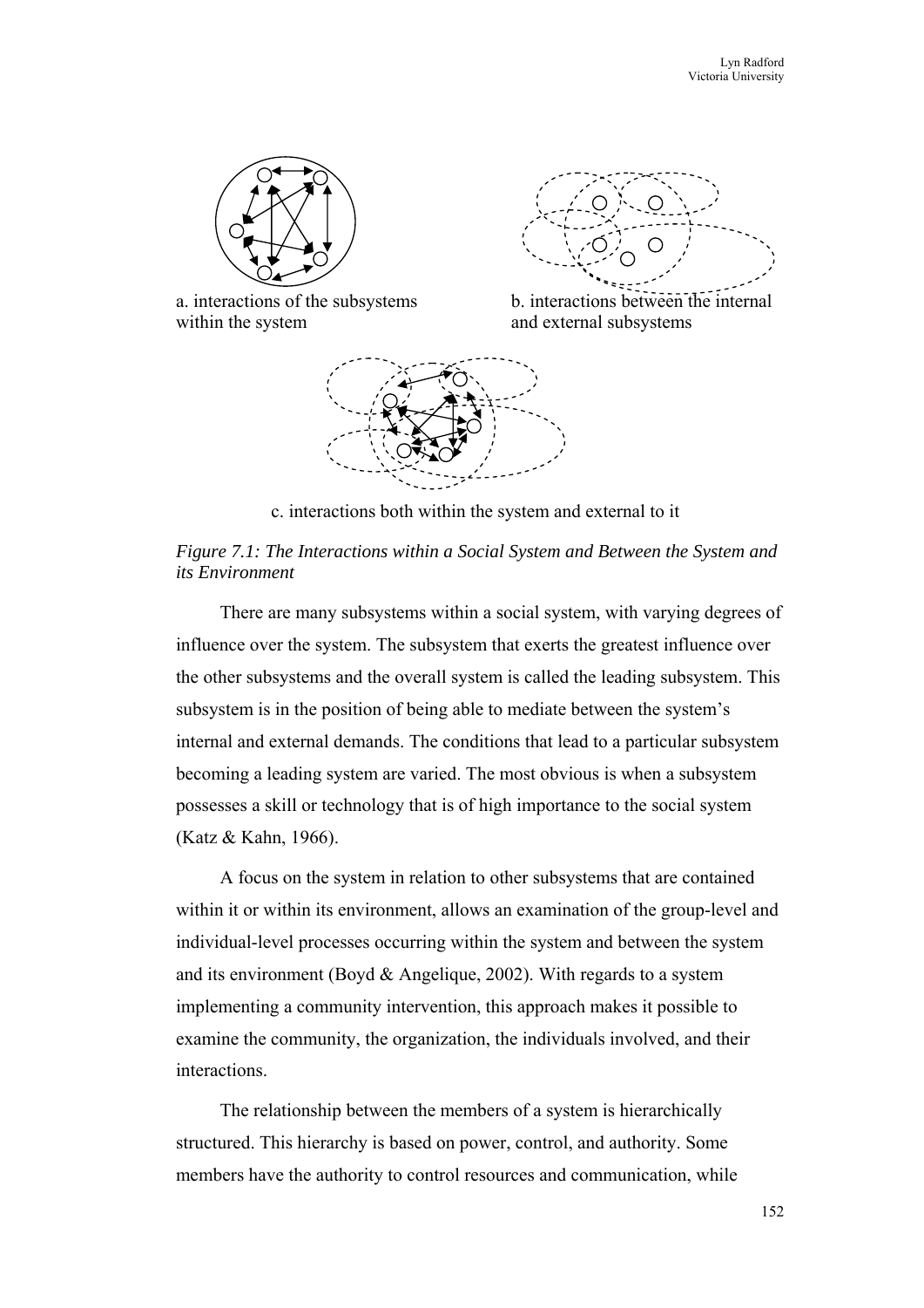a. interactions of the subsystems within the system

b. interactions between the internal and external subsystems

c. interactions both within the system and external to it

*Figure 7.1: The Interactions within a Social System and Between the System and its Environment*

There are many subsystems within a social system, with varying degrees of influence over the system. The subsystem that exerts the greatest influence over the other subsystems and the overall system is called the leading subsystem. This subsystem is in the position of being able to mediate between the system's internal and external demands. The conditions that lead to a particular subsystem becoming a leading system are varied. The most obvious is when a subsystem possesses a skill or technology that is of high importance to the social system (Katz & Kahn, 1966).

A focus on the system in relation to other subsystems that are contained within it or within its environment, allows an examination of the group-level and individual-level processes occurring within the system and between the system and its environment (Boyd & Angelique, 2002). With regards to a system implementing a community intervention, this approach makes it possible to examine the community, the organization, the individuals involved, and their interactions.

The relationship between the members of a system is hierarchically structured. This hierarchy is based on power, control, and authority. Some members have the authority to control resources and communication, while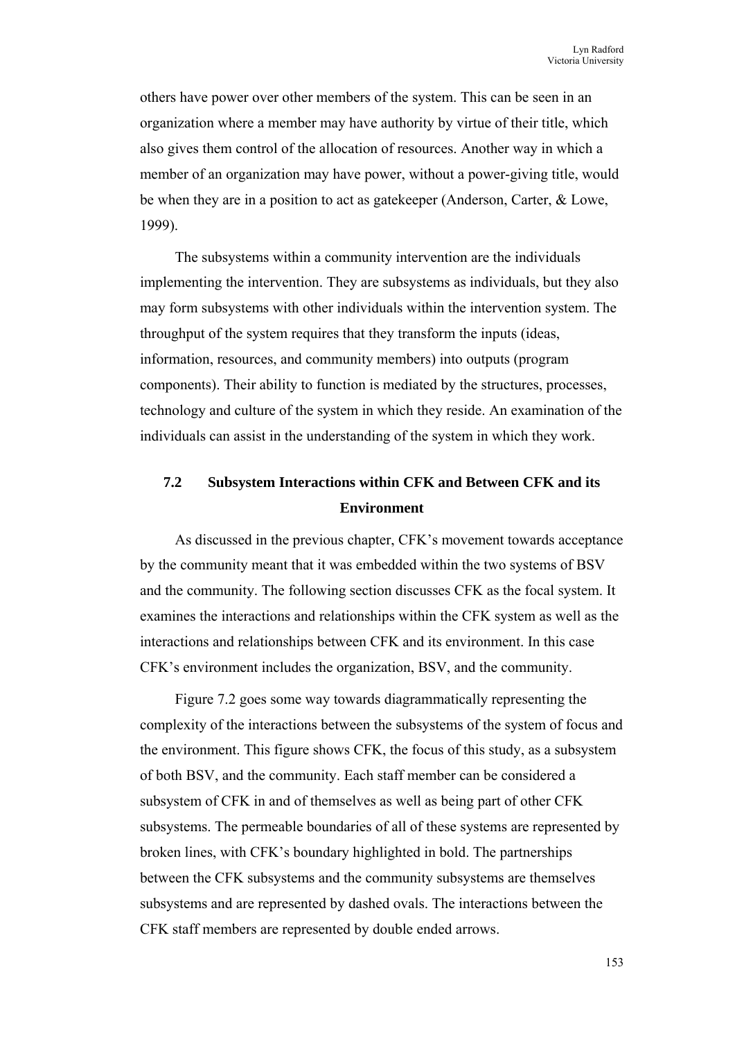others have power over other members of the system. This can be seen in an organization where a member may have authority by virtue of their title, which also gives them control of the allocation of resources. Another way in which a member of an organization may have power, without a power-giving title, would be when they are in a position to act as gatekeeper (Anderson, Carter, & Lowe, 1999).

The subsystems within a community intervention are the individuals implementing the intervention. They are subsystems as individuals, but they also may form subsystems with other individuals within the intervention system. The throughput of the system requires that they transform the inputs (ideas, information, resources, and community members) into outputs (program components). Their ability to function is mediated by the structures, processes, technology and culture of the system in which they reside. An examination of the individuals can assist in the understanding of the system in which they work.

## 7.2 Subsystem Interactions within CFK and Between CFK and its Environment

As discussed in the previous chapter, CFK's movement towards acceptance by the community meant that it was embedded within the two systems of BSV and the community. The following section discusses CFK as the focal system. It examines the interactions and relationships within the CFK system as well as the interactions and relationships between CFK and its environment. In this case CFK's environment includes the organization, BSV, and the community.

Figure 7.2 goes some way towards diagrammatically representing the complexity of the interactions between the subsystems of the system of focus and the environment. This figure shows CFK, the focus of this study, as a subsystem of both BSV, and the community. Each staff member can be considered a subsystem of CFK in and of themselves as well as being part of other CFK subsystems. The permeable boundaries of all of these systems are represented by broken lines, with CFK's boundary highlighted in bold. The partnerships between the CFK subsystems and the community subsystems are themselves subsystems and are represented by dashed ovals. The interactions between the CFK staff members are represented by double ended arrows.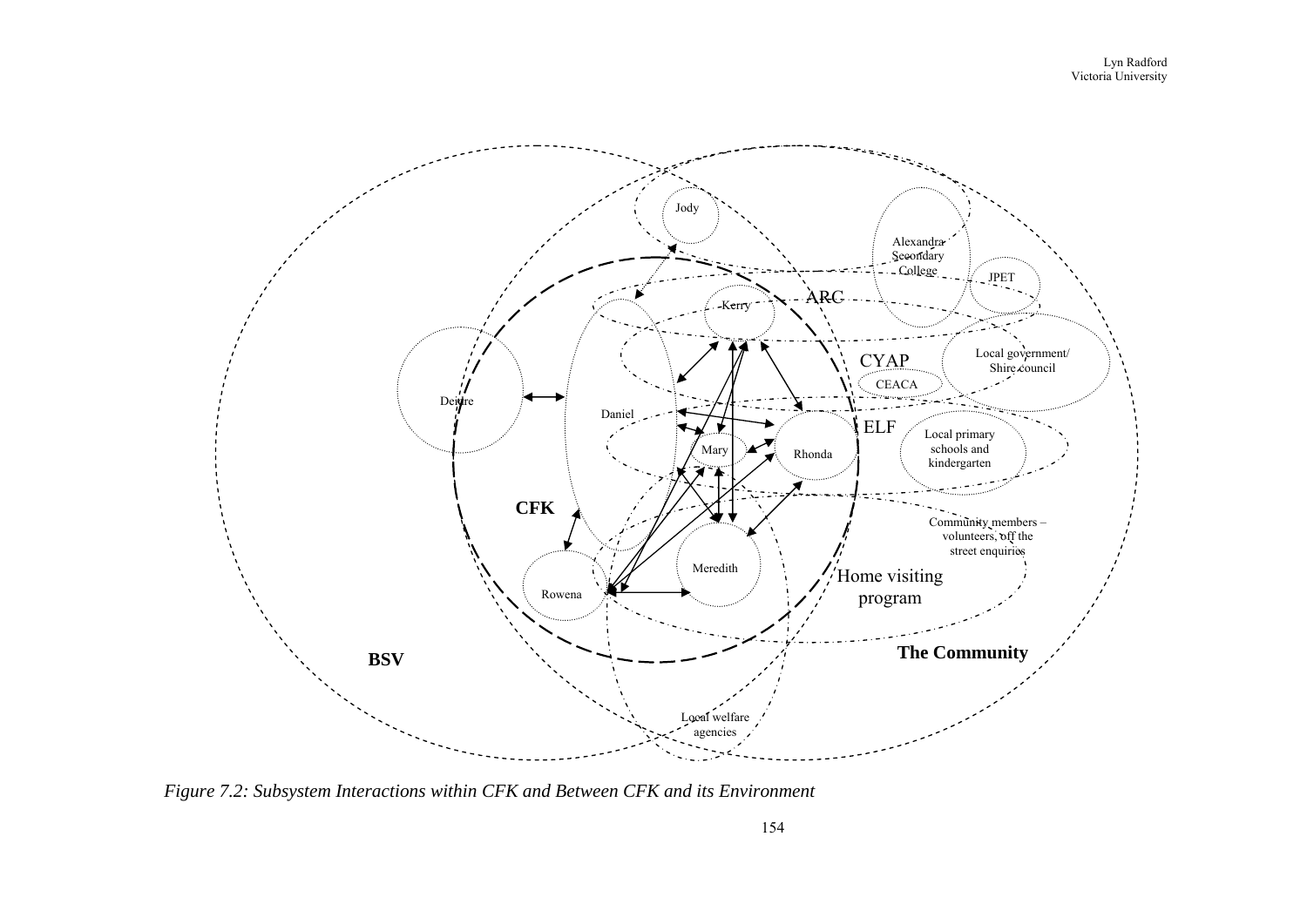*Figure 7.2: Subsystem Interactions within CFK and Between CFK and its Environment*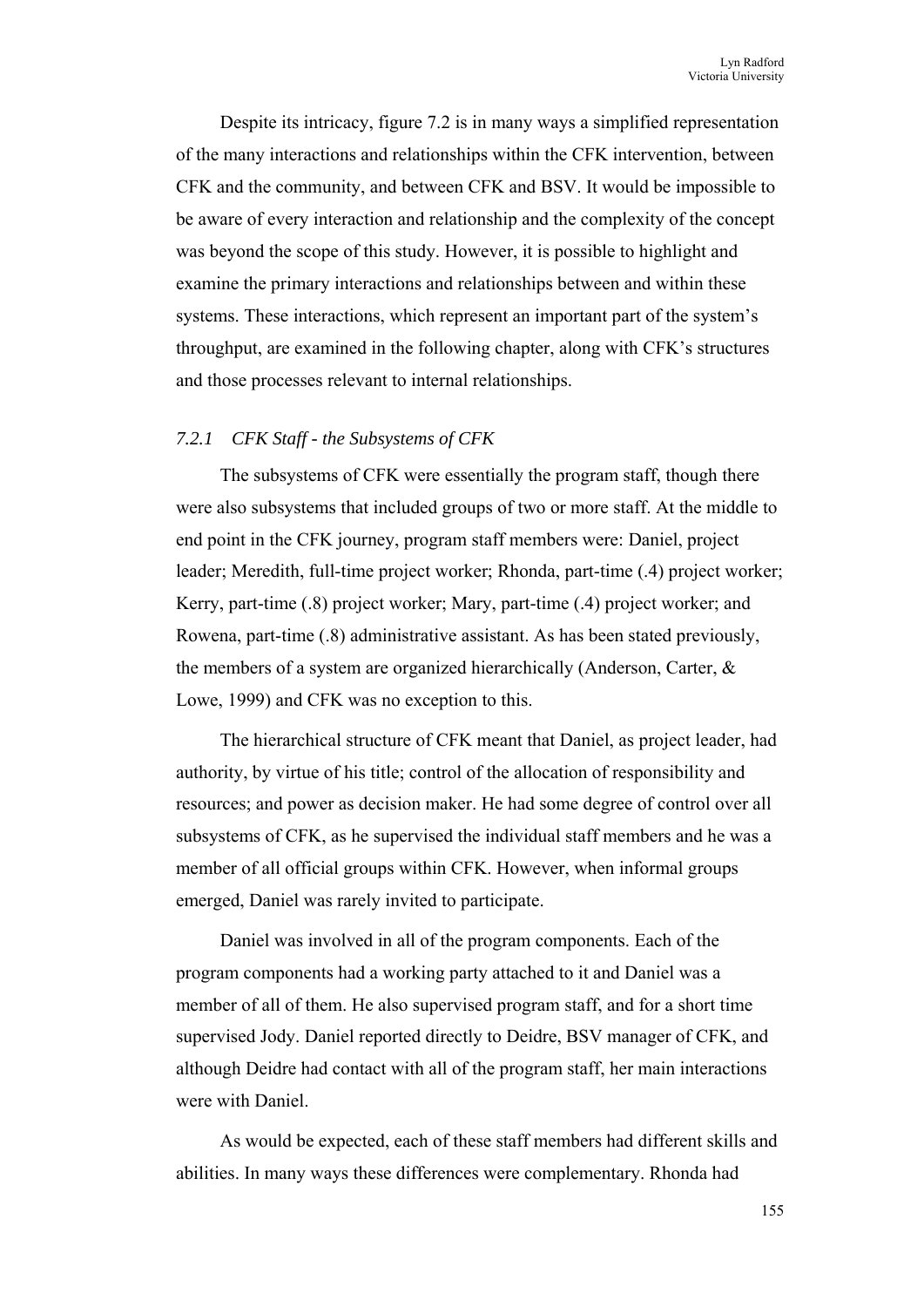Despite its intricacy, figure 7.2 is in many ways a simplified representation of the many interactions and relationships within the CFK intervention, between CFK and the community, and between CFK and BSV. It would be impossible to be aware of every interaction and relationship and the complexity of the concept was beyond the scope of this study. However, it is possible to highlight and examine the primary interactions and relationships between and within these systems. These interactions, which represent an important part of the system's throughput, are examined in the following chapter, along with CFK's structures and those processes relevant to internal relationships.

### *7.2.1 CFK Staff - the Subsystems of CFK*

The subsystems of CFK were essentially the program staff, though there were also subsystems that included groups of two or more staff. At the middle to end point in the CFK journey, program staff members were: Daniel, project leader; Meredith, full-time project worker; Rhonda, part-time (.4) project worker; Kerry, part-time (.8) project worker; Mary, part-time (.4) project worker; and Rowena, part-time (.8) administrative assistant. As has been stated previously, the members of a system are organized hierarchically (Anderson, Carter, & Lowe, 1999) and CFK was no exception to this.

The hierarchical structure of CFK meant that Daniel, as project leader, had authority, by virtue of his title; control of the allocation of responsibility and resources; and power as decision maker. He had some degree of control over all subsystems of CFK, as he supervised the individual staff members and he was a member of all official groups within CFK. However, when informal groups emerged, Daniel was rarely invited to participate.

Daniel was involved in all of the program components. Each of the program components had a working party attached to it and Daniel was a member of all of them. He also supervised program staff, and for a short time supervised Jody. Daniel reported directly to Deidre, BSV manager of CFK, and although Deidre had contact with all of the program staff, her main interactions were with Daniel.

As would be expected, each of these staff members had different skills and abilities. In many ways these differences were complementary. Rhonda had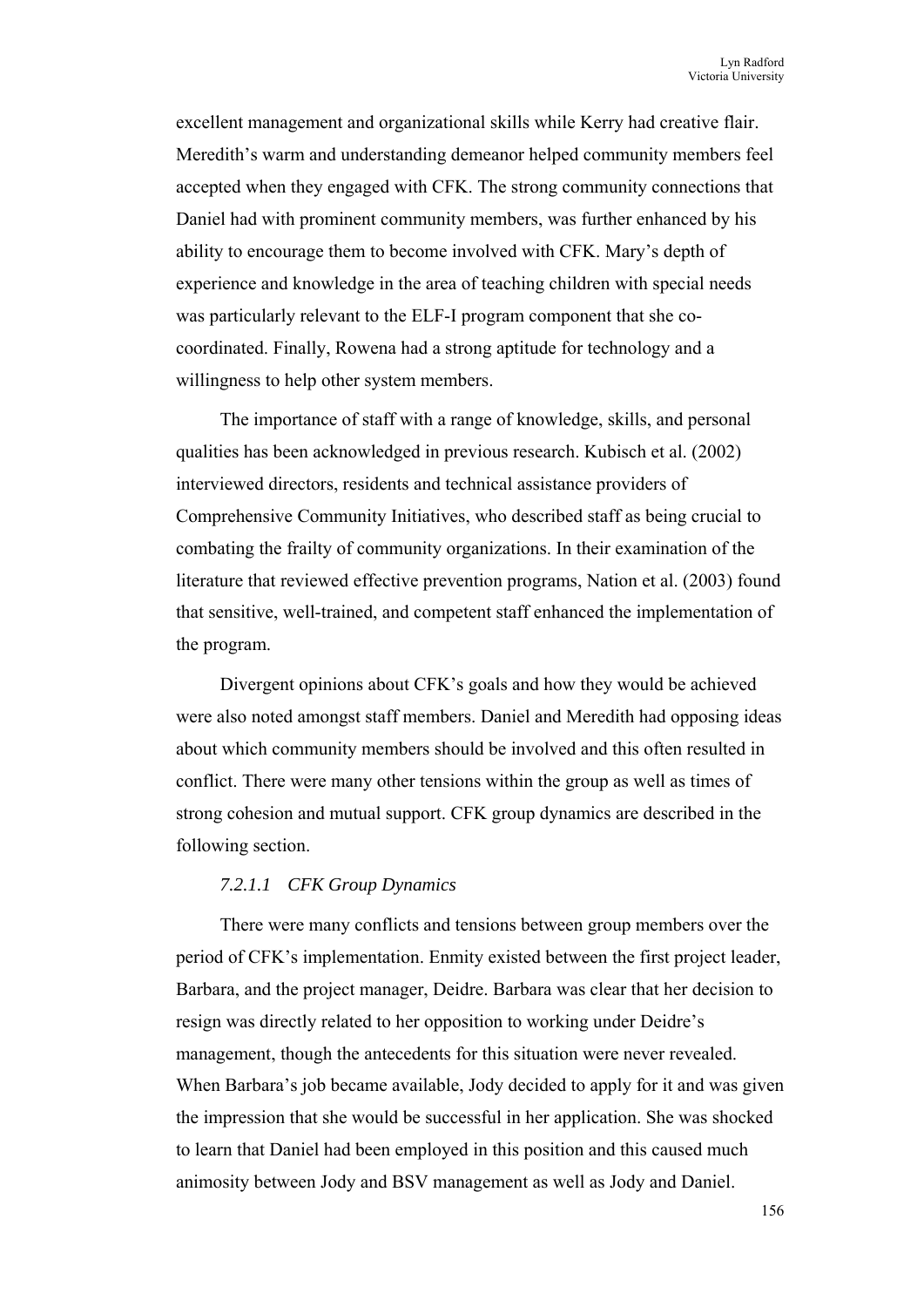excellent management and organizational skills while Kerry had creative flair. Meredith's warm and understanding demeanor helped community members feel accepted when they engaged with CFK. The strong community connections that Daniel had with prominent community members, was further enhanced by his ability to encourage them to become involved with CFK. Mary's depth of experience and knowledge in the area of teaching children with special needs was particularly relevant to the ELF-I program component that she co-coordinated. Finally, Rowena had a strong aptitude for technology and a willingness to help other system members.

The importance of staff with a range of knowledge, skills, and personal qualities has been acknowledged in previous research. Kubisch et al. (2002) interviewed directors, residents and technical assistance providers of Comprehensive Community Initiatives, who described staff as being crucial to combating the frailty of community organizations. In their examination of the literature that reviewed effective prevention programs, Nation et al. (2003) found that sensitive, well-trained, and competent staff enhanced the implementation of the program.

Divergent opinions about CFK's goals and how they would be achieved were also noted amongst staff members. Daniel and Meredith had opposing ideas about which community members should be involved and this often resulted in conflict. There were many other tensions within the group as well as times of strong cohesion and mutual support. CFK group dynamics are described in the following section.

#### *7.2.1.1 CFK Group Dynamics*

There were many conflicts and tensions between group members over the period of CFK's implementation. Enmity existed between the first project leader, Barbara, and the project manager, Deidre. Barbara was clear that her decision to resign was directly related to her opposition to working under Deidre's management, though the antecedents for this situation were never revealed. When Barbara's job became available, Jody decided to apply for it and was given the impression that she would be successful in her application. She was shocked to learn that Daniel had been employed in this position and this caused much animosity between Jody and BSV management as well as Jody and Daniel.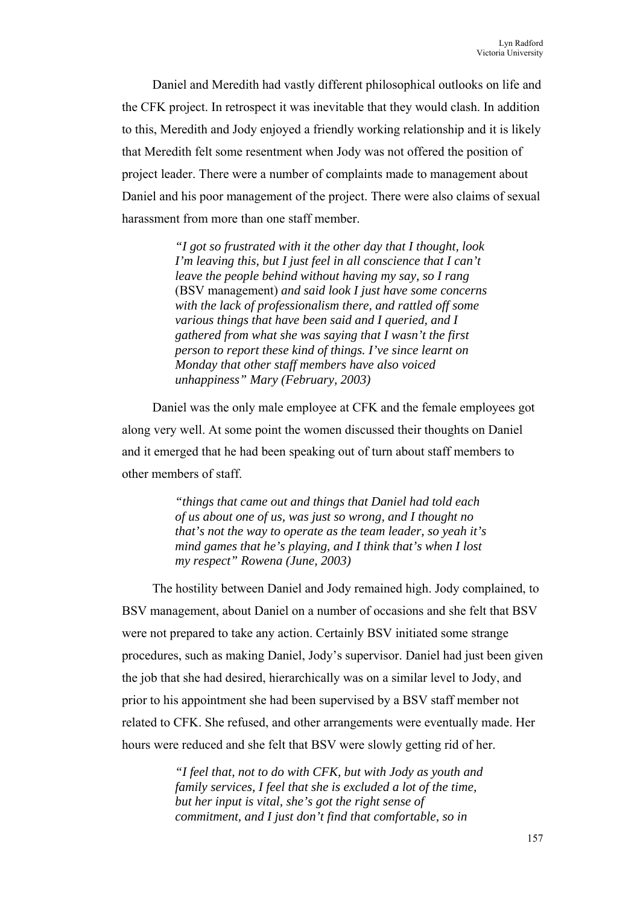Daniel and Meredith had vastly different philosophical outlooks on life and the CFK project. In retrospect it was inevitable that they would clash. In addition to this, Meredith and Jody enjoyed a friendly working relationship and it is likely that Meredith felt some resentment when Jody was not offered the position of project leader. There were a number of complaints made to management about Daniel and his poor management of the project. There were also claims of sexual harassment from more than one staff member.

> *"I got so frustrated with it the other day that I thought, look I'm leaving this, but I just feel in all conscience that I can't leave the people behind without having my say, so I rang* (BSV management) *and said look I just have some concerns with the lack of professionalism there, and rattled off some various things that have been said and I queried, and I gathered from what she was saying that I wasn't the first person to report these kind of things. I've since learnt on Monday that other staff members have also voiced unhappiness" Mary (February, 2003)*

Daniel was the only male employee at CFK and the female employees got along very well. At some point the women discussed their thoughts on Daniel and it emerged that he had been speaking out of turn about staff members to other members of staff.

> *"things that came out and things that Daniel had told each of us about one of us, was just so wrong, and I thought no that's not the way to operate as the team leader, so yeah it's mind games that he's playing, and I think that's when I lost my respect" Rowena (June, 2003)*

The hostility between Daniel and Jody remained high. Jody complained, to BSV management, about Daniel on a number of occasions and she felt that BSV were not prepared to take any action. Certainly BSV initiated some strange procedures, such as making Daniel, Jody's supervisor. Daniel had just been given the job that she had desired, hierarchically was on a similar level to Jody, and prior to his appointment she had been supervised by a BSV staff member not related to CFK. She refused, and other arrangements were eventually made. Her hours were reduced and she felt that BSV were slowly getting rid of her.

> *"I feel that, not to do with CFK, but with Jody as youth and family services, I feel that she is excluded a lot of the time, but her input is vital, she's got the right sense of commitment, and I just don't find that comfortable, so in*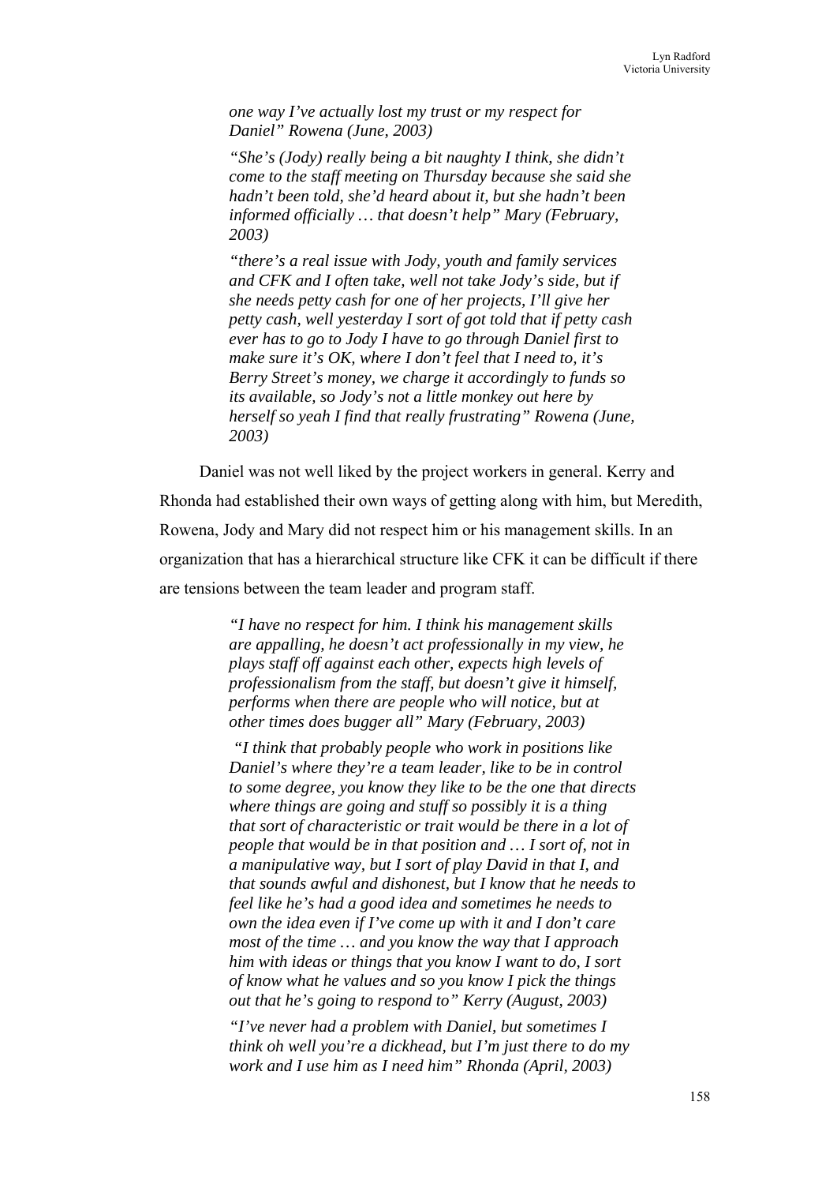> *one way I've actually lost my trust or my respect for Daniel" Rowena (June, 2003)*
>
> *"She's (Jody) really being a bit naughty I think, she didn't come to the staff meeting on Thursday because she said she hadn't been told, she'd heard about it, but she hadn't been informed officially … that doesn't help" Mary (February, 2003)*
>
> *"there's a real issue with Jody, youth and family services and CFK and I often take, well not take Jody's side, but if she needs petty cash for one of her projects, I'll give her petty cash, well yesterday I sort of got told that if petty cash ever has to go to Jody I have to go through Daniel first to make sure it's OK, where I don't feel that I need to, it's Berry Street's money, we charge it accordingly to funds so its available, so Jody's not a little monkey out here by herself so yeah I find that really frustrating" Rowena (June, 2003)*

Daniel was not well liked by the project workers in general. Kerry and Rhonda had established their own ways of getting along with him, but Meredith, Rowena, Jody and Mary did not respect him or his management skills. In an organization that has a hierarchical structure like CFK it can be difficult if there are tensions between the team leader and program staff.

> *"I have no respect for him. I think his management skills are appalling, he doesn't act professionally in my view, he plays staff off against each other, expects high levels of professionalism from the staff, but doesn't give it himself, performs when there are people who will notice, but at other times does bugger all" Mary (February, 2003)*
>
> *"I think that probably people who work in positions like Daniel's where they're a team leader, like to be in control to some degree, you know they like to be the one that directs where things are going and stuff so possibly it is a thing that sort of characteristic or trait would be there in a lot of people that would be in that position and … I sort of, not in a manipulative way, but I sort of play David in that I, and that sounds awful and dishonest, but I know that he needs to feel like he's had a good idea and sometimes he needs to own the idea even if I've come up with it and I don't care most of the time … and you know the way that I approach him with ideas or things that you know I want to do, I sort of know what he values and so you know I pick the things out that he's going to respond to" Kerry (August, 2003)*
>
> *"I've never had a problem with Daniel, but sometimes I think oh well you're a dickhead, but I'm just there to do my work and I use him as I need him" Rhonda (April, 2003)*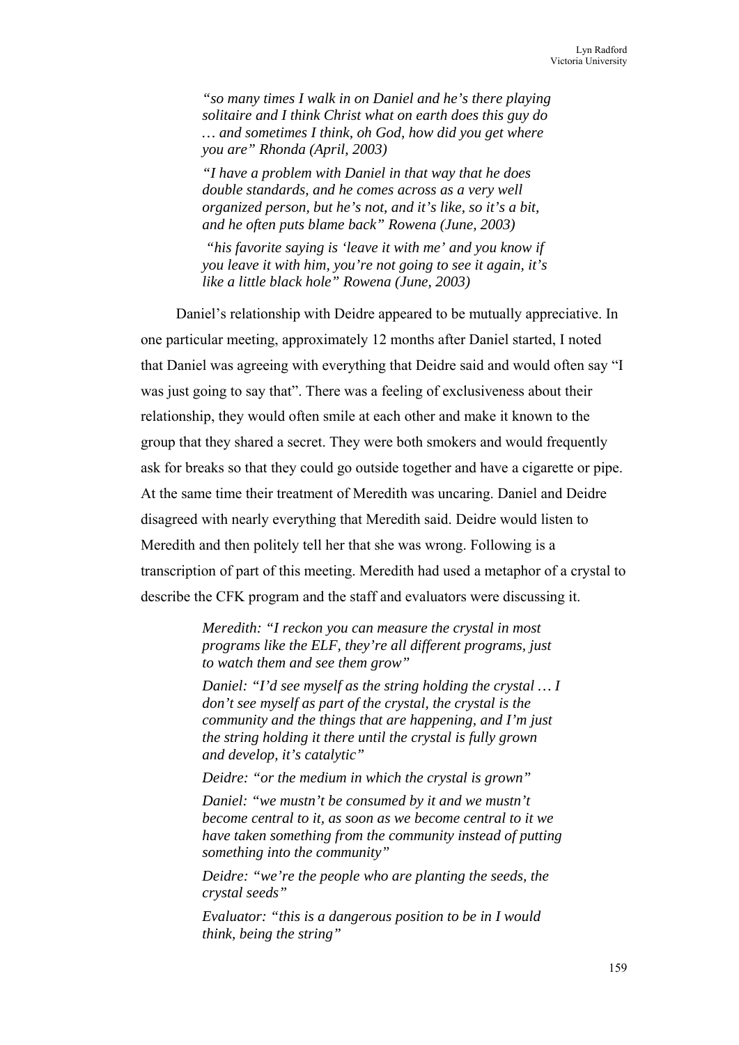> *“so many times I walk in on Daniel and he’s there playing solitaire and I think Christ what on earth does this guy do … and sometimes I think, oh God, how did you get where you are” Rhonda (April, 2003)*
>
> *“I have a problem with Daniel in that way that he does double standards, and he comes across as a very well organized person, but he’s not, and it’s like, so it’s a bit, and he often puts blame back” Rowena (June, 2003)*
>
> *“his favorite saying is ‘leave it with me’ and you know if you leave it with him, you’re not going to see it again, it’s like a little black hole” Rowena (June, 2003)*

Daniel’s relationship with Deidre appeared to be mutually appreciative. In one particular meeting, approximately 12 months after Daniel started, I noted that Daniel was agreeing with everything that Deidre said and would often say “I was just going to say that”. There was a feeling of exclusiveness about their relationship, they would often smile at each other and make it known to the group that they shared a secret. They were both smokers and would frequently ask for breaks so that they could go outside together and have a cigarette or pipe. At the same time their treatment of Meredith was uncaring. Daniel and Deidre disagreed with nearly everything that Meredith said. Deidre would listen to Meredith and then politely tell her that she was wrong. Following is a transcription of part of this meeting. Meredith had used a metaphor of a crystal to describe the CFK program and the staff and evaluators were discussing it.

> *Meredith: “I reckon you can measure the crystal in most programs like the ELF, they’re all different programs, just to watch them and see them grow”*
>
> *Daniel: “I’d see myself as the string holding the crystal … I don’t see myself as part of the crystal, the crystal is the community and the things that are happening, and I’m just the string holding it there until the crystal is fully grown and develop, it’s catalytic”*
>
> *Deidre: “or the medium in which the crystal is grown”*
>
> *Daniel: “we mustn’t be consumed by it and we mustn’t become central to it, as soon as we become central to it we have taken something from the community instead of putting something into the community”*
>
> *Deidre: “we’re the people who are planting the seeds, the crystal seeds”*
>
> *Evaluator: “this is a dangerous position to be in I would think, being the string”*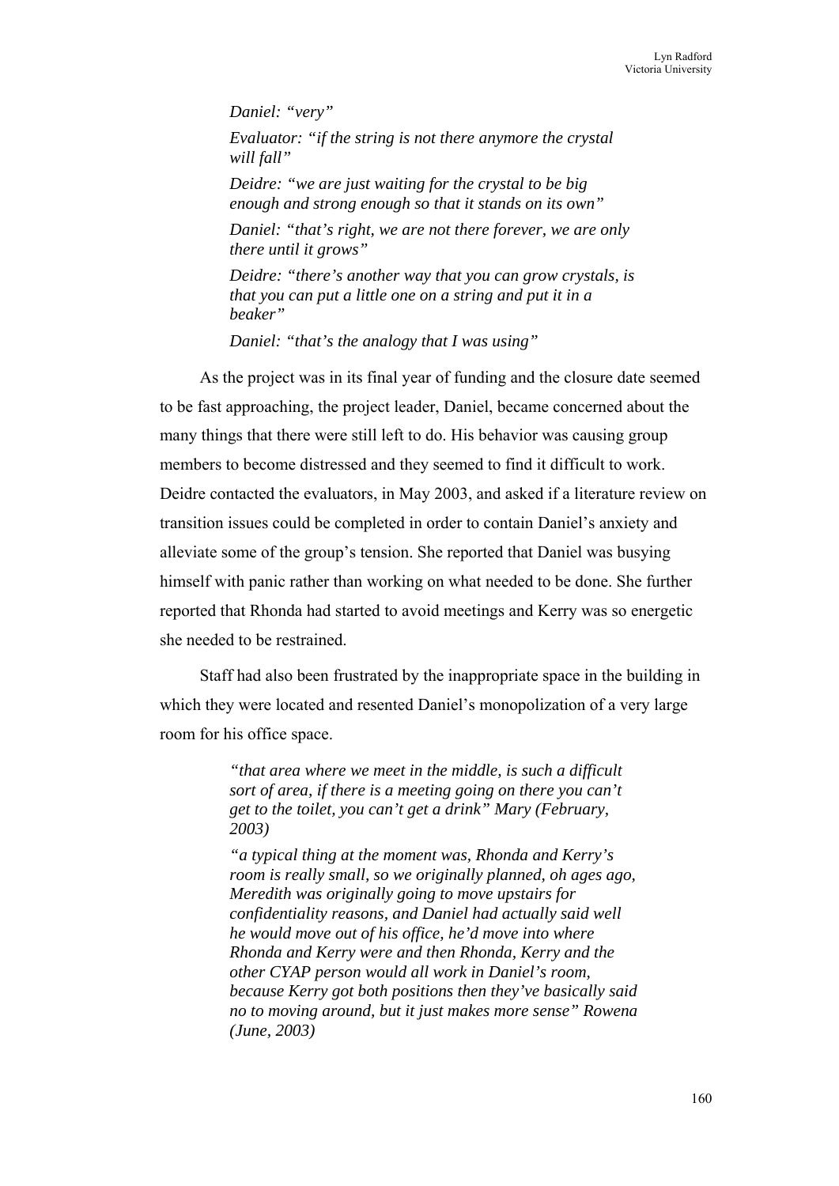> *Daniel: "very"*
>
> *Evaluator: "if the string is not there anymore the crystal will fall"*
>
> *Deidre: "we are just waiting for the crystal to be big enough and strong enough so that it stands on its own"*
>
> *Daniel: "that's right, we are not there forever, we are only there until it grows"*
>
> *Deidre: "there's another way that you can grow crystals, is that you can put a little one on a string and put it in a beaker"*
>
> *Daniel: "that's the analogy that I was using"*

As the project was in its final year of funding and the closure date seemed to be fast approaching, the project leader, Daniel, became concerned about the many things that there were still left to do. His behavior was causing group members to become distressed and they seemed to find it difficult to work. Deidre contacted the evaluators, in May 2003, and asked if a literature review on transition issues could be completed in order to contain Daniel's anxiety and alleviate some of the group's tension. She reported that Daniel was busying himself with panic rather than working on what needed to be done. She further reported that Rhonda had started to avoid meetings and Kerry was so energetic she needed to be restrained.

Staff had also been frustrated by the inappropriate space in the building in which they were located and resented Daniel's monopolization of a very large room for his office space.

> *"that area where we meet in the middle, is such a difficult sort of area, if there is a meeting going on there you can't get to the toilet, you can't get a drink" Mary (February, 2003)*
>
> *"a typical thing at the moment was, Rhonda and Kerry's room is really small, so we originally planned, oh ages ago, Meredith was originally going to move upstairs for confidentiality reasons, and Daniel had actually said well he would move out of his office, he'd move into where Rhonda and Kerry were and then Rhonda, Kerry and the other CYAP person would all work in Daniel's room, because Kerry got both positions then they've basically said no to moving around, but it just makes more sense" Rowena (June, 2003)*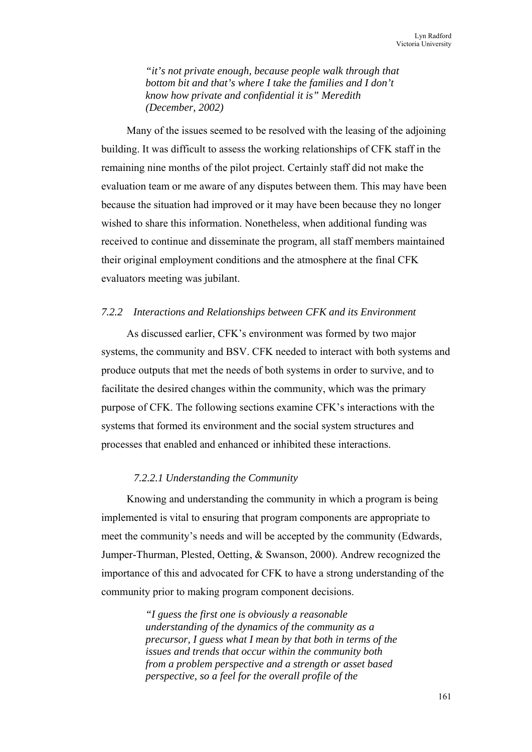> *"it's not private enough, because people walk through that bottom bit and that's where I take the families and I don't know how private and confidential it is" Meredith (December, 2002)*

Many of the issues seemed to be resolved with the leasing of the adjoining building. It was difficult to assess the working relationships of CFK staff in the remaining nine months of the pilot project. Certainly staff did not make the evaluation team or me aware of any disputes between them. This may have been because the situation had improved or it may have been because they no longer wished to share this information. Nonetheless, when additional funding was received to continue and disseminate the program, all staff members maintained their original employment conditions and the atmosphere at the final CFK evaluators meeting was jubilant.

### *7.2.2 Interactions and Relationships between CFK and its Environment*

As discussed earlier, CFK's environment was formed by two major systems, the community and BSV. CFK needed to interact with both systems and produce outputs that met the needs of both systems in order to survive, and to facilitate the desired changes within the community, which was the primary purpose of CFK. The following sections examine CFK's interactions with the systems that formed its environment and the social system structures and processes that enabled and enhanced or inhibited these interactions.

#### *7.2.2.1 Understanding the Community*

Knowing and understanding the community in which a program is being implemented is vital to ensuring that program components are appropriate to meet the community's needs and will be accepted by the community (Edwards, Jumper-Thurman, Plested, Oetting, & Swanson, 2000). Andrew recognized the importance of this and advocated for CFK to have a strong understanding of the community prior to making program component decisions.

> *"I guess the first one is obviously a reasonable understanding of the dynamics of the community as a precursor, I guess what I mean by that both in terms of the issues and trends that occur within the community both from a problem perspective and a strength or asset based perspective, so a feel for the overall profile of the*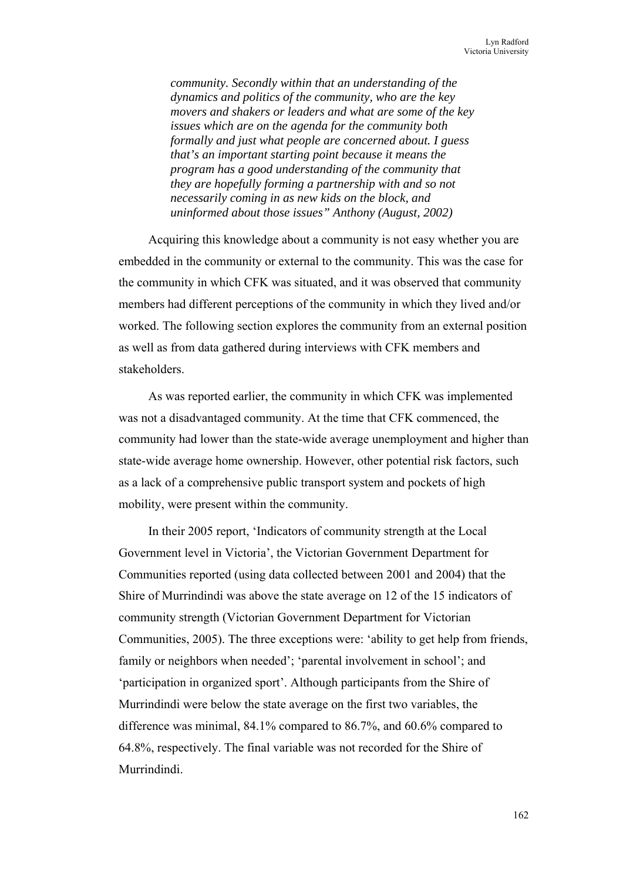> *community. Secondly within that an understanding of the dynamics and politics of the community, who are the key movers and shakers or leaders and what are some of the key issues which are on the agenda for the community both formally and just what people are concerned about. I guess that's an important starting point because it means the program has a good understanding of the community that they are hopefully forming a partnership with and so not necessarily coming in as new kids on the block, and uninformed about those issues" Anthony (August, 2002)*

Acquiring this knowledge about a community is not easy whether you are embedded in the community or external to the community. This was the case for the community in which CFK was situated, and it was observed that community members had different perceptions of the community in which they lived and/or worked. The following section explores the community from an external position as well as from data gathered during interviews with CFK members and stakeholders.

As was reported earlier, the community in which CFK was implemented was not a disadvantaged community. At the time that CFK commenced, the community had lower than the state-wide average unemployment and higher than state-wide average home ownership. However, other potential risk factors, such as a lack of a comprehensive public transport system and pockets of high mobility, were present within the community.

In their 2005 report, 'Indicators of community strength at the Local Government level in Victoria', the Victorian Government Department for Communities reported (using data collected between 2001 and 2004) that the Shire of Murrindindi was above the state average on 12 of the 15 indicators of community strength (Victorian Government Department for Victorian Communities, 2005). The three exceptions were: 'ability to get help from friends, family or neighbors when needed'; 'parental involvement in school'; and 'participation in organized sport'. Although participants from the Shire of Murrindindi were below the state average on the first two variables, the difference was minimal, 84.1% compared to 86.7%, and 60.6% compared to 64.8%, respectively. The final variable was not recorded for the Shire of Murrindindi.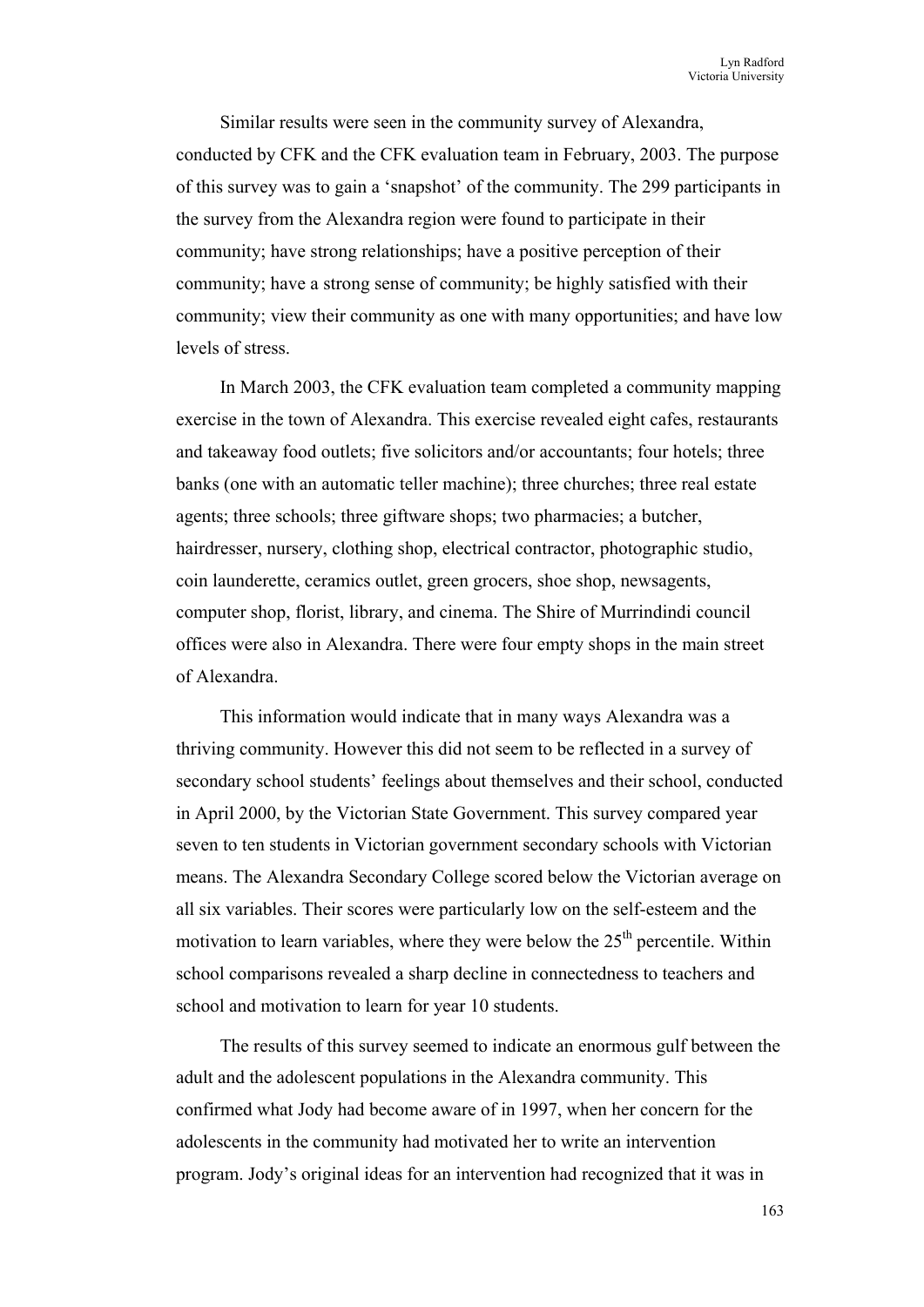Similar results were seen in the community survey of Alexandra, conducted by CFK and the CFK evaluation team in February, 2003. The purpose of this survey was to gain a 'snapshot' of the community. The 299 participants in the survey from the Alexandra region were found to participate in their community; have strong relationships; have a positive perception of their community; have a strong sense of community; be highly satisfied with their community; view their community as one with many opportunities; and have low levels of stress.

In March 2003, the CFK evaluation team completed a community mapping exercise in the town of Alexandra. This exercise revealed eight cafes, restaurants and takeaway food outlets; five solicitors and/or accountants; four hotels; three banks (one with an automatic teller machine); three churches; three real estate agents; three schools; three giftware shops; two pharmacies; a butcher, hairdresser, nursery, clothing shop, electrical contractor, photographic studio, coin launderette, ceramics outlet, green grocers, shoe shop, newsagents, computer shop, florist, library, and cinema. The Shire of Murrindindi council offices were also in Alexandra. There were four empty shops in the main street of Alexandra.

This information would indicate that in many ways Alexandra was a thriving community. However this did not seem to be reflected in a survey of secondary school students' feelings about themselves and their school, conducted in April 2000, by the Victorian State Government. This survey compared year seven to ten students in Victorian government secondary schools with Victorian means. The Alexandra Secondary College scored below the Victorian average on all six variables. Their scores were particularly low on the self-esteem and the motivation to learn variables, where they were below the 25th percentile. Within school comparisons revealed a sharp decline in connectedness to teachers and school and motivation to learn for year 10 students.

The results of this survey seemed to indicate an enormous gulf between the adult and the adolescent populations in the Alexandra community. This confirmed what Jody had become aware of in 1997, when her concern for the adolescents in the community had motivated her to write an intervention program. Jody's original ideas for an intervention had recognized that it was in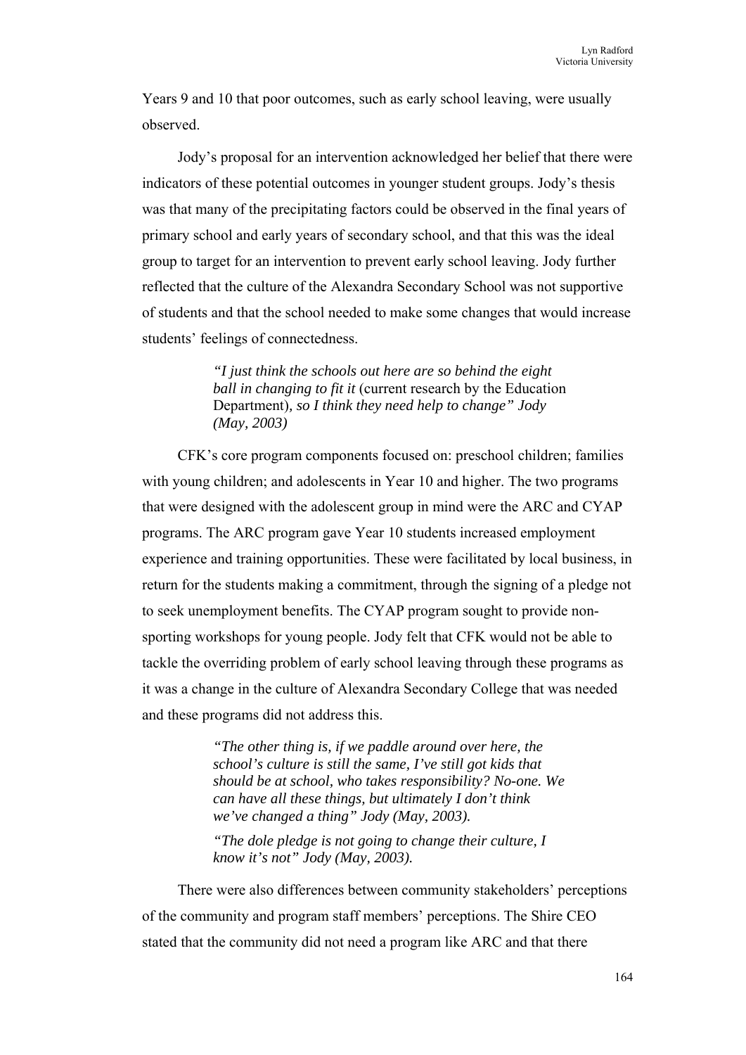Years 9 and 10 that poor outcomes, such as early school leaving, were usually observed.

Jody's proposal for an intervention acknowledged her belief that there were indicators of these potential outcomes in younger student groups. Jody's thesis was that many of the precipitating factors could be observed in the final years of primary school and early years of secondary school, and that this was the ideal group to target for an intervention to prevent early school leaving. Jody further reflected that the culture of the Alexandra Secondary School was not supportive of students and that the school needed to make some changes that would increase students' feelings of connectedness.

> *"I just think the schools out here are so behind the eight ball in changing to fit it* (current research by the Education Department)*, so I think they need help to change" Jody (May, 2003)*

CFK's core program components focused on: preschool children; families with young children; and adolescents in Year 10 and higher. The two programs that were designed with the adolescent group in mind were the ARC and CYAP programs. The ARC program gave Year 10 students increased employment experience and training opportunities. These were facilitated by local business, in return for the students making a commitment, through the signing of a pledge not to seek unemployment benefits. The CYAP program sought to provide non-sporting workshops for young people. Jody felt that CFK would not be able to tackle the overriding problem of early school leaving through these programs as it was a change in the culture of Alexandra Secondary College that was needed and these programs did not address this.

> *"The other thing is, if we paddle around over here, the school's culture is still the same, I've still got kids that should be at school, who takes responsibility? No-one. We can have all these things, but ultimately I don't think we've changed a thing" Jody (May, 2003).*
>
> *"The dole pledge is not going to change their culture, I know it's not" Jody (May, 2003).*

There were also differences between community stakeholders' perceptions of the community and program staff members' perceptions. The Shire CEO stated that the community did not need a program like ARC and that there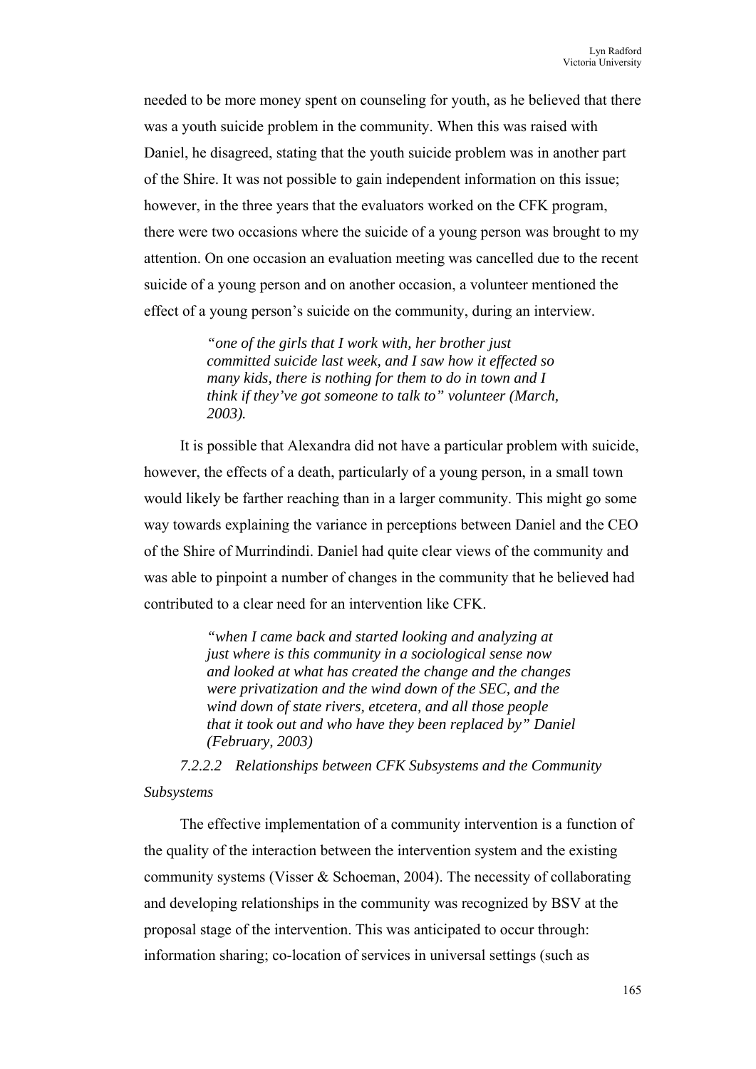needed to be more money spent on counseling for youth, as he believed that there was a youth suicide problem in the community. When this was raised with Daniel, he disagreed, stating that the youth suicide problem was in another part of the Shire. It was not possible to gain independent information on this issue; however, in the three years that the evaluators worked on the CFK program, there were two occasions where the suicide of a young person was brought to my attention. On one occasion an evaluation meeting was cancelled due to the recent suicide of a young person and on another occasion, a volunteer mentioned the effect of a young person's suicide on the community, during an interview.

> *"one of the girls that I work with, her brother just committed suicide last week, and I saw how it effected so many kids, there is nothing for them to do in town and I think if they've got someone to talk to" volunteer (March, 2003).*

It is possible that Alexandra did not have a particular problem with suicide, however, the effects of a death, particularly of a young person, in a small town would likely be farther reaching than in a larger community. This might go some way towards explaining the variance in perceptions between Daniel and the CEO of the Shire of Murrindindi. Daniel had quite clear views of the community and was able to pinpoint a number of changes in the community that he believed had contributed to a clear need for an intervention like CFK.

> *"when I came back and started looking and analyzing at just where is this community in a sociological sense now and looked at what has created the change and the changes were privatization and the wind down of the SEC, and the wind down of state rivers, etcetera, and all those people that it took out and who have they been replaced by" Daniel (February, 2003)*

#### *7.2.2.2 Relationships between CFK Subsystems and the Community Subsystems*

The effective implementation of a community intervention is a function of the quality of the interaction between the intervention system and the existing community systems (Visser & Schoeman, 2004). The necessity of collaborating and developing relationships in the community was recognized by BSV at the proposal stage of the intervention. This was anticipated to occur through: information sharing; co-location of services in universal settings (such as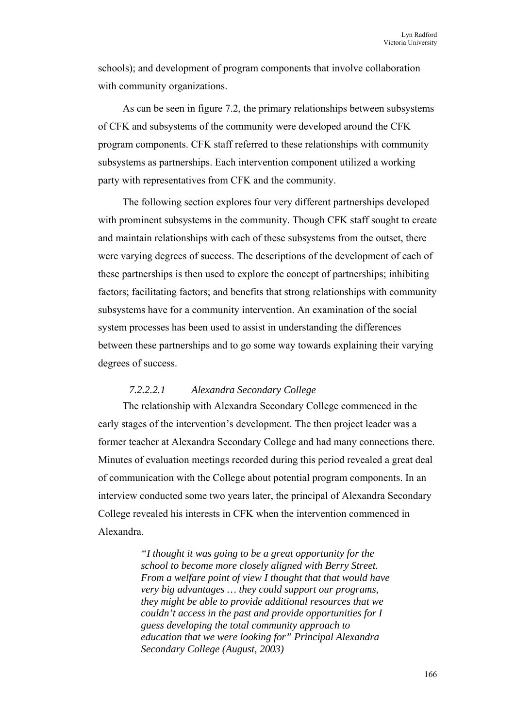schools); and development of program components that involve collaboration with community organizations.

As can be seen in figure 7.2, the primary relationships between subsystems of CFK and subsystems of the community were developed around the CFK program components. CFK staff referred to these relationships with community subsystems as partnerships. Each intervention component utilized a working party with representatives from CFK and the community.

The following section explores four very different partnerships developed with prominent subsystems in the community. Though CFK staff sought to create and maintain relationships with each of these subsystems from the outset, there were varying degrees of success. The descriptions of the development of each of these partnerships is then used to explore the concept of partnerships; inhibiting factors; facilitating factors; and benefits that strong relationships with community subsystems have for a community intervention. An examination of the social system processes has been used to assist in understanding the differences between these partnerships and to go some way towards explaining their varying degrees of success.

##### *7.2.2.2.1 Alexandra Secondary College*

The relationship with Alexandra Secondary College commenced in the early stages of the intervention's development. The then project leader was a former teacher at Alexandra Secondary College and had many connections there. Minutes of evaluation meetings recorded during this period revealed a great deal of communication with the College about potential program components. In an interview conducted some two years later, the principal of Alexandra Secondary College revealed his interests in CFK when the intervention commenced in Alexandra.

> *"I thought it was going to be a great opportunity for the school to become more closely aligned with Berry Street. From a welfare point of view I thought that that would have very big advantages … they could support our programs, they might be able to provide additional resources that we couldn't access in the past and provide opportunities for I guess developing the total community approach to education that we were looking for" Principal Alexandra Secondary College (August, 2003)*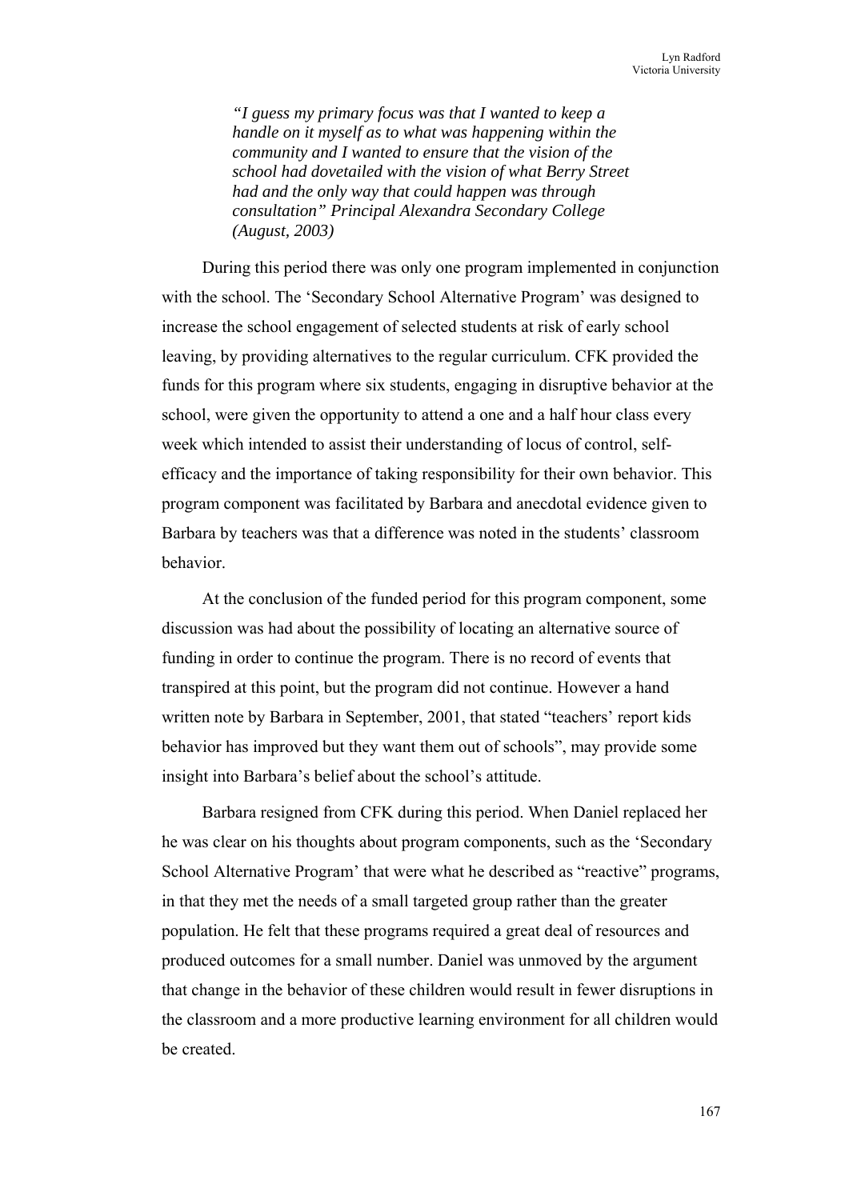*"I guess my primary focus was that I wanted to keep a handle on it myself as to what was happening within the community and I wanted to ensure that the vision of the school had dovetailed with the vision of what Berry Street had and the only way that could happen was through consultation" Principal Alexandra Secondary College (August, 2003)*

During this period there was only one program implemented in conjunction with the school. The 'Secondary School Alternative Program' was designed to increase the school engagement of selected students at risk of early school leaving, by providing alternatives to the regular curriculum. CFK provided the funds for this program where six students, engaging in disruptive behavior at the school, were given the opportunity to attend a one and a half hour class every week which intended to assist their understanding of locus of control, self-efficacy and the importance of taking responsibility for their own behavior. This program component was facilitated by Barbara and anecdotal evidence given to Barbara by teachers was that a difference was noted in the students' classroom behavior.

At the conclusion of the funded period for this program component, some discussion was had about the possibility of locating an alternative source of funding in order to continue the program. There is no record of events that transpired at this point, but the program did not continue. However a hand written note by Barbara in September, 2001, that stated "teachers' report kids behavior has improved but they want them out of schools", may provide some insight into Barbara's belief about the school's attitude.

Barbara resigned from CFK during this period. When Daniel replaced her he was clear on his thoughts about program components, such as the 'Secondary School Alternative Program' that were what he described as "reactive" programs, in that they met the needs of a small targeted group rather than the greater population. He felt that these programs required a great deal of resources and produced outcomes for a small number. Daniel was unmoved by the argument that change in the behavior of these children would result in fewer disruptions in the classroom and a more productive learning environment for all children would be created.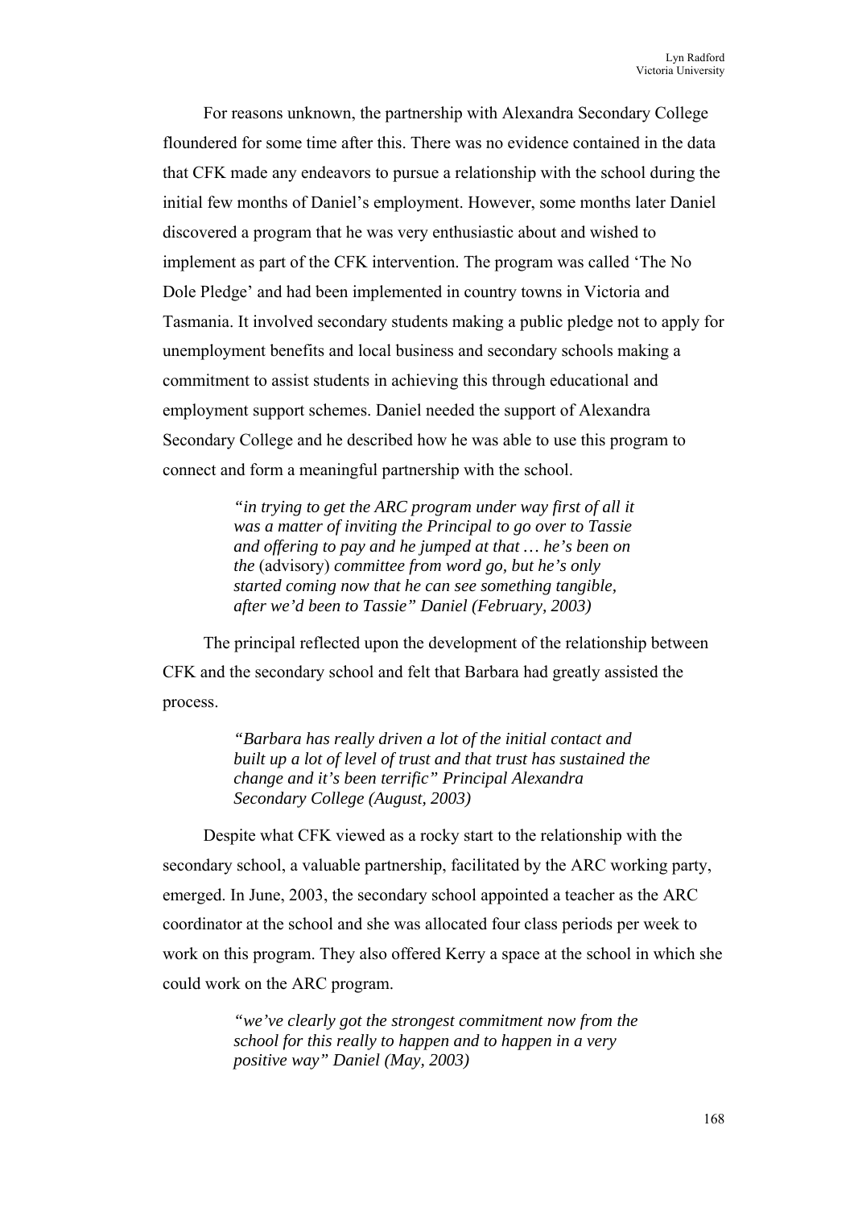For reasons unknown, the partnership with Alexandra Secondary College floundered for some time after this. There was no evidence contained in the data that CFK made any endeavors to pursue a relationship with the school during the initial few months of Daniel's employment. However, some months later Daniel discovered a program that he was very enthusiastic about and wished to implement as part of the CFK intervention. The program was called 'The No Dole Pledge' and had been implemented in country towns in Victoria and Tasmania. It involved secondary students making a public pledge not to apply for unemployment benefits and local business and secondary schools making a commitment to assist students in achieving this through educational and employment support schemes. Daniel needed the support of Alexandra Secondary College and he described how he was able to use this program to connect and form a meaningful partnership with the school.

> *"in trying to get the ARC program under way first of all it was a matter of inviting the Principal to go over to Tassie and offering to pay and he jumped at that … he's been on the* (advisory) *committee from word go, but he's only started coming now that he can see something tangible, after we'd been to Tassie" Daniel (February, 2003)*

The principal reflected upon the development of the relationship between CFK and the secondary school and felt that Barbara had greatly assisted the process.

> *"Barbara has really driven a lot of the initial contact and built up a lot of level of trust and that trust has sustained the change and it's been terrific" Principal Alexandra Secondary College (August, 2003)*

Despite what CFK viewed as a rocky start to the relationship with the secondary school, a valuable partnership, facilitated by the ARC working party, emerged. In June, 2003, the secondary school appointed a teacher as the ARC coordinator at the school and she was allocated four class periods per week to work on this program. They also offered Kerry a space at the school in which she could work on the ARC program.

> *"we've clearly got the strongest commitment now from the school for this really to happen and to happen in a very positive way" Daniel (May, 2003)*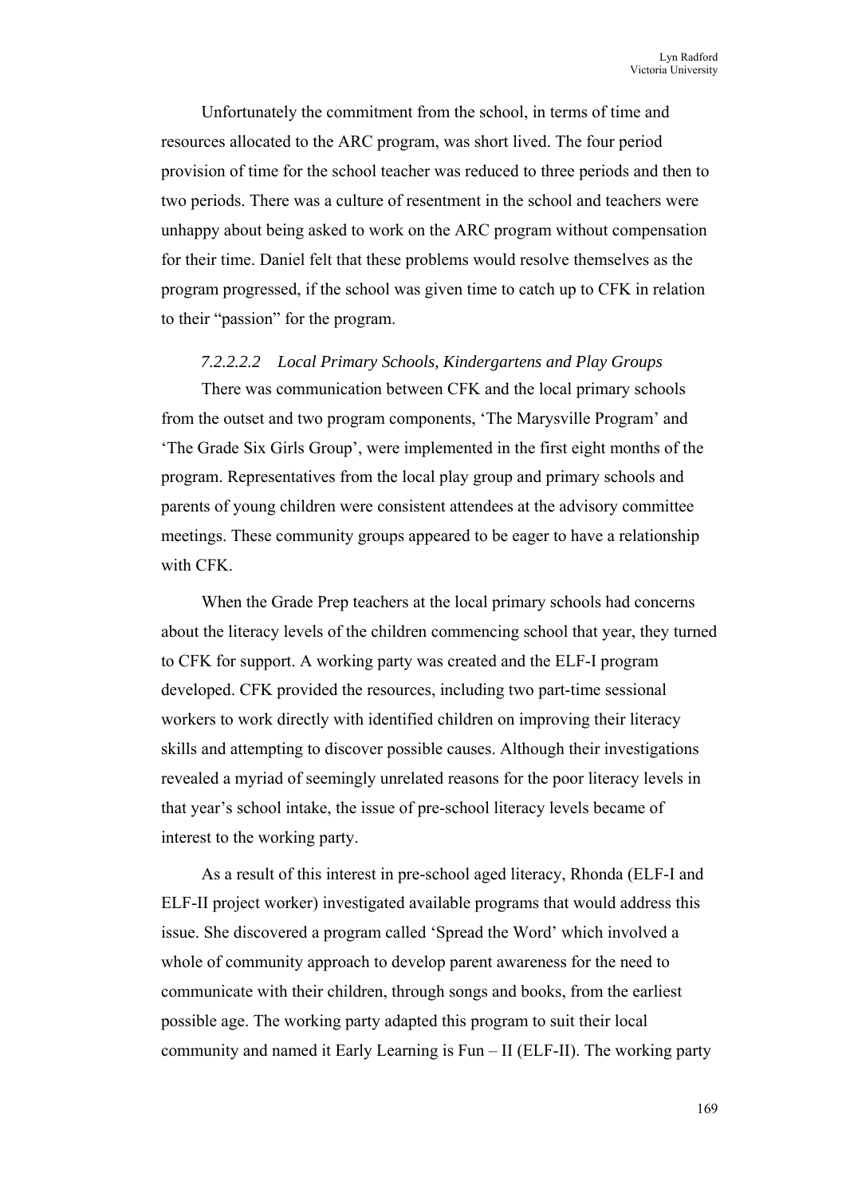Unfortunately the commitment from the school, in terms of time and resources allocated to the ARC program, was short lived. The four period provision of time for the school teacher was reduced to three periods and then to two periods. There was a culture of resentment in the school and teachers were unhappy about being asked to work on the ARC program without compensation for their time. Daniel felt that these problems would resolve themselves as the program progressed, if the school was given time to catch up to CFK in relation to their "passion" for the program.

##### *7.2.2.2.2 Local Primary Schools, Kindergartens and Play Groups*

There was communication between CFK and the local primary schools from the outset and two program components, 'The Marysville Program' and 'The Grade Six Girls Group', were implemented in the first eight months of the program. Representatives from the local play group and primary schools and parents of young children were consistent attendees at the advisory committee meetings. These community groups appeared to be eager to have a relationship with CFK.

When the Grade Prep teachers at the local primary schools had concerns about the literacy levels of the children commencing school that year, they turned to CFK for support. A working party was created and the ELF-I program developed. CFK provided the resources, including two part-time sessional workers to work directly with identified children on improving their literacy skills and attempting to discover possible causes. Although their investigations revealed a myriad of seemingly unrelated reasons for the poor literacy levels in that year's school intake, the issue of pre-school literacy levels became of interest to the working party.

As a result of this interest in pre-school aged literacy, Rhonda (ELF-I and ELF-II project worker) investigated available programs that would address this issue. She discovered a program called 'Spread the Word' which involved a whole of community approach to develop parent awareness for the need to communicate with their children, through songs and books, from the earliest possible age. The working party adapted this program to suit their local community and named it Early Learning is Fun – II (ELF-II). The working party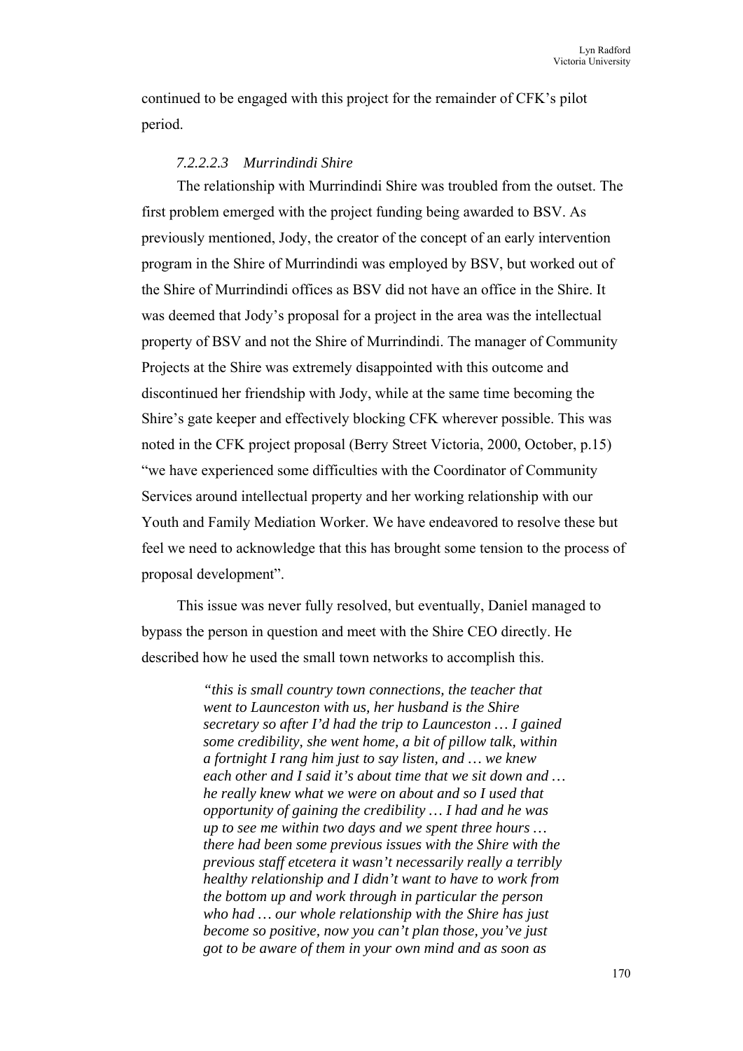continued to be engaged with this project for the remainder of CFK's pilot period.

#### *7.2.2.2.3 Murrindindi Shire*

The relationship with Murrindindi Shire was troubled from the outset. The first problem emerged with the project funding being awarded to BSV. As previously mentioned, Jody, the creator of the concept of an early intervention program in the Shire of Murrindindi was employed by BSV, but worked out of the Shire of Murrindindi offices as BSV did not have an office in the Shire. It was deemed that Jody's proposal for a project in the area was the intellectual property of BSV and not the Shire of Murrindindi. The manager of Community Projects at the Shire was extremely disappointed with this outcome and discontinued her friendship with Jody, while at the same time becoming the Shire's gate keeper and effectively blocking CFK wherever possible. This was noted in the CFK project proposal (Berry Street Victoria, 2000, October, p.15) "we have experienced some difficulties with the Coordinator of Community Services around intellectual property and her working relationship with our Youth and Family Mediation Worker. We have endeavored to resolve these but feel we need to acknowledge that this has brought some tension to the process of proposal development".

This issue was never fully resolved, but eventually, Daniel managed to bypass the person in question and meet with the Shire CEO directly. He described how he used the small town networks to accomplish this.

> *"this is small country town connections, the teacher that went to Launceston with us, her husband is the Shire secretary so after I'd had the trip to Launceston … I gained some credibility, she went home, a bit of pillow talk, within a fortnight I rang him just to say listen, and … we knew each other and I said it's about time that we sit down and … he really knew what we were on about and so I used that opportunity of gaining the credibility … I had and he was up to see me within two days and we spent three hours … there had been some previous issues with the Shire with the previous staff etcetera it wasn't necessarily really a terribly healthy relationship and I didn't want to have to work from the bottom up and work through in particular the person who had … our whole relationship with the Shire has just become so positive, now you can't plan those, you've just got to be aware of them in your own mind and as soon as*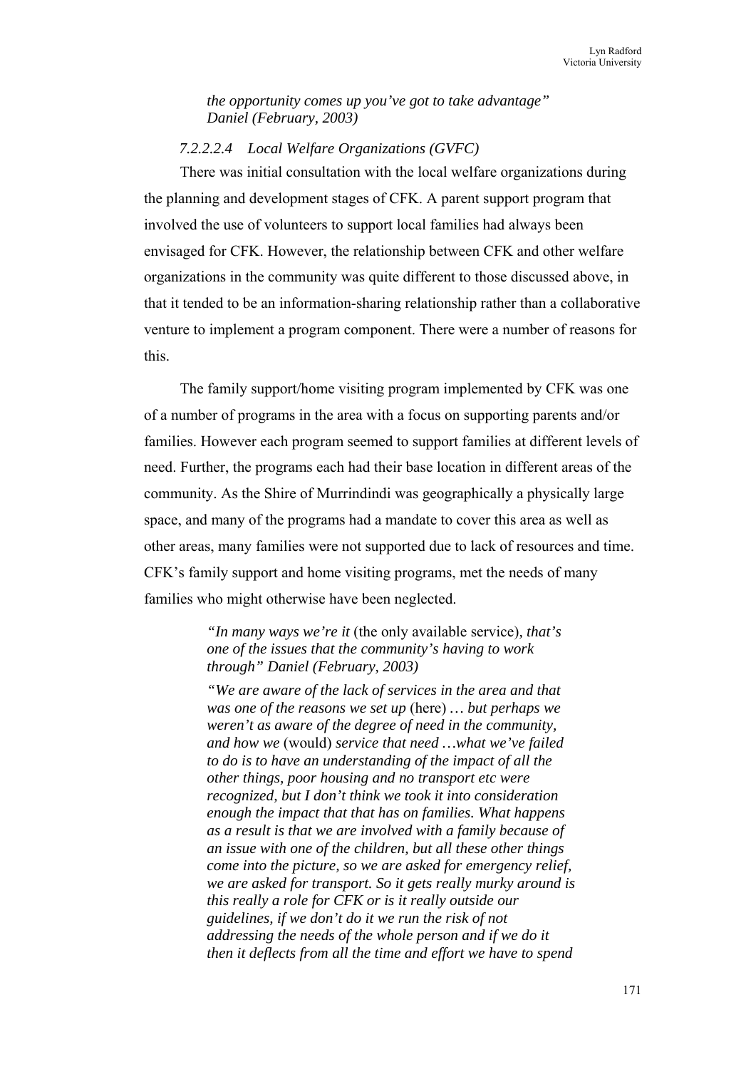*the opportunity comes up you've got to take advantage" Daniel (February, 2003)*

#### *7.2.2.2.4 Local Welfare Organizations (GVFC)*

There was initial consultation with the local welfare organizations during the planning and development stages of CFK. A parent support program that involved the use of volunteers to support local families had always been envisaged for CFK. However, the relationship between CFK and other welfare organizations in the community was quite different to those discussed above, in that it tended to be an information-sharing relationship rather than a collaborative venture to implement a program component. There were a number of reasons for this.

The family support/home visiting program implemented by CFK was one of a number of programs in the area with a focus on supporting parents and/or families. However each program seemed to support families at different levels of need. Further, the programs each had their base location in different areas of the community. As the Shire of Murrindindi was geographically a physically large space, and many of the programs had a mandate to cover this area as well as other areas, many families were not supported due to lack of resources and time. CFK's family support and home visiting programs, met the needs of many families who might otherwise have been neglected.

> *"In many ways we're it* (the only available service)*, that's one of the issues that the community's having to work through" Daniel (February, 2003)*
>
> *"We are aware of the lack of services in the area and that was one of the reasons we set up* (here) *… but perhaps we weren't as aware of the degree of need in the community, and how we* (would) *service that need …what we've failed to do is to have an understanding of the impact of all the other things, poor housing and no transport etc were recognized, but I don't think we took it into consideration enough the impact that that has on families. What happens as a result is that we are involved with a family because of an issue with one of the children, but all these other things come into the picture, so we are asked for emergency relief, we are asked for transport. So it gets really murky around is this really a role for CFK or is it really outside our guidelines, if we don't do it we run the risk of not addressing the needs of the whole person and if we do it then it deflects from all the time and effort we have to spend*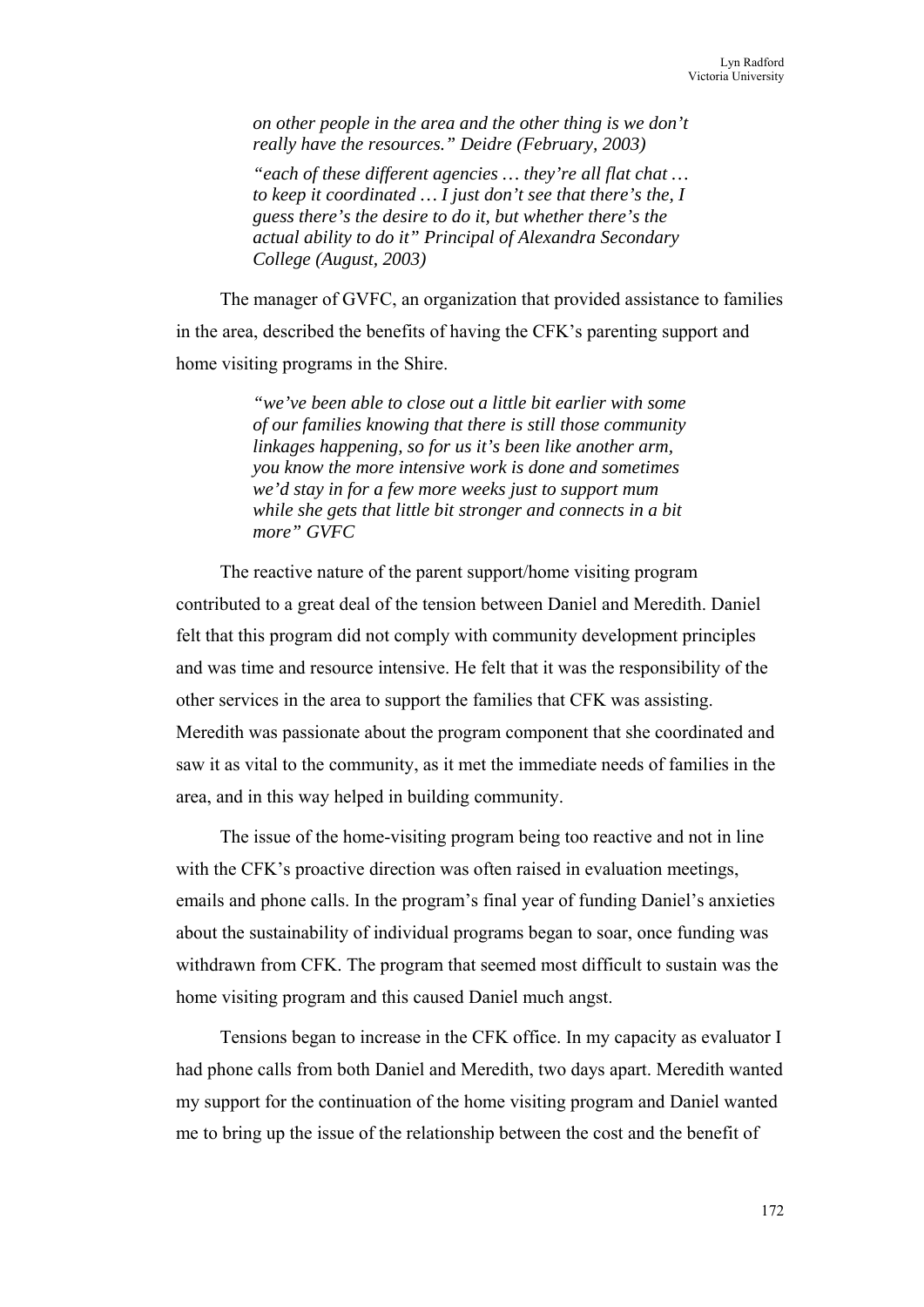> *on other people in the area and the other thing is we don't really have the resources." Deidre (February, 2003)*
>
> *"each of these different agencies … they're all flat chat … to keep it coordinated … I just don't see that there's the, I guess there's the desire to do it, but whether there's the actual ability to do it" Principal of Alexandra Secondary College (August, 2003)*

The manager of GVFC, an organization that provided assistance to families in the area, described the benefits of having the CFK's parenting support and home visiting programs in the Shire.

> *"we've been able to close out a little bit earlier with some of our families knowing that there is still those community linkages happening, so for us it's been like another arm, you know the more intensive work is done and sometimes we'd stay in for a few more weeks just to support mum while she gets that little bit stronger and connects in a bit more" GVFC*

The reactive nature of the parent support/home visiting program contributed to a great deal of the tension between Daniel and Meredith. Daniel felt that this program did not comply with community development principles and was time and resource intensive. He felt that it was the responsibility of the other services in the area to support the families that CFK was assisting. Meredith was passionate about the program component that she coordinated and saw it as vital to the community, as it met the immediate needs of families in the area, and in this way helped in building community.

The issue of the home-visiting program being too reactive and not in line with the CFK's proactive direction was often raised in evaluation meetings, emails and phone calls. In the program's final year of funding Daniel's anxieties about the sustainability of individual programs began to soar, once funding was withdrawn from CFK. The program that seemed most difficult to sustain was the home visiting program and this caused Daniel much angst.

Tensions began to increase in the CFK office. In my capacity as evaluator I had phone calls from both Daniel and Meredith, two days apart. Meredith wanted my support for the continuation of the home visiting program and Daniel wanted me to bring up the issue of the relationship between the cost and the benefit of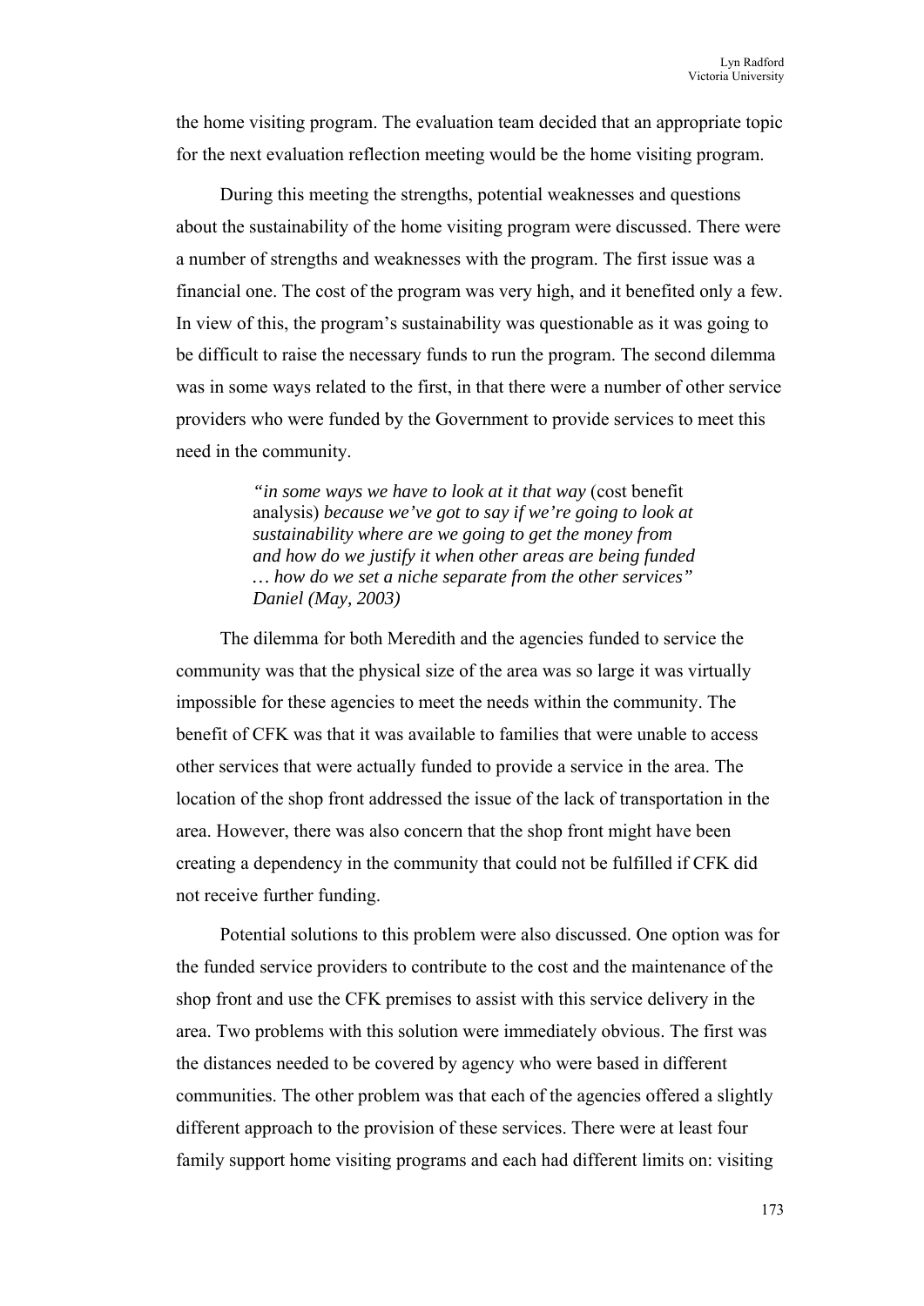the home visiting program. The evaluation team decided that an appropriate topic for the next evaluation reflection meeting would be the home visiting program.

During this meeting the strengths, potential weaknesses and questions about the sustainability of the home visiting program were discussed. There were a number of strengths and weaknesses with the program. The first issue was a financial one. The cost of the program was very high, and it benefited only a few. In view of this, the program's sustainability was questionable as it was going to be difficult to raise the necessary funds to run the program. The second dilemma was in some ways related to the first, in that there were a number of other service providers who were funded by the Government to provide services to meet this need in the community.

> *"in some ways we have to look at it that way* (cost benefit analysis) *because we've got to say if we're going to look at sustainability where are we going to get the money from and how do we justify it when other areas are being funded … how do we set a niche separate from the other services" Daniel (May, 2003)*

The dilemma for both Meredith and the agencies funded to service the community was that the physical size of the area was so large it was virtually impossible for these agencies to meet the needs within the community. The benefit of CFK was that it was available to families that were unable to access other services that were actually funded to provide a service in the area. The location of the shop front addressed the issue of the lack of transportation in the area. However, there was also concern that the shop front might have been creating a dependency in the community that could not be fulfilled if CFK did not receive further funding.

Potential solutions to this problem were also discussed. One option was for the funded service providers to contribute to the cost and the maintenance of the shop front and use the CFK premises to assist with this service delivery in the area. Two problems with this solution were immediately obvious. The first was the distances needed to be covered by agency who were based in different communities. The other problem was that each of the agencies offered a slightly different approach to the provision of these services. There were at least four family support home visiting programs and each had different limits on: visiting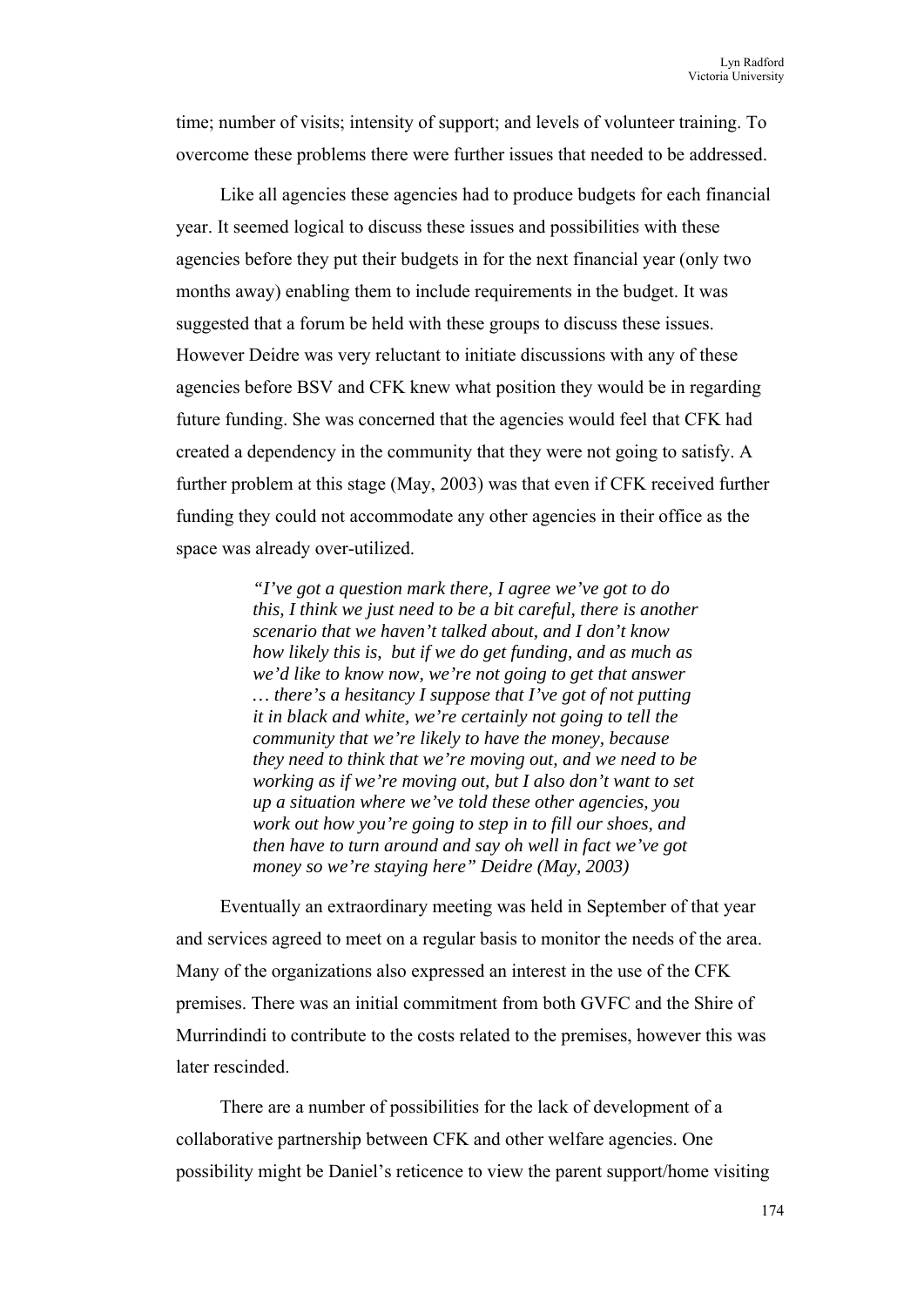time; number of visits; intensity of support; and levels of volunteer training. To overcome these problems there were further issues that needed to be addressed.

Like all agencies these agencies had to produce budgets for each financial year. It seemed logical to discuss these issues and possibilities with these agencies before they put their budgets in for the next financial year (only two months away) enabling them to include requirements in the budget. It was suggested that a forum be held with these groups to discuss these issues. However Deidre was very reluctant to initiate discussions with any of these agencies before BSV and CFK knew what position they would be in regarding future funding. She was concerned that the agencies would feel that CFK had created a dependency in the community that they were not going to satisfy. A further problem at this stage (May, 2003) was that even if CFK received further funding they could not accommodate any other agencies in their office as the space was already over-utilized.

> *"I've got a question mark there, I agree we've got to do this, I think we just need to be a bit careful, there is another scenario that we haven't talked about, and I don't know how likely this is, but if we do get funding, and as much as we'd like to know now, we're not going to get that answer … there's a hesitancy I suppose that I've got of not putting it in black and white, we're certainly not going to tell the community that we're likely to have the money, because they need to think that we're moving out, and we need to be working as if we're moving out, but I also don't want to set up a situation where we've told these other agencies, you work out how you're going to step in to fill our shoes, and then have to turn around and say oh well in fact we've got money so we're staying here" Deidre (May, 2003)*

Eventually an extraordinary meeting was held in September of that year and services agreed to meet on a regular basis to monitor the needs of the area. Many of the organizations also expressed an interest in the use of the CFK premises. There was an initial commitment from both GVFC and the Shire of Murrindindi to contribute to the costs related to the premises, however this was later rescinded.

There are a number of possibilities for the lack of development of a collaborative partnership between CFK and other welfare agencies. One possibility might be Daniel's reticence to view the parent support/home visiting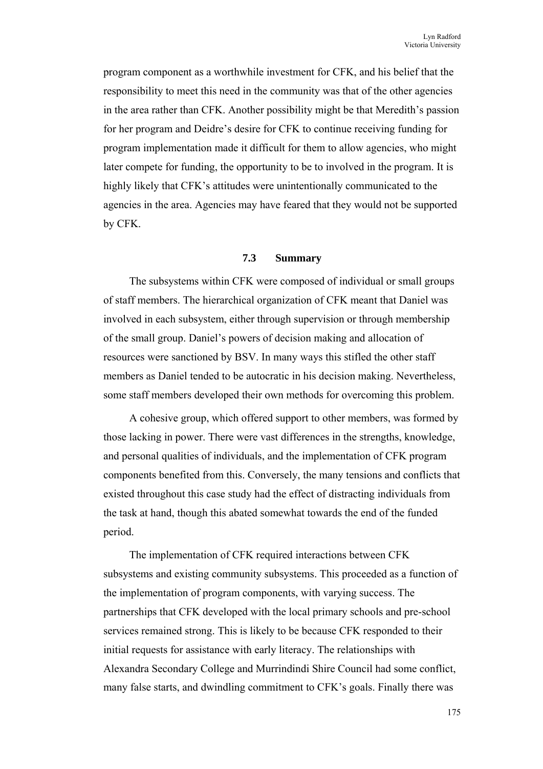program component as a worthwhile investment for CFK, and his belief that the responsibility to meet this need in the community was that of the other agencies in the area rather than CFK. Another possibility might be that Meredith's passion for her program and Deidre's desire for CFK to continue receiving funding for program implementation made it difficult for them to allow agencies, who might later compete for funding, the opportunity to be to involved in the program. It is highly likely that CFK's attitudes were unintentionally communicated to the agencies in the area. Agencies may have feared that they would not be supported by CFK.

## 7.3 Summary

The subsystems within CFK were composed of individual or small groups of staff members. The hierarchical organization of CFK meant that Daniel was involved in each subsystem, either through supervision or through membership of the small group. Daniel's powers of decision making and allocation of resources were sanctioned by BSV. In many ways this stifled the other staff members as Daniel tended to be autocratic in his decision making. Nevertheless, some staff members developed their own methods for overcoming this problem.

A cohesive group, which offered support to other members, was formed by those lacking in power. There were vast differences in the strengths, knowledge, and personal qualities of individuals, and the implementation of CFK program components benefited from this. Conversely, the many tensions and conflicts that existed throughout this case study had the effect of distracting individuals from the task at hand, though this abated somewhat towards the end of the funded period.

The implementation of CFK required interactions between CFK subsystems and existing community subsystems. This proceeded as a function of the implementation of program components, with varying success. The partnerships that CFK developed with the local primary schools and pre-school services remained strong. This is likely to be because CFK responded to their initial requests for assistance with early literacy. The relationships with Alexandra Secondary College and Murrindindi Shire Council had some conflict, many false starts, and dwindling commitment to CFK's goals. Finally there was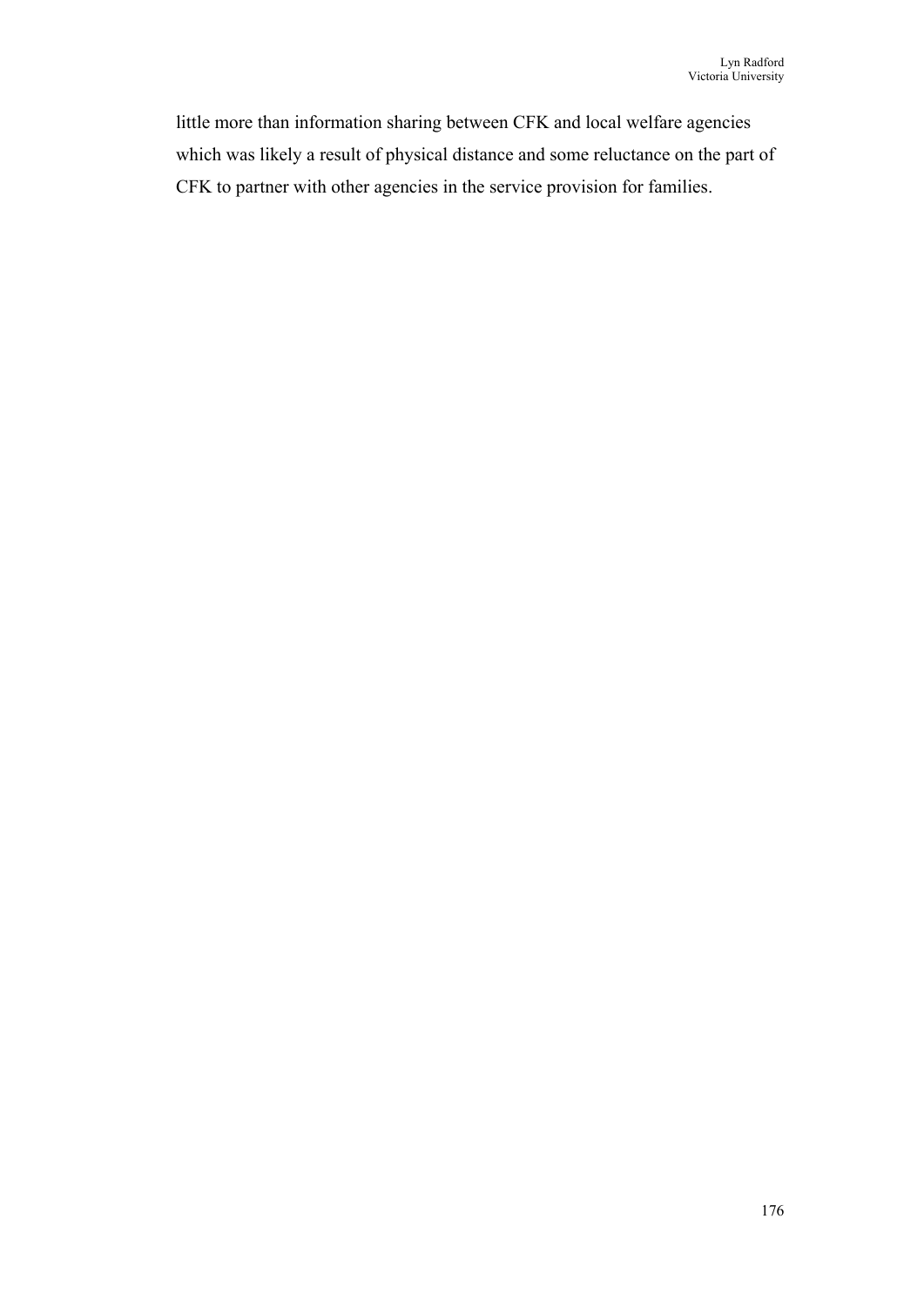little more than information sharing between CFK and local welfare agencies which was likely a result of physical distance and some reluctance on the part of CFK to partner with other agencies in the service provision for families.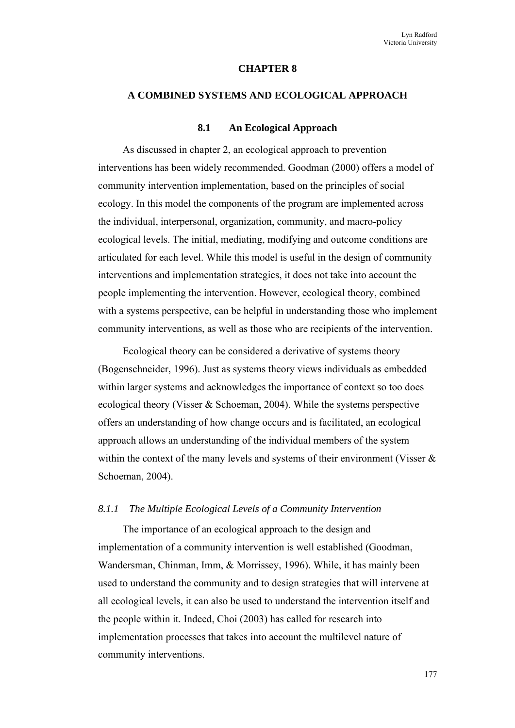# CHAPTER 8

# A COMBINED SYSTEMS AND ECOLOGICAL APPROACH

## 8.1 An Ecological Approach

As discussed in chapter 2, an ecological approach to prevention interventions has been widely recommended. Goodman (2000) offers a model of community intervention implementation, based on the principles of social ecology. In this model the components of the program are implemented across the individual, interpersonal, organization, community, and macro-policy ecological levels. The initial, mediating, modifying and outcome conditions are articulated for each level. While this model is useful in the design of community interventions and implementation strategies, it does not take into account the people implementing the intervention. However, ecological theory, combined with a systems perspective, can be helpful in understanding those who implement community interventions, as well as those who are recipients of the intervention.

Ecological theory can be considered a derivative of systems theory (Bogenschneider, 1996). Just as systems theory views individuals as embedded within larger systems and acknowledges the importance of context so too does ecological theory (Visser & Schoeman, 2004). While the systems perspective offers an understanding of how change occurs and is facilitated, an ecological approach allows an understanding of the individual members of the system within the context of the many levels and systems of their environment (Visser & Schoeman, 2004).

### *8.1.1 The Multiple Ecological Levels of a Community Intervention*

The importance of an ecological approach to the design and implementation of a community intervention is well established (Goodman, Wandersman, Chinman, Imm, & Morrissey, 1996). While, it has mainly been used to understand the community and to design strategies that will intervene at all ecological levels, it can also be used to understand the intervention itself and the people within it. Indeed, Choi (2003) has called for research into implementation processes that takes into account the multilevel nature of community interventions.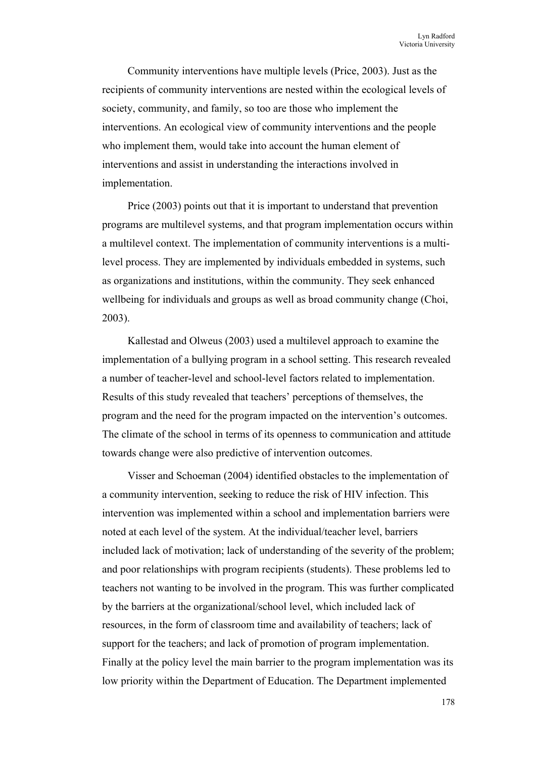Community interventions have multiple levels (Price, 2003). Just as the recipients of community interventions are nested within the ecological levels of society, community, and family, so too are those who implement the interventions. An ecological view of community interventions and the people who implement them, would take into account the human element of interventions and assist in understanding the interactions involved in implementation.

Price (2003) points out that it is important to understand that prevention programs are multilevel systems, and that program implementation occurs within a multilevel context. The implementation of community interventions is a multi-level process. They are implemented by individuals embedded in systems, such as organizations and institutions, within the community. They seek enhanced wellbeing for individuals and groups as well as broad community change (Choi, 2003).

Kallestad and Olweus (2003) used a multilevel approach to examine the implementation of a bullying program in a school setting. This research revealed a number of teacher-level and school-level factors related to implementation. Results of this study revealed that teachers' perceptions of themselves, the program and the need for the program impacted on the intervention's outcomes. The climate of the school in terms of its openness to communication and attitude towards change were also predictive of intervention outcomes.

Visser and Schoeman (2004) identified obstacles to the implementation of a community intervention, seeking to reduce the risk of HIV infection. This intervention was implemented within a school and implementation barriers were noted at each level of the system. At the individual/teacher level, barriers included lack of motivation; lack of understanding of the severity of the problem; and poor relationships with program recipients (students). These problems led to teachers not wanting to be involved in the program. This was further complicated by the barriers at the organizational/school level, which included lack of resources, in the form of classroom time and availability of teachers; lack of support for the teachers; and lack of promotion of program implementation. Finally at the policy level the main barrier to the program implementation was its low priority within the Department of Education. The Department implemented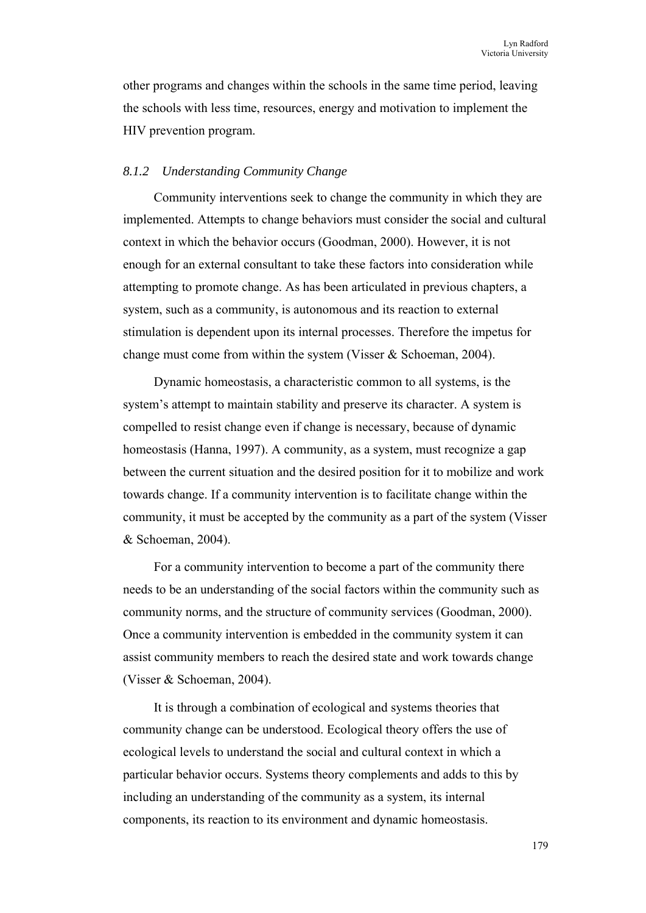other programs and changes within the schools in the same time period, leaving the schools with less time, resources, energy and motivation to implement the HIV prevention program.

### *8.1.2 Understanding Community Change*

Community interventions seek to change the community in which they are implemented. Attempts to change behaviors must consider the social and cultural context in which the behavior occurs (Goodman, 2000). However, it is not enough for an external consultant to take these factors into consideration while attempting to promote change. As has been articulated in previous chapters, a system, such as a community, is autonomous and its reaction to external stimulation is dependent upon its internal processes. Therefore the impetus for change must come from within the system (Visser & Schoeman, 2004).

Dynamic homeostasis, a characteristic common to all systems, is the system's attempt to maintain stability and preserve its character. A system is compelled to resist change even if change is necessary, because of dynamic homeostasis (Hanna, 1997). A community, as a system, must recognize a gap between the current situation and the desired position for it to mobilize and work towards change. If a community intervention is to facilitate change within the community, it must be accepted by the community as a part of the system (Visser & Schoeman, 2004).

For a community intervention to become a part of the community there needs to be an understanding of the social factors within the community such as community norms, and the structure of community services (Goodman, 2000). Once a community intervention is embedded in the community system it can assist community members to reach the desired state and work towards change (Visser & Schoeman, 2004).

It is through a combination of ecological and systems theories that community change can be understood. Ecological theory offers the use of ecological levels to understand the social and cultural context in which a particular behavior occurs. Systems theory complements and adds to this by including an understanding of the community as a system, its internal components, its reaction to its environment and dynamic homeostasis.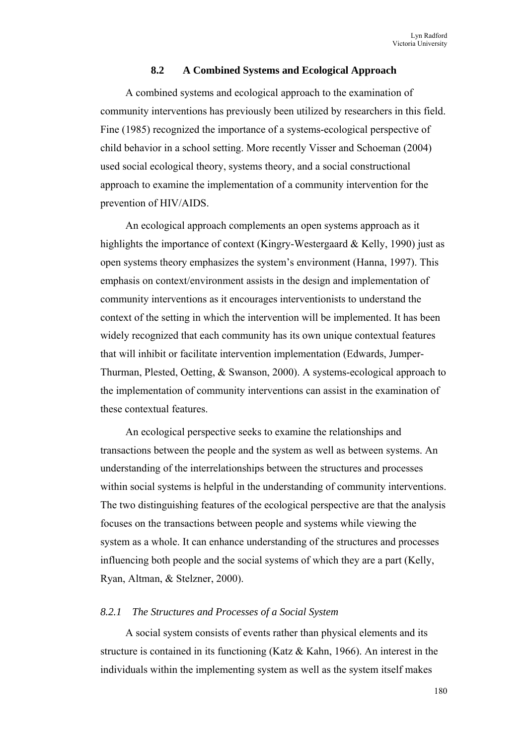## 8.2 A Combined Systems and Ecological Approach

A combined systems and ecological approach to the examination of community interventions has previously been utilized by researchers in this field. Fine (1985) recognized the importance of a systems-ecological perspective of child behavior in a school setting. More recently Visser and Schoeman (2004) used social ecological theory, systems theory, and a social constructional approach to examine the implementation of a community intervention for the prevention of HIV/AIDS.

An ecological approach complements an open systems approach as it highlights the importance of context (Kingry-Westergaard & Kelly, 1990) just as open systems theory emphasizes the system's environment (Hanna, 1997). This emphasis on context/environment assists in the design and implementation of community interventions as it encourages interventionists to understand the context of the setting in which the intervention will be implemented. It has been widely recognized that each community has its own unique contextual features that will inhibit or facilitate intervention implementation (Edwards, Jumper-Thurman, Plested, Oetting, & Swanson, 2000). A systems-ecological approach to the implementation of community interventions can assist in the examination of these contextual features.

An ecological perspective seeks to examine the relationships and transactions between the people and the system as well as between systems. An understanding of the interrelationships between the structures and processes within social systems is helpful in the understanding of community interventions. The two distinguishing features of the ecological perspective are that the analysis focuses on the transactions between people and systems while viewing the system as a whole. It can enhance understanding of the structures and processes influencing both people and the social systems of which they are a part (Kelly, Ryan, Altman, & Stelzner, 2000).

### *8.2.1 The Structures and Processes of a Social System*

A social system consists of events rather than physical elements and its structure is contained in its functioning (Katz & Kahn, 1966). An interest in the individuals within the implementing system as well as the system itself makes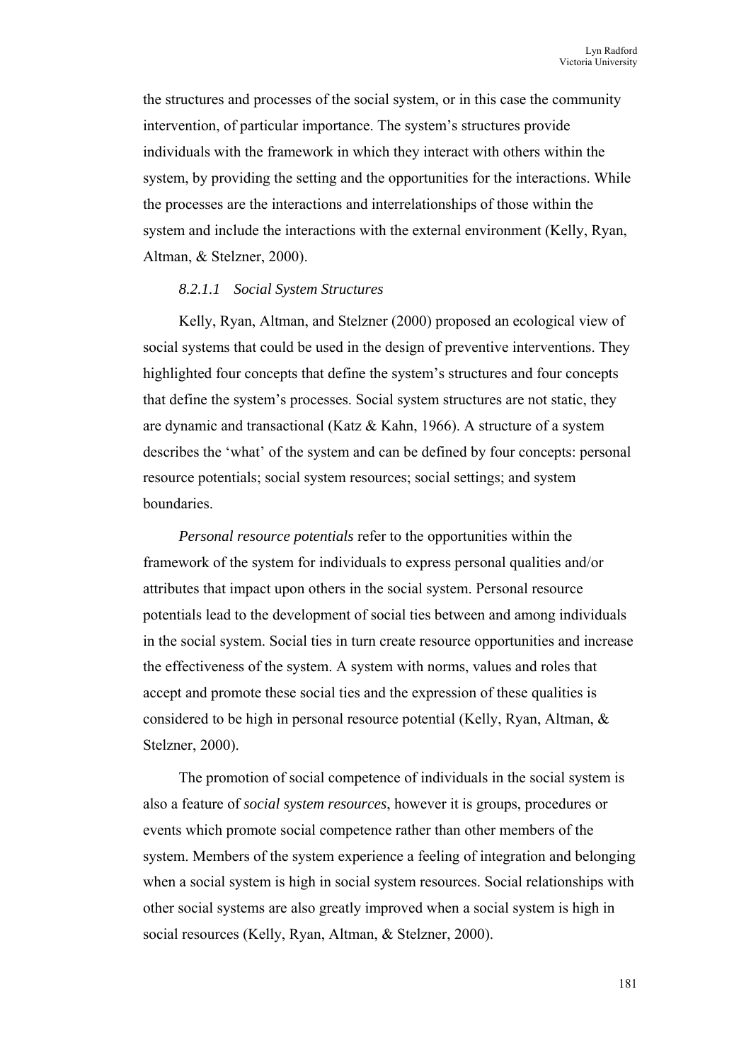the structures and processes of the social system, or in this case the community intervention, of particular importance. The system's structures provide individuals with the framework in which they interact with others within the system, by providing the setting and the opportunities for the interactions. While the processes are the interactions and interrelationships of those within the system and include the interactions with the external environment (Kelly, Ryan, Altman, & Stelzner, 2000).

#### *8.2.1.1 Social System Structures*

Kelly, Ryan, Altman, and Stelzner (2000) proposed an ecological view of social systems that could be used in the design of preventive interventions. They highlighted four concepts that define the system's structures and four concepts that define the system's processes. Social system structures are not static, they are dynamic and transactional (Katz & Kahn, 1966). A structure of a system describes the 'what' of the system and can be defined by four concepts: personal resource potentials; social system resources; social settings; and system boundaries.

*Personal resource potentials* refer to the opportunities within the framework of the system for individuals to express personal qualities and/or attributes that impact upon others in the social system. Personal resource potentials lead to the development of social ties between and among individuals in the social system. Social ties in turn create resource opportunities and increase the effectiveness of the system. A system with norms, values and roles that accept and promote these social ties and the expression of these qualities is considered to be high in personal resource potential (Kelly, Ryan, Altman, & Stelzner, 2000).

The promotion of social competence of individuals in the social system is also a feature of *social system resources*, however it is groups, procedures or events which promote social competence rather than other members of the system. Members of the system experience a feeling of integration and belonging when a social system is high in social system resources. Social relationships with other social systems are also greatly improved when a social system is high in social resources (Kelly, Ryan, Altman, & Stelzner, 2000).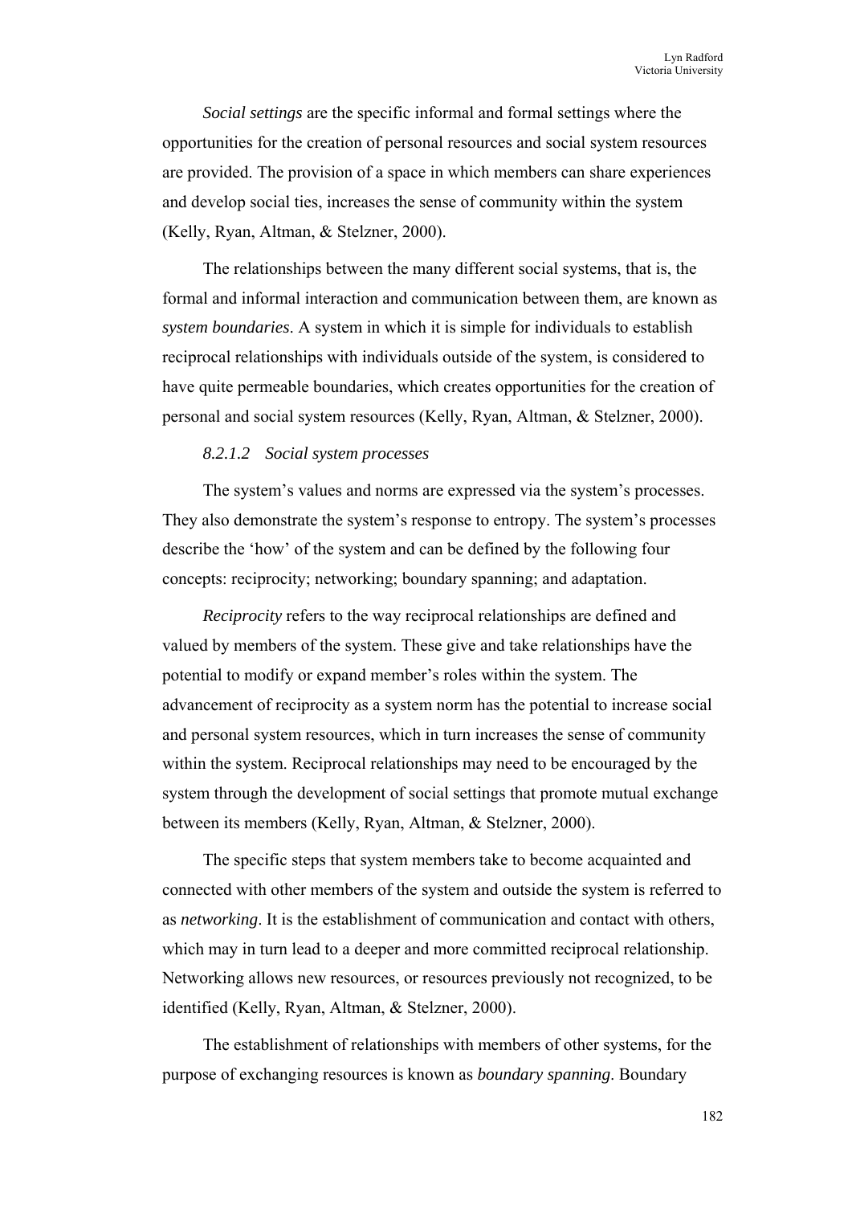*Social settings* are the specific informal and formal settings where the opportunities for the creation of personal resources and social system resources are provided. The provision of a space in which members can share experiences and develop social ties, increases the sense of community within the system (Kelly, Ryan, Altman, & Stelzner, 2000).

The relationships between the many different social systems, that is, the formal and informal interaction and communication between them, are known as *system boundaries*. A system in which it is simple for individuals to establish reciprocal relationships with individuals outside of the system, is considered to have quite permeable boundaries, which creates opportunities for the creation of personal and social system resources (Kelly, Ryan, Altman, & Stelzner, 2000).

#### *8.2.1.2 Social system processes*

The system's values and norms are expressed via the system's processes. They also demonstrate the system's response to entropy. The system's processes describe the 'how' of the system and can be defined by the following four concepts: reciprocity; networking; boundary spanning; and adaptation.

*Reciprocity* refers to the way reciprocal relationships are defined and valued by members of the system. These give and take relationships have the potential to modify or expand member's roles within the system. The advancement of reciprocity as a system norm has the potential to increase social and personal system resources, which in turn increases the sense of community within the system. Reciprocal relationships may need to be encouraged by the system through the development of social settings that promote mutual exchange between its members (Kelly, Ryan, Altman, & Stelzner, 2000).

The specific steps that system members take to become acquainted and connected with other members of the system and outside the system is referred to as *networking*. It is the establishment of communication and contact with others, which may in turn lead to a deeper and more committed reciprocal relationship. Networking allows new resources, or resources previously not recognized, to be identified (Kelly, Ryan, Altman, & Stelzner, 2000).

The establishment of relationships with members of other systems, for the purpose of exchanging resources is known as *boundary spanning*. Boundary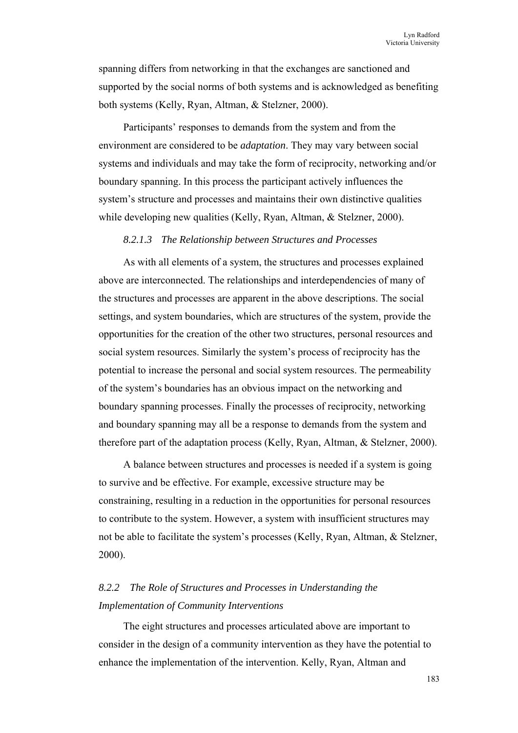spanning differs from networking in that the exchanges are sanctioned and supported by the social norms of both systems and is acknowledged as benefiting both systems (Kelly, Ryan, Altman, & Stelzner, 2000).

Participants' responses to demands from the system and from the environment are considered to be *adaptation*. They may vary between social systems and individuals and may take the form of reciprocity, networking and/or boundary spanning. In this process the participant actively influences the system's structure and processes and maintains their own distinctive qualities while developing new qualities (Kelly, Ryan, Altman, & Stelzner, 2000).

#### *8.2.1.3 The Relationship between Structures and Processes*

As with all elements of a system, the structures and processes explained above are interconnected. The relationships and interdependencies of many of the structures and processes are apparent in the above descriptions. The social settings, and system boundaries, which are structures of the system, provide the opportunities for the creation of the other two structures, personal resources and social system resources. Similarly the system's process of reciprocity has the potential to increase the personal and social system resources. The permeability of the system's boundaries has an obvious impact on the networking and boundary spanning processes. Finally the processes of reciprocity, networking and boundary spanning may all be a response to demands from the system and therefore part of the adaptation process (Kelly, Ryan, Altman, & Stelzner, 2000).

A balance between structures and processes is needed if a system is going to survive and be effective. For example, excessive structure may be constraining, resulting in a reduction in the opportunities for personal resources to contribute to the system. However, a system with insufficient structures may not be able to facilitate the system's processes (Kelly, Ryan, Altman, & Stelzner, 2000).

### *8.2.2 The Role of Structures and Processes in Understanding the Implementation of Community Interventions*

The eight structures and processes articulated above are important to consider in the design of a community intervention as they have the potential to enhance the implementation of the intervention. Kelly, Ryan, Altman and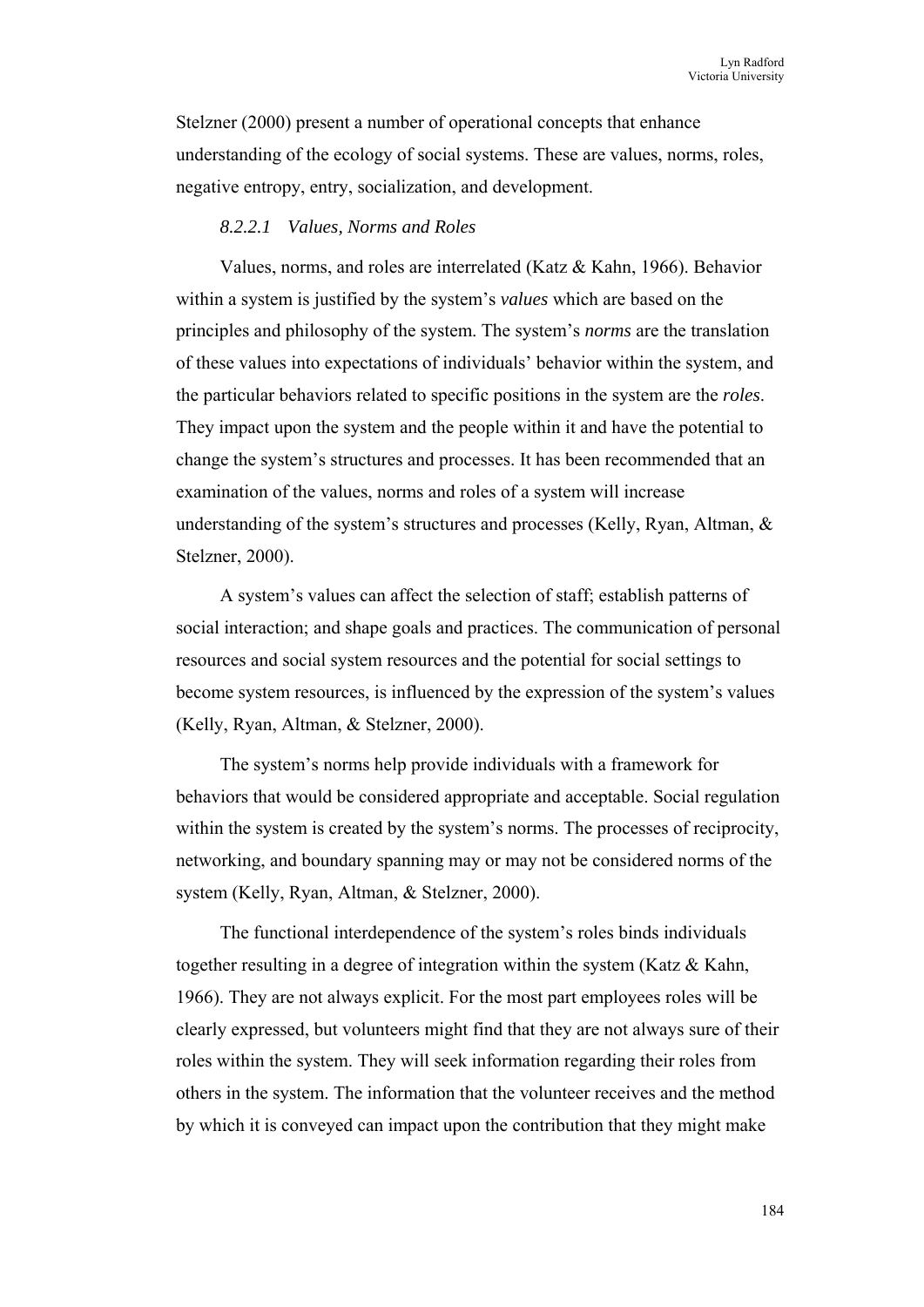Stelzner (2000) present a number of operational concepts that enhance understanding of the ecology of social systems. These are values, norms, roles, negative entropy, entry, socialization, and development.

#### *8.2.2.1 Values, Norms and Roles*

Values, norms, and roles are interrelated (Katz & Kahn, 1966). Behavior within a system is justified by the system's *values* which are based on the principles and philosophy of the system. The system's *norms* are the translation of these values into expectations of individuals' behavior within the system, and the particular behaviors related to specific positions in the system are the *roles*. They impact upon the system and the people within it and have the potential to change the system's structures and processes. It has been recommended that an examination of the values, norms and roles of a system will increase understanding of the system's structures and processes (Kelly, Ryan, Altman, & Stelzner, 2000).

A system's values can affect the selection of staff; establish patterns of social interaction; and shape goals and practices. The communication of personal resources and social system resources and the potential for social settings to become system resources, is influenced by the expression of the system's values (Kelly, Ryan, Altman, & Stelzner, 2000).

The system's norms help provide individuals with a framework for behaviors that would be considered appropriate and acceptable. Social regulation within the system is created by the system's norms. The processes of reciprocity, networking, and boundary spanning may or may not be considered norms of the system (Kelly, Ryan, Altman, & Stelzner, 2000).

The functional interdependence of the system's roles binds individuals together resulting in a degree of integration within the system (Katz & Kahn, 1966). They are not always explicit. For the most part employees roles will be clearly expressed, but volunteers might find that they are not always sure of their roles within the system. They will seek information regarding their roles from others in the system. The information that the volunteer receives and the method by which it is conveyed can impact upon the contribution that they might make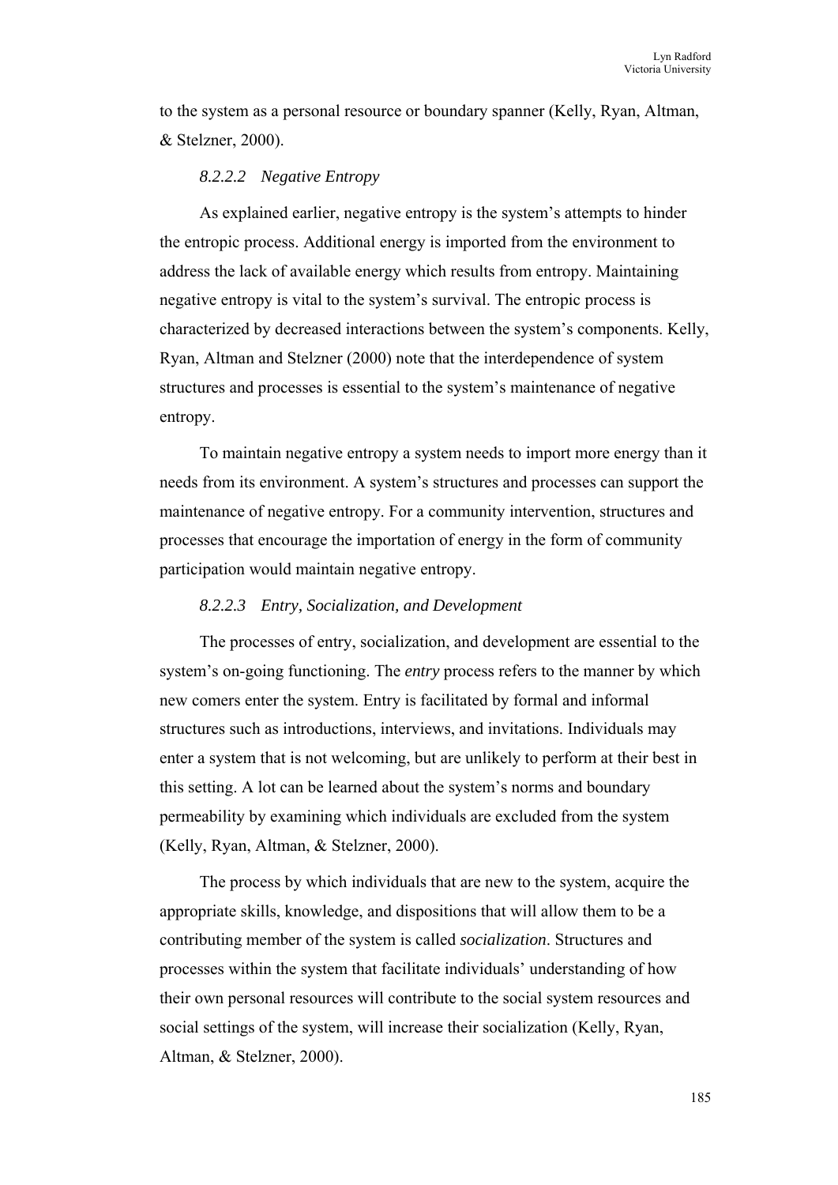to the system as a personal resource or boundary spanner (Kelly, Ryan, Altman, & Stelzner, 2000).

#### *8.2.2.2 Negative Entropy*

As explained earlier, negative entropy is the system's attempts to hinder the entropic process. Additional energy is imported from the environment to address the lack of available energy which results from entropy. Maintaining negative entropy is vital to the system's survival. The entropic process is characterized by decreased interactions between the system's components. Kelly, Ryan, Altman and Stelzner (2000) note that the interdependence of system structures and processes is essential to the system's maintenance of negative entropy.

To maintain negative entropy a system needs to import more energy than it needs from its environment. A system's structures and processes can support the maintenance of negative entropy. For a community intervention, structures and processes that encourage the importation of energy in the form of community participation would maintain negative entropy.

#### *8.2.2.3 Entry, Socialization, and Development*

The processes of entry, socialization, and development are essential to the system's on-going functioning. The *entry* process refers to the manner by which new comers enter the system. Entry is facilitated by formal and informal structures such as introductions, interviews, and invitations. Individuals may enter a system that is not welcoming, but are unlikely to perform at their best in this setting. A lot can be learned about the system's norms and boundary permeability by examining which individuals are excluded from the system (Kelly, Ryan, Altman, & Stelzner, 2000).

The process by which individuals that are new to the system, acquire the appropriate skills, knowledge, and dispositions that will allow them to be a contributing member of the system is called *socialization*. Structures and processes within the system that facilitate individuals' understanding of how their own personal resources will contribute to the social system resources and social settings of the system, will increase their socialization (Kelly, Ryan, Altman, & Stelzner, 2000).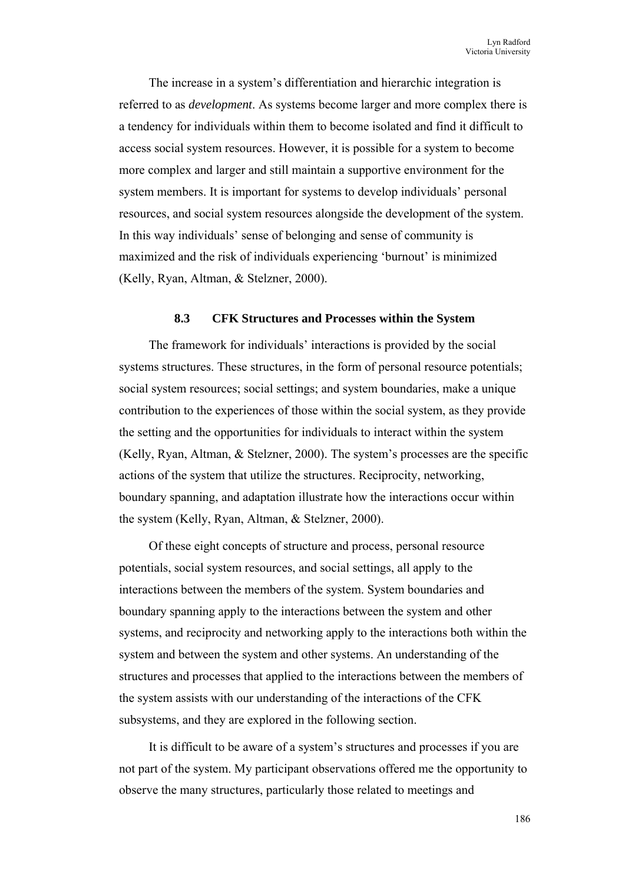The increase in a system's differentiation and hierarchic integration is referred to as *development*. As systems become larger and more complex there is a tendency for individuals within them to become isolated and find it difficult to access social system resources. However, it is possible for a system to become more complex and larger and still maintain a supportive environment for the system members. It is important for systems to develop individuals' personal resources, and social system resources alongside the development of the system. In this way individuals' sense of belonging and sense of community is maximized and the risk of individuals experiencing 'burnout' is minimized (Kelly, Ryan, Altman, & Stelzner, 2000).

### 8.3 CFK Structures and Processes within the System

The framework for individuals' interactions is provided by the social systems structures. These structures, in the form of personal resource potentials; social system resources; social settings; and system boundaries, make a unique contribution to the experiences of those within the social system, as they provide the setting and the opportunities for individuals to interact within the system (Kelly, Ryan, Altman, & Stelzner, 2000). The system's processes are the specific actions of the system that utilize the structures. Reciprocity, networking, boundary spanning, and adaptation illustrate how the interactions occur within the system (Kelly, Ryan, Altman, & Stelzner, 2000).

Of these eight concepts of structure and process, personal resource potentials, social system resources, and social settings, all apply to the interactions between the members of the system. System boundaries and boundary spanning apply to the interactions between the system and other systems, and reciprocity and networking apply to the interactions both within the system and between the system and other systems. An understanding of the structures and processes that applied to the interactions between the members of the system assists with our understanding of the interactions of the CFK subsystems, and they are explored in the following section.

It is difficult to be aware of a system's structures and processes if you are not part of the system. My participant observations offered me the opportunity to observe the many structures, particularly those related to meetings and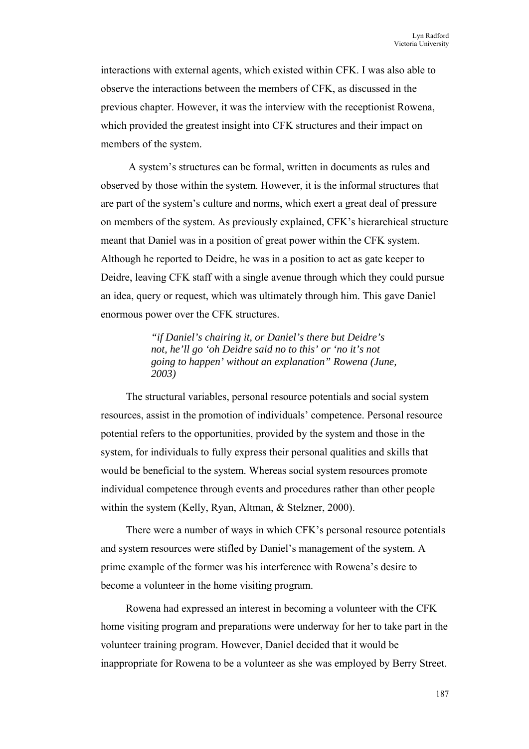interactions with external agents, which existed within CFK. I was also able to observe the interactions between the members of CFK, as discussed in the previous chapter. However, it was the interview with the receptionist Rowena, which provided the greatest insight into CFK structures and their impact on members of the system.

A system's structures can be formal, written in documents as rules and observed by those within the system. However, it is the informal structures that are part of the system's culture and norms, which exert a great deal of pressure on members of the system. As previously explained, CFK's hierarchical structure meant that Daniel was in a position of great power within the CFK system. Although he reported to Deidre, he was in a position to act as gate keeper to Deidre, leaving CFK staff with a single avenue through which they could pursue an idea, query or request, which was ultimately through him. This gave Daniel enormous power over the CFK structures.

> *"if Daniel's chairing it, or Daniel's there but Deidre's not, he'll go 'oh Deidre said no to this' or 'no it's not going to happen' without an explanation" Rowena (June, 2003)*

The structural variables, personal resource potentials and social system resources, assist in the promotion of individuals' competence. Personal resource potential refers to the opportunities, provided by the system and those in the system, for individuals to fully express their personal qualities and skills that would be beneficial to the system. Whereas social system resources promote individual competence through events and procedures rather than other people within the system (Kelly, Ryan, Altman, & Stelzner, 2000).

There were a number of ways in which CFK's personal resource potentials and system resources were stifled by Daniel's management of the system. A prime example of the former was his interference with Rowena's desire to become a volunteer in the home visiting program.

Rowena had expressed an interest in becoming a volunteer with the CFK home visiting program and preparations were underway for her to take part in the volunteer training program. However, Daniel decided that it would be inappropriate for Rowena to be a volunteer as she was employed by Berry Street.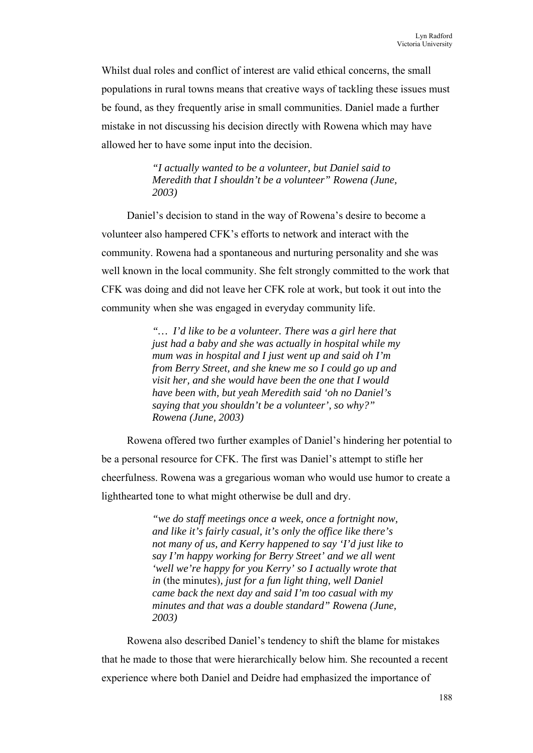Whilst dual roles and conflict of interest are valid ethical concerns, the small populations in rural towns means that creative ways of tackling these issues must be found, as they frequently arise in small communities. Daniel made a further mistake in not discussing his decision directly with Rowena which may have allowed her to have some input into the decision.

> *"I actually wanted to be a volunteer, but Daniel said to Meredith that I shouldn't be a volunteer" Rowena (June, 2003)*

Daniel's decision to stand in the way of Rowena's desire to become a volunteer also hampered CFK's efforts to network and interact with the community. Rowena had a spontaneous and nurturing personality and she was well known in the local community. She felt strongly committed to the work that CFK was doing and did not leave her CFK role at work, but took it out into the community when she was engaged in everyday community life.

> *"… I'd like to be a volunteer. There was a girl here that just had a baby and she was actually in hospital while my mum was in hospital and I just went up and said oh I'm from Berry Street, and she knew me so I could go up and visit her, and she would have been the one that I would have been with, but yeah Meredith said 'oh no Daniel's saying that you shouldn't be a volunteer', so why?" Rowena (June, 2003)*

Rowena offered two further examples of Daniel's hindering her potential to be a personal resource for CFK. The first was Daniel's attempt to stifle her cheerfulness. Rowena was a gregarious woman who would use humor to create a lighthearted tone to what might otherwise be dull and dry.

> *"we do staff meetings once a week, once a fortnight now, and like it's fairly casual, it's only the office like there's not many of us, and Kerry happened to say 'I'd just like to say I'm happy working for Berry Street' and we all went 'well we're happy for you Kerry' so I actually wrote that in* (the minutes)*, just for a fun light thing, well Daniel came back the next day and said I'm too casual with my minutes and that was a double standard" Rowena (June, 2003)*

Rowena also described Daniel's tendency to shift the blame for mistakes that he made to those that were hierarchically below him. She recounted a recent experience where both Daniel and Deidre had emphasized the importance of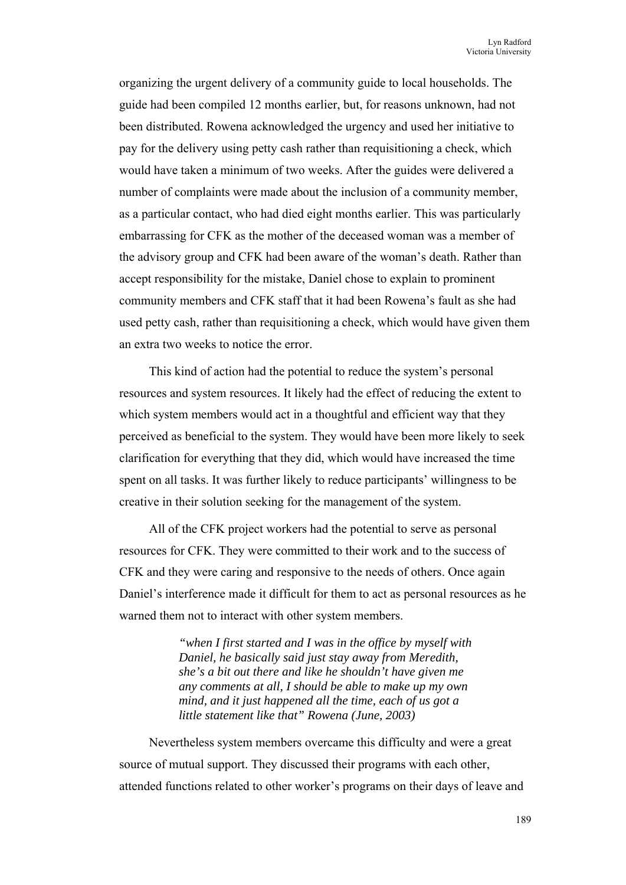organizing the urgent delivery of a community guide to local households. The guide had been compiled 12 months earlier, but, for reasons unknown, had not been distributed. Rowena acknowledged the urgency and used her initiative to pay for the delivery using petty cash rather than requisitioning a check, which would have taken a minimum of two weeks. After the guides were delivered a number of complaints were made about the inclusion of a community member, as a particular contact, who had died eight months earlier. This was particularly embarrassing for CFK as the mother of the deceased woman was a member of the advisory group and CFK had been aware of the woman's death. Rather than accept responsibility for the mistake, Daniel chose to explain to prominent community members and CFK staff that it had been Rowena's fault as she had used petty cash, rather than requisitioning a check, which would have given them an extra two weeks to notice the error.

This kind of action had the potential to reduce the system's personal resources and system resources. It likely had the effect of reducing the extent to which system members would act in a thoughtful and efficient way that they perceived as beneficial to the system. They would have been more likely to seek clarification for everything that they did, which would have increased the time spent on all tasks. It was further likely to reduce participants' willingness to be creative in their solution seeking for the management of the system.

All of the CFK project workers had the potential to serve as personal resources for CFK. They were committed to their work and to the success of CFK and they were caring and responsive to the needs of others. Once again Daniel's interference made it difficult for them to act as personal resources as he warned them not to interact with other system members.

> *"when I first started and I was in the office by myself with Daniel, he basically said just stay away from Meredith, she's a bit out there and like he shouldn't have given me any comments at all, I should be able to make up my own mind, and it just happened all the time, each of us got a little statement like that" Rowena (June, 2003)*

Nevertheless system members overcame this difficulty and were a great source of mutual support. They discussed their programs with each other, attended functions related to other worker's programs on their days of leave and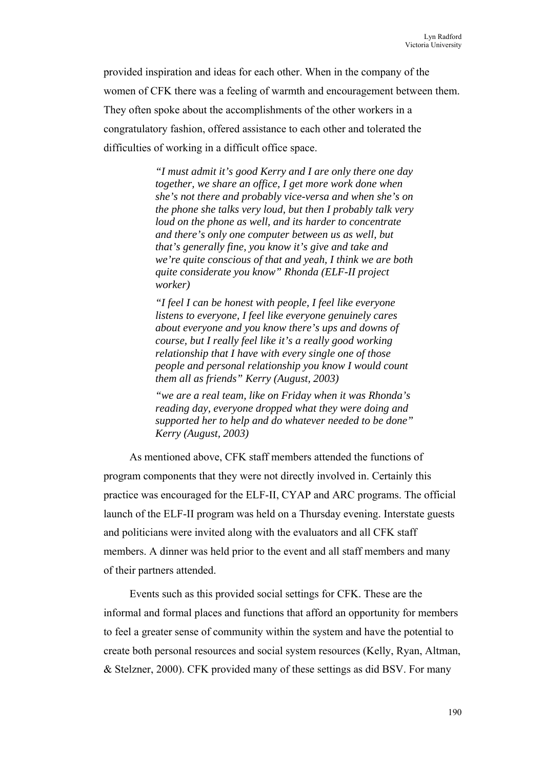provided inspiration and ideas for each other. When in the company of the women of CFK there was a feeling of warmth and encouragement between them. They often spoke about the accomplishments of the other workers in a congratulatory fashion, offered assistance to each other and tolerated the difficulties of working in a difficult office space.

> *"I must admit it's good Kerry and I are only there one day together, we share an office, I get more work done when she's not there and probably vice-versa and when she's on the phone she talks very loud, but then I probably talk very loud on the phone as well, and its harder to concentrate and there's only one computer between us as well, but that's generally fine, you know it's give and take and we're quite conscious of that and yeah, I think we are both quite considerate you know" Rhonda (ELF-II project worker)*

> *"I feel I can be honest with people, I feel like everyone listens to everyone, I feel like everyone genuinely cares about everyone and you know there's ups and downs of course, but I really feel like it's a really good working relationship that I have with every single one of those people and personal relationship you know I would count them all as friends" Kerry (August, 2003)*

> *"we are a real team, like on Friday when it was Rhonda's reading day, everyone dropped what they were doing and supported her to help and do whatever needed to be done" Kerry (August, 2003)*

As mentioned above, CFK staff members attended the functions of program components that they were not directly involved in. Certainly this practice was encouraged for the ELF-II, CYAP and ARC programs. The official launch of the ELF-II program was held on a Thursday evening. Interstate guests and politicians were invited along with the evaluators and all CFK staff members. A dinner was held prior to the event and all staff members and many of their partners attended.

Events such as this provided social settings for CFK. These are the informal and formal places and functions that afford an opportunity for members to feel a greater sense of community within the system and have the potential to create both personal resources and social system resources (Kelly, Ryan, Altman, & Stelzner, 2000). CFK provided many of these settings as did BSV. For many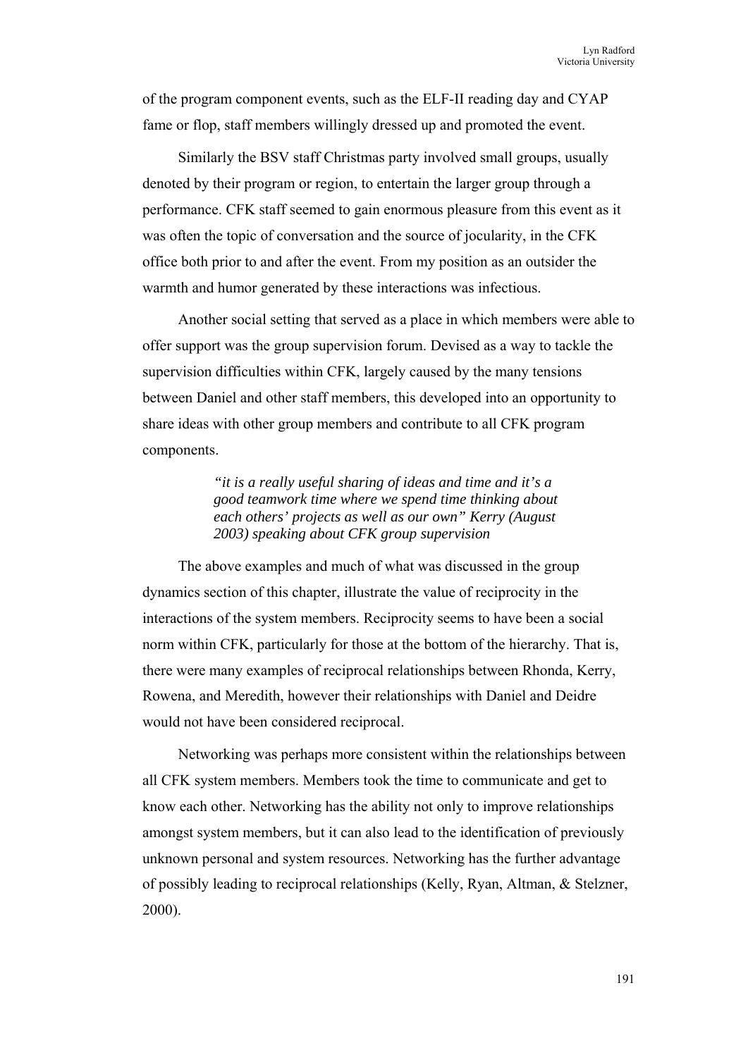of the program component events, such as the ELF-II reading day and CYAP fame or flop, staff members willingly dressed up and promoted the event.

Similarly the BSV staff Christmas party involved small groups, usually denoted by their program or region, to entertain the larger group through a performance. CFK staff seemed to gain enormous pleasure from this event as it was often the topic of conversation and the source of jocularity, in the CFK office both prior to and after the event. From my position as an outsider the warmth and humor generated by these interactions was infectious.

Another social setting that served as a place in which members were able to offer support was the group supervision forum. Devised as a way to tackle the supervision difficulties within CFK, largely caused by the many tensions between Daniel and other staff members, this developed into an opportunity to share ideas with other group members and contribute to all CFK program components.

> *"it is a really useful sharing of ideas and time and it's a good teamwork time where we spend time thinking about each others' projects as well as our own" Kerry (August 2003) speaking about CFK group supervision*

The above examples and much of what was discussed in the group dynamics section of this chapter, illustrate the value of reciprocity in the interactions of the system members. Reciprocity seems to have been a social norm within CFK, particularly for those at the bottom of the hierarchy. That is, there were many examples of reciprocal relationships between Rhonda, Kerry, Rowena, and Meredith, however their relationships with Daniel and Deidre would not have been considered reciprocal.

Networking was perhaps more consistent within the relationships between all CFK system members. Members took the time to communicate and get to know each other. Networking has the ability not only to improve relationships amongst system members, but it can also lead to the identification of previously unknown personal and system resources. Networking has the further advantage of possibly leading to reciprocal relationships (Kelly, Ryan, Altman, & Stelzner, 2000).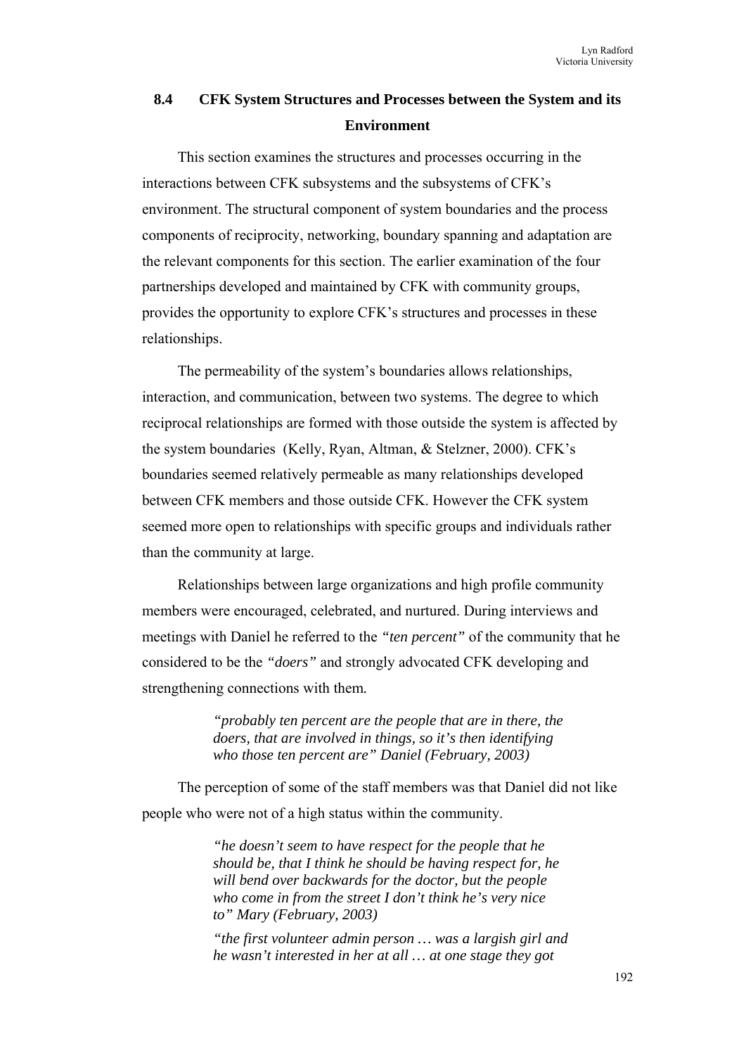## 8.4 CFK System Structures and Processes between the System and its Environment

This section examines the structures and processes occurring in the interactions between CFK subsystems and the subsystems of CFK's environment. The structural component of system boundaries and the process components of reciprocity, networking, boundary spanning and adaptation are the relevant components for this section. The earlier examination of the four partnerships developed and maintained by CFK with community groups, provides the opportunity to explore CFK's structures and processes in these relationships.

The permeability of the system's boundaries allows relationships, interaction, and communication, between two systems. The degree to which reciprocal relationships are formed with those outside the system is affected by the system boundaries (Kelly, Ryan, Altman, & Stelzner, 2000). CFK's boundaries seemed relatively permeable as many relationships developed between CFK members and those outside CFK. However the CFK system seemed more open to relationships with specific groups and individuals rather than the community at large.

Relationships between large organizations and high profile community members were encouraged, celebrated, and nurtured. During interviews and meetings with Daniel he referred to the *"ten percent"* of the community that he considered to be the *"doers"* and strongly advocated CFK developing and strengthening connections with them.

> *"probably ten percent are the people that are in there, the doers, that are involved in things, so it's then identifying who those ten percent are" Daniel (February, 2003)*

The perception of some of the staff members was that Daniel did not like people who were not of a high status within the community.

> *"he doesn't seem to have respect for the people that he should be, that I think he should be having respect for, he will bend over backwards for the doctor, but the people who come in from the street I don't think he's very nice to" Mary (February, 2003)*
>
> *"the first volunteer admin person … was a largish girl and he wasn't interested in her at all … at one stage they got*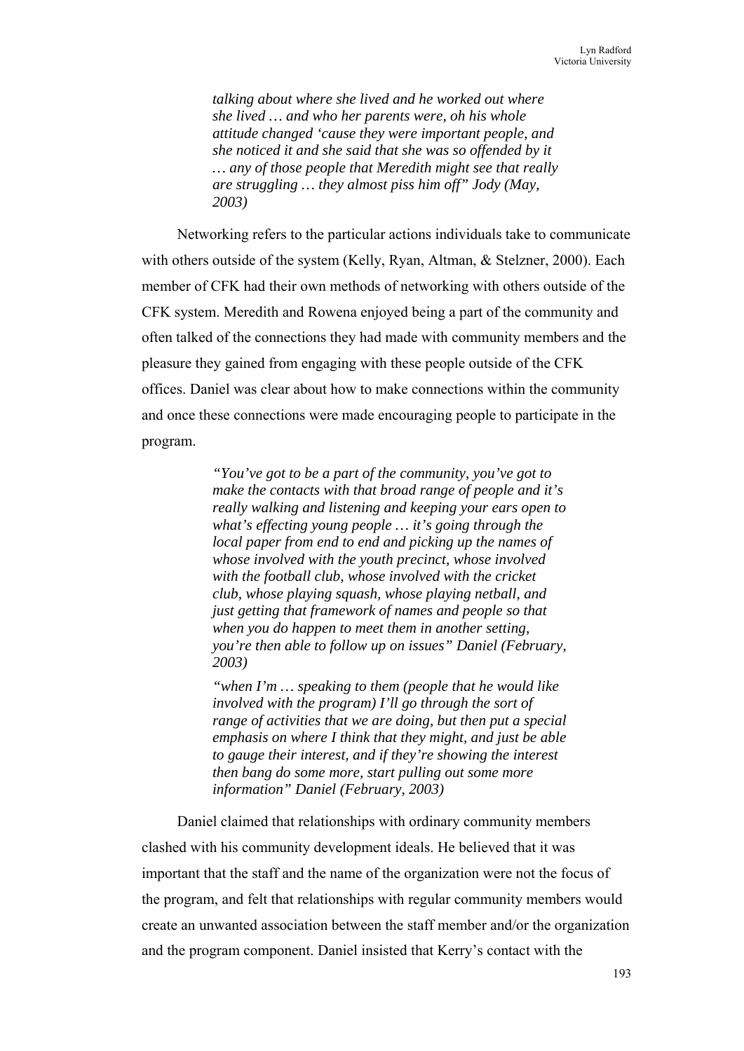*talking about where she lived and he worked out where she lived … and who her parents were, oh his whole attitude changed 'cause they were important people, and she noticed it and she said that she was so offended by it … any of those people that Meredith might see that really are struggling … they almost piss him off" Jody (May, 2003)*

Networking refers to the particular actions individuals take to communicate with others outside of the system (Kelly, Ryan, Altman, & Stelzner, 2000). Each member of CFK had their own methods of networking with others outside of the CFK system. Meredith and Rowena enjoyed being a part of the community and often talked of the connections they had made with community members and the pleasure they gained from engaging with these people outside of the CFK offices. Daniel was clear about how to make connections within the community and once these connections were made encouraging people to participate in the program.

> *"You've got to be a part of the community, you've got to make the contacts with that broad range of people and it's really walking and listening and keeping your ears open to what's effecting young people … it's going through the local paper from end to end and picking up the names of whose involved with the youth precinct, whose involved with the football club, whose involved with the cricket club, whose playing squash, whose playing netball, and just getting that framework of names and people so that when you do happen to meet them in another setting, you're then able to follow up on issues" Daniel (February, 2003)*
>
> *"when I'm … speaking to them (people that he would like involved with the program) I'll go through the sort of range of activities that we are doing, but then put a special emphasis on where I think that they might, and just be able to gauge their interest, and if they're showing the interest then bang do some more, start pulling out some more information" Daniel (February, 2003)*

Daniel claimed that relationships with ordinary community members clashed with his community development ideals. He believed that it was important that the staff and the name of the organization were not the focus of the program, and felt that relationships with regular community members would create an unwanted association between the staff member and/or the organization and the program component. Daniel insisted that Kerry's contact with the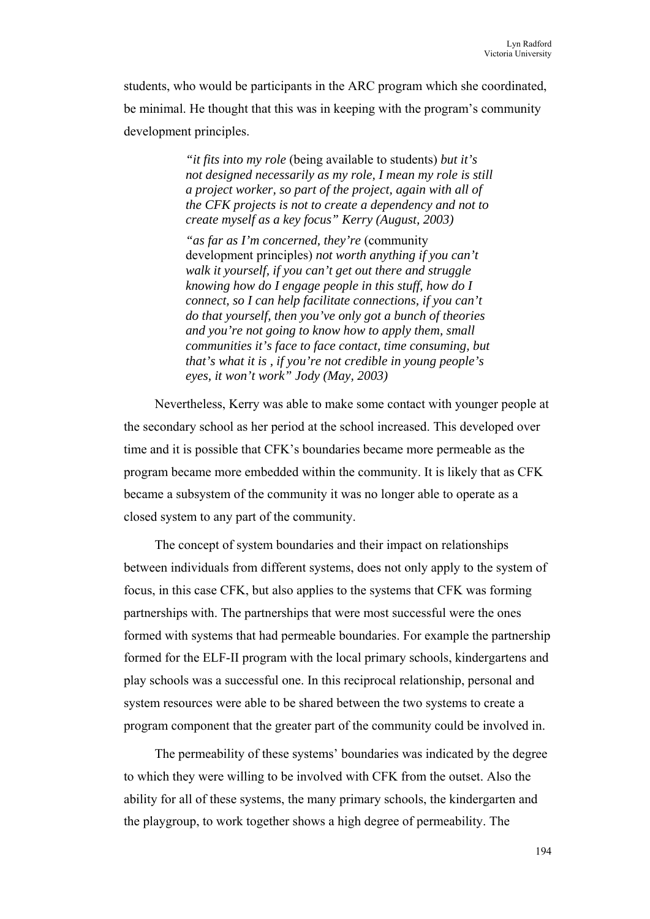students, who would be participants in the ARC program which she coordinated, be minimal. He thought that this was in keeping with the program's community development principles.

> *"it fits into my role* (being available to students) *but it's not designed necessarily as my role, I mean my role is still a project worker, so part of the project, again with all of the CFK projects is not to create a dependency and not to create myself as a key focus" Kerry (August, 2003)*
>
> *"as far as I'm concerned, they're* (community development principles) *not worth anything if you can't walk it yourself, if you can't get out there and struggle knowing how do I engage people in this stuff, how do I connect, so I can help facilitate connections, if you can't do that yourself, then you've only got a bunch of theories and you're not going to know how to apply them, small communities it's face to face contact, time consuming, but that's what it is , if you're not credible in young people's eyes, it won't work" Jody (May, 2003)*

Nevertheless, Kerry was able to make some contact with younger people at the secondary school as her period at the school increased. This developed over time and it is possible that CFK's boundaries became more permeable as the program became more embedded within the community. It is likely that as CFK became a subsystem of the community it was no longer able to operate as a closed system to any part of the community.

The concept of system boundaries and their impact on relationships between individuals from different systems, does not only apply to the system of focus, in this case CFK, but also applies to the systems that CFK was forming partnerships with. The partnerships that were most successful were the ones formed with systems that had permeable boundaries. For example the partnership formed for the ELF-II program with the local primary schools, kindergartens and play schools was a successful one. In this reciprocal relationship, personal and system resources were able to be shared between the two systems to create a program component that the greater part of the community could be involved in.

The permeability of these systems' boundaries was indicated by the degree to which they were willing to be involved with CFK from the outset. Also the ability for all of these systems, the many primary schools, the kindergarten and the playgroup, to work together shows a high degree of permeability. The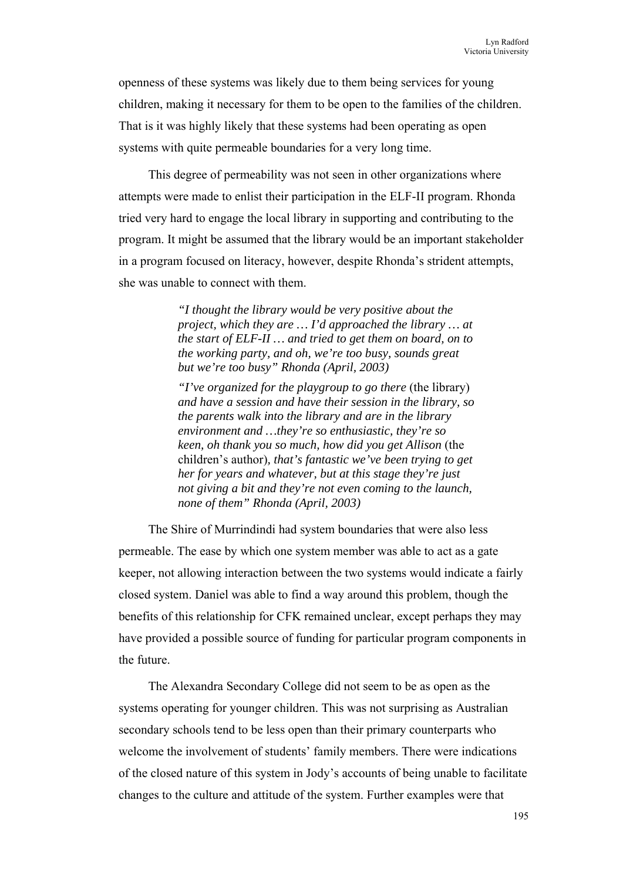openness of these systems was likely due to them being services for young children, making it necessary for them to be open to the families of the children. That is it was highly likely that these systems had been operating as open systems with quite permeable boundaries for a very long time.

This degree of permeability was not seen in other organizations where attempts were made to enlist their participation in the ELF-II program. Rhonda tried very hard to engage the local library in supporting and contributing to the program. It might be assumed that the library would be an important stakeholder in a program focused on literacy, however, despite Rhonda's strident attempts, she was unable to connect with them.

> *"I thought the library would be very positive about the project, which they are … I'd approached the library … at the start of ELF-II … and tried to get them on board, on to the working party, and oh, we're too busy, sounds great but we're too busy" Rhonda (April, 2003)*
>
> *"I've organized for the playgroup to go there* (the library) *and have a session and have their session in the library, so the parents walk into the library and are in the library environment and …they're so enthusiastic, they're so keen, oh thank you so much, how did you get Allison* (the children's author)*, that's fantastic we've been trying to get her for years and whatever, but at this stage they're just not giving a bit and they're not even coming to the launch, none of them" Rhonda (April, 2003)*

The Shire of Murrindindi had system boundaries that were also less permeable. The ease by which one system member was able to act as a gate keeper, not allowing interaction between the two systems would indicate a fairly closed system. Daniel was able to find a way around this problem, though the benefits of this relationship for CFK remained unclear, except perhaps they may have provided a possible source of funding for particular program components in the future.

The Alexandra Secondary College did not seem to be as open as the systems operating for younger children. This was not surprising as Australian secondary schools tend to be less open than their primary counterparts who welcome the involvement of students' family members. There were indications of the closed nature of this system in Jody's accounts of being unable to facilitate changes to the culture and attitude of the system. Further examples were that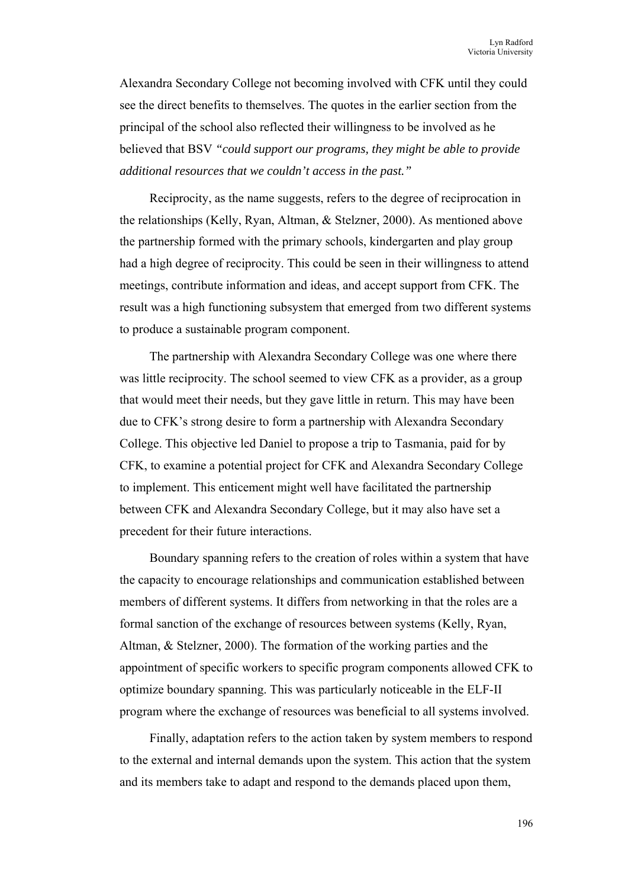Alexandra Secondary College not becoming involved with CFK until they could see the direct benefits to themselves. The quotes in the earlier section from the principal of the school also reflected their willingness to be involved as he believed that BSV *"could support our programs, they might be able to provide additional resources that we couldn't access in the past."*

Reciprocity, as the name suggests, refers to the degree of reciprocation in the relationships (Kelly, Ryan, Altman, & Stelzner, 2000). As mentioned above the partnership formed with the primary schools, kindergarten and play group had a high degree of reciprocity. This could be seen in their willingness to attend meetings, contribute information and ideas, and accept support from CFK. The result was a high functioning subsystem that emerged from two different systems to produce a sustainable program component.

The partnership with Alexandra Secondary College was one where there was little reciprocity. The school seemed to view CFK as a provider, as a group that would meet their needs, but they gave little in return. This may have been due to CFK's strong desire to form a partnership with Alexandra Secondary College. This objective led Daniel to propose a trip to Tasmania, paid for by CFK, to examine a potential project for CFK and Alexandra Secondary College to implement. This enticement might well have facilitated the partnership between CFK and Alexandra Secondary College, but it may also have set a precedent for their future interactions.

Boundary spanning refers to the creation of roles within a system that have the capacity to encourage relationships and communication established between members of different systems. It differs from networking in that the roles are a formal sanction of the exchange of resources between systems (Kelly, Ryan, Altman, & Stelzner, 2000). The formation of the working parties and the appointment of specific workers to specific program components allowed CFK to optimize boundary spanning. This was particularly noticeable in the ELF-II program where the exchange of resources was beneficial to all systems involved.

Finally, adaptation refers to the action taken by system members to respond to the external and internal demands upon the system. This action that the system and its members take to adapt and respond to the demands placed upon them,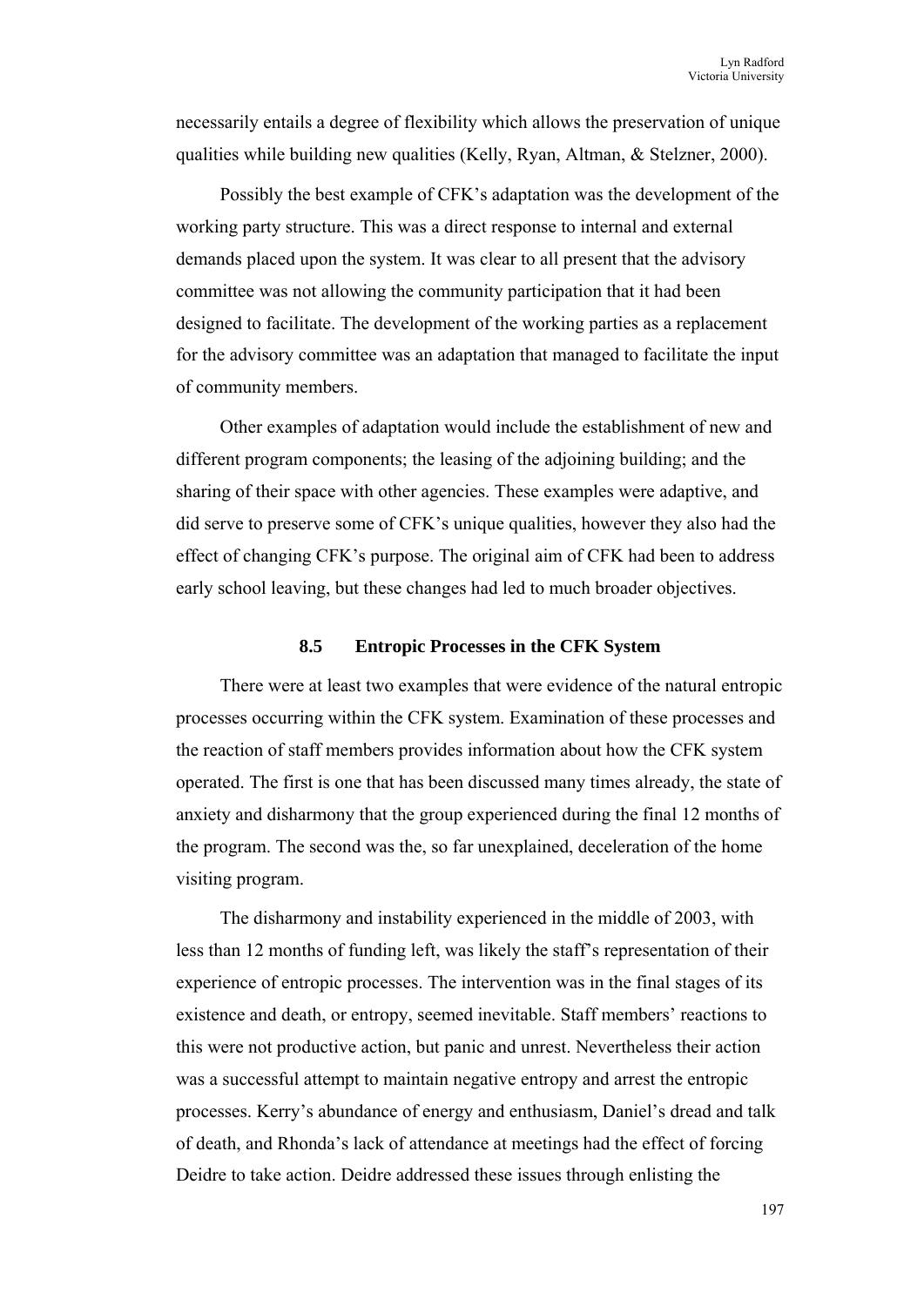necessarily entails a degree of flexibility which allows the preservation of unique qualities while building new qualities (Kelly, Ryan, Altman, & Stelzner, 2000).

Possibly the best example of CFK's adaptation was the development of the working party structure. This was a direct response to internal and external demands placed upon the system. It was clear to all present that the advisory committee was not allowing the community participation that it had been designed to facilitate. The development of the working parties as a replacement for the advisory committee was an adaptation that managed to facilitate the input of community members.

Other examples of adaptation would include the establishment of new and different program components; the leasing of the adjoining building; and the sharing of their space with other agencies. These examples were adaptive, and did serve to preserve some of CFK's unique qualities, however they also had the effect of changing CFK's purpose. The original aim of CFK had been to address early school leaving, but these changes had led to much broader objectives.

### 8.5 Entropic Processes in the CFK System

There were at least two examples that were evidence of the natural entropic processes occurring within the CFK system. Examination of these processes and the reaction of staff members provides information about how the CFK system operated. The first is one that has been discussed many times already, the state of anxiety and disharmony that the group experienced during the final 12 months of the program. The second was the, so far unexplained, deceleration of the home visiting program.

The disharmony and instability experienced in the middle of 2003, with less than 12 months of funding left, was likely the staff's representation of their experience of entropic processes. The intervention was in the final stages of its existence and death, or entropy, seemed inevitable. Staff members' reactions to this were not productive action, but panic and unrest. Nevertheless their action was a successful attempt to maintain negative entropy and arrest the entropic processes. Kerry's abundance of energy and enthusiasm, Daniel's dread and talk of death, and Rhonda's lack of attendance at meetings had the effect of forcing Deidre to take action. Deidre addressed these issues through enlisting the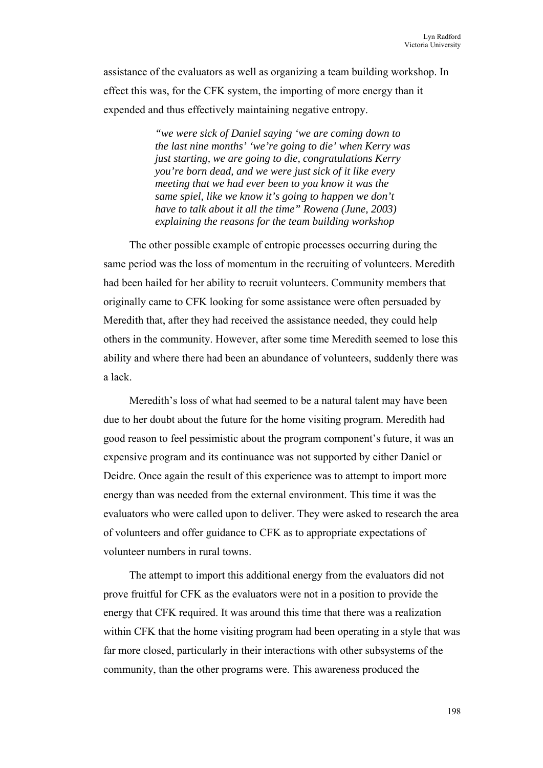assistance of the evaluators as well as organizing a team building workshop. In effect this was, for the CFK system, the importing of more energy than it expended and thus effectively maintaining negative entropy.

> *"we were sick of Daniel saying 'we are coming down to the last nine months' 'we're going to die' when Kerry was just starting, we are going to die, congratulations Kerry you're born dead, and we were just sick of it like every meeting that we had ever been to you know it was the same spiel, like we know it's going to happen we don't have to talk about it all the time" Rowena (June, 2003) explaining the reasons for the team building workshop*

The other possible example of entropic processes occurring during the same period was the loss of momentum in the recruiting of volunteers. Meredith had been hailed for her ability to recruit volunteers. Community members that originally came to CFK looking for some assistance were often persuaded by Meredith that, after they had received the assistance needed, they could help others in the community. However, after some time Meredith seemed to lose this ability and where there had been an abundance of volunteers, suddenly there was a lack.

Meredith's loss of what had seemed to be a natural talent may have been due to her doubt about the future for the home visiting program. Meredith had good reason to feel pessimistic about the program component's future, it was an expensive program and its continuance was not supported by either Daniel or Deidre. Once again the result of this experience was to attempt to import more energy than was needed from the external environment. This time it was the evaluators who were called upon to deliver. They were asked to research the area of volunteers and offer guidance to CFK as to appropriate expectations of volunteer numbers in rural towns.

The attempt to import this additional energy from the evaluators did not prove fruitful for CFK as the evaluators were not in a position to provide the energy that CFK required. It was around this time that there was a realization within CFK that the home visiting program had been operating in a style that was far more closed, particularly in their interactions with other subsystems of the community, than the other programs were. This awareness produced the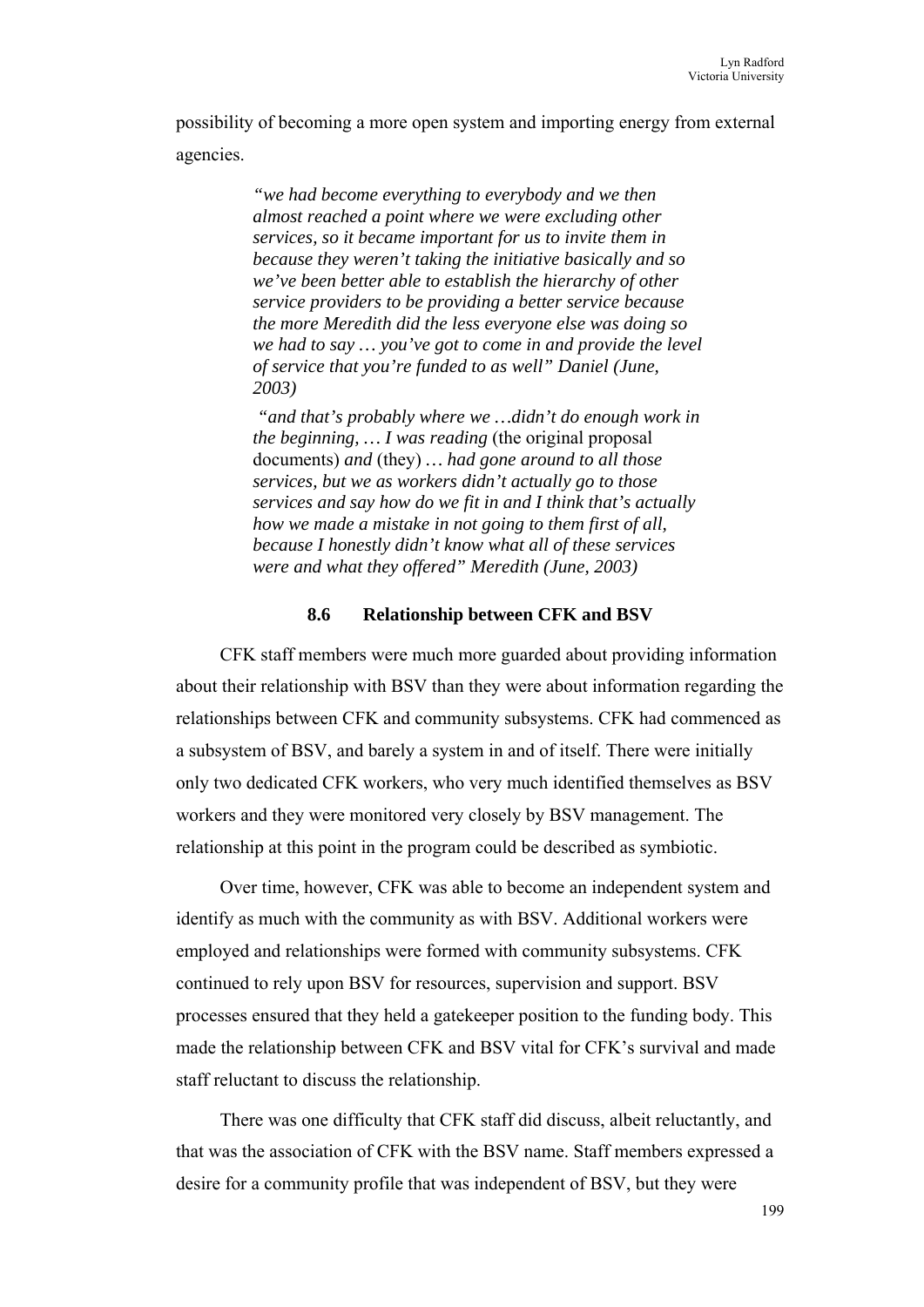possibility of becoming a more open system and importing energy from external agencies.

> *"we had become everything to everybody and we then almost reached a point where we were excluding other services, so it became important for us to invite them in because they weren't taking the initiative basically and so we've been better able to establish the hierarchy of other service providers to be providing a better service because the more Meredith did the less everyone else was doing so we had to say … you've got to come in and provide the level of service that you're funded to as well" Daniel (June, 2003)*
>
> *"and that's probably where we …didn't do enough work in the beginning, … I was reading* (the original proposal documents) *and* (they) *… had gone around to all those services, but we as workers didn't actually go to those services and say how do we fit in and I think that's actually how we made a mistake in not going to them first of all, because I honestly didn't know what all of these services were and what they offered" Meredith (June, 2003)*

### 8.6 Relationship between CFK and BSV

CFK staff members were much more guarded about providing information about their relationship with BSV than they were about information regarding the relationships between CFK and community subsystems. CFK had commenced as a subsystem of BSV, and barely a system in and of itself. There were initially only two dedicated CFK workers, who very much identified themselves as BSV workers and they were monitored very closely by BSV management. The relationship at this point in the program could be described as symbiotic.

Over time, however, CFK was able to become an independent system and identify as much with the community as with BSV. Additional workers were employed and relationships were formed with community subsystems. CFK continued to rely upon BSV for resources, supervision and support. BSV processes ensured that they held a gatekeeper position to the funding body. This made the relationship between CFK and BSV vital for CFK's survival and made staff reluctant to discuss the relationship.

There was one difficulty that CFK staff did discuss, albeit reluctantly, and that was the association of CFK with the BSV name. Staff members expressed a desire for a community profile that was independent of BSV, but they were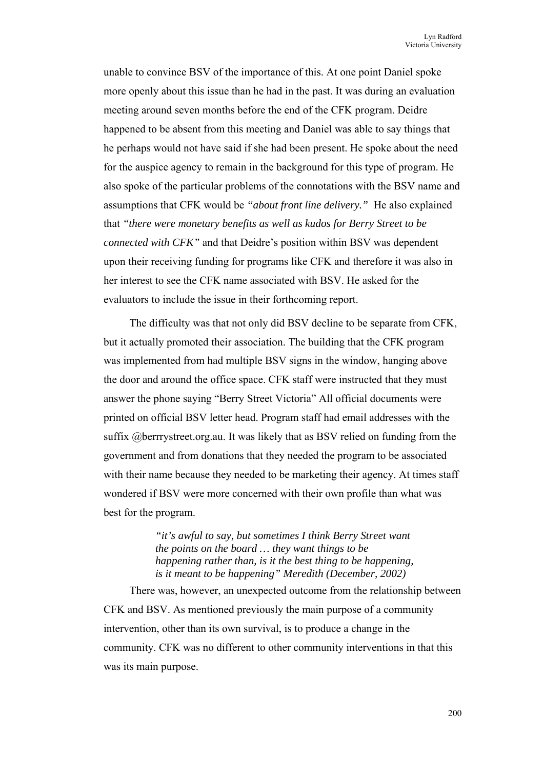unable to convince BSV of the importance of this. At one point Daniel spoke more openly about this issue than he had in the past. It was during an evaluation meeting around seven months before the end of the CFK program. Deidre happened to be absent from this meeting and Daniel was able to say things that he perhaps would not have said if she had been present. He spoke about the need for the auspice agency to remain in the background for this type of program. He also spoke of the particular problems of the connotations with the BSV name and assumptions that CFK would be *"about front line delivery."* He also explained that *"there were monetary benefits as well as kudos for Berry Street to be connected with CFK"* and that Deidre's position within BSV was dependent upon their receiving funding for programs like CFK and therefore it was also in her interest to see the CFK name associated with BSV. He asked for the evaluators to include the issue in their forthcoming report.

The difficulty was that not only did BSV decline to be separate from CFK, but it actually promoted their association. The building that the CFK program was implemented from had multiple BSV signs in the window, hanging above the door and around the office space. CFK staff were instructed that they must answer the phone saying "Berry Street Victoria" All official documents were printed on official BSV letter head. Program staff had email addresses with the suffix @berrrystreet.org.au. It was likely that as BSV relied on funding from the government and from donations that they needed the program to be associated with their name because they needed to be marketing their agency. At times staff wondered if BSV were more concerned with their own profile than what was best for the program.

> *"it's awful to say, but sometimes I think Berry Street want the points on the board … they want things to be happening rather than, is it the best thing to be happening, is it meant to be happening" Meredith (December, 2002)*

There was, however, an unexpected outcome from the relationship between CFK and BSV. As mentioned previously the main purpose of a community intervention, other than its own survival, is to produce a change in the community. CFK was no different to other community interventions in that this was its main purpose.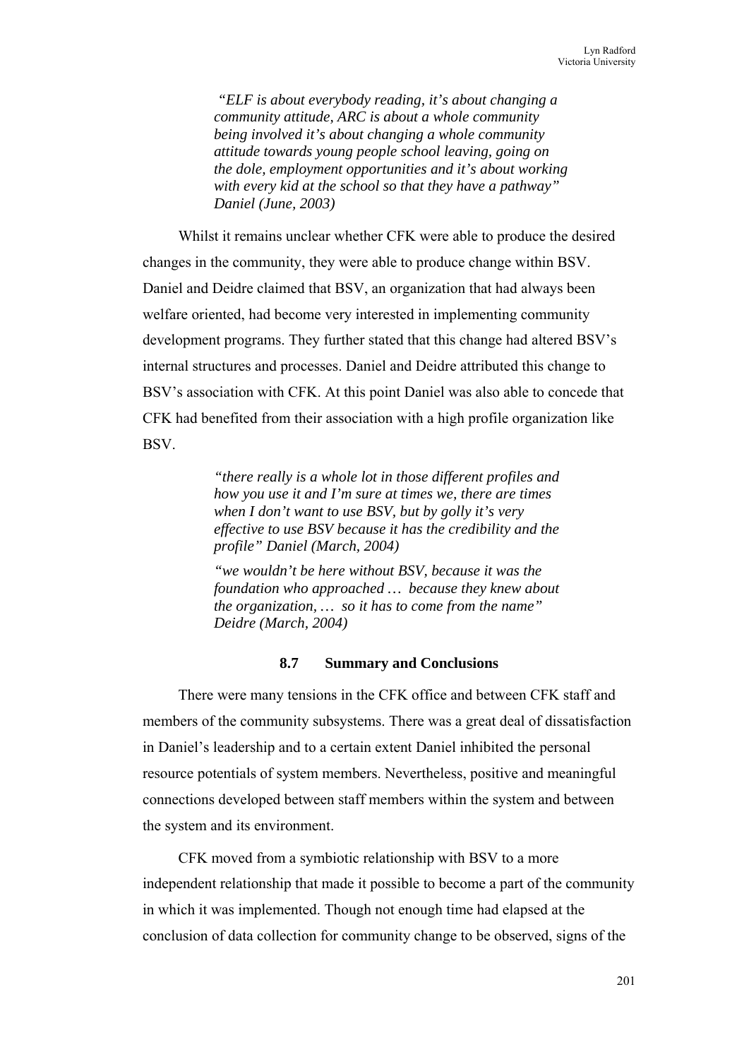*"ELF is about everybody reading, it's about changing a community attitude, ARC is about a whole community being involved it's about changing a whole community attitude towards young people school leaving, going on the dole, employment opportunities and it's about working with every kid at the school so that they have a pathway" Daniel (June, 2003)*

Whilst it remains unclear whether CFK were able to produce the desired changes in the community, they were able to produce change within BSV. Daniel and Deidre claimed that BSV, an organization that had always been welfare oriented, had become very interested in implementing community development programs. They further stated that this change had altered BSV's internal structures and processes. Daniel and Deidre attributed this change to BSV's association with CFK. At this point Daniel was also able to concede that CFK had benefited from their association with a high profile organization like BSV.

*"there really is a whole lot in those different profiles and how you use it and I'm sure at times we, there are times when I don't want to use BSV, but by golly it's very effective to use BSV because it has the credibility and the profile" Daniel (March, 2004)*

*"we wouldn't be here without BSV, because it was the foundation who approached … because they knew about the organization, … so it has to come from the name" Deidre (March, 2004)*

## 8.7 Summary and Conclusions

There were many tensions in the CFK office and between CFK staff and members of the community subsystems. There was a great deal of dissatisfaction in Daniel's leadership and to a certain extent Daniel inhibited the personal resource potentials of system members. Nevertheless, positive and meaningful connections developed between staff members within the system and between the system and its environment.

CFK moved from a symbiotic relationship with BSV to a more independent relationship that made it possible to become a part of the community in which it was implemented. Though not enough time had elapsed at the conclusion of data collection for community change to be observed, signs of the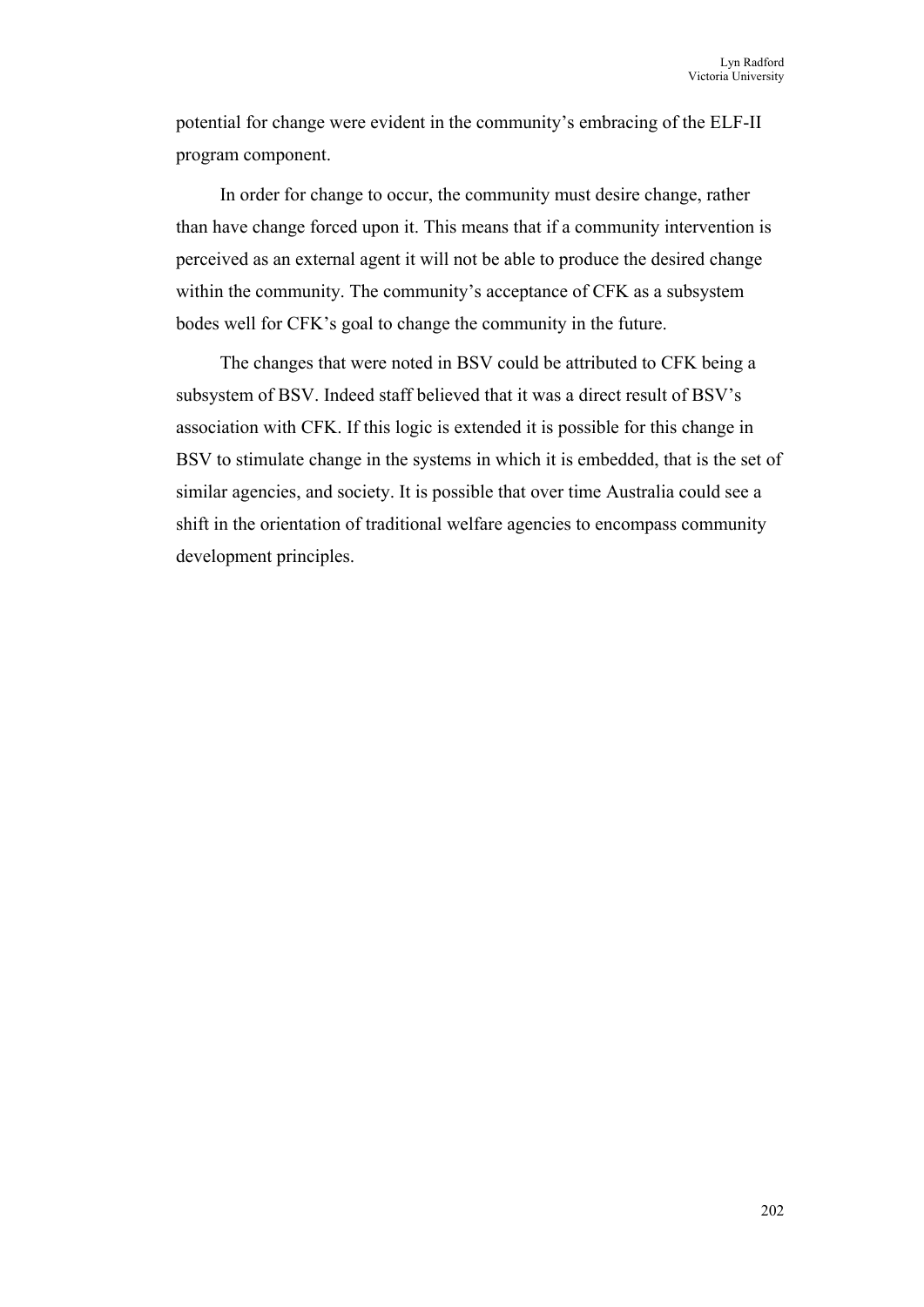potential for change were evident in the community's embracing of the ELF-II program component.

In order for change to occur, the community must desire change, rather than have change forced upon it. This means that if a community intervention is perceived as an external agent it will not be able to produce the desired change within the community. The community's acceptance of CFK as a subsystem bodes well for CFK's goal to change the community in the future.

The changes that were noted in BSV could be attributed to CFK being a subsystem of BSV. Indeed staff believed that it was a direct result of BSV's association with CFK. If this logic is extended it is possible for this change in BSV to stimulate change in the systems in which it is embedded, that is the set of similar agencies, and society. It is possible that over time Australia could see a shift in the orientation of traditional welfare agencies to encompass community development principles.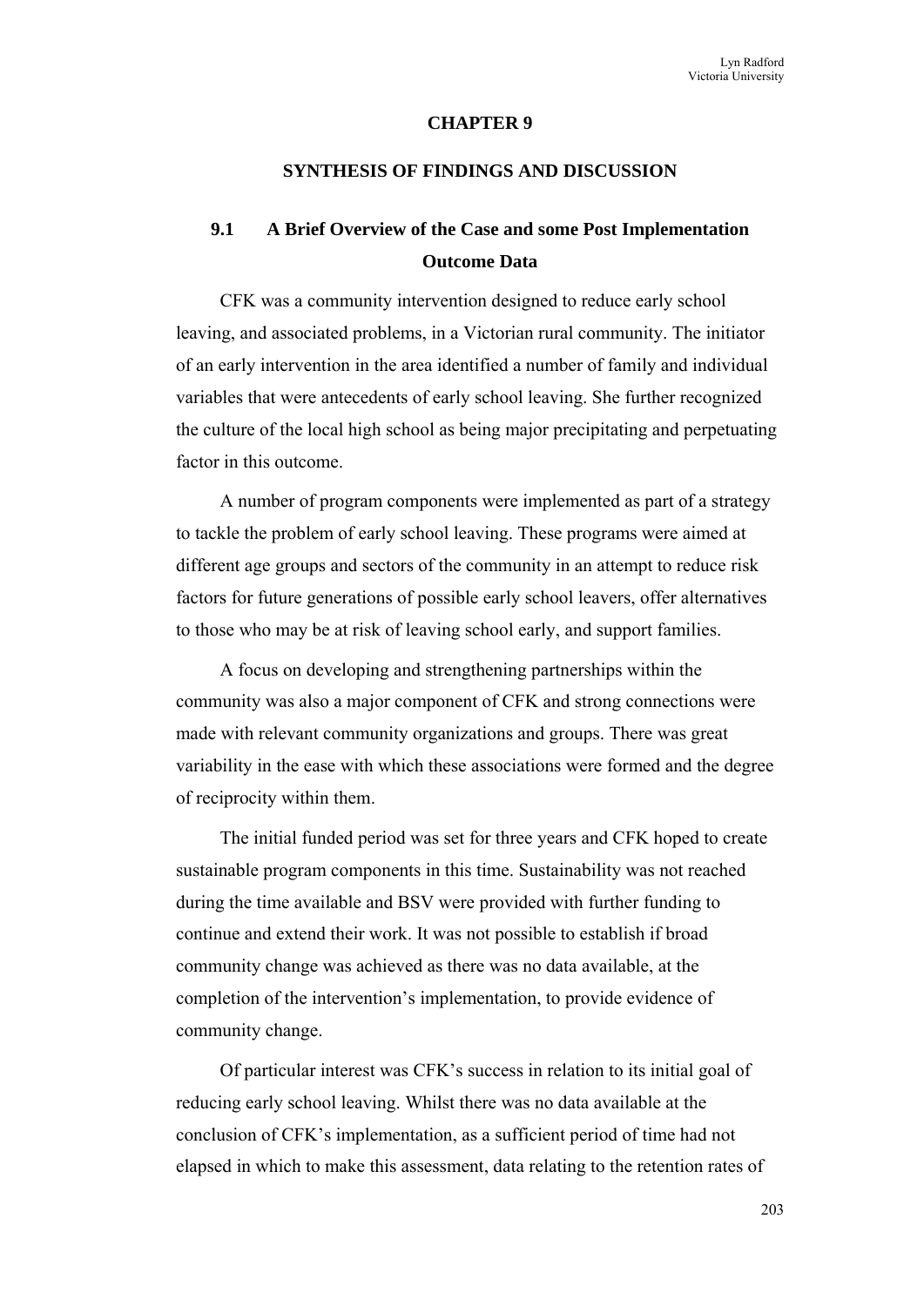# CHAPTER 9

# SYNTHESIS OF FINDINGS AND DISCUSSION

## 9.1 A Brief Overview of the Case and some Post Implementation Outcome Data

CFK was a community intervention designed to reduce early school leaving, and associated problems, in a Victorian rural community. The initiator of an early intervention in the area identified a number of family and individual variables that were antecedents of early school leaving. She further recognized the culture of the local high school as being major precipitating and perpetuating factor in this outcome.

A number of program components were implemented as part of a strategy to tackle the problem of early school leaving. These programs were aimed at different age groups and sectors of the community in an attempt to reduce risk factors for future generations of possible early school leavers, offer alternatives to those who may be at risk of leaving school early, and support families.

A focus on developing and strengthening partnerships within the community was also a major component of CFK and strong connections were made with relevant community organizations and groups. There was great variability in the ease with which these associations were formed and the degree of reciprocity within them.

The initial funded period was set for three years and CFK hoped to create sustainable program components in this time. Sustainability was not reached during the time available and BSV were provided with further funding to continue and extend their work. It was not possible to establish if broad community change was achieved as there was no data available, at the completion of the intervention's implementation, to provide evidence of community change.

Of particular interest was CFK's success in relation to its initial goal of reducing early school leaving. Whilst there was no data available at the conclusion of CFK's implementation, as a sufficient period of time had not elapsed in which to make this assessment, data relating to the retention rates of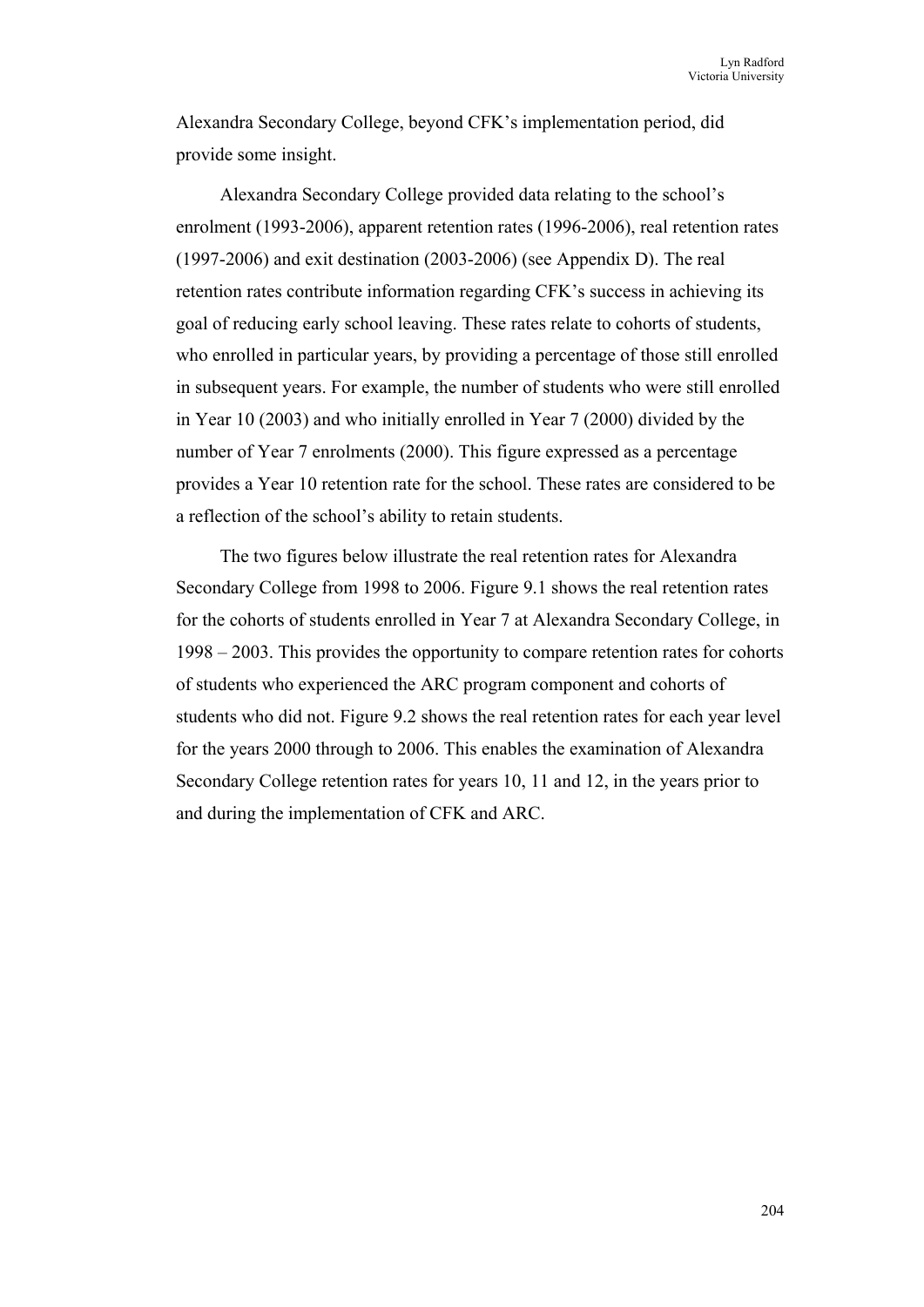Alexandra Secondary College, beyond CFK's implementation period, did provide some insight.

Alexandra Secondary College provided data relating to the school's enrolment (1993-2006), apparent retention rates (1996-2006), real retention rates (1997-2006) and exit destination (2003-2006) (see Appendix D). The real retention rates contribute information regarding CFK's success in achieving its goal of reducing early school leaving. These rates relate to cohorts of students, who enrolled in particular years, by providing a percentage of those still enrolled in subsequent years. For example, the number of students who were still enrolled in Year 10 (2003) and who initially enrolled in Year 7 (2000) divided by the number of Year 7 enrolments (2000). This figure expressed as a percentage provides a Year 10 retention rate for the school. These rates are considered to be a reflection of the school's ability to retain students.

The two figures below illustrate the real retention rates for Alexandra Secondary College from 1998 to 2006. Figure 9.1 shows the real retention rates for the cohorts of students enrolled in Year 7 at Alexandra Secondary College, in 1998 – 2003. This provides the opportunity to compare retention rates for cohorts of students who experienced the ARC program component and cohorts of students who did not. Figure 9.2 shows the real retention rates for each year level for the years 2000 through to 2006. This enables the examination of Alexandra Secondary College retention rates for years 10, 11 and 12, in the years prior to and during the implementation of CFK and ARC.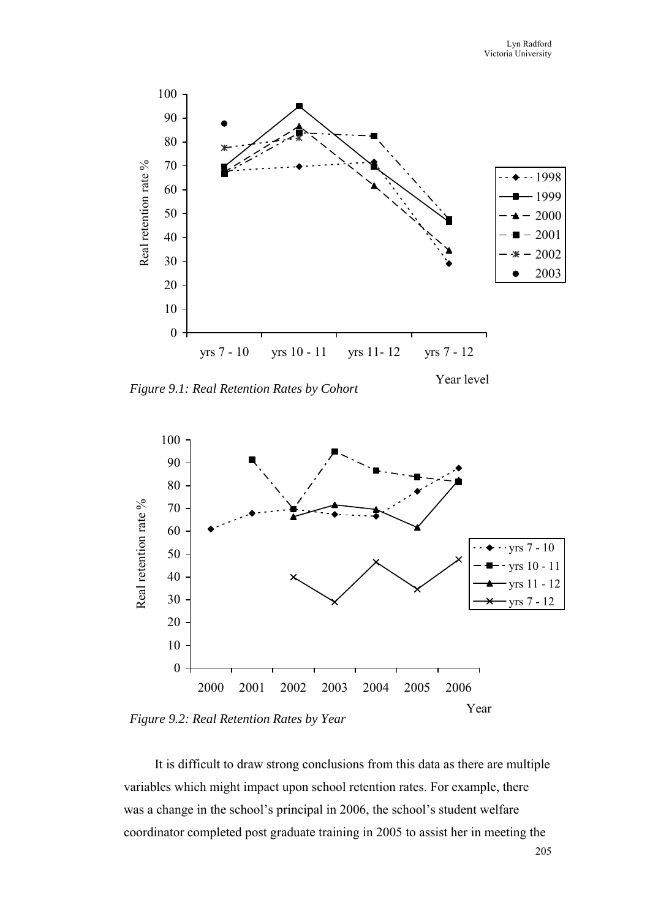*Figure 9.1: Real Retention Rates by Cohort*

*Figure 9.2: Real Retention Rates by Year*

It is difficult to draw strong conclusions from this data as there are multiple variables which might impact upon school retention rates. For example, there was a change in the school's principal in 2006, the school's student welfare coordinator completed post graduate training in 2005 to assist her in meeting the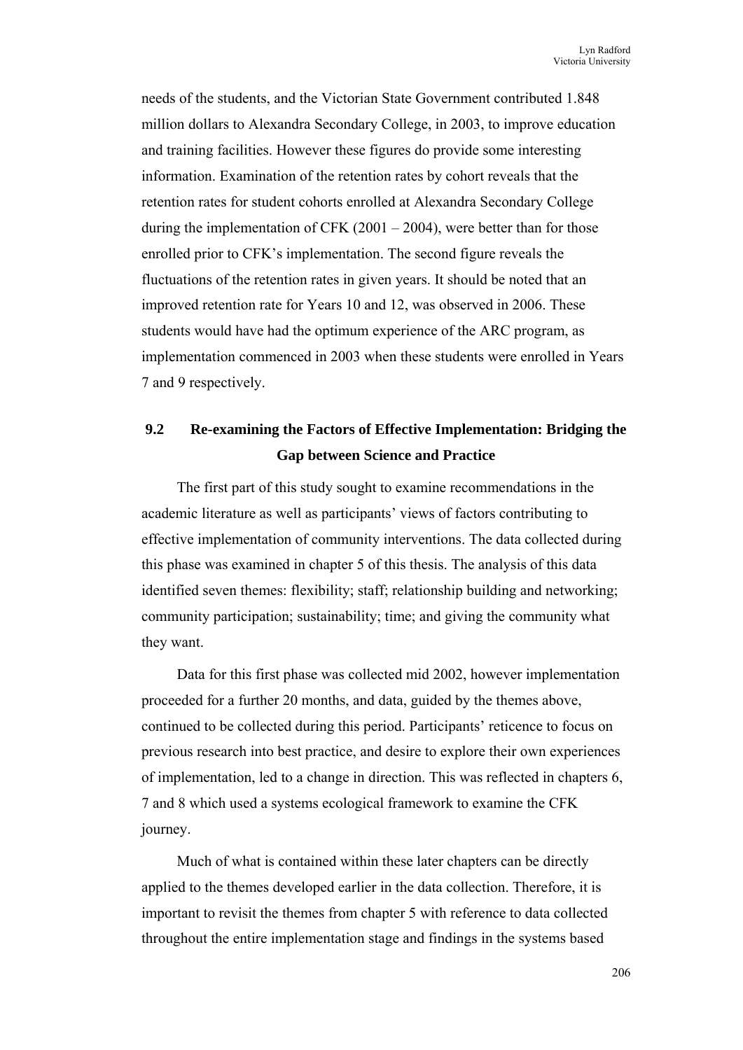needs of the students, and the Victorian State Government contributed 1.848 million dollars to Alexandra Secondary College, in 2003, to improve education and training facilities. However these figures do provide some interesting information. Examination of the retention rates by cohort reveals that the retention rates for student cohorts enrolled at Alexandra Secondary College during the implementation of CFK (2001 – 2004), were better than for those enrolled prior to CFK's implementation. The second figure reveals the fluctuations of the retention rates in given years. It should be noted that an improved retention rate for Years 10 and 12, was observed in 2006. These students would have had the optimum experience of the ARC program, as implementation commenced in 2003 when these students were enrolled in Years 7 and 9 respectively.

## 9.2 Re-examining the Factors of Effective Implementation: Bridging the Gap between Science and Practice

The first part of this study sought to examine recommendations in the academic literature as well as participants' views of factors contributing to effective implementation of community interventions. The data collected during this phase was examined in chapter 5 of this thesis. The analysis of this data identified seven themes: flexibility; staff; relationship building and networking; community participation; sustainability; time; and giving the community what they want.

Data for this first phase was collected mid 2002, however implementation proceeded for a further 20 months, and data, guided by the themes above, continued to be collected during this period. Participants' reticence to focus on previous research into best practice, and desire to explore their own experiences of implementation, led to a change in direction. This was reflected in chapters 6, 7 and 8 which used a systems ecological framework to examine the CFK journey.

Much of what is contained within these later chapters can be directly applied to the themes developed earlier in the data collection. Therefore, it is important to revisit the themes from chapter 5 with reference to data collected throughout the entire implementation stage and findings in the systems based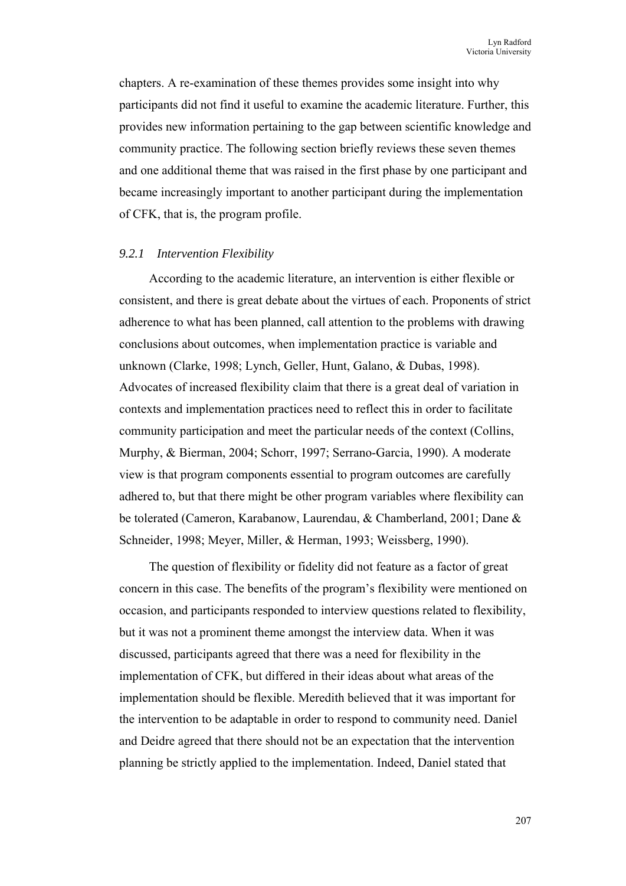chapters. A re-examination of these themes provides some insight into why participants did not find it useful to examine the academic literature. Further, this provides new information pertaining to the gap between scientific knowledge and community practice. The following section briefly reviews these seven themes and one additional theme that was raised in the first phase by one participant and became increasingly important to another participant during the implementation of CFK, that is, the program profile.

### *9.2.1 Intervention Flexibility*

According to the academic literature, an intervention is either flexible or consistent, and there is great debate about the virtues of each. Proponents of strict adherence to what has been planned, call attention to the problems with drawing conclusions about outcomes, when implementation practice is variable and unknown (Clarke, 1998; Lynch, Geller, Hunt, Galano, & Dubas, 1998). Advocates of increased flexibility claim that there is a great deal of variation in contexts and implementation practices need to reflect this in order to facilitate community participation and meet the particular needs of the context (Collins, Murphy, & Bierman, 2004; Schorr, 1997; Serrano-Garcia, 1990). A moderate view is that program components essential to program outcomes are carefully adhered to, but that there might be other program variables where flexibility can be tolerated (Cameron, Karabanow, Laurendau, & Chamberland, 2001; Dane & Schneider, 1998; Meyer, Miller, & Herman, 1993; Weissberg, 1990).

The question of flexibility or fidelity did not feature as a factor of great concern in this case. The benefits of the program's flexibility were mentioned on occasion, and participants responded to interview questions related to flexibility, but it was not a prominent theme amongst the interview data. When it was discussed, participants agreed that there was a need for flexibility in the implementation of CFK, but differed in their ideas about what areas of the implementation should be flexible. Meredith believed that it was important for the intervention to be adaptable in order to respond to community need. Daniel and Deidre agreed that there should not be an expectation that the intervention planning be strictly applied to the implementation. Indeed, Daniel stated that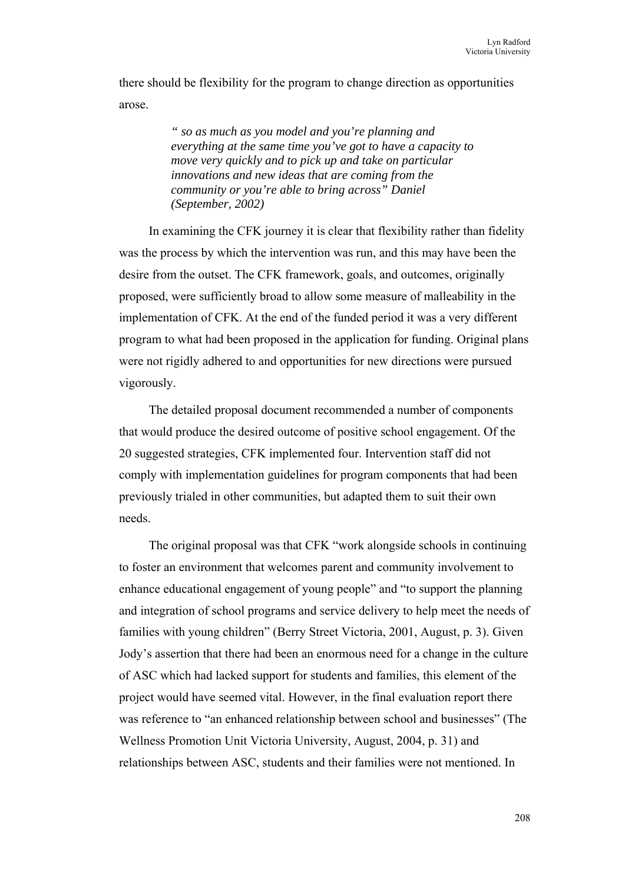there should be flexibility for the program to change direction as opportunities arose.

> *" so as much as you model and you're planning and everything at the same time you've got to have a capacity to move very quickly and to pick up and take on particular innovations and new ideas that are coming from the community or you're able to bring across" Daniel (September, 2002)*

In examining the CFK journey it is clear that flexibility rather than fidelity was the process by which the intervention was run, and this may have been the desire from the outset. The CFK framework, goals, and outcomes, originally proposed, were sufficiently broad to allow some measure of malleability in the implementation of CFK. At the end of the funded period it was a very different program to what had been proposed in the application for funding. Original plans were not rigidly adhered to and opportunities for new directions were pursued vigorously.

The detailed proposal document recommended a number of components that would produce the desired outcome of positive school engagement. Of the 20 suggested strategies, CFK implemented four. Intervention staff did not comply with implementation guidelines for program components that had been previously trialed in other communities, but adapted them to suit their own needs.

The original proposal was that CFK "work alongside schools in continuing to foster an environment that welcomes parent and community involvement to enhance educational engagement of young people" and "to support the planning and integration of school programs and service delivery to help meet the needs of families with young children" (Berry Street Victoria, 2001, August, p. 3). Given Jody's assertion that there had been an enormous need for a change in the culture of ASC which had lacked support for students and families, this element of the project would have seemed vital. However, in the final evaluation report there was reference to "an enhanced relationship between school and businesses" (The Wellness Promotion Unit Victoria University, August, 2004, p. 31) and relationships between ASC, students and their families were not mentioned. In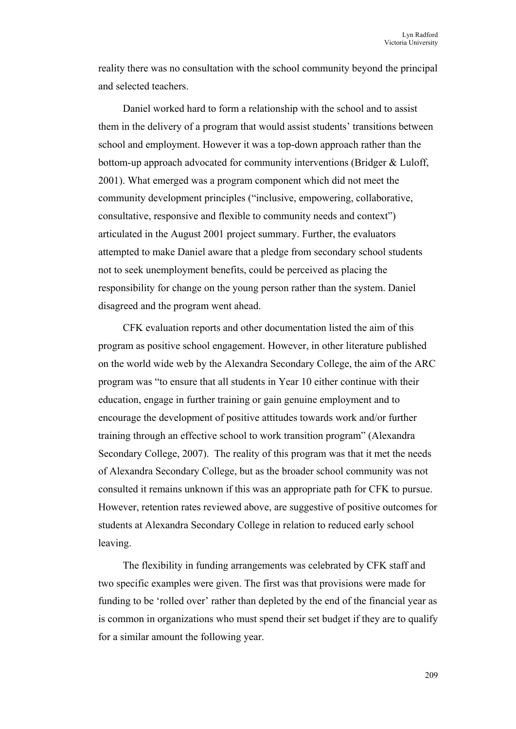reality there was no consultation with the school community beyond the principal and selected teachers.

Daniel worked hard to form a relationship with the school and to assist them in the delivery of a program that would assist students' transitions between school and employment. However it was a top-down approach rather than the bottom-up approach advocated for community interventions (Bridger & Luloff, 2001). What emerged was a program component which did not meet the community development principles ("inclusive, empowering, collaborative, consultative, responsive and flexible to community needs and context") articulated in the August 2001 project summary. Further, the evaluators attempted to make Daniel aware that a pledge from secondary school students not to seek unemployment benefits, could be perceived as placing the responsibility for change on the young person rather than the system. Daniel disagreed and the program went ahead.

CFK evaluation reports and other documentation listed the aim of this program as positive school engagement. However, in other literature published on the world wide web by the Alexandra Secondary College, the aim of the ARC program was "to ensure that all students in Year 10 either continue with their education, engage in further training or gain genuine employment and to encourage the development of positive attitudes towards work and/or further training through an effective school to work transition program" (Alexandra Secondary College, 2007). The reality of this program was that it met the needs of Alexandra Secondary College, but as the broader school community was not consulted it remains unknown if this was an appropriate path for CFK to pursue. However, retention rates reviewed above, are suggestive of positive outcomes for students at Alexandra Secondary College in relation to reduced early school leaving.

The flexibility in funding arrangements was celebrated by CFK staff and two specific examples were given. The first was that provisions were made for funding to be 'rolled over' rather than depleted by the end of the financial year as is common in organizations who must spend their set budget if they are to qualify for a similar amount the following year.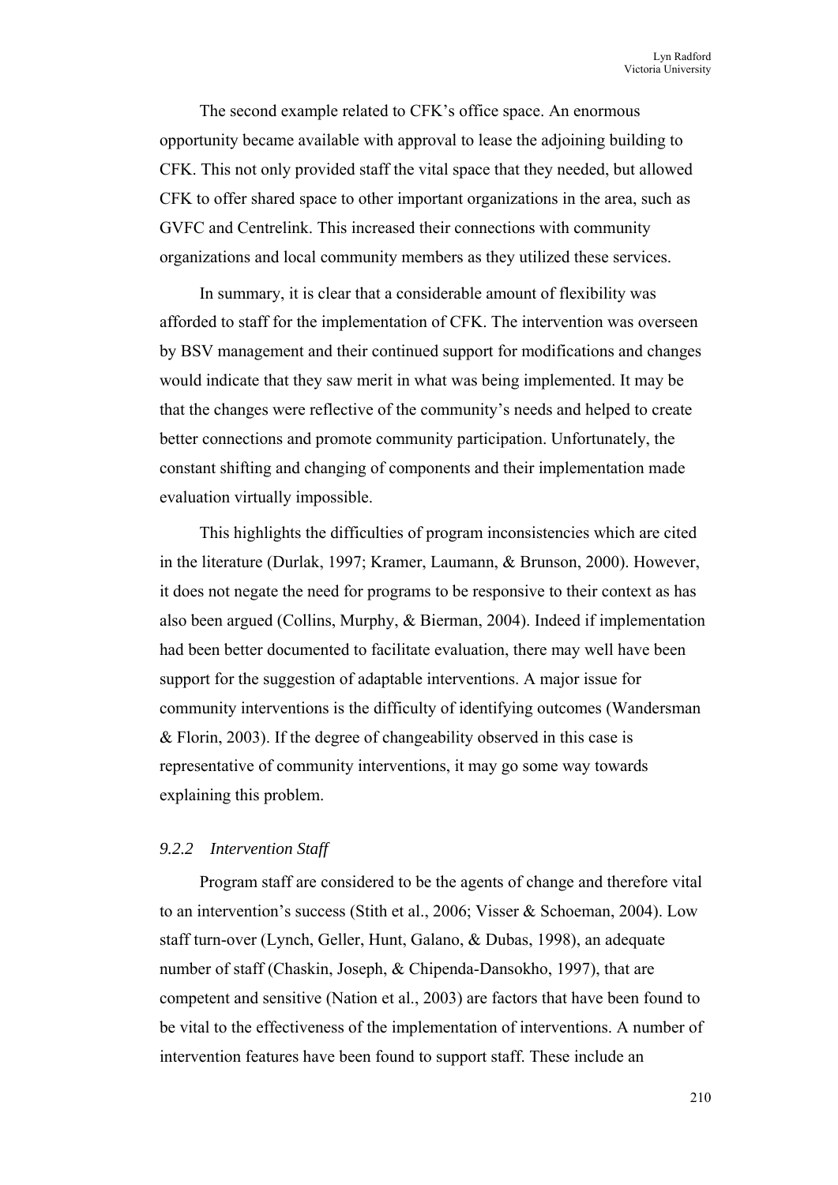The second example related to CFK's office space. An enormous opportunity became available with approval to lease the adjoining building to CFK. This not only provided staff the vital space that they needed, but allowed CFK to offer shared space to other important organizations in the area, such as GVFC and Centrelink. This increased their connections with community organizations and local community members as they utilized these services.

In summary, it is clear that a considerable amount of flexibility was afforded to staff for the implementation of CFK. The intervention was overseen by BSV management and their continued support for modifications and changes would indicate that they saw merit in what was being implemented. It may be that the changes were reflective of the community's needs and helped to create better connections and promote community participation. Unfortunately, the constant shifting and changing of components and their implementation made evaluation virtually impossible.

This highlights the difficulties of program inconsistencies which are cited in the literature (Durlak, 1997; Kramer, Laumann, & Brunson, 2000). However, it does not negate the need for programs to be responsive to their context as has also been argued (Collins, Murphy, & Bierman, 2004). Indeed if implementation had been better documented to facilitate evaluation, there may well have been support for the suggestion of adaptable interventions. A major issue for community interventions is the difficulty of identifying outcomes (Wandersman & Florin, 2003). If the degree of changeability observed in this case is representative of community interventions, it may go some way towards explaining this problem.

### *9.2.2 Intervention Staff*

Program staff are considered to be the agents of change and therefore vital to an intervention's success (Stith et al., 2006; Visser & Schoeman, 2004). Low staff turn-over (Lynch, Geller, Hunt, Galano, & Dubas, 1998), an adequate number of staff (Chaskin, Joseph, & Chipenda-Dansokho, 1997), that are competent and sensitive (Nation et al., 2003) are factors that have been found to be vital to the effectiveness of the implementation of interventions. A number of intervention features have been found to support staff. These include an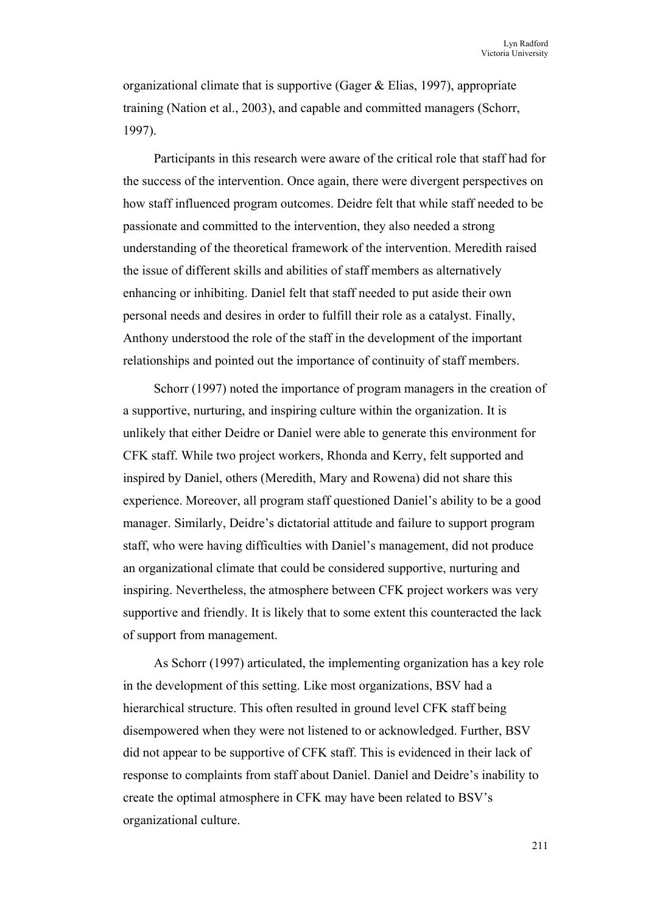organizational climate that is supportive (Gager & Elias, 1997), appropriate training (Nation et al., 2003), and capable and committed managers (Schorr, 1997).

Participants in this research were aware of the critical role that staff had for the success of the intervention. Once again, there were divergent perspectives on how staff influenced program outcomes. Deidre felt that while staff needed to be passionate and committed to the intervention, they also needed a strong understanding of the theoretical framework of the intervention. Meredith raised the issue of different skills and abilities of staff members as alternatively enhancing or inhibiting. Daniel felt that staff needed to put aside their own personal needs and desires in order to fulfill their role as a catalyst. Finally, Anthony understood the role of the staff in the development of the important relationships and pointed out the importance of continuity of staff members.

Schorr (1997) noted the importance of program managers in the creation of a supportive, nurturing, and inspiring culture within the organization. It is unlikely that either Deidre or Daniel were able to generate this environment for CFK staff. While two project workers, Rhonda and Kerry, felt supported and inspired by Daniel, others (Meredith, Mary and Rowena) did not share this experience. Moreover, all program staff questioned Daniel's ability to be a good manager. Similarly, Deidre's dictatorial attitude and failure to support program staff, who were having difficulties with Daniel's management, did not produce an organizational climate that could be considered supportive, nurturing and inspiring. Nevertheless, the atmosphere between CFK project workers was very supportive and friendly. It is likely that to some extent this counteracted the lack of support from management.

As Schorr (1997) articulated, the implementing organization has a key role in the development of this setting. Like most organizations, BSV had a hierarchical structure. This often resulted in ground level CFK staff being disempowered when they were not listened to or acknowledged. Further, BSV did not appear to be supportive of CFK staff. This is evidenced in their lack of response to complaints from staff about Daniel. Daniel and Deidre's inability to create the optimal atmosphere in CFK may have been related to BSV's organizational culture.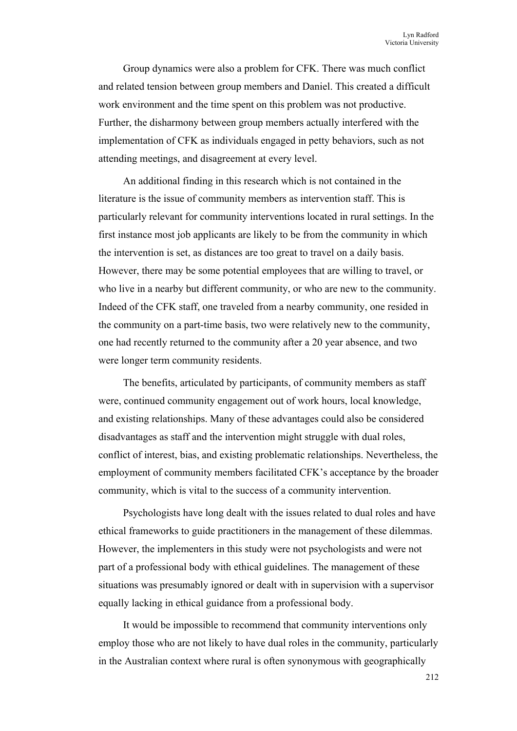Group dynamics were also a problem for CFK. There was much conflict and related tension between group members and Daniel. This created a difficult work environment and the time spent on this problem was not productive. Further, the disharmony between group members actually interfered with the implementation of CFK as individuals engaged in petty behaviors, such as not attending meetings, and disagreement at every level.

An additional finding in this research which is not contained in the literature is the issue of community members as intervention staff. This is particularly relevant for community interventions located in rural settings. In the first instance most job applicants are likely to be from the community in which the intervention is set, as distances are too great to travel on a daily basis. However, there may be some potential employees that are willing to travel, or who live in a nearby but different community, or who are new to the community. Indeed of the CFK staff, one traveled from a nearby community, one resided in the community on a part-time basis, two were relatively new to the community, one had recently returned to the community after a 20 year absence, and two were longer term community residents.

The benefits, articulated by participants, of community members as staff were, continued community engagement out of work hours, local knowledge, and existing relationships. Many of these advantages could also be considered disadvantages as staff and the intervention might struggle with dual roles, conflict of interest, bias, and existing problematic relationships. Nevertheless, the employment of community members facilitated CFK's acceptance by the broader community, which is vital to the success of a community intervention.

Psychologists have long dealt with the issues related to dual roles and have ethical frameworks to guide practitioners in the management of these dilemmas. However, the implementers in this study were not psychologists and were not part of a professional body with ethical guidelines. The management of these situations was presumably ignored or dealt with in supervision with a supervisor equally lacking in ethical guidance from a professional body.

It would be impossible to recommend that community interventions only employ those who are not likely to have dual roles in the community, particularly in the Australian context where rural is often synonymous with geographically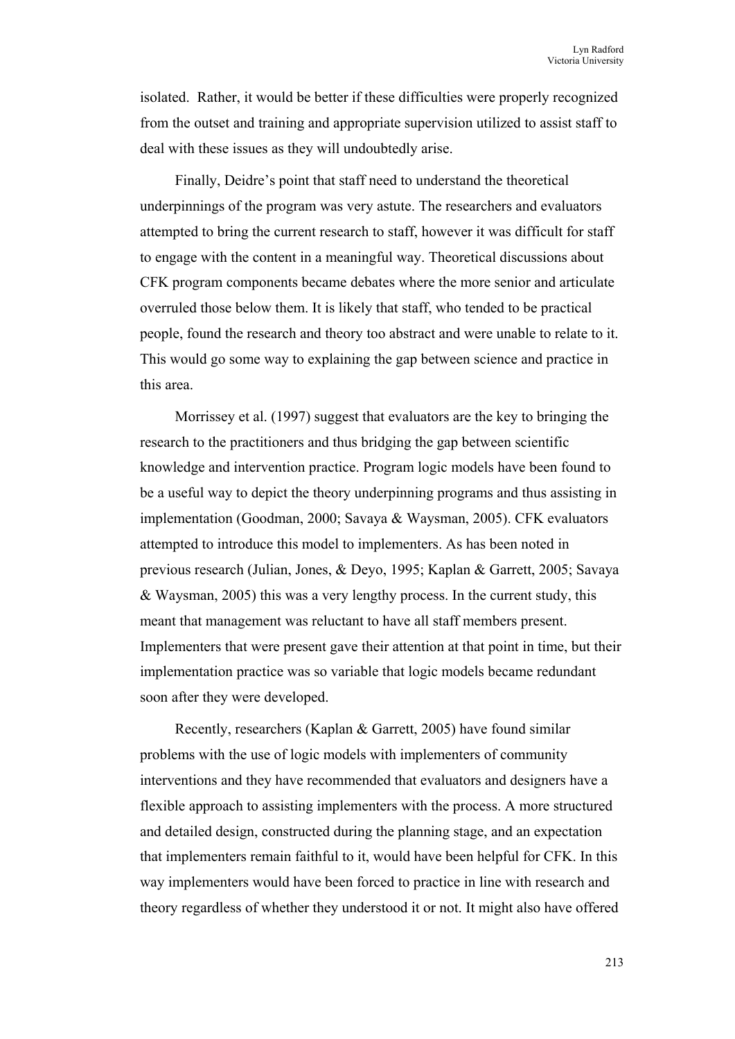isolated. Rather, it would be better if these difficulties were properly recognized from the outset and training and appropriate supervision utilized to assist staff to deal with these issues as they will undoubtedly arise.

Finally, Deidre's point that staff need to understand the theoretical underpinnings of the program was very astute. The researchers and evaluators attempted to bring the current research to staff, however it was difficult for staff to engage with the content in a meaningful way. Theoretical discussions about CFK program components became debates where the more senior and articulate overruled those below them. It is likely that staff, who tended to be practical people, found the research and theory too abstract and were unable to relate to it. This would go some way to explaining the gap between science and practice in this area.

Morrissey et al. (1997) suggest that evaluators are the key to bringing the research to the practitioners and thus bridging the gap between scientific knowledge and intervention practice. Program logic models have been found to be a useful way to depict the theory underpinning programs and thus assisting in implementation (Goodman, 2000; Savaya & Waysman, 2005). CFK evaluators attempted to introduce this model to implementers. As has been noted in previous research (Julian, Jones, & Deyo, 1995; Kaplan & Garrett, 2005; Savaya & Waysman, 2005) this was a very lengthy process. In the current study, this meant that management was reluctant to have all staff members present. Implementers that were present gave their attention at that point in time, but their implementation practice was so variable that logic models became redundant soon after they were developed.

Recently, researchers (Kaplan & Garrett, 2005) have found similar problems with the use of logic models with implementers of community interventions and they have recommended that evaluators and designers have a flexible approach to assisting implementers with the process. A more structured and detailed design, constructed during the planning stage, and an expectation that implementers remain faithful to it, would have been helpful for CFK. In this way implementers would have been forced to practice in line with research and theory regardless of whether they understood it or not. It might also have offered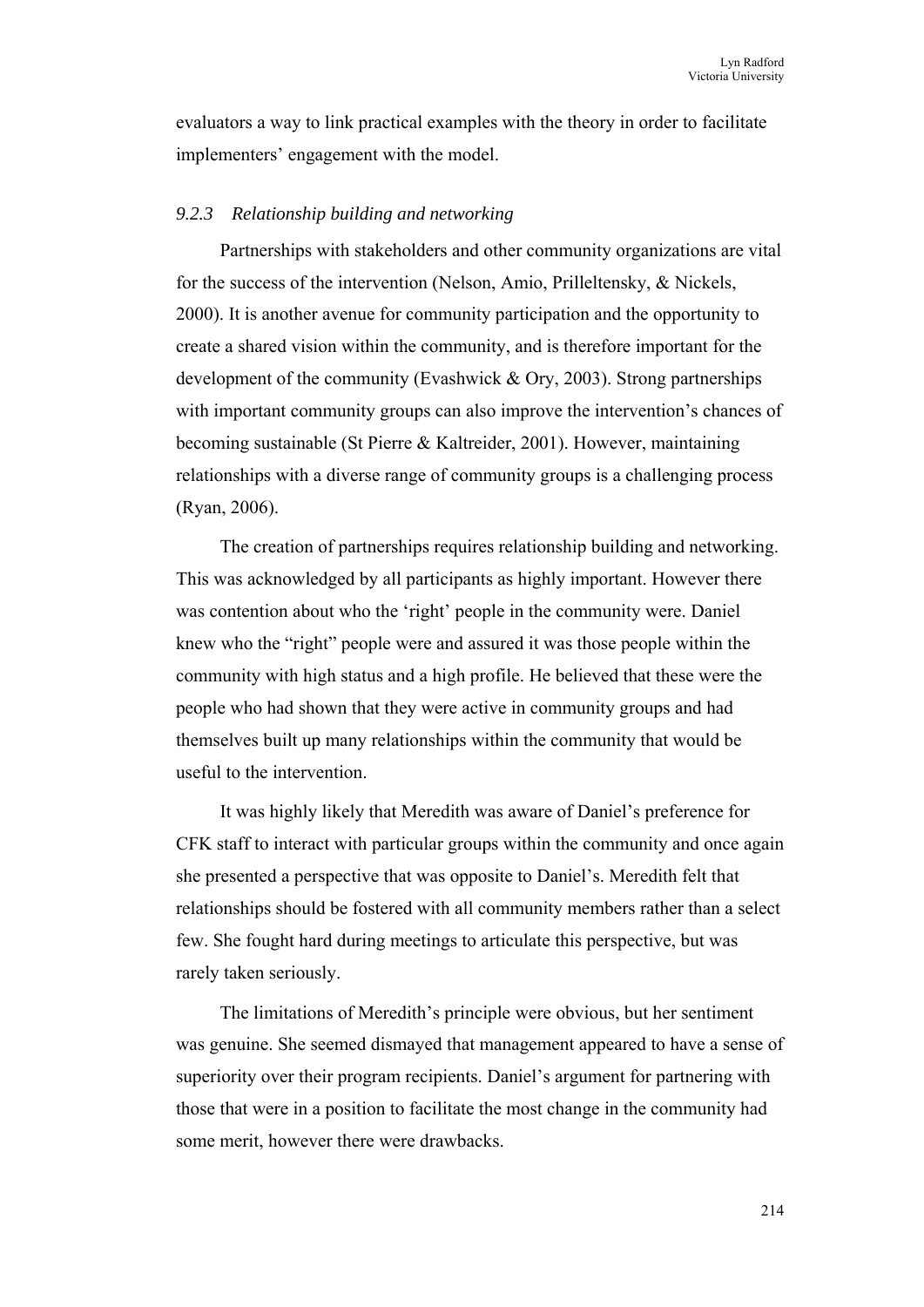evaluators a way to link practical examples with the theory in order to facilitate implementers' engagement with the model.

### *9.2.3 Relationship building and networking*

Partnerships with stakeholders and other community organizations are vital for the success of the intervention (Nelson, Amio, Prilleltensky, & Nickels, 2000). It is another avenue for community participation and the opportunity to create a shared vision within the community, and is therefore important for the development of the community (Evashwick & Ory, 2003). Strong partnerships with important community groups can also improve the intervention's chances of becoming sustainable (St Pierre & Kaltreider, 2001). However, maintaining relationships with a diverse range of community groups is a challenging process (Ryan, 2006).

The creation of partnerships requires relationship building and networking. This was acknowledged by all participants as highly important. However there was contention about who the 'right' people in the community were. Daniel knew who the "right" people were and assured it was those people within the community with high status and a high profile. He believed that these were the people who had shown that they were active in community groups and had themselves built up many relationships within the community that would be useful to the intervention.

It was highly likely that Meredith was aware of Daniel's preference for CFK staff to interact with particular groups within the community and once again she presented a perspective that was opposite to Daniel's. Meredith felt that relationships should be fostered with all community members rather than a select few. She fought hard during meetings to articulate this perspective, but was rarely taken seriously.

The limitations of Meredith's principle were obvious, but her sentiment was genuine. She seemed dismayed that management appeared to have a sense of superiority over their program recipients. Daniel's argument for partnering with those that were in a position to facilitate the most change in the community had some merit, however there were drawbacks.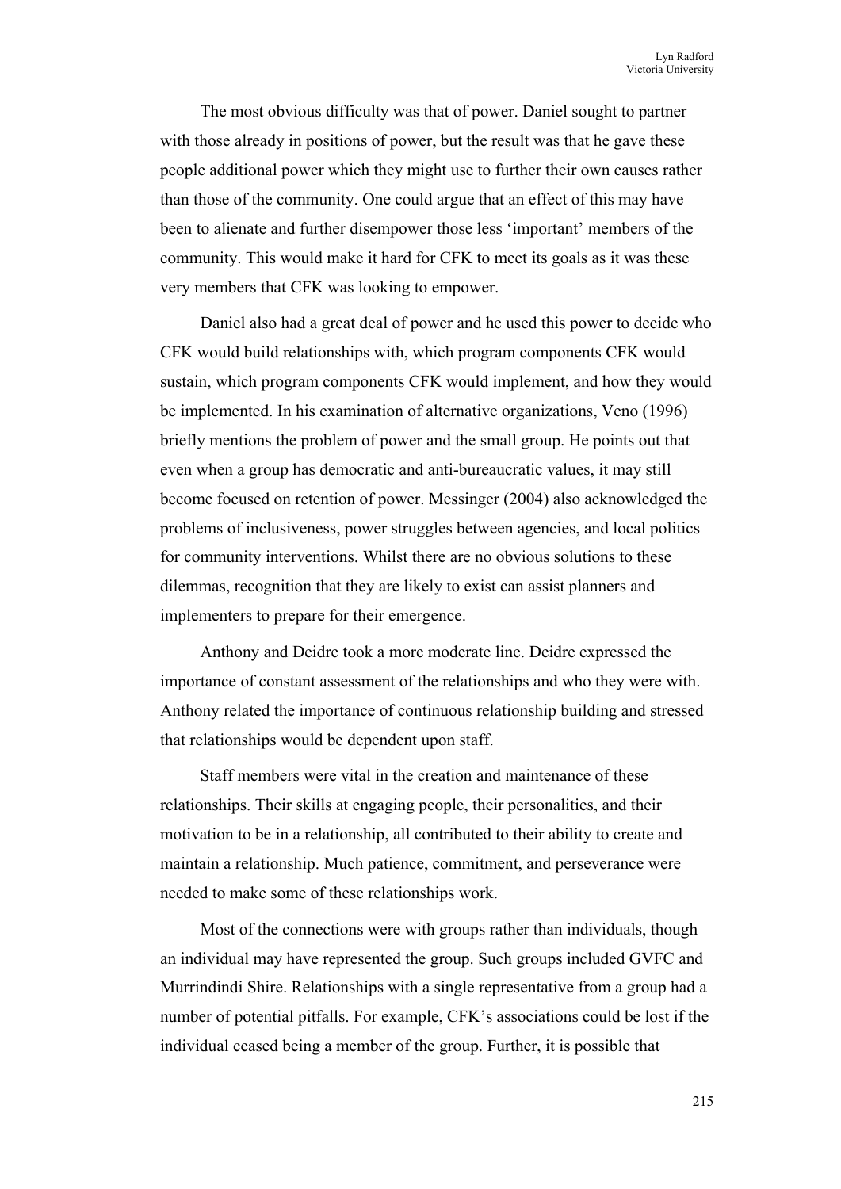The most obvious difficulty was that of power. Daniel sought to partner with those already in positions of power, but the result was that he gave these people additional power which they might use to further their own causes rather than those of the community. One could argue that an effect of this may have been to alienate and further disempower those less 'important' members of the community. This would make it hard for CFK to meet its goals as it was these very members that CFK was looking to empower.

Daniel also had a great deal of power and he used this power to decide who CFK would build relationships with, which program components CFK would sustain, which program components CFK would implement, and how they would be implemented. In his examination of alternative organizations, Veno (1996) briefly mentions the problem of power and the small group. He points out that even when a group has democratic and anti-bureaucratic values, it may still become focused on retention of power. Messinger (2004) also acknowledged the problems of inclusiveness, power struggles between agencies, and local politics for community interventions. Whilst there are no obvious solutions to these dilemmas, recognition that they are likely to exist can assist planners and implementers to prepare for their emergence.

Anthony and Deidre took a more moderate line. Deidre expressed the importance of constant assessment of the relationships and who they were with. Anthony related the importance of continuous relationship building and stressed that relationships would be dependent upon staff.

Staff members were vital in the creation and maintenance of these relationships. Their skills at engaging people, their personalities, and their motivation to be in a relationship, all contributed to their ability to create and maintain a relationship. Much patience, commitment, and perseverance were needed to make some of these relationships work.

Most of the connections were with groups rather than individuals, though an individual may have represented the group. Such groups included GVFC and Murrindindi Shire. Relationships with a single representative from a group had a number of potential pitfalls. For example, CFK's associations could be lost if the individual ceased being a member of the group. Further, it is possible that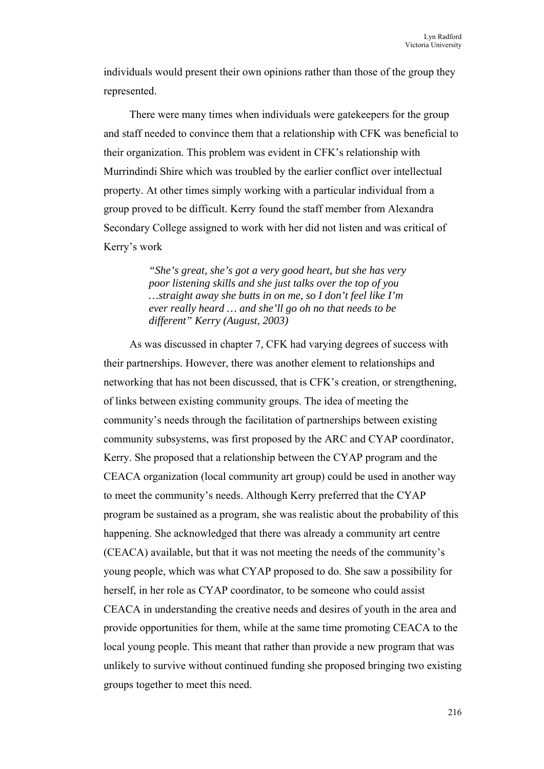individuals would present their own opinions rather than those of the group they represented.

There were many times when individuals were gatekeepers for the group and staff needed to convince them that a relationship with CFK was beneficial to their organization. This problem was evident in CFK's relationship with Murrindindi Shire which was troubled by the earlier conflict over intellectual property. At other times simply working with a particular individual from a group proved to be difficult. Kerry found the staff member from Alexandra Secondary College assigned to work with her did not listen and was critical of Kerry's work

> ***"She's great, she's got a very good heart, but she has very poor listening skills and she just talks over the top of you …straight away she butts in on me, so I don't feel like I'm ever really heard … and she'll go oh no that needs to be different" Kerry (August, 2003)***

As was discussed in chapter 7, CFK had varying degrees of success with their partnerships. However, there was another element to relationships and networking that has not been discussed, that is CFK's creation, or strengthening, of links between existing community groups. The idea of meeting the community's needs through the facilitation of partnerships between existing community subsystems, was first proposed by the ARC and CYAP coordinator, Kerry. She proposed that a relationship between the CYAP program and the CEACA organization (local community art group) could be used in another way to meet the community's needs. Although Kerry preferred that the CYAP program be sustained as a program, she was realistic about the probability of this happening. She acknowledged that there was already a community art centre (CEACA) available, but that it was not meeting the needs of the community's young people, which was what CYAP proposed to do. She saw a possibility for herself, in her role as CYAP coordinator, to be someone who could assist CEACA in understanding the creative needs and desires of youth in the area and provide opportunities for them, while at the same time promoting CEACA to the local young people. This meant that rather than provide a new program that was unlikely to survive without continued funding she proposed bringing two existing groups together to meet this need.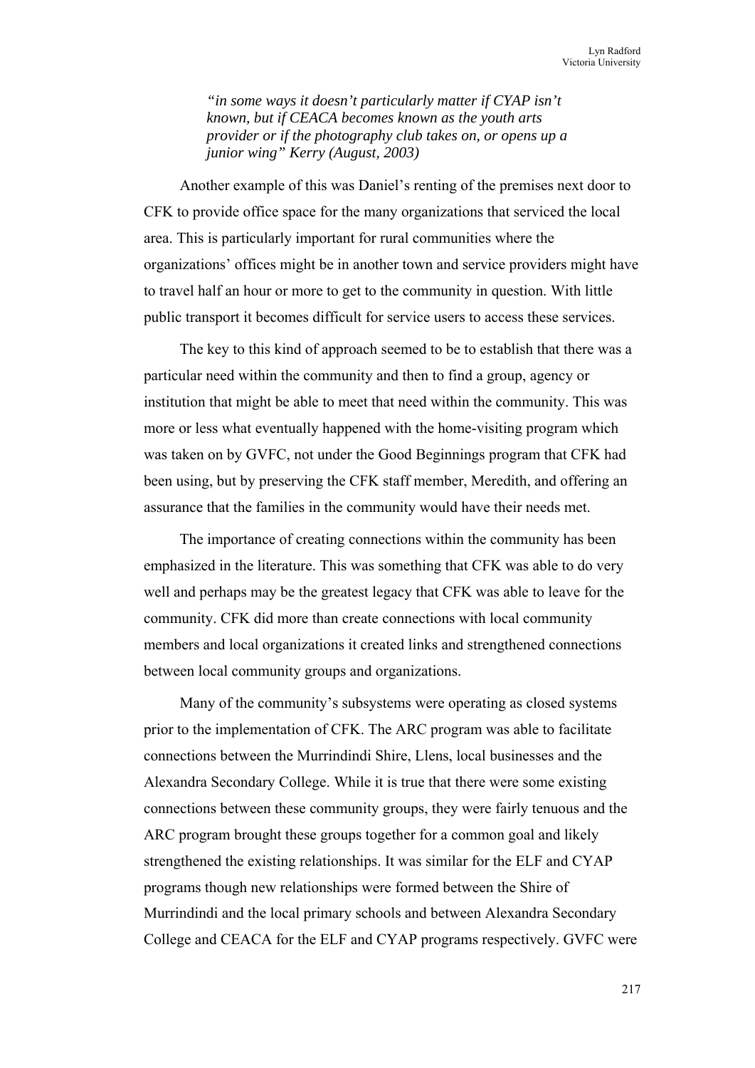*“in some ways it doesn’t particularly matter if CYAP isn’t known, but if CEACA becomes known as the youth arts provider or if the photography club takes on, or opens up a junior wing” Kerry (August, 2003)*

Another example of this was Daniel’s renting of the premises next door to CFK to provide office space for the many organizations that serviced the local area. This is particularly important for rural communities where the organizations’ offices might be in another town and service providers might have to travel half an hour or more to get to the community in question. With little public transport it becomes difficult for service users to access these services.

The key to this kind of approach seemed to be to establish that there was a particular need within the community and then to find a group, agency or institution that might be able to meet that need within the community. This was more or less what eventually happened with the home-visiting program which was taken on by GVFC, not under the Good Beginnings program that CFK had been using, but by preserving the CFK staff member, Meredith, and offering an assurance that the families in the community would have their needs met.

The importance of creating connections within the community has been emphasized in the literature. This was something that CFK was able to do very well and perhaps may be the greatest legacy that CFK was able to leave for the community. CFK did more than create connections with local community members and local organizations it created links and strengthened connections between local community groups and organizations.

Many of the community’s subsystems were operating as closed systems prior to the implementation of CFK. The ARC program was able to facilitate connections between the Murrindindi Shire, Llens, local businesses and the Alexandra Secondary College. While it is true that there were some existing connections between these community groups, they were fairly tenuous and the ARC program brought these groups together for a common goal and likely strengthened the existing relationships. It was similar for the ELF and CYAP programs though new relationships were formed between the Shire of Murrindindi and the local primary schools and between Alexandra Secondary College and CEACA for the ELF and CYAP programs respectively. GVFC were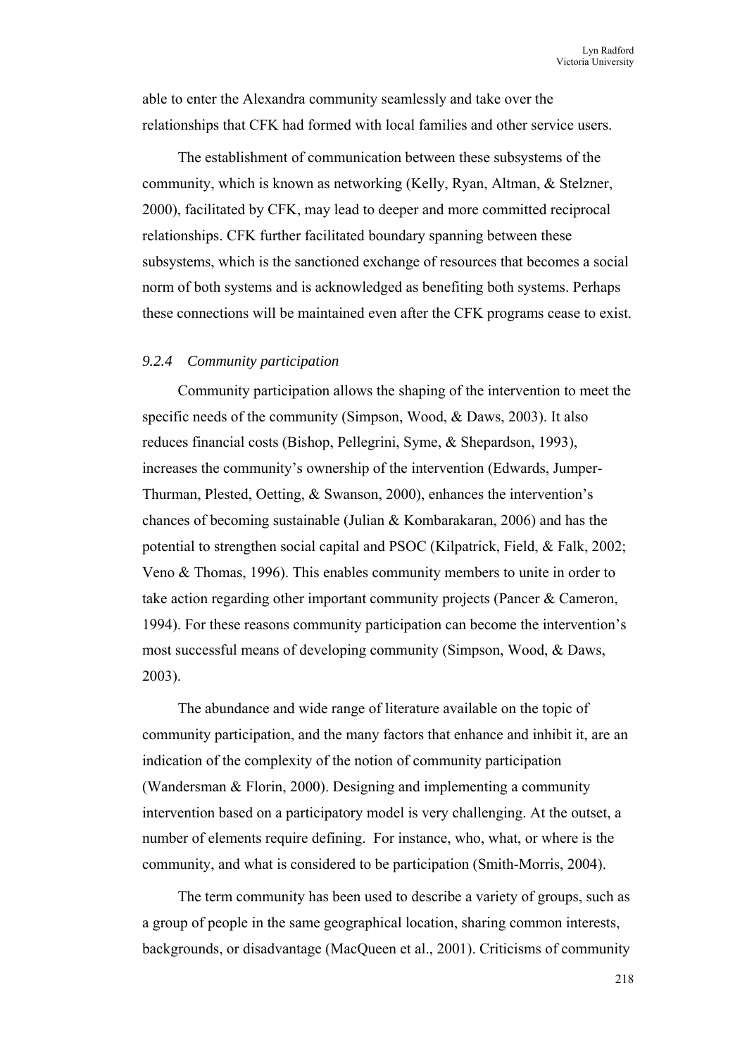able to enter the Alexandra community seamlessly and take over the relationships that CFK had formed with local families and other service users.

The establishment of communication between these subsystems of the community, which is known as networking (Kelly, Ryan, Altman, & Stelzner, 2000), facilitated by CFK, may lead to deeper and more committed reciprocal relationships. CFK further facilitated boundary spanning between these subsystems, which is the sanctioned exchange of resources that becomes a social norm of both systems and is acknowledged as benefiting both systems. Perhaps these connections will be maintained even after the CFK programs cease to exist.

### *9.2.4 Community participation*

Community participation allows the shaping of the intervention to meet the specific needs of the community (Simpson, Wood, & Daws, 2003). It also reduces financial costs (Bishop, Pellegrini, Syme, & Shepardson, 1993), increases the community's ownership of the intervention (Edwards, Jumper-Thurman, Plested, Oetting, & Swanson, 2000), enhances the intervention's chances of becoming sustainable (Julian & Kombarakaran, 2006) and has the potential to strengthen social capital and PSOC (Kilpatrick, Field, & Falk, 2002; Veno & Thomas, 1996). This enables community members to unite in order to take action regarding other important community projects (Pancer & Cameron, 1994). For these reasons community participation can become the intervention's most successful means of developing community (Simpson, Wood, & Daws, 2003).

The abundance and wide range of literature available on the topic of community participation, and the many factors that enhance and inhibit it, are an indication of the complexity of the notion of community participation (Wandersman & Florin, 2000). Designing and implementing a community intervention based on a participatory model is very challenging. At the outset, a number of elements require defining. For instance, who, what, or where is the community, and what is considered to be participation (Smith-Morris, 2004).

The term community has been used to describe a variety of groups, such as a group of people in the same geographical location, sharing common interests, backgrounds, or disadvantage (MacQueen et al., 2001). Criticisms of community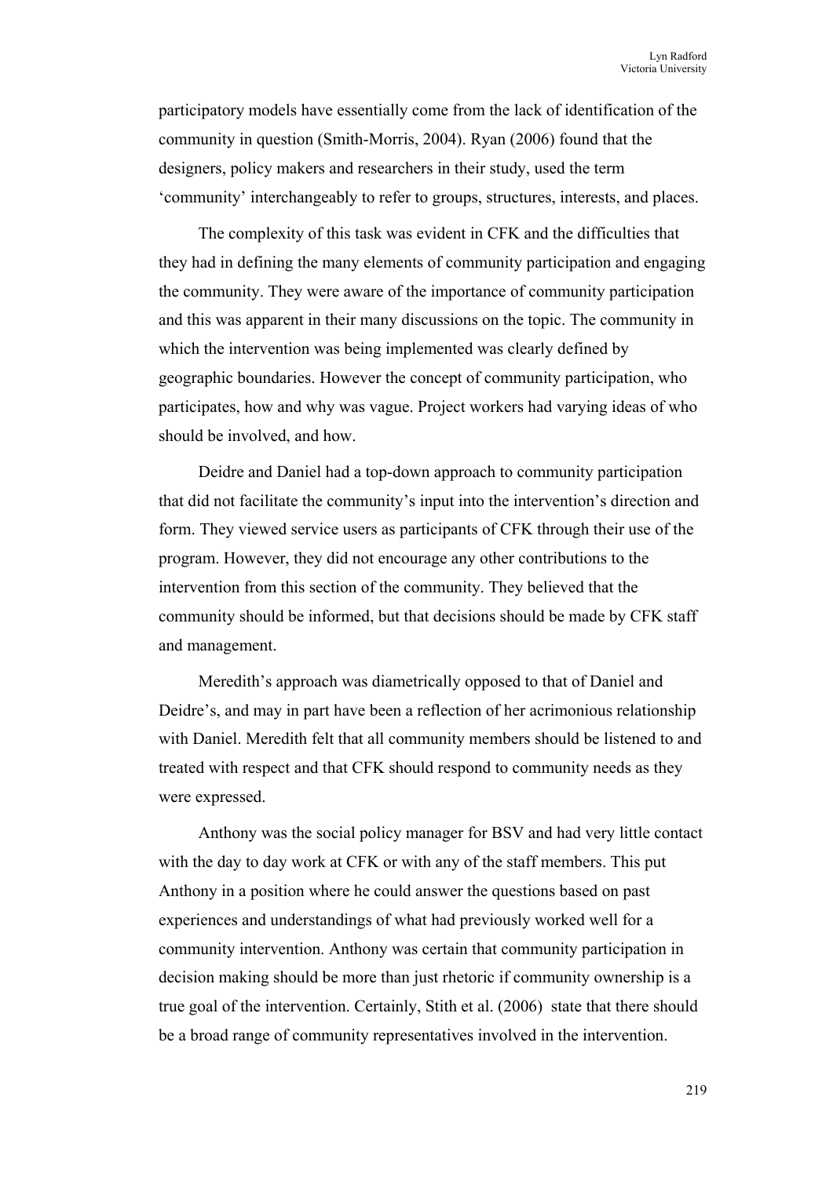participatory models have essentially come from the lack of identification of the community in question (Smith-Morris, 2004). Ryan (2006) found that the designers, policy makers and researchers in their study, used the term 'community' interchangeably to refer to groups, structures, interests, and places.

The complexity of this task was evident in CFK and the difficulties that they had in defining the many elements of community participation and engaging the community. They were aware of the importance of community participation and this was apparent in their many discussions on the topic. The community in which the intervention was being implemented was clearly defined by geographic boundaries. However the concept of community participation, who participates, how and why was vague. Project workers had varying ideas of who should be involved, and how.

Deidre and Daniel had a top-down approach to community participation that did not facilitate the community's input into the intervention's direction and form. They viewed service users as participants of CFK through their use of the program. However, they did not encourage any other contributions to the intervention from this section of the community. They believed that the community should be informed, but that decisions should be made by CFK staff and management.

Meredith's approach was diametrically opposed to that of Daniel and Deidre's, and may in part have been a reflection of her acrimonious relationship with Daniel. Meredith felt that all community members should be listened to and treated with respect and that CFK should respond to community needs as they were expressed.

Anthony was the social policy manager for BSV and had very little contact with the day to day work at CFK or with any of the staff members. This put Anthony in a position where he could answer the questions based on past experiences and understandings of what had previously worked well for a community intervention. Anthony was certain that community participation in decision making should be more than just rhetoric if community ownership is a true goal of the intervention. Certainly, Stith et al. (2006) state that there should be a broad range of community representatives involved in the intervention.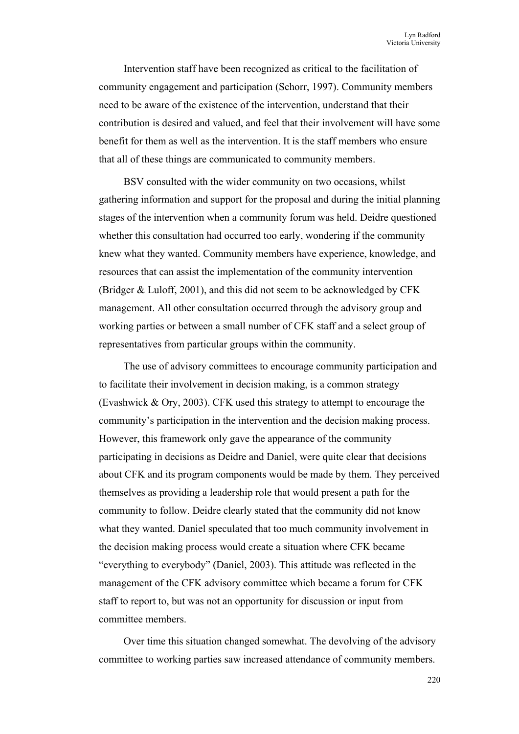Intervention staff have been recognized as critical to the facilitation of community engagement and participation (Schorr, 1997). Community members need to be aware of the existence of the intervention, understand that their contribution is desired and valued, and feel that their involvement will have some benefit for them as well as the intervention. It is the staff members who ensure that all of these things are communicated to community members.

BSV consulted with the wider community on two occasions, whilst gathering information and support for the proposal and during the initial planning stages of the intervention when a community forum was held. Deidre questioned whether this consultation had occurred too early, wondering if the community knew what they wanted. Community members have experience, knowledge, and resources that can assist the implementation of the community intervention (Bridger & Luloff, 2001), and this did not seem to be acknowledged by CFK management. All other consultation occurred through the advisory group and working parties or between a small number of CFK staff and a select group of representatives from particular groups within the community.

The use of advisory committees to encourage community participation and to facilitate their involvement in decision making, is a common strategy (Evashwick & Ory, 2003). CFK used this strategy to attempt to encourage the community's participation in the intervention and the decision making process. However, this framework only gave the appearance of the community participating in decisions as Deidre and Daniel, were quite clear that decisions about CFK and its program components would be made by them. They perceived themselves as providing a leadership role that would present a path for the community to follow. Deidre clearly stated that the community did not know what they wanted. Daniel speculated that too much community involvement in the decision making process would create a situation where CFK became "everything to everybody" (Daniel, 2003). This attitude was reflected in the management of the CFK advisory committee which became a forum for CFK staff to report to, but was not an opportunity for discussion or input from committee members.

Over time this situation changed somewhat. The devolving of the advisory committee to working parties saw increased attendance of community members.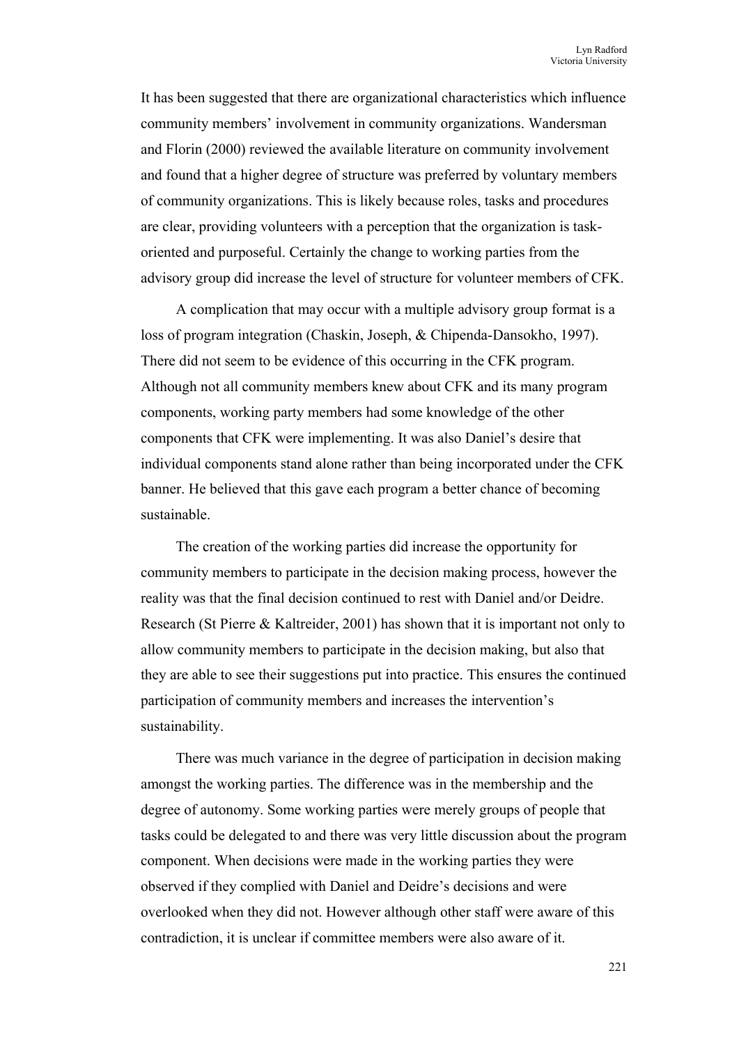It has been suggested that there are organizational characteristics which influence community members' involvement in community organizations. Wandersman and Florin (2000) reviewed the available literature on community involvement and found that a higher degree of structure was preferred by voluntary members of community organizations. This is likely because roles, tasks and procedures are clear, providing volunteers with a perception that the organization is task-oriented and purposeful. Certainly the change to working parties from the advisory group did increase the level of structure for volunteer members of CFK.

A complication that may occur with a multiple advisory group format is a loss of program integration (Chaskin, Joseph, & Chipenda-Dansokho, 1997). There did not seem to be evidence of this occurring in the CFK program. Although not all community members knew about CFK and its many program components, working party members had some knowledge of the other components that CFK were implementing. It was also Daniel's desire that individual components stand alone rather than being incorporated under the CFK banner. He believed that this gave each program a better chance of becoming sustainable.

The creation of the working parties did increase the opportunity for community members to participate in the decision making process, however the reality was that the final decision continued to rest with Daniel and/or Deidre. Research (St Pierre & Kaltreider, 2001) has shown that it is important not only to allow community members to participate in the decision making, but also that they are able to see their suggestions put into practice. This ensures the continued participation of community members and increases the intervention's sustainability.

There was much variance in the degree of participation in decision making amongst the working parties. The difference was in the membership and the degree of autonomy. Some working parties were merely groups of people that tasks could be delegated to and there was very little discussion about the program component. When decisions were made in the working parties they were observed if they complied with Daniel and Deidre's decisions and were overlooked when they did not. However although other staff were aware of this contradiction, it is unclear if committee members were also aware of it.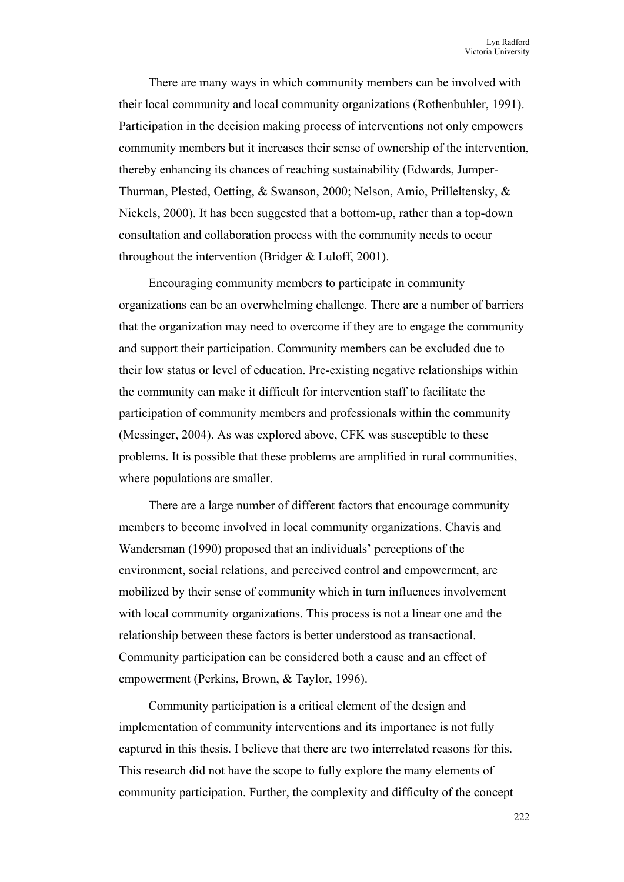There are many ways in which community members can be involved with their local community and local community organizations (Rothenbuhler, 1991). Participation in the decision making process of interventions not only empowers community members but it increases their sense of ownership of the intervention, thereby enhancing its chances of reaching sustainability (Edwards, Jumper-Thurman, Plested, Oetting, & Swanson, 2000; Nelson, Amio, Prilleltensky, & Nickels, 2000). It has been suggested that a bottom-up, rather than a top-down consultation and collaboration process with the community needs to occur throughout the intervention (Bridger & Luloff, 2001).

Encouraging community members to participate in community organizations can be an overwhelming challenge. There are a number of barriers that the organization may need to overcome if they are to engage the community and support their participation. Community members can be excluded due to their low status or level of education. Pre-existing negative relationships within the community can make it difficult for intervention staff to facilitate the participation of community members and professionals within the community (Messinger, 2004). As was explored above, CFK was susceptible to these problems. It is possible that these problems are amplified in rural communities, where populations are smaller.

There are a large number of different factors that encourage community members to become involved in local community organizations. Chavis and Wandersman (1990) proposed that an individuals' perceptions of the environment, social relations, and perceived control and empowerment, are mobilized by their sense of community which in turn influences involvement with local community organizations. This process is not a linear one and the relationship between these factors is better understood as transactional. Community participation can be considered both a cause and an effect of empowerment (Perkins, Brown, & Taylor, 1996).

Community participation is a critical element of the design and implementation of community interventions and its importance is not fully captured in this thesis. I believe that there are two interrelated reasons for this. This research did not have the scope to fully explore the many elements of community participation. Further, the complexity and difficulty of the concept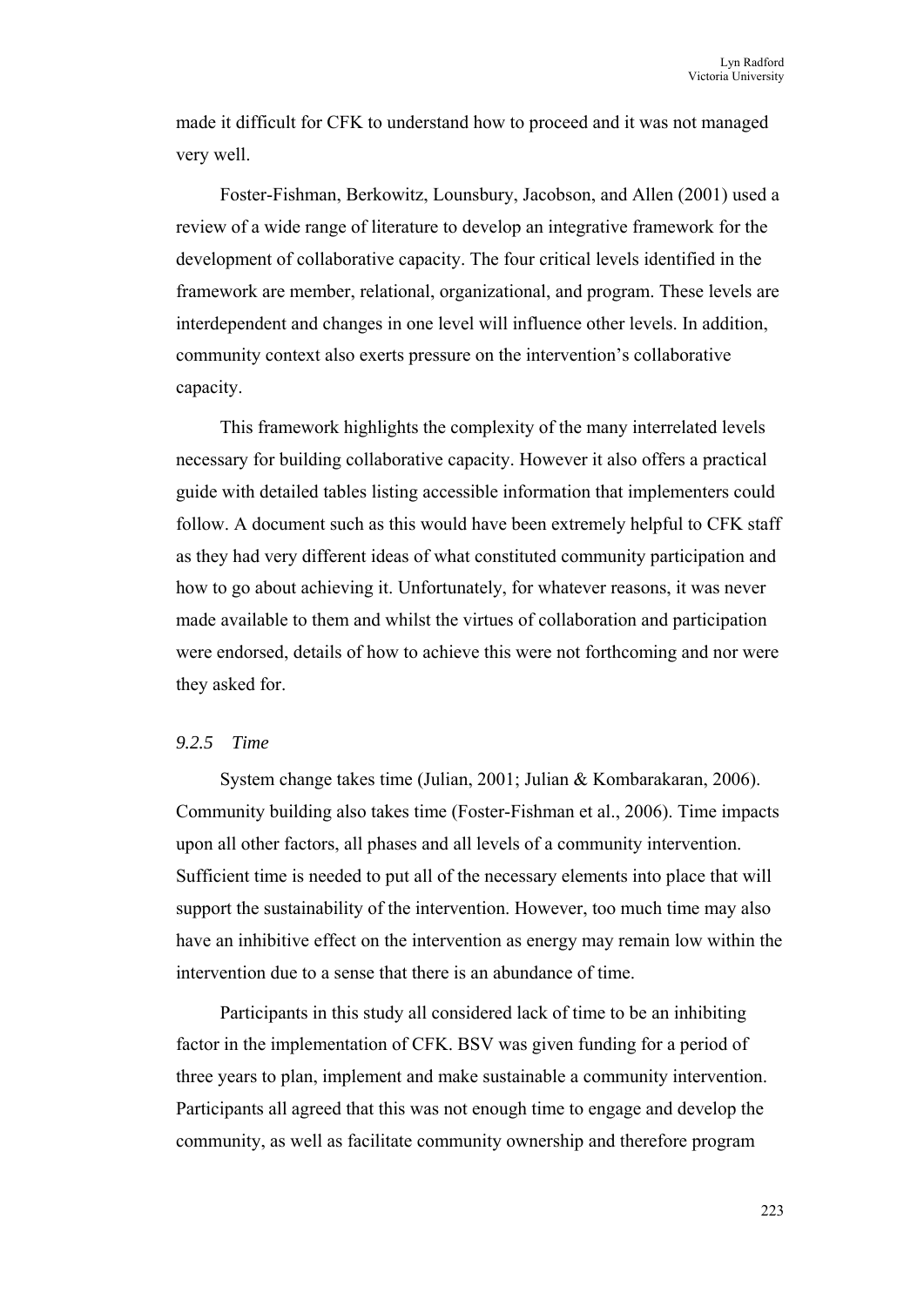made it difficult for CFK to understand how to proceed and it was not managed very well.

Foster-Fishman, Berkowitz, Lounsbury, Jacobson, and Allen (2001) used a review of a wide range of literature to develop an integrative framework for the development of collaborative capacity. The four critical levels identified in the framework are member, relational, organizational, and program. These levels are interdependent and changes in one level will influence other levels. In addition, community context also exerts pressure on the intervention's collaborative capacity.

This framework highlights the complexity of the many interrelated levels necessary for building collaborative capacity. However it also offers a practical guide with detailed tables listing accessible information that implementers could follow. A document such as this would have been extremely helpful to CFK staff as they had very different ideas of what constituted community participation and how to go about achieving it. Unfortunately, for whatever reasons, it was never made available to them and whilst the virtues of collaboration and participation were endorsed, details of how to achieve this were not forthcoming and nor were they asked for.

### *9.2.5 Time*

System change takes time (Julian, 2001; Julian & Kombarakaran, 2006). Community building also takes time (Foster-Fishman et al., 2006). Time impacts upon all other factors, all phases and all levels of a community intervention. Sufficient time is needed to put all of the necessary elements into place that will support the sustainability of the intervention. However, too much time may also have an inhibitive effect on the intervention as energy may remain low within the intervention due to a sense that there is an abundance of time.

Participants in this study all considered lack of time to be an inhibiting factor in the implementation of CFK. BSV was given funding for a period of three years to plan, implement and make sustainable a community intervention. Participants all agreed that this was not enough time to engage and develop the community, as well as facilitate community ownership and therefore program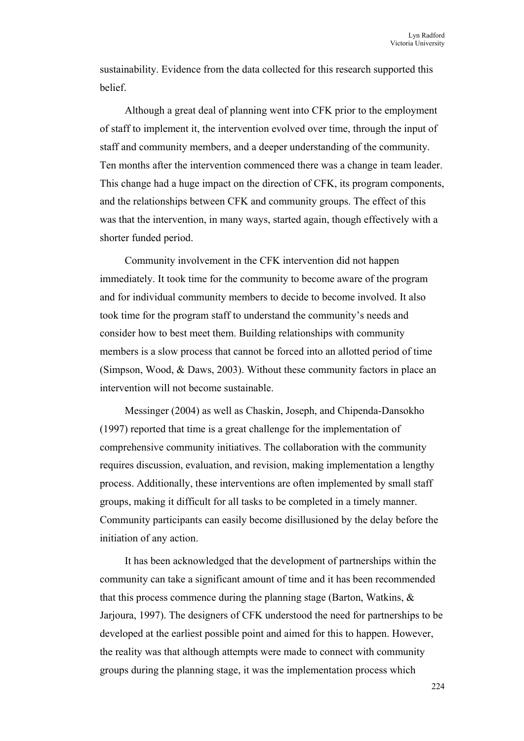sustainability. Evidence from the data collected for this research supported this belief.

Although a great deal of planning went into CFK prior to the employment of staff to implement it, the intervention evolved over time, through the input of staff and community members, and a deeper understanding of the community. Ten months after the intervention commenced there was a change in team leader. This change had a huge impact on the direction of CFK, its program components, and the relationships between CFK and community groups. The effect of this was that the intervention, in many ways, started again, though effectively with a shorter funded period.

Community involvement in the CFK intervention did not happen immediately. It took time for the community to become aware of the program and for individual community members to decide to become involved. It also took time for the program staff to understand the community's needs and consider how to best meet them. Building relationships with community members is a slow process that cannot be forced into an allotted period of time (Simpson, Wood, & Daws, 2003). Without these community factors in place an intervention will not become sustainable.

Messinger (2004) as well as Chaskin, Joseph, and Chipenda-Dansokho (1997) reported that time is a great challenge for the implementation of comprehensive community initiatives. The collaboration with the community requires discussion, evaluation, and revision, making implementation a lengthy process. Additionally, these interventions are often implemented by small staff groups, making it difficult for all tasks to be completed in a timely manner. Community participants can easily become disillusioned by the delay before the initiation of any action.

It has been acknowledged that the development of partnerships within the community can take a significant amount of time and it has been recommended that this process commence during the planning stage (Barton, Watkins, & Jarjoura, 1997). The designers of CFK understood the need for partnerships to be developed at the earliest possible point and aimed for this to happen. However, the reality was that although attempts were made to connect with community groups during the planning stage, it was the implementation process which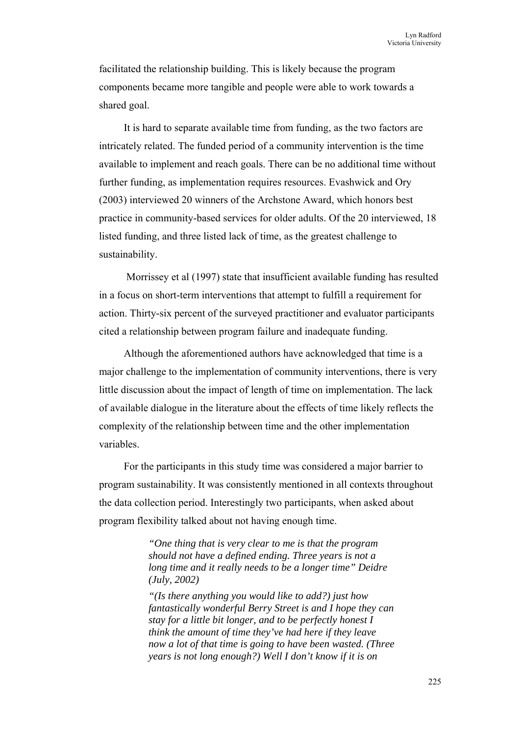facilitated the relationship building. This is likely because the program components became more tangible and people were able to work towards a shared goal.

It is hard to separate available time from funding, as the two factors are intricately related. The funded period of a community intervention is the time available to implement and reach goals. There can be no additional time without further funding, as implementation requires resources. Evashwick and Ory (2003) interviewed 20 winners of the Archstone Award, which honors best practice in community-based services for older adults. Of the 20 interviewed, 18 listed funding, and three listed lack of time, as the greatest challenge to sustainability.

Morrissey et al (1997) state that insufficient available funding has resulted in a focus on short-term interventions that attempt to fulfill a requirement for action. Thirty-six percent of the surveyed practitioner and evaluator participants cited a relationship between program failure and inadequate funding.

Although the aforementioned authors have acknowledged that time is a major challenge to the implementation of community interventions, there is very little discussion about the impact of length of time on implementation. The lack of available dialogue in the literature about the effects of time likely reflects the complexity of the relationship between time and the other implementation variables.

For the participants in this study time was considered a major barrier to program sustainability. It was consistently mentioned in all contexts throughout the data collection period. Interestingly two participants, when asked about program flexibility talked about not having enough time.

> *"One thing that is very clear to me is that the program should not have a defined ending. Three years is not a long time and it really needs to be a longer time" Deidre (July, 2002)*
>
> *"(Is there anything you would like to add?) just how fantastically wonderful Berry Street is and I hope they can stay for a little bit longer, and to be perfectly honest I think the amount of time they've had here if they leave now a lot of that time is going to have been wasted. (Three years is not long enough?) Well I don't know if it is on*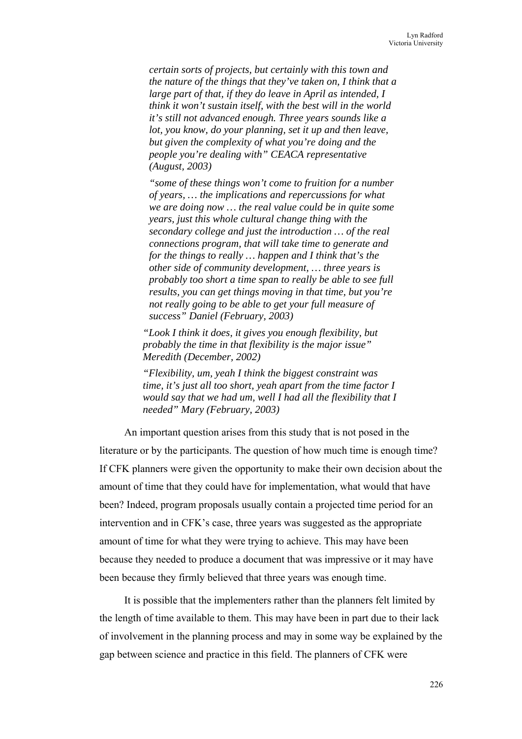> *certain sorts of projects, but certainly with this town and the nature of the things that they've taken on, I think that a large part of that, if they do leave in April as intended, I think it won't sustain itself, with the best will in the world it's still not advanced enough. Three years sounds like a lot, you know, do your planning, set it up and then leave, but given the complexity of what you're doing and the people you're dealing with" CEACA representative (August, 2003)*

> *"some of these things won't come to fruition for a number of years, … the implications and repercussions for what we are doing now … the real value could be in quite some years, just this whole cultural change thing with the secondary college and just the introduction … of the real connections program, that will take time to generate and for the things to really … happen and I think that's the other side of community development, … three years is probably too short a time span to really be able to see full results, you can get things moving in that time, but you're not really going to be able to get your full measure of success" Daniel (February, 2003)*

> *"Look I think it does, it gives you enough flexibility, but probably the time in that flexibility is the major issue" Meredith (December, 2002)*

> *"Flexibility, um, yeah I think the biggest constraint was time, it's just all too short, yeah apart from the time factor I would say that we had um, well I had all the flexibility that I needed" Mary (February, 2003)*

An important question arises from this study that is not posed in the literature or by the participants. The question of how much time is enough time? If CFK planners were given the opportunity to make their own decision about the amount of time that they could have for implementation, what would that have been? Indeed, program proposals usually contain a projected time period for an intervention and in CFK's case, three years was suggested as the appropriate amount of time for what they were trying to achieve. This may have been because they needed to produce a document that was impressive or it may have been because they firmly believed that three years was enough time.

It is possible that the implementers rather than the planners felt limited by the length of time available to them. This may have been in part due to their lack of involvement in the planning process and may in some way be explained by the gap between science and practice in this field. The planners of CFK were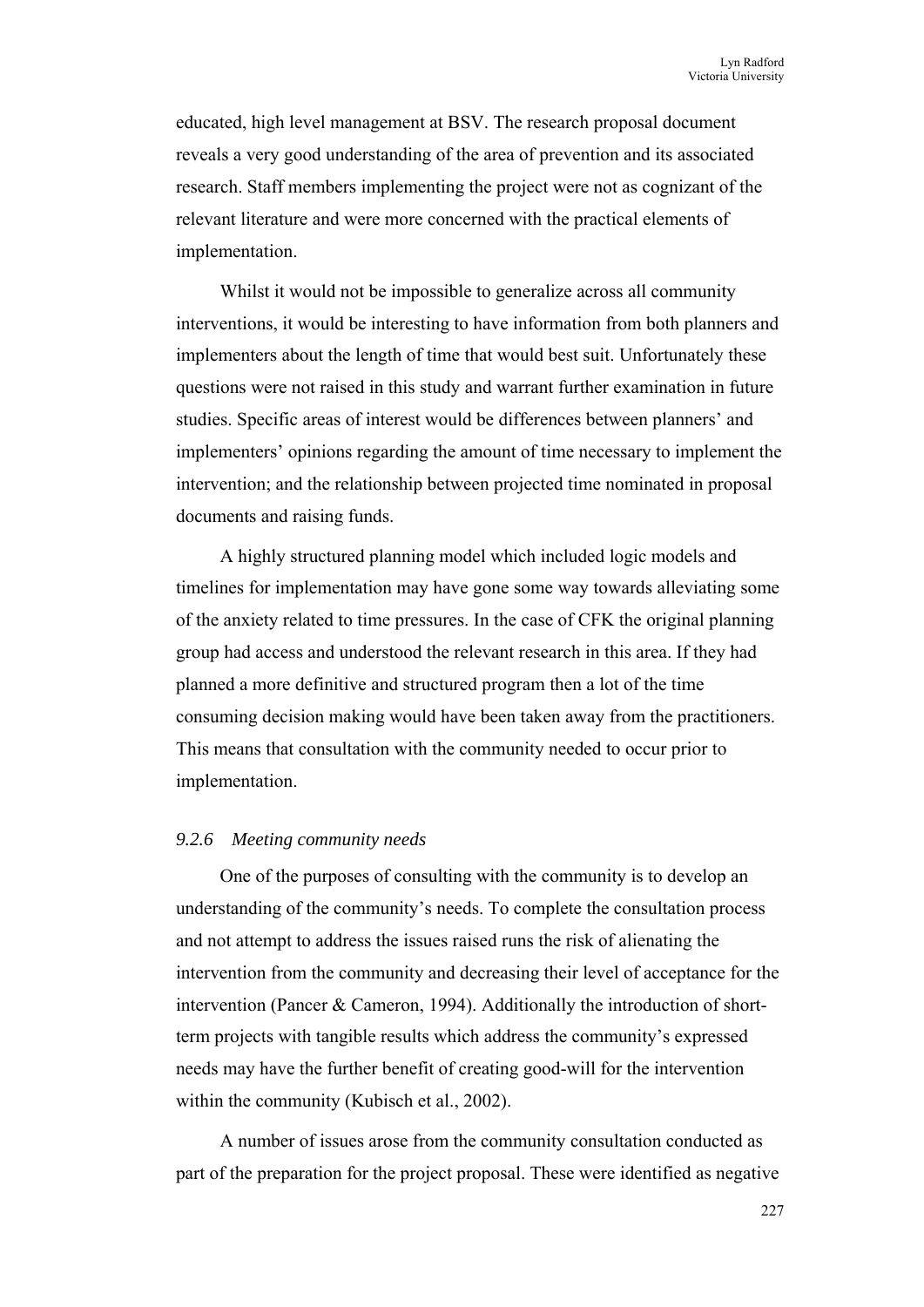educated, high level management at BSV. The research proposal document reveals a very good understanding of the area of prevention and its associated research. Staff members implementing the project were not as cognizant of the relevant literature and were more concerned with the practical elements of implementation.

Whilst it would not be impossible to generalize across all community interventions, it would be interesting to have information from both planners and implementers about the length of time that would best suit. Unfortunately these questions were not raised in this study and warrant further examination in future studies. Specific areas of interest would be differences between planners' and implementers' opinions regarding the amount of time necessary to implement the intervention; and the relationship between projected time nominated in proposal documents and raising funds.

A highly structured planning model which included logic models and timelines for implementation may have gone some way towards alleviating some of the anxiety related to time pressures. In the case of CFK the original planning group had access and understood the relevant research in this area. If they had planned a more definitive and structured program then a lot of the time consuming decision making would have been taken away from the practitioners. This means that consultation with the community needed to occur prior to implementation.

### *9.2.6 Meeting community needs*

One of the purposes of consulting with the community is to develop an understanding of the community's needs. To complete the consultation process and not attempt to address the issues raised runs the risk of alienating the intervention from the community and decreasing their level of acceptance for the intervention (Pancer & Cameron, 1994). Additionally the introduction of short-term projects with tangible results which address the community's expressed needs may have the further benefit of creating good-will for the intervention within the community (Kubisch et al., 2002).

A number of issues arose from the community consultation conducted as part of the preparation for the project proposal. These were identified as negative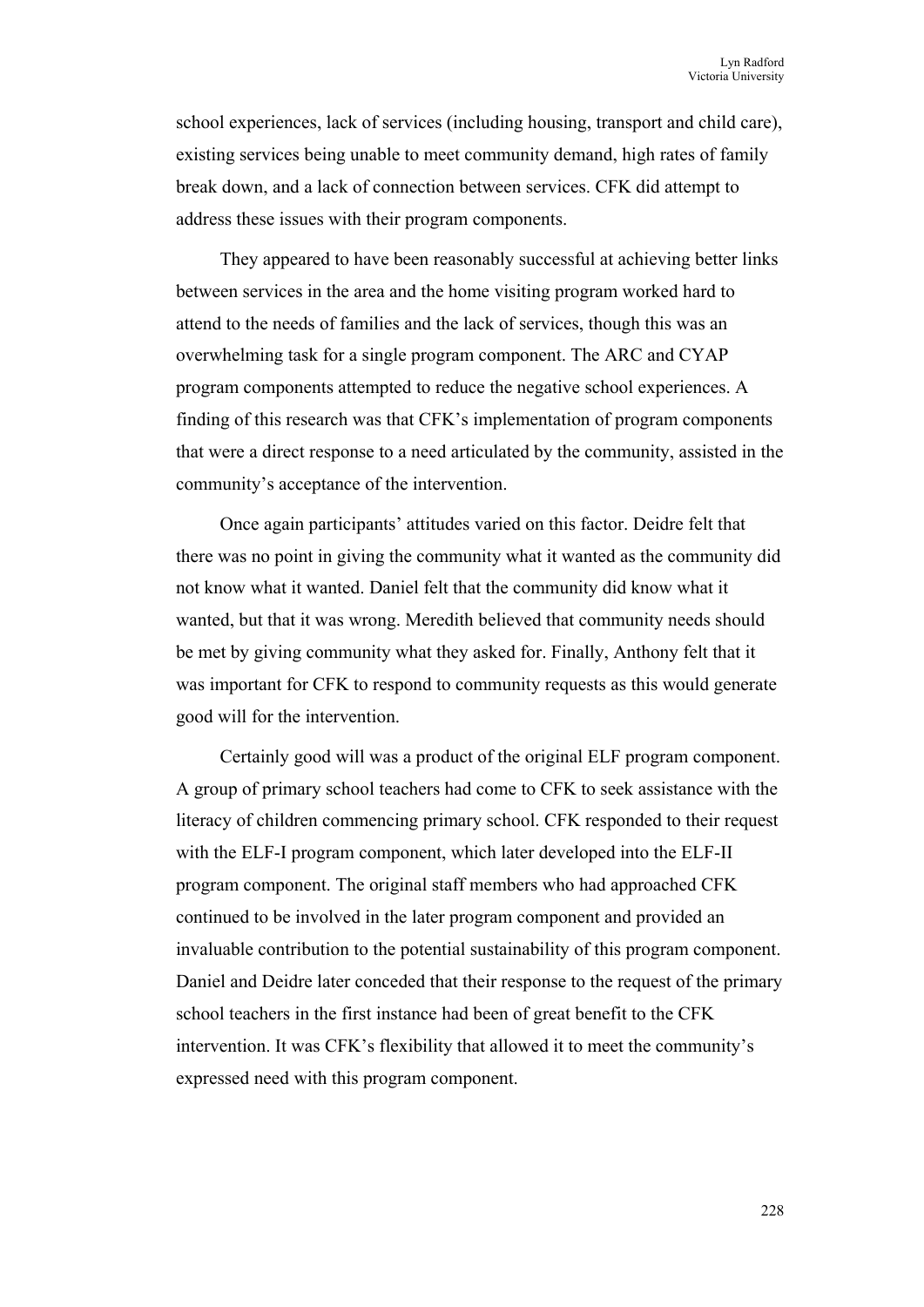school experiences, lack of services (including housing, transport and child care), existing services being unable to meet community demand, high rates of family break down, and a lack of connection between services. CFK did attempt to address these issues with their program components.

They appeared to have been reasonably successful at achieving better links between services in the area and the home visiting program worked hard to attend to the needs of families and the lack of services, though this was an overwhelming task for a single program component. The ARC and CYAP program components attempted to reduce the negative school experiences. A finding of this research was that CFK's implementation of program components that were a direct response to a need articulated by the community, assisted in the community's acceptance of the intervention.

Once again participants' attitudes varied on this factor. Deidre felt that there was no point in giving the community what it wanted as the community did not know what it wanted. Daniel felt that the community did know what it wanted, but that it was wrong. Meredith believed that community needs should be met by giving community what they asked for. Finally, Anthony felt that it was important for CFK to respond to community requests as this would generate good will for the intervention.

Certainly good will was a product of the original ELF program component. A group of primary school teachers had come to CFK to seek assistance with the literacy of children commencing primary school. CFK responded to their request with the ELF-I program component, which later developed into the ELF-II program component. The original staff members who had approached CFK continued to be involved in the later program component and provided an invaluable contribution to the potential sustainability of this program component. Daniel and Deidre later conceded that their response to the request of the primary school teachers in the first instance had been of great benefit to the CFK intervention. It was CFK's flexibility that allowed it to meet the community's expressed need with this program component.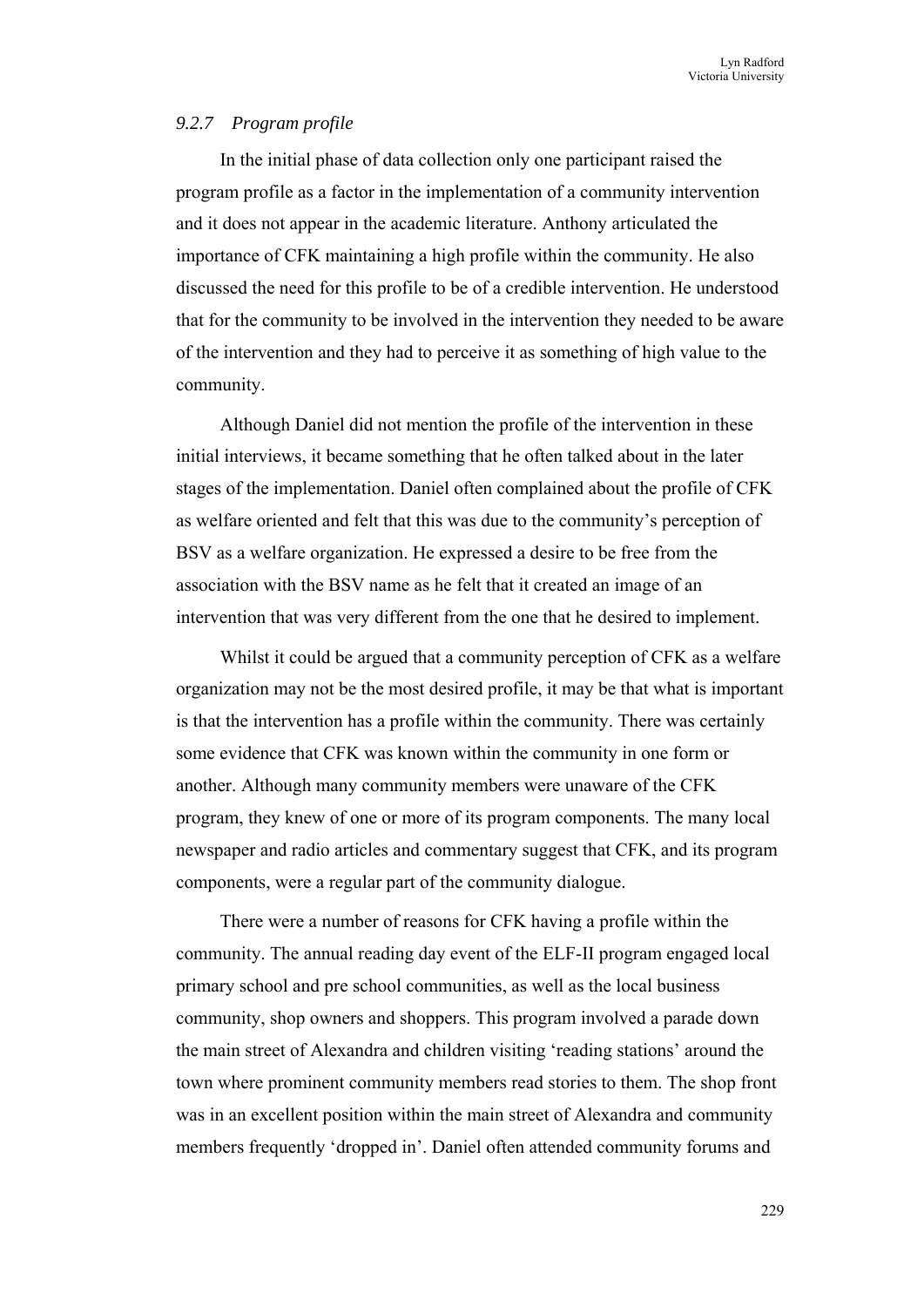### *9.2.7 Program profile*

In the initial phase of data collection only one participant raised the program profile as a factor in the implementation of a community intervention and it does not appear in the academic literature. Anthony articulated the importance of CFK maintaining a high profile within the community. He also discussed the need for this profile to be of a credible intervention. He understood that for the community to be involved in the intervention they needed to be aware of the intervention and they had to perceive it as something of high value to the community.

Although Daniel did not mention the profile of the intervention in these initial interviews, it became something that he often talked about in the later stages of the implementation. Daniel often complained about the profile of CFK as welfare oriented and felt that this was due to the community's perception of BSV as a welfare organization. He expressed a desire to be free from the association with the BSV name as he felt that it created an image of an intervention that was very different from the one that he desired to implement.

Whilst it could be argued that a community perception of CFK as a welfare organization may not be the most desired profile, it may be that what is important is that the intervention has a profile within the community. There was certainly some evidence that CFK was known within the community in one form or another. Although many community members were unaware of the CFK program, they knew of one or more of its program components. The many local newspaper and radio articles and commentary suggest that CFK, and its program components, were a regular part of the community dialogue.

There were a number of reasons for CFK having a profile within the community. The annual reading day event of the ELF-II program engaged local primary school and pre school communities, as well as the local business community, shop owners and shoppers. This program involved a parade down the main street of Alexandra and children visiting 'reading stations' around the town where prominent community members read stories to them. The shop front was in an excellent position within the main street of Alexandra and community members frequently 'dropped in'. Daniel often attended community forums and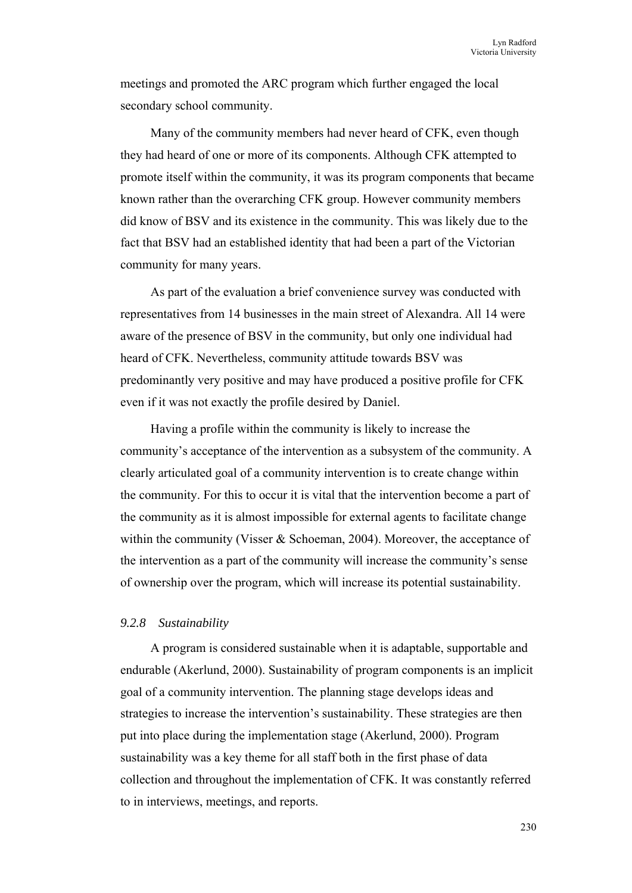meetings and promoted the ARC program which further engaged the local secondary school community.

Many of the community members had never heard of CFK, even though they had heard of one or more of its components. Although CFK attempted to promote itself within the community, it was its program components that became known rather than the overarching CFK group. However community members did know of BSV and its existence in the community. This was likely due to the fact that BSV had an established identity that had been a part of the Victorian community for many years.

As part of the evaluation a brief convenience survey was conducted with representatives from 14 businesses in the main street of Alexandra. All 14 were aware of the presence of BSV in the community, but only one individual had heard of CFK. Nevertheless, community attitude towards BSV was predominantly very positive and may have produced a positive profile for CFK even if it was not exactly the profile desired by Daniel.

Having a profile within the community is likely to increase the community's acceptance of the intervention as a subsystem of the community. A clearly articulated goal of a community intervention is to create change within the community. For this to occur it is vital that the intervention become a part of the community as it is almost impossible for external agents to facilitate change within the community (Visser & Schoeman, 2004). Moreover, the acceptance of the intervention as a part of the community will increase the community's sense of ownership over the program, which will increase its potential sustainability.

#### *9.2.8 Sustainability*

A program is considered sustainable when it is adaptable, supportable and endurable (Akerlund, 2000). Sustainability of program components is an implicit goal of a community intervention. The planning stage develops ideas and strategies to increase the intervention's sustainability. These strategies are then put into place during the implementation stage (Akerlund, 2000). Program sustainability was a key theme for all staff both in the first phase of data collection and throughout the implementation of CFK. It was constantly referred to in interviews, meetings, and reports.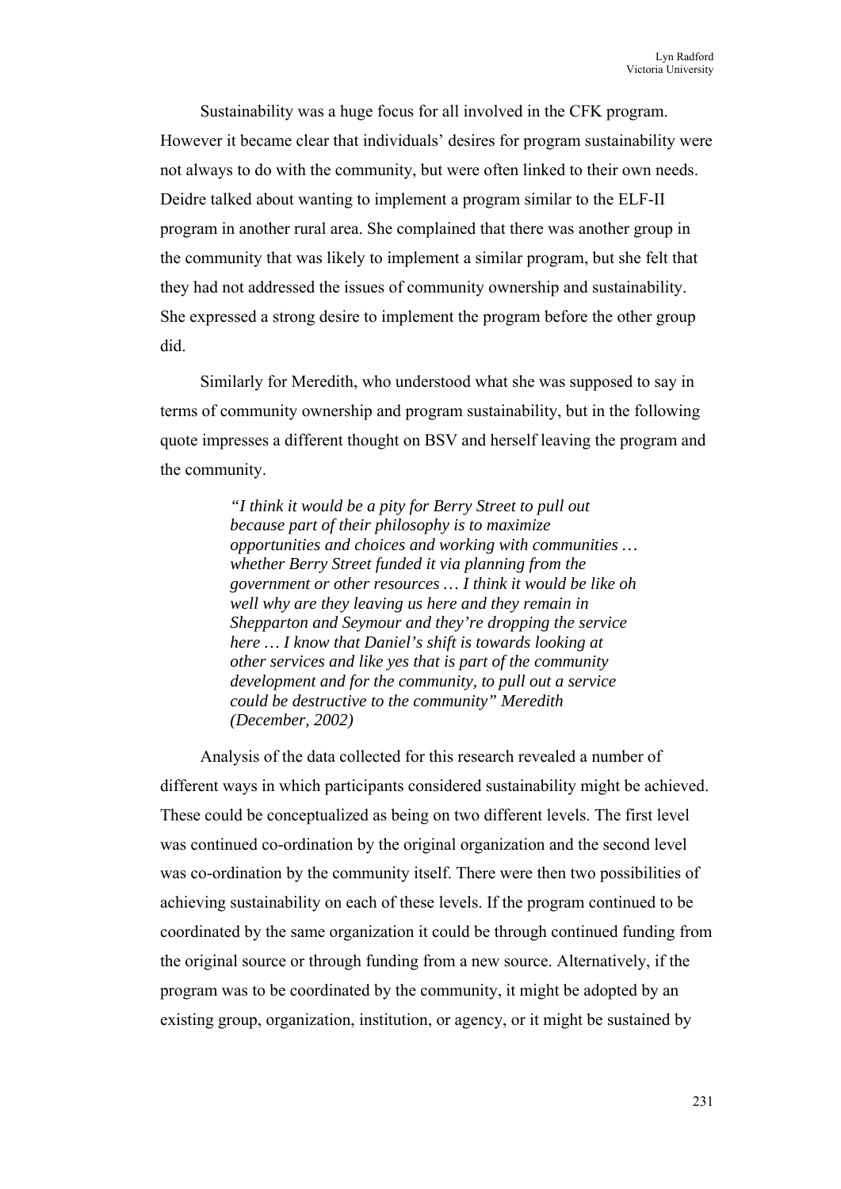Sustainability was a huge focus for all involved in the CFK program. However it became clear that individuals' desires for program sustainability were not always to do with the community, but were often linked to their own needs. Deidre talked about wanting to implement a program similar to the ELF-II program in another rural area. She complained that there was another group in the community that was likely to implement a similar program, but she felt that they had not addressed the issues of community ownership and sustainability. She expressed a strong desire to implement the program before the other group did.

Similarly for Meredith, who understood what she was supposed to say in terms of community ownership and program sustainability, but in the following quote impresses a different thought on BSV and herself leaving the program and the community.

> *"I think it would be a pity for Berry Street to pull out because part of their philosophy is to maximize opportunities and choices and working with communities … whether Berry Street funded it via planning from the government or other resources … I think it would be like oh well why are they leaving us here and they remain in Shepparton and Seymour and they're dropping the service here … I know that Daniel's shift is towards looking at other services and like yes that is part of the community development and for the community, to pull out a service could be destructive to the community" Meredith (December, 2002)*

Analysis of the data collected for this research revealed a number of different ways in which participants considered sustainability might be achieved. These could be conceptualized as being on two different levels. The first level was continued co-ordination by the original organization and the second level was co-ordination by the community itself. There were then two possibilities of achieving sustainability on each of these levels. If the program continued to be coordinated by the same organization it could be through continued funding from the original source or through funding from a new source. Alternatively, if the program was to be coordinated by the community, it might be adopted by an existing group, organization, institution, or agency, or it might be sustained by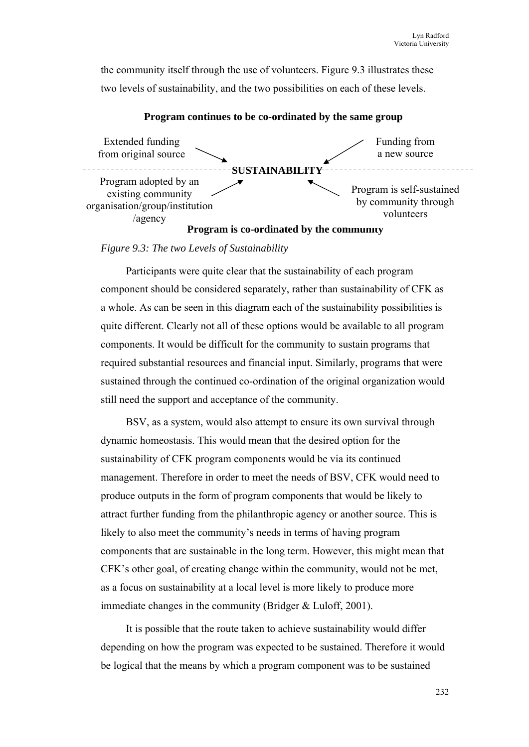the community itself through the use of volunteers. Figure 9.3 illustrates these two levels of sustainability, and the two possibilities on each of these levels.

**Program continues to be co-ordinated by the same group**

Extended funding from original source → **SUSTAINABILITY** ← Funding from a new source

Program adopted by an existing community organisation/group/institution /agency → **SUSTAINABILITY** ← Program is self-sustained by community through volunteers

**Program is co-ordinated by the community**

*Figure 9.3: The two Levels of Sustainability*

Participants were quite clear that the sustainability of each program component should be considered separately, rather than sustainability of CFK as a whole. As can be seen in this diagram each of the sustainability possibilities is quite different. Clearly not all of these options would be available to all program components. It would be difficult for the community to sustain programs that required substantial resources and financial input. Similarly, programs that were sustained through the continued co-ordination of the original organization would still need the support and acceptance of the community.

BSV, as a system, would also attempt to ensure its own survival through dynamic homeostasis. This would mean that the desired option for the sustainability of CFK program components would be via its continued management. Therefore in order to meet the needs of BSV, CFK would need to produce outputs in the form of program components that would be likely to attract further funding from the philanthropic agency or another source. This is likely to also meet the community's needs in terms of having program components that are sustainable in the long term. However, this might mean that CFK's other goal, of creating change within the community, would not be met, as a focus on sustainability at a local level is more likely to produce more immediate changes in the community (Bridger & Luloff, 2001).

It is possible that the route taken to achieve sustainability would differ depending on how the program was expected to be sustained. Therefore it would be logical that the means by which a program component was to be sustained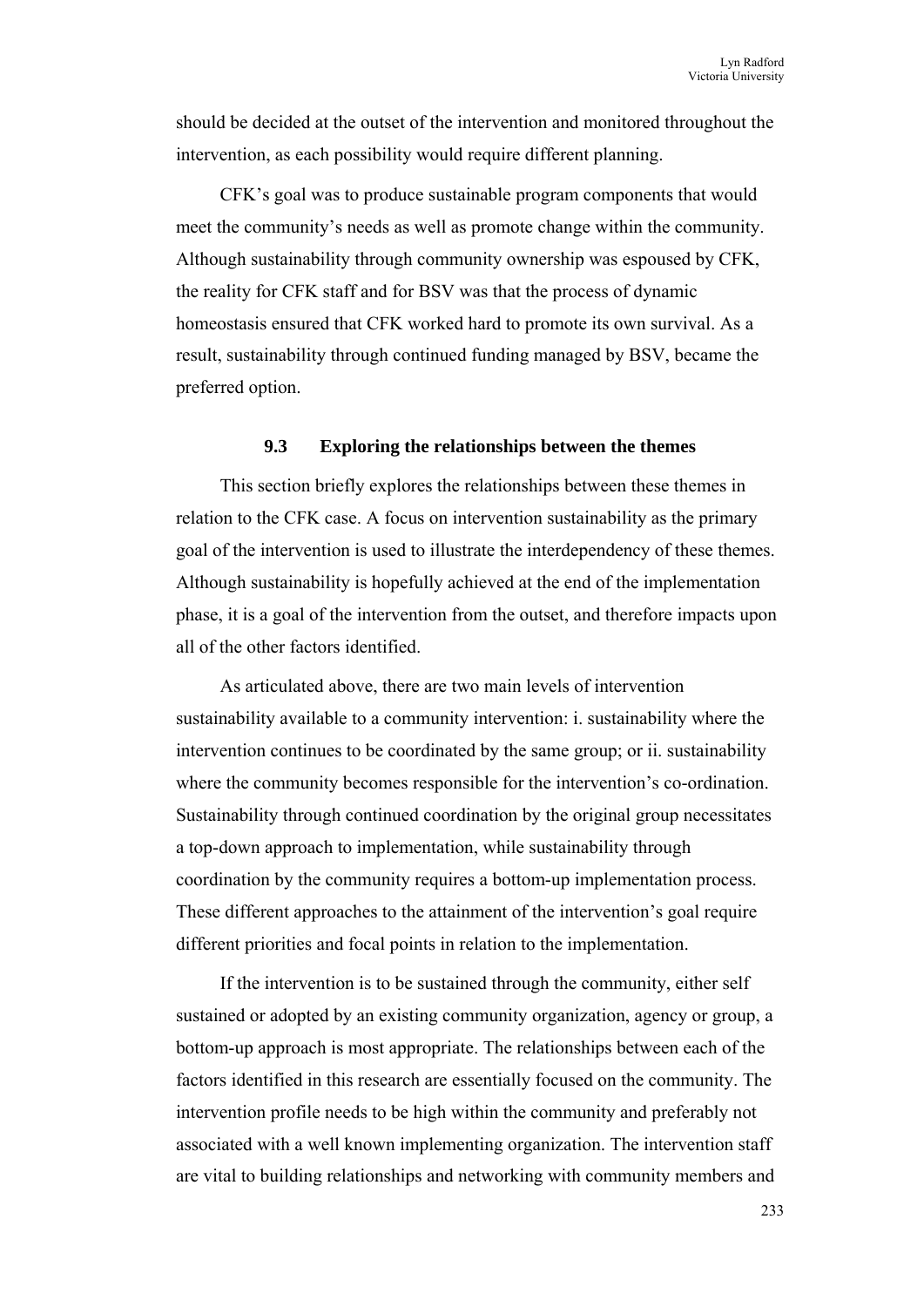should be decided at the outset of the intervention and monitored throughout the intervention, as each possibility would require different planning.

CFK's goal was to produce sustainable program components that would meet the community's needs as well as promote change within the community. Although sustainability through community ownership was espoused by CFK, the reality for CFK staff and for BSV was that the process of dynamic homeostasis ensured that CFK worked hard to promote its own survival. As a result, sustainability through continued funding managed by BSV, became the preferred option.

### 9.3 Exploring the relationships between the themes

This section briefly explores the relationships between these themes in relation to the CFK case. A focus on intervention sustainability as the primary goal of the intervention is used to illustrate the interdependency of these themes. Although sustainability is hopefully achieved at the end of the implementation phase, it is a goal of the intervention from the outset, and therefore impacts upon all of the other factors identified.

As articulated above, there are two main levels of intervention sustainability available to a community intervention: i. sustainability where the intervention continues to be coordinated by the same group; or ii. sustainability where the community becomes responsible for the intervention's co-ordination. Sustainability through continued coordination by the original group necessitates a top-down approach to implementation, while sustainability through coordination by the community requires a bottom-up implementation process. These different approaches to the attainment of the intervention's goal require different priorities and focal points in relation to the implementation.

If the intervention is to be sustained through the community, either self sustained or adopted by an existing community organization, agency or group, a bottom-up approach is most appropriate. The relationships between each of the factors identified in this research are essentially focused on the community. The intervention profile needs to be high within the community and preferably not associated with a well known implementing organization. The intervention staff are vital to building relationships and networking with community members and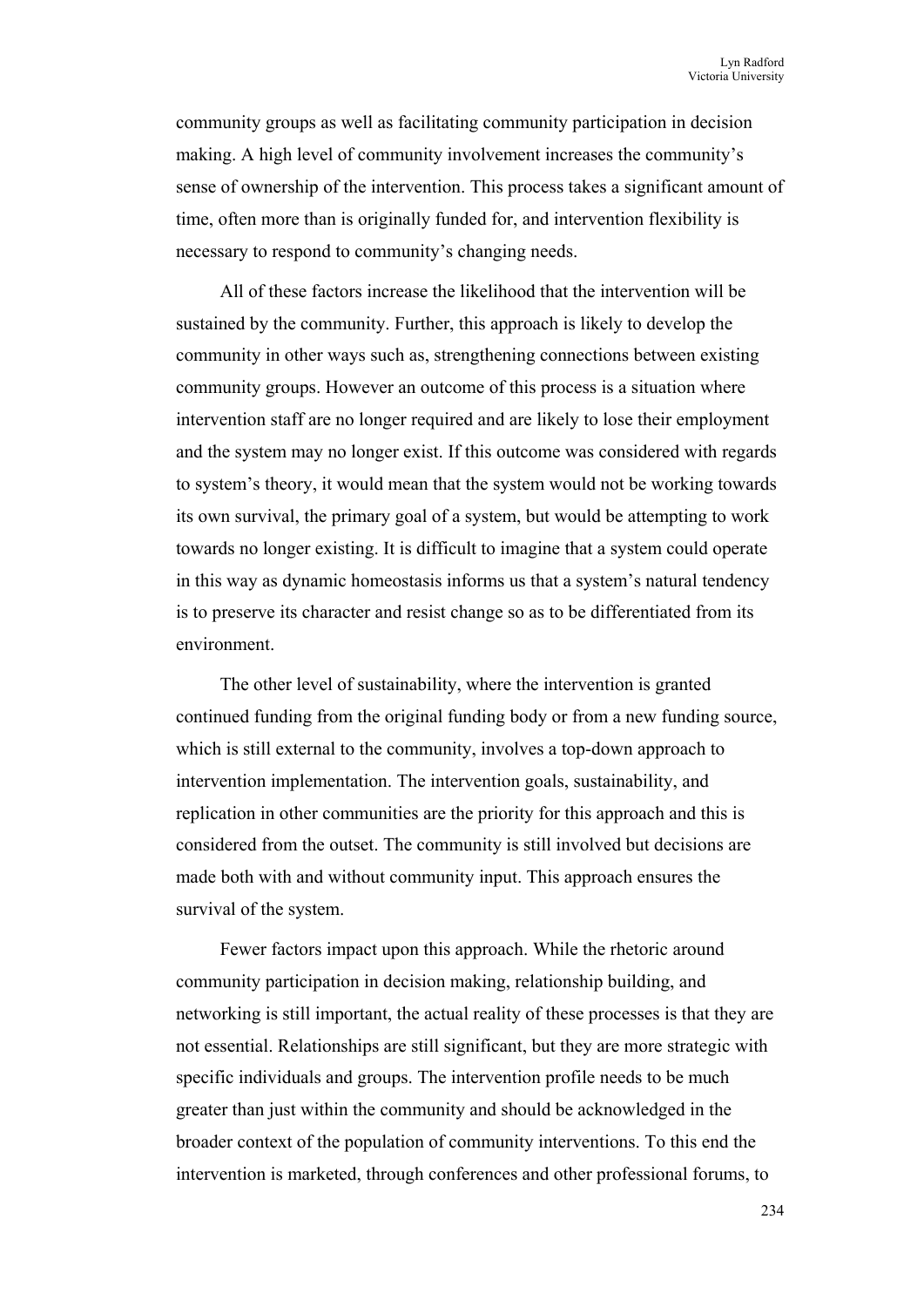community groups as well as facilitating community participation in decision making. A high level of community involvement increases the community's sense of ownership of the intervention. This process takes a significant amount of time, often more than is originally funded for, and intervention flexibility is necessary to respond to community's changing needs.

All of these factors increase the likelihood that the intervention will be sustained by the community. Further, this approach is likely to develop the community in other ways such as, strengthening connections between existing community groups. However an outcome of this process is a situation where intervention staff are no longer required and are likely to lose their employment and the system may no longer exist. If this outcome was considered with regards to system's theory, it would mean that the system would not be working towards its own survival, the primary goal of a system, but would be attempting to work towards no longer existing. It is difficult to imagine that a system could operate in this way as dynamic homeostasis informs us that a system's natural tendency is to preserve its character and resist change so as to be differentiated from its environment.

The other level of sustainability, where the intervention is granted continued funding from the original funding body or from a new funding source, which is still external to the community, involves a top-down approach to intervention implementation. The intervention goals, sustainability, and replication in other communities are the priority for this approach and this is considered from the outset. The community is still involved but decisions are made both with and without community input. This approach ensures the survival of the system.

Fewer factors impact upon this approach. While the rhetoric around community participation in decision making, relationship building, and networking is still important, the actual reality of these processes is that they are not essential. Relationships are still significant, but they are more strategic with specific individuals and groups. The intervention profile needs to be much greater than just within the community and should be acknowledged in the broader context of the population of community interventions. To this end the intervention is marketed, through conferences and other professional forums, to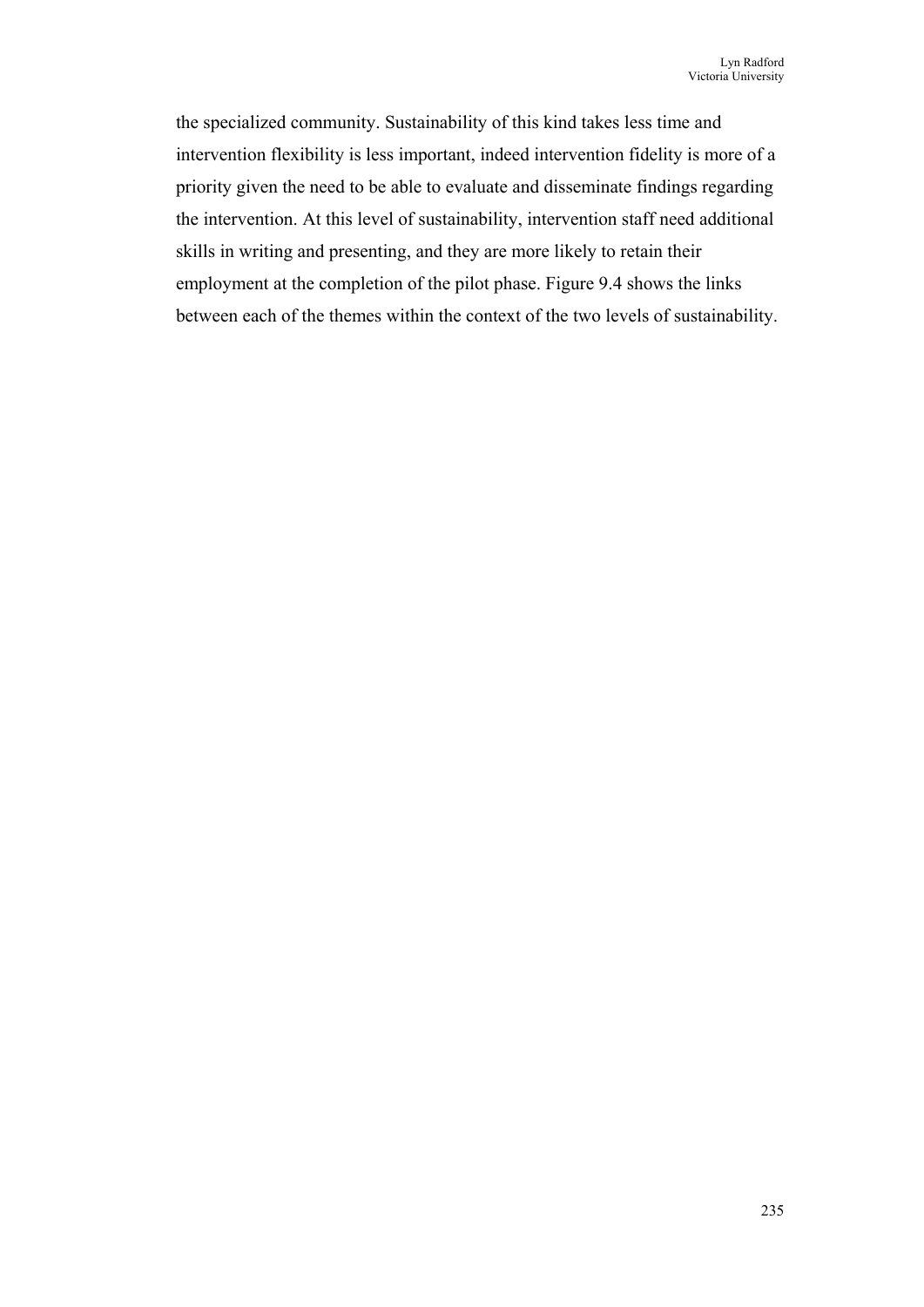the specialized community. Sustainability of this kind takes less time and intervention flexibility is less important, indeed intervention fidelity is more of a priority given the need to be able to evaluate and disseminate findings regarding the intervention. At this level of sustainability, intervention staff need additional skills in writing and presenting, and they are more likely to retain their employment at the completion of the pilot phase. Figure 9.4 shows the links between each of the themes within the context of the two levels of sustainability.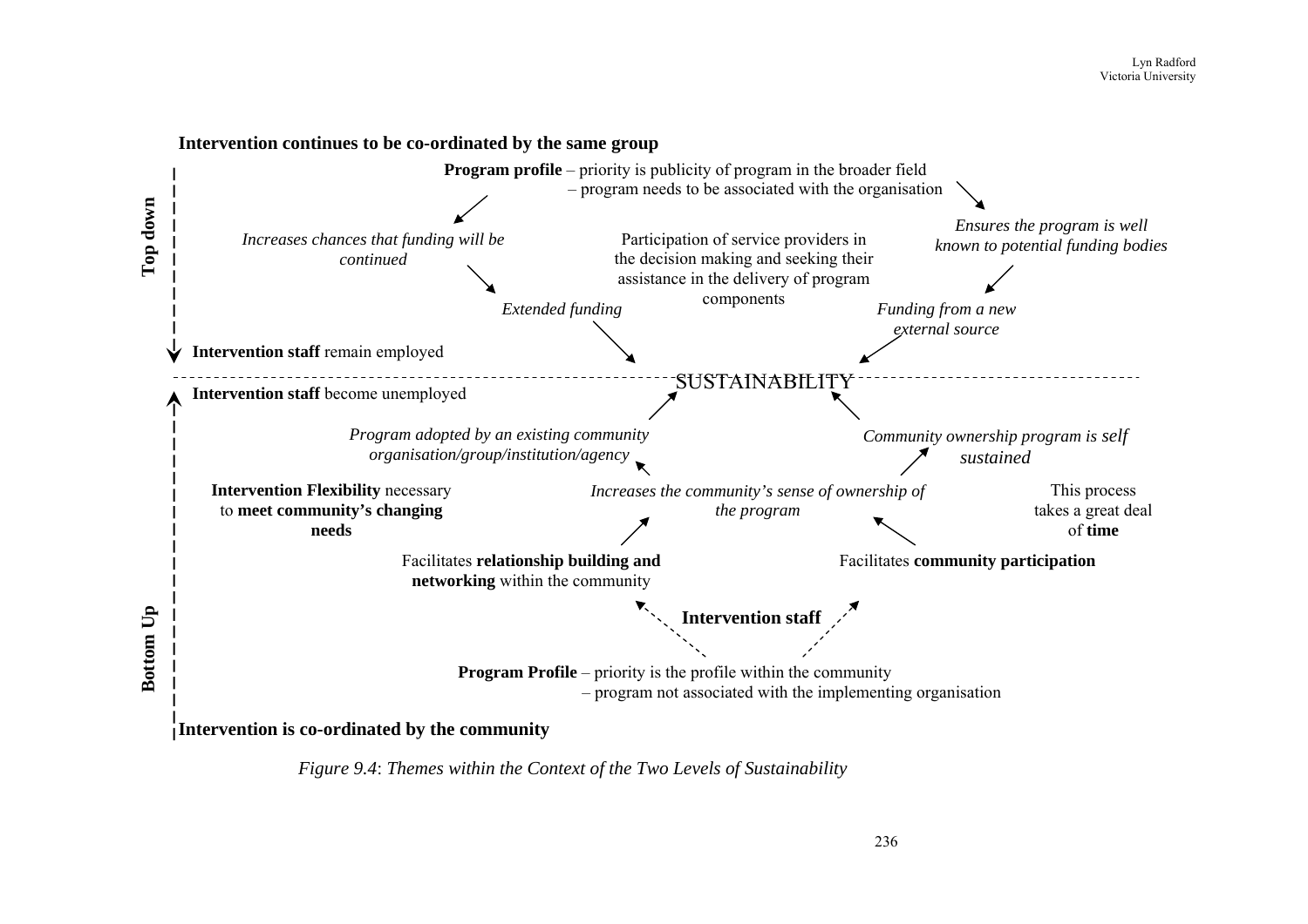**Intervention continues to be co-ordinated by the same group**

**Top down**

**Program profile** – priority is publicity of program in the broader field
– program needs to be associated with the organisation

*Increases chances that funding will be continued*

*Ensures the program is well known to potential funding bodies*

Participation of service providers in the decision making and seeking their assistance in the delivery of program components

*Extended funding*

*Funding from a new external source*

**Intervention staff** remain employed

SUSTAINABILITY

**Intervention staff** become unemployed

*Program adopted by an existing community organisation/group/institution/agency*

*Community ownership program is self sustained*

**Intervention Flexibility** necessary to **meet community's changing needs**

*Increases the community's sense of ownership of the program*

This process takes a great deal of **time**

Facilitates **relationship building and networking** within the community

Facilitates **community participation**

**Intervention staff**

**Program Profile** – priority is the profile within the community
– program not associated with the implementing organisation

**Bottom Up**

**Intervention is co-ordinated by the community**

*Figure 9.4*: *Themes within the Context of the Two Levels of Sustainability*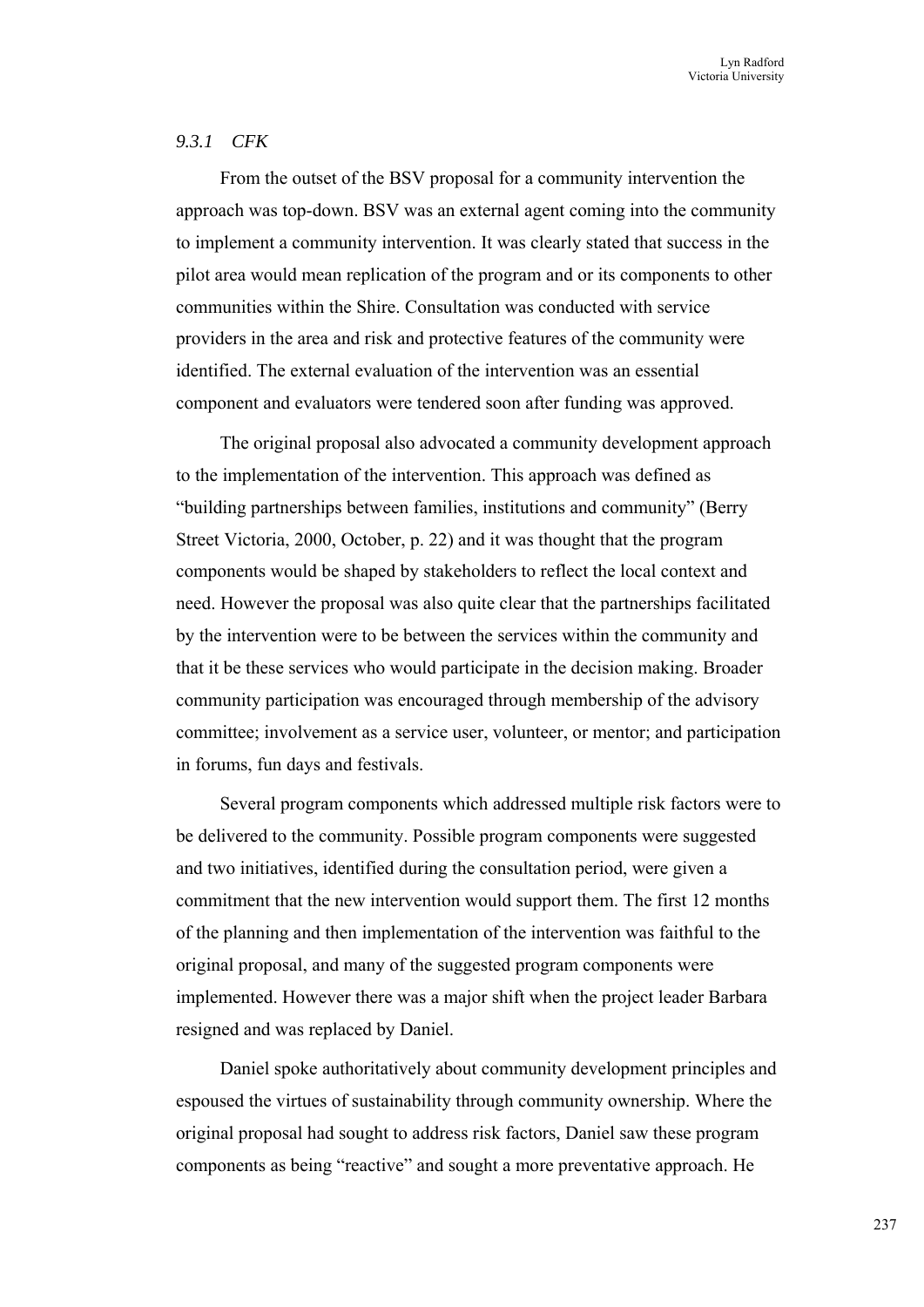### *9.3.1 CFK*

From the outset of the BSV proposal for a community intervention the approach was top-down. BSV was an external agent coming into the community to implement a community intervention. It was clearly stated that success in the pilot area would mean replication of the program and or its components to other communities within the Shire. Consultation was conducted with service providers in the area and risk and protective features of the community were identified. The external evaluation of the intervention was an essential component and evaluators were tendered soon after funding was approved.

The original proposal also advocated a community development approach to the implementation of the intervention. This approach was defined as "building partnerships between families, institutions and community" (Berry Street Victoria, 2000, October, p. 22) and it was thought that the program components would be shaped by stakeholders to reflect the local context and need. However the proposal was also quite clear that the partnerships facilitated by the intervention were to be between the services within the community and that it be these services who would participate in the decision making. Broader community participation was encouraged through membership of the advisory committee; involvement as a service user, volunteer, or mentor; and participation in forums, fun days and festivals.

Several program components which addressed multiple risk factors were to be delivered to the community. Possible program components were suggested and two initiatives, identified during the consultation period, were given a commitment that the new intervention would support them. The first 12 months of the planning and then implementation of the intervention was faithful to the original proposal, and many of the suggested program components were implemented. However there was a major shift when the project leader Barbara resigned and was replaced by Daniel.

Daniel spoke authoritatively about community development principles and espoused the virtues of sustainability through community ownership. Where the original proposal had sought to address risk factors, Daniel saw these program components as being "reactive" and sought a more preventative approach. He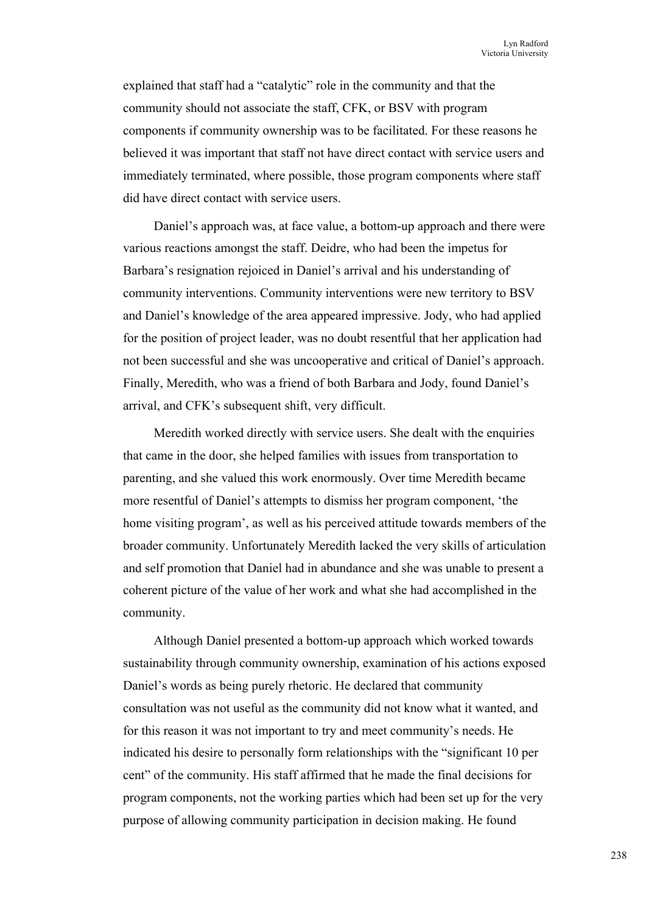explained that staff had a “catalytic” role in the community and that the community should not associate the staff, CFK, or BSV with program components if community ownership was to be facilitated. For these reasons he believed it was important that staff not have direct contact with service users and immediately terminated, where possible, those program components where staff did have direct contact with service users.

Daniel’s approach was, at face value, a bottom-up approach and there were various reactions amongst the staff. Deidre, who had been the impetus for Barbara’s resignation rejoiced in Daniel’s arrival and his understanding of community interventions. Community interventions were new territory to BSV and Daniel’s knowledge of the area appeared impressive. Jody, who had applied for the position of project leader, was no doubt resentful that her application had not been successful and she was uncooperative and critical of Daniel’s approach. Finally, Meredith, who was a friend of both Barbara and Jody, found Daniel’s arrival, and CFK’s subsequent shift, very difficult.

Meredith worked directly with service users. She dealt with the enquiries that came in the door, she helped families with issues from transportation to parenting, and she valued this work enormously. Over time Meredith became more resentful of Daniel’s attempts to dismiss her program component, ‘the home visiting program’, as well as his perceived attitude towards members of the broader community. Unfortunately Meredith lacked the very skills of articulation and self promotion that Daniel had in abundance and she was unable to present a coherent picture of the value of her work and what she had accomplished in the community.

Although Daniel presented a bottom-up approach which worked towards sustainability through community ownership, examination of his actions exposed Daniel’s words as being purely rhetoric. He declared that community consultation was not useful as the community did not know what it wanted, and for this reason it was not important to try and meet community’s needs. He indicated his desire to personally form relationships with the “significant 10 per cent” of the community. His staff affirmed that he made the final decisions for program components, not the working parties which had been set up for the very purpose of allowing community participation in decision making. He found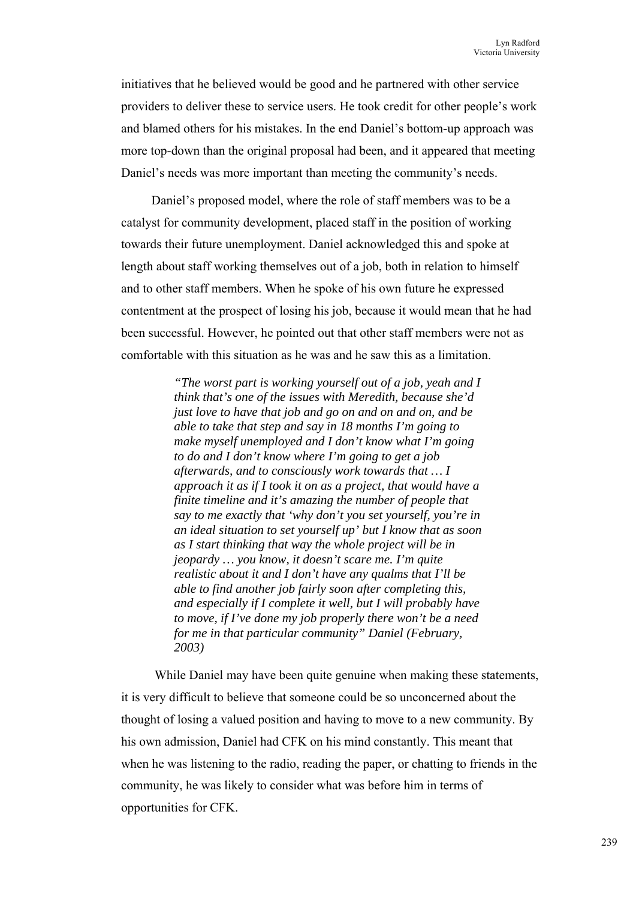initiatives that he believed would be good and he partnered with other service providers to deliver these to service users. He took credit for other people's work and blamed others for his mistakes. In the end Daniel's bottom-up approach was more top-down than the original proposal had been, and it appeared that meeting Daniel's needs was more important than meeting the community's needs.

Daniel's proposed model, where the role of staff members was to be a catalyst for community development, placed staff in the position of working towards their future unemployment. Daniel acknowledged this and spoke at length about staff working themselves out of a job, both in relation to himself and to other staff members. When he spoke of his own future he expressed contentment at the prospect of losing his job, because it would mean that he had been successful. However, he pointed out that other staff members were not as comfortable with this situation as he was and he saw this as a limitation.

> *"The worst part is working yourself out of a job, yeah and I think that's one of the issues with Meredith, because she'd just love to have that job and go on and on and on, and be able to take that step and say in 18 months I'm going to make myself unemployed and I don't know what I'm going to do and I don't know where I'm going to get a job afterwards, and to consciously work towards that … I approach it as if I took it on as a project, that would have a finite timeline and it's amazing the number of people that say to me exactly that 'why don't you set yourself, you're in an ideal situation to set yourself up' but I know that as soon as I start thinking that way the whole project will be in jeopardy … you know, it doesn't scare me. I'm quite realistic about it and I don't have any qualms that I'll be able to find another job fairly soon after completing this, and especially if I complete it well, but I will probably have to move, if I've done my job properly there won't be a need for me in that particular community" Daniel (February, 2003)*

While Daniel may have been quite genuine when making these statements, it is very difficult to believe that someone could be so unconcerned about the thought of losing a valued position and having to move to a new community. By his own admission, Daniel had CFK on his mind constantly. This meant that when he was listening to the radio, reading the paper, or chatting to friends in the community, he was likely to consider what was before him in terms of opportunities for CFK.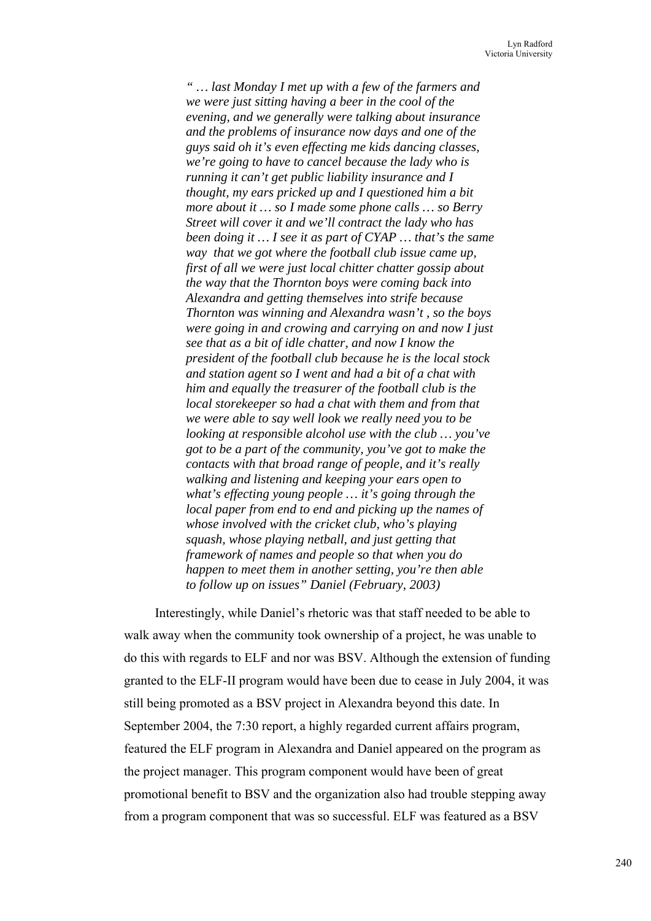> *" … last Monday I met up with a few of the farmers and we were just sitting having a beer in the cool of the evening, and we generally were talking about insurance and the problems of insurance now days and one of the guys said oh it's even effecting me kids dancing classes, we're going to have to cancel because the lady who is running it can't get public liability insurance and I thought, my ears pricked up and I questioned him a bit more about it … so I made some phone calls … so Berry Street will cover it and we'll contract the lady who has been doing it … I see it as part of CYAP … that's the same way that we got where the football club issue came up, first of all we were just local chitter chatter gossip about the way that the Thornton boys were coming back into Alexandra and getting themselves into strife because Thornton was winning and Alexandra wasn't , so the boys were going in and crowing and carrying on and now I just see that as a bit of idle chatter, and now I know the president of the football club because he is the local stock and station agent so I went and had a bit of a chat with him and equally the treasurer of the football club is the local storekeeper so had a chat with them and from that we were able to say well look we really need you to be looking at responsible alcohol use with the club … you've got to be a part of the community, you've got to make the contacts with that broad range of people, and it's really walking and listening and keeping your ears open to what's effecting young people … it's going through the local paper from end to end and picking up the names of whose involved with the cricket club, who's playing squash, whose playing netball, and just getting that framework of names and people so that when you do happen to meet them in another setting, you're then able to follow up on issues" Daniel (February, 2003)*

Interestingly, while Daniel's rhetoric was that staff needed to be able to walk away when the community took ownership of a project, he was unable to do this with regards to ELF and nor was BSV. Although the extension of funding granted to the ELF-II program would have been due to cease in July 2004, it was still being promoted as a BSV project in Alexandra beyond this date. In September 2004, the 7:30 report, a highly regarded current affairs program, featured the ELF program in Alexandra and Daniel appeared on the program as the project manager. This program component would have been of great promotional benefit to BSV and the organization also had trouble stepping away from a program component that was so successful. ELF was featured as a BSV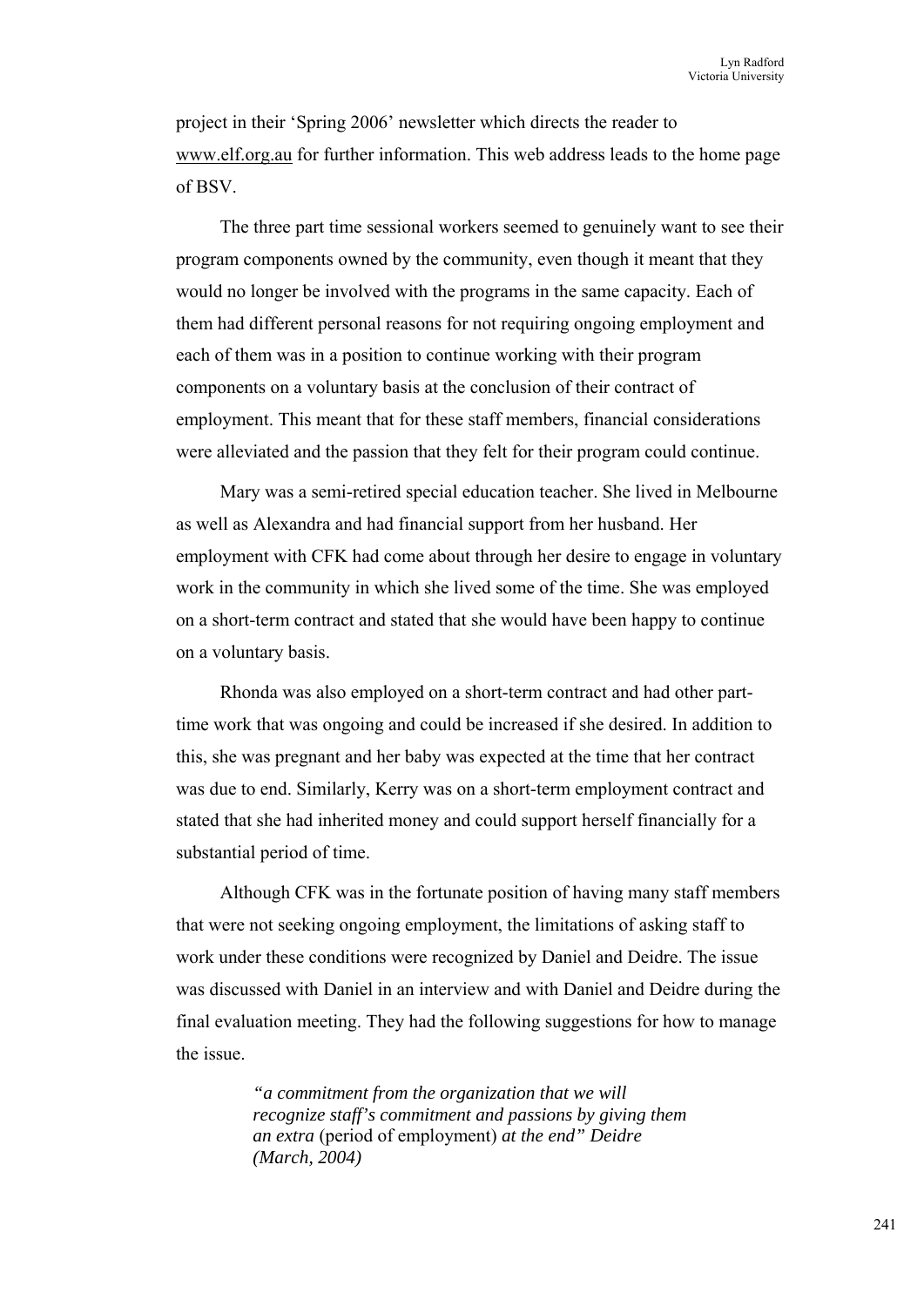project in their 'Spring 2006' newsletter which directs the reader to www.elf.org.au for further information. This web address leads to the home page of BSV.

The three part time sessional workers seemed to genuinely want to see their program components owned by the community, even though it meant that they would no longer be involved with the programs in the same capacity. Each of them had different personal reasons for not requiring ongoing employment and each of them was in a position to continue working with their program components on a voluntary basis at the conclusion of their contract of employment. This meant that for these staff members, financial considerations were alleviated and the passion that they felt for their program could continue.

Mary was a semi-retired special education teacher. She lived in Melbourne as well as Alexandra and had financial support from her husband. Her employment with CFK had come about through her desire to engage in voluntary work in the community in which she lived some of the time. She was employed on a short-term contract and stated that she would have been happy to continue on a voluntary basis.

Rhonda was also employed on a short-term contract and had other part-time work that was ongoing and could be increased if she desired. In addition to this, she was pregnant and her baby was expected at the time that her contract was due to end. Similarly, Kerry was on a short-term employment contract and stated that she had inherited money and could support herself financially for a substantial period of time.

Although CFK was in the fortunate position of having many staff members that were not seeking ongoing employment, the limitations of asking staff to work under these conditions were recognized by Daniel and Deidre. The issue was discussed with Daniel in an interview and with Daniel and Deidre during the final evaluation meeting. They had the following suggestions for how to manage the issue.

> *"a commitment from the organization that we will recognize staff's commitment and passions by giving them an extra* (period of employment) *at the end" Deidre (March, 2004)*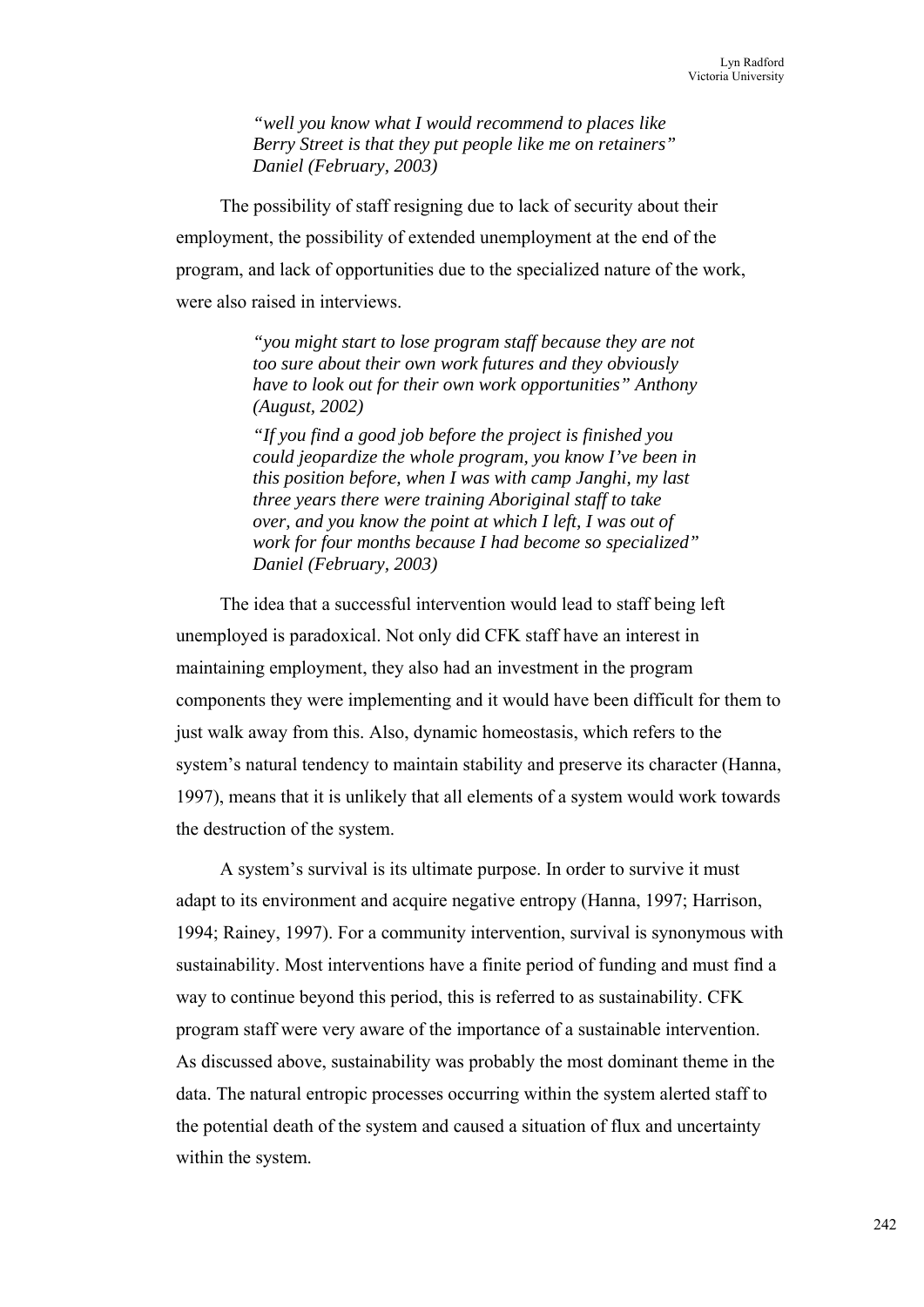> *"well you know what I would recommend to places like Berry Street is that they put people like me on retainers" Daniel (February, 2003)*

The possibility of staff resigning due to lack of security about their employment, the possibility of extended unemployment at the end of the program, and lack of opportunities due to the specialized nature of the work, were also raised in interviews.

> *"you might start to lose program staff because they are not too sure about their own work futures and they obviously have to look out for their own work opportunities" Anthony (August, 2002)*
>
> *"If you find a good job before the project is finished you could jeopardize the whole program, you know I've been in this position before, when I was with camp Janghi, my last three years there were training Aboriginal staff to take over, and you know the point at which I left, I was out of work for four months because I had become so specialized" Daniel (February, 2003)*

The idea that a successful intervention would lead to staff being left unemployed is paradoxical. Not only did CFK staff have an interest in maintaining employment, they also had an investment in the program components they were implementing and it would have been difficult for them to just walk away from this. Also, dynamic homeostasis, which refers to the system's natural tendency to maintain stability and preserve its character (Hanna, 1997), means that it is unlikely that all elements of a system would work towards the destruction of the system.

A system's survival is its ultimate purpose. In order to survive it must adapt to its environment and acquire negative entropy (Hanna, 1997; Harrison, 1994; Rainey, 1997). For a community intervention, survival is synonymous with sustainability. Most interventions have a finite period of funding and must find a way to continue beyond this period, this is referred to as sustainability. CFK program staff were very aware of the importance of a sustainable intervention. As discussed above, sustainability was probably the most dominant theme in the data. The natural entropic processes occurring within the system alerted staff to the potential death of the system and caused a situation of flux and uncertainty within the system.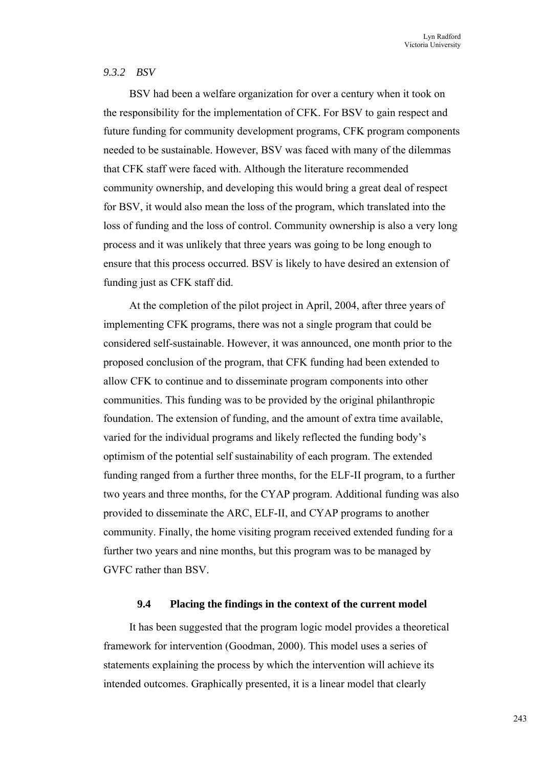### *9.3.2 BSV*

BSV had been a welfare organization for over a century when it took on the responsibility for the implementation of CFK. For BSV to gain respect and future funding for community development programs, CFK program components needed to be sustainable. However, BSV was faced with many of the dilemmas that CFK staff were faced with. Although the literature recommended community ownership, and developing this would bring a great deal of respect for BSV, it would also mean the loss of the program, which translated into the loss of funding and the loss of control. Community ownership is also a very long process and it was unlikely that three years was going to be long enough to ensure that this process occurred. BSV is likely to have desired an extension of funding just as CFK staff did.

At the completion of the pilot project in April, 2004, after three years of implementing CFK programs, there was not a single program that could be considered self-sustainable. However, it was announced, one month prior to the proposed conclusion of the program, that CFK funding had been extended to allow CFK to continue and to disseminate program components into other communities. This funding was to be provided by the original philanthropic foundation. The extension of funding, and the amount of extra time available, varied for the individual programs and likely reflected the funding body's optimism of the potential self sustainability of each program. The extended funding ranged from a further three months, for the ELF-II program, to a further two years and three months, for the CYAP program. Additional funding was also provided to disseminate the ARC, ELF-II, and CYAP programs to another community. Finally, the home visiting program received extended funding for a further two years and nine months, but this program was to be managed by GVFC rather than BSV.

## 9.4 Placing the findings in the context of the current model

It has been suggested that the program logic model provides a theoretical framework for intervention (Goodman, 2000). This model uses a series of statements explaining the process by which the intervention will achieve its intended outcomes. Graphically presented, it is a linear model that clearly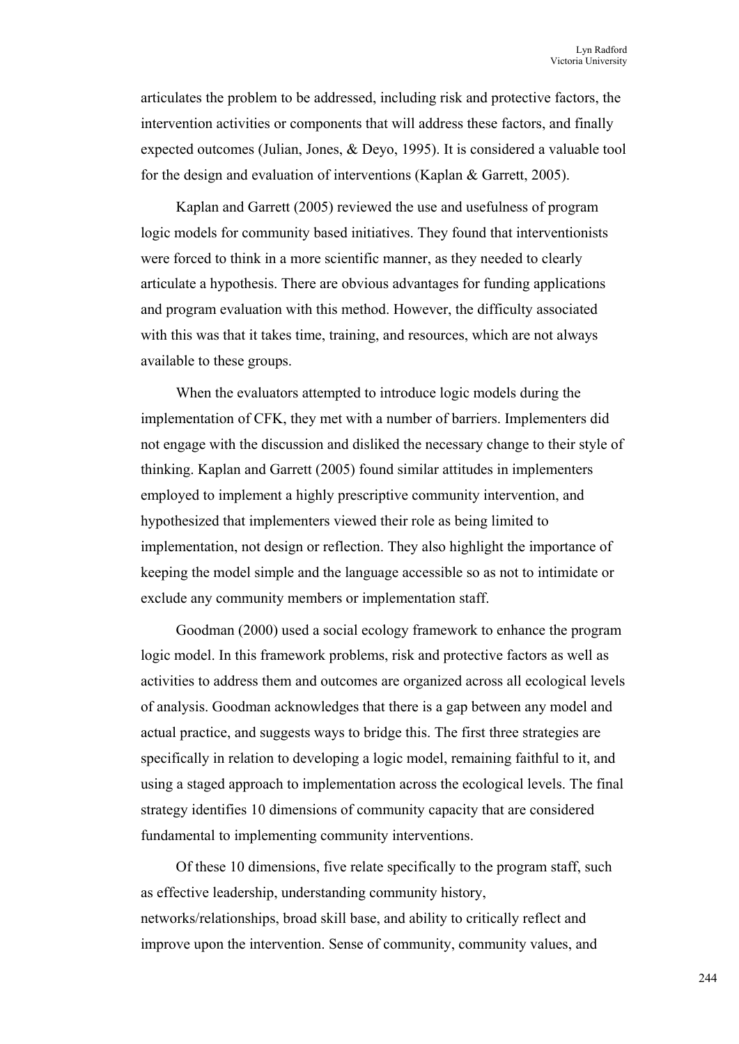articulates the problem to be addressed, including risk and protective factors, the intervention activities or components that will address these factors, and finally expected outcomes (Julian, Jones, & Deyo, 1995). It is considered a valuable tool for the design and evaluation of interventions (Kaplan & Garrett, 2005).

Kaplan and Garrett (2005) reviewed the use and usefulness of program logic models for community based initiatives. They found that interventionists were forced to think in a more scientific manner, as they needed to clearly articulate a hypothesis. There are obvious advantages for funding applications and program evaluation with this method. However, the difficulty associated with this was that it takes time, training, and resources, which are not always available to these groups.

When the evaluators attempted to introduce logic models during the implementation of CFK, they met with a number of barriers. Implementers did not engage with the discussion and disliked the necessary change to their style of thinking. Kaplan and Garrett (2005) found similar attitudes in implementers employed to implement a highly prescriptive community intervention, and hypothesized that implementers viewed their role as being limited to implementation, not design or reflection. They also highlight the importance of keeping the model simple and the language accessible so as not to intimidate or exclude any community members or implementation staff.

Goodman (2000) used a social ecology framework to enhance the program logic model. In this framework problems, risk and protective factors as well as activities to address them and outcomes are organized across all ecological levels of analysis. Goodman acknowledges that there is a gap between any model and actual practice, and suggests ways to bridge this. The first three strategies are specifically in relation to developing a logic model, remaining faithful to it, and using a staged approach to implementation across the ecological levels. The final strategy identifies 10 dimensions of community capacity that are considered fundamental to implementing community interventions.

Of these 10 dimensions, five relate specifically to the program staff, such as effective leadership, understanding community history, networks/relationships, broad skill base, and ability to critically reflect and improve upon the intervention. Sense of community, community values, and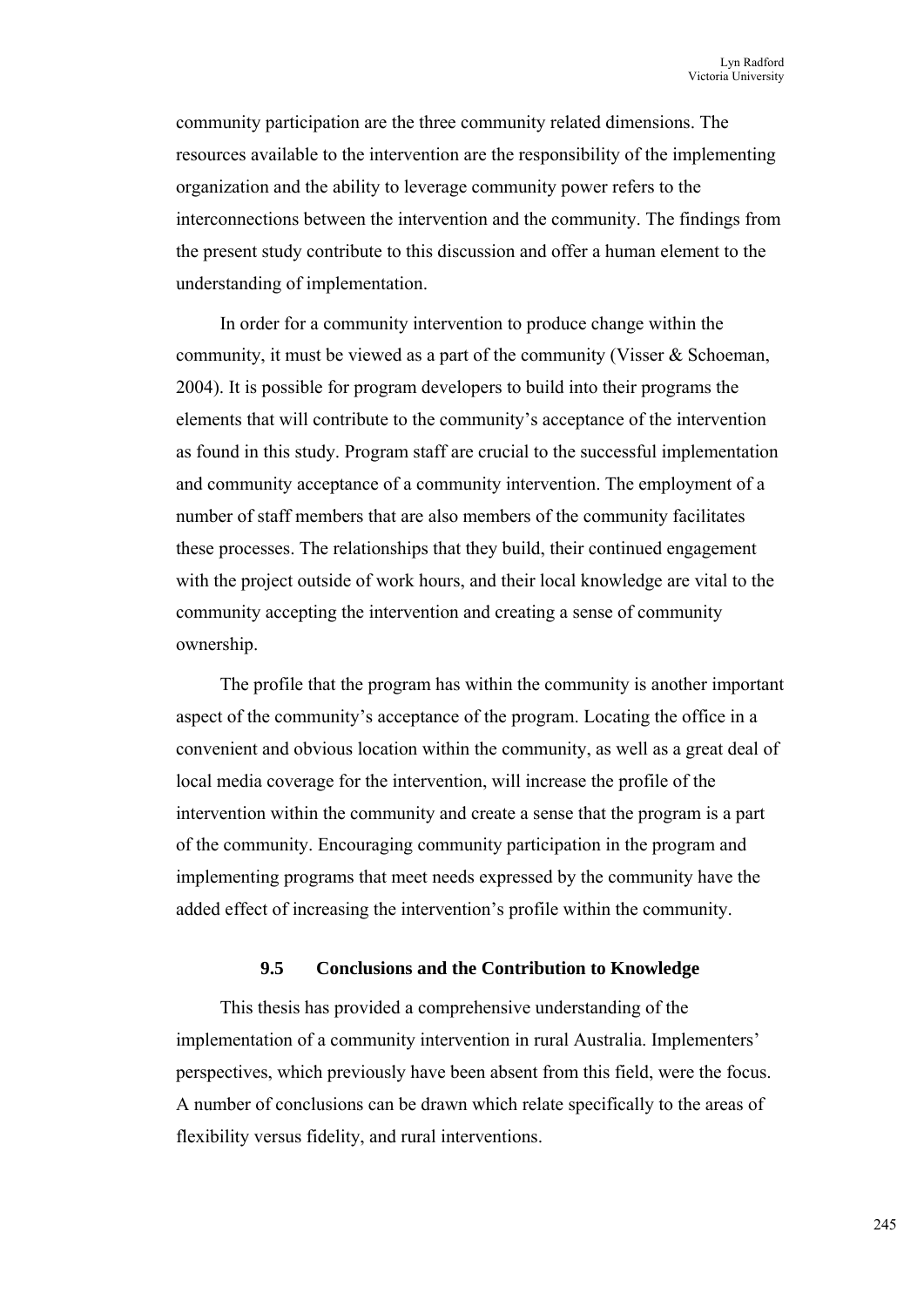community participation are the three community related dimensions. The resources available to the intervention are the responsibility of the implementing organization and the ability to leverage community power refers to the interconnections between the intervention and the community. The findings from the present study contribute to this discussion and offer a human element to the understanding of implementation.

In order for a community intervention to produce change within the community, it must be viewed as a part of the community (Visser & Schoeman, 2004). It is possible for program developers to build into their programs the elements that will contribute to the community's acceptance of the intervention as found in this study. Program staff are crucial to the successful implementation and community acceptance of a community intervention. The employment of a number of staff members that are also members of the community facilitates these processes. The relationships that they build, their continued engagement with the project outside of work hours, and their local knowledge are vital to the community accepting the intervention and creating a sense of community ownership.

The profile that the program has within the community is another important aspect of the community's acceptance of the program. Locating the office in a convenient and obvious location within the community, as well as a great deal of local media coverage for the intervention, will increase the profile of the intervention within the community and create a sense that the program is a part of the community. Encouraging community participation in the program and implementing programs that meet needs expressed by the community have the added effect of increasing the intervention's profile within the community.

### 9.5 Conclusions and the Contribution to Knowledge

This thesis has provided a comprehensive understanding of the implementation of a community intervention in rural Australia. Implementers' perspectives, which previously have been absent from this field, were the focus. A number of conclusions can be drawn which relate specifically to the areas of flexibility versus fidelity, and rural interventions.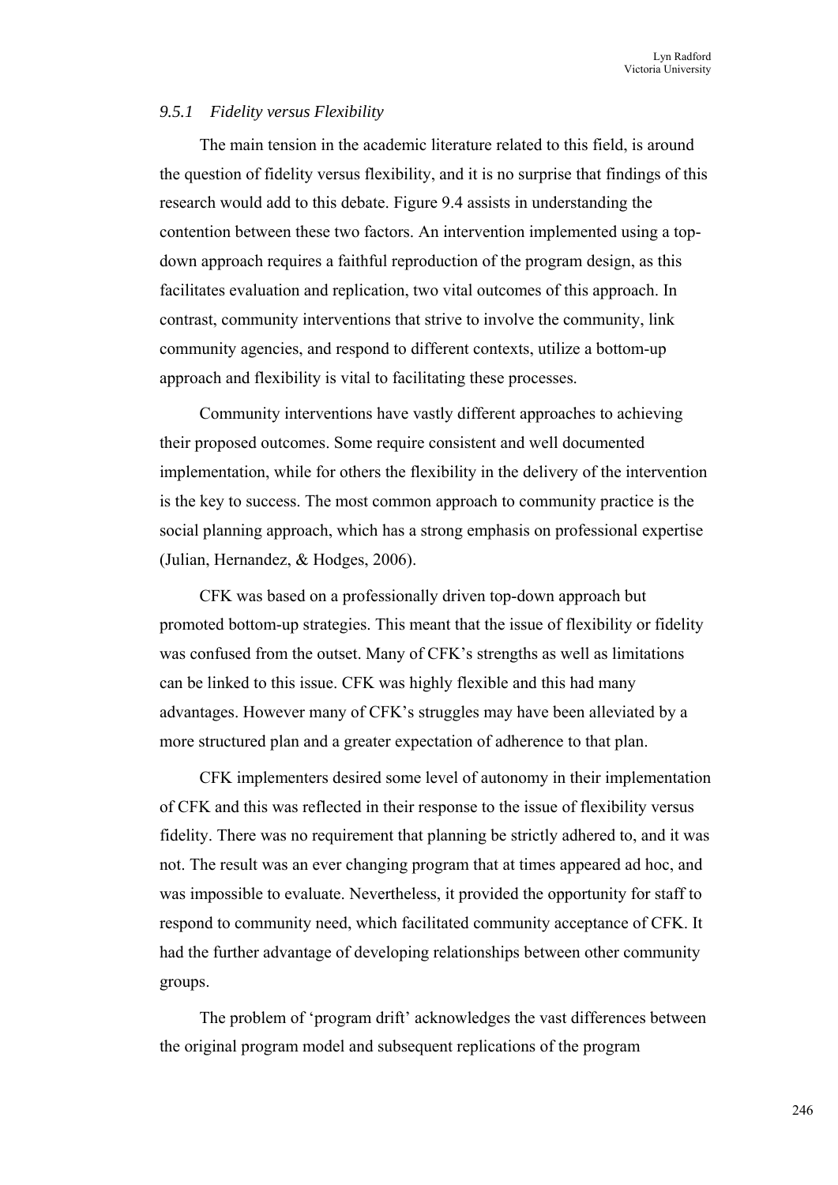### *9.5.1 Fidelity versus Flexibility*

The main tension in the academic literature related to this field, is around the question of fidelity versus flexibility, and it is no surprise that findings of this research would add to this debate. Figure 9.4 assists in understanding the contention between these two factors. An intervention implemented using a top-down approach requires a faithful reproduction of the program design, as this facilitates evaluation and replication, two vital outcomes of this approach. In contrast, community interventions that strive to involve the community, link community agencies, and respond to different contexts, utilize a bottom-up approach and flexibility is vital to facilitating these processes.

Community interventions have vastly different approaches to achieving their proposed outcomes. Some require consistent and well documented implementation, while for others the flexibility in the delivery of the intervention is the key to success. The most common approach to community practice is the social planning approach, which has a strong emphasis on professional expertise (Julian, Hernandez, & Hodges, 2006).

CFK was based on a professionally driven top-down approach but promoted bottom-up strategies. This meant that the issue of flexibility or fidelity was confused from the outset. Many of CFK's strengths as well as limitations can be linked to this issue. CFK was highly flexible and this had many advantages. However many of CFK's struggles may have been alleviated by a more structured plan and a greater expectation of adherence to that plan.

CFK implementers desired some level of autonomy in their implementation of CFK and this was reflected in their response to the issue of flexibility versus fidelity. There was no requirement that planning be strictly adhered to, and it was not. The result was an ever changing program that at times appeared ad hoc, and was impossible to evaluate. Nevertheless, it provided the opportunity for staff to respond to community need, which facilitated community acceptance of CFK. It had the further advantage of developing relationships between other community groups.

The problem of 'program drift' acknowledges the vast differences between the original program model and subsequent replications of the program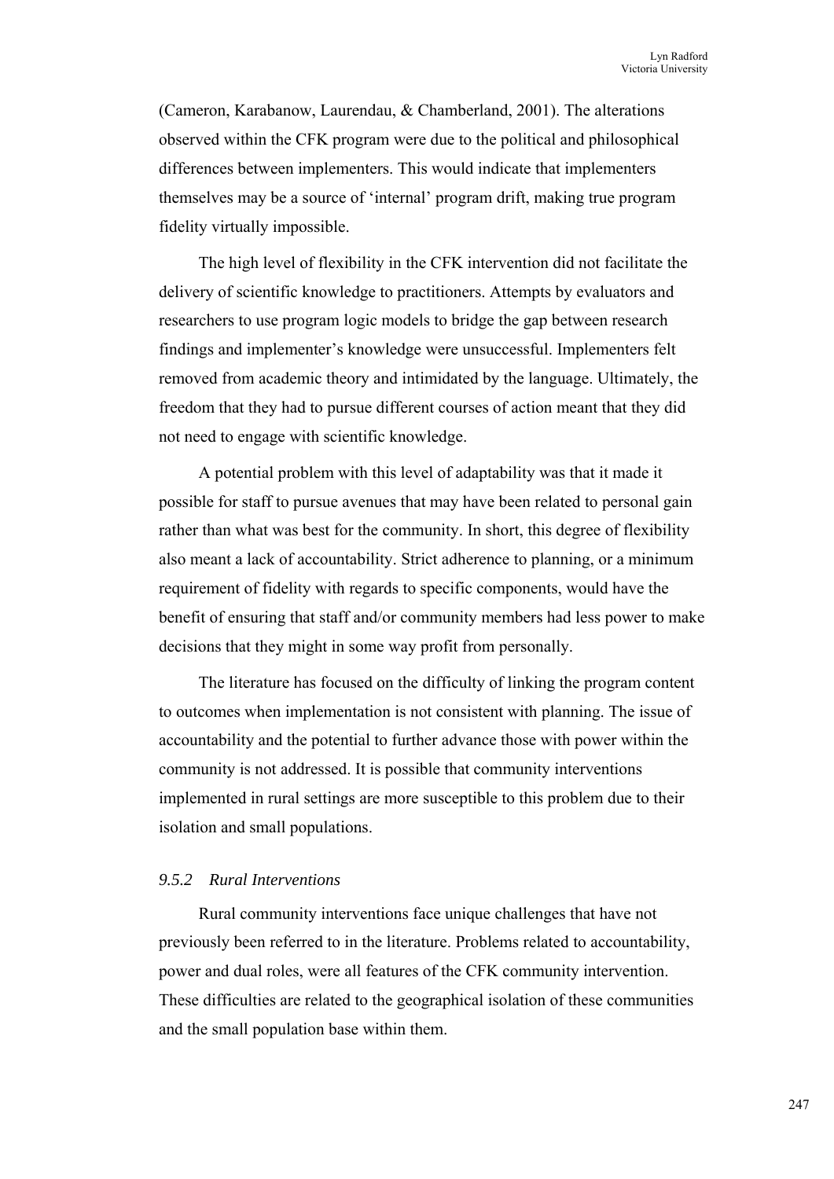(Cameron, Karabanow, Laurendau, & Chamberland, 2001). The alterations observed within the CFK program were due to the political and philosophical differences between implementers. This would indicate that implementers themselves may be a source of 'internal' program drift, making true program fidelity virtually impossible.

The high level of flexibility in the CFK intervention did not facilitate the delivery of scientific knowledge to practitioners. Attempts by evaluators and researchers to use program logic models to bridge the gap between research findings and implementer's knowledge were unsuccessful. Implementers felt removed from academic theory and intimidated by the language. Ultimately, the freedom that they had to pursue different courses of action meant that they did not need to engage with scientific knowledge.

A potential problem with this level of adaptability was that it made it possible for staff to pursue avenues that may have been related to personal gain rather than what was best for the community. In short, this degree of flexibility also meant a lack of accountability. Strict adherence to planning, or a minimum requirement of fidelity with regards to specific components, would have the benefit of ensuring that staff and/or community members had less power to make decisions that they might in some way profit from personally.

The literature has focused on the difficulty of linking the program content to outcomes when implementation is not consistent with planning. The issue of accountability and the potential to further advance those with power within the community is not addressed. It is possible that community interventions implemented in rural settings are more susceptible to this problem due to their isolation and small populations.

### *9.5.2 Rural Interventions*

Rural community interventions face unique challenges that have not previously been referred to in the literature. Problems related to accountability, power and dual roles, were all features of the CFK community intervention. These difficulties are related to the geographical isolation of these communities and the small population base within them.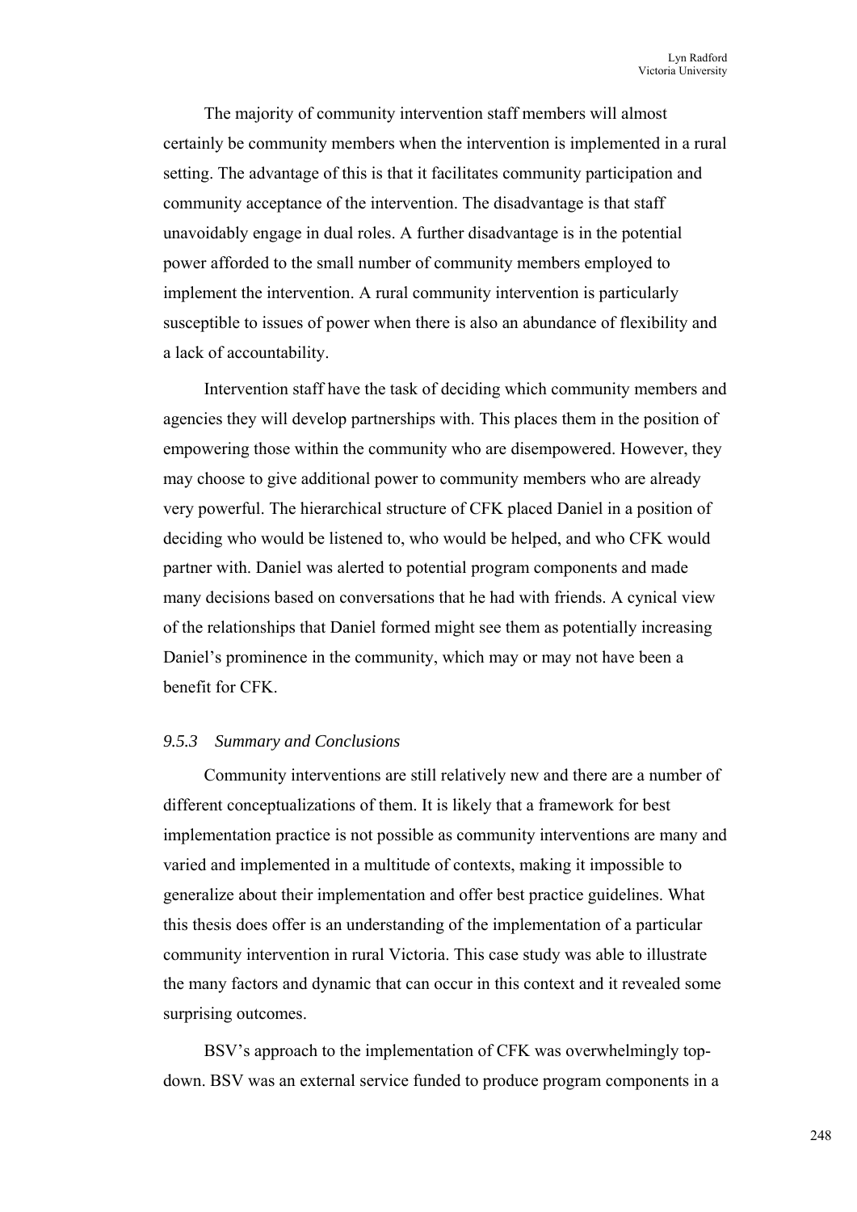The majority of community intervention staff members will almost certainly be community members when the intervention is implemented in a rural setting. The advantage of this is that it facilitates community participation and community acceptance of the intervention. The disadvantage is that staff unavoidably engage in dual roles. A further disadvantage is in the potential power afforded to the small number of community members employed to implement the intervention. A rural community intervention is particularly susceptible to issues of power when there is also an abundance of flexibility and a lack of accountability.

Intervention staff have the task of deciding which community members and agencies they will develop partnerships with. This places them in the position of empowering those within the community who are disempowered. However, they may choose to give additional power to community members who are already very powerful. The hierarchical structure of CFK placed Daniel in a position of deciding who would be listened to, who would be helped, and who CFK would partner with. Daniel was alerted to potential program components and made many decisions based on conversations that he had with friends. A cynical view of the relationships that Daniel formed might see them as potentially increasing Daniel's prominence in the community, which may or may not have been a benefit for CFK.

### *9.5.3 Summary and Conclusions*

Community interventions are still relatively new and there are a number of different conceptualizations of them. It is likely that a framework for best implementation practice is not possible as community interventions are many and varied and implemented in a multitude of contexts, making it impossible to generalize about their implementation and offer best practice guidelines. What this thesis does offer is an understanding of the implementation of a particular community intervention in rural Victoria. This case study was able to illustrate the many factors and dynamic that can occur in this context and it revealed some surprising outcomes.

BSV's approach to the implementation of CFK was overwhelmingly top-down. BSV was an external service funded to produce program components in a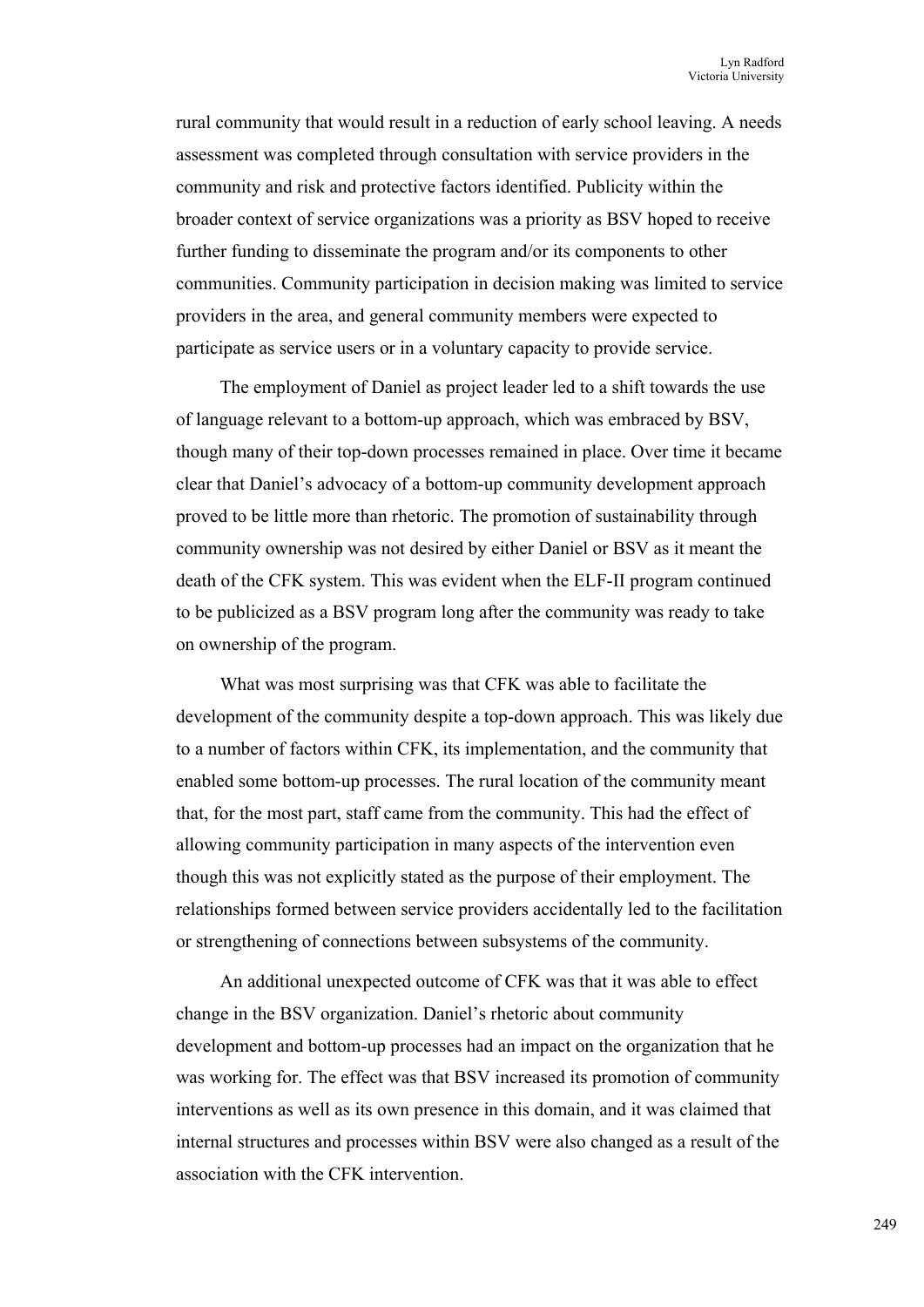rural community that would result in a reduction of early school leaving. A needs assessment was completed through consultation with service providers in the community and risk and protective factors identified. Publicity within the broader context of service organizations was a priority as BSV hoped to receive further funding to disseminate the program and/or its components to other communities. Community participation in decision making was limited to service providers in the area, and general community members were expected to participate as service users or in a voluntary capacity to provide service.

The employment of Daniel as project leader led to a shift towards the use of language relevant to a bottom-up approach, which was embraced by BSV, though many of their top-down processes remained in place. Over time it became clear that Daniel's advocacy of a bottom-up community development approach proved to be little more than rhetoric. The promotion of sustainability through community ownership was not desired by either Daniel or BSV as it meant the death of the CFK system. This was evident when the ELF-II program continued to be publicized as a BSV program long after the community was ready to take on ownership of the program.

What was most surprising was that CFK was able to facilitate the development of the community despite a top-down approach. This was likely due to a number of factors within CFK, its implementation, and the community that enabled some bottom-up processes. The rural location of the community meant that, for the most part, staff came from the community. This had the effect of allowing community participation in many aspects of the intervention even though this was not explicitly stated as the purpose of their employment. The relationships formed between service providers accidentally led to the facilitation or strengthening of connections between subsystems of the community.

An additional unexpected outcome of CFK was that it was able to effect change in the BSV organization. Daniel's rhetoric about community development and bottom-up processes had an impact on the organization that he was working for. The effect was that BSV increased its promotion of community interventions as well as its own presence in this domain, and it was claimed that internal structures and processes within BSV were also changed as a result of the association with the CFK intervention.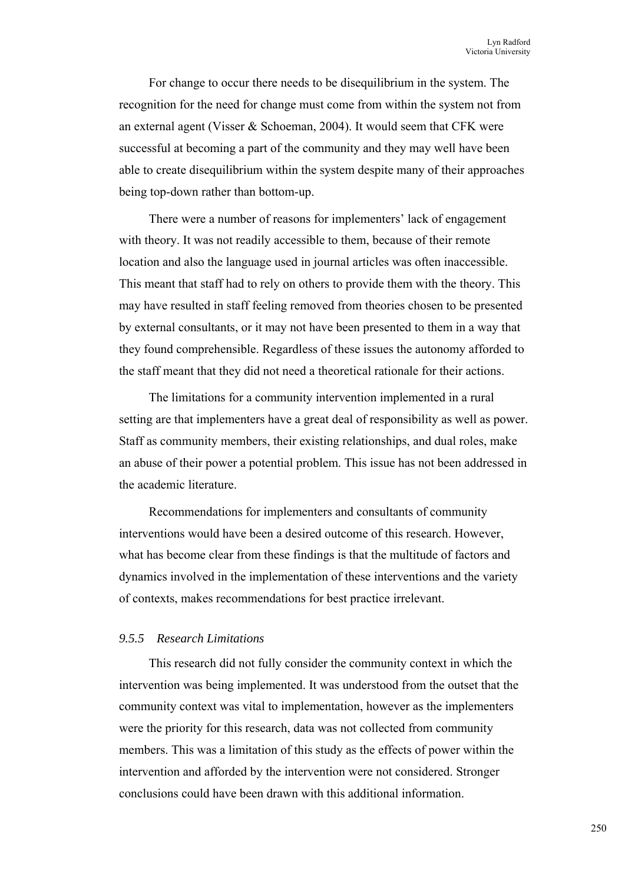For change to occur there needs to be disequilibrium in the system. The recognition for the need for change must come from within the system not from an external agent (Visser & Schoeman, 2004). It would seem that CFK were successful at becoming a part of the community and they may well have been able to create disequilibrium within the system despite many of their approaches being top-down rather than bottom-up.

There were a number of reasons for implementers' lack of engagement with theory. It was not readily accessible to them, because of their remote location and also the language used in journal articles was often inaccessible. This meant that staff had to rely on others to provide them with the theory. This may have resulted in staff feeling removed from theories chosen to be presented by external consultants, or it may not have been presented to them in a way that they found comprehensible. Regardless of these issues the autonomy afforded to the staff meant that they did not need a theoretical rationale for their actions.

The limitations for a community intervention implemented in a rural setting are that implementers have a great deal of responsibility as well as power. Staff as community members, their existing relationships, and dual roles, make an abuse of their power a potential problem. This issue has not been addressed in the academic literature.

Recommendations for implementers and consultants of community interventions would have been a desired outcome of this research. However, what has become clear from these findings is that the multitude of factors and dynamics involved in the implementation of these interventions and the variety of contexts, makes recommendations for best practice irrelevant.

#### *9.5.5 Research Limitations*

This research did not fully consider the community context in which the intervention was being implemented. It was understood from the outset that the community context was vital to implementation, however as the implementers were the priority for this research, data was not collected from community members. This was a limitation of this study as the effects of power within the intervention and afforded by the intervention were not considered. Stronger conclusions could have been drawn with this additional information.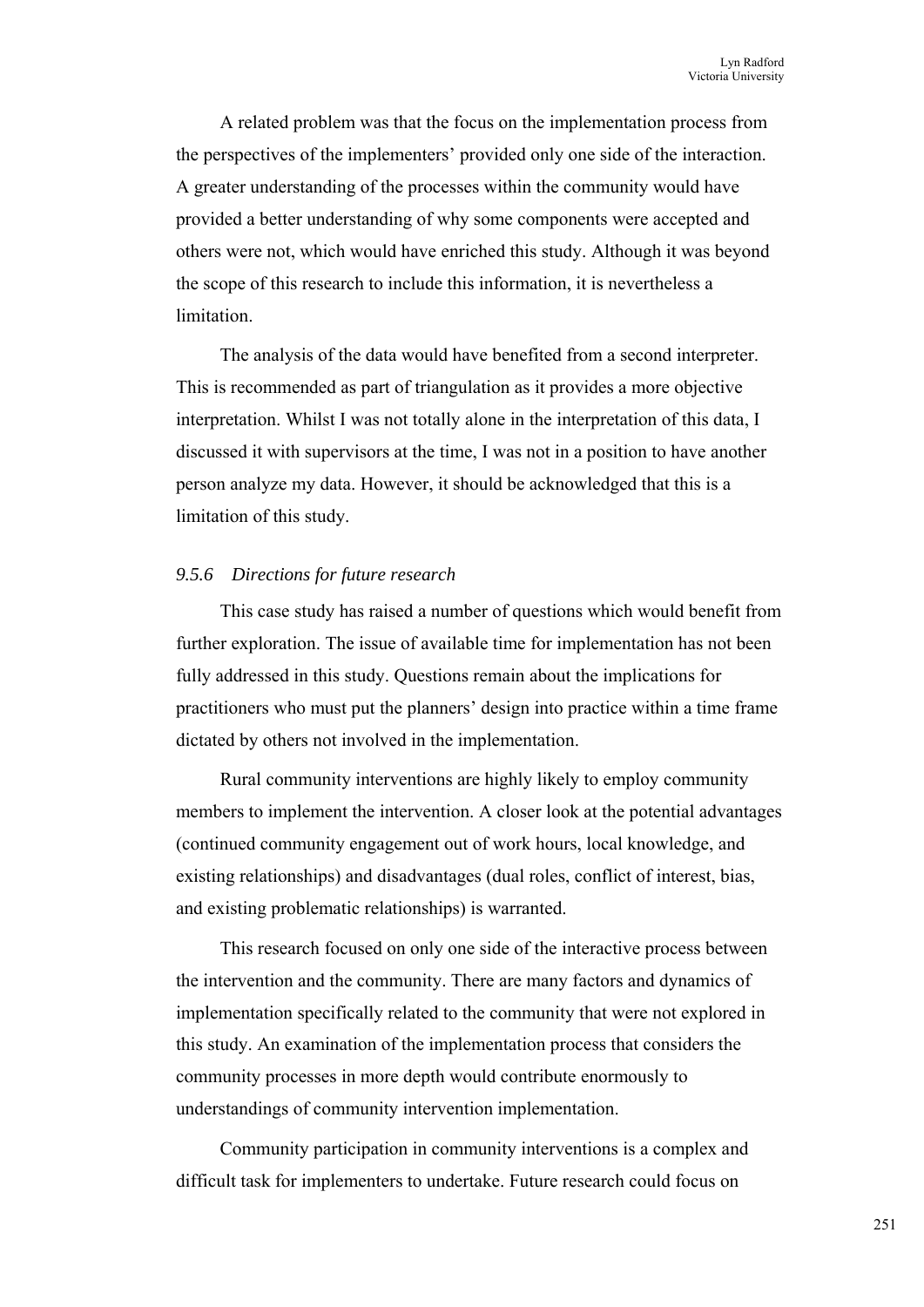A related problem was that the focus on the implementation process from the perspectives of the implementers' provided only one side of the interaction. A greater understanding of the processes within the community would have provided a better understanding of why some components were accepted and others were not, which would have enriched this study. Although it was beyond the scope of this research to include this information, it is nevertheless a limitation.

The analysis of the data would have benefited from a second interpreter. This is recommended as part of triangulation as it provides a more objective interpretation. Whilst I was not totally alone in the interpretation of this data, I discussed it with supervisors at the time, I was not in a position to have another person analyze my data. However, it should be acknowledged that this is a limitation of this study.

### *9.5.6 Directions for future research*

This case study has raised a number of questions which would benefit from further exploration. The issue of available time for implementation has not been fully addressed in this study. Questions remain about the implications for practitioners who must put the planners' design into practice within a time frame dictated by others not involved in the implementation.

Rural community interventions are highly likely to employ community members to implement the intervention. A closer look at the potential advantages (continued community engagement out of work hours, local knowledge, and existing relationships) and disadvantages (dual roles, conflict of interest, bias, and existing problematic relationships) is warranted.

This research focused on only one side of the interactive process between the intervention and the community. There are many factors and dynamics of implementation specifically related to the community that were not explored in this study. An examination of the implementation process that considers the community processes in more depth would contribute enormously to understandings of community intervention implementation.

Community participation in community interventions is a complex and difficult task for implementers to undertake. Future research could focus on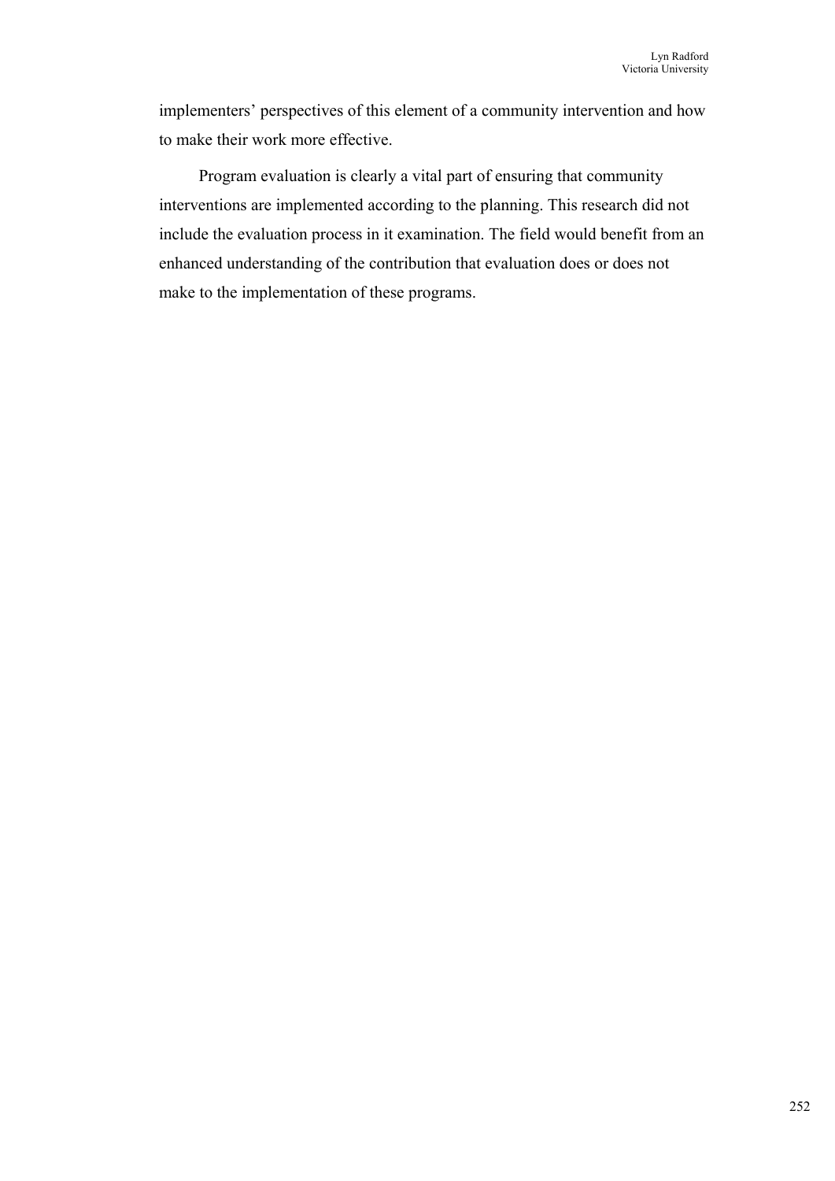implementers' perspectives of this element of a community intervention and how to make their work more effective.

Program evaluation is clearly a vital part of ensuring that community interventions are implemented according to the planning. This research did not include the evaluation process in it examination. The field would benefit from an enhanced understanding of the contribution that evaluation does or does not make to the implementation of these programs.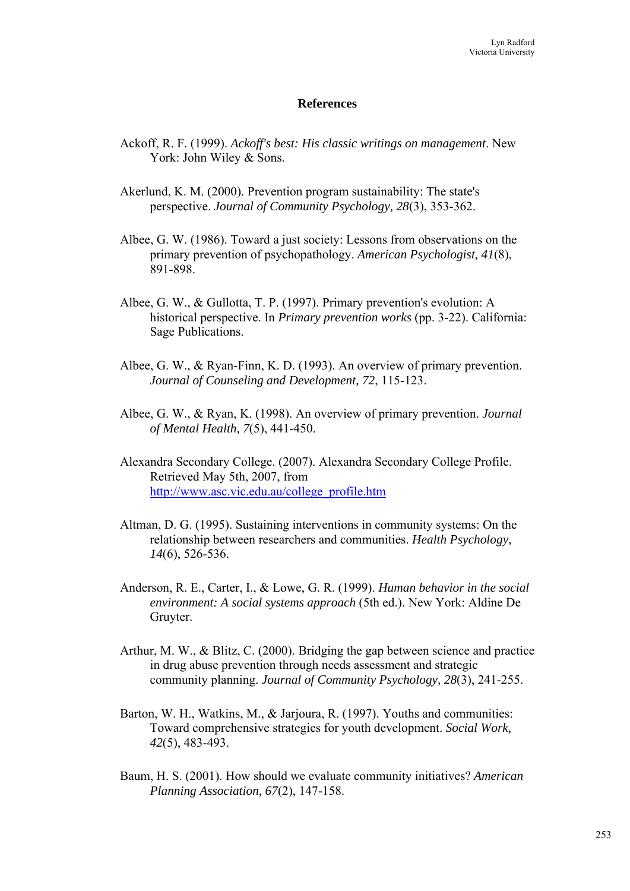## References

Ackoff, R. F. (1999). *Ackoff's best: His classic writings on management*. New York: John Wiley & Sons.

Akerlund, K. M. (2000). Prevention program sustainability: The state's perspective. *Journal of Community Psychology, 28*(3), 353-362.

Albee, G. W. (1986). Toward a just society: Lessons from observations on the primary prevention of psychopathology. *American Psychologist, 41*(8), 891-898.

Albee, G. W., & Gullotta, T. P. (1997). Primary prevention's evolution: A historical perspective. In *Primary prevention works* (pp. 3-22). California: Sage Publications.

Albee, G. W., & Ryan-Finn, K. D. (1993). An overview of primary prevention. *Journal of Counseling and Development, 72*, 115-123.

Albee, G. W., & Ryan, K. (1998). An overview of primary prevention. *Journal of Mental Health, 7*(5), 441-450.

Alexandra Secondary College. (2007). Alexandra Secondary College Profile. Retrieved May 5th, 2007, from http://www.asc.vic.edu.au/college_profile.htm

Altman, D. G. (1995). Sustaining interventions in community systems: On the relationship between researchers and communities. *Health Psychology, 14*(6), 526-536.

Anderson, R. E., Carter, I., & Lowe, G. R. (1999). *Human behavior in the social environment: A social systems approach* (5th ed.). New York: Aldine De Gruyter.

Arthur, M. W., & Blitz, C. (2000). Bridging the gap between science and practice in drug abuse prevention through needs assessment and strategic community planning. *Journal of Community Psychology, 28*(3), 241-255.

Barton, W. H., Watkins, M., & Jarjoura, R. (1997). Youths and communities: Toward comprehensive strategies for youth development. *Social Work, 42*(5), 483-493.

Baum, H. S. (2001). How should we evaluate community initiatives? *American Planning Association, 67*(2), 147-158.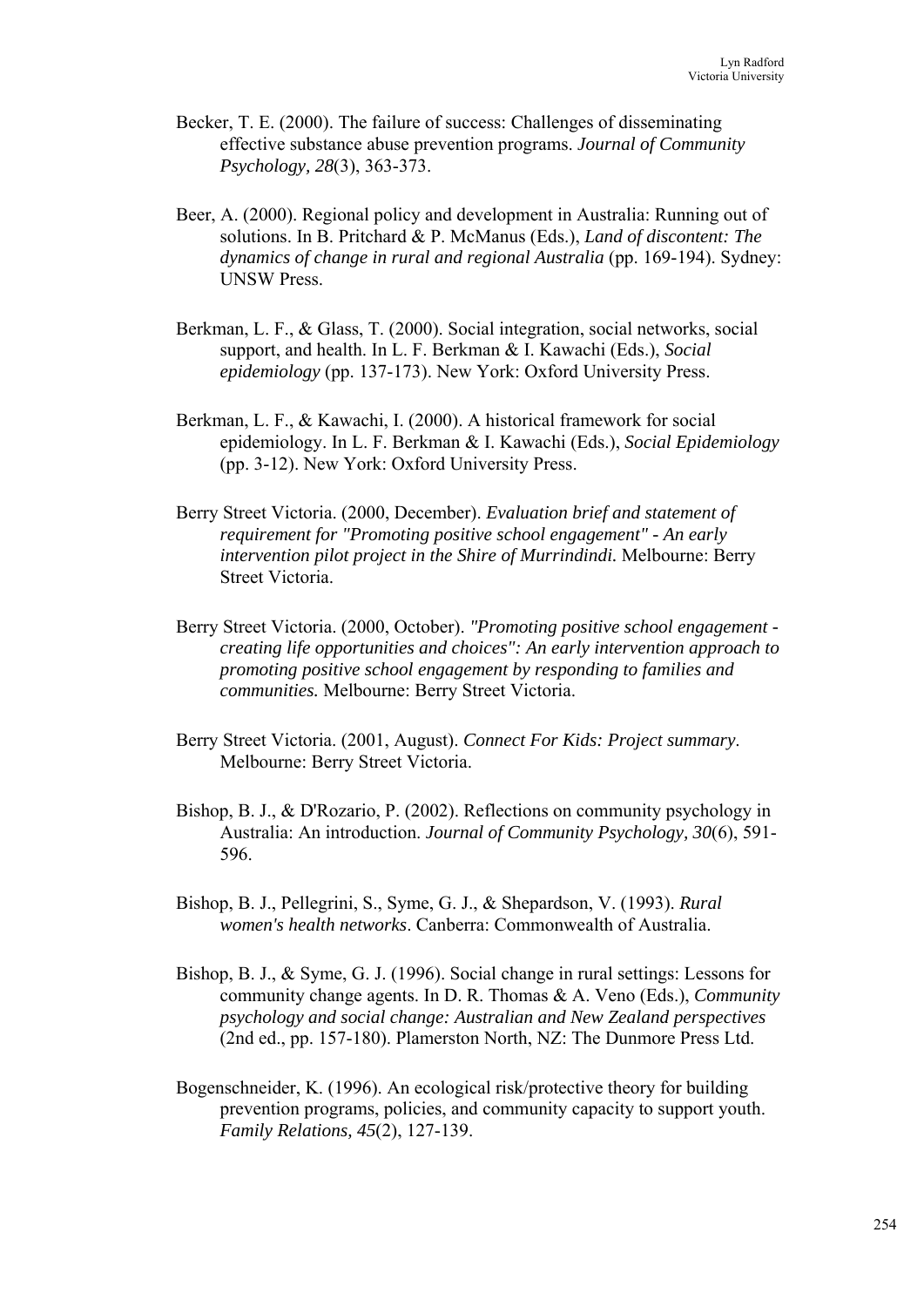Becker, T. E. (2000). The failure of success: Challenges of disseminating effective substance abuse prevention programs. *Journal of Community Psychology, 28*(3), 363-373.

Beer, A. (2000). Regional policy and development in Australia: Running out of solutions. In B. Pritchard & P. McManus (Eds.), *Land of discontent: The dynamics of change in rural and regional Australia* (pp. 169-194). Sydney: UNSW Press.

Berkman, L. F., & Glass, T. (2000). Social integration, social networks, social support, and health. In L. F. Berkman & I. Kawachi (Eds.), *Social epidemiology* (pp. 137-173). New York: Oxford University Press.

Berkman, L. F., & Kawachi, I. (2000). A historical framework for social epidemiology. In L. F. Berkman & I. Kawachi (Eds.), *Social Epidemiology* (pp. 3-12). New York: Oxford University Press.

Berry Street Victoria. (2000, December). *Evaluation brief and statement of requirement for "Promoting positive school engagement" - An early intervention pilot project in the Shire of Murrindindi.* Melbourne: Berry Street Victoria.

Berry Street Victoria. (2000, October). *"Promoting positive school engagement - creating life opportunities and choices": An early intervention approach to promoting positive school engagement by responding to families and communities.* Melbourne: Berry Street Victoria.

Berry Street Victoria. (2001, August). *Connect For Kids: Project summary*. Melbourne: Berry Street Victoria.

Bishop, B. J., & D'Rozario, P. (2002). Reflections on community psychology in Australia: An introduction. *Journal of Community Psychology, 30*(6), 591-596.

Bishop, B. J., Pellegrini, S., Syme, G. J., & Shepardson, V. (1993). *Rural women's health networks*. Canberra: Commonwealth of Australia.

Bishop, B. J., & Syme, G. J. (1996). Social change in rural settings: Lessons for community change agents. In D. R. Thomas & A. Veno (Eds.), *Community psychology and social change: Australian and New Zealand perspectives* (2nd ed., pp. 157-180). Plamerston North, NZ: The Dunmore Press Ltd.

Bogenschneider, K. (1996). An ecological risk/protective theory for building prevention programs, policies, and community capacity to support youth. *Family Relations, 45*(2), 127-139.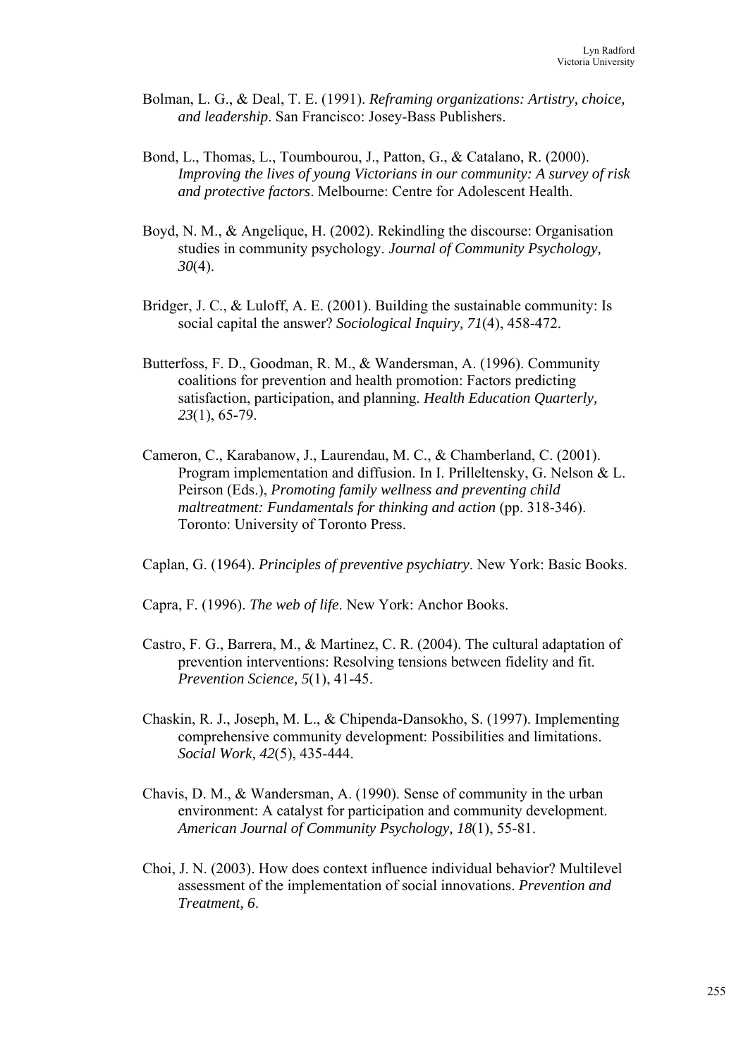Bolman, L. G., & Deal, T. E. (1991). *Reframing organizations: Artistry, choice, and leadership*. San Francisco: Josey-Bass Publishers.

Bond, L., Thomas, L., Toumbourou, J., Patton, G., & Catalano, R. (2000). *Improving the lives of young Victorians in our community: A survey of risk and protective factors*. Melbourne: Centre for Adolescent Health.

Boyd, N. M., & Angelique, H. (2002). Rekindling the discourse: Organisation studies in community psychology. *Journal of Community Psychology, 30*(4).

Bridger, J. C., & Luloff, A. E. (2001). Building the sustainable community: Is social capital the answer? *Sociological Inquiry, 71*(4), 458-472.

Butterfoss, F. D., Goodman, R. M., & Wandersman, A. (1996). Community coalitions for prevention and health promotion: Factors predicting satisfaction, participation, and planning. *Health Education Quarterly, 23*(1), 65-79.

Cameron, C., Karabanow, J., Laurendau, M. C., & Chamberland, C. (2001). Program implementation and diffusion. In I. Prilleltensky, G. Nelson & L. Peirson (Eds.), *Promoting family wellness and preventing child maltreatment: Fundamentals for thinking and action* (pp. 318-346). Toronto: University of Toronto Press.

Caplan, G. (1964). *Principles of preventive psychiatry*. New York: Basic Books.

Capra, F. (1996). *The web of life*. New York: Anchor Books.

Castro, F. G., Barrera, M., & Martinez, C. R. (2004). The cultural adaptation of prevention interventions: Resolving tensions between fidelity and fit. *Prevention Science, 5*(1), 41-45.

Chaskin, R. J., Joseph, M. L., & Chipenda-Dansokho, S. (1997). Implementing comprehensive community development: Possibilities and limitations. *Social Work, 42*(5), 435-444.

Chavis, D. M., & Wandersman, A. (1990). Sense of community in the urban environment: A catalyst for participation and community development. *American Journal of Community Psychology, 18*(1), 55-81.

Choi, J. N. (2003). How does context influence individual behavior? Multilevel assessment of the implementation of social innovations. *Prevention and Treatment, 6*.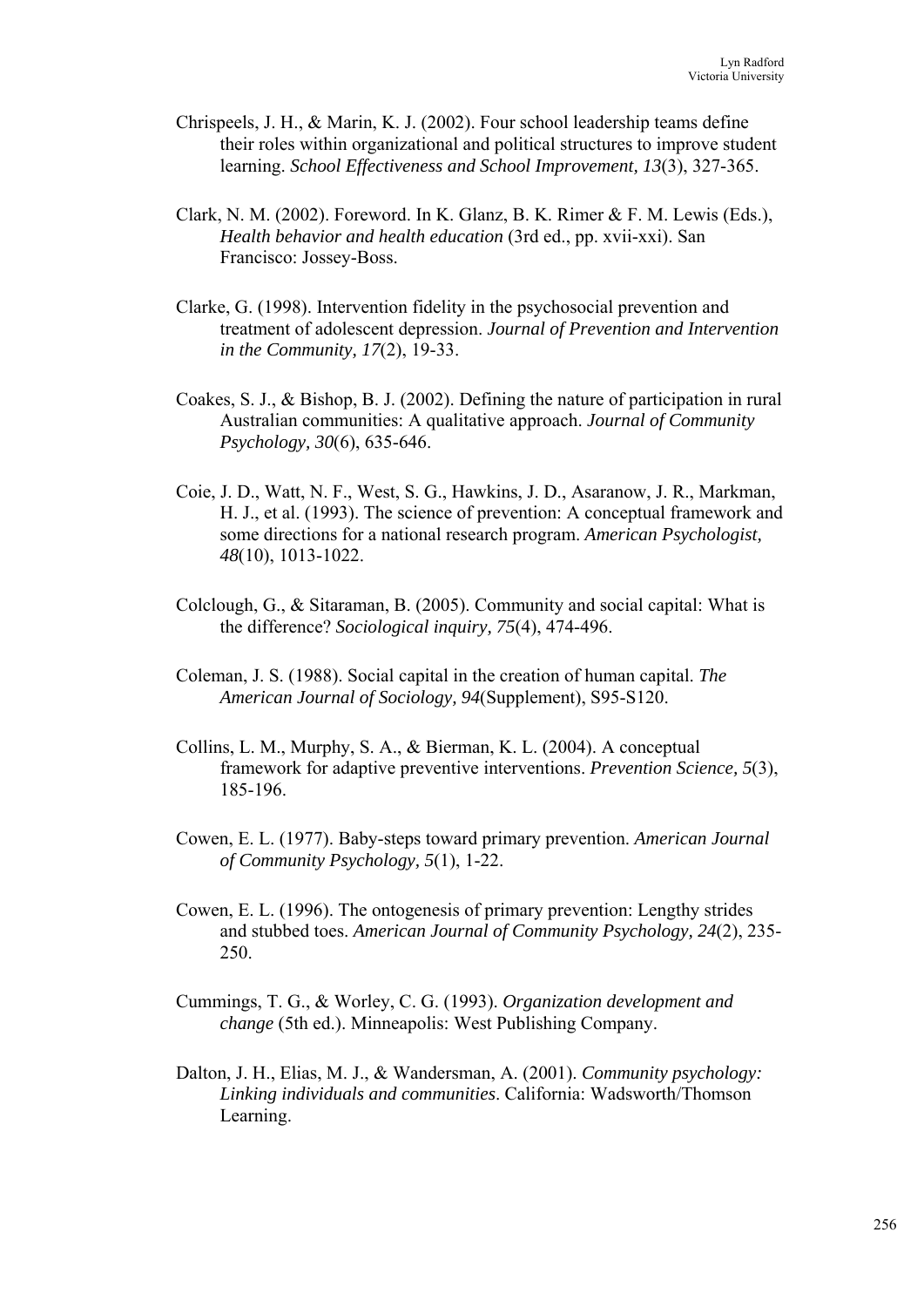Chrispeels, J. H., & Marin, K. J. (2002). Four school leadership teams define their roles within organizational and political structures to improve student learning. *School Effectiveness and School Improvement, 13*(3), 327-365.

Clark, N. M. (2002). Foreword. In K. Glanz, B. K. Rimer & F. M. Lewis (Eds.), *Health behavior and health education* (3rd ed., pp. xvii-xxi). San Francisco: Jossey-Boss.

Clarke, G. (1998). Intervention fidelity in the psychosocial prevention and treatment of adolescent depression. *Journal of Prevention and Intervention in the Community, 17*(2), 19-33.

Coakes, S. J., & Bishop, B. J. (2002). Defining the nature of participation in rural Australian communities: A qualitative approach. *Journal of Community Psychology, 30*(6), 635-646.

Coie, J. D., Watt, N. F., West, S. G., Hawkins, J. D., Asaranow, J. R., Markman, H. J., et al. (1993). The science of prevention: A conceptual framework and some directions for a national research program. *American Psychologist, 48*(10), 1013-1022.

Colclough, G., & Sitaraman, B. (2005). Community and social capital: What is the difference? *Sociological inquiry, 75*(4), 474-496.

Coleman, J. S. (1988). Social capital in the creation of human capital. *The American Journal of Sociology, 94*(Supplement), S95-S120.

Collins, L. M., Murphy, S. A., & Bierman, K. L. (2004). A conceptual framework for adaptive preventive interventions. *Prevention Science, 5*(3), 185-196.

Cowen, E. L. (1977). Baby-steps toward primary prevention. *American Journal of Community Psychology, 5*(1), 1-22.

Cowen, E. L. (1996). The ontogenesis of primary prevention: Lengthy strides and stubbed toes. *American Journal of Community Psychology, 24*(2), 235-250.

Cummings, T. G., & Worley, C. G. (1993). *Organization development and change* (5th ed.). Minneapolis: West Publishing Company.

Dalton, J. H., Elias, M. J., & Wandersman, A. (2001). *Community psychology: Linking individuals and communities*. California: Wadsworth/Thomson Learning.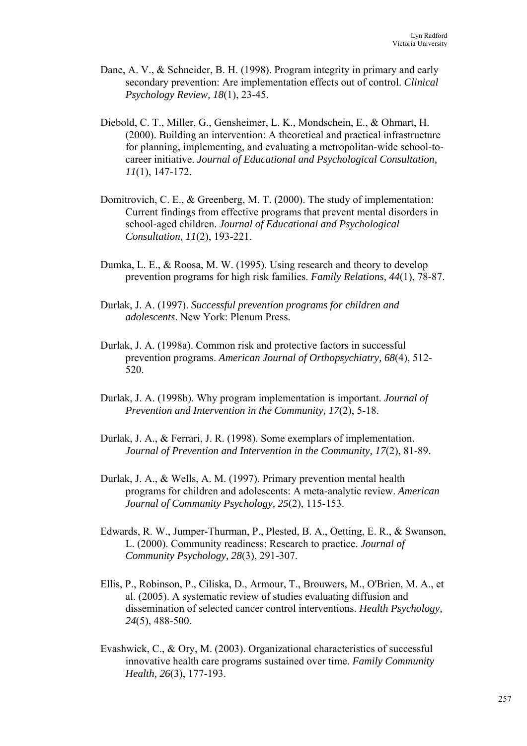Dane, A. V., & Schneider, B. H. (1998). Program integrity in primary and early secondary prevention: Are implementation effects out of control. *Clinical Psychology Review, 18*(1), 23-45.

Diebold, C. T., Miller, G., Gensheimer, L. K., Mondschein, E., & Ohmart, H. (2000). Building an intervention: A theoretical and practical infrastructure for planning, implementing, and evaluating a metropolitan-wide school-to-career initiative. *Journal of Educational and Psychological Consultation, 11*(1), 147-172.

Domitrovich, C. E., & Greenberg, M. T. (2000). The study of implementation: Current findings from effective programs that prevent mental disorders in school-aged children. *Journal of Educational and Psychological Consultation, 11*(2), 193-221.

Dumka, L. E., & Roosa, M. W. (1995). Using research and theory to develop prevention programs for high risk families. *Family Relations, 44*(1), 78-87.

Durlak, J. A. (1997). *Successful prevention programs for children and adolescents*. New York: Plenum Press.

Durlak, J. A. (1998a). Common risk and protective factors in successful prevention programs. *American Journal of Orthopsychiatry, 68*(4), 512-520.

Durlak, J. A. (1998b). Why program implementation is important. *Journal of Prevention and Intervention in the Community, 17*(2), 5-18.

Durlak, J. A., & Ferrari, J. R. (1998). Some exemplars of implementation. *Journal of Prevention and Intervention in the Community, 17*(2), 81-89.

Durlak, J. A., & Wells, A. M. (1997). Primary prevention mental health programs for children and adolescents: A meta-analytic review. *American Journal of Community Psychology, 25*(2), 115-153.

Edwards, R. W., Jumper-Thurman, P., Plested, B. A., Oetting, E. R., & Swanson, L. (2000). Community readiness: Research to practice. *Journal of Community Psychology, 28*(3), 291-307.

Ellis, P., Robinson, P., Ciliska, D., Armour, T., Brouwers, M., O'Brien, M. A., et al. (2005). A systematic review of studies evaluating diffusion and dissemination of selected cancer control interventions. *Health Psychology, 24*(5), 488-500.

Evashwick, C., & Ory, M. (2003). Organizational characteristics of successful innovative health care programs sustained over time. *Family Community Health, 26*(3), 177-193.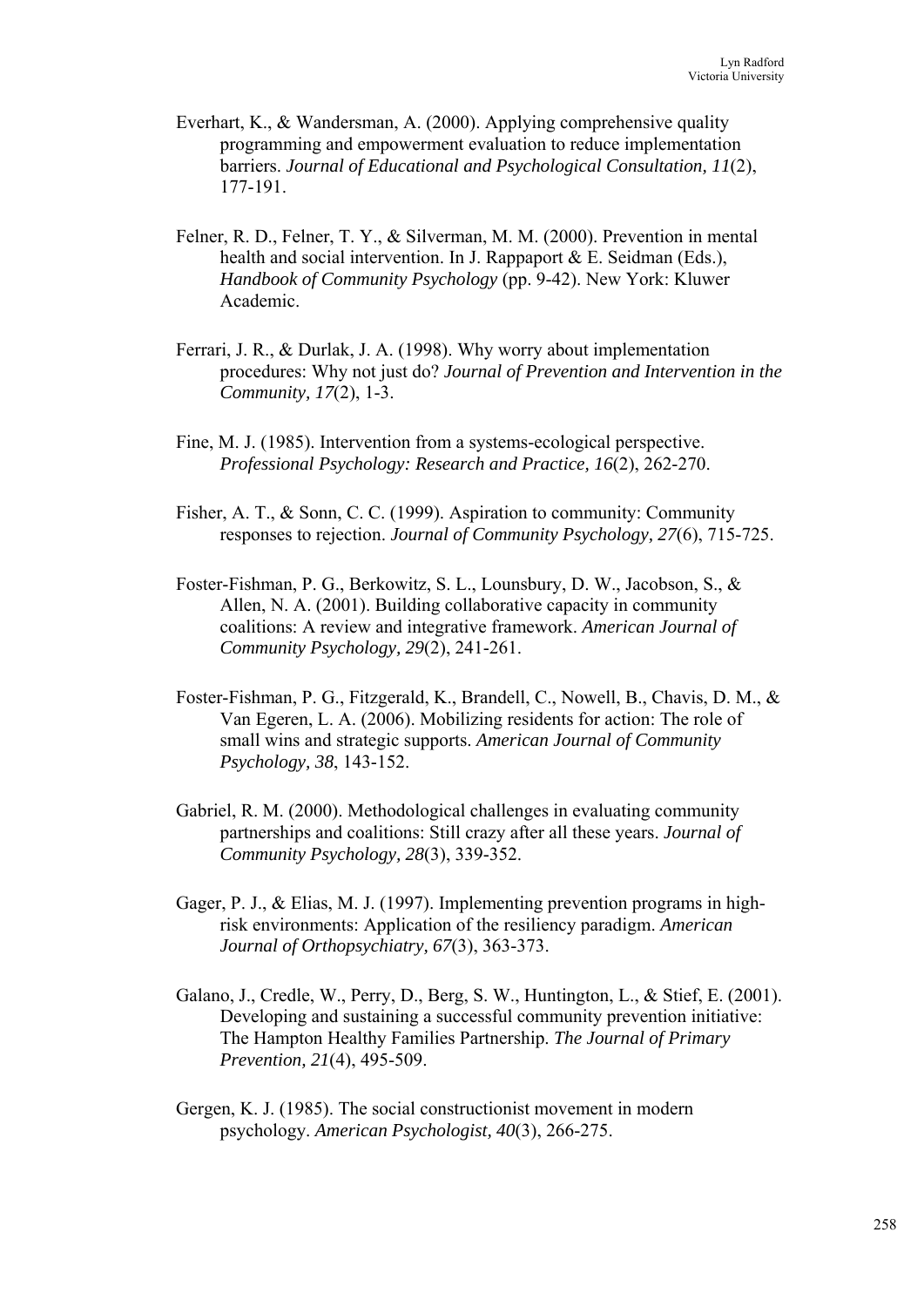Everhart, K., & Wandersman, A. (2000). Applying comprehensive quality programming and empowerment evaluation to reduce implementation barriers. *Journal of Educational and Psychological Consultation, 11*(2), 177-191.

Felner, R. D., Felner, T. Y., & Silverman, M. M. (2000). Prevention in mental health and social intervention. In J. Rappaport & E. Seidman (Eds.), *Handbook of Community Psychology* (pp. 9-42). New York: Kluwer Academic.

Ferrari, J. R., & Durlak, J. A. (1998). Why worry about implementation procedures: Why not just do? *Journal of Prevention and Intervention in the Community, 17*(2), 1-3.

Fine, M. J. (1985). Intervention from a systems-ecological perspective. *Professional Psychology: Research and Practice, 16*(2), 262-270.

Fisher, A. T., & Sonn, C. C. (1999). Aspiration to community: Community responses to rejection. *Journal of Community Psychology, 27*(6), 715-725.

Foster-Fishman, P. G., Berkowitz, S. L., Lounsbury, D. W., Jacobson, S., & Allen, N. A. (2001). Building collaborative capacity in community coalitions: A review and integrative framework. *American Journal of Community Psychology, 29*(2), 241-261.

Foster-Fishman, P. G., Fitzgerald, K., Brandell, C., Nowell, B., Chavis, D. M., & Van Egeren, L. A. (2006). Mobilizing residents for action: The role of small wins and strategic supports. *American Journal of Community Psychology, 38*, 143-152.

Gabriel, R. M. (2000). Methodological challenges in evaluating community partnerships and coalitions: Still crazy after all these years. *Journal of Community Psychology, 28*(3), 339-352.

Gager, P. J., & Elias, M. J. (1997). Implementing prevention programs in high-risk environments: Application of the resiliency paradigm. *American Journal of Orthopsychiatry, 67*(3), 363-373.

Galano, J., Credle, W., Perry, D., Berg, S. W., Huntington, L., & Stief, E. (2001). Developing and sustaining a successful community prevention initiative: The Hampton Healthy Families Partnership. *The Journal of Primary Prevention, 21*(4), 495-509.

Gergen, K. J. (1985). The social constructionist movement in modern psychology. *American Psychologist, 40*(3), 266-275.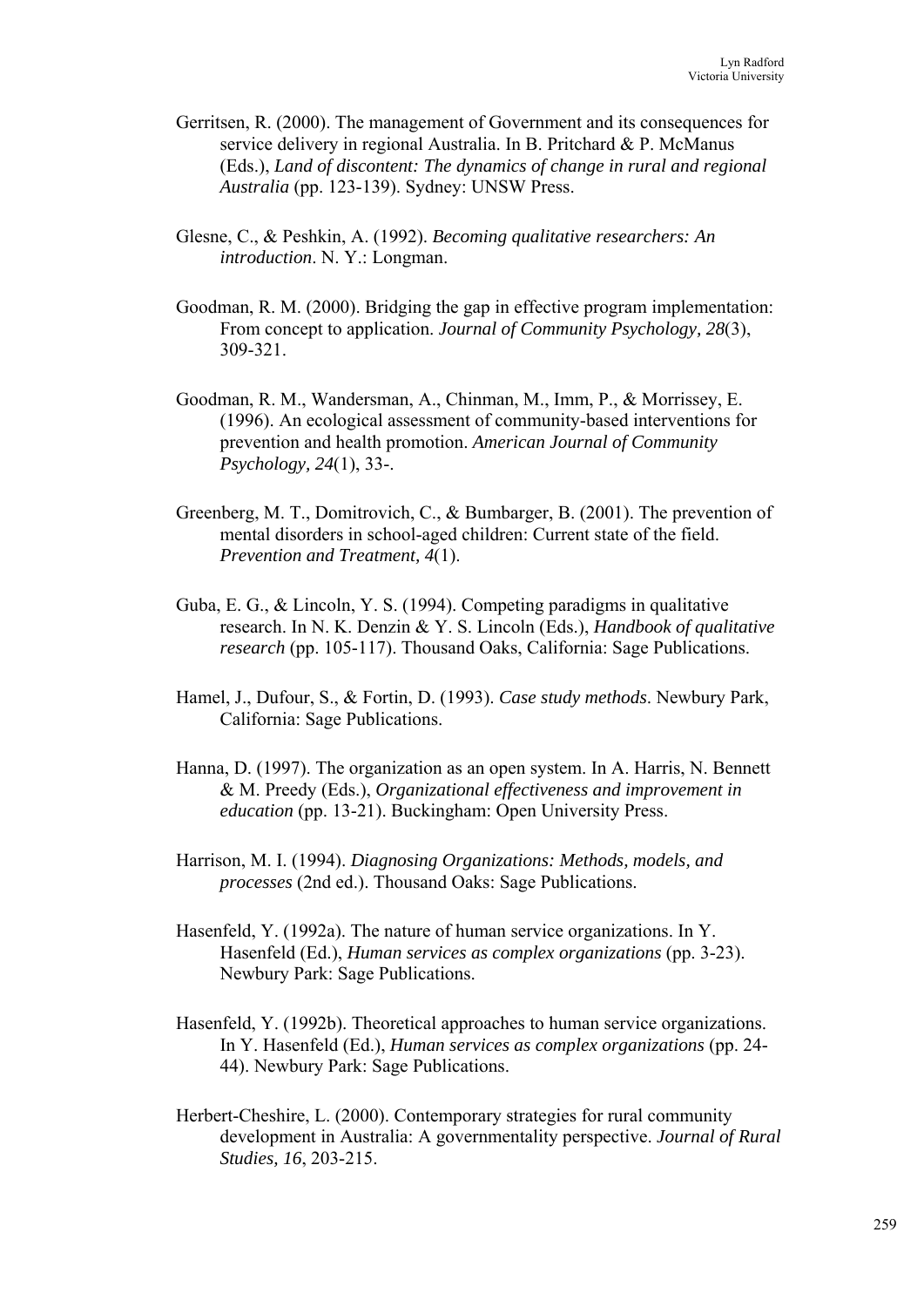Gerritsen, R. (2000). The management of Government and its consequences for service delivery in regional Australia. In B. Pritchard & P. McManus (Eds.), *Land of discontent: The dynamics of change in rural and regional Australia* (pp. 123-139). Sydney: UNSW Press.

Glesne, C., & Peshkin, A. (1992). *Becoming qualitative researchers: An introduction*. N. Y.: Longman.

Goodman, R. M. (2000). Bridging the gap in effective program implementation: From concept to application. *Journal of Community Psychology, 28*(3), 309-321.

Goodman, R. M., Wandersman, A., Chinman, M., Imm, P., & Morrissey, E. (1996). An ecological assessment of community-based interventions for prevention and health promotion. *American Journal of Community Psychology, 24*(1), 33-.

Greenberg, M. T., Domitrovich, C., & Bumbarger, B. (2001). The prevention of mental disorders in school-aged children: Current state of the field. *Prevention and Treatment, 4*(1).

Guba, E. G., & Lincoln, Y. S. (1994). Competing paradigms in qualitative research. In N. K. Denzin & Y. S. Lincoln (Eds.), *Handbook of qualitative research* (pp. 105-117). Thousand Oaks, California: Sage Publications.

Hamel, J., Dufour, S., & Fortin, D. (1993). *Case study methods*. Newbury Park, California: Sage Publications.

Hanna, D. (1997). The organization as an open system. In A. Harris, N. Bennett & M. Preedy (Eds.), *Organizational effectiveness and improvement in education* (pp. 13-21). Buckingham: Open University Press.

Harrison, M. I. (1994). *Diagnosing Organizations: Methods, models, and processes* (2nd ed.). Thousand Oaks: Sage Publications.

Hasenfeld, Y. (1992a). The nature of human service organizations. In Y. Hasenfeld (Ed.), *Human services as complex organizations* (pp. 3-23). Newbury Park: Sage Publications.

Hasenfeld, Y. (1992b). Theoretical approaches to human service organizations. In Y. Hasenfeld (Ed.), *Human services as complex organizations* (pp. 24-44). Newbury Park: Sage Publications.

Herbert-Cheshire, L. (2000). Contemporary strategies for rural community development in Australia: A governmentality perspective. *Journal of Rural Studies, 16*, 203-215.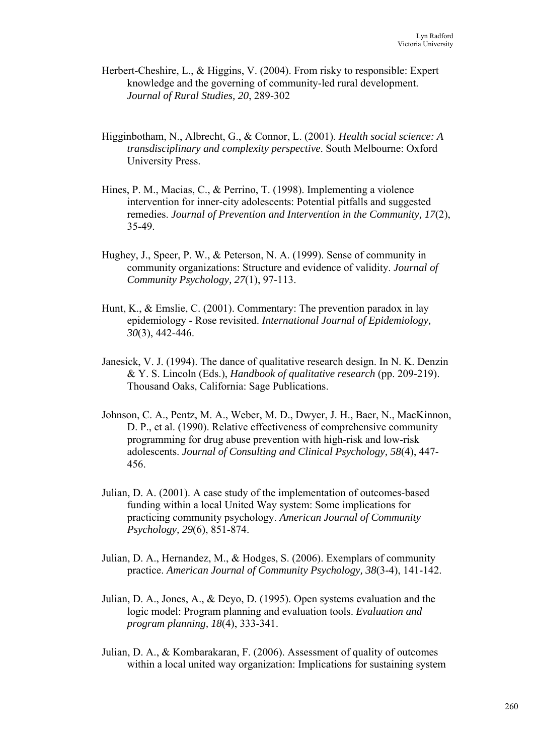Herbert-Cheshire, L., & Higgins, V. (2004). From risky to responsible: Expert knowledge and the governing of community-led rural development. *Journal of Rural Studies, 20*, 289-302

Higginbotham, N., Albrecht, G., & Connor, L. (2001). *Health social science: A transdisciplinary and complexity perspective*. South Melbourne: Oxford University Press.

Hines, P. M., Macias, C., & Perrino, T. (1998). Implementing a violence intervention for inner-city adolescents: Potential pitfalls and suggested remedies. *Journal of Prevention and Intervention in the Community, 17*(2), 35-49.

Hughey, J., Speer, P. W., & Peterson, N. A. (1999). Sense of community in community organizations: Structure and evidence of validity. *Journal of Community Psychology, 27*(1), 97-113.

Hunt, K., & Emslie, C. (2001). Commentary: The prevention paradox in lay epidemiology - Rose revisited. *International Journal of Epidemiology, 30*(3), 442-446.

Janesick, V. J. (1994). The dance of qualitative research design. In N. K. Denzin & Y. S. Lincoln (Eds.), *Handbook of qualitative research* (pp. 209-219). Thousand Oaks, California: Sage Publications.

Johnson, C. A., Pentz, M. A., Weber, M. D., Dwyer, J. H., Baer, N., MacKinnon, D. P., et al. (1990). Relative effectiveness of comprehensive community programming for drug abuse prevention with high-risk and low-risk adolescents. *Journal of Consulting and Clinical Psychology, 58*(4), 447-456.

Julian, D. A. (2001). A case study of the implementation of outcomes-based funding within a local United Way system: Some implications for practicing community psychology. *American Journal of Community Psychology, 29*(6), 851-874.

Julian, D. A., Hernandez, M., & Hodges, S. (2006). Exemplars of community practice. *American Journal of Community Psychology, 38*(3-4), 141-142.

Julian, D. A., Jones, A., & Deyo, D. (1995). Open systems evaluation and the logic model: Program planning and evaluation tools. *Evaluation and program planning, 18*(4), 333-341.

Julian, D. A., & Kombarakaran, F. (2006). Assessment of quality of outcomes within a local united way organization: Implications for sustaining system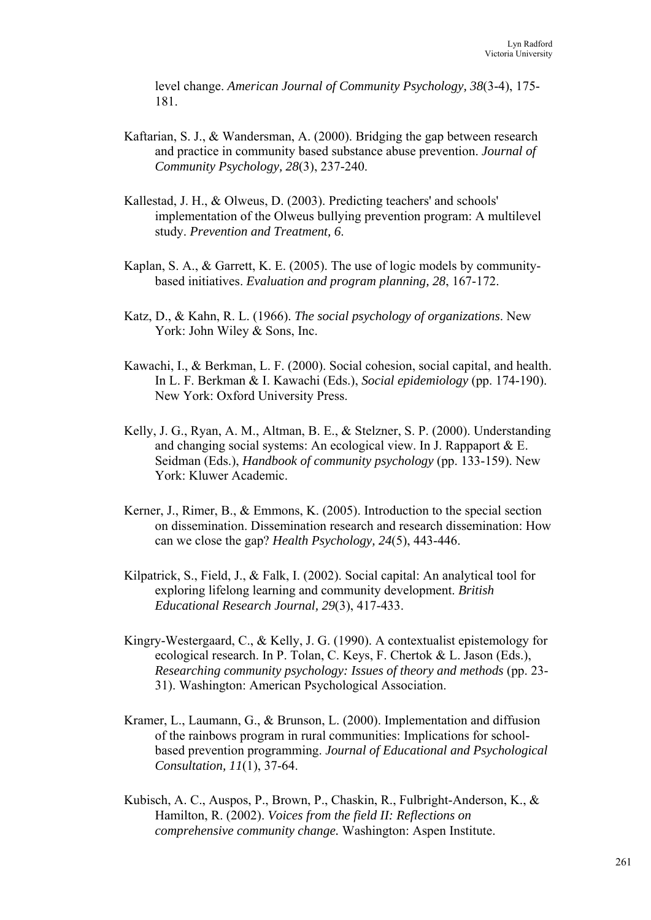level change. *American Journal of Community Psychology, 38*(3-4), 175-181.

Kaftarian, S. J., & Wandersman, A. (2000). Bridging the gap between research and practice in community based substance abuse prevention. *Journal of Community Psychology, 28*(3), 237-240.

Kallestad, J. H., & Olweus, D. (2003). Predicting teachers' and schools' implementation of the Olweus bullying prevention program: A multilevel study. *Prevention and Treatment, 6*.

Kaplan, S. A., & Garrett, K. E. (2005). The use of logic models by community-based initiatives. *Evaluation and program planning, 28*, 167-172.

Katz, D., & Kahn, R. L. (1966). *The social psychology of organizations*. New York: John Wiley & Sons, Inc.

Kawachi, I., & Berkman, L. F. (2000). Social cohesion, social capital, and health. In L. F. Berkman & I. Kawachi (Eds.), *Social epidemiology* (pp. 174-190). New York: Oxford University Press.

Kelly, J. G., Ryan, A. M., Altman, B. E., & Stelzner, S. P. (2000). Understanding and changing social systems: An ecological view. In J. Rappaport & E. Seidman (Eds.), *Handbook of community psychology* (pp. 133-159). New York: Kluwer Academic.

Kerner, J., Rimer, B., & Emmons, K. (2005). Introduction to the special section on dissemination. Dissemination research and research dissemination: How can we close the gap? *Health Psychology, 24*(5), 443-446.

Kilpatrick, S., Field, J., & Falk, I. (2002). Social capital: An analytical tool for exploring lifelong learning and community development. *British Educational Research Journal, 29*(3), 417-433.

Kingry-Westergaard, C., & Kelly, J. G. (1990). A contextualist epistemology for ecological research. In P. Tolan, C. Keys, F. Chertok & L. Jason (Eds.), *Researching community psychology: Issues of theory and methods* (pp. 23-31). Washington: American Psychological Association.

Kramer, L., Laumann, G., & Brunson, L. (2000). Implementation and diffusion of the rainbows program in rural communities: Implications for school-based prevention programming. *Journal of Educational and Psychological Consultation, 11*(1), 37-64.

Kubisch, A. C., Auspos, P., Brown, P., Chaskin, R., Fulbright-Anderson, K., & Hamilton, R. (2002). *Voices from the field II: Reflections on comprehensive community change.* Washington: Aspen Institute.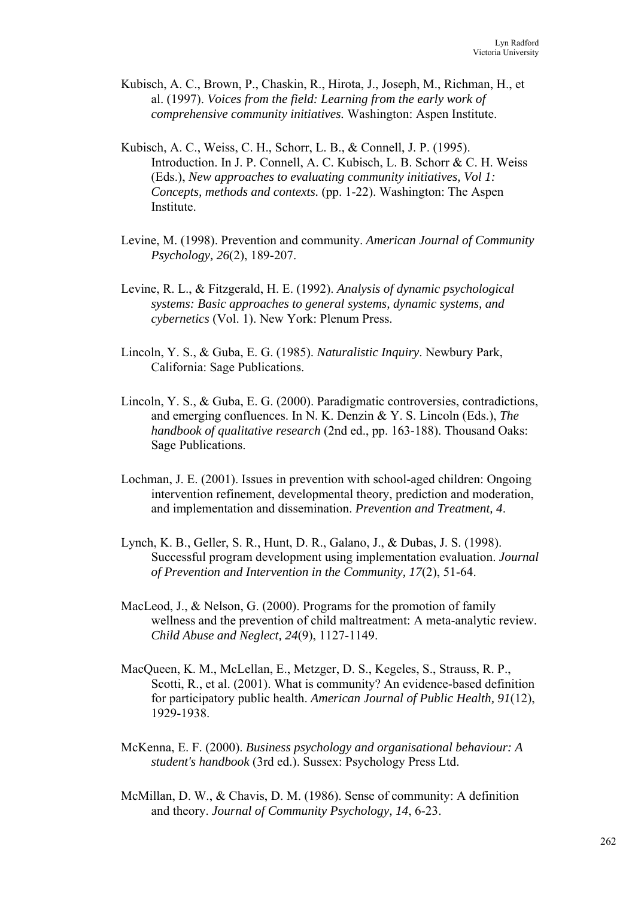Kubisch, A. C., Brown, P., Chaskin, R., Hirota, J., Joseph, M., Richman, H., et al. (1997). *Voices from the field: Learning from the early work of comprehensive community initiatives.* Washington: Aspen Institute.

Kubisch, A. C., Weiss, C. H., Schorr, L. B., & Connell, J. P. (1995). Introduction. In J. P. Connell, A. C. Kubisch, L. B. Schorr & C. H. Weiss (Eds.), *New approaches to evaluating community initiatives, Vol 1: Concepts, methods and contexts.* (pp. 1-22). Washington: The Aspen Institute.

Levine, M. (1998). Prevention and community. *American Journal of Community Psychology, 26*(2), 189-207.

Levine, R. L., & Fitzgerald, H. E. (1992). *Analysis of dynamic psychological systems: Basic approaches to general systems, dynamic systems, and cybernetics* (Vol. 1). New York: Plenum Press.

Lincoln, Y. S., & Guba, E. G. (1985). *Naturalistic Inquiry*. Newbury Park, California: Sage Publications.

Lincoln, Y. S., & Guba, E. G. (2000). Paradigmatic controversies, contradictions, and emerging confluences. In N. K. Denzin & Y. S. Lincoln (Eds.), *The handbook of qualitative research* (2nd ed., pp. 163-188). Thousand Oaks: Sage Publications.

Lochman, J. E. (2001). Issues in prevention with school-aged children: Ongoing intervention refinement, developmental theory, prediction and moderation, and implementation and dissemination. *Prevention and Treatment, 4*.

Lynch, K. B., Geller, S. R., Hunt, D. R., Galano, J., & Dubas, J. S. (1998). Successful program development using implementation evaluation. *Journal of Prevention and Intervention in the Community, 17*(2), 51-64.

MacLeod, J., & Nelson, G. (2000). Programs for the promotion of family wellness and the prevention of child maltreatment: A meta-analytic review. *Child Abuse and Neglect, 24*(9), 1127-1149.

MacQueen, K. M., McLellan, E., Metzger, D. S., Kegeles, S., Strauss, R. P., Scotti, R., et al. (2001). What is community? An evidence-based definition for participatory public health. *American Journal of Public Health, 91*(12), 1929-1938.

McKenna, E. F. (2000). *Business psychology and organisational behaviour: A student's handbook* (3rd ed.). Sussex: Psychology Press Ltd.

McMillan, D. W., & Chavis, D. M. (1986). Sense of community: A definition and theory. *Journal of Community Psychology, 14*, 6-23.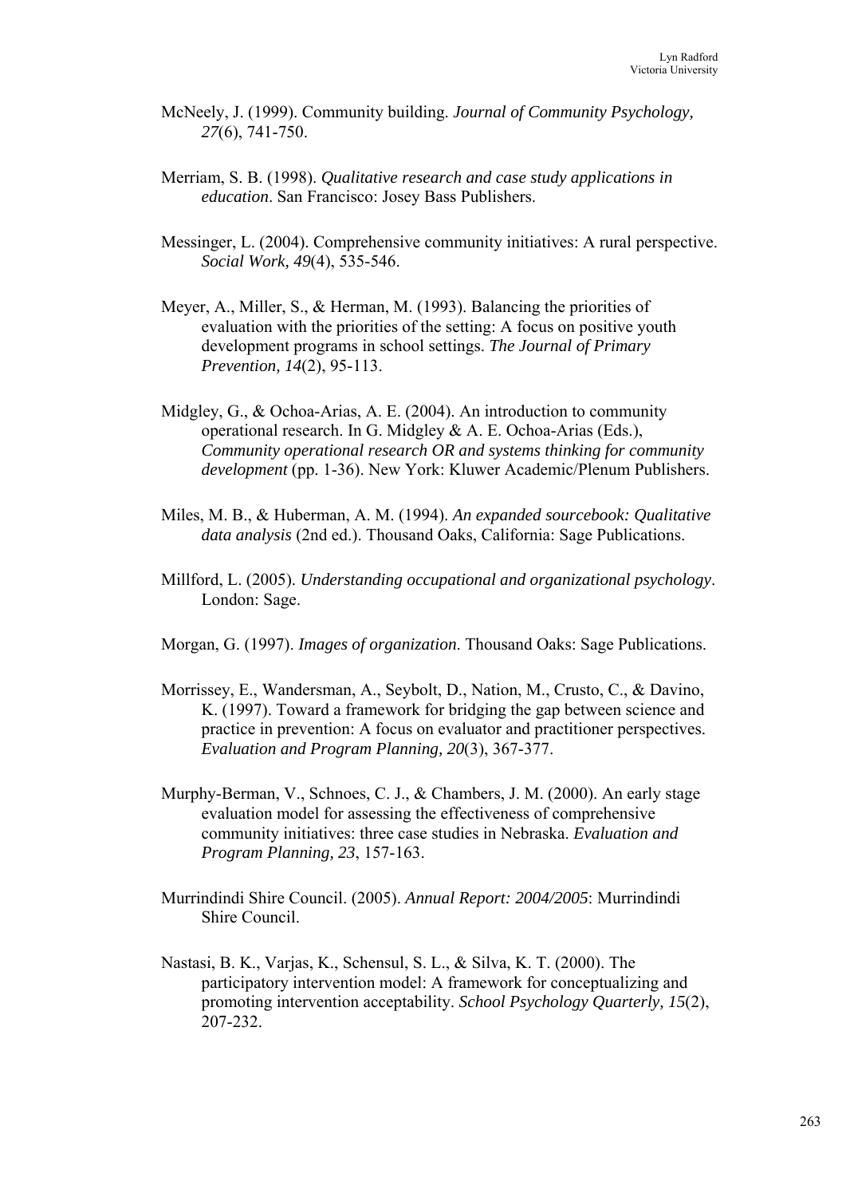McNeely, J. (1999). Community building. *Journal of Community Psychology, 27*(6), 741-750.

Merriam, S. B. (1998). *Qualitative research and case study applications in education*. San Francisco: Josey Bass Publishers.

Messinger, L. (2004). Comprehensive community initiatives: A rural perspective. *Social Work, 49*(4), 535-546.

Meyer, A., Miller, S., & Herman, M. (1993). Balancing the priorities of evaluation with the priorities of the setting: A focus on positive youth development programs in school settings. *The Journal of Primary Prevention, 14*(2), 95-113.

Midgley, G., & Ochoa-Arias, A. E. (2004). An introduction to community operational research. In G. Midgley & A. E. Ochoa-Arias (Eds.), *Community operational research OR and systems thinking for community development* (pp. 1-36). New York: Kluwer Academic/Plenum Publishers.

Miles, M. B., & Huberman, A. M. (1994). *An expanded sourcebook: Qualitative data analysis* (2nd ed.). Thousand Oaks, California: Sage Publications.

Millford, L. (2005). *Understanding occupational and organizational psychology*. London: Sage.

Morgan, G. (1997). *Images of organization.* Thousand Oaks: Sage Publications.

Morrissey, E., Wandersman, A., Seybolt, D., Nation, M., Crusto, C., & Davino, K. (1997). Toward a framework for bridging the gap between science and practice in prevention: A focus on evaluator and practitioner perspectives. *Evaluation and Program Planning, 20*(3), 367-377.

Murphy-Berman, V., Schnoes, C. J., & Chambers, J. M. (2000). An early stage evaluation model for assessing the effectiveness of comprehensive community initiatives: three case studies in Nebraska. *Evaluation and Program Planning, 23*, 157-163.

Murrindindi Shire Council. (2005). *Annual Report: 2004/2005*: Murrindindi Shire Council.

Nastasi, B. K., Varjas, K., Schensul, S. L., & Silva, K. T. (2000). The participatory intervention model: A framework for conceptualizing and promoting intervention acceptability. *School Psychology Quarterly, 15*(2), 207-232.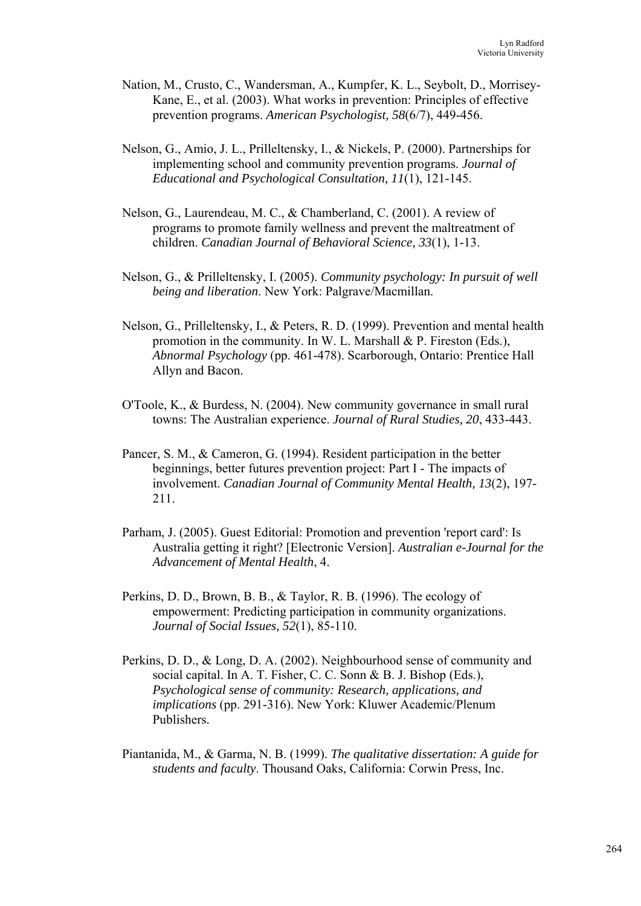Nation, M., Crusto, C., Wandersman, A., Kumpfer, K. L., Seybolt, D., Morrisey-Kane, E., et al. (2003). What works in prevention: Principles of effective prevention programs. *American Psychologist, 58*(6/7), 449-456.

Nelson, G., Amio, J. L., Prilleltensky, I., & Nickels, P. (2000). Partnerships for implementing school and community prevention programs. *Journal of Educational and Psychological Consultation, 11*(1), 121-145.

Nelson, G., Laurendeau, M. C., & Chamberland, C. (2001). A review of programs to promote family wellness and prevent the maltreatment of children. *Canadian Journal of Behavioral Science, 33*(1), 1-13.

Nelson, G., & Prilleltensky, I. (2005). *Community psychology: In pursuit of well being and liberation*. New York: Palgrave/Macmillan.

Nelson, G., Prilleltensky, I., & Peters, R. D. (1999). Prevention and mental health promotion in the community. In W. L. Marshall & P. Fireston (Eds.), *Abnormal Psychology* (pp. 461-478). Scarborough, Ontario: Prentice Hall Allyn and Bacon.

O'Toole, K., & Burdess, N. (2004). New community governance in small rural towns: The Australian experience. *Journal of Rural Studies, 20*, 433-443.

Pancer, S. M., & Cameron, G. (1994). Resident participation in the better beginnings, better futures prevention project: Part I - The impacts of involvement. *Canadian Journal of Community Mental Health, 13*(2), 197-211.

Parham, J. (2005). Guest Editorial: Promotion and prevention 'report card': Is Australia getting it right? [Electronic Version]. *Australian e-Journal for the Advancement of Mental Health*, 4.

Perkins, D. D., Brown, B. B., & Taylor, R. B. (1996). The ecology of empowerment: Predicting participation in community organizations. *Journal of Social Issues, 52*(1), 85-110.

Perkins, D. D., & Long, D. A. (2002). Neighbourhood sense of community and social capital. In A. T. Fisher, C. C. Sonn & B. J. Bishop (Eds.), *Psychological sense of community: Research, applications, and implications* (pp. 291-316). New York: Kluwer Academic/Plenum Publishers.

Piantanida, M., & Garma, N. B. (1999). *The qualitative dissertation: A guide for students and faculty*. Thousand Oaks, California: Corwin Press, Inc.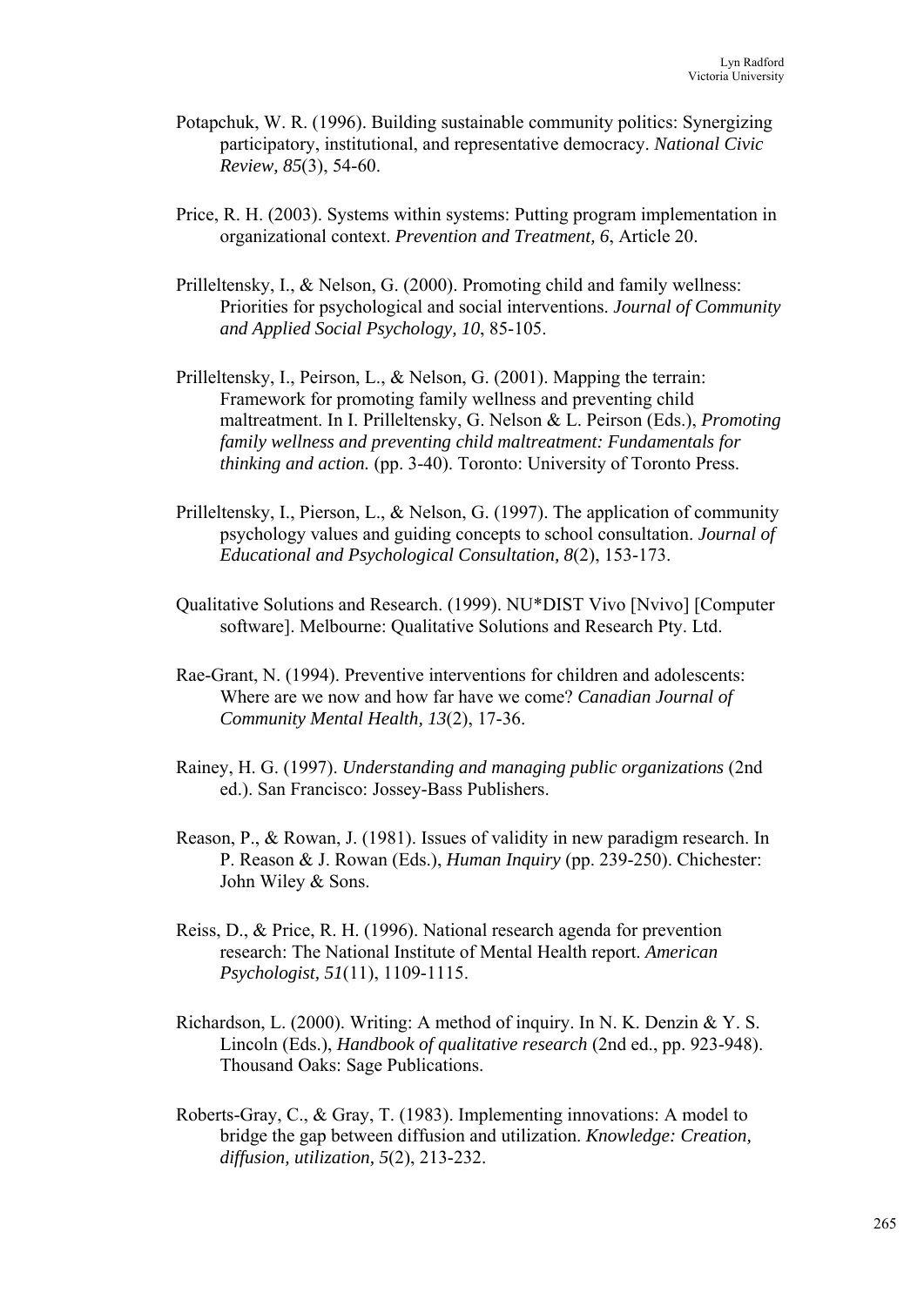Potapchuk, W. R. (1996). Building sustainable community politics: Synergizing participatory, institutional, and representative democracy. *National Civic Review, 85*(3), 54-60.

Price, R. H. (2003). Systems within systems: Putting program implementation in organizational context. *Prevention and Treatment, 6*, Article 20.

Prilleltensky, I., & Nelson, G. (2000). Promoting child and family wellness: Priorities for psychological and social interventions. *Journal of Community and Applied Social Psychology, 10*, 85-105.

Prilleltensky, I., Peirson, L., & Nelson, G. (2001). Mapping the terrain: Framework for promoting family wellness and preventing child maltreatment. In I. Prilleltensky, G. Nelson & L. Peirson (Eds.), *Promoting family wellness and preventing child maltreatment: Fundamentals for thinking and action.* (pp. 3-40). Toronto: University of Toronto Press.

Prilleltensky, I., Pierson, L., & Nelson, G. (1997). The application of community psychology values and guiding concepts to school consultation. *Journal of Educational and Psychological Consultation, 8*(2), 153-173.

Qualitative Solutions and Research. (1999). NU*DIST Vivo [Nvivo] [Computer software]. Melbourne: Qualitative Solutions and Research Pty. Ltd.

Rae-Grant, N. (1994). Preventive interventions for children and adolescents: Where are we now and how far have we come? *Canadian Journal of Community Mental Health, 13*(2), 17-36.

Rainey, H. G. (1997). *Understanding and managing public organizations* (2nd ed.). San Francisco: Jossey-Bass Publishers.

Reason, P., & Rowan, J. (1981). Issues of validity in new paradigm research. In P. Reason & J. Rowan (Eds.), *Human Inquiry* (pp. 239-250). Chichester: John Wiley & Sons.

Reiss, D., & Price, R. H. (1996). National research agenda for prevention research: The National Institute of Mental Health report. *American Psychologist, 51*(11), 1109-1115.

Richardson, L. (2000). Writing: A method of inquiry. In N. K. Denzin & Y. S. Lincoln (Eds.), *Handbook of qualitative research* (2nd ed., pp. 923-948). Thousand Oaks: Sage Publications.

Roberts-Gray, C., & Gray, T. (1983). Implementing innovations: A model to bridge the gap between diffusion and utilization. *Knowledge: Creation, diffusion, utilization, 5*(2), 213-232.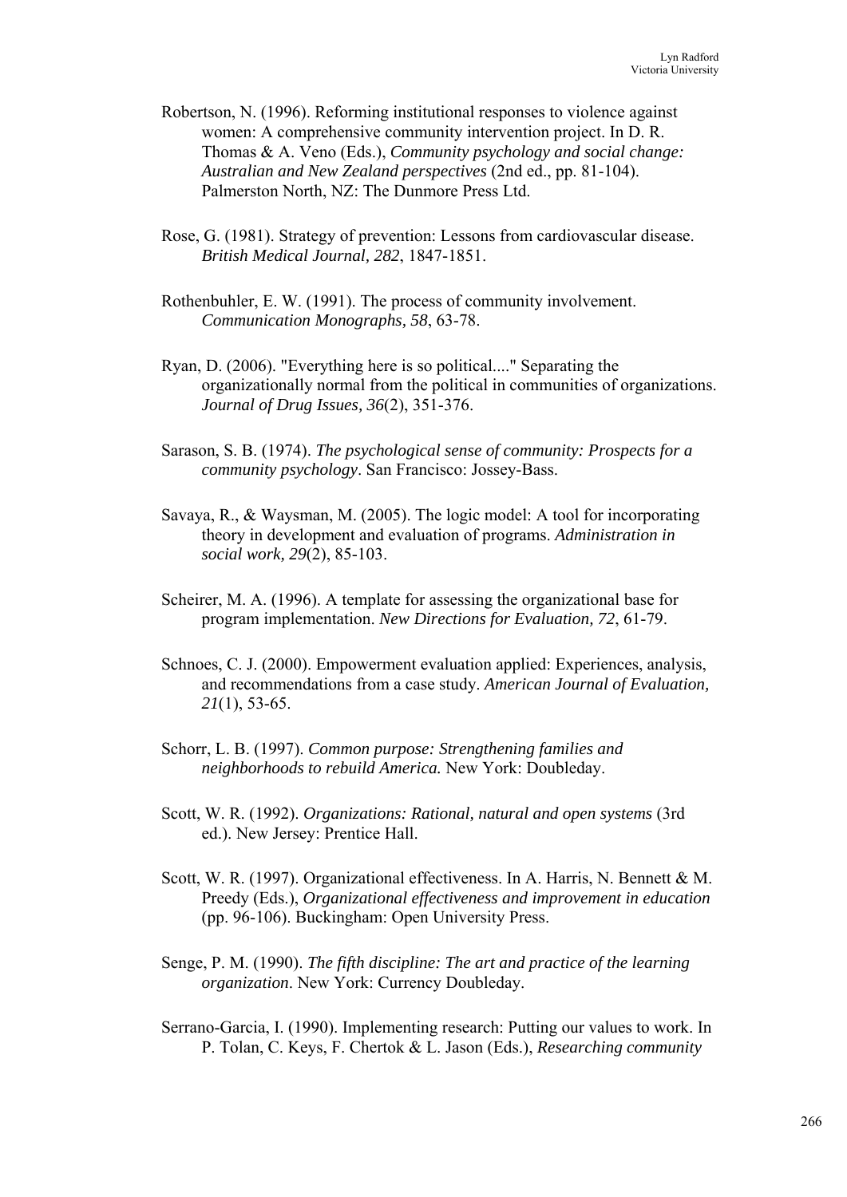Robertson, N. (1996). Reforming institutional responses to violence against women: A comprehensive community intervention project. In D. R. Thomas & A. Veno (Eds.), *Community psychology and social change: Australian and New Zealand perspectives* (2nd ed., pp. 81-104). Palmerston North, NZ: The Dunmore Press Ltd.

Rose, G. (1981). Strategy of prevention: Lessons from cardiovascular disease. *British Medical Journal, 282*, 1847-1851.

Rothenbuhler, E. W. (1991). The process of community involvement. *Communication Monographs, 58*, 63-78.

Ryan, D. (2006). "Everything here is so political...." Separating the organizationally normal from the political in communities of organizations. *Journal of Drug Issues, 36*(2), 351-376.

Sarason, S. B. (1974). *The psychological sense of community: Prospects for a community psychology*. San Francisco: Jossey-Bass.

Savaya, R., & Waysman, M. (2005). The logic model: A tool for incorporating theory in development and evaluation of programs. *Administration in social work, 29*(2), 85-103.

Scheirer, M. A. (1996). A template for assessing the organizational base for program implementation. *New Directions for Evaluation, 72*, 61-79.

Schnoes, C. J. (2000). Empowerment evaluation applied: Experiences, analysis, and recommendations from a case study. *American Journal of Evaluation, 21*(1), 53-65.

Schorr, L. B. (1997). *Common purpose: Strengthening families and neighborhoods to rebuild America.* New York: Doubleday.

Scott, W. R. (1992). *Organizations: Rational, natural and open systems* (3rd ed.). New Jersey: Prentice Hall.

Scott, W. R. (1997). Organizational effectiveness. In A. Harris, N. Bennett & M. Preedy (Eds.), *Organizational effectiveness and improvement in education* (pp. 96-106). Buckingham: Open University Press.

Senge, P. M. (1990). *The fifth discipline: The art and practice of the learning organization*. New York: Currency Doubleday.

Serrano-Garcia, I. (1990). Implementing research: Putting our values to work. In P. Tolan, C. Keys, F. Chertok & L. Jason (Eds.), *Researching community*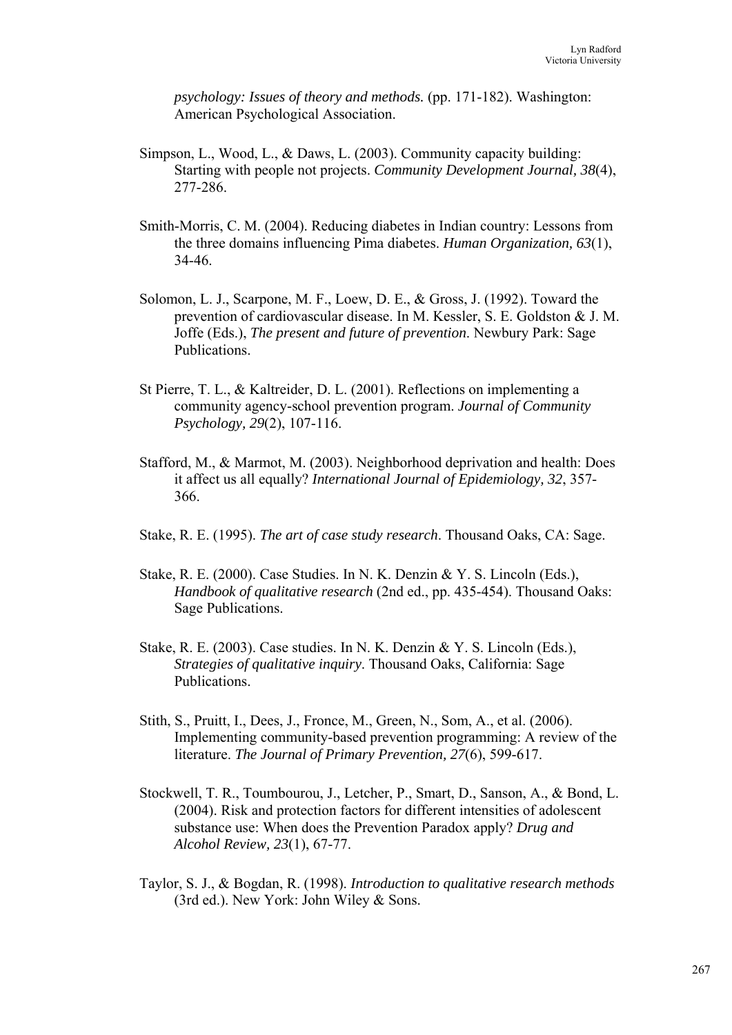*psychology: Issues of theory and methods.* (pp. 171-182). Washington: American Psychological Association.

Simpson, L., Wood, L., & Daws, L. (2003). Community capacity building: Starting with people not projects. *Community Development Journal, 38*(4), 277-286.

Smith-Morris, C. M. (2004). Reducing diabetes in Indian country: Lessons from the three domains influencing Pima diabetes. *Human Organization, 63*(1), 34-46.

Solomon, L. J., Scarpone, M. F., Loew, D. E., & Gross, J. (1992). Toward the prevention of cardiovascular disease. In M. Kessler, S. E. Goldston & J. M. Joffe (Eds.), *The present and future of prevention*. Newbury Park: Sage Publications.

St Pierre, T. L., & Kaltreider, D. L. (2001). Reflections on implementing a community agency-school prevention program. *Journal of Community Psychology, 29*(2), 107-116.

Stafford, M., & Marmot, M. (2003). Neighborhood deprivation and health: Does it affect us all equally? *International Journal of Epidemiology, 32*, 357-366.

Stake, R. E. (1995). *The art of case study research*. Thousand Oaks, CA: Sage.

Stake, R. E. (2000). Case Studies. In N. K. Denzin & Y. S. Lincoln (Eds.), *Handbook of qualitative research* (2nd ed., pp. 435-454). Thousand Oaks: Sage Publications.

Stake, R. E. (2003). Case studies. In N. K. Denzin & Y. S. Lincoln (Eds.), *Strategies of qualitative inquiry*. Thousand Oaks, California: Sage Publications.

Stith, S., Pruitt, I., Dees, J., Fronce, M., Green, N., Som, A., et al. (2006). Implementing community-based prevention programming: A review of the literature. *The Journal of Primary Prevention, 27*(6), 599-617.

Stockwell, T. R., Toumbourou, J., Letcher, P., Smart, D., Sanson, A., & Bond, L. (2004). Risk and protection factors for different intensities of adolescent substance use: When does the Prevention Paradox apply? *Drug and Alcohol Review, 23*(1), 67-77.

Taylor, S. J., & Bogdan, R. (1998). *Introduction to qualitative research methods* (3rd ed.). New York: John Wiley & Sons.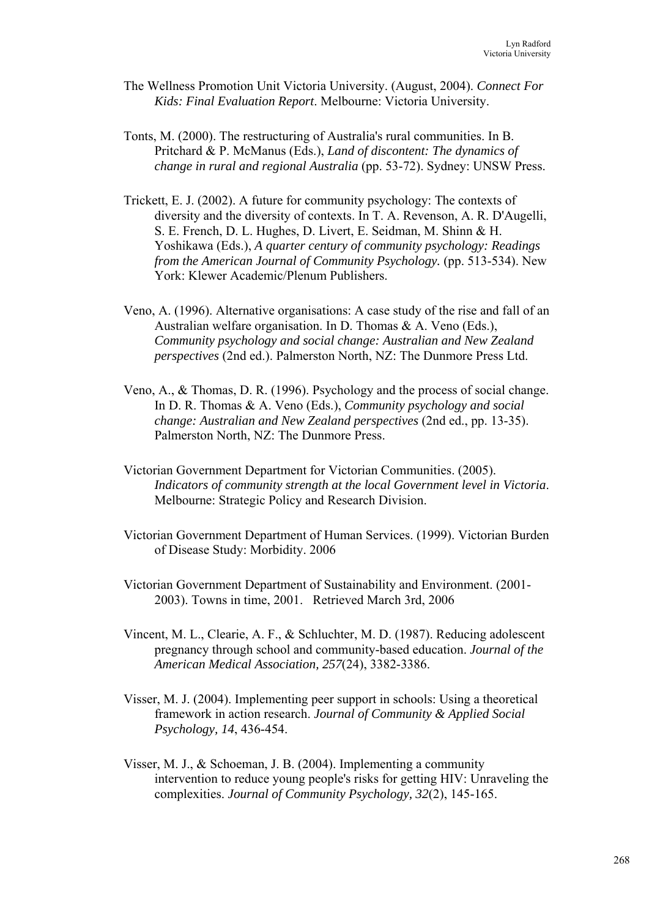The Wellness Promotion Unit Victoria University. (August, 2004). *Connect For Kids: Final Evaluation Report*. Melbourne: Victoria University.

Tonts, M. (2000). The restructuring of Australia's rural communities. In B. Pritchard & P. McManus (Eds.), *Land of discontent: The dynamics of change in rural and regional Australia* (pp. 53-72). Sydney: UNSW Press.

Trickett, E. J. (2002). A future for community psychology: The contexts of diversity and the diversity of contexts. In T. A. Revenson, A. R. D'Augelli, S. E. French, D. L. Hughes, D. Livert, E. Seidman, M. Shinn & H. Yoshikawa (Eds.), *A quarter century of community psychology: Readings from the American Journal of Community Psychology.* (pp. 513-534). New York: Klewer Academic/Plenum Publishers.

Veno, A. (1996). Alternative organisations: A case study of the rise and fall of an Australian welfare organisation. In D. Thomas & A. Veno (Eds.), *Community psychology and social change: Australian and New Zealand perspectives* (2nd ed.). Palmerston North, NZ: The Dunmore Press Ltd.

Veno, A., & Thomas, D. R. (1996). Psychology and the process of social change. In D. R. Thomas & A. Veno (Eds.), *Community psychology and social change: Australian and New Zealand perspectives* (2nd ed., pp. 13-35). Palmerston North, NZ: The Dunmore Press.

Victorian Government Department for Victorian Communities. (2005). *Indicators of community strength at the local Government level in Victoria*. Melbourne: Strategic Policy and Research Division.

Victorian Government Department of Human Services. (1999). Victorian Burden of Disease Study: Morbidity. 2006

Victorian Government Department of Sustainability and Environment. (2001-2003). Towns in time, 2001.   Retrieved March 3rd, 2006

Vincent, M. L., Clearie, A. F., & Schluchter, M. D. (1987). Reducing adolescent pregnancy through school and community-based education. *Journal of the American Medical Association, 257*(24), 3382-3386.

Visser, M. J. (2004). Implementing peer support in schools: Using a theoretical framework in action research. *Journal of Community & Applied Social Psychology, 14*, 436-454.

Visser, M. J., & Schoeman, J. B. (2004). Implementing a community intervention to reduce young people's risks for getting HIV: Unraveling the complexities. *Journal of Community Psychology, 32*(2), 145-165.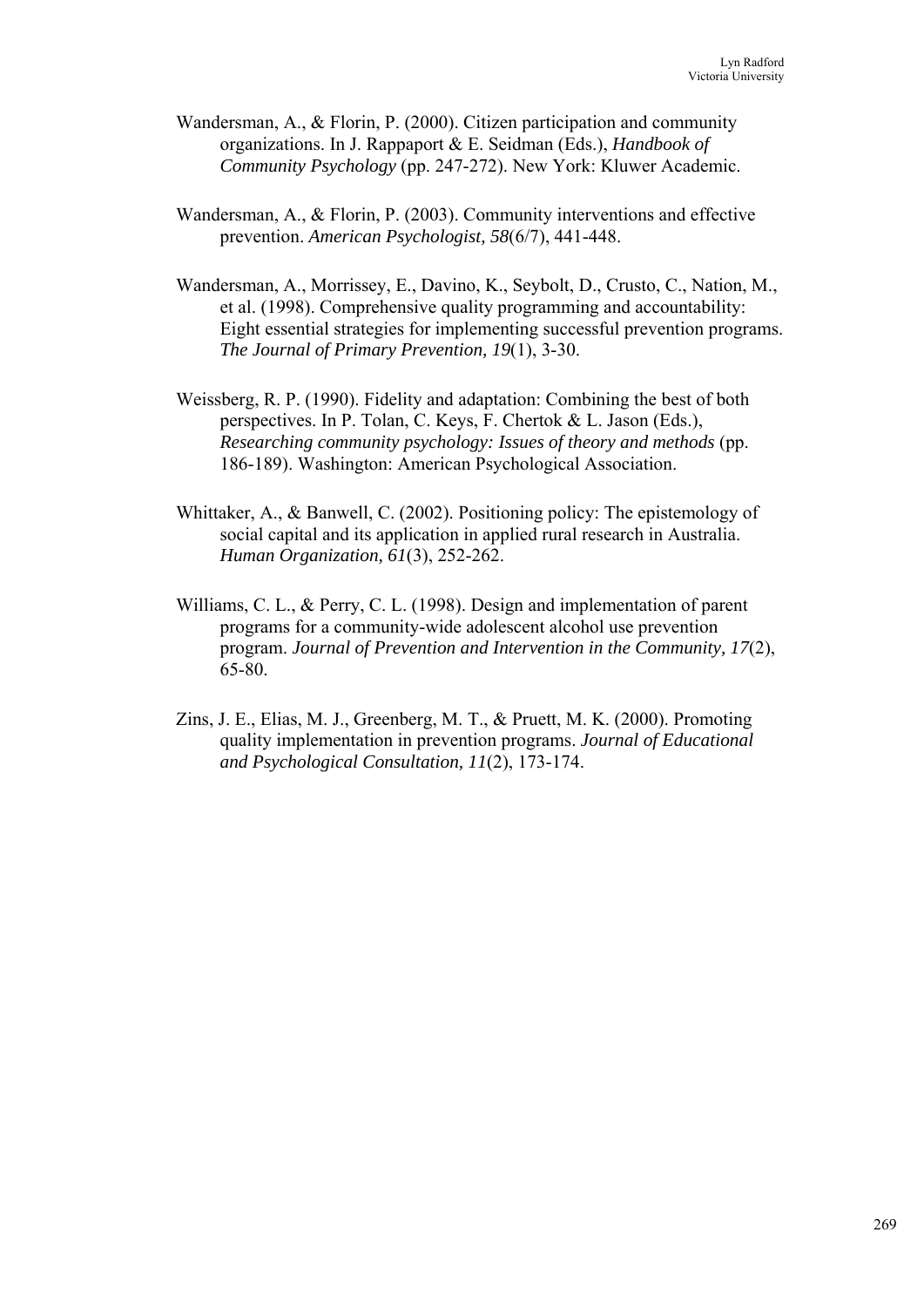Wandersman, A., & Florin, P. (2000). Citizen participation and community organizations. In J. Rappaport & E. Seidman (Eds.), *Handbook of Community Psychology* (pp. 247-272). New York: Kluwer Academic.

Wandersman, A., & Florin, P. (2003). Community interventions and effective prevention. *American Psychologist, 58*(6/7), 441-448.

Wandersman, A., Morrissey, E., Davino, K., Seybolt, D., Crusto, C., Nation, M., et al. (1998). Comprehensive quality programming and accountability: Eight essential strategies for implementing successful prevention programs. *The Journal of Primary Prevention, 19*(1), 3-30.

Weissberg, R. P. (1990). Fidelity and adaptation: Combining the best of both perspectives. In P. Tolan, C. Keys, F. Chertok & L. Jason (Eds.), *Researching community psychology: Issues of theory and methods* (pp. 186-189). Washington: American Psychological Association.

Whittaker, A., & Banwell, C. (2002). Positioning policy: The epistemology of social capital and its application in applied rural research in Australia. *Human Organization, 61*(3), 252-262.

Williams, C. L., & Perry, C. L. (1998). Design and implementation of parent programs for a community-wide adolescent alcohol use prevention program. *Journal of Prevention and Intervention in the Community, 17*(2), 65-80.

Zins, J. E., Elias, M. J., Greenberg, M. T., & Pruett, M. K. (2000). Promoting quality implementation in prevention programs. *Journal of Educational and Psychological Consultation, 11*(2), 173-174.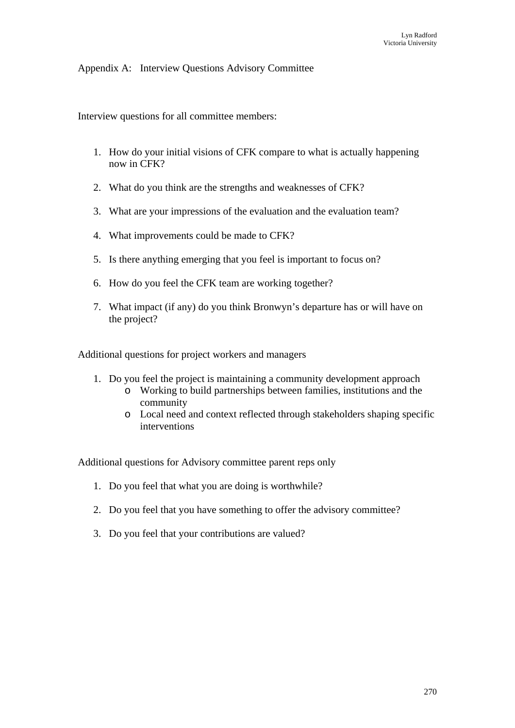# Appendix A: Interview Questions Advisory Committee

Interview questions for all committee members:

1. How do your initial visions of CFK compare to what is actually happening now in CFK?
2. What do you think are the strengths and weaknesses of CFK?
3. What are your impressions of the evaluation and the evaluation team?
4. What improvements could be made to CFK?
5. Is there anything emerging that you feel is important to focus on?
6. How do you feel the CFK team are working together?
7. What impact (if any) do you think Bronwyn's departure has or will have on the project?

Additional questions for project workers and managers

1. Do you feel the project is maintaining a community development approach
   - Working to build partnerships between families, institutions and the community
   - Local need and context reflected through stakeholders shaping specific interventions

Additional questions for Advisory committee parent reps only

1. Do you feel that what you are doing is worthwhile?
2. Do you feel that you have something to offer the advisory committee?
3. Do you feel that your contributions are valued?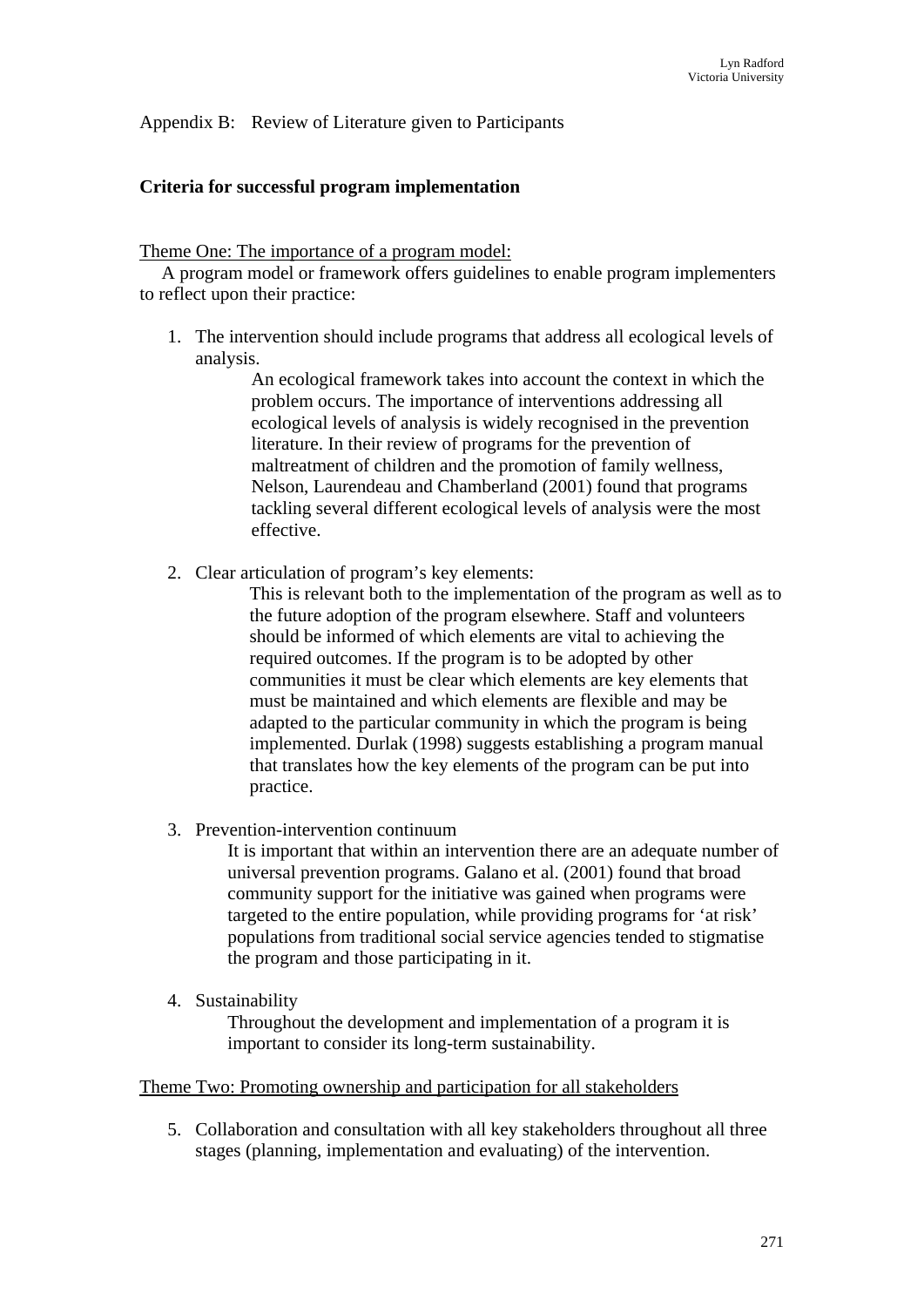Appendix B: Review of Literature given to Participants

**Criteria for successful program implementation**

Theme One: The importance of a program model:

A program model or framework offers guidelines to enable program implementers to reflect upon their practice:

1. The intervention should include programs that address all ecological levels of analysis.

   An ecological framework takes into account the context in which the problem occurs. The importance of interventions addressing all ecological levels of analysis is widely recognised in the prevention literature. In their review of programs for the prevention of maltreatment of children and the promotion of family wellness, Nelson, Laurendeau and Chamberland (2001) found that programs tackling several different ecological levels of analysis were the most effective.

2. Clear articulation of program's key elements:

   This is relevant both to the implementation of the program as well as to the future adoption of the program elsewhere. Staff and volunteers should be informed of which elements are vital to achieving the required outcomes. If the program is to be adopted by other communities it must be clear which elements are key elements that must be maintained and which elements are flexible and may be adapted to the particular community in which the program is being implemented. Durlak (1998) suggests establishing a program manual that translates how the key elements of the program can be put into practice.

3. Prevention-intervention continuum

   It is important that within an intervention there are an adequate number of universal prevention programs. Galano et al. (2001) found that broad community support for the initiative was gained when programs were targeted to the entire population, while providing programs for 'at risk' populations from traditional social service agencies tended to stigmatise the program and those participating in it.

4. Sustainability

   Throughout the development and implementation of a program it is important to consider its long-term sustainability.

Theme Two: Promoting ownership and participation for all stakeholders

5. Collaboration and consultation with all key stakeholders throughout all three stages (planning, implementation and evaluating) of the intervention.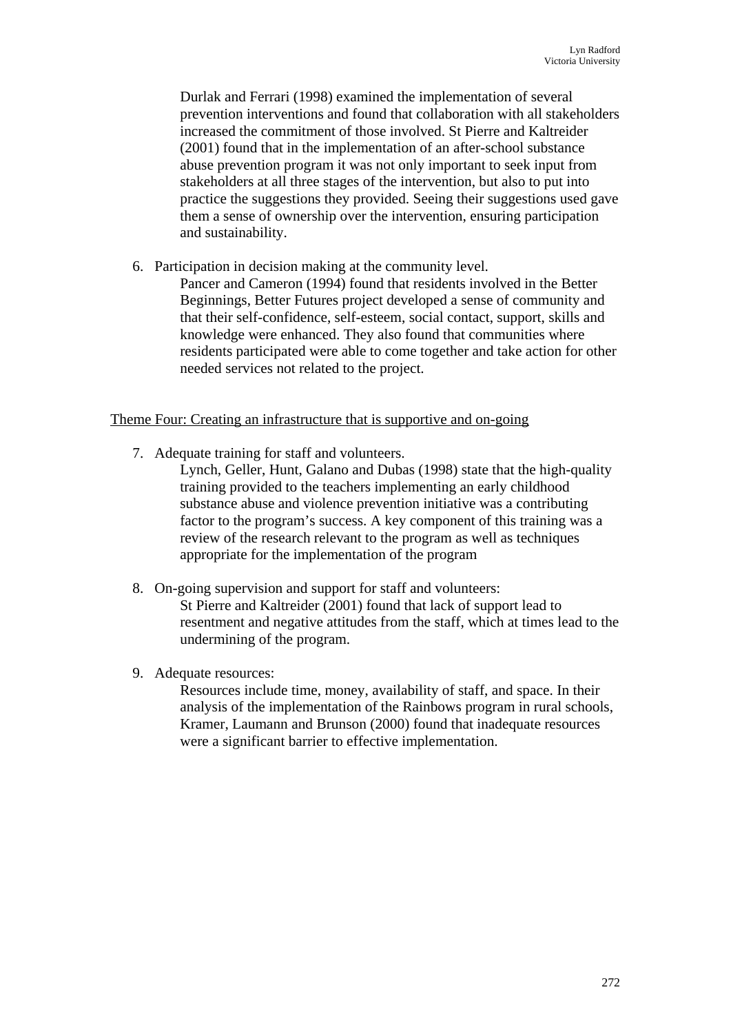Durlak and Ferrari (1998) examined the implementation of several prevention interventions and found that collaboration with all stakeholders increased the commitment of those involved. St Pierre and Kaltreider (2001) found that in the implementation of an after-school substance abuse prevention program it was not only important to seek input from stakeholders at all three stages of the intervention, but also to put into practice the suggestions they provided. Seeing their suggestions used gave them a sense of ownership over the intervention, ensuring participation and sustainability.

6. Participation in decision making at the community level.

   Pancer and Cameron (1994) found that residents involved in the Better Beginnings, Better Futures project developed a sense of community and that their self-confidence, self-esteem, social contact, support, skills and knowledge were enhanced. They also found that communities where residents participated were able to come together and take action for other needed services not related to the project.

<u>Theme Four: Creating an infrastructure that is supportive and on-going</u>

7. Adequate training for staff and volunteers.

   Lynch, Geller, Hunt, Galano and Dubas (1998) state that the high-quality training provided to the teachers implementing an early childhood substance abuse and violence prevention initiative was a contributing factor to the program's success. A key component of this training was a review of the research relevant to the program as well as techniques appropriate for the implementation of the program

8. On-going supervision and support for staff and volunteers:

   St Pierre and Kaltreider (2001) found that lack of support lead to resentment and negative attitudes from the staff, which at times lead to the undermining of the program.

9. Adequate resources:

   Resources include time, money, availability of staff, and space. In their analysis of the implementation of the Rainbows program in rural schools, Kramer, Laumann and Brunson (2000) found that inadequate resources were a significant barrier to effective implementation.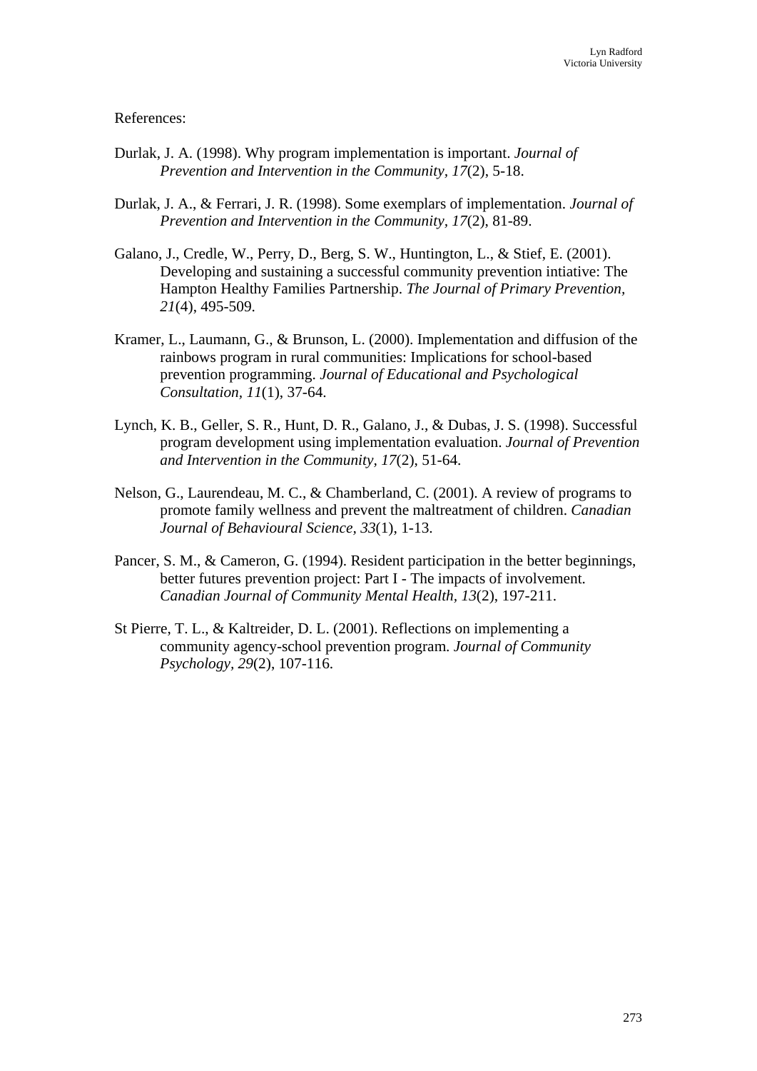References:

Durlak, J. A. (1998). Why program implementation is important. *Journal of Prevention and Intervention in the Community, 17*(2), 5-18.

Durlak, J. A., & Ferrari, J. R. (1998). Some exemplars of implementation. *Journal of Prevention and Intervention in the Community, 17*(2), 81-89.

Galano, J., Credle, W., Perry, D., Berg, S. W., Huntington, L., & Stief, E. (2001). Developing and sustaining a successful community prevention intiative: The Hampton Healthy Families Partnership. *The Journal of Primary Prevention, 21*(4), 495-509.

Kramer, L., Laumann, G., & Brunson, L. (2000). Implementation and diffusion of the rainbows program in rural communities: Implications for school-based prevention programming. *Journal of Educational and Psychological Consultation, 11*(1), 37-64.

Lynch, K. B., Geller, S. R., Hunt, D. R., Galano, J., & Dubas, J. S. (1998). Successful program development using implementation evaluation. *Journal of Prevention and Intervention in the Community, 17*(2), 51-64.

Nelson, G., Laurendeau, M. C., & Chamberland, C. (2001). A review of programs to promote family wellness and prevent the maltreatment of children. *Canadian Journal of Behavioural Science, 33*(1), 1-13.

Pancer, S. M., & Cameron, G. (1994). Resident participation in the better beginnings, better futures prevention project: Part I - The impacts of involvement. *Canadian Journal of Community Mental Health, 13*(2), 197-211.

St Pierre, T. L., & Kaltreider, D. L. (2001). Reflections on implementing a community agency-school prevention program. *Journal of Community Psychology, 29*(2), 107-116.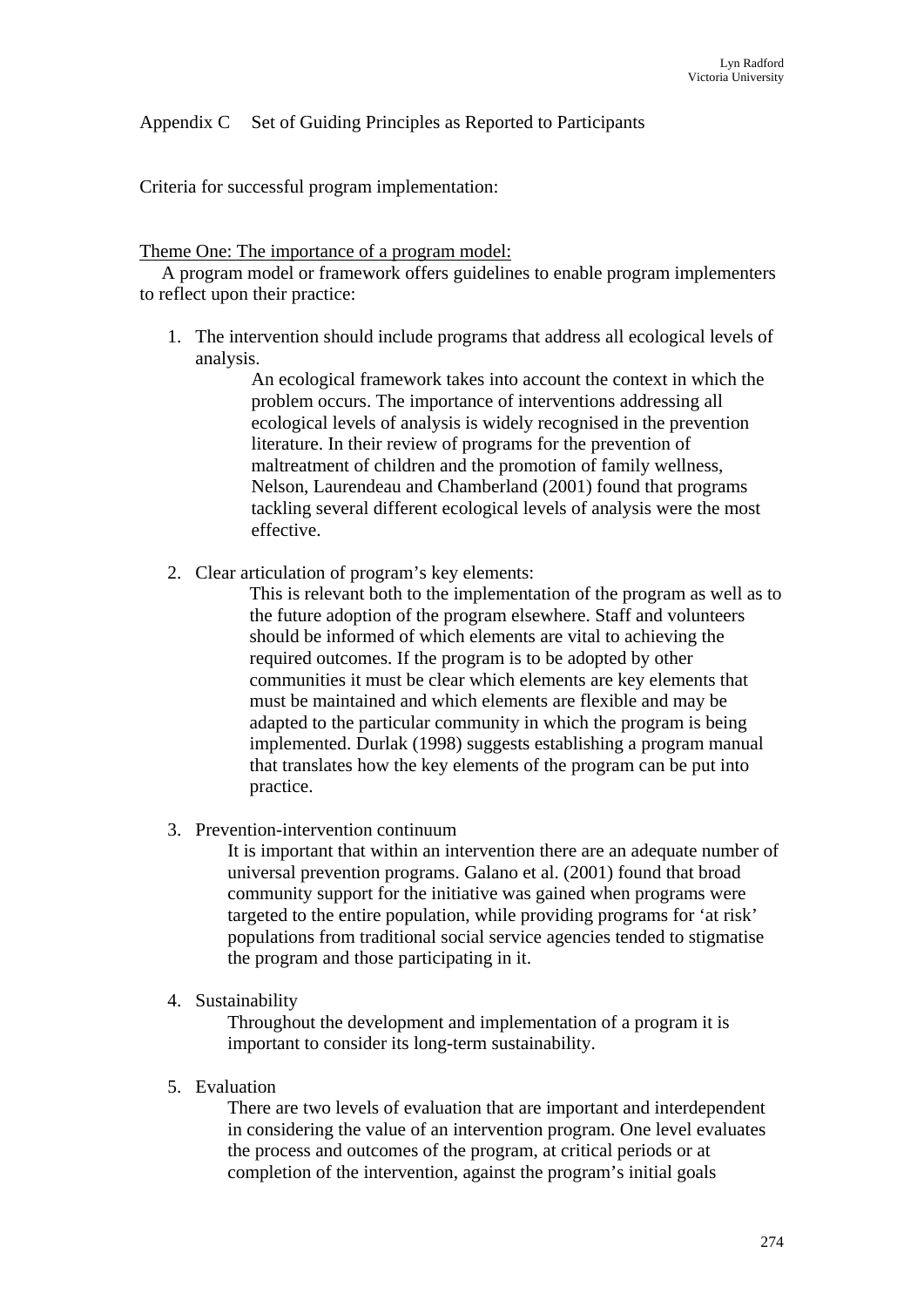Appendix C Set of Guiding Principles as Reported to Participants

Criteria for successful program implementation:

Theme One: The importance of a program model:

A program model or framework offers guidelines to enable program implementers to reflect upon their practice:

1. The intervention should include programs that address all ecological levels of analysis.

   An ecological framework takes into account the context in which the problem occurs. The importance of interventions addressing all ecological levels of analysis is widely recognised in the prevention literature. In their review of programs for the prevention of maltreatment of children and the promotion of family wellness, Nelson, Laurendeau and Chamberland (2001) found that programs tackling several different ecological levels of analysis were the most effective.

2. Clear articulation of program's key elements:

   This is relevant both to the implementation of the program as well as to the future adoption of the program elsewhere. Staff and volunteers should be informed of which elements are vital to achieving the required outcomes. If the program is to be adopted by other communities it must be clear which elements are key elements that must be maintained and which elements are flexible and may be adapted to the particular community in which the program is being implemented. Durlak (1998) suggests establishing a program manual that translates how the key elements of the program can be put into practice.

3. Prevention-intervention continuum

   It is important that within an intervention there are an adequate number of universal prevention programs. Galano et al. (2001) found that broad community support for the initiative was gained when programs were targeted to the entire population, while providing programs for 'at risk' populations from traditional social service agencies tended to stigmatise the program and those participating in it.

4. Sustainability

   Throughout the development and implementation of a program it is important to consider its long-term sustainability.

5. Evaluation

   There are two levels of evaluation that are important and interdependent in considering the value of an intervention program. One level evaluates the process and outcomes of the program, at critical periods or at completion of the intervention, against the program's initial goals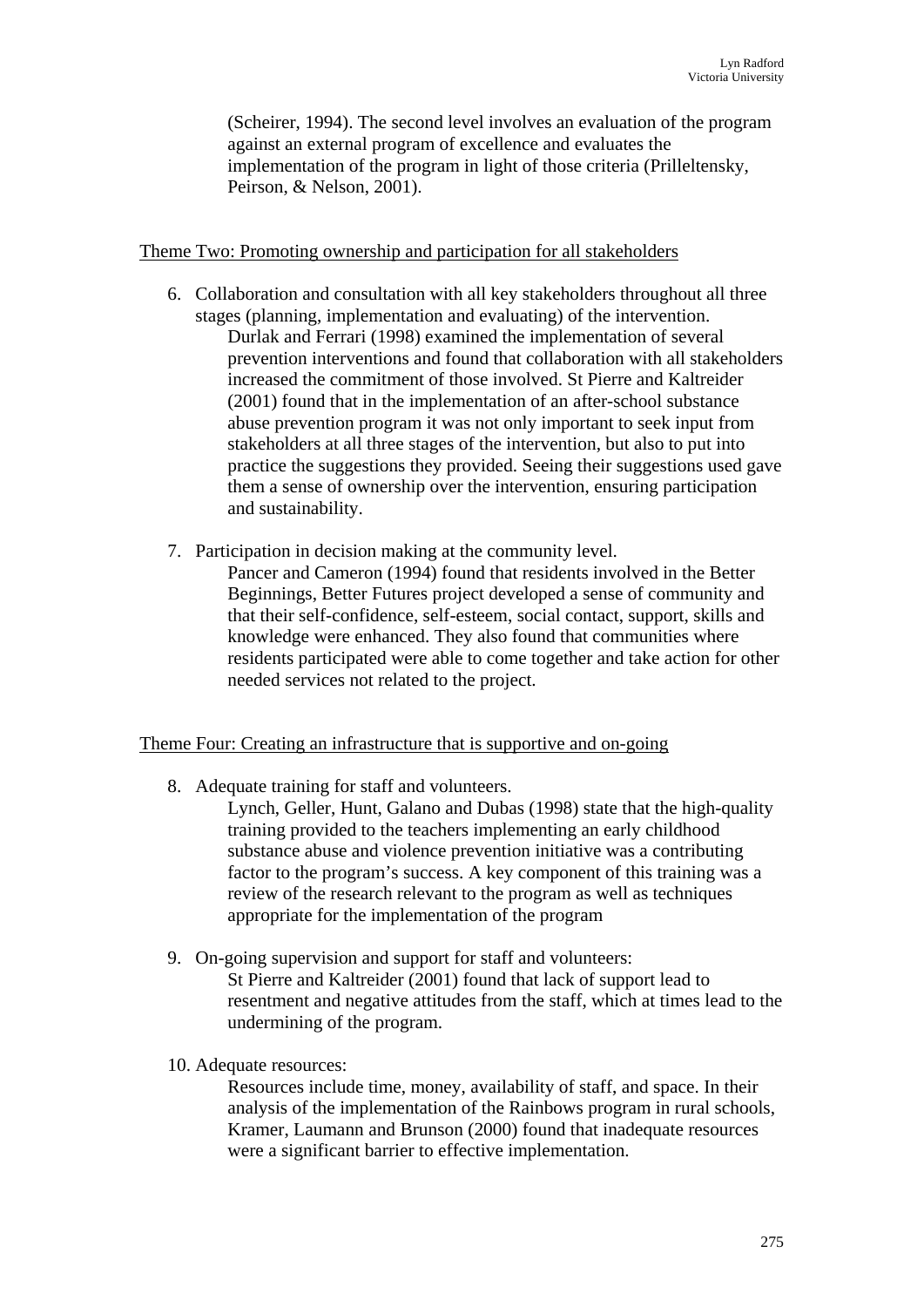(Scheirer, 1994). The second level involves an evaluation of the program against an external program of excellence and evaluates the implementation of the program in light of those criteria (Prilleltensky, Peirson, & Nelson, 2001).

<u>Theme Two: Promoting ownership and participation for all stakeholders</u>

6. Collaboration and consultation with all key stakeholders throughout all three stages (planning, implementation and evaluating) of the intervention.

   Durlak and Ferrari (1998) examined the implementation of several prevention interventions and found that collaboration with all stakeholders increased the commitment of those involved. St Pierre and Kaltreider (2001) found that in the implementation of an after-school substance abuse prevention program it was not only important to seek input from stakeholders at all three stages of the intervention, but also to put into practice the suggestions they provided. Seeing their suggestions used gave them a sense of ownership over the intervention, ensuring participation and sustainability.

7. Participation in decision making at the community level.

   Pancer and Cameron (1994) found that residents involved in the Better Beginnings, Better Futures project developed a sense of community and that their self-confidence, self-esteem, social contact, support, skills and knowledge were enhanced. They also found that communities where residents participated were able to come together and take action for other needed services not related to the project.

<u>Theme Four: Creating an infrastructure that is supportive and on-going</u>

8. Adequate training for staff and volunteers.

   Lynch, Geller, Hunt, Galano and Dubas (1998) state that the high-quality training provided to the teachers implementing an early childhood substance abuse and violence prevention initiative was a contributing factor to the program's success. A key component of this training was a review of the research relevant to the program as well as techniques appropriate for the implementation of the program

9. On-going supervision and support for staff and volunteers:

   St Pierre and Kaltreider (2001) found that lack of support lead to resentment and negative attitudes from the staff, which at times lead to the undermining of the program.

10. Adequate resources:

    Resources include time, money, availability of staff, and space. In their analysis of the implementation of the Rainbows program in rural schools, Kramer, Laumann and Brunson (2000) found that inadequate resources were a significant barrier to effective implementation.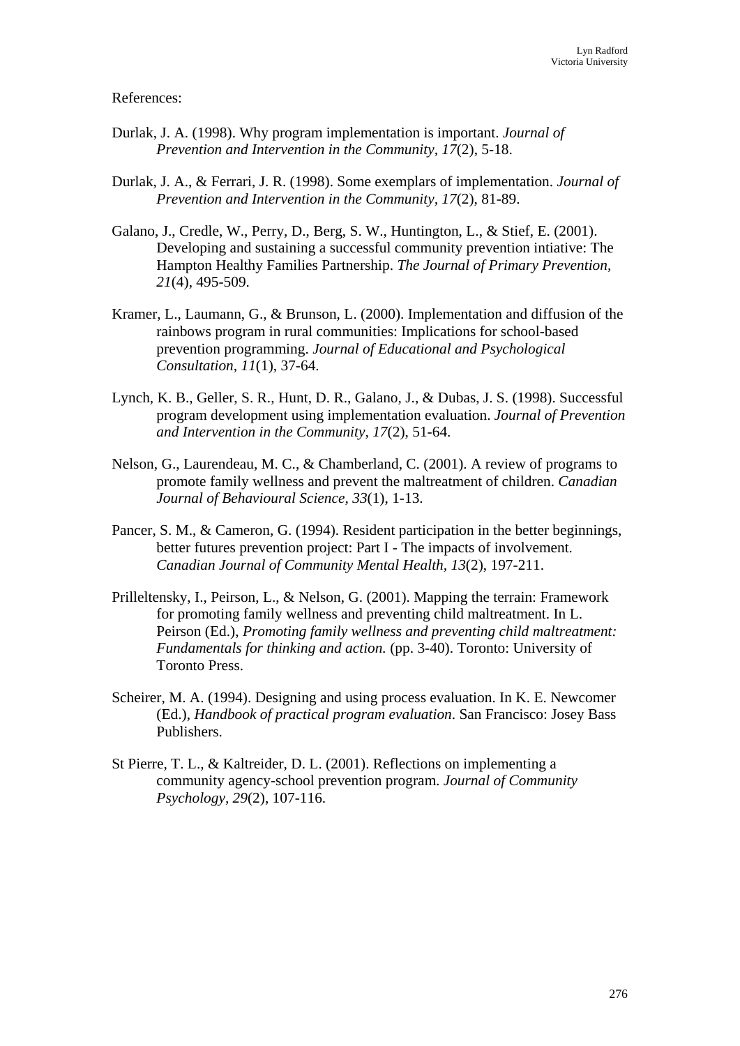References:

Durlak, J. A. (1998). Why program implementation is important. *Journal of Prevention and Intervention in the Community, 17*(2), 5-18.

Durlak, J. A., & Ferrari, J. R. (1998). Some exemplars of implementation. *Journal of Prevention and Intervention in the Community, 17*(2), 81-89.

Galano, J., Credle, W., Perry, D., Berg, S. W., Huntington, L., & Stief, E. (2001). Developing and sustaining a successful community prevention intiative: The Hampton Healthy Families Partnership. *The Journal of Primary Prevention, 21*(4), 495-509.

Kramer, L., Laumann, G., & Brunson, L. (2000). Implementation and diffusion of the rainbows program in rural communities: Implications for school-based prevention programming. *Journal of Educational and Psychological Consultation, 11*(1), 37-64.

Lynch, K. B., Geller, S. R., Hunt, D. R., Galano, J., & Dubas, J. S. (1998). Successful program development using implementation evaluation. *Journal of Prevention and Intervention in the Community, 17*(2), 51-64.

Nelson, G., Laurendeau, M. C., & Chamberland, C. (2001). A review of programs to promote family wellness and prevent the maltreatment of children. *Canadian Journal of Behavioural Science, 33*(1), 1-13.

Pancer, S. M., & Cameron, G. (1994). Resident participation in the better beginnings, better futures prevention project: Part I - The impacts of involvement. *Canadian Journal of Community Mental Health, 13*(2), 197-211.

Prilleltensky, I., Peirson, L., & Nelson, G. (2001). Mapping the terrain: Framework for promoting family wellness and preventing child maltreatment. In L. Peirson (Ed.), *Promoting family wellness and preventing child maltreatment: Fundamentals for thinking and action.* (pp. 3-40). Toronto: University of Toronto Press.

Scheirer, M. A. (1994). Designing and using process evaluation. In K. E. Newcomer (Ed.), *Handbook of practical program evaluation*. San Francisco: Josey Bass Publishers.

St Pierre, T. L., & Kaltreider, D. L. (2001). Reflections on implementing a community agency-school prevention program. *Journal of Community Psychology, 29*(2), 107-116.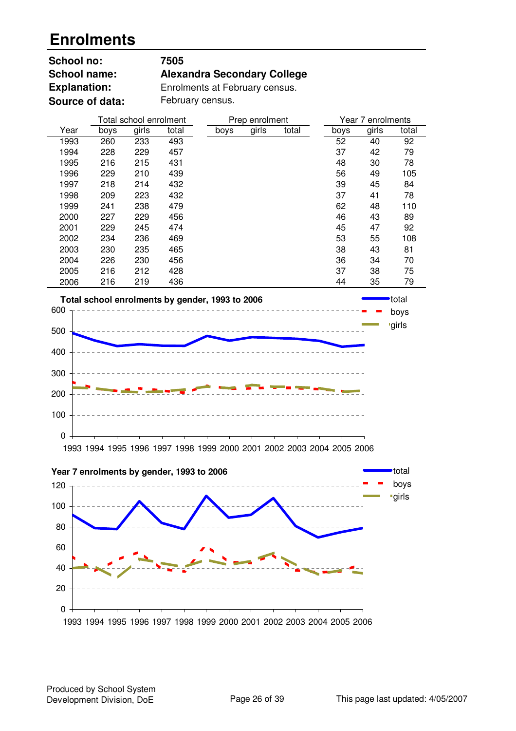# Enrolments

**School no:** 7505

**School name:** Alexandra Secondary College

**Explanation:** Enrolments at February census.

**Source of data:** February census.

| Year | Total school enrolment | | | Prep enrolment | | | Year 7 enrolments | | |
|---|---|---|---|---|---|---|---|---|---|
| | boys | girls | total | boys | girls | total | boys | girls | total |
| 1993 | 260 | 233 | 493 | | | | 52 | 40 | 92 |
| 1994 | 228 | 229 | 457 | | | | 37 | 42 | 79 |
| 1995 | 216 | 215 | 431 | | | | 48 | 30 | 78 |
| 1996 | 229 | 210 | 439 | | | | 56 | 49 | 105 |
| 1997 | 218 | 214 | 432 | | | | 39 | 45 | 84 |
| 1998 | 209 | 223 | 432 | | | | 37 | 41 | 78 |
| 1999 | 241 | 238 | 479 | | | | 62 | 48 | 110 |
| 2000 | 227 | 229 | 456 | | | | 46 | 43 | 89 |
| 2001 | 229 | 245 | 474 | | | | 45 | 47 | 92 |
| 2002 | 234 | 236 | 469 | | | | 53 | 55 | 108 |
| 2003 | 230 | 235 | 465 | | | | 38 | 43 | 81 |
| 2004 | 226 | 230 | 456 | | | | 36 | 34 | 70 |
| 2005 | 216 | 212 | 428 | | | | 37 | 38 | 75 |
| 2006 | 216 | 219 | 436 | | | | 44 | 35 | 79 |

**Total school enrolments by gender, 1993 to 2006**

**Year 7 enrolments by gender, 1993 to 2006**

Produced by School System Development Division, DoE

This page last updated: 4/05/2007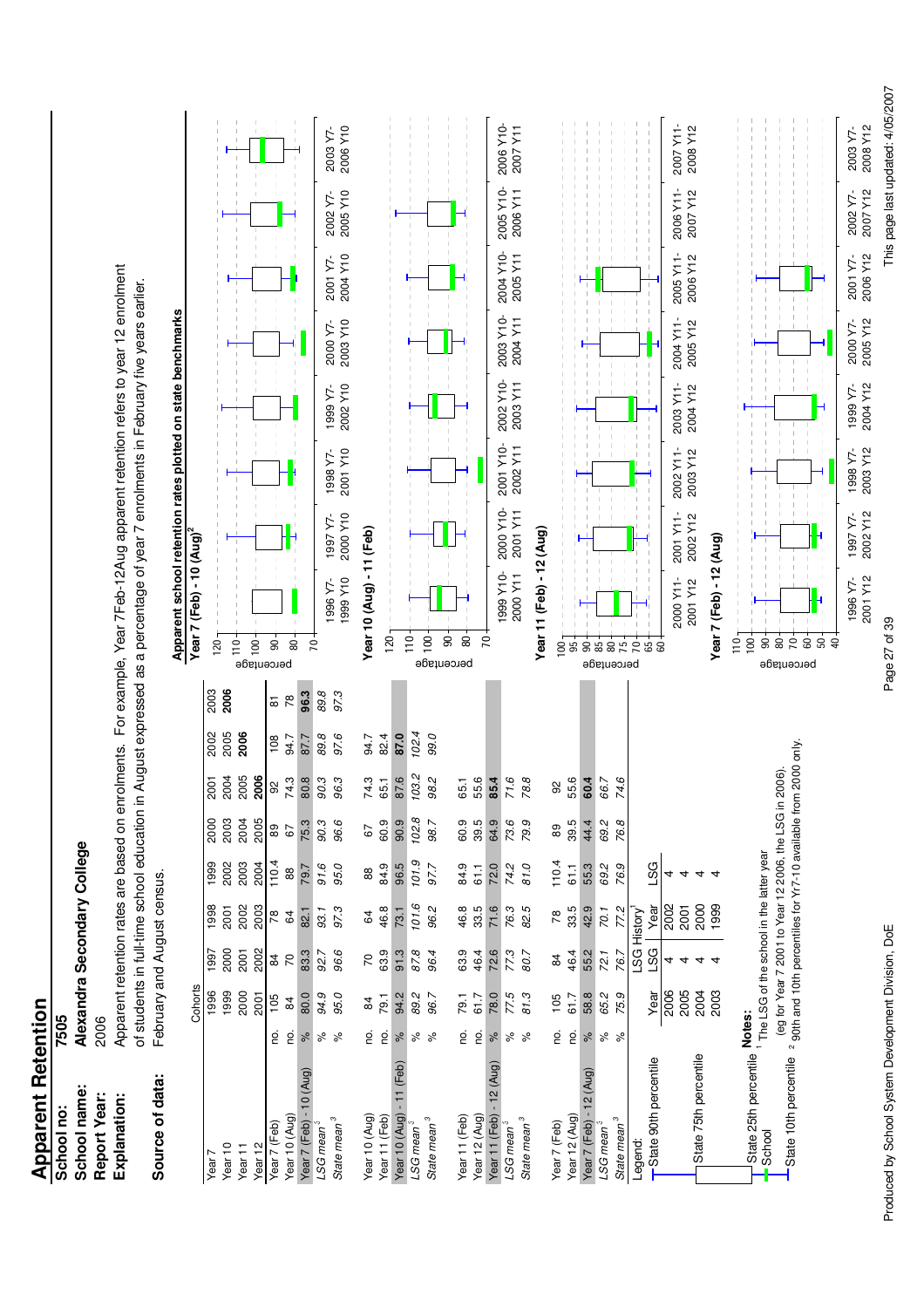# Apparent Retention

**School no:** 7505

**School name:** Alexandra Secondary College

**Report Year:** 2006

**Explanation:** Apparent retention rates are based on enrolments. For example, Year 7Feb-12Aug apparent retention refers to year 12 enrolment of students in full-time school education in August expressed as a percentage of year 7 enrolments in February five years earlier.

**Source of data:** February and August census.

| Cohorts | | 1996 | 1997 | 1998 | 1999 | 2000 | 2001 | 2002 | 2003 |
|---|---|---|---|---|---|---|---|---|---|
| Year 7 | | 1996 | 1997 | 1998 | 1999 | 2000 | 2001 | 2002 | 2003 |
| Year 10 | | 1999 | 2000 | 2001 | 2002 | 2003 | 2004 | 2005 | 2006 |
| Year 11 | | 2000 | 2001 | 2002 | 2003 | 2004 | 2005 | 2006 | |
| Year 12 | | 2001 | 2002 | 2003 | 2004 | 2005 | 2006 | | |
| Year 7 (Feb) | no. | 105 | 84 | 78 | 110.4 | 89 | 92 | 108 | 81 |
| Year 10 (Aug) | no. | 84 | 70 | 64 | 88 | 67 | 74.3 | 94.7 | 78 |
| **Year 7 (Feb) - 10 (Aug)** | % | 80.0 | 83.3 | 82.1 | 79.7 | 75.3 | 80.8 | 87.7 | **96.3** |
| *LSG mean*[3] | % | *94.9* | *92.7* | *93.1* | *91.6* | *90.3* | *90.3* | *89.8* | *89.8* |
| *State mean*[3] | % | *95.0* | *96.6* | *97.3* | *95.0* | *96.6* | *96.3* | *97.6* | *97.3* |
| Year 10 (Aug) | no. | 84 | 70 | 64 | 88 | 67 | 74.3 | 94.7 | |
| Year 11 (Feb) | no. | 79.1 | 63.9 | 46.8 | 84.9 | 60.9 | 65.1 | 82.4 | |
| **Year 10 (Aug) - 11 (Feb)** | % | 94.2 | 91.3 | 73.1 | 96.5 | 90.9 | 87.6 | **87.0** | |
| *LSG mean*[3] | % | *89.2* | *87.8* | *101.6* | *101.9* | *102.8* | *103.2* | *102.4* | |
| *State mean*[3] | % | *96.7* | *96.4* | *96.2* | *97.7* | *98.7* | *98.2* | *99.0* | |
| Year 11 (Feb) | no. | 79.1 | 63.9 | 46.8 | 84.9 | 60.9 | 65.1 | | |
| Year 12 (Aug) | no. | 61.7 | 46.4 | 33.5 | 61.1 | 39.5 | 55.6 | | |
| **Year 11 (Feb) - 12 (Aug)** | % | 78.0 | 72.6 | 71.6 | 72.0 | 64.9 | **85.4** | | |
| *LSG mean*[3] | % | *77.5* | *77.3* | *76.3* | *74.2* | *73.6* | *71.6* | | |
| *State mean*[3] | % | *81.3* | *80.7* | *82.5* | *81.0* | *79.9* | *78.8* | | |
| Year 7 (Feb) | no. | 105 | 84 | 78 | 110.4 | 89 | 92 | | |
| Year 12 (Aug) | no. | 61.7 | 46.4 | 33.5 | 61.1 | 39.5 | 55.6 | | |
| **Year 7 (Feb) - 12 (Aug)** | % | 58.8 | 55.2 | 42.9 | 55.3 | 44.4 | **60.4** | | |
| *LSG mean*[3] | % | *65.2* | *72.1* | *70.1* | *69.2* | *69.2* | *66.7* | | |
| *State mean*[3] | % | *75.9* | *76.7* | *77.2* | *76.9* | *76.8* | *74.6* | | |

**LSG History**[1]

| Year | LSG | Year | LSG |
|---|---|---|---|
| 2006 | 4 | 2002 | 4 |
| 2005 | 4 | 2001 | 4 |
| 2004 | 4 | 2000 | 4 |
| 2003 | 4 | 1999 | 4 |

Legend: State 90th percentile; State 75th percentile; State 25th percentile; School; State 10th percentile

**Notes:**

[1] The LSG of the school in the latter year (eg for Year 7 2001 to Year 12 2006, the LSG in 2006).

[2] 90th and 10th percentiles for Yr7-10 available from 2000 only.

## Apparent school retention rates plotted on state benchmarks

Year 7 (Feb) - 10 (Aug)[2]; Year 10 (Aug) - 11 (Feb); Year 11 (Feb) - 12 (Aug); Year 7 (Feb) - 12 (Aug)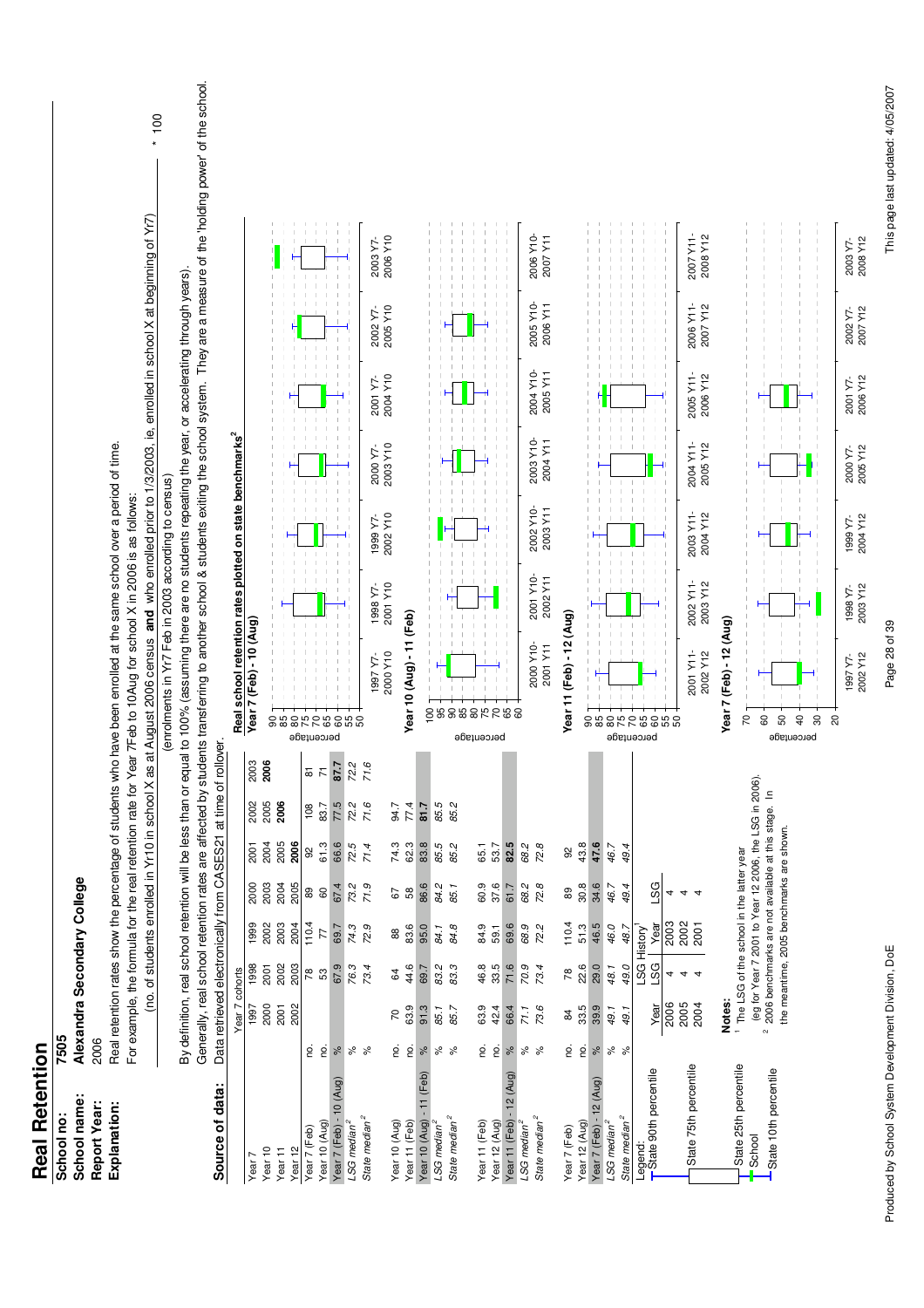# Real Retention

**School no:** 7505

**School name:** Alexandra Secondary College

**Report Year:** 2006

**Explanation:** Real retention rates show the percentage of students who have been enrolled at the same school over a period of time.

For example, the formula for the real retention rate for Year 7Feb to 10Aug for school X in 2006 is as follows:

(no. of students enrolled in Yr10 in school X as at August 2006 census **and** who enrolled prior to 1/3/2003, ie, enrolled in school X at beginning of Yr7)
/ (enrolments in Yr7 Feb in 2003 according to census) * 100

By definition, real school retention will be less than or equal to 100% (assuming there are no students repeating the year, or accelerating through years).

Generally, real school retention rates are affected by students transferring to another school & students exiting the school system. They are a measure of the 'holding power' of the school.

**Source of data:** Data retrieved electronically from CASES21 at time of rollover.

| | | Year 7 cohorts | | | | | | |
|---|---|---|---|---|---|---|---|---|
| Year 7 | | 1997 | 1998 | 1999 | 2000 | 2001 | 2002 | 2003 |
| Year 10 | | 2000 | 2001 | 2002 | 2003 | 2004 | 2005 | **2006** |
| Year 11 | | 2001 | 2002 | 2003 | 2004 | 2005 | **2006** | |
| Year 12 | | 2002 | 2003 | 2004 | 2005 | **2006** | | |
| Year 7 (Feb) | no. | | 78 | 110.4 | 89 | 92 | 108 | 81 |
| Year 10 (Aug) | no. | | 53 | 77 | 60 | 61.3 | 83.7 | 71 |
| **Year 7 (Feb) - 10 (Aug)** | % | | 67.9 | 69.7 | 67.4 | 66.6 | 77.5 | **87.7** |
| *LSG median*[2] | % | | *76.3* | *74.3* | *73.2* | *72.5* | *72.2* | *72.2* |
| *State median*[2] | % | | *73.4* | *72.9* | *71.9* | *71.4* | *71.6* | *71.6* |
| Year 10 (Aug) | no. | 70 | 64 | 88 | 67 | 74.3 | 94.7 | |
| Year 11 (Feb) | no. | 63.9 | 44.6 | 83.6 | 58 | 62.3 | 77.4 | |
| **Year 10 (Aug) - 11 (Feb)** | % | 91.3 | 69.7 | 95.0 | 86.6 | 83.8 | **81.7** | |
| *LSG median*[2] | % | *85.1* | *83.2* | *84.1* | *84.2* | *85.5* | *85.5* | |
| *State median*[2] | % | *85.7* | *83.3* | *84.8* | *85.1* | *85.2* | *85.2* | |
| Year 11 (Feb) | no. | 63.9 | 46.8 | 84.9 | 60.9 | 65.1 | | |
| Year 12 (Aug) | no. | 42.4 | 33.5 | 59.1 | 37.6 | 53.7 | | |
| **Year 11 (Feb) - 12 (Aug)** | % | 66.4 | 71.6 | 69.6 | 61.7 | **82.5** | | |
| *LSG median*[2] | % | *71.1* | *70.9* | *68.9* | *68.2* | *68.2* | | |
| *State median*[2] | % | *73.6* | *73.4* | *72.2* | *72.8* | *72.8* | | |
| Year 7 (Feb) | no. | 84 | 78 | 110.4 | 89 | 92 | | |
| Year 12 (Aug) | no. | 33.5 | 22.6 | 51.3 | 30.8 | 43.8 | | |
| **Year 7 (Feb) - 12 (Aug)** | % | 39.9 | 29.0 | 46.5 | 34.6 | **47.6** | | |
| *LSG median*[2] | % | *49.1* | *48.1* | *46.0* | *46.7* | *46.7* | | |
| *State median*[2] | % | *49.1* | *49.0* | *48.7* | *49.4* | *49.4* | | |

| Year | LSG | Year | LSG |
|---|---|---|---|
| | LSG History[1] | | |
| 2006 | 4 | 2003 | 4 |
| 2005 | 4 | 2002 | 4 |
| 2004 | 4 | 2001 | 4 |

Legend:
- State 90th percentile
- State 75th percentile
- State 25th percentile
- School
- State 10th percentile

**Notes:**

[1] The LSG of the school in the latter year (eg for Year 7 2001 to Year 12 2006, the LSG in 2006).

[2] 2006 benchmarks are not available at this stage. In the meantime, 2005 benchmarks are shown.

## Real school retention rates plotted on state benchmarks[2]

**Year 7 (Feb) - 10 (Aug)** — percentage (50–90); cohorts: 1997 Y7-2000 Y10, 1998 Y7-2001 Y10, 1999 Y7-2002 Y10, 2000 Y7-2003 Y10, 2001 Y7-2004 Y10, 2002 Y7-2005 Y10, 2003 Y7-2006 Y10

**Year 10 (Aug) - 11 (Feb)** — percentage (60–100); cohorts: 2000 Y10-2001 Y11, 2001 Y10-2002 Y11, 2002 Y10-2003 Y11, 2003 Y10-2004 Y11, 2004 Y10-2005 Y11, 2005 Y10-2006 Y11, 2006 Y10-2007 Y11

**Year 11 (Feb) - 12 (Aug)** — percentage (50–90); cohorts: 2001 Y11-2002 Y12, 2002 Y11-2003 Y12, 2003 Y11-2004 Y12, 2004 Y11-2005 Y12, 2005 Y11-2006 Y12, 2006 Y11-2007 Y12, 2007 Y11-2008 Y12

**Year 7 (Feb) - 12 (Aug)** — percentage (20–70); cohorts: 1997 Y7-2002 Y12, 1998 Y7-2003 Y12, 1999 Y7-2004 Y12, 2000 Y7-2005 Y12, 2001 Y7-2006 Y12, 2002 Y7-2007 Y12, 2003 Y7-2008 Y12

Produced by School System Development Division, DoE

This page last updated: 4/05/2007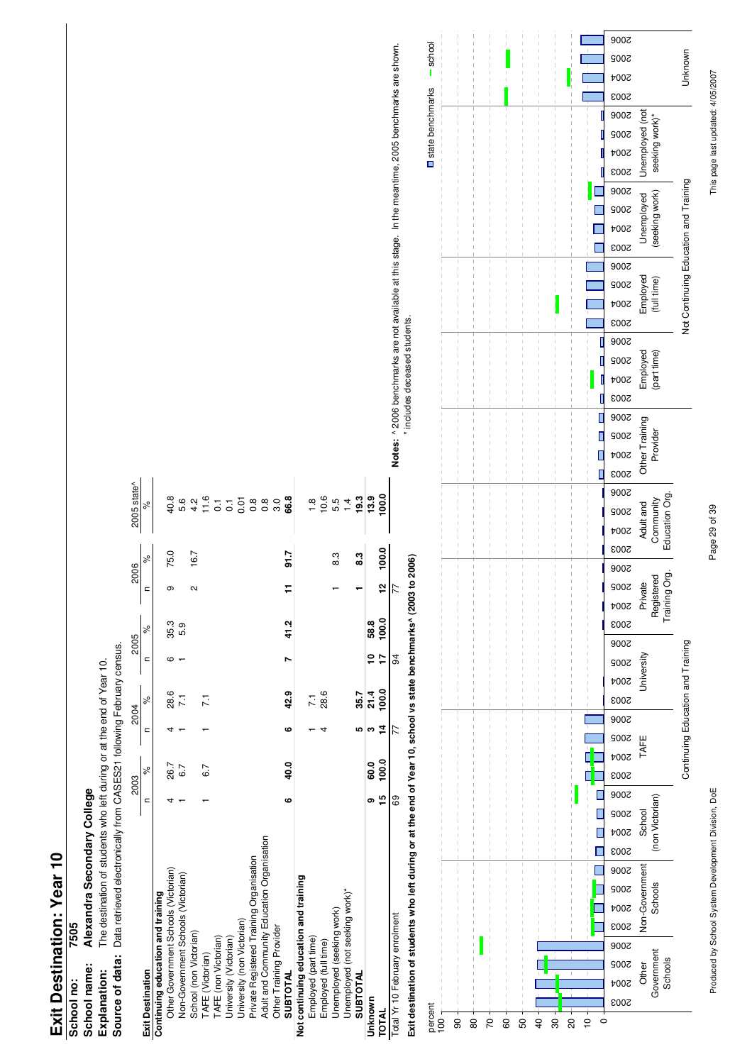# Exit Destination: Year 10

**School no:** 7505

**School name:** Alexandra Secondary College

**Explanation:** The destination of students who left during or at the end of Year 10.

**Source of data:** Data retrieved electronically from CASES21 following February census.

| Exit Destination | 2003 n | 2003 % | 2004 n | 2004 % | 2005 n | 2005 % | 2006 n | 2006 % | 2005 state^ % |
|---|---|---|---|---|---|---|---|---|---|
| **Continuing education and training** | | | | | | | | | |
| Other Government Schools (Victorian) | 4 | 26.7 | 4 | 28.6 | 6 | 35.3 | 9 | 75.0 | 40.8 |
| Non-Government Schools (Victorian) | 1 | 6.7 | 1 | 7.1 | 1 | 5.9 | | | 5.6 |
| School (non Victorian) | | | | | | | 2 | 16.7 | 4.2 |
| TAFE (Victorian) | 1 | 6.7 | 1 | 7.1 | | | | | 11.6 |
| TAFE (non Victorian) | | | | | | | | | 0.1 |
| University (Victorian) | | | | | | | | | 0.1 |
| University (non Victorian) | | | | | | | | | 0.01 |
| Private Registered Training Organisation | | | | | | | | | 0.8 |
| Adult and Community Education Organisation | | | | | | | | | 0.8 |
| Other Training Provider | | | | | | | | | 3.0 |
| **SUBTOTAL** | **6** | **40.0** | **6** | **42.9** | **7** | **41.2** | **11** | **91.7** | **66.8** |
| **Not continuing education and training** | | | | | | | | | |
| Employed (part time) | | | 1 | 7.1 | | | | | 1.8 |
| Employed (full time) | | | 4 | 28.6 | | | | | 10.6 |
| Unemployed (seeking work) | | | | | | | 1 | 8.3 | 5.5 |
| Unemployed (not seeking work)* | | | | | | | | | 1.4 |
| **SUBTOTAL** | | | **5** | **35.7** | | | **1** | **8.3** | **19.3** |
| **Unknown** | **9** | **60.0** | **3** | **21.4** | **10** | **58.8** | | | **13.9** |
| **TOTAL** | **15** | **100.0** | **14** | **100.0** | **17** | **100.0** | **12** | **100.0** | **100.0** |
| Total Yr 10 February enrolment | 69 | | 77 | | 94 | | 77 | | |

**Notes:** ^ 2006 benchmarks are not available at this stage. In the meantime, 2005 benchmarks are shown.
* includes deceased students.

**Exit destination of students who left during or at the end of Year 10, school vs state benchmarks^ (2003 to 2006)**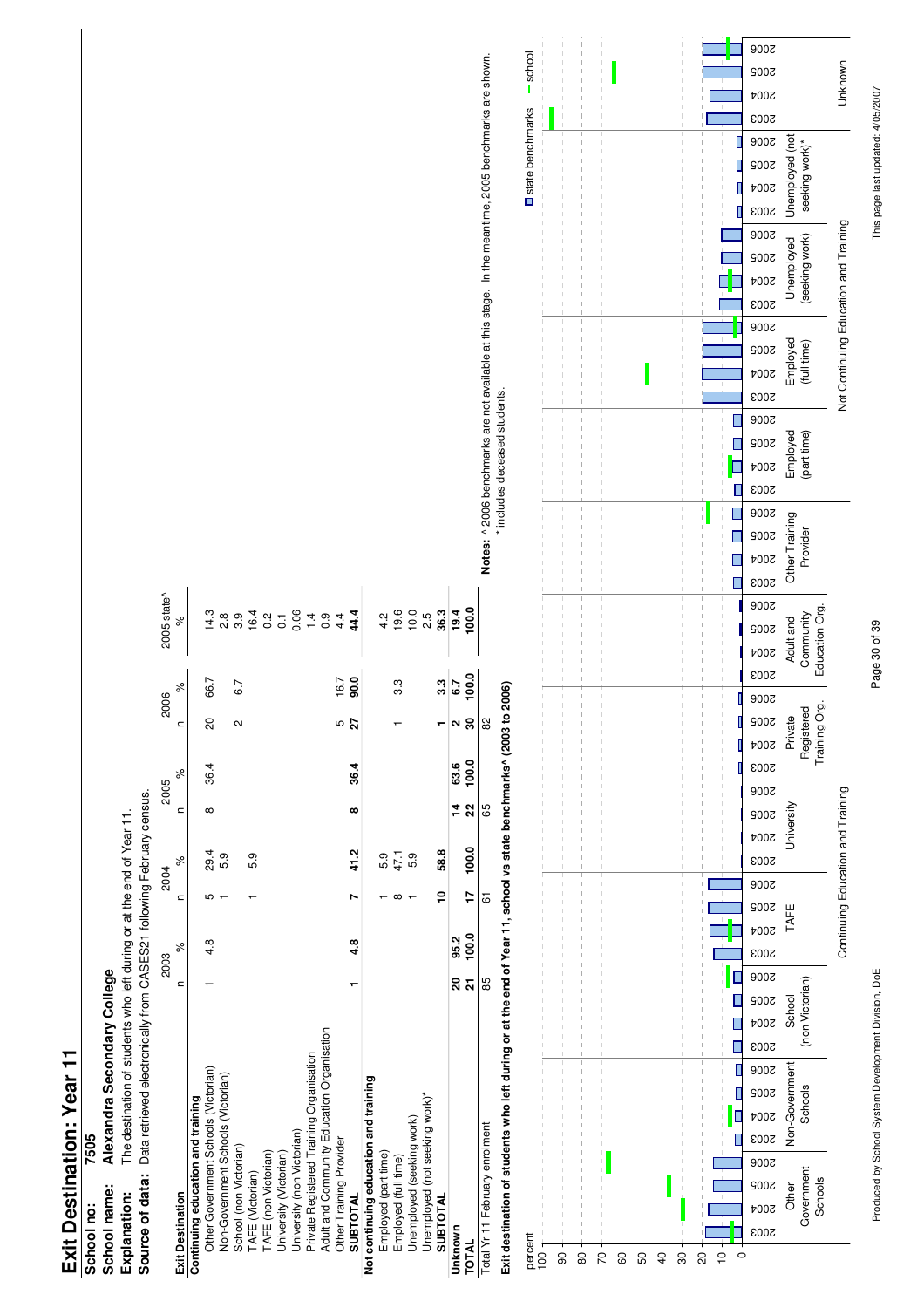# Exit Destination: Year 11

**School no:** 7505

**School name:** Alexandra Secondary College

**Explanation:** The destination of students who left during or at the end of Year 11.

**Source of data:** Data retrieved electronically from CASES21 following February census.

| Exit Destination | 2003 n | 2003 % | 2004 n | 2004 % | 2005 n | 2005 % | 2006 n | 2006 % | 2005 state^ % |
|---|---|---|---|---|---|---|---|---|---|
| **Continuing education and training** | | | | | | | | | |
| Other Government Schools (Victorian) | 1 | 4.8 | 5 | 29.4 | 8 | 36.4 | 20 | 66.7 | 14.3 |
| Non-Government Schools (Victorian) | | | 1 | 5.9 | | | | | 2.8 |
| School (non Victorian) | | | | | | | 2 | 6.7 | 3.9 |
| TAFE (Victorian) | | | 1 | 5.9 | | | | | 16.4 |
| TAFE (non Victorian) | | | | | | | | | 0.2 |
| University (Victorian) | | | | | | | | | 0.1 |
| University (non Victorian) | | | | | | | | | 0.06 |
| Private Registered Training Organisation | | | | | | | | | 1.4 |
| Adult and Community Education Organisation | | | | | | | | | 0.9 |
| Other Training Provider | | | | | | | 5 | 16.7 | 4.4 |
| **SUBTOTAL** | **1** | **4.8** | **7** | **41.2** | **8** | **36.4** | **27** | **90.0** | **44.4** |
| **Not continuing education and training** | | | | | | | | | |
| Employed (part time) | | | 1 | 5.9 | | | | | 4.2 |
| Employed (full time) | | | 8 | 47.1 | | | 1 | 3.3 | 19.6 |
| Unemployed (seeking work) | | | 1 | 5.9 | | | | | 10.0 |
| Unemployed (not seeking work)* | | | | | | | | | 2.5 |
| **SUBTOTAL** | | | **10** | **58.8** | | | **1** | **3.3** | **36.3** |
| **Unknown** | **20** | **95.2** | | | **14** | **63.6** | **2** | **6.7** | **19.4** |
| **TOTAL** | **21** | **100.0** | **17** | **100.0** | **22** | **100.0** | **30** | **100.0** | **100.0** |
| Total Yr 11 February enrolment | 85 | | 61 | | 65 | | 82 | | |

**Notes:** ^ 2006 benchmarks are not available at this stage. In the meantime, 2005 benchmarks are shown.
\* includes deceased students.

**Exit destination of students who left during or at the end of Year 11, school vs state benchmarks^ (2003 to 2006)**

Legend: state benchmarks, school

Categories (2003–2006 each): Continuing Education and Training — Other Government Schools; Non-Government Schools; School (non Victorian); TAFE; University; Private Registered Training Org.; Adult and Community Education Org.; Other Training Provider. Not Continuing Education and Training — Employed (part time); Employed (full time); Unemployed (seeking work); Unemployed (not seeking work)*; Unknown.

Produced by School System Development Division, DoE

This page last updated: 4/05/2007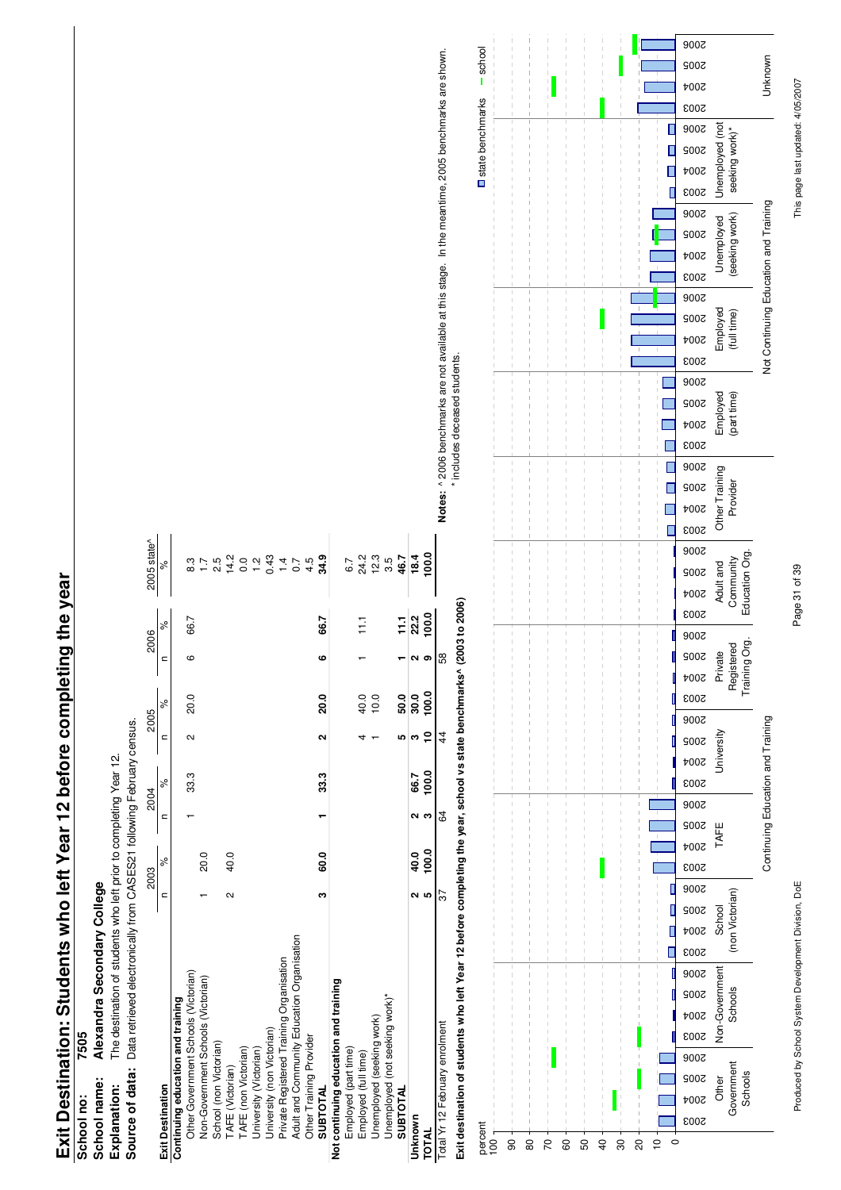# Exit Destination: Students who left Year 12 before completing the year

**School no:** 7505

**School name:** Alexandra Secondary College

**Explanation:** The destination of students who left prior to completing Year 12.

**Source of data:** Data retrieved electronically from CASES21 following February census.

| Exit Destination | 2003 n | 2003 % | 2004 n | 2004 % | 2005 n | 2005 % | 2006 n | 2006 % | 2005 state^ % |
|---|---|---|---|---|---|---|---|---|---|
| **Continuing education and training** | | | | | | | | | |
| Other Government Schools (Victorian) | | | 1 | 33.3 | 2 | 20.0 | 6 | 66.7 | 8.3 |
| Non-Government Schools (Victorian) | 1 | 20.0 | | | | | | | 1.7 |
| School (non Victorian) | | | | | | | | | 2.5 |
| TAFE (Victorian) | 2 | 40.0 | | | | | | | 14.2 |
| TAFE (non Victorian) | | | | | | | | | 0.0 |
| University (Victorian) | | | | | | | | | 1.2 |
| University (non Victorian) | | | | | | | | | 0.43 |
| Private Registered Training Organisation | | | | | | | | | 1.4 |
| Adult and Community Education Organisation | | | | | | | | | 0.7 |
| Other Training Provider | | | | | | | | | 4.5 |
| **SUBTOTAL** | **3** | **60.0** | **1** | **33.3** | **2** | **20.0** | **6** | **66.7** | **34.9** |
| **Not continuing education and training** | | | | | | | | | |
| Employed (part time) | | | | | | | | | 6.7 |
| Employed (full time) | | | | | 4 | 40.0 | 1 | 11.1 | 24.2 |
| Unemployed (seeking work) | | | | | 1 | 10.0 | | | 12.3 |
| Unemployed (not seeking work)* | | | | | | | | | 3.5 |
| **SUBTOTAL** | | | | | **5** | **50.0** | **1** | **11.1** | **46.7** |
| **Unknown** | **2** | **40.0** | **2** | **66.7** | **3** | **30.0** | **2** | **22.2** | **18.4** |
| **TOTAL** | **5** | **100.0** | **3** | **100.0** | **10** | **100.0** | **9** | **100.0** | **100.0** |
| Total Yr 12 February enrolment | 37 | | 64 | | 44 | | 58 | | |

**Notes:** ^ 2006 benchmarks are not available at this stage. In the meantime, 2005 benchmarks are shown.
\* includes deceased students.

**Exit destination of students who left Year 12 before completing the year, school vs state benchmarks^ (2003 to 2006)**

Legend: state benchmarks; school

Categories (2003–2006 each) — Continuing Education and Training: Other Government Schools; Non-Government Schools; School (non Victorian); TAFE; University; Private Registered Training Org.; Adult and Community Education Org.; Other Training Provider. Not Continuing Education and Training: Employed (part time); Employed (full time); Unemployed (seeking work); Unemployed (not seeking work)*; Unknown.

Produced by School System Development Division, DoE

This page last updated: 4/05/2007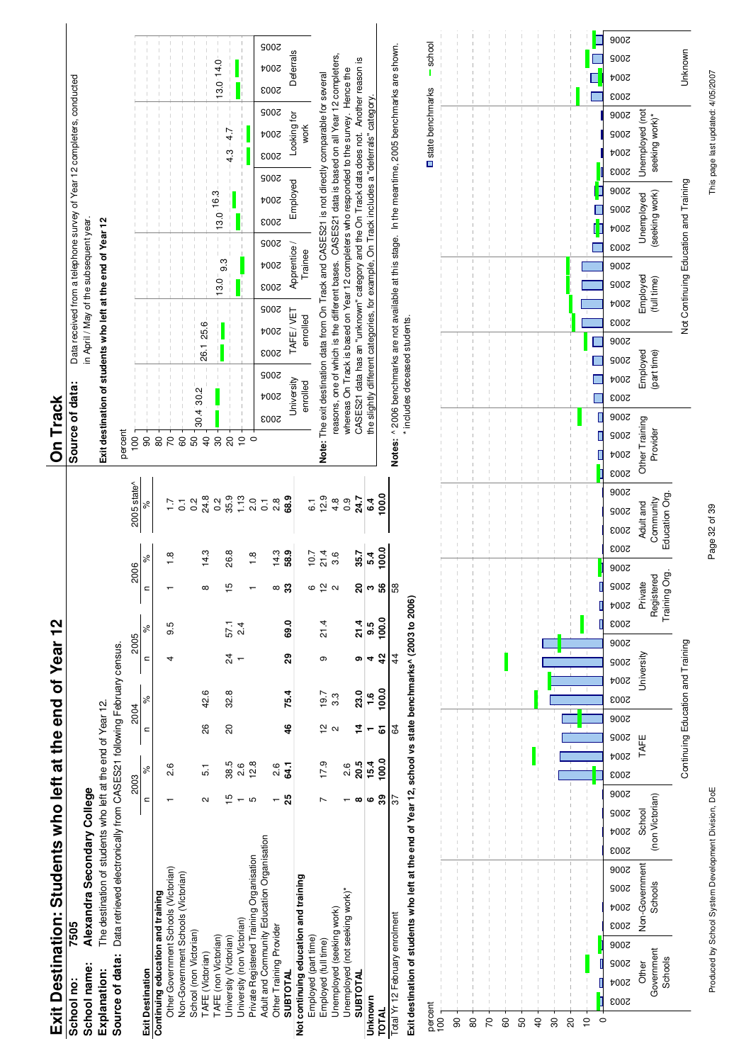# Exit Destination: Students who left at the end of Year 12

**School no:** 7505

**School name:** Alexandra Secondary College

**Explanation:** The destination of students who left at the end of Year 12.

**Source of data:** Data retrieved electronically from CASES21 following February census.

| Exit Destination | 2003 n | 2003 % | 2004 n | 2004 % | 2005 n | 2005 % | 2006 n | 2006 % | 2005 state^ % |
|---|---|---|---|---|---|---|---|---|---|
| **Continuing education and training** | | | | | | | | | |
| Other Government Schools (Victorian) | 1 | 2.6 | | | 4 | 9.5 | 1 | 1.8 | 1.7 |
| Non-Government Schools (Victorian) | | | | | | | | | 0.1 |
| School (non Victorian) | | | | | | | | | 0.2 |
| TAFE (Victorian) | 2 | 5.1 | 26 | 42.6 | | | 8 | 14.3 | 24.8 |
| TAFE (non Victorian) | | | | | | | | | 0.2 |
| University (Victorian) | 15 | 38.5 | 20 | 32.8 | 24 | 57.1 | 15 | 26.8 | 35.9 |
| University (non Victorian) | 1 | 2.6 | | | 1 | 2.4 | | | 1.13 |
| Private Registered Training Organisation | 5 | 12.8 | | | | | 1 | 1.8 | 2.0 |
| Adult and Community Education Organisation | | | | | | | | | 0.1 |
| Other Training Provider | 1 | 2.6 | | | | | 8 | 14.3 | 2.8 |
| **SUBTOTAL** | **25** | **64.1** | **46** | **75.4** | **29** | **69.0** | **33** | **58.9** | **68.9** |
| **Not continuing education and training** | | | | | | | | | |
| Employed (part time) | | | | | | | 6 | 10.7 | 6.1 |
| Employed (full time) | 7 | 17.9 | 12 | 19.7 | 9 | 21.4 | 12 | 21.4 | 12.9 |
| Unemployed (seeking work) | | | 2 | 3.3 | | | 2 | 3.6 | 4.8 |
| Unemployed (not seeking work)* | 1 | 2.6 | | | | | | | 0.9 |
| **SUBTOTAL** | **8** | **20.5** | **14** | **23.0** | **9** | **21.4** | **20** | **35.7** | **24.7** |
| **Unknown** | **6** | **15.4** | **1** | **1.6** | **4** | **9.5** | **3** | **5.4** | **6.4** |
| **TOTAL** | **39** | **100.0** | **61** | **100.0** | **42** | **100.0** | **56** | **100.0** | **100.0** |
| Total Yr 12 February enrolment | 37 | | 64 | | 44 | | 58 | | |

**Exit destination of students who left at the end of Year 12, school vs state benchmarks^ (2003 to 2006)**

percent
100
90
80
70
60
50
40
30
20
10
0

2003 2004 2005 2006

Other Government Schools; Non-Government Schools; School (non Victorian); TAFE; University; Private Registered Training Org.; Adult and Community Education Org.; Other Training Provider; Employed (part time); Employed (full time); Unemployed (seeking work); Unemployed (not seeking work)*; Unknown

Continuing Education and Training

Not Continuing Education and Training

state benchmarks — school

## On Track

**Source of data:** Data received from a telephone survey of Year 12 completers, conducted in April / May of the subsequent year.

**Exit destination of students who left at the end of Year 12**

percent
100
90
80
70
60
50
40
30
20
10
0

2003 2004 2005

University enrolled: 30.4 30.2
TAFE / VET enrolled: 26.1 25.6
Apprentice / Trainee: 13.0 9.3
Employed: 13.0 16.3
Looking for work: 4.3 4.7
Deferrals: 13.0 14.0

**Note:** The exit destination data from On Track and CASES21 is not directly comparable for several reasons, one of which is the different bases. CASES21 data is based on all Year 12 completers, whereas On Track is based on Year 12 completers who responded to the survey. Hence the CASES21 data has an "unknown" category and the On Track data does not. Another reason is the slightly different categories, for example, On Track includes a "deferrals" category.

**Notes:** ^ 2006 benchmarks are not available at this stage. In the meantime, 2005 benchmarks are shown.

\* includes deceased students.

Produced by School System Development Division, DoE

This page last updated: 4/05/2007